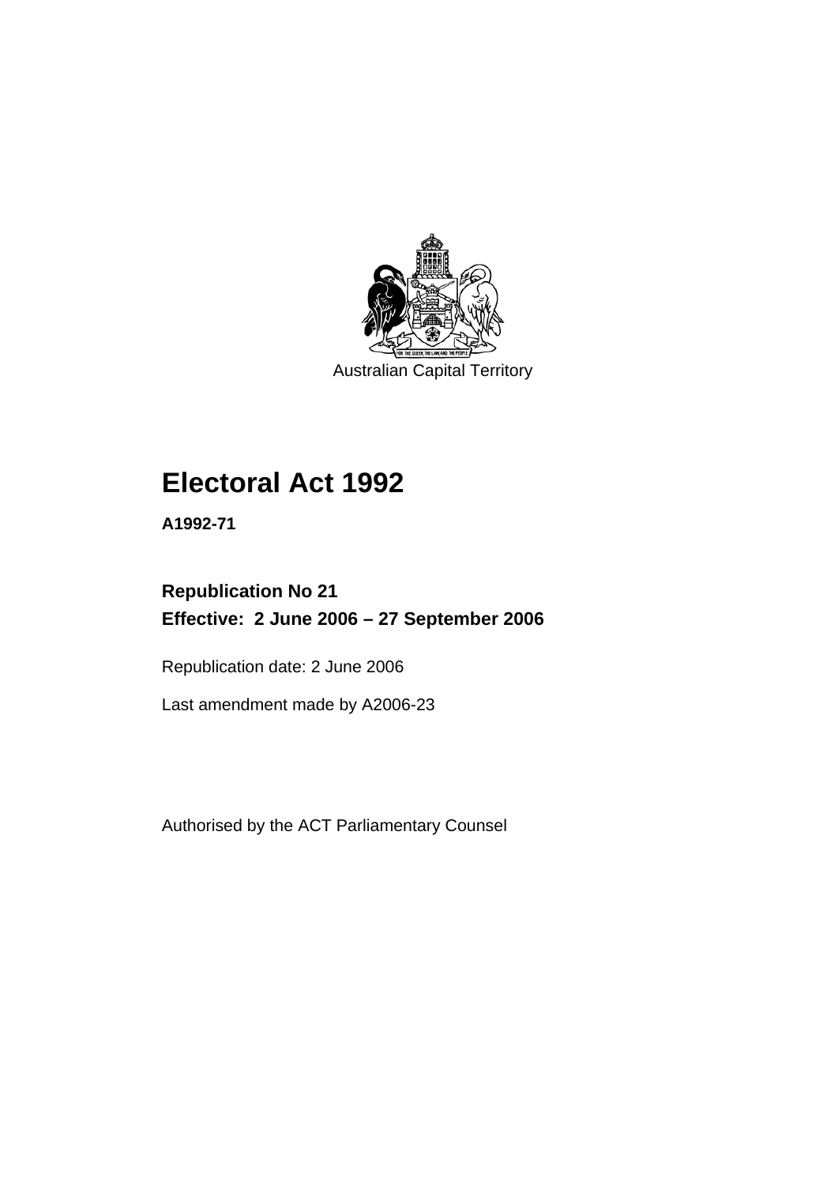Australian Capital Territory

# Electoral Act 1992

**A1992-71**

## Republication No 21
## Effective: 2 June 2006 – 27 September 2006

Republication date: 2 June 2006

Last amendment made by A2006-23

Authorised by the ACT Parliamentary Counsel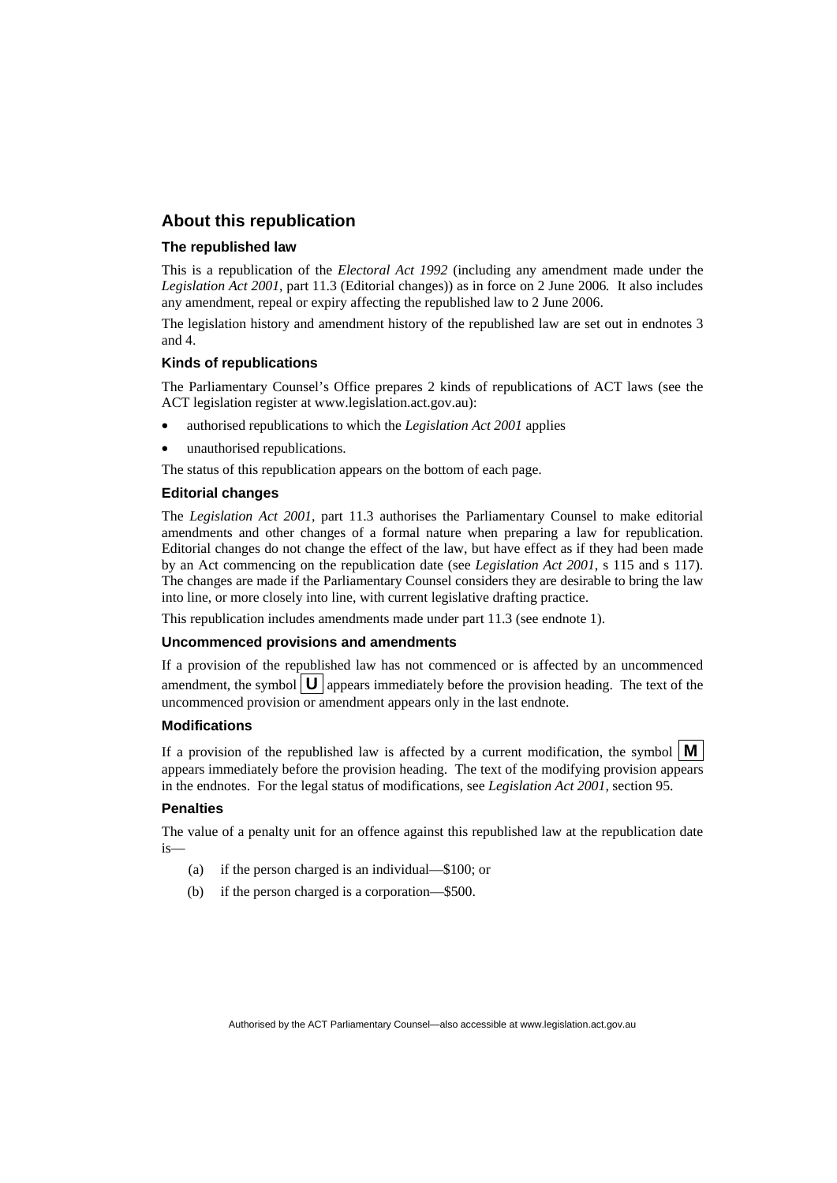## About this republication

### The republished law

This is a republication of the *Electoral Act 1992* (including any amendment made under the *Legislation Act 2001*, part 11.3 (Editorial changes)) as in force on 2 June 2006*.* It also includes any amendment, repeal or expiry affecting the republished law to 2 June 2006.

The legislation history and amendment history of the republished law are set out in endnotes 3 and 4.

### Kinds of republications

The Parliamentary Counsel's Office prepares 2 kinds of republications of ACT laws (see the ACT legislation register at www.legislation.act.gov.au):

- authorised republications to which the *Legislation Act 2001* applies
- unauthorised republications.

The status of this republication appears on the bottom of each page.

### Editorial changes

The *Legislation Act 2001*, part 11.3 authorises the Parliamentary Counsel to make editorial amendments and other changes of a formal nature when preparing a law for republication. Editorial changes do not change the effect of the law, but have effect as if they had been made by an Act commencing on the republication date (see *Legislation Act 2001*, s 115 and s 117). The changes are made if the Parliamentary Counsel considers they are desirable to bring the law into line, or more closely into line, with current legislative drafting practice.

This republication includes amendments made under part 11.3 (see endnote 1).

### Uncommenced provisions and amendments

If a provision of the republished law has not commenced or is affected by an uncommenced amendment, the symbol **U** appears immediately before the provision heading. The text of the uncommenced provision or amendment appears only in the last endnote.

### Modifications

If a provision of the republished law is affected by a current modification, the symbol **M** appears immediately before the provision heading. The text of the modifying provision appears in the endnotes. For the legal status of modifications, see *Legislation Act 2001*, section 95.

### Penalties

The value of a penalty unit for an offence against this republished law at the republication date is—

(a) if the person charged is an individual—$100; or

(b) if the person charged is a corporation—$500.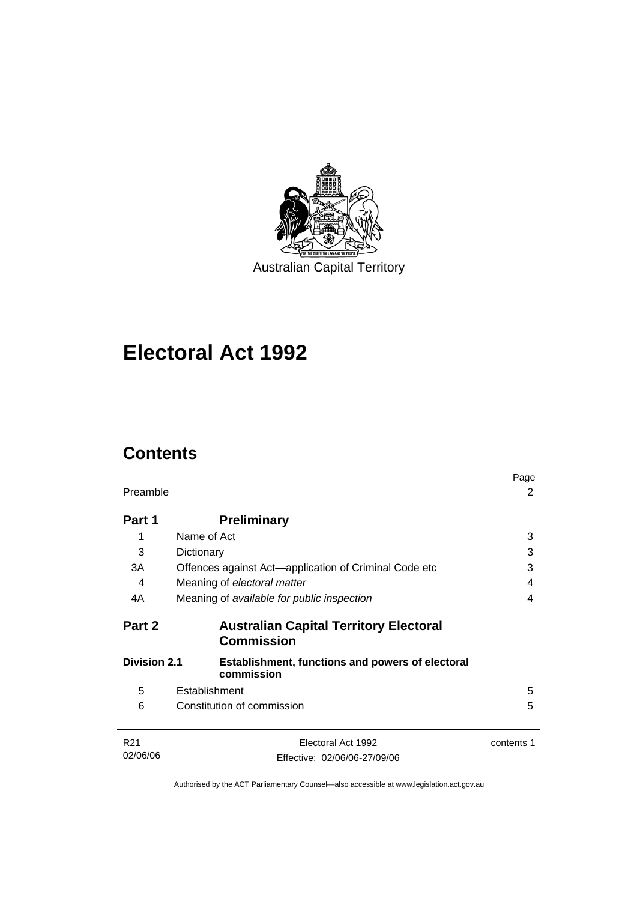Australian Capital Territory

# Electoral Act 1992

## Contents

| | | Page |
|---|---|---|
| Preamble | | 2 |
| **Part 1** | **Preliminary** | |
| 1 | Name of Act | 3 |
| 3 | Dictionary | 3 |
| 3A | Offences against Act—application of Criminal Code etc | 3 |
| 4 | Meaning of *electoral matter* | 4 |
| 4A | Meaning of *available for public inspection* | 4 |
| **Part 2** | **Australian Capital Territory Electoral Commission** | |
| **Division 2.1** | **Establishment, functions and powers of electoral commission** | |
| 5 | Establishment | 5 |
| 6 | Constitution of commission | 5 |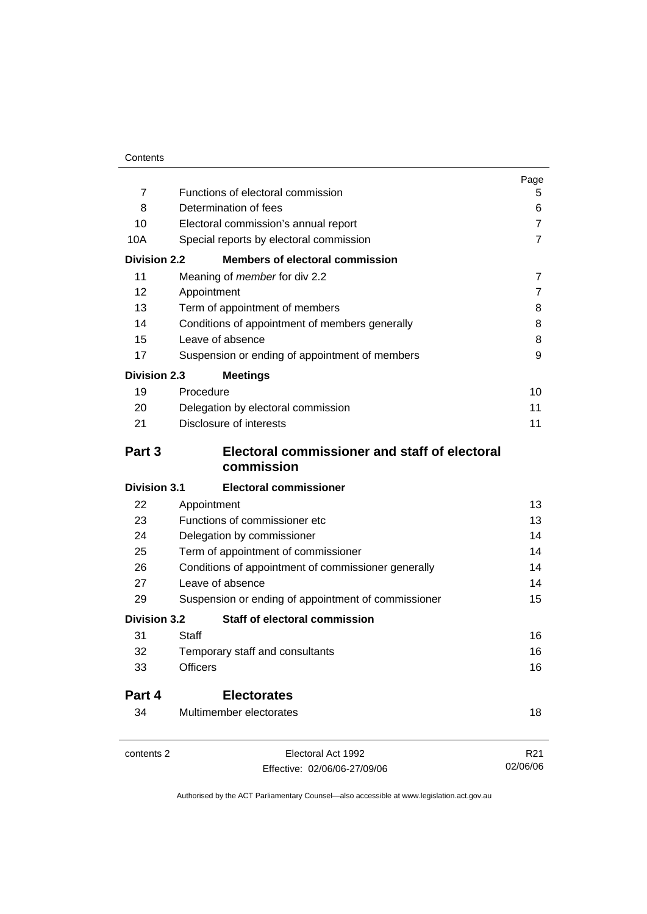| | | Page |
|---|---|---|
| 7 | Functions of electoral commission | 5 |
| 8 | Determination of fees | 6 |
| 10 | Electoral commission's annual report | 7 |
| 10A | Special reports by electoral commission | 7 |
| **Division 2.2** | **Members of electoral commission** | |
| 11 | Meaning of *member* for div 2.2 | 7 |
| 12 | Appointment | 7 |
| 13 | Term of appointment of members | 8 |
| 14 | Conditions of appointment of members generally | 8 |
| 15 | Leave of absence | 8 |
| 17 | Suspension or ending of appointment of members | 9 |
| **Division 2.3** | **Meetings** | |
| 19 | Procedure | 10 |
| 20 | Delegation by electoral commission | 11 |
| 21 | Disclosure of interests | 11 |
| **Part 3** | **Electoral commissioner and staff of electoral commission** | |
| **Division 3.1** | **Electoral commissioner** | |
| 22 | Appointment | 13 |
| 23 | Functions of commissioner etc | 13 |
| 24 | Delegation by commissioner | 14 |
| 25 | Term of appointment of commissioner | 14 |
| 26 | Conditions of appointment of commissioner generally | 14 |
| 27 | Leave of absence | 14 |
| 29 | Suspension or ending of appointment of commissioner | 15 |
| **Division 3.2** | **Staff of electoral commission** | |
| 31 | Staff | 16 |
| 32 | Temporary staff and consultants | 16 |
| 33 | Officers | 16 |
| **Part 4** | **Electorates** | |
| 34 | Multimember electorates | 18 |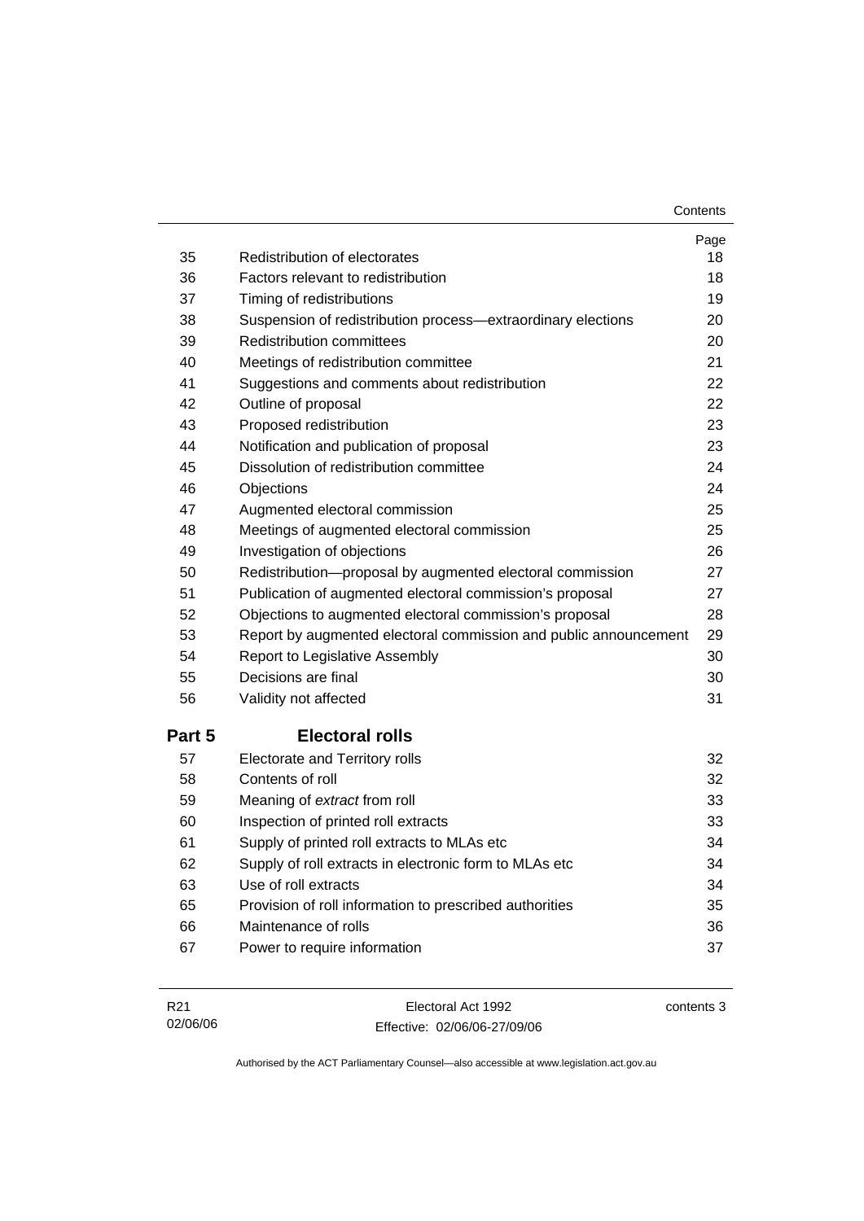| | | Page |
|---|---|---|
| 35 | Redistribution of electorates | 18 |
| 36 | Factors relevant to redistribution | 18 |
| 37 | Timing of redistributions | 19 |
| 38 | Suspension of redistribution process—extraordinary elections | 20 |
| 39 | Redistribution committees | 20 |
| 40 | Meetings of redistribution committee | 21 |
| 41 | Suggestions and comments about redistribution | 22 |
| 42 | Outline of proposal | 22 |
| 43 | Proposed redistribution | 23 |
| 44 | Notification and publication of proposal | 23 |
| 45 | Dissolution of redistribution committee | 24 |
| 46 | Objections | 24 |
| 47 | Augmented electoral commission | 25 |
| 48 | Meetings of augmented electoral commission | 25 |
| 49 | Investigation of objections | 26 |
| 50 | Redistribution—proposal by augmented electoral commission | 27 |
| 51 | Publication of augmented electoral commission's proposal | 27 |
| 52 | Objections to augmented electoral commission's proposal | 28 |
| 53 | Report by augmented electoral commission and public announcement | 29 |
| 54 | Report to Legislative Assembly | 30 |
| 55 | Decisions are final | 30 |
| 56 | Validity not affected | 31 |

## Part 5 Electoral rolls

| | | |
|---|---|---|
| 57 | Electorate and Territory rolls | 32 |
| 58 | Contents of roll | 32 |
| 59 | Meaning of *extract* from roll | 33 |
| 60 | Inspection of printed roll extracts | 33 |
| 61 | Supply of printed roll extracts to MLAs etc | 34 |
| 62 | Supply of roll extracts in electronic form to MLAs etc | 34 |
| 63 | Use of roll extracts | 34 |
| 65 | Provision of roll information to prescribed authorities | 35 |
| 66 | Maintenance of rolls | 36 |
| 67 | Power to require information | 37 |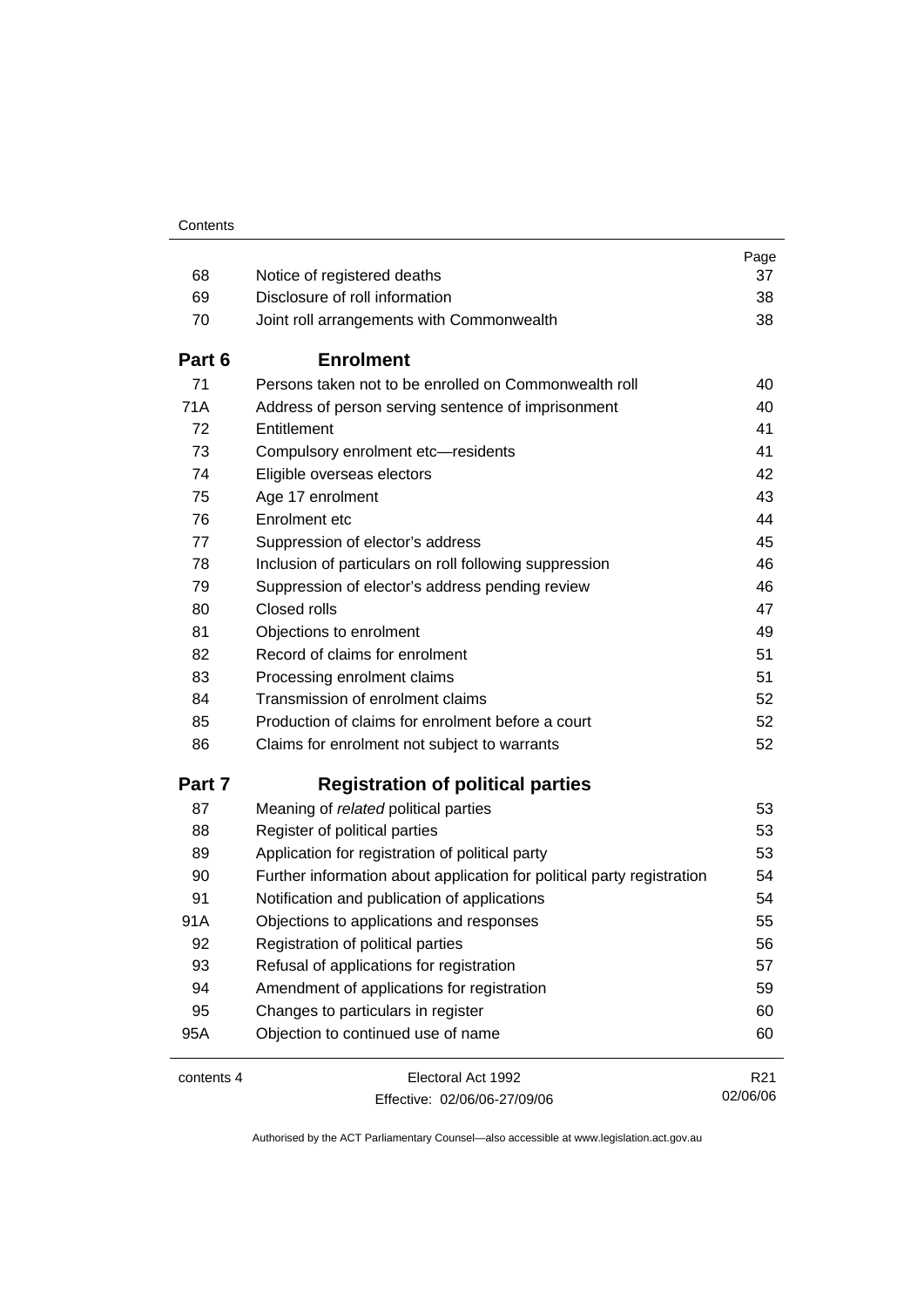| | | Page |
|---|---|---|
| 68 | Notice of registered deaths | 37 |
| 69 | Disclosure of roll information | 38 |
| 70 | Joint roll arrangements with Commonwealth | 38 |
| **Part 6** | **Enrolment** | |
| 71 | Persons taken not to be enrolled on Commonwealth roll | 40 |
| 71A | Address of person serving sentence of imprisonment | 40 |
| 72 | Entitlement | 41 |
| 73 | Compulsory enrolment etc—residents | 41 |
| 74 | Eligible overseas electors | 42 |
| 75 | Age 17 enrolment | 43 |
| 76 | Enrolment etc | 44 |
| 77 | Suppression of elector's address | 45 |
| 78 | Inclusion of particulars on roll following suppression | 46 |
| 79 | Suppression of elector's address pending review | 46 |
| 80 | Closed rolls | 47 |
| 81 | Objections to enrolment | 49 |
| 82 | Record of claims for enrolment | 51 |
| 83 | Processing enrolment claims | 51 |
| 84 | Transmission of enrolment claims | 52 |
| 85 | Production of claims for enrolment before a court | 52 |
| 86 | Claims for enrolment not subject to warrants | 52 |
| **Part 7** | **Registration of political parties** | |
| 87 | Meaning of *related* political parties | 53 |
| 88 | Register of political parties | 53 |
| 89 | Application for registration of political party | 53 |
| 90 | Further information about application for political party registration | 54 |
| 91 | Notification and publication of applications | 54 |
| 91A | Objections to applications and responses | 55 |
| 92 | Registration of political parties | 56 |
| 93 | Refusal of applications for registration | 57 |
| 94 | Amendment of applications for registration | 59 |
| 95 | Changes to particulars in register | 60 |
| 95A | Objection to continued use of name | 60 |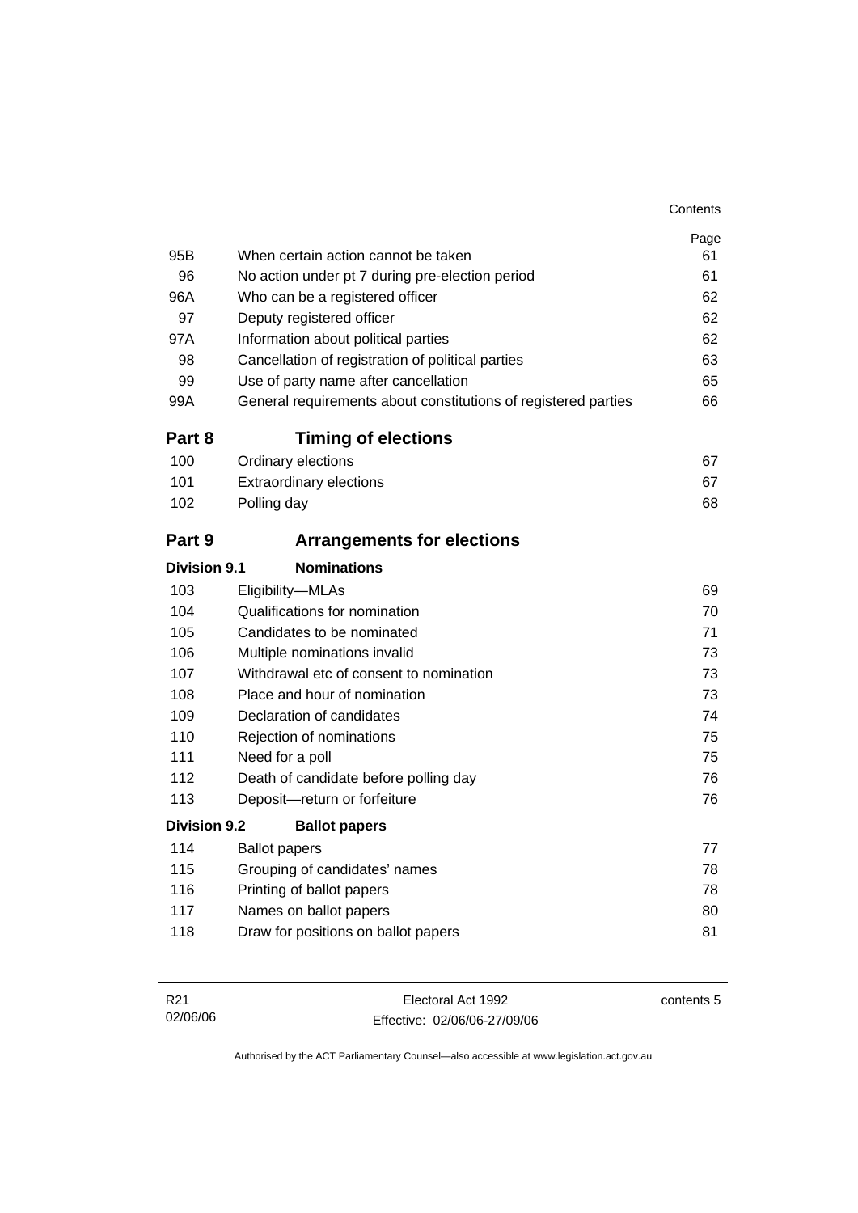| | | Page |
|---|---|---|
| 95B | When certain action cannot be taken | 61 |
| 96 | No action under pt 7 during pre-election period | 61 |
| 96A | Who can be a registered officer | 62 |
| 97 | Deputy registered officer | 62 |
| 97A | Information about political parties | 62 |
| 98 | Cancellation of registration of political parties | 63 |
| 99 | Use of party name after cancellation | 65 |
| 99A | General requirements about constitutions of registered parties | 66 |

## Part 8 Timing of elections

| | | |
|---|---|---|
| 100 | Ordinary elections | 67 |
| 101 | Extraordinary elections | 67 |
| 102 | Polling day | 68 |

## Part 9 Arrangements for elections

### Division 9.1 Nominations

| | | |
|---|---|---|
| 103 | Eligibility—MLAs | 69 |
| 104 | Qualifications for nomination | 70 |
| 105 | Candidates to be nominated | 71 |
| 106 | Multiple nominations invalid | 73 |
| 107 | Withdrawal etc of consent to nomination | 73 |
| 108 | Place and hour of nomination | 73 |
| 109 | Declaration of candidates | 74 |
| 110 | Rejection of nominations | 75 |
| 111 | Need for a poll | 75 |
| 112 | Death of candidate before polling day | 76 |
| 113 | Deposit—return or forfeiture | 76 |

### Division 9.2 Ballot papers

| | | |
|---|---|---|
| 114 | Ballot papers | 77 |
| 115 | Grouping of candidates' names | 78 |
| 116 | Printing of ballot papers | 78 |
| 117 | Names on ballot papers | 80 |
| 118 | Draw for positions on ballot papers | 81 |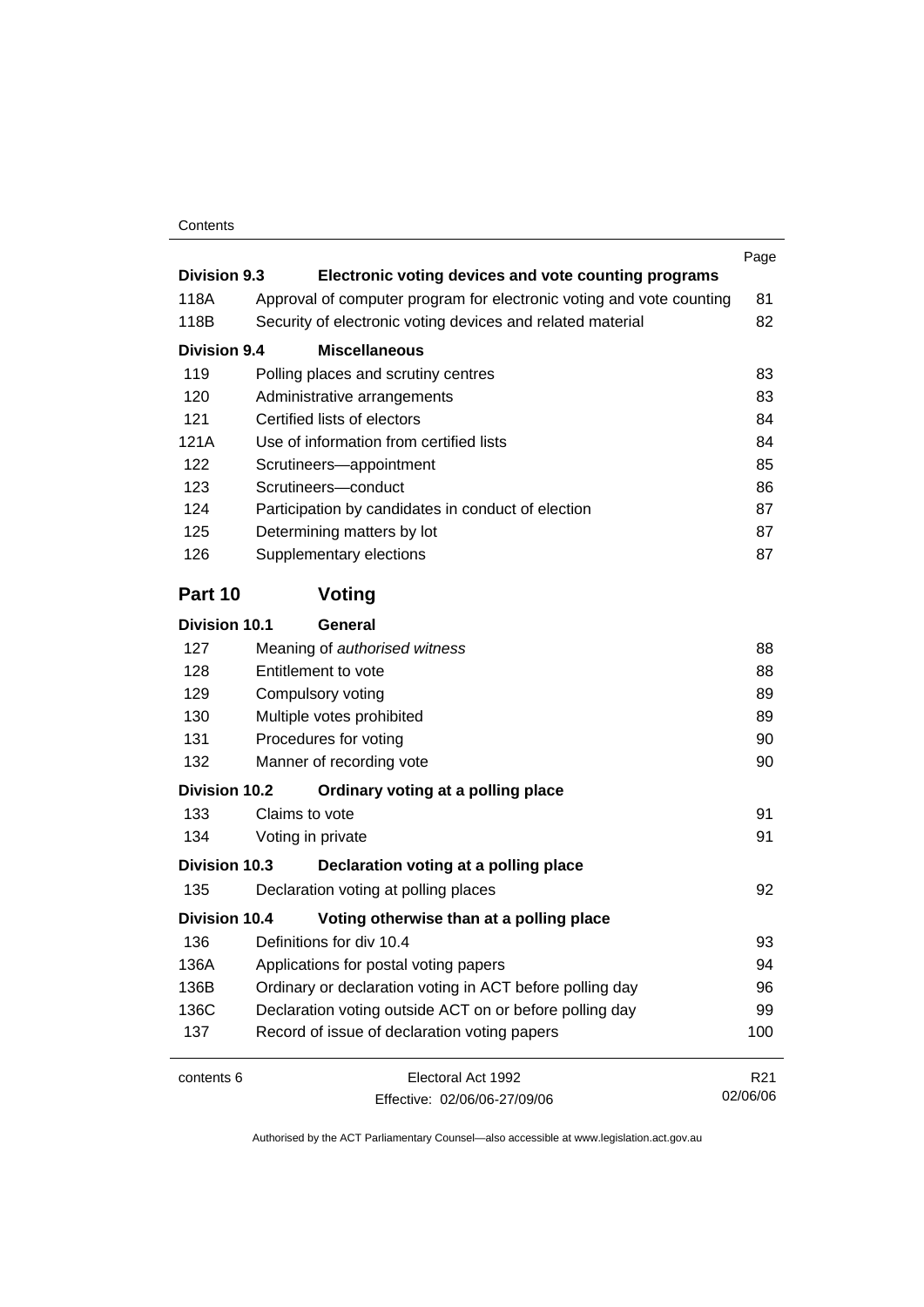| | | Page |
|---|---|---|
| **Division 9.3** | **Electronic voting devices and vote counting programs** | |
| 118A | Approval of computer program for electronic voting and vote counting | 81 |
| 118B | Security of electronic voting devices and related material | 82 |
| **Division 9.4** | **Miscellaneous** | |
| 119 | Polling places and scrutiny centres | 83 |
| 120 | Administrative arrangements | 83 |
| 121 | Certified lists of electors | 84 |
| 121A | Use of information from certified lists | 84 |
| 122 | Scrutineers—appointment | 85 |
| 123 | Scrutineers—conduct | 86 |
| 124 | Participation by candidates in conduct of election | 87 |
| 125 | Determining matters by lot | 87 |
| 126 | Supplementary elections | 87 |

## Part 10 Voting

| | | |
|---|---|---|
| **Division 10.1** | **General** | |
| 127 | Meaning of *authorised witness* | 88 |
| 128 | Entitlement to vote | 88 |
| 129 | Compulsory voting | 89 |
| 130 | Multiple votes prohibited | 89 |
| 131 | Procedures for voting | 90 |
| 132 | Manner of recording vote | 90 |
| **Division 10.2** | **Ordinary voting at a polling place** | |
| 133 | Claims to vote | 91 |
| 134 | Voting in private | 91 |
| **Division 10.3** | **Declaration voting at a polling place** | |
| 135 | Declaration voting at polling places | 92 |
| **Division 10.4** | **Voting otherwise than at a polling place** | |
| 136 | Definitions for div 10.4 | 93 |
| 136A | Applications for postal voting papers | 94 |
| 136B | Ordinary or declaration voting in ACT before polling day | 96 |
| 136C | Declaration voting outside ACT on or before polling day | 99 |
| 137 | Record of issue of declaration voting papers | 100 |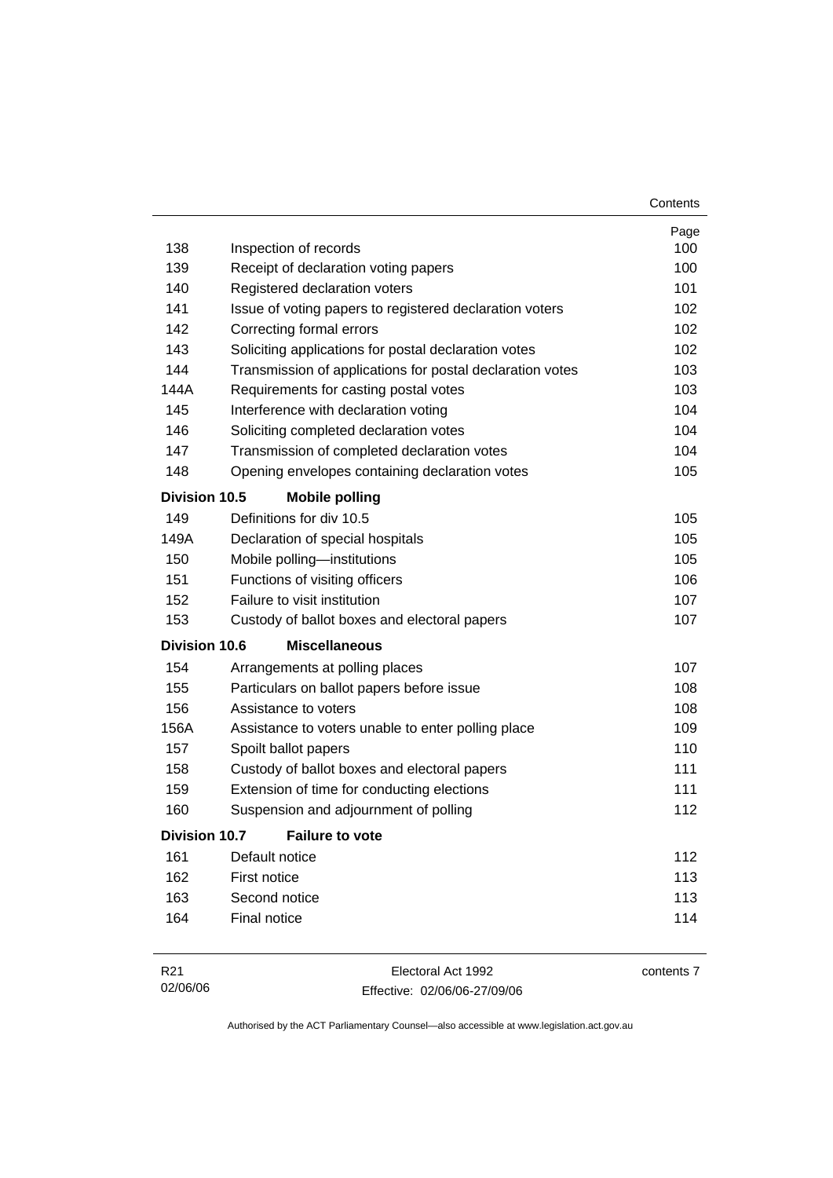| | | Page |
|---|---|---|
| 138 | Inspection of records | 100 |
| 139 | Receipt of declaration voting papers | 100 |
| 140 | Registered declaration voters | 101 |
| 141 | Issue of voting papers to registered declaration voters | 102 |
| 142 | Correcting formal errors | 102 |
| 143 | Soliciting applications for postal declaration votes | 102 |
| 144 | Transmission of applications for postal declaration votes | 103 |
| 144A | Requirements for casting postal votes | 103 |
| 145 | Interference with declaration voting | 104 |
| 146 | Soliciting completed declaration votes | 104 |
| 147 | Transmission of completed declaration votes | 104 |
| 148 | Opening envelopes containing declaration votes | 105 |
| **Division 10.5** | **Mobile polling** | |
| 149 | Definitions for div 10.5 | 105 |
| 149A | Declaration of special hospitals | 105 |
| 150 | Mobile polling—institutions | 105 |
| 151 | Functions of visiting officers | 106 |
| 152 | Failure to visit institution | 107 |
| 153 | Custody of ballot boxes and electoral papers | 107 |
| **Division 10.6** | **Miscellaneous** | |
| 154 | Arrangements at polling places | 107 |
| 155 | Particulars on ballot papers before issue | 108 |
| 156 | Assistance to voters | 108 |
| 156A | Assistance to voters unable to enter polling place | 109 |
| 157 | Spoilt ballot papers | 110 |
| 158 | Custody of ballot boxes and electoral papers | 111 |
| 159 | Extension of time for conducting elections | 111 |
| 160 | Suspension and adjournment of polling | 112 |
| **Division 10.7** | **Failure to vote** | |
| 161 | Default notice | 112 |
| 162 | First notice | 113 |
| 163 | Second notice | 113 |
| 164 | Final notice | 114 |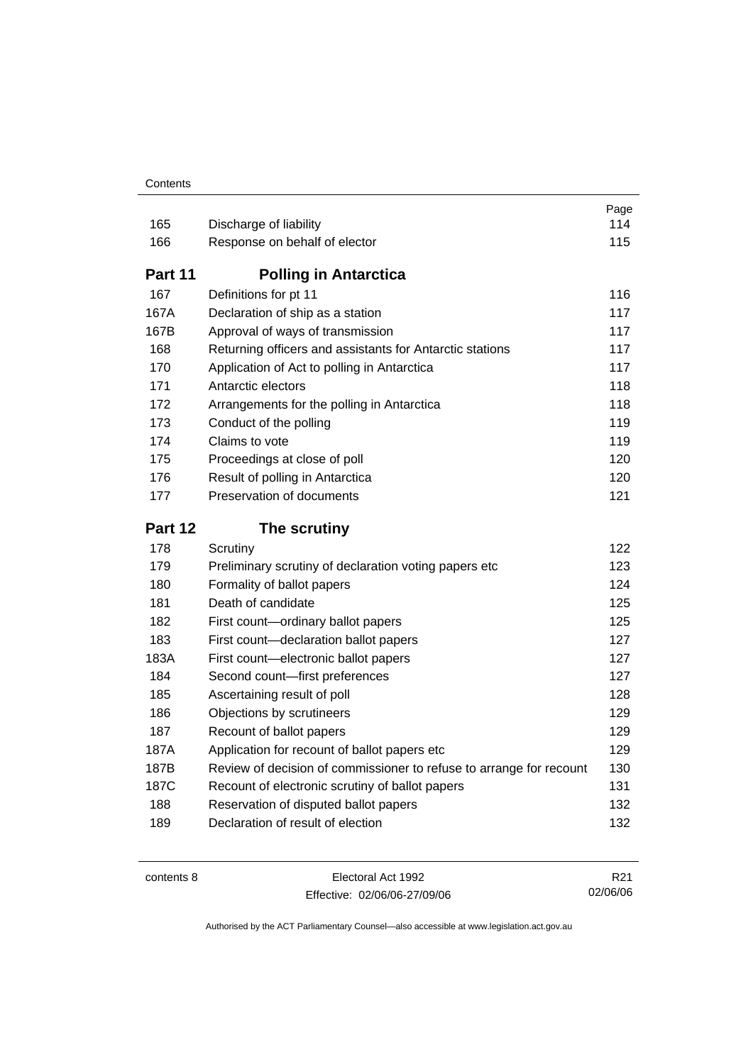| | | Page |
|---|---|---|
| 165 | Discharge of liability | 114 |
| 166 | Response on behalf of elector | 115 |

## Part 11 Polling in Antarctica

| | | |
|---|---|---|
| 167 | Definitions for pt 11 | 116 |
| 167A | Declaration of ship as a station | 117 |
| 167B | Approval of ways of transmission | 117 |
| 168 | Returning officers and assistants for Antarctic stations | 117 |
| 170 | Application of Act to polling in Antarctica | 117 |
| 171 | Antarctic electors | 118 |
| 172 | Arrangements for the polling in Antarctica | 118 |
| 173 | Conduct of the polling | 119 |
| 174 | Claims to vote | 119 |
| 175 | Proceedings at close of poll | 120 |
| 176 | Result of polling in Antarctica | 120 |
| 177 | Preservation of documents | 121 |

## Part 12 The scrutiny

| | | |
|---|---|---|
| 178 | Scrutiny | 122 |
| 179 | Preliminary scrutiny of declaration voting papers etc | 123 |
| 180 | Formality of ballot papers | 124 |
| 181 | Death of candidate | 125 |
| 182 | First count—ordinary ballot papers | 125 |
| 183 | First count—declaration ballot papers | 127 |
| 183A | First count—electronic ballot papers | 127 |
| 184 | Second count—first preferences | 127 |
| 185 | Ascertaining result of poll | 128 |
| 186 | Objections by scrutineers | 129 |
| 187 | Recount of ballot papers | 129 |
| 187A | Application for recount of ballot papers etc | 129 |
| 187B | Review of decision of commissioner to refuse to arrange for recount | 130 |
| 187C | Recount of electronic scrutiny of ballot papers | 131 |
| 188 | Reservation of disputed ballot papers | 132 |
| 189 | Declaration of result of election | 132 |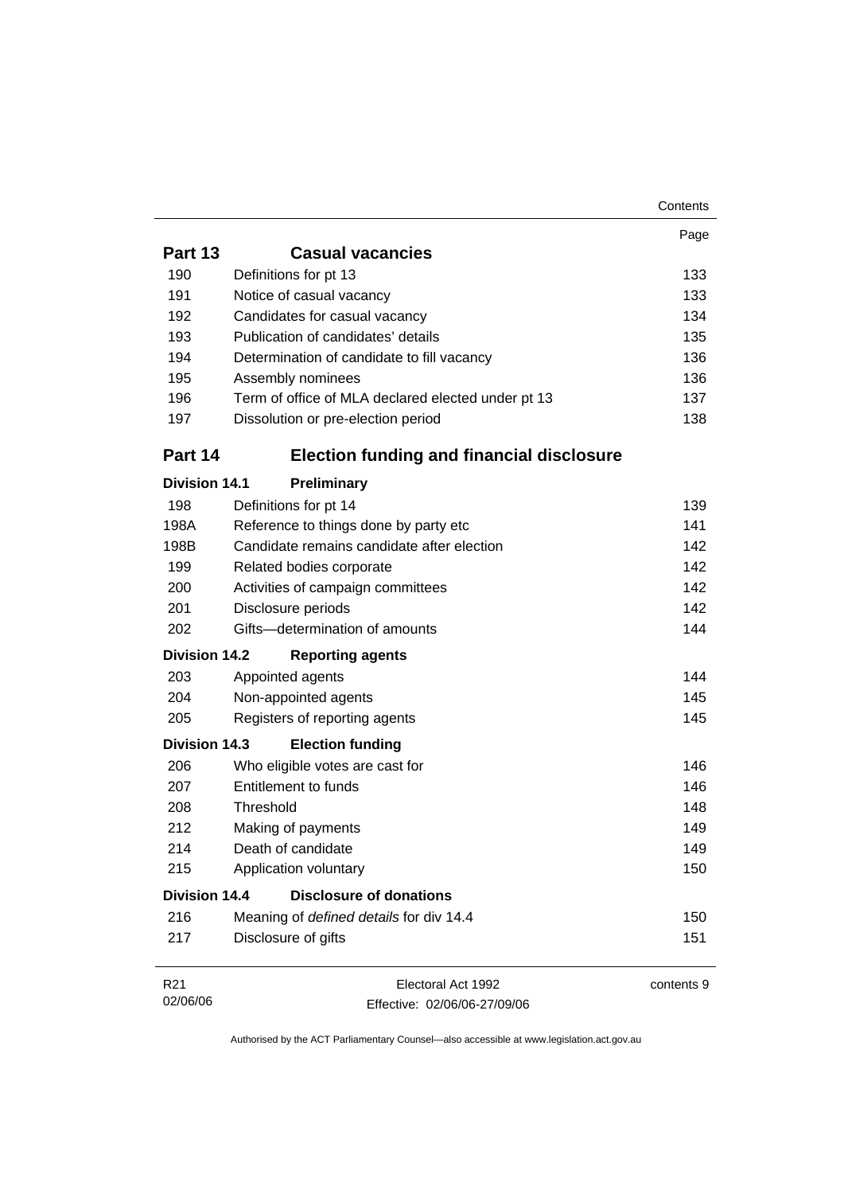| | | Page |
|---|---|---|
| **Part 13** | **Casual vacancies** | |
| 190 | Definitions for pt 13 | 133 |
| 191 | Notice of casual vacancy | 133 |
| 192 | Candidates for casual vacancy | 134 |
| 193 | Publication of candidates' details | 135 |
| 194 | Determination of candidate to fill vacancy | 136 |
| 195 | Assembly nominees | 136 |
| 196 | Term of office of MLA declared elected under pt 13 | 137 |
| 197 | Dissolution or pre-election period | 138 |
| **Part 14** | **Election funding and financial disclosure** | |
| **Division 14.1** | **Preliminary** | |
| 198 | Definitions for pt 14 | 139 |
| 198A | Reference to things done by party etc | 141 |
| 198B | Candidate remains candidate after election | 142 |
| 199 | Related bodies corporate | 142 |
| 200 | Activities of campaign committees | 142 |
| 201 | Disclosure periods | 142 |
| 202 | Gifts—determination of amounts | 144 |
| **Division 14.2** | **Reporting agents** | |
| 203 | Appointed agents | 144 |
| 204 | Non-appointed agents | 145 |
| 205 | Registers of reporting agents | 145 |
| **Division 14.3** | **Election funding** | |
| 206 | Who eligible votes are cast for | 146 |
| 207 | Entitlement to funds | 146 |
| 208 | Threshold | 148 |
| 212 | Making of payments | 149 |
| 214 | Death of candidate | 149 |
| 215 | Application voluntary | 150 |
| **Division 14.4** | **Disclosure of donations** | |
| 216 | Meaning of *defined details* for div 14.4 | 150 |
| 217 | Disclosure of gifts | 151 |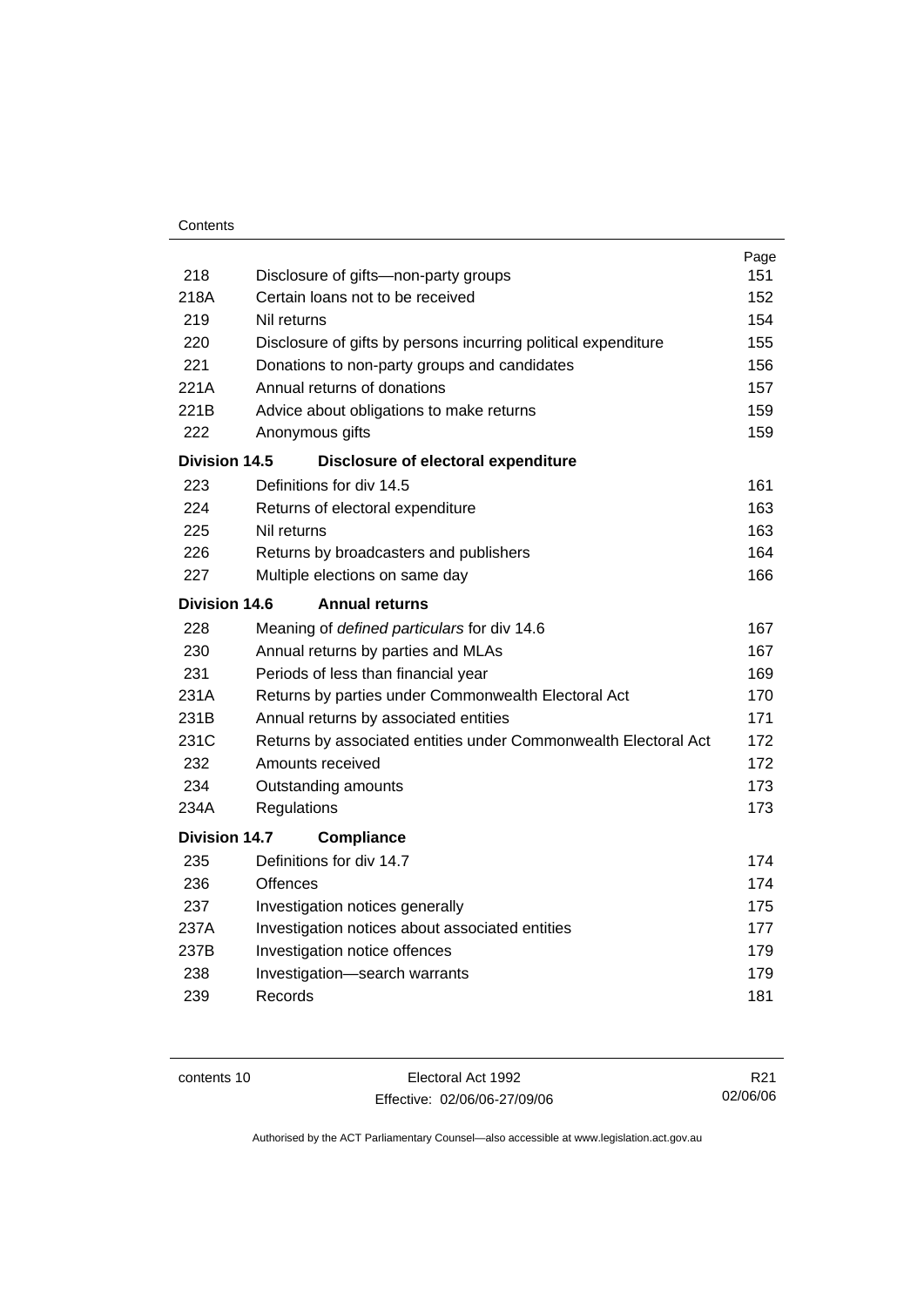| | | Page |
|---|---|---|
| 218 | Disclosure of gifts—non-party groups | 151 |
| 218A | Certain loans not to be received | 152 |
| 219 | Nil returns | 154 |
| 220 | Disclosure of gifts by persons incurring political expenditure | 155 |
| 221 | Donations to non-party groups and candidates | 156 |
| 221A | Annual returns of donations | 157 |
| 221B | Advice about obligations to make returns | 159 |
| 222 | Anonymous gifts | 159 |
| **Division 14.5** | **Disclosure of electoral expenditure** | |
| 223 | Definitions for div 14.5 | 161 |
| 224 | Returns of electoral expenditure | 163 |
| 225 | Nil returns | 163 |
| 226 | Returns by broadcasters and publishers | 164 |
| 227 | Multiple elections on same day | 166 |
| **Division 14.6** | **Annual returns** | |
| 228 | Meaning of *defined particulars* for div 14.6 | 167 |
| 230 | Annual returns by parties and MLAs | 167 |
| 231 | Periods of less than financial year | 169 |
| 231A | Returns by parties under Commonwealth Electoral Act | 170 |
| 231B | Annual returns by associated entities | 171 |
| 231C | Returns by associated entities under Commonwealth Electoral Act | 172 |
| 232 | Amounts received | 172 |
| 234 | Outstanding amounts | 173 |
| 234A | Regulations | 173 |
| **Division 14.7** | **Compliance** | |
| 235 | Definitions for div 14.7 | 174 |
| 236 | Offences | 174 |
| 237 | Investigation notices generally | 175 |
| 237A | Investigation notices about associated entities | 177 |
| 237B | Investigation notice offences | 179 |
| 238 | Investigation—search warrants | 179 |
| 239 | Records | 181 |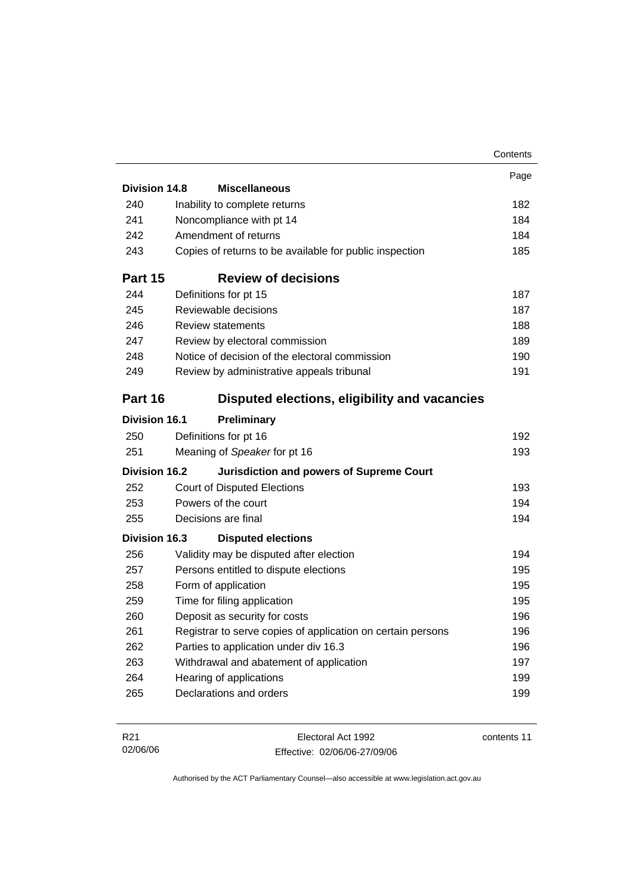| | | Page |
|---|---|---|
| **Division 14.8** | **Miscellaneous** | |
| 240 | Inability to complete returns | 182 |
| 241 | Noncompliance with pt 14 | 184 |
| 242 | Amendment of returns | 184 |
| 243 | Copies of returns to be available for public inspection | 185 |
| **Part 15** | **Review of decisions** | |
| 244 | Definitions for pt 15 | 187 |
| 245 | Reviewable decisions | 187 |
| 246 | Review statements | 188 |
| 247 | Review by electoral commission | 189 |
| 248 | Notice of decision of the electoral commission | 190 |
| 249 | Review by administrative appeals tribunal | 191 |
| **Part 16** | **Disputed elections, eligibility and vacancies** | |
| **Division 16.1** | **Preliminary** | |
| 250 | Definitions for pt 16 | 192 |
| 251 | Meaning of *Speaker* for pt 16 | 193 |
| **Division 16.2** | **Jurisdiction and powers of Supreme Court** | |
| 252 | Court of Disputed Elections | 193 |
| 253 | Powers of the court | 194 |
| 255 | Decisions are final | 194 |
| **Division 16.3** | **Disputed elections** | |
| 256 | Validity may be disputed after election | 194 |
| 257 | Persons entitled to dispute elections | 195 |
| 258 | Form of application | 195 |
| 259 | Time for filing application | 195 |
| 260 | Deposit as security for costs | 196 |
| 261 | Registrar to serve copies of application on certain persons | 196 |
| 262 | Parties to application under div 16.3 | 196 |
| 263 | Withdrawal and abatement of application | 197 |
| 264 | Hearing of applications | 199 |
| 265 | Declarations and orders | 199 |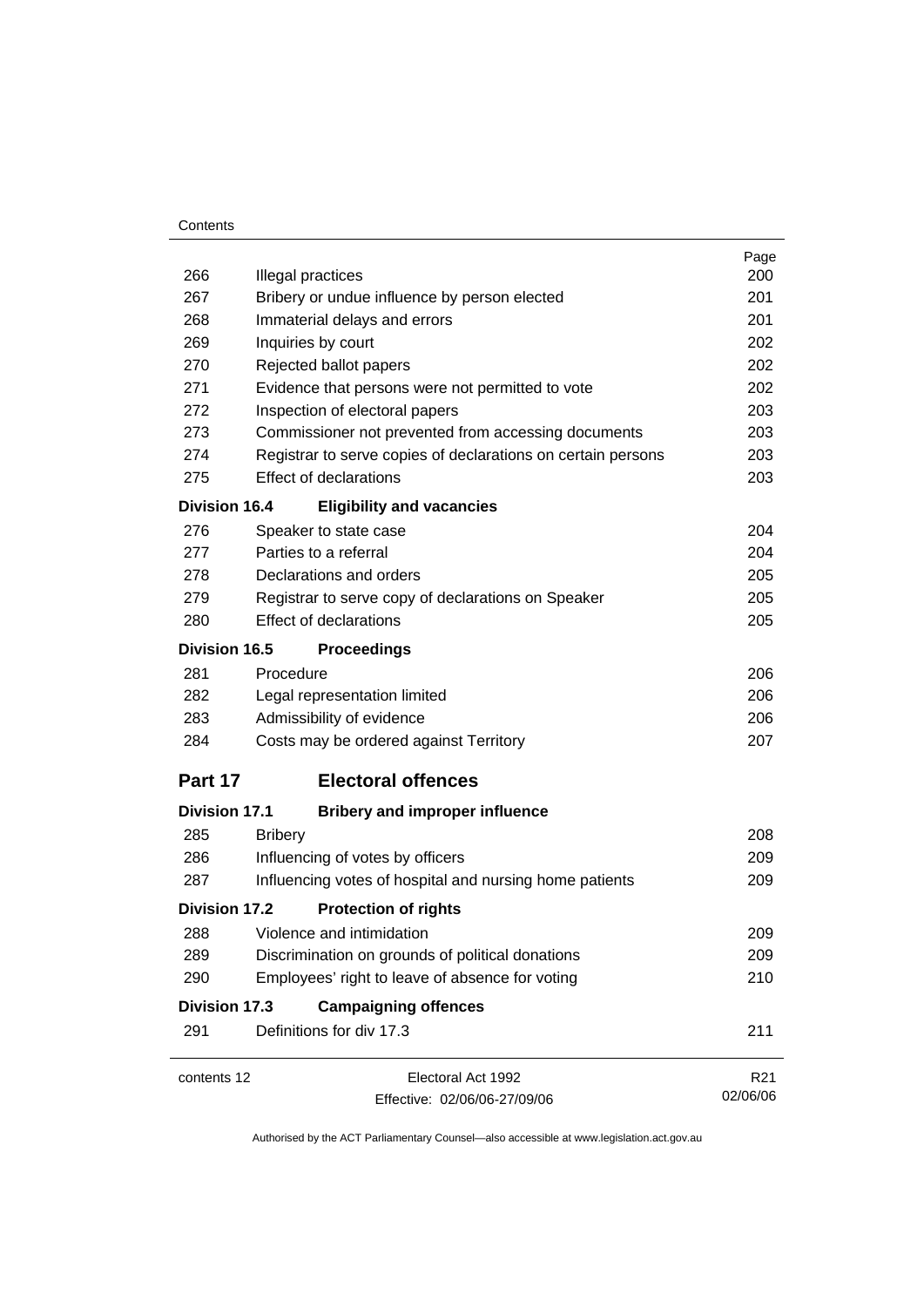| | | Page |
|---|---|---|
| 266 | Illegal practices | 200 |
| 267 | Bribery or undue influence by person elected | 201 |
| 268 | Immaterial delays and errors | 201 |
| 269 | Inquiries by court | 202 |
| 270 | Rejected ballot papers | 202 |
| 271 | Evidence that persons were not permitted to vote | 202 |
| 272 | Inspection of electoral papers | 203 |
| 273 | Commissioner not prevented from accessing documents | 203 |
| 274 | Registrar to serve copies of declarations on certain persons | 203 |
| 275 | Effect of declarations | 203 |
| **Division 16.4** | **Eligibility and vacancies** | |
| 276 | Speaker to state case | 204 |
| 277 | Parties to a referral | 204 |
| 278 | Declarations and orders | 205 |
| 279 | Registrar to serve copy of declarations on Speaker | 205 |
| 280 | Effect of declarations | 205 |
| **Division 16.5** | **Proceedings** | |
| 281 | Procedure | 206 |
| 282 | Legal representation limited | 206 |
| 283 | Admissibility of evidence | 206 |
| 284 | Costs may be ordered against Territory | 207 |
| **Part 17** | **Electoral offences** | |
| **Division 17.1** | **Bribery and improper influence** | |
| 285 | Bribery | 208 |
| 286 | Influencing of votes by officers | 209 |
| 287 | Influencing votes of hospital and nursing home patients | 209 |
| **Division 17.2** | **Protection of rights** | |
| 288 | Violence and intimidation | 209 |
| 289 | Discrimination on grounds of political donations | 209 |
| 290 | Employees' right to leave of absence for voting | 210 |
| **Division 17.3** | **Campaigning offences** | |
| 291 | Definitions for div 17.3 | 211 |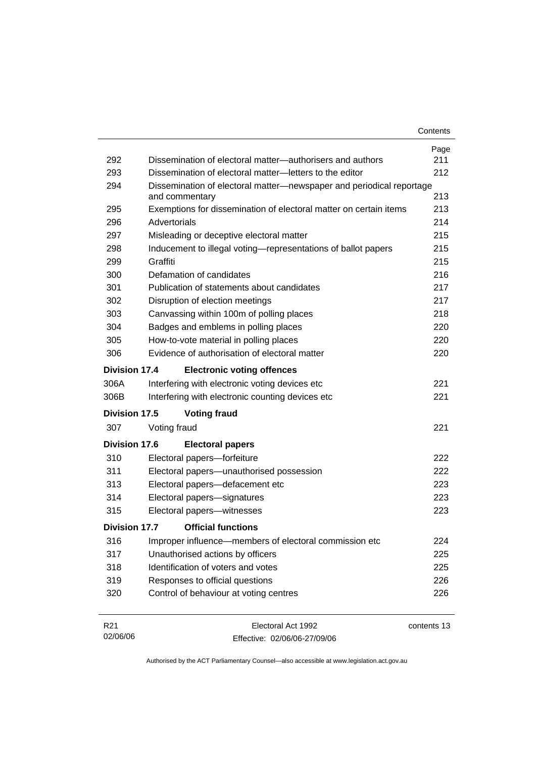| | | Page |
|---|---|---|
| 292 | Dissemination of electoral matter—authorisers and authors | 211 |
| 293 | Dissemination of electoral matter—letters to the editor | 212 |
| 294 | Dissemination of electoral matter—newspaper and periodical reportage and commentary | 213 |
| 295 | Exemptions for dissemination of electoral matter on certain items | 213 |
| 296 | Advertorials | 214 |
| 297 | Misleading or deceptive electoral matter | 215 |
| 298 | Inducement to illegal voting—representations of ballot papers | 215 |
| 299 | Graffiti | 215 |
| 300 | Defamation of candidates | 216 |
| 301 | Publication of statements about candidates | 217 |
| 302 | Disruption of election meetings | 217 |
| 303 | Canvassing within 100m of polling places | 218 |
| 304 | Badges and emblems in polling places | 220 |
| 305 | How-to-vote material in polling places | 220 |
| 306 | Evidence of authorisation of electoral matter | 220 |
| **Division 17.4** | **Electronic voting offences** | |
| 306A | Interfering with electronic voting devices etc | 221 |
| 306B | Interfering with electronic counting devices etc | 221 |
| **Division 17.5** | **Voting fraud** | |
| 307 | Voting fraud | 221 |
| **Division 17.6** | **Electoral papers** | |
| 310 | Electoral papers—forfeiture | 222 |
| 311 | Electoral papers—unauthorised possession | 222 |
| 313 | Electoral papers—defacement etc | 223 |
| 314 | Electoral papers—signatures | 223 |
| 315 | Electoral papers—witnesses | 223 |
| **Division 17.7** | **Official functions** | |
| 316 | Improper influence—members of electoral commission etc | 224 |
| 317 | Unauthorised actions by officers | 225 |
| 318 | Identification of voters and votes | 225 |
| 319 | Responses to official questions | 226 |
| 320 | Control of behaviour at voting centres | 226 |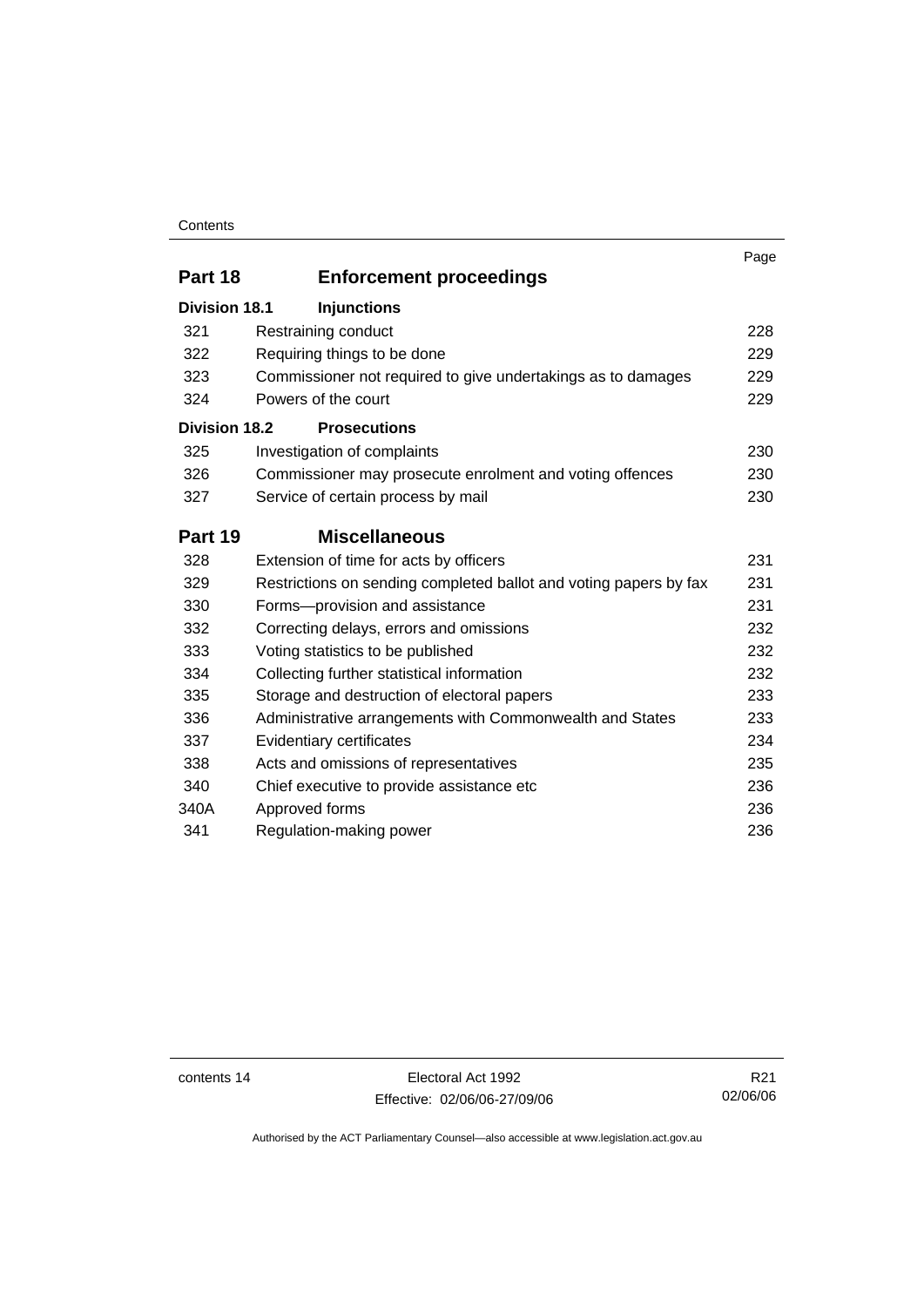| | | Page |
|---|---|---|
| **Part 18** | **Enforcement proceedings** | |
| **Division 18.1** | **Injunctions** | |
| 321 | Restraining conduct | 228 |
| 322 | Requiring things to be done | 229 |
| 323 | Commissioner not required to give undertakings as to damages | 229 |
| 324 | Powers of the court | 229 |
| **Division 18.2** | **Prosecutions** | |
| 325 | Investigation of complaints | 230 |
| 326 | Commissioner may prosecute enrolment and voting offences | 230 |
| 327 | Service of certain process by mail | 230 |
| **Part 19** | **Miscellaneous** | |
| 328 | Extension of time for acts by officers | 231 |
| 329 | Restrictions on sending completed ballot and voting papers by fax | 231 |
| 330 | Forms—provision and assistance | 231 |
| 332 | Correcting delays, errors and omissions | 232 |
| 333 | Voting statistics to be published | 232 |
| 334 | Collecting further statistical information | 232 |
| 335 | Storage and destruction of electoral papers | 233 |
| 336 | Administrative arrangements with Commonwealth and States | 233 |
| 337 | Evidentiary certificates | 234 |
| 338 | Acts and omissions of representatives | 235 |
| 340 | Chief executive to provide assistance etc | 236 |
| 340A | Approved forms | 236 |
| 341 | Regulation-making power | 236 |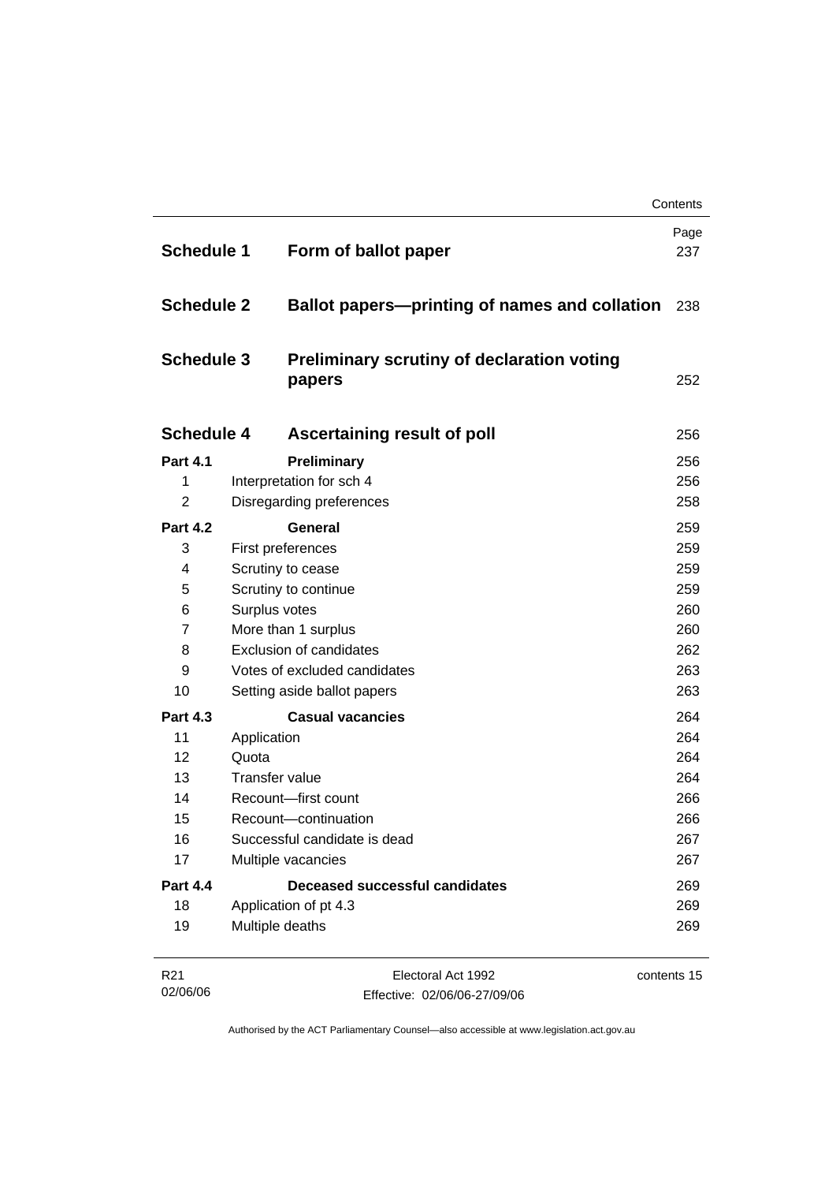| | | Page |
|---|---|---|
| **Schedule 1** | **Form of ballot paper** | 237 |
| **Schedule 2** | **Ballot papers—printing of names and collation** | 238 |
| **Schedule 3** | **Preliminary scrutiny of declaration voting papers** | 252 |
| **Schedule 4** | **Ascertaining result of poll** | 256 |
| **Part 4.1** | **Preliminary** | 256 |
| 1 | Interpretation for sch 4 | 256 |
| 2 | Disregarding preferences | 258 |
| **Part 4.2** | **General** | 259 |
| 3 | First preferences | 259 |
| 4 | Scrutiny to cease | 259 |
| 5 | Scrutiny to continue | 259 |
| 6 | Surplus votes | 260 |
| 7 | More than 1 surplus | 260 |
| 8 | Exclusion of candidates | 262 |
| 9 | Votes of excluded candidates | 263 |
| 10 | Setting aside ballot papers | 263 |
| **Part 4.3** | **Casual vacancies** | 264 |
| 11 | Application | 264 |
| 12 | Quota | 264 |
| 13 | Transfer value | 264 |
| 14 | Recount—first count | 266 |
| 15 | Recount—continuation | 266 |
| 16 | Successful candidate is dead | 267 |
| 17 | Multiple vacancies | 267 |
| **Part 4.4** | **Deceased successful candidates** | 269 |
| 18 | Application of pt 4.3 | 269 |
| 19 | Multiple deaths | 269 |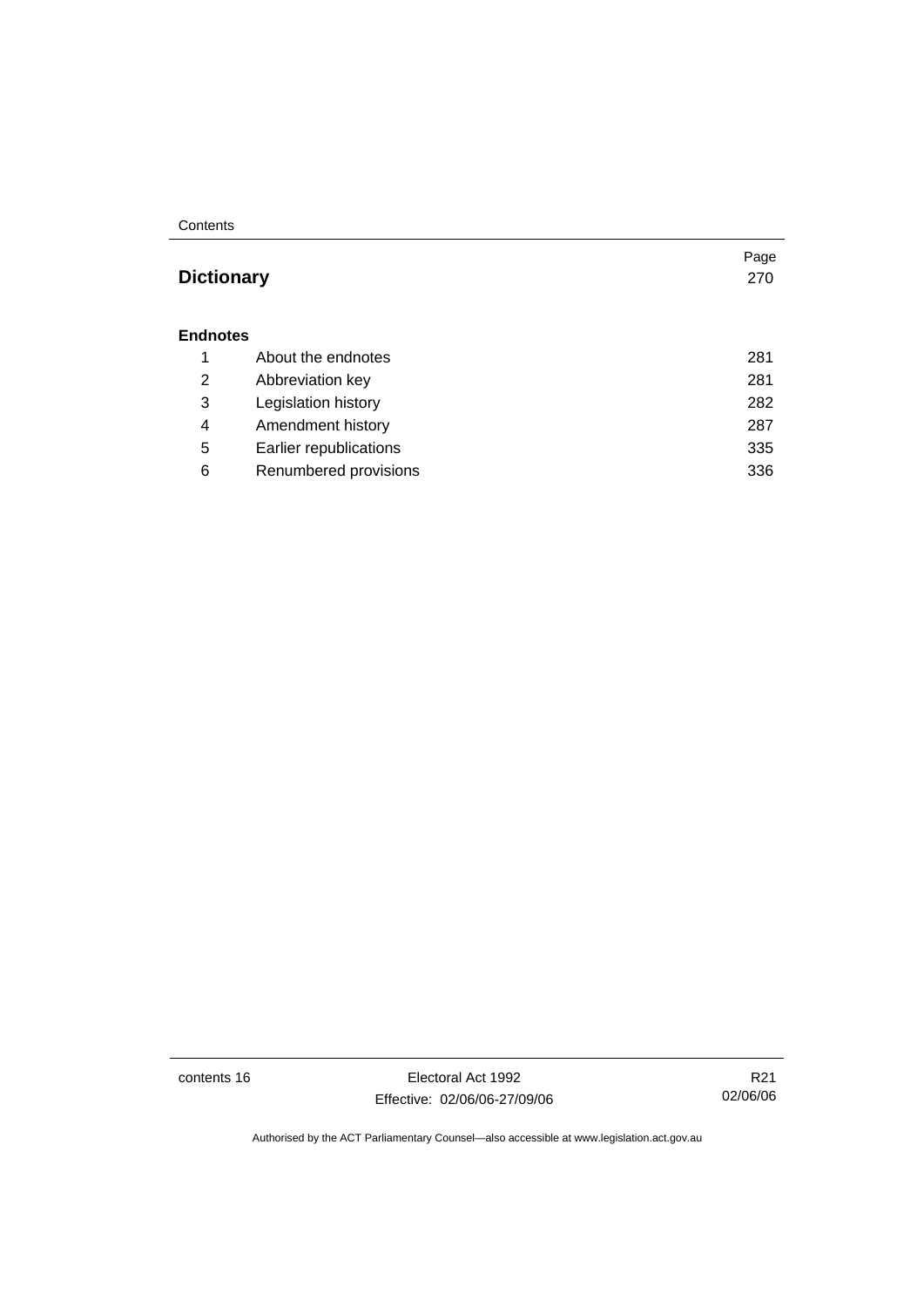| | | Page |
|---|---|---|
| **Dictionary** | | 270 |
| **Endnotes** | | |
| 1 | About the endnotes | 281 |
| 2 | Abbreviation key | 281 |
| 3 | Legislation history | 282 |
| 4 | Amendment history | 287 |
| 5 | Earlier republications | 335 |
| 6 | Renumbered provisions | 336 |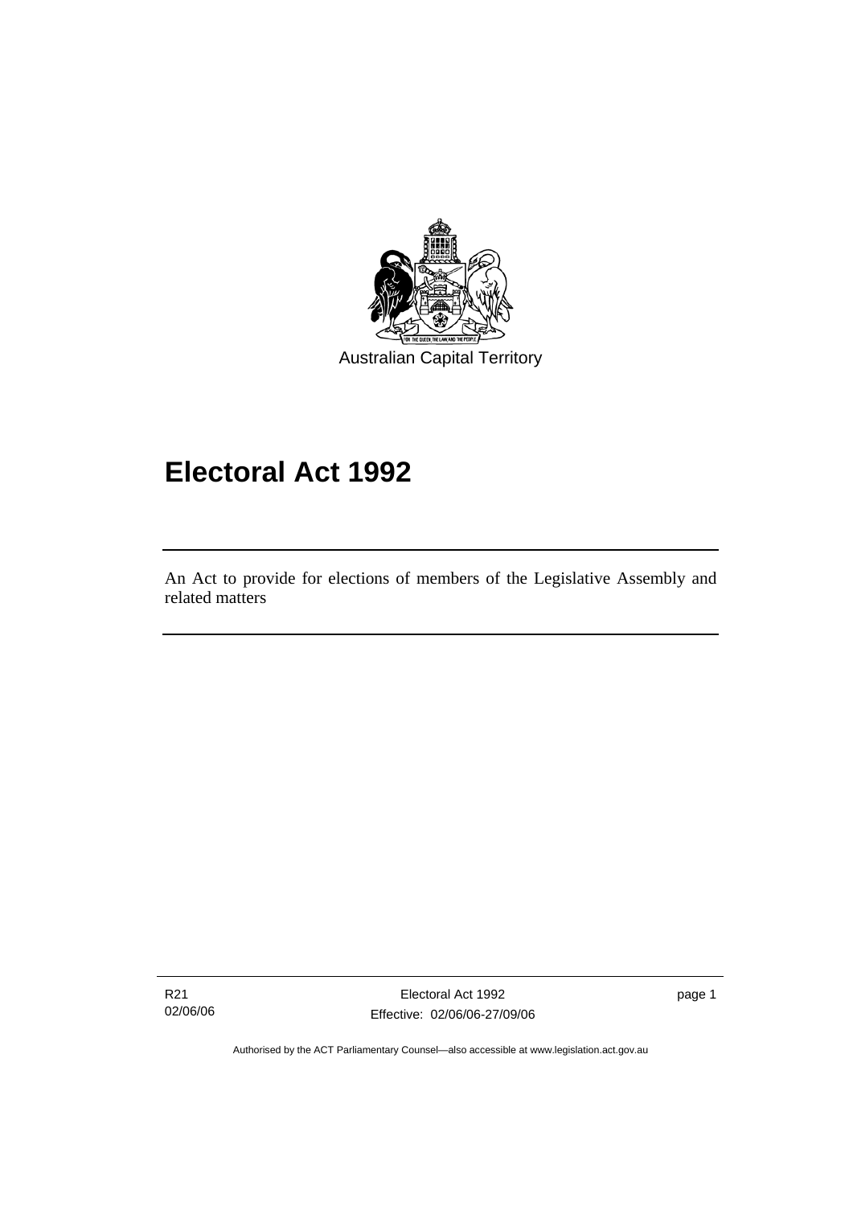Australian Capital Territory

# Electoral Act 1992

An Act to provide for elections of members of the Legislative Assembly and related matters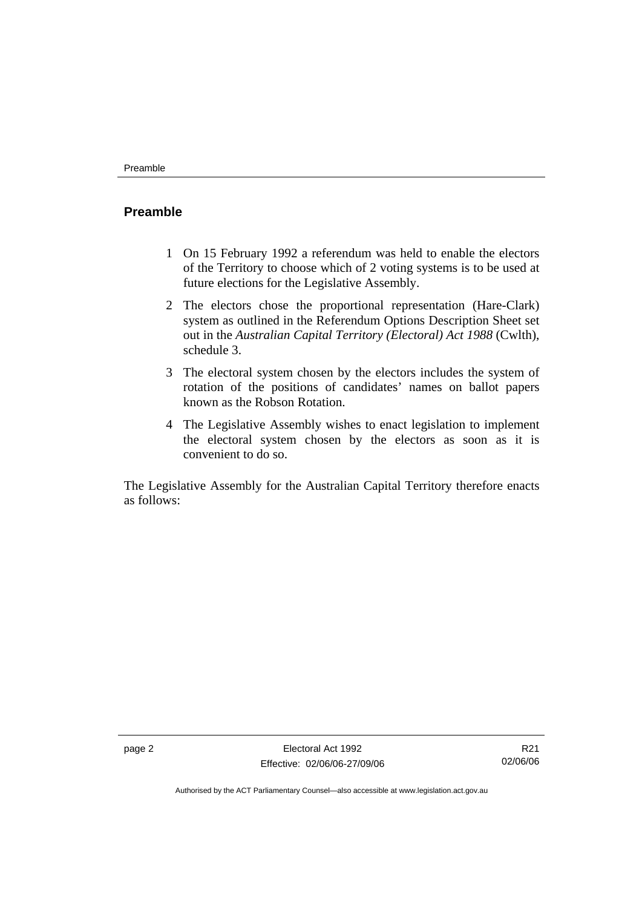## Preamble

1 On 15 February 1992 a referendum was held to enable the electors of the Territory to choose which of 2 voting systems is to be used at future elections for the Legislative Assembly.

2 The electors chose the proportional representation (Hare-Clark) system as outlined in the Referendum Options Description Sheet set out in the *Australian Capital Territory (Electoral) Act 1988* (Cwlth), schedule 3.

3 The electoral system chosen by the electors includes the system of rotation of the positions of candidates' names on ballot papers known as the Robson Rotation.

4 The Legislative Assembly wishes to enact legislation to implement the electoral system chosen by the electors as soon as it is convenient to do so.

The Legislative Assembly for the Australian Capital Territory therefore enacts as follows: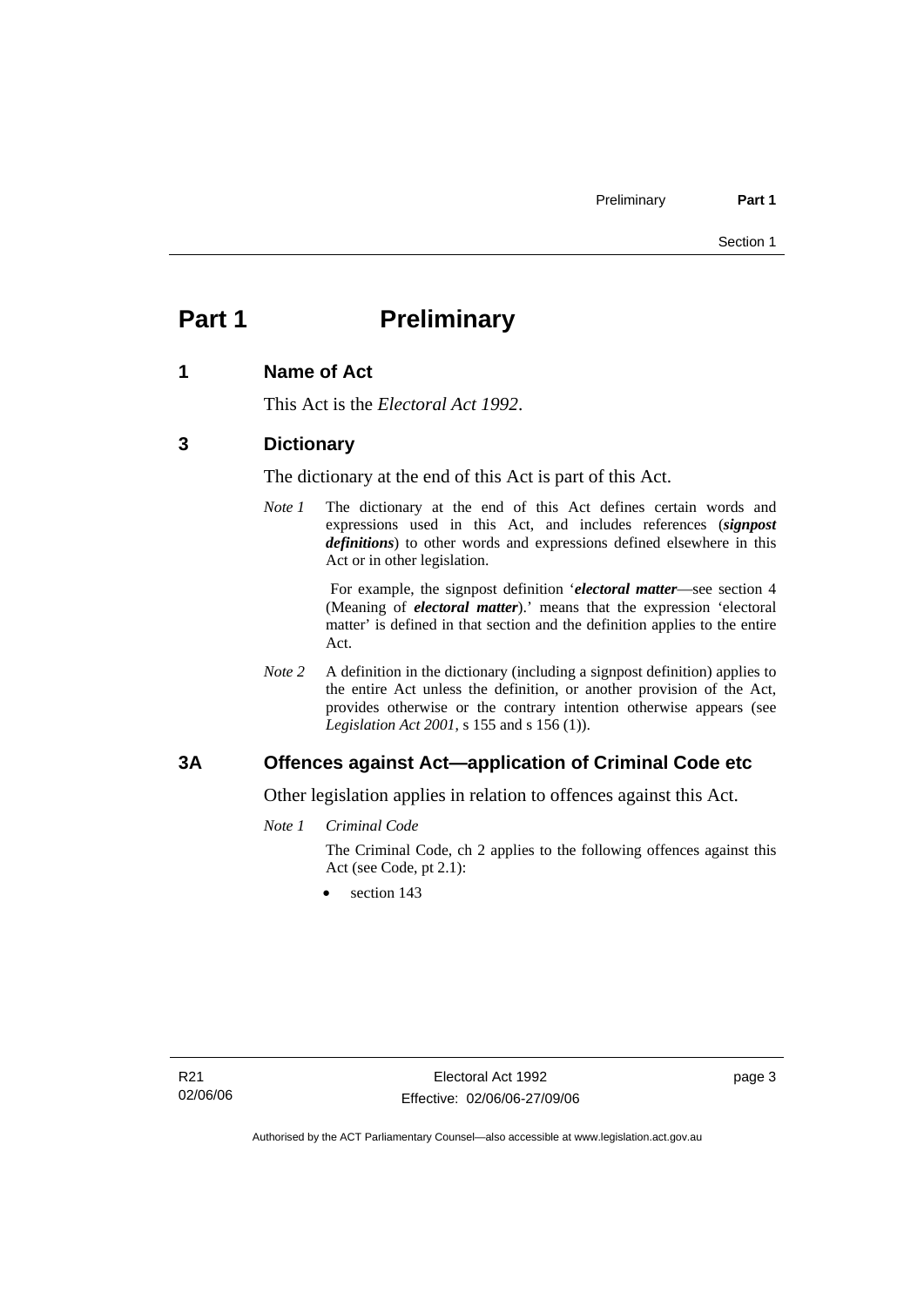# Part 1 Preliminary

## 1 Name of Act

This Act is the *Electoral Act 1992*.

## 3 Dictionary

The dictionary at the end of this Act is part of this Act.

*Note 1* The dictionary at the end of this Act defines certain words and expressions used in this Act, and includes references (***signpost definitions***) to other words and expressions defined elsewhere in this Act or in other legislation.

For example, the signpost definition '***electoral matter***—see section 4 (Meaning of ***electoral matter***).' means that the expression 'electoral matter' is defined in that section and the definition applies to the entire Act.

*Note 2* A definition in the dictionary (including a signpost definition) applies to the entire Act unless the definition, or another provision of the Act, provides otherwise or the contrary intention otherwise appears (see *Legislation Act 2001*, s 155 and s 156 (1)).

## 3A Offences against Act—application of Criminal Code etc

Other legislation applies in relation to offences against this Act.

*Note 1 Criminal Code*

The Criminal Code, ch 2 applies to the following offences against this Act (see Code, pt 2.1):

- section 143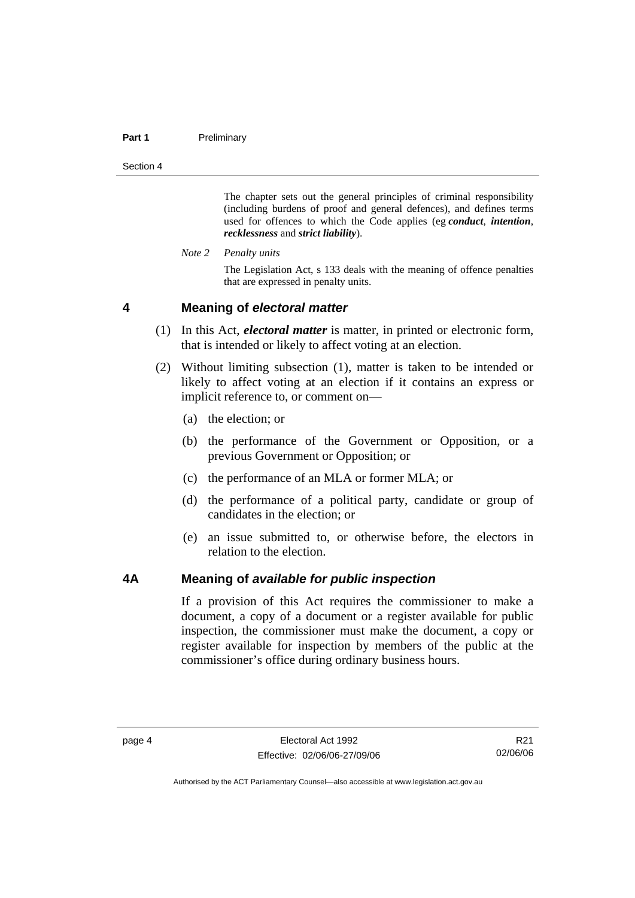The chapter sets out the general principles of criminal responsibility (including burdens of proof and general defences), and defines terms used for offences to which the Code applies (eg ***conduct***, ***intention***, ***recklessness*** and ***strict liability***).

*Note 2 Penalty units*

The Legislation Act, s 133 deals with the meaning of offence penalties that are expressed in penalty units.

## 4 Meaning of *electoral matter*

(1) In this Act, ***electoral matter*** is matter, in printed or electronic form, that is intended or likely to affect voting at an election.

(2) Without limiting subsection (1), matter is taken to be intended or likely to affect voting at an election if it contains an express or implicit reference to, or comment on—

(a) the election; or

(b) the performance of the Government or Opposition, or a previous Government or Opposition; or

(c) the performance of an MLA or former MLA; or

(d) the performance of a political party, candidate or group of candidates in the election; or

(e) an issue submitted to, or otherwise before, the electors in relation to the election.

## 4A Meaning of *available for public inspection*

If a provision of this Act requires the commissioner to make a document, a copy of a document or a register available for public inspection, the commissioner must make the document, a copy or register available for inspection by members of the public at the commissioner's office during ordinary business hours.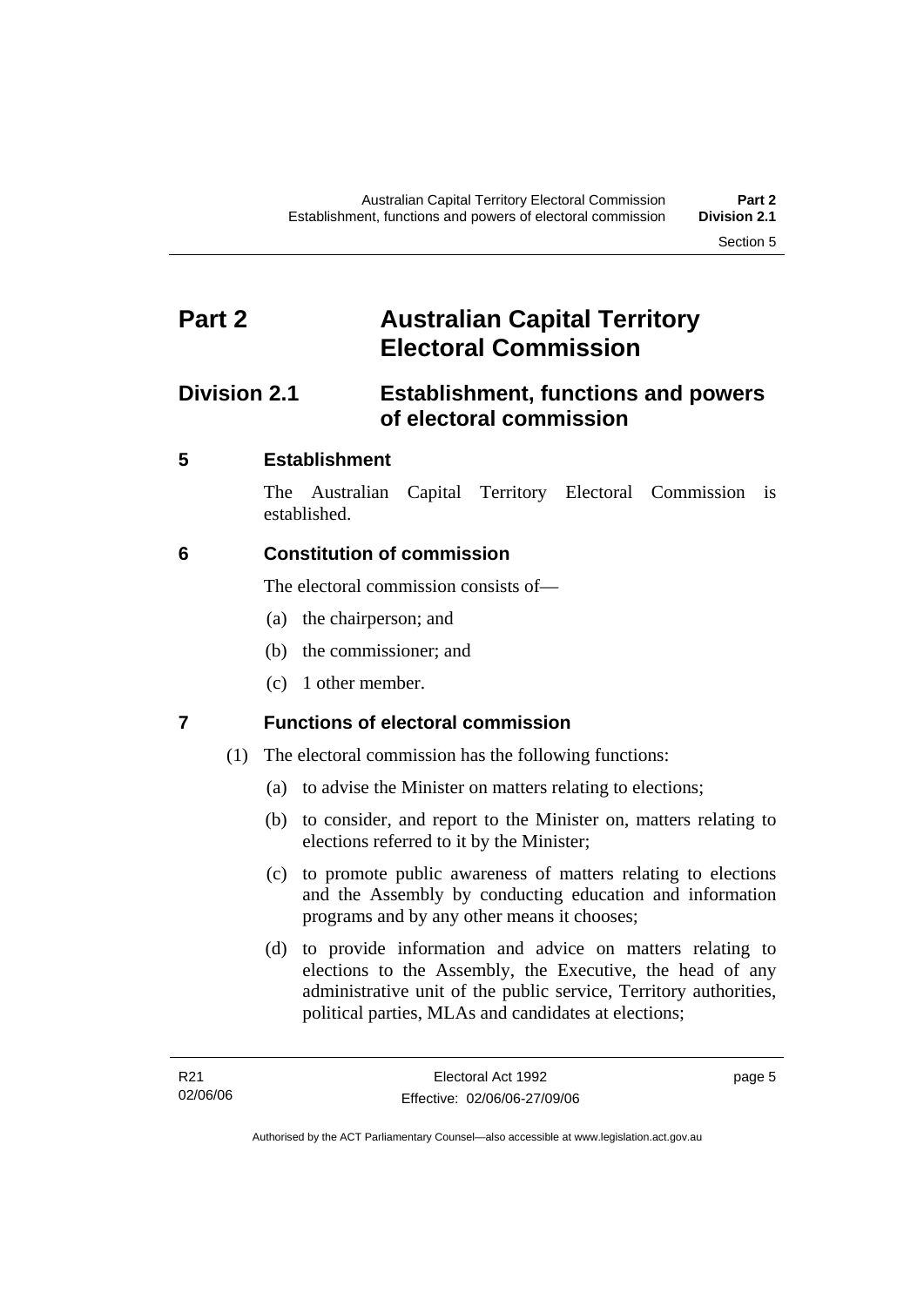# Part 2 Australian Capital Territory Electoral Commission

## Division 2.1 Establishment, functions and powers of electoral commission

### 5 Establishment

The Australian Capital Territory Electoral Commission is established.

### 6 Constitution of commission

The electoral commission consists of—

(a) the chairperson; and

(b) the commissioner; and

(c) 1 other member.

### 7 Functions of electoral commission

(1) The electoral commission has the following functions:

(a) to advise the Minister on matters relating to elections;

(b) to consider, and report to the Minister on, matters relating to elections referred to it by the Minister;

(c) to promote public awareness of matters relating to elections and the Assembly by conducting education and information programs and by any other means it chooses;

(d) to provide information and advice on matters relating to elections to the Assembly, the Executive, the head of any administrative unit of the public service, Territory authorities, political parties, MLAs and candidates at elections;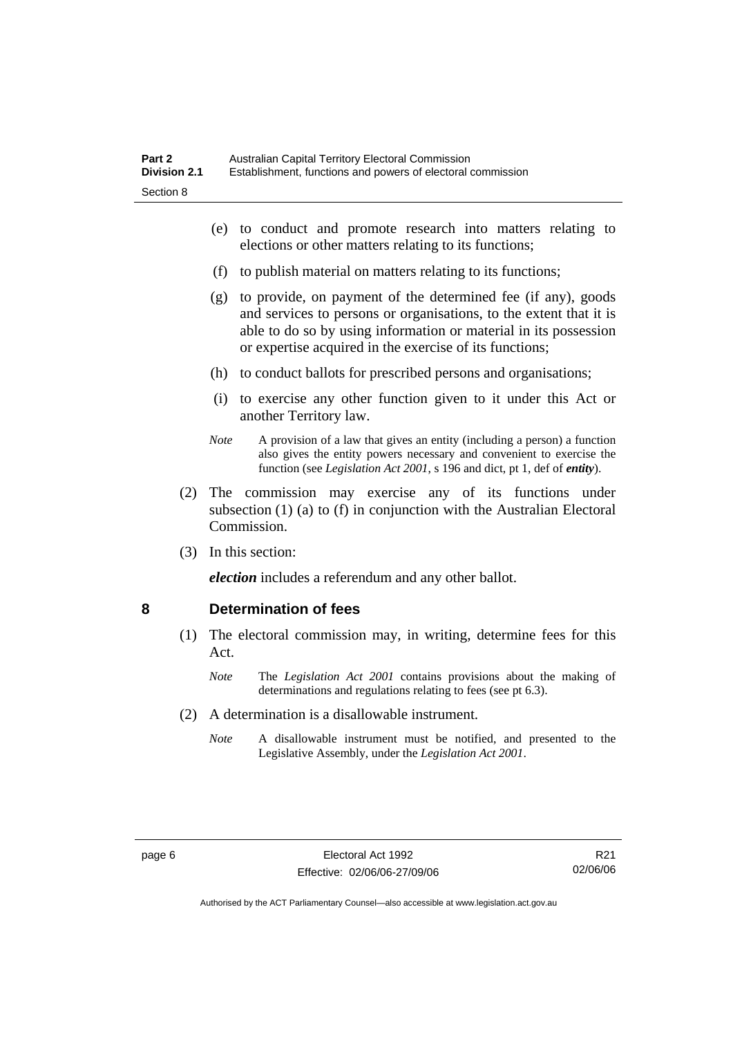(e) to conduct and promote research into matters relating to elections or other matters relating to its functions;

(f) to publish material on matters relating to its functions;

(g) to provide, on payment of the determined fee (if any), goods and services to persons or organisations, to the extent that it is able to do so by using information or material in its possession or expertise acquired in the exercise of its functions;

(h) to conduct ballots for prescribed persons and organisations;

(i) to exercise any other function given to it under this Act or another Territory law.

*Note* A provision of a law that gives an entity (including a person) a function also gives the entity powers necessary and convenient to exercise the function (see *Legislation Act 2001*, s 196 and dict, pt 1, def of ***entity***).

(2) The commission may exercise any of its functions under subsection (1) (a) to (f) in conjunction with the Australian Electoral Commission.

(3) In this section:

***election*** includes a referendum and any other ballot.

## 8 Determination of fees

(1) The electoral commission may, in writing, determine fees for this Act.

*Note* The *Legislation Act 2001* contains provisions about the making of determinations and regulations relating to fees (see pt 6.3).

(2) A determination is a disallowable instrument.

*Note* A disallowable instrument must be notified, and presented to the Legislative Assembly, under the *Legislation Act 2001*.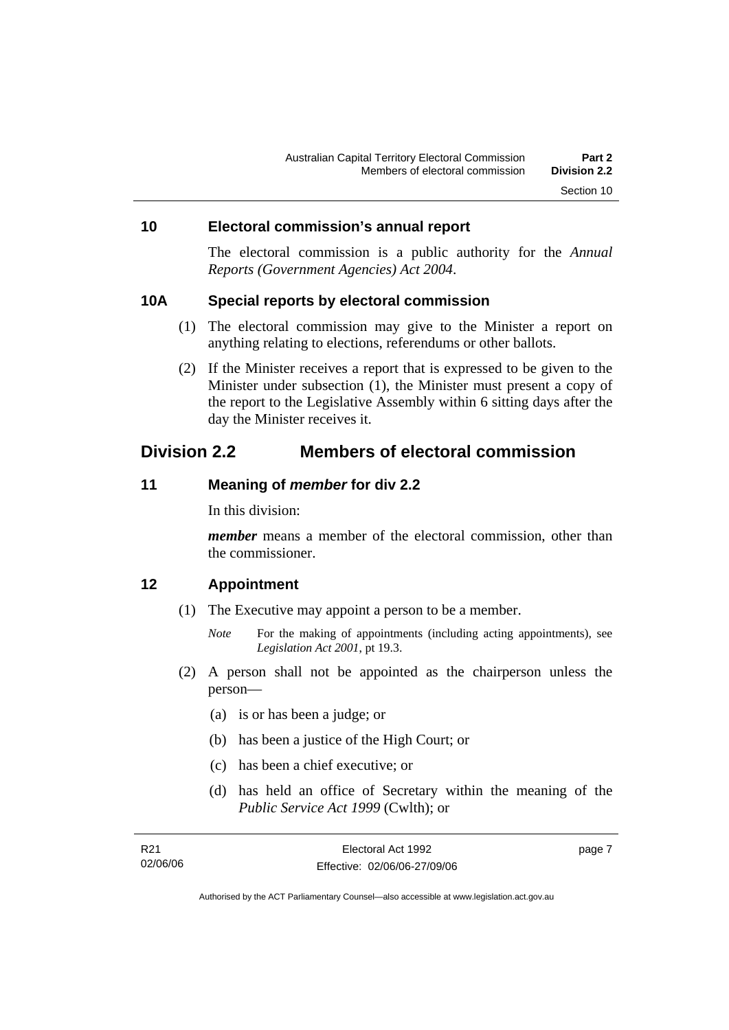### 10 Electoral commission's annual report

The electoral commission is a public authority for the *Annual Reports (Government Agencies) Act 2004*.

### 10A Special reports by electoral commission

(1) The electoral commission may give to the Minister a report on anything relating to elections, referendums or other ballots.

(2) If the Minister receives a report that is expressed to be given to the Minister under subsection (1), the Minister must present a copy of the report to the Legislative Assembly within 6 sitting days after the day the Minister receives it.

## Division 2.2 Members of electoral commission

### 11 Meaning of *member* for div 2.2

In this division:

***member*** means a member of the electoral commission, other than the commissioner.

### 12 Appointment

(1) The Executive may appoint a person to be a member.

*Note* For the making of appointments (including acting appointments), see *Legislation Act 2001*, pt 19.3.

(2) A person shall not be appointed as the chairperson unless the person—

(a) is or has been a judge; or

(b) has been a justice of the High Court; or

(c) has been a chief executive; or

(d) has held an office of Secretary within the meaning of the *Public Service Act 1999* (Cwlth); or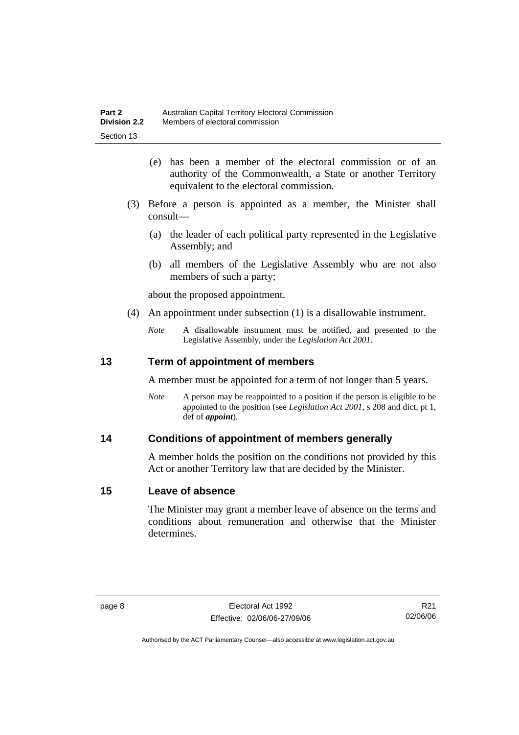(e) has been a member of the electoral commission or of an authority of the Commonwealth, a State or another Territory equivalent to the electoral commission.

(3) Before a person is appointed as a member, the Minister shall consult—

(a) the leader of each political party represented in the Legislative Assembly; and

(b) all members of the Legislative Assembly who are not also members of such a party;

about the proposed appointment.

(4) An appointment under subsection (1) is a disallowable instrument.

*Note* A disallowable instrument must be notified, and presented to the Legislative Assembly, under the *Legislation Act 2001*.

## 13 Term of appointment of members

A member must be appointed for a term of not longer than 5 years.

*Note* A person may be reappointed to a position if the person is eligible to be appointed to the position (see *Legislation Act 2001*, s 208 and dict, pt 1, def of ***appoint***).

## 14 Conditions of appointment of members generally

A member holds the position on the conditions not provided by this Act or another Territory law that are decided by the Minister.

## 15 Leave of absence

The Minister may grant a member leave of absence on the terms and conditions about remuneration and otherwise that the Minister determines.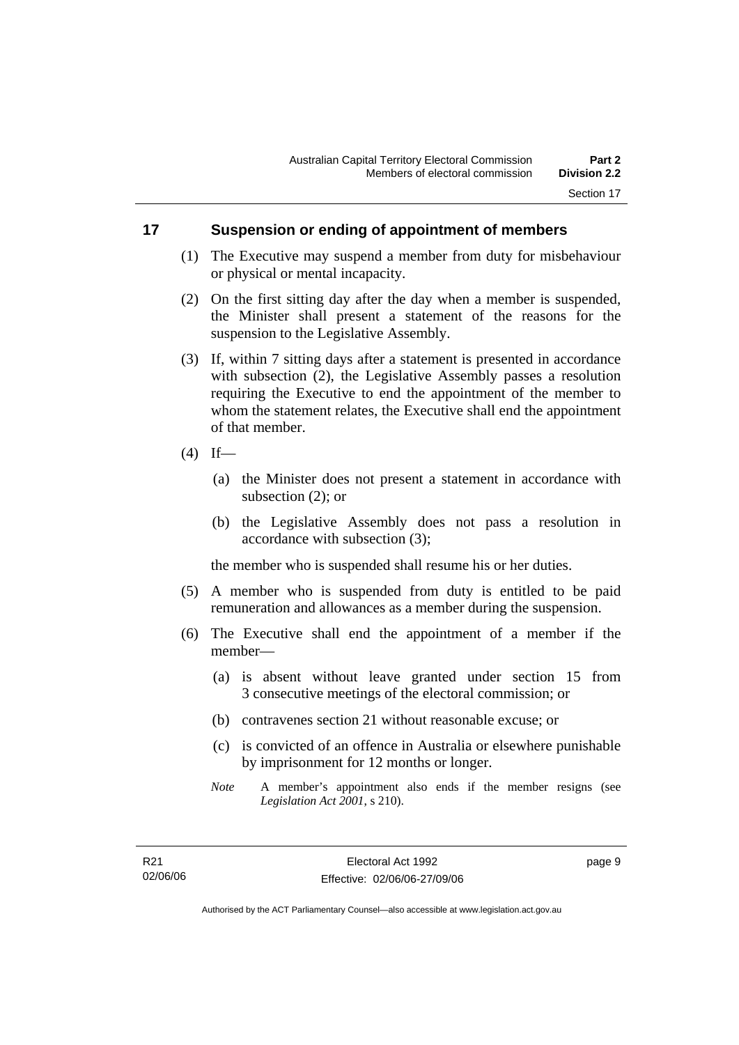## 17 Suspension or ending of appointment of members

(1) The Executive may suspend a member from duty for misbehaviour or physical or mental incapacity.

(2) On the first sitting day after the day when a member is suspended, the Minister shall present a statement of the reasons for the suspension to the Legislative Assembly.

(3) If, within 7 sitting days after a statement is presented in accordance with subsection (2), the Legislative Assembly passes a resolution requiring the Executive to end the appointment of the member to whom the statement relates, the Executive shall end the appointment of that member.

(4) If—

(a) the Minister does not present a statement in accordance with subsection (2); or

(b) the Legislative Assembly does not pass a resolution in accordance with subsection (3);

the member who is suspended shall resume his or her duties.

(5) A member who is suspended from duty is entitled to be paid remuneration and allowances as a member during the suspension.

(6) The Executive shall end the appointment of a member if the member—

(a) is absent without leave granted under section 15 from 3 consecutive meetings of the electoral commission; or

(b) contravenes section 21 without reasonable excuse; or

(c) is convicted of an offence in Australia or elsewhere punishable by imprisonment for 12 months or longer.

*Note* A member's appointment also ends if the member resigns (see *Legislation Act 2001*, s 210).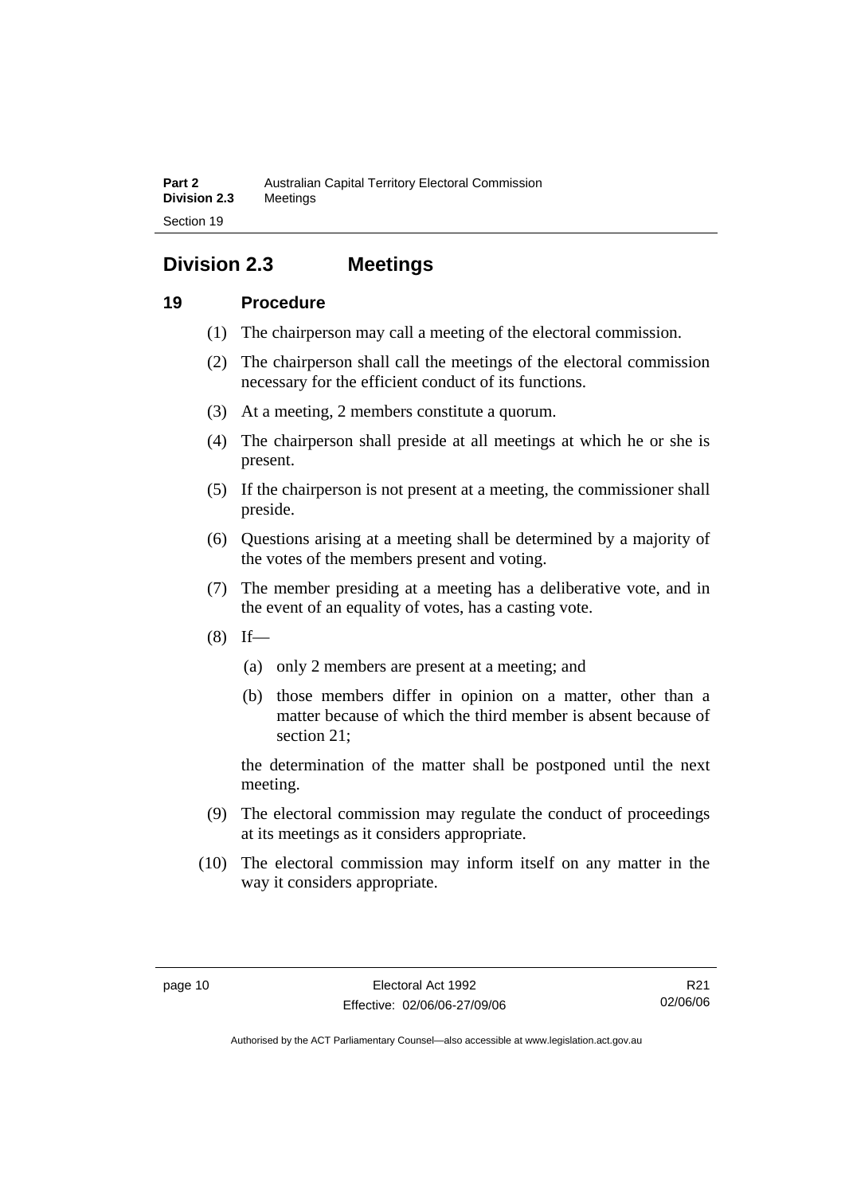## Division 2.3 Meetings

### 19 Procedure

(1) The chairperson may call a meeting of the electoral commission.

(2) The chairperson shall call the meetings of the electoral commission necessary for the efficient conduct of its functions.

(3) At a meeting, 2 members constitute a quorum.

(4) The chairperson shall preside at all meetings at which he or she is present.

(5) If the chairperson is not present at a meeting, the commissioner shall preside.

(6) Questions arising at a meeting shall be determined by a majority of the votes of the members present and voting.

(7) The member presiding at a meeting has a deliberative vote, and in the event of an equality of votes, has a casting vote.

(8) If—

  (a) only 2 members are present at a meeting; and

  (b) those members differ in opinion on a matter, other than a matter because of which the third member is absent because of section 21;

the determination of the matter shall be postponed until the next meeting.

(9) The electoral commission may regulate the conduct of proceedings at its meetings as it considers appropriate.

(10) The electoral commission may inform itself on any matter in the way it considers appropriate.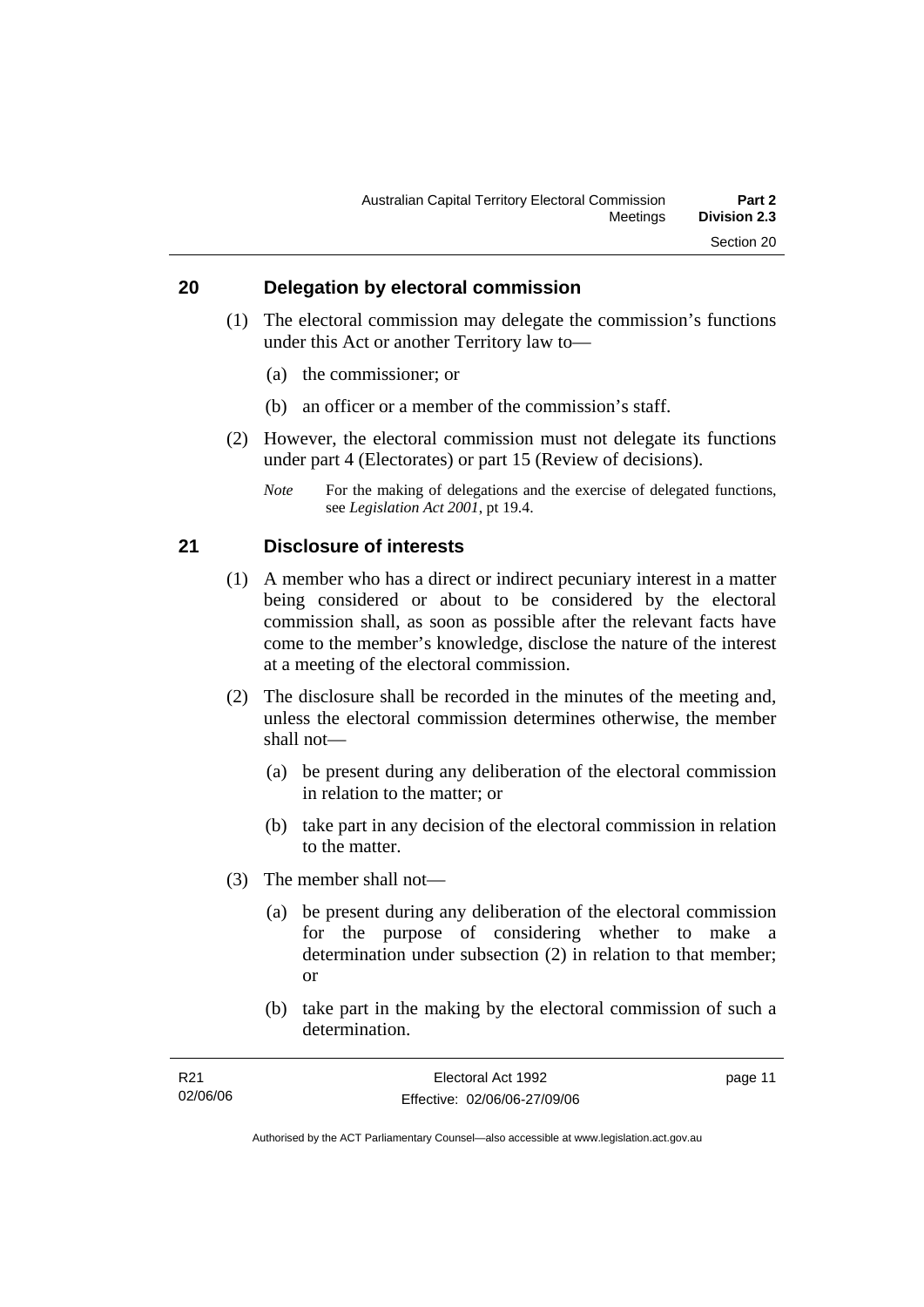## 20 Delegation by electoral commission

(1) The electoral commission may delegate the commission's functions under this Act or another Territory law to—

(a) the commissioner; or

(b) an officer or a member of the commission's staff.

(2) However, the electoral commission must not delegate its functions under part 4 (Electorates) or part 15 (Review of decisions).

*Note* For the making of delegations and the exercise of delegated functions, see *Legislation Act 2001*, pt 19.4.

## 21 Disclosure of interests

(1) A member who has a direct or indirect pecuniary interest in a matter being considered or about to be considered by the electoral commission shall, as soon as possible after the relevant facts have come to the member's knowledge, disclose the nature of the interest at a meeting of the electoral commission.

(2) The disclosure shall be recorded in the minutes of the meeting and, unless the electoral commission determines otherwise, the member shall not—

(a) be present during any deliberation of the electoral commission in relation to the matter; or

(b) take part in any decision of the electoral commission in relation to the matter.

(3) The member shall not—

(a) be present during any deliberation of the electoral commission for the purpose of considering whether to make a determination under subsection (2) in relation to that member; or

(b) take part in the making by the electoral commission of such a determination.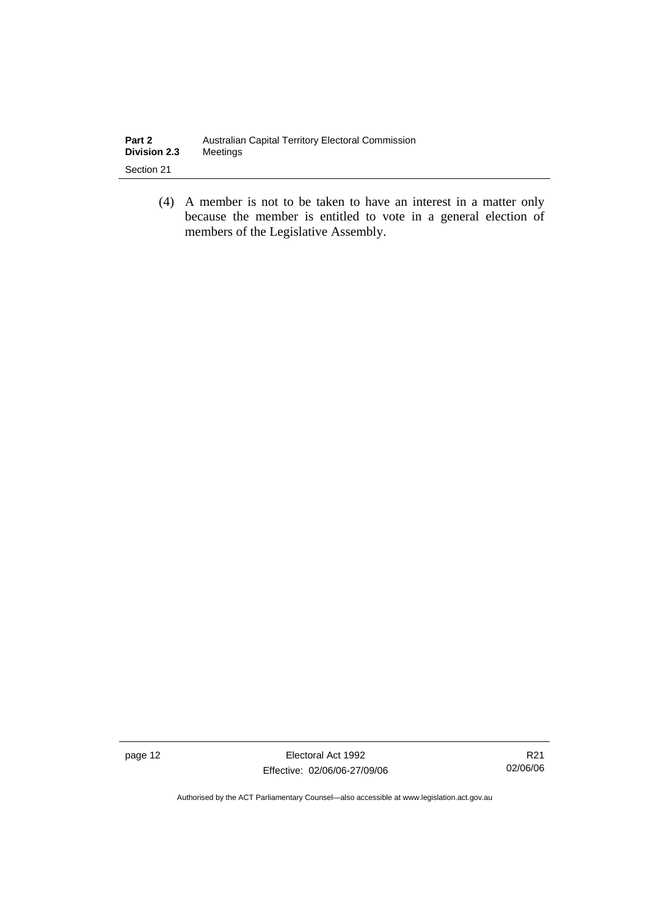(4) A member is not to be taken to have an interest in a matter only because the member is entitled to vote in a general election of members of the Legislative Assembly.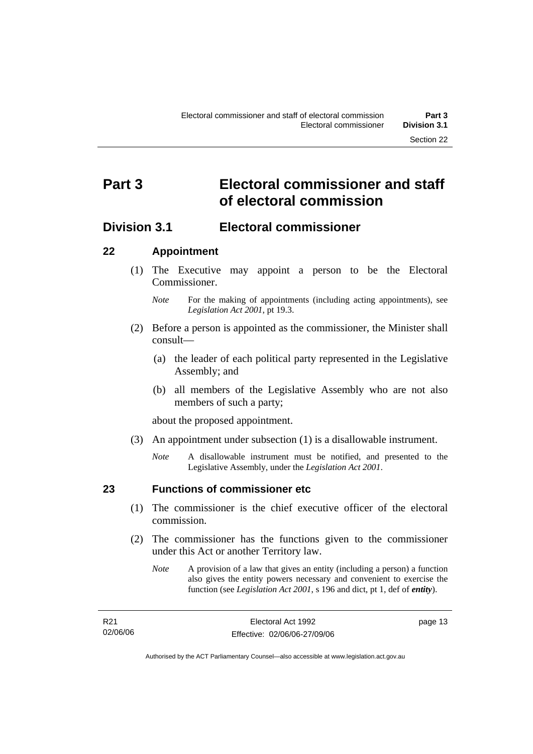# Part 3 Electoral commissioner and staff of electoral commission

## Division 3.1 Electoral commissioner

### 22 Appointment

(1) The Executive may appoint a person to be the Electoral Commissioner.

*Note* For the making of appointments (including acting appointments), see *Legislation Act 2001*, pt 19.3.

(2) Before a person is appointed as the commissioner, the Minister shall consult—

(a) the leader of each political party represented in the Legislative Assembly; and

(b) all members of the Legislative Assembly who are not also members of such a party;

about the proposed appointment.

(3) An appointment under subsection (1) is a disallowable instrument.

*Note* A disallowable instrument must be notified, and presented to the Legislative Assembly, under the *Legislation Act 2001*.

### 23 Functions of commissioner etc

(1) The commissioner is the chief executive officer of the electoral commission.

(2) The commissioner has the functions given to the commissioner under this Act or another Territory law.

*Note* A provision of a law that gives an entity (including a person) a function also gives the entity powers necessary and convenient to exercise the function (see *Legislation Act 2001*, s 196 and dict, pt 1, def of ***entity***).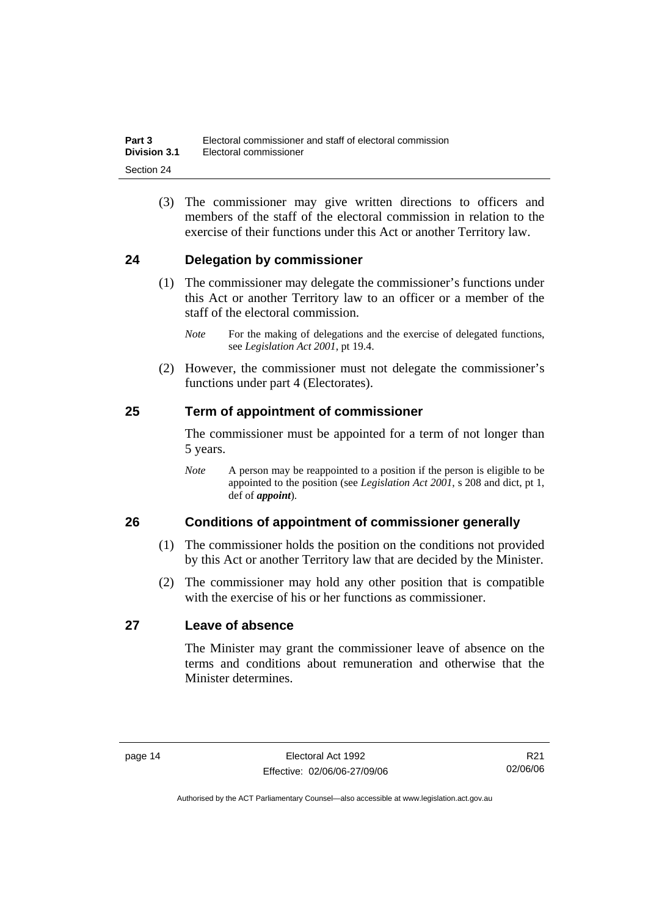(3) The commissioner may give written directions to officers and members of the staff of the electoral commission in relation to the exercise of their functions under this Act or another Territory law.

## 24 Delegation by commissioner

(1) The commissioner may delegate the commissioner's functions under this Act or another Territory law to an officer or a member of the staff of the electoral commission.

*Note* For the making of delegations and the exercise of delegated functions, see *Legislation Act 2001*, pt 19.4.

(2) However, the commissioner must not delegate the commissioner's functions under part 4 (Electorates).

## 25 Term of appointment of commissioner

The commissioner must be appointed for a term of not longer than 5 years.

*Note* A person may be reappointed to a position if the person is eligible to be appointed to the position (see *Legislation Act 2001*, s 208 and dict, pt 1, def of ***appoint***).

## 26 Conditions of appointment of commissioner generally

(1) The commissioner holds the position on the conditions not provided by this Act or another Territory law that are decided by the Minister.

(2) The commissioner may hold any other position that is compatible with the exercise of his or her functions as commissioner.

## 27 Leave of absence

The Minister may grant the commissioner leave of absence on the terms and conditions about remuneration and otherwise that the Minister determines.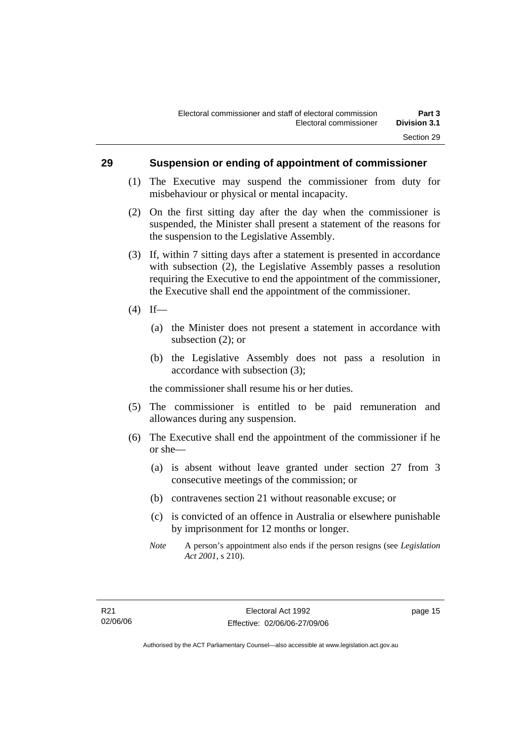## 29 Suspension or ending of appointment of commissioner

(1) The Executive may suspend the commissioner from duty for misbehaviour or physical or mental incapacity.

(2) On the first sitting day after the day when the commissioner is suspended, the Minister shall present a statement of the reasons for the suspension to the Legislative Assembly.

(3) If, within 7 sitting days after a statement is presented in accordance with subsection (2), the Legislative Assembly passes a resolution requiring the Executive to end the appointment of the commissioner, the Executive shall end the appointment of the commissioner.

(4) If—

(a) the Minister does not present a statement in accordance with subsection (2); or

(b) the Legislative Assembly does not pass a resolution in accordance with subsection (3);

the commissioner shall resume his or her duties.

(5) The commissioner is entitled to be paid remuneration and allowances during any suspension.

(6) The Executive shall end the appointment of the commissioner if he or she—

(a) is absent without leave granted under section 27 from 3 consecutive meetings of the commission; or

(b) contravenes section 21 without reasonable excuse; or

(c) is convicted of an offence in Australia or elsewhere punishable by imprisonment for 12 months or longer.

*Note* A person's appointment also ends if the person resigns (see *Legislation Act 2001*, s 210).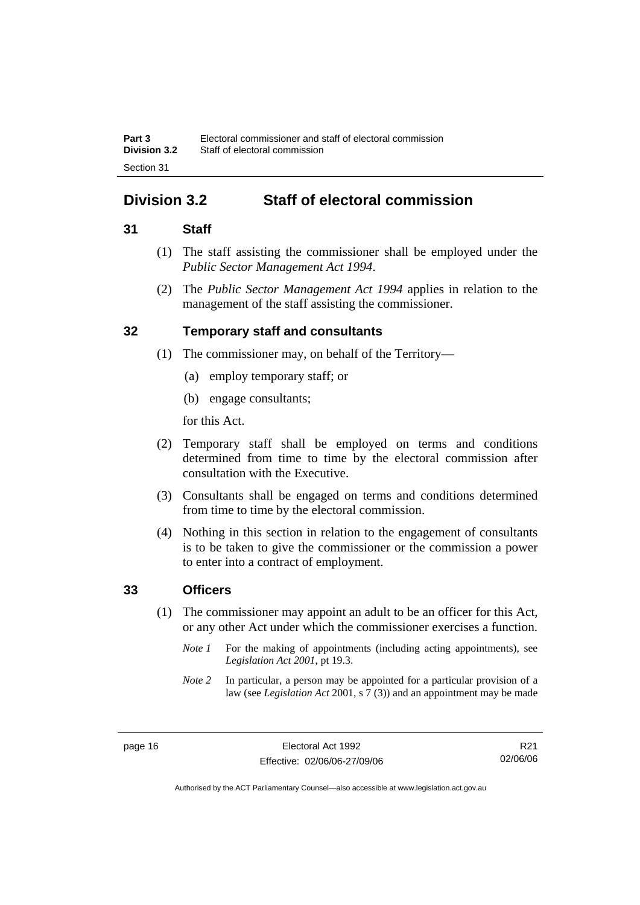## Division 3.2 Staff of electoral commission

### 31 Staff

(1) The staff assisting the commissioner shall be employed under the *Public Sector Management Act 1994*.

(2) The *Public Sector Management Act 1994* applies in relation to the management of the staff assisting the commissioner.

### 32 Temporary staff and consultants

(1) The commissioner may, on behalf of the Territory—

(a) employ temporary staff; or

(b) engage consultants;

for this Act.

(2) Temporary staff shall be employed on terms and conditions determined from time to time by the electoral commission after consultation with the Executive.

(3) Consultants shall be engaged on terms and conditions determined from time to time by the electoral commission.

(4) Nothing in this section in relation to the engagement of consultants is to be taken to give the commissioner or the commission a power to enter into a contract of employment.

### 33 Officers

(1) The commissioner may appoint an adult to be an officer for this Act, or any other Act under which the commissioner exercises a function.

*Note 1* For the making of appointments (including acting appointments), see *Legislation Act 2001*, pt 19.3.

*Note 2* In particular, a person may be appointed for a particular provision of a law (see *Legislation Act* 2001, s 7 (3)) and an appointment may be made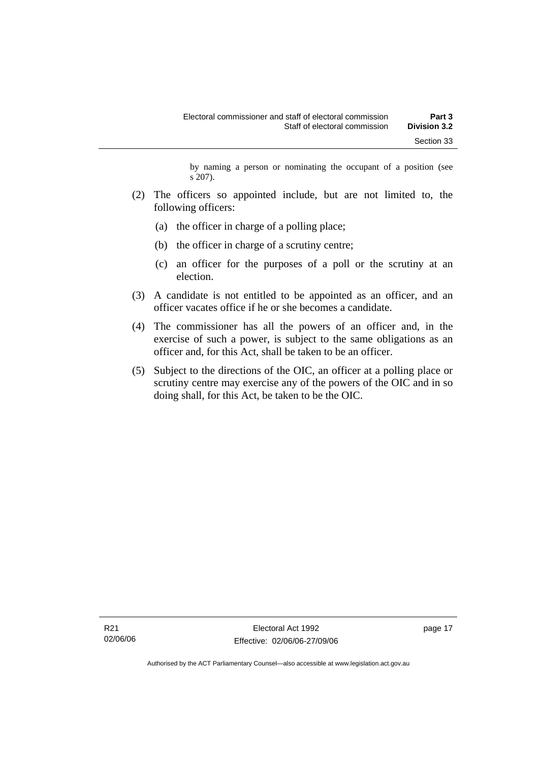by naming a person or nominating the occupant of a position (see s 207).

(2) The officers so appointed include, but are not limited to, the following officers:

(a) the officer in charge of a polling place;

(b) the officer in charge of a scrutiny centre;

(c) an officer for the purposes of a poll or the scrutiny at an election.

(3) A candidate is not entitled to be appointed as an officer, and an officer vacates office if he or she becomes a candidate.

(4) The commissioner has all the powers of an officer and, in the exercise of such a power, is subject to the same obligations as an officer and, for this Act, shall be taken to be an officer.

(5) Subject to the directions of the OIC, an officer at a polling place or scrutiny centre may exercise any of the powers of the OIC and in so doing shall, for this Act, be taken to be the OIC.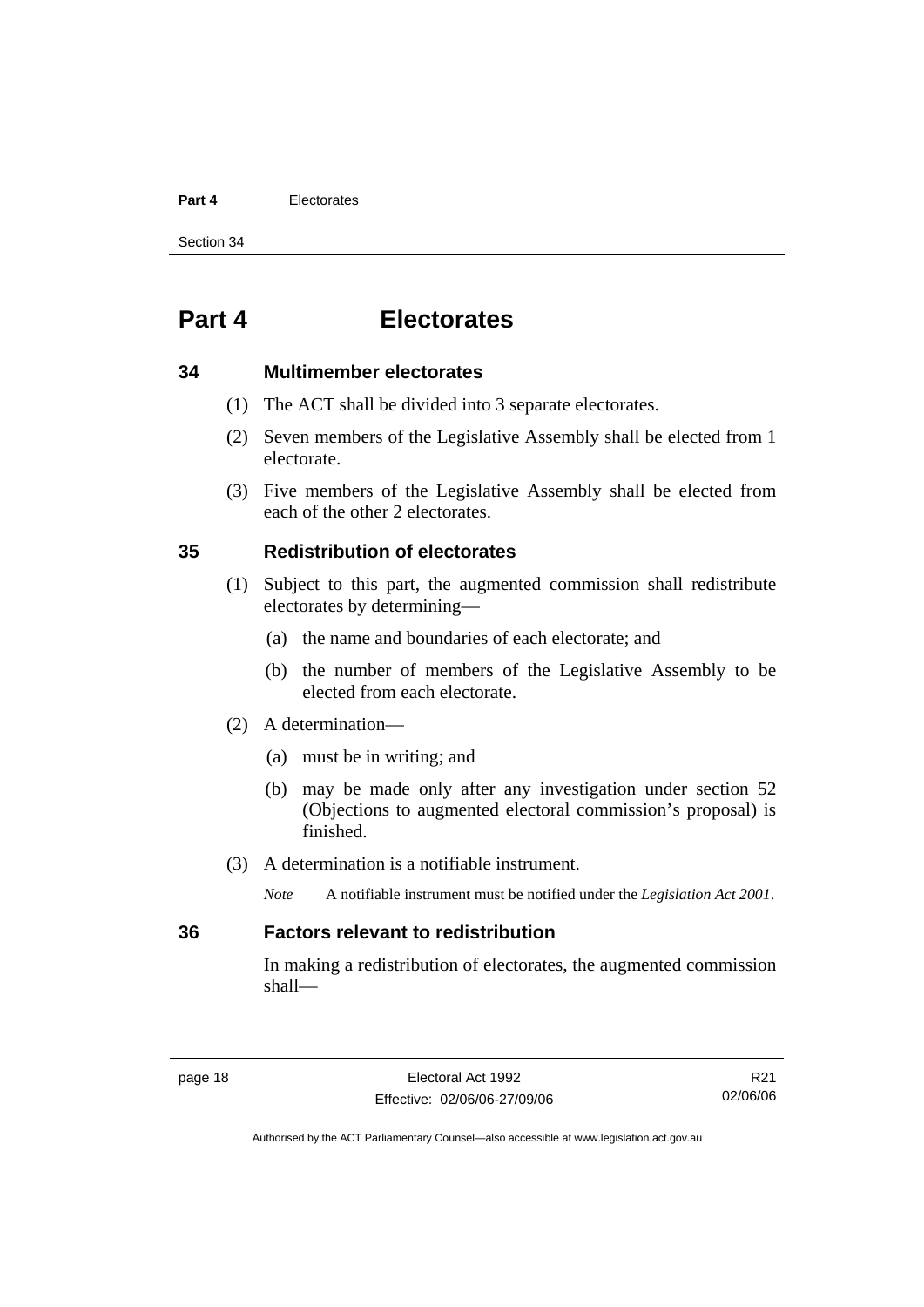# Part 4 Electorates

## 34 Multimember electorates

(1) The ACT shall be divided into 3 separate electorates.

(2) Seven members of the Legislative Assembly shall be elected from 1 electorate.

(3) Five members of the Legislative Assembly shall be elected from each of the other 2 electorates.

## 35 Redistribution of electorates

(1) Subject to this part, the augmented commission shall redistribute electorates by determining—

(a) the name and boundaries of each electorate; and

(b) the number of members of the Legislative Assembly to be elected from each electorate.

(2) A determination—

(a) must be in writing; and

(b) may be made only after any investigation under section 52 (Objections to augmented electoral commission's proposal) is finished.

(3) A determination is a notifiable instrument.

*Note* A notifiable instrument must be notified under the *Legislation Act 2001*.

## 36 Factors relevant to redistribution

In making a redistribution of electorates, the augmented commission shall—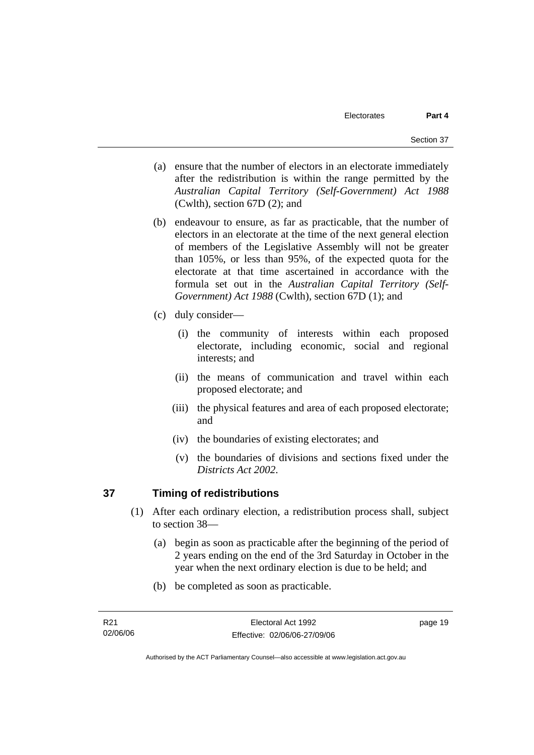(a) ensure that the number of electors in an electorate immediately after the redistribution is within the range permitted by the *Australian Capital Territory (Self-Government) Act 1988* (Cwlth), section 67D (2); and

(b) endeavour to ensure, as far as practicable, that the number of electors in an electorate at the time of the next general election of members of the Legislative Assembly will not be greater than 105%, or less than 95%, of the expected quota for the electorate at that time ascertained in accordance with the formula set out in the *Australian Capital Territory (Self-Government) Act 1988* (Cwlth), section 67D (1); and

(c) duly consider—

(i) the community of interests within each proposed electorate, including economic, social and regional interests; and

(ii) the means of communication and travel within each proposed electorate; and

(iii) the physical features and area of each proposed electorate; and

(iv) the boundaries of existing electorates; and

(v) the boundaries of divisions and sections fixed under the *Districts Act 2002*.

## 37 Timing of redistributions

(1) After each ordinary election, a redistribution process shall, subject to section 38—

(a) begin as soon as practicable after the beginning of the period of 2 years ending on the end of the 3rd Saturday in October in the year when the next ordinary election is due to be held; and

(b) be completed as soon as practicable.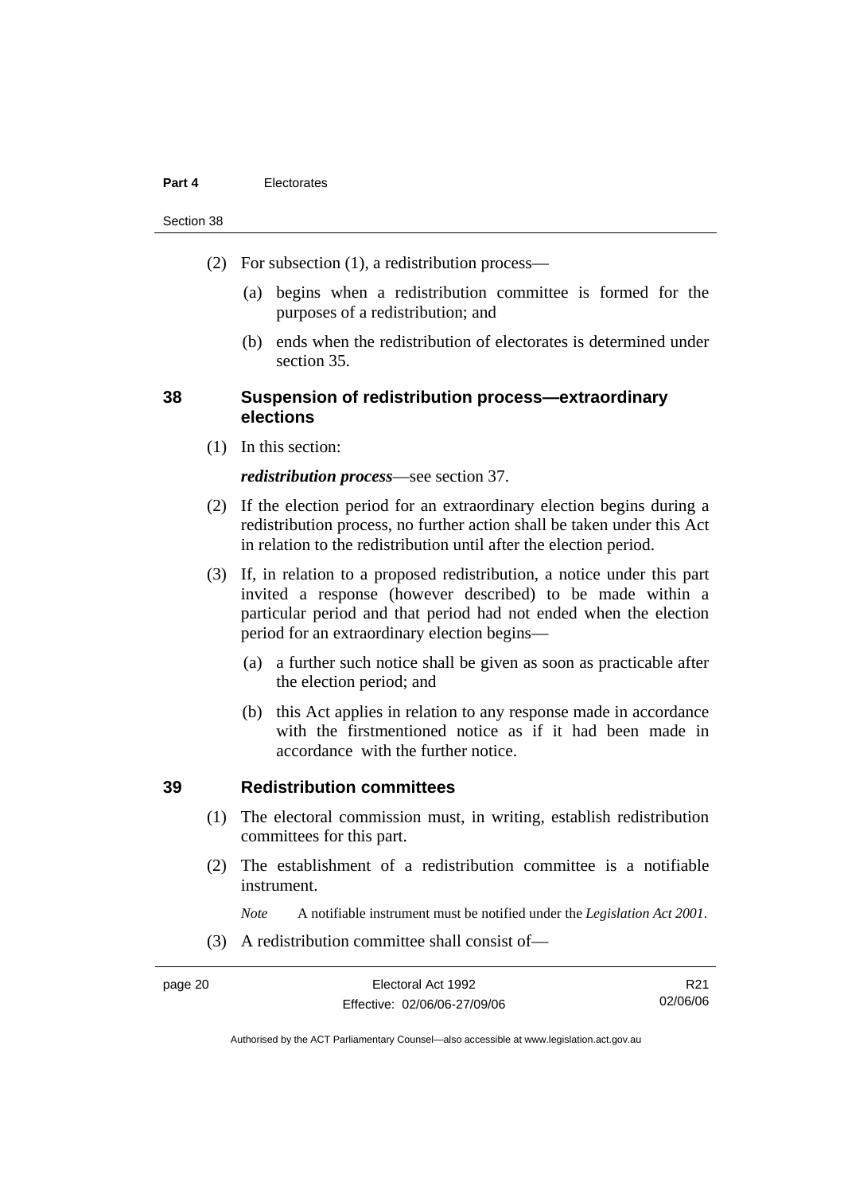(2) For subsection (1), a redistribution process—

(a) begins when a redistribution committee is formed for the purposes of a redistribution; and

(b) ends when the redistribution of electorates is determined under section 35.

## 38 Suspension of redistribution process—extraordinary elections

(1) In this section:

***redistribution process***—see section 37.

(2) If the election period for an extraordinary election begins during a redistribution process, no further action shall be taken under this Act in relation to the redistribution until after the election period.

(3) If, in relation to a proposed redistribution, a notice under this part invited a response (however described) to be made within a particular period and that period had not ended when the election period for an extraordinary election begins—

(a) a further such notice shall be given as soon as practicable after the election period; and

(b) this Act applies in relation to any response made in accordance with the firstmentioned notice as if it had been made in accordance with the further notice.

## 39 Redistribution committees

(1) The electoral commission must, in writing, establish redistribution committees for this part.

(2) The establishment of a redistribution committee is a notifiable instrument.

*Note* A notifiable instrument must be notified under the *Legislation Act 2001*.

(3) A redistribution committee shall consist of—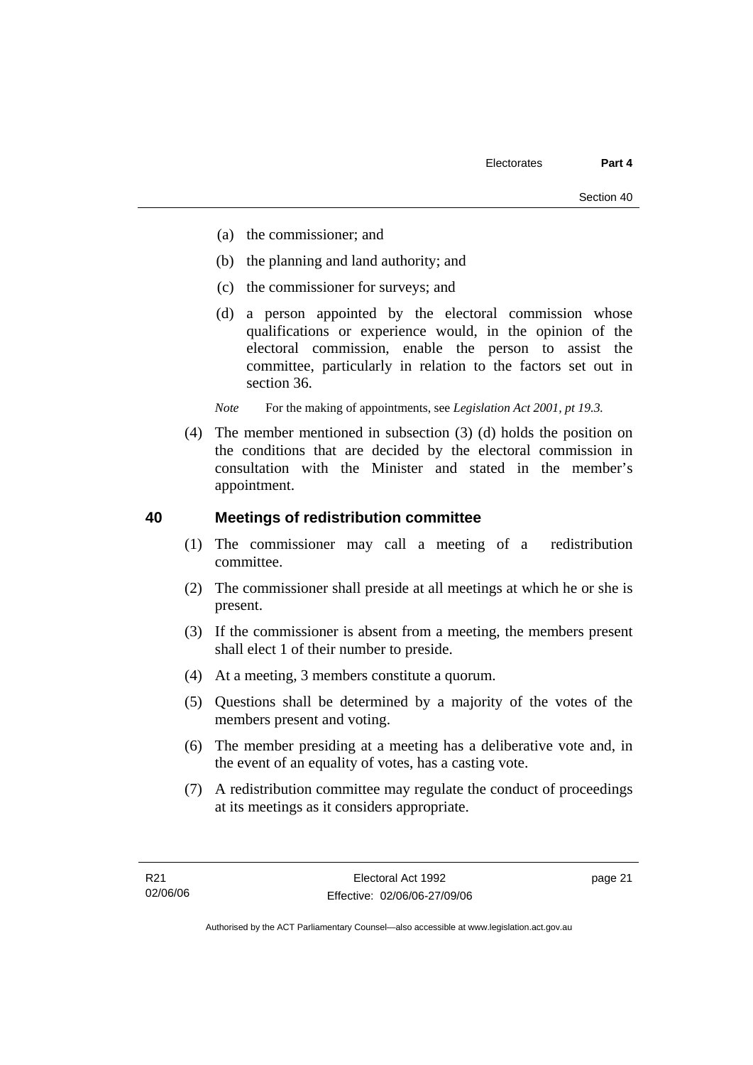(a) the commissioner; and

(b) the planning and land authority; and

(c) the commissioner for surveys; and

(d) a person appointed by the electoral commission whose qualifications or experience would, in the opinion of the electoral commission, enable the person to assist the committee, particularly in relation to the factors set out in section 36.

*Note* For the making of appointments, see *Legislation Act 2001, pt 19.3.*

(4) The member mentioned in subsection (3) (d) holds the position on the conditions that are decided by the electoral commission in consultation with the Minister and stated in the member's appointment.

## 40 Meetings of redistribution committee

(1) The commissioner may call a meeting of a redistribution committee.

(2) The commissioner shall preside at all meetings at which he or she is present.

(3) If the commissioner is absent from a meeting, the members present shall elect 1 of their number to preside.

(4) At a meeting, 3 members constitute a quorum.

(5) Questions shall be determined by a majority of the votes of the members present and voting.

(6) The member presiding at a meeting has a deliberative vote and, in the event of an equality of votes, has a casting vote.

(7) A redistribution committee may regulate the conduct of proceedings at its meetings as it considers appropriate.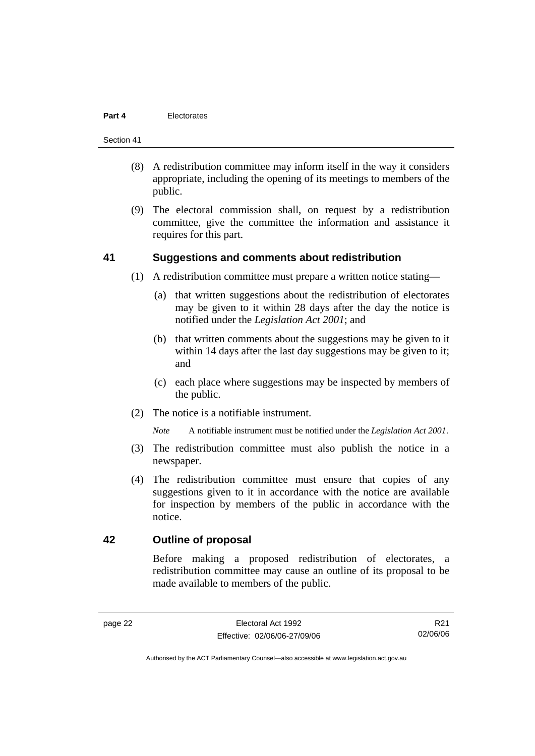(8) A redistribution committee may inform itself in the way it considers appropriate, including the opening of its meetings to members of the public.

(9) The electoral commission shall, on request by a redistribution committee, give the committee the information and assistance it requires for this part.

## 41 Suggestions and comments about redistribution

(1) A redistribution committee must prepare a written notice stating—

(a) that written suggestions about the redistribution of electorates may be given to it within 28 days after the day the notice is notified under the *Legislation Act 2001*; and

(b) that written comments about the suggestions may be given to it within 14 days after the last day suggestions may be given to it; and

(c) each place where suggestions may be inspected by members of the public.

(2) The notice is a notifiable instrument.

*Note* A notifiable instrument must be notified under the *Legislation Act 2001*.

(3) The redistribution committee must also publish the notice in a newspaper.

(4) The redistribution committee must ensure that copies of any suggestions given to it in accordance with the notice are available for inspection by members of the public in accordance with the notice.

## 42 Outline of proposal

Before making a proposed redistribution of electorates, a redistribution committee may cause an outline of its proposal to be made available to members of the public.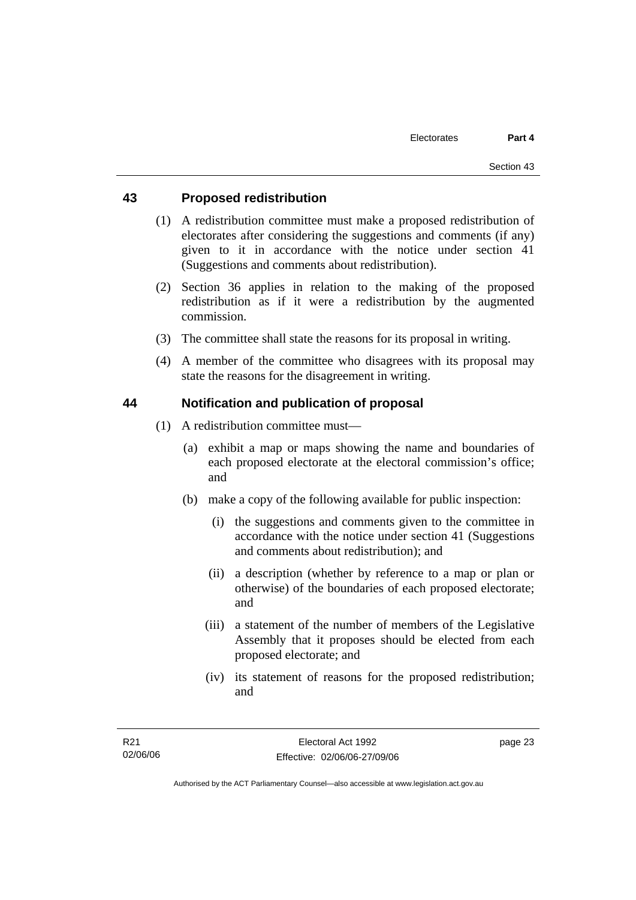## 43 Proposed redistribution

(1) A redistribution committee must make a proposed redistribution of electorates after considering the suggestions and comments (if any) given to it in accordance with the notice under section 41 (Suggestions and comments about redistribution).

(2) Section 36 applies in relation to the making of the proposed redistribution as if it were a redistribution by the augmented commission.

(3) The committee shall state the reasons for its proposal in writing.

(4) A member of the committee who disagrees with its proposal may state the reasons for the disagreement in writing.

## 44 Notification and publication of proposal

(1) A redistribution committee must—

(a) exhibit a map or maps showing the name and boundaries of each proposed electorate at the electoral commission's office; and

(b) make a copy of the following available for public inspection:

(i) the suggestions and comments given to the committee in accordance with the notice under section 41 (Suggestions and comments about redistribution); and

(ii) a description (whether by reference to a map or plan or otherwise) of the boundaries of each proposed electorate; and

(iii) a statement of the number of members of the Legislative Assembly that it proposes should be elected from each proposed electorate; and

(iv) its statement of reasons for the proposed redistribution; and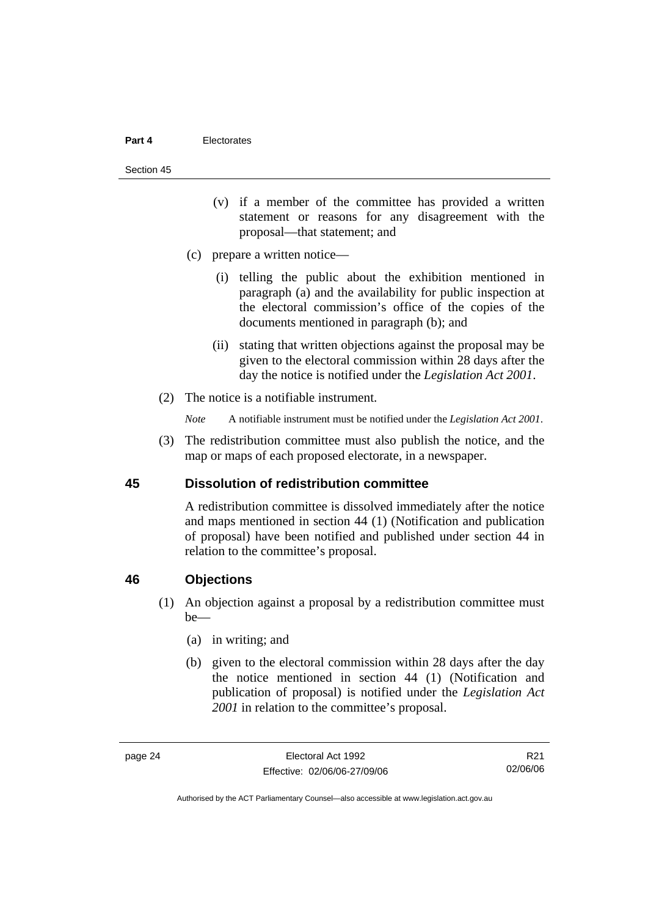(v) if a member of the committee has provided a written statement or reasons for any disagreement with the proposal—that statement; and

(c) prepare a written notice—

(i) telling the public about the exhibition mentioned in paragraph (a) and the availability for public inspection at the electoral commission's office of the copies of the documents mentioned in paragraph (b); and

(ii) stating that written objections against the proposal may be given to the electoral commission within 28 days after the day the notice is notified under the *Legislation Act 2001*.

(2) The notice is a notifiable instrument.

*Note* A notifiable instrument must be notified under the *Legislation Act 2001*.

(3) The redistribution committee must also publish the notice, and the map or maps of each proposed electorate, in a newspaper.

## 45 Dissolution of redistribution committee

A redistribution committee is dissolved immediately after the notice and maps mentioned in section 44 (1) (Notification and publication of proposal) have been notified and published under section 44 in relation to the committee's proposal.

## 46 Objections

(1) An objection against a proposal by a redistribution committee must be—

(a) in writing; and

(b) given to the electoral commission within 28 days after the day the notice mentioned in section 44 (1) (Notification and publication of proposal) is notified under the *Legislation Act 2001* in relation to the committee's proposal.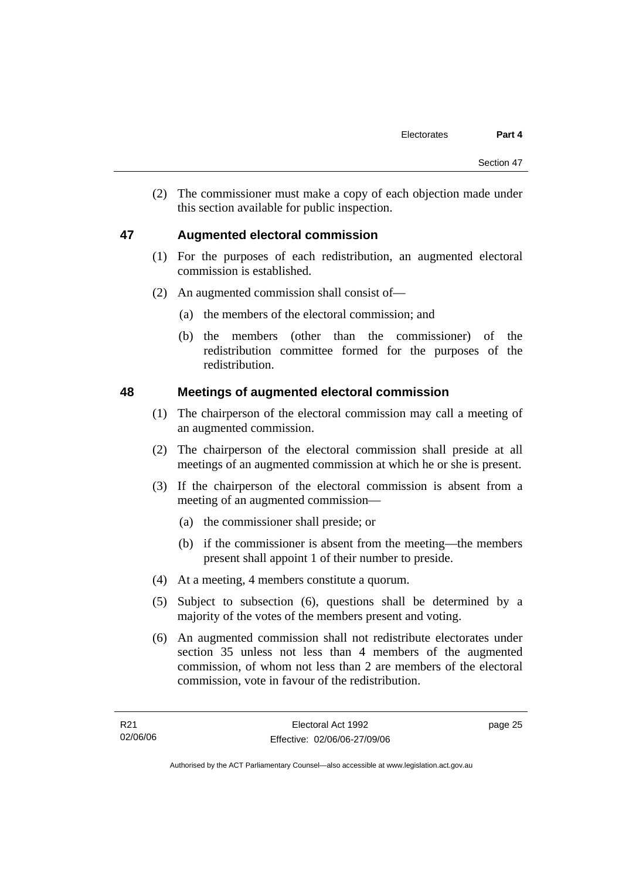(2) The commissioner must make a copy of each objection made under this section available for public inspection.

## 47 Augmented electoral commission

(1) For the purposes of each redistribution, an augmented electoral commission is established.

(2) An augmented commission shall consist of—

(a) the members of the electoral commission; and

(b) the members (other than the commissioner) of the redistribution committee formed for the purposes of the redistribution.

## 48 Meetings of augmented electoral commission

(1) The chairperson of the electoral commission may call a meeting of an augmented commission.

(2) The chairperson of the electoral commission shall preside at all meetings of an augmented commission at which he or she is present.

(3) If the chairperson of the electoral commission is absent from a meeting of an augmented commission—

(a) the commissioner shall preside; or

(b) if the commissioner is absent from the meeting—the members present shall appoint 1 of their number to preside.

(4) At a meeting, 4 members constitute a quorum.

(5) Subject to subsection (6), questions shall be determined by a majority of the votes of the members present and voting.

(6) An augmented commission shall not redistribute electorates under section 35 unless not less than 4 members of the augmented commission, of whom not less than 2 are members of the electoral commission, vote in favour of the redistribution.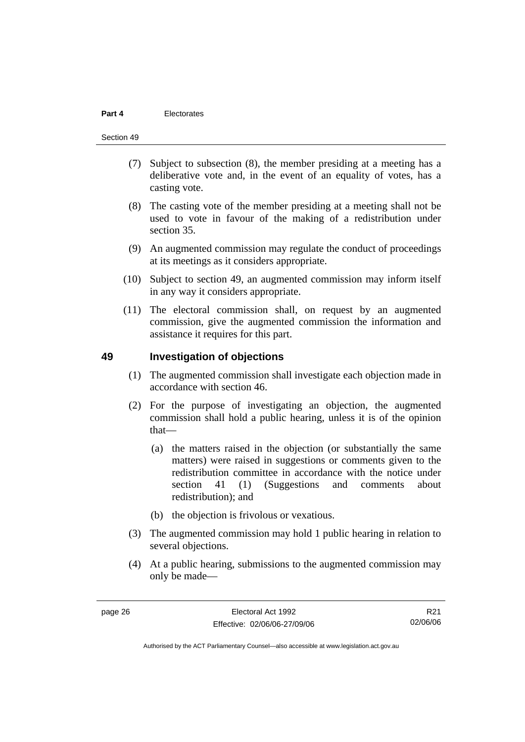(7) Subject to subsection (8), the member presiding at a meeting has a deliberative vote and, in the event of an equality of votes, has a casting vote.

(8) The casting vote of the member presiding at a meeting shall not be used to vote in favour of the making of a redistribution under section 35.

(9) An augmented commission may regulate the conduct of proceedings at its meetings as it considers appropriate.

(10) Subject to section 49, an augmented commission may inform itself in any way it considers appropriate.

(11) The electoral commission shall, on request by an augmented commission, give the augmented commission the information and assistance it requires for this part.

## 49 Investigation of objections

(1) The augmented commission shall investigate each objection made in accordance with section 46.

(2) For the purpose of investigating an objection, the augmented commission shall hold a public hearing, unless it is of the opinion that—

- (a) the matters raised in the objection (or substantially the same matters) were raised in suggestions or comments given to the redistribution committee in accordance with the notice under section 41 (1) (Suggestions and comments about redistribution); and
- (b) the objection is frivolous or vexatious.

(3) The augmented commission may hold 1 public hearing in relation to several objections.

(4) At a public hearing, submissions to the augmented commission may only be made—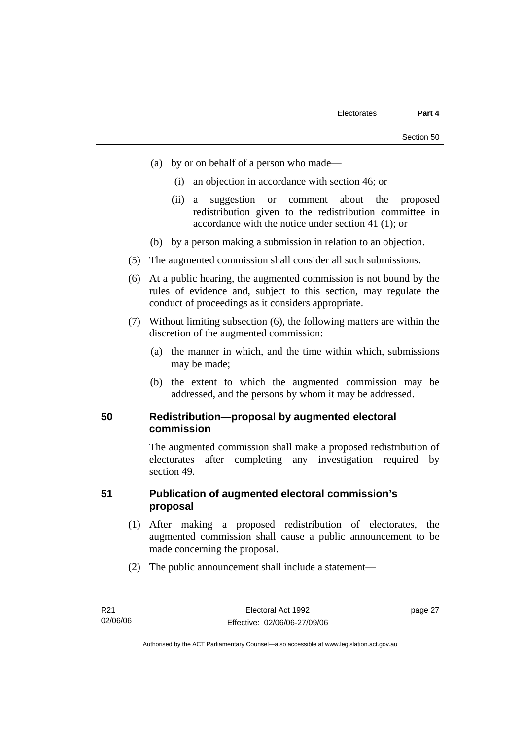(a) by or on behalf of a person who made—

   (i) an objection in accordance with section 46; or

   (ii) a suggestion or comment about the proposed redistribution given to the redistribution committee in accordance with the notice under section 41 (1); or

(b) by a person making a submission in relation to an objection.

(5) The augmented commission shall consider all such submissions.

(6) At a public hearing, the augmented commission is not bound by the rules of evidence and, subject to this section, may regulate the conduct of proceedings as it considers appropriate.

(7) Without limiting subsection (6), the following matters are within the discretion of the augmented commission:

   (a) the manner in which, and the time within which, submissions may be made;

   (b) the extent to which the augmented commission may be addressed, and the persons by whom it may be addressed.

## 50 Redistribution—proposal by augmented electoral commission

The augmented commission shall make a proposed redistribution of electorates after completing any investigation required by section 49.

## 51 Publication of augmented electoral commission's proposal

(1) After making a proposed redistribution of electorates, the augmented commission shall cause a public announcement to be made concerning the proposal.

(2) The public announcement shall include a statement—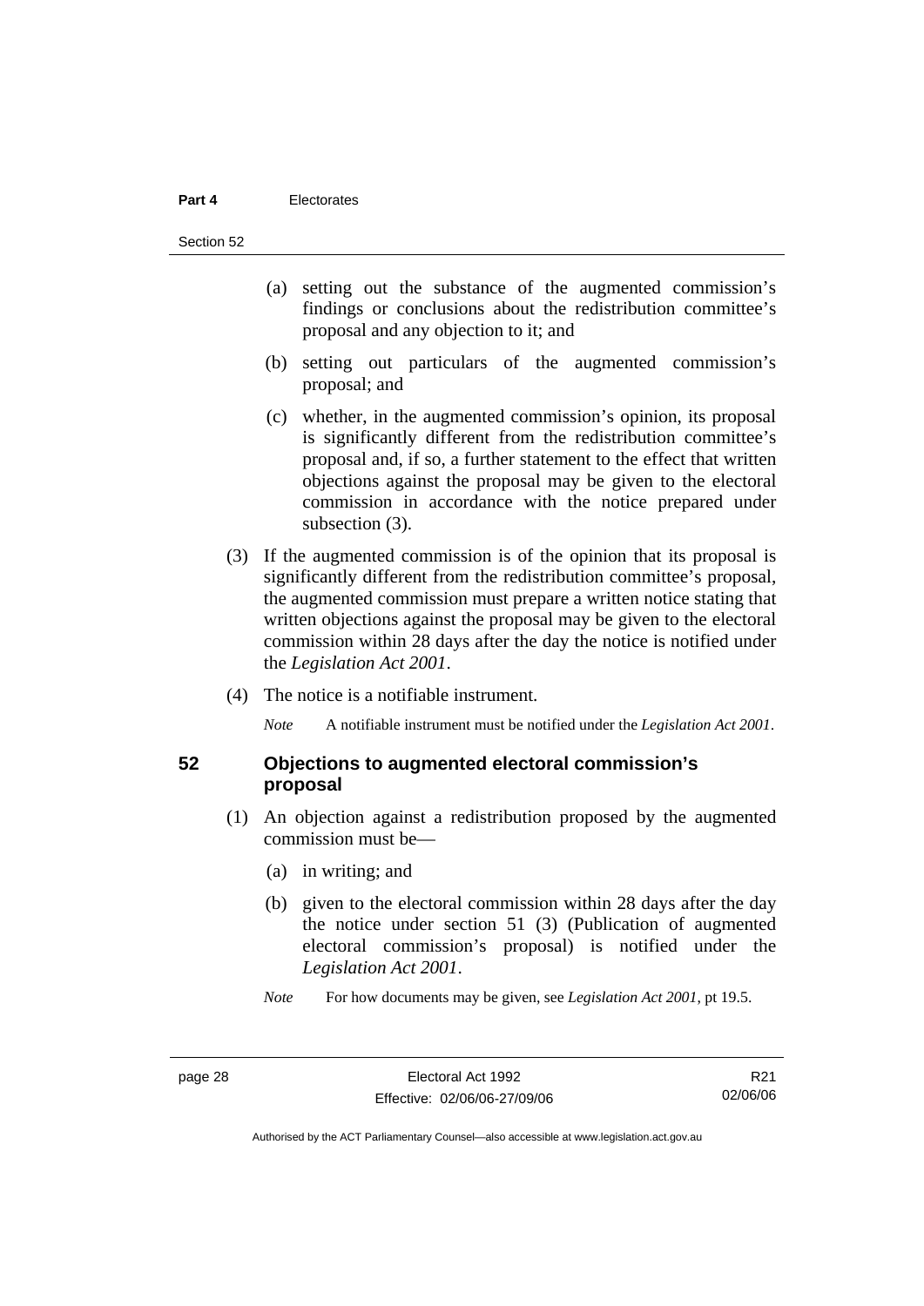(a) setting out the substance of the augmented commission's findings or conclusions about the redistribution committee's proposal and any objection to it; and

(b) setting out particulars of the augmented commission's proposal; and

(c) whether, in the augmented commission's opinion, its proposal is significantly different from the redistribution committee's proposal and, if so, a further statement to the effect that written objections against the proposal may be given to the electoral commission in accordance with the notice prepared under subsection (3).

(3) If the augmented commission is of the opinion that its proposal is significantly different from the redistribution committee's proposal, the augmented commission must prepare a written notice stating that written objections against the proposal may be given to the electoral commission within 28 days after the day the notice is notified under the *Legislation Act 2001*.

(4) The notice is a notifiable instrument.

*Note* A notifiable instrument must be notified under the *Legislation Act 2001*.

## 52 Objections to augmented electoral commission's proposal

(1) An objection against a redistribution proposed by the augmented commission must be—

(a) in writing; and

(b) given to the electoral commission within 28 days after the day the notice under section 51 (3) (Publication of augmented electoral commission's proposal) is notified under the *Legislation Act 2001*.

*Note* For how documents may be given, see *Legislation Act 2001*, pt 19.5.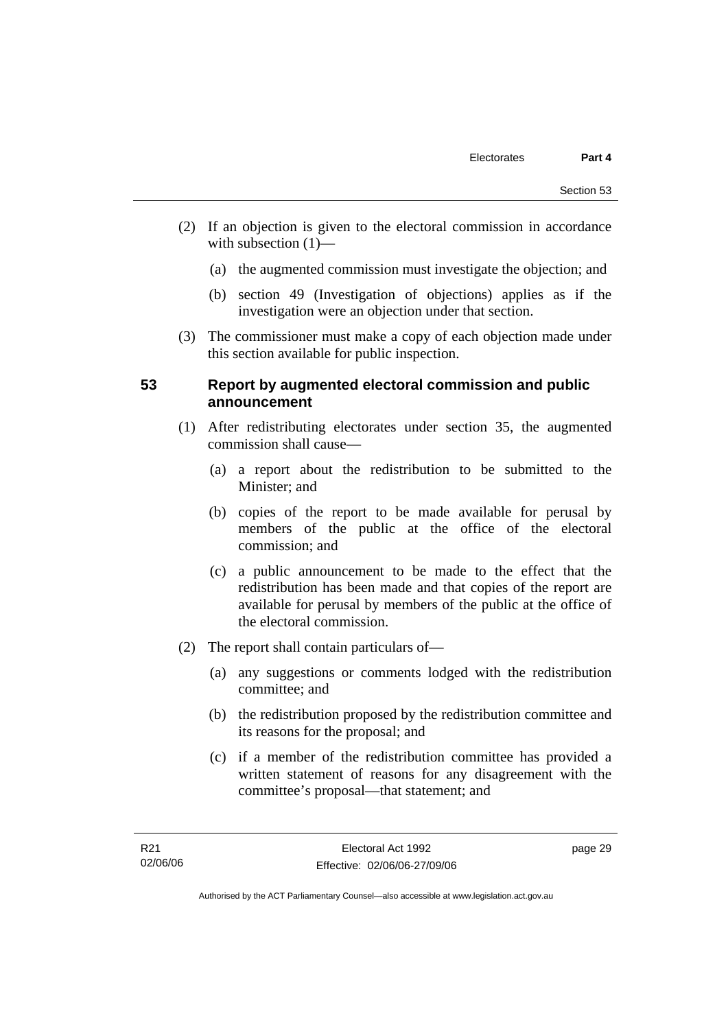(2) If an objection is given to the electoral commission in accordance with subsection (1)—

(a) the augmented commission must investigate the objection; and

(b) section 49 (Investigation of objections) applies as if the investigation were an objection under that section.

(3) The commissioner must make a copy of each objection made under this section available for public inspection.

## 53 Report by augmented electoral commission and public announcement

(1) After redistributing electorates under section 35, the augmented commission shall cause—

(a) a report about the redistribution to be submitted to the Minister; and

(b) copies of the report to be made available for perusal by members of the public at the office of the electoral commission; and

(c) a public announcement to be made to the effect that the redistribution has been made and that copies of the report are available for perusal by members of the public at the office of the electoral commission.

(2) The report shall contain particulars of—

(a) any suggestions or comments lodged with the redistribution committee; and

(b) the redistribution proposed by the redistribution committee and its reasons for the proposal; and

(c) if a member of the redistribution committee has provided a written statement of reasons for any disagreement with the committee's proposal—that statement; and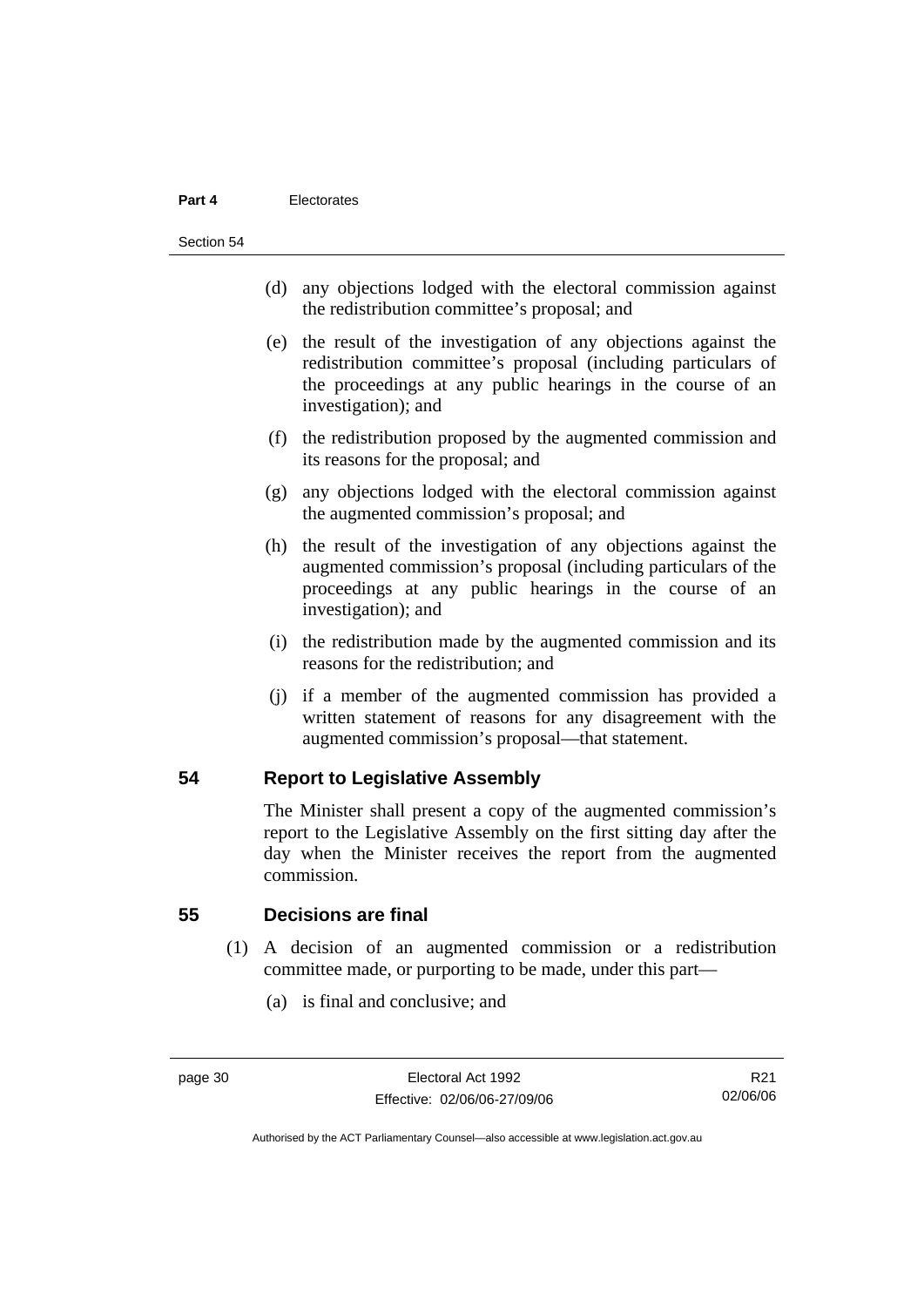(d) any objections lodged with the electoral commission against the redistribution committee's proposal; and

(e) the result of the investigation of any objections against the redistribution committee's proposal (including particulars of the proceedings at any public hearings in the course of an investigation); and

(f) the redistribution proposed by the augmented commission and its reasons for the proposal; and

(g) any objections lodged with the electoral commission against the augmented commission's proposal; and

(h) the result of the investigation of any objections against the augmented commission's proposal (including particulars of the proceedings at any public hearings in the course of an investigation); and

(i) the redistribution made by the augmented commission and its reasons for the redistribution; and

(j) if a member of the augmented commission has provided a written statement of reasons for any disagreement with the augmented commission's proposal—that statement.

## 54 Report to Legislative Assembly

The Minister shall present a copy of the augmented commission's report to the Legislative Assembly on the first sitting day after the day when the Minister receives the report from the augmented commission.

## 55 Decisions are final

(1) A decision of an augmented commission or a redistribution committee made, or purporting to be made, under this part—

(a) is final and conclusive; and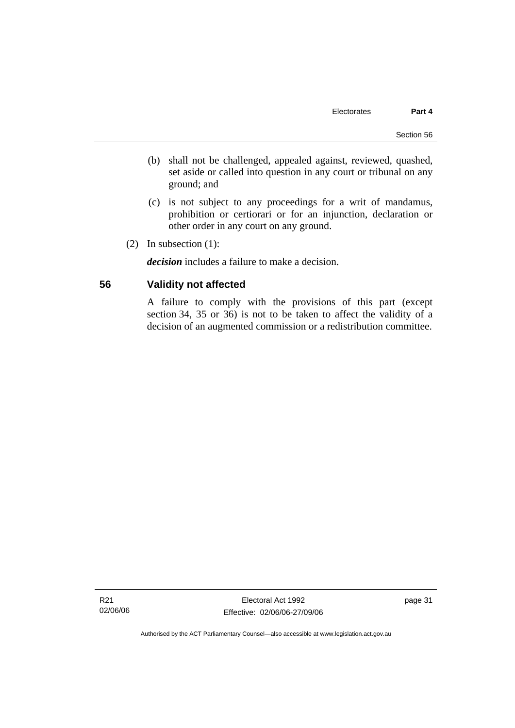(b) shall not be challenged, appealed against, reviewed, quashed, set aside or called into question in any court or tribunal on any ground; and

(c) is not subject to any proceedings for a writ of mandamus, prohibition or certiorari or for an injunction, declaration or other order in any court on any ground.

(2) In subsection (1):

***decision*** includes a failure to make a decision.

## 56 Validity not affected

A failure to comply with the provisions of this part (except section 34, 35 or 36) is not to be taken to affect the validity of a decision of an augmented commission or a redistribution committee.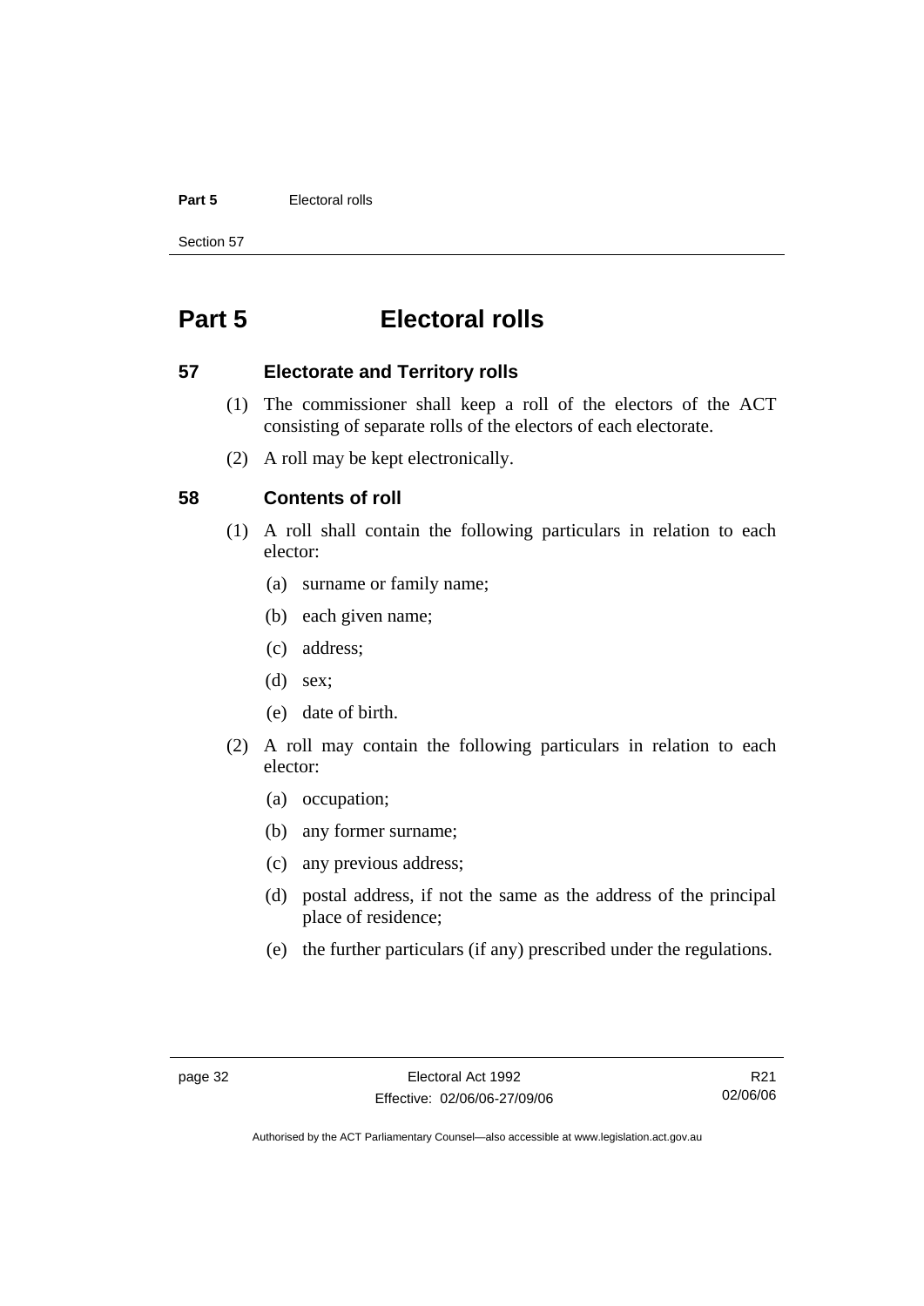# Part 5 Electoral rolls

## 57 Electorate and Territory rolls

(1) The commissioner shall keep a roll of the electors of the ACT consisting of separate rolls of the electors of each electorate.

(2) A roll may be kept electronically.

## 58 Contents of roll

(1) A roll shall contain the following particulars in relation to each elector:

- (a) surname or family name;
- (b) each given name;
- (c) address;
- (d) sex;
- (e) date of birth.

(2) A roll may contain the following particulars in relation to each elector:

- (a) occupation;
- (b) any former surname;
- (c) any previous address;
- (d) postal address, if not the same as the address of the principal place of residence;
- (e) the further particulars (if any) prescribed under the regulations.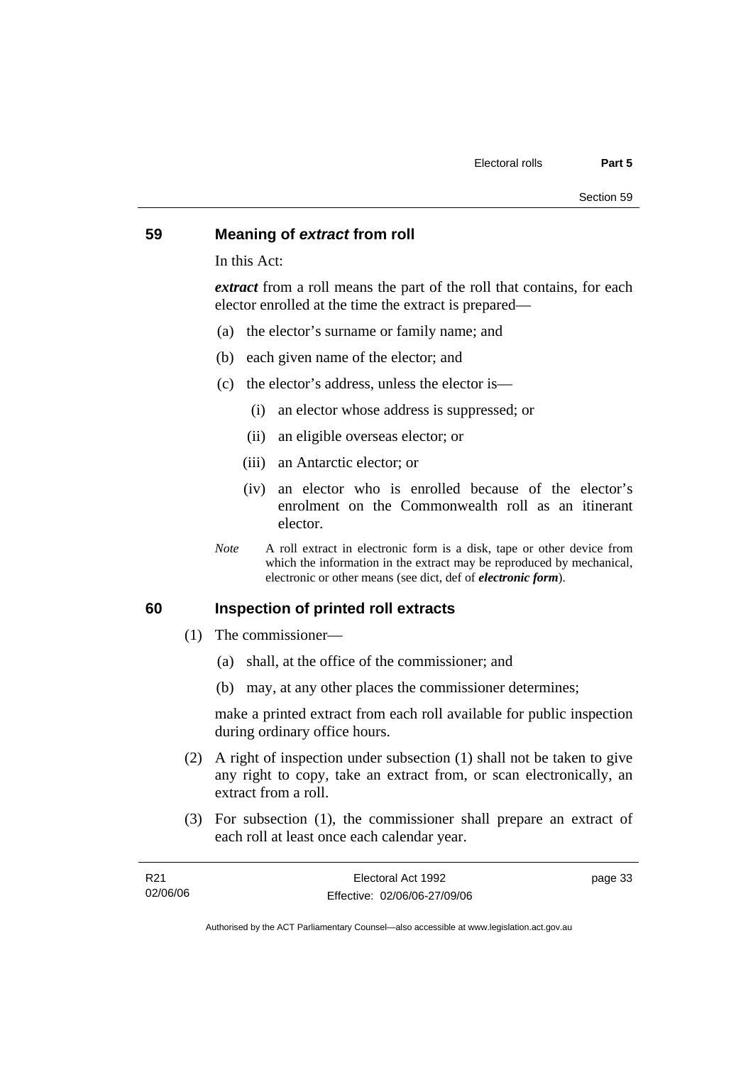## 59 Meaning of *extract* from roll

In this Act:

***extract*** from a roll means the part of the roll that contains, for each elector enrolled at the time the extract is prepared—

(a) the elector's surname or family name; and

(b) each given name of the elector; and

(c) the elector's address, unless the elector is—

  (i) an elector whose address is suppressed; or

  (ii) an eligible overseas elector; or

  (iii) an Antarctic elector; or

  (iv) an elector who is enrolled because of the elector's enrolment on the Commonwealth roll as an itinerant elector.

*Note* A roll extract in electronic form is a disk, tape or other device from which the information in the extract may be reproduced by mechanical, electronic or other means (see dict, def of ***electronic form***).

## 60 Inspection of printed roll extracts

(1) The commissioner—

  (a) shall, at the office of the commissioner; and

  (b) may, at any other places the commissioner determines;

make a printed extract from each roll available for public inspection during ordinary office hours.

(2) A right of inspection under subsection (1) shall not be taken to give any right to copy, take an extract from, or scan electronically, an extract from a roll.

(3) For subsection (1), the commissioner shall prepare an extract of each roll at least once each calendar year.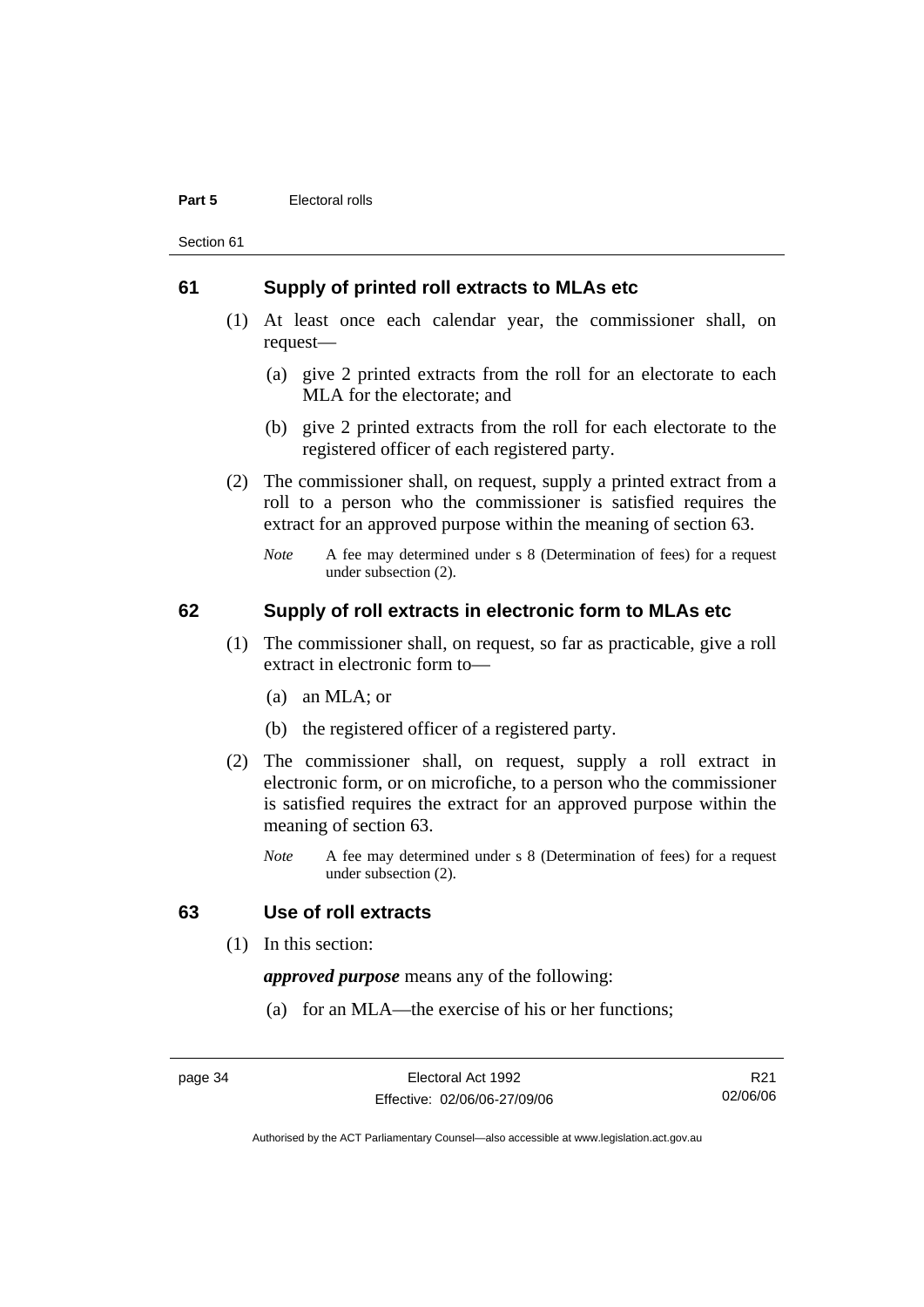## 61 Supply of printed roll extracts to MLAs etc

(1) At least once each calendar year, the commissioner shall, on request—

(a) give 2 printed extracts from the roll for an electorate to each MLA for the electorate; and

(b) give 2 printed extracts from the roll for each electorate to the registered officer of each registered party.

(2) The commissioner shall, on request, supply a printed extract from a roll to a person who the commissioner is satisfied requires the extract for an approved purpose within the meaning of section 63.

*Note* A fee may determined under s 8 (Determination of fees) for a request under subsection (2).

## 62 Supply of roll extracts in electronic form to MLAs etc

(1) The commissioner shall, on request, so far as practicable, give a roll extract in electronic form to—

(a) an MLA; or

(b) the registered officer of a registered party.

(2) The commissioner shall, on request, supply a roll extract in electronic form, or on microfiche, to a person who the commissioner is satisfied requires the extract for an approved purpose within the meaning of section 63.

*Note* A fee may determined under s 8 (Determination of fees) for a request under subsection (2).

## 63 Use of roll extracts

(1) In this section:

***approved purpose*** means any of the following:

(a) for an MLA—the exercise of his or her functions;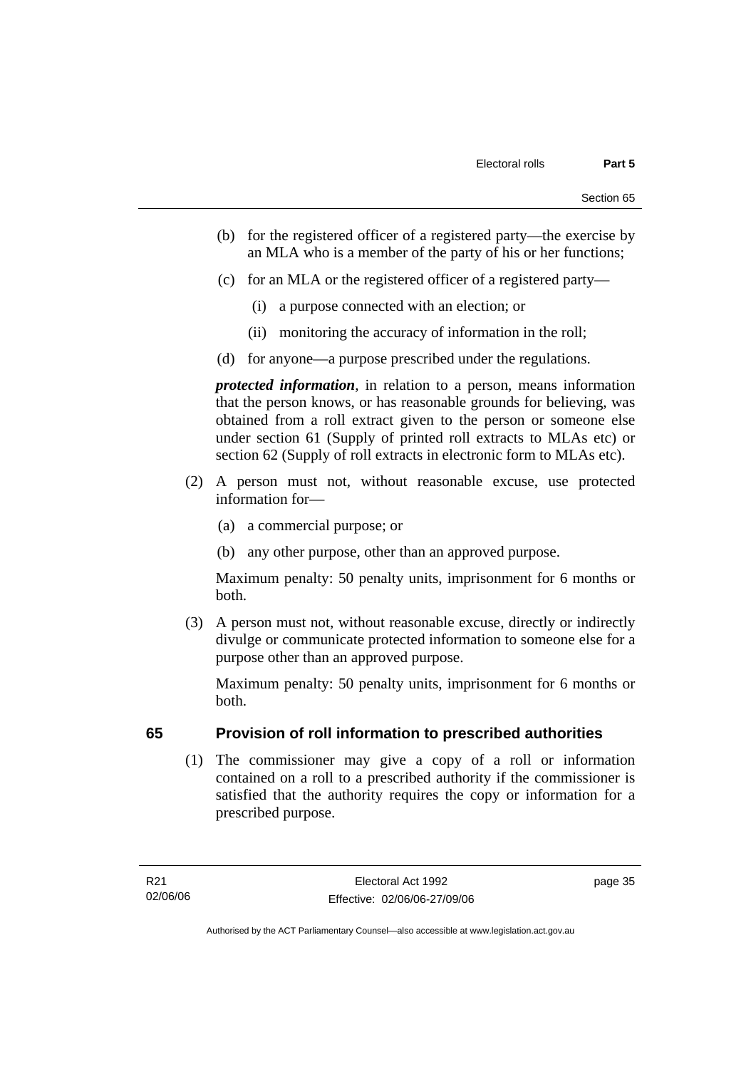(b) for the registered officer of a registered party—the exercise by an MLA who is a member of the party of his or her functions;

(c) for an MLA or the registered officer of a registered party—

(i) a purpose connected with an election; or

(ii) monitoring the accuracy of information in the roll;

(d) for anyone—a purpose prescribed under the regulations.

***protected information***, in relation to a person, means information that the person knows, or has reasonable grounds for believing, was obtained from a roll extract given to the person or someone else under section 61 (Supply of printed roll extracts to MLAs etc) or section 62 (Supply of roll extracts in electronic form to MLAs etc).

(2) A person must not, without reasonable excuse, use protected information for—

(a) a commercial purpose; or

(b) any other purpose, other than an approved purpose.

Maximum penalty: 50 penalty units, imprisonment for 6 months or both.

(3) A person must not, without reasonable excuse, directly or indirectly divulge or communicate protected information to someone else for a purpose other than an approved purpose.

Maximum penalty: 50 penalty units, imprisonment for 6 months or both.

## 65 Provision of roll information to prescribed authorities

(1) The commissioner may give a copy of a roll or information contained on a roll to a prescribed authority if the commissioner is satisfied that the authority requires the copy or information for a prescribed purpose.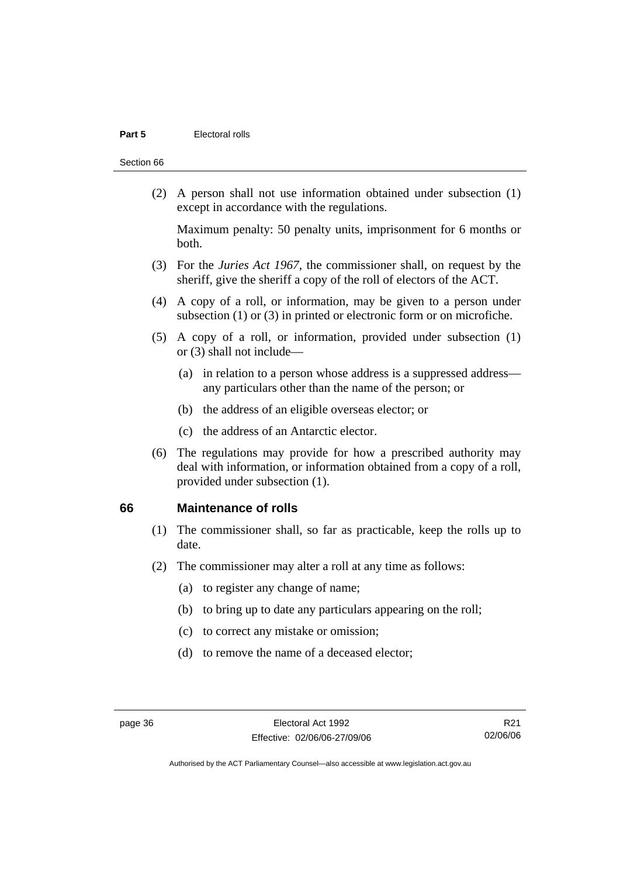(2) A person shall not use information obtained under subsection (1) except in accordance with the regulations.

Maximum penalty: 50 penalty units, imprisonment for 6 months or both.

(3) For the *Juries Act 1967*, the commissioner shall, on request by the sheriff, give the sheriff a copy of the roll of electors of the ACT.

(4) A copy of a roll, or information, may be given to a person under subsection (1) or (3) in printed or electronic form or on microfiche.

(5) A copy of a roll, or information, provided under subsection (1) or (3) shall not include—

(a) in relation to a person whose address is a suppressed address—any particulars other than the name of the person; or

(b) the address of an eligible overseas elector; or

(c) the address of an Antarctic elector.

(6) The regulations may provide for how a prescribed authority may deal with information, or information obtained from a copy of a roll, provided under subsection (1).

## 66 Maintenance of rolls

(1) The commissioner shall, so far as practicable, keep the rolls up to date.

(2) The commissioner may alter a roll at any time as follows:

(a) to register any change of name;

(b) to bring up to date any particulars appearing on the roll;

(c) to correct any mistake or omission;

(d) to remove the name of a deceased elector;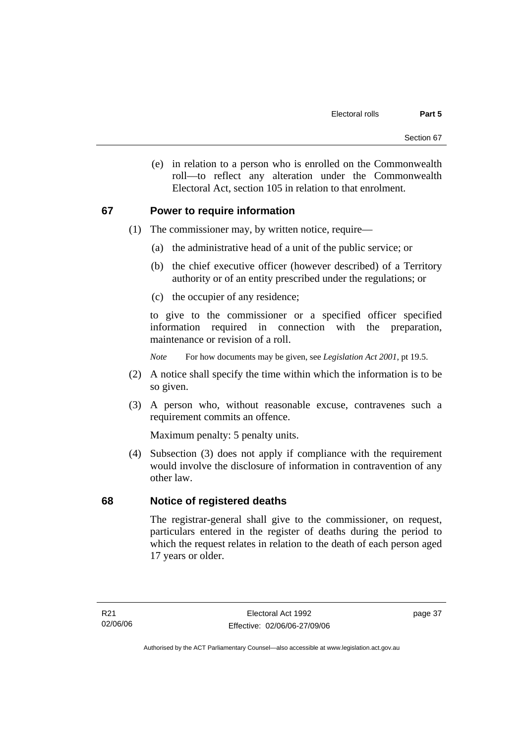(e) in relation to a person who is enrolled on the Commonwealth roll—to reflect any alteration under the Commonwealth Electoral Act, section 105 in relation to that enrolment.

## 67 Power to require information

(1) The commissioner may, by written notice, require—

(a) the administrative head of a unit of the public service; or

(b) the chief executive officer (however described) of a Territory authority or of an entity prescribed under the regulations; or

(c) the occupier of any residence;

to give to the commissioner or a specified officer specified information required in connection with the preparation, maintenance or revision of a roll.

*Note* For how documents may be given, see *Legislation Act 2001*, pt 19.5.

(2) A notice shall specify the time within which the information is to be so given.

(3) A person who, without reasonable excuse, contravenes such a requirement commits an offence.

Maximum penalty: 5 penalty units.

(4) Subsection (3) does not apply if compliance with the requirement would involve the disclosure of information in contravention of any other law.

## 68 Notice of registered deaths

The registrar-general shall give to the commissioner, on request, particulars entered in the register of deaths during the period to which the request relates in relation to the death of each person aged 17 years or older.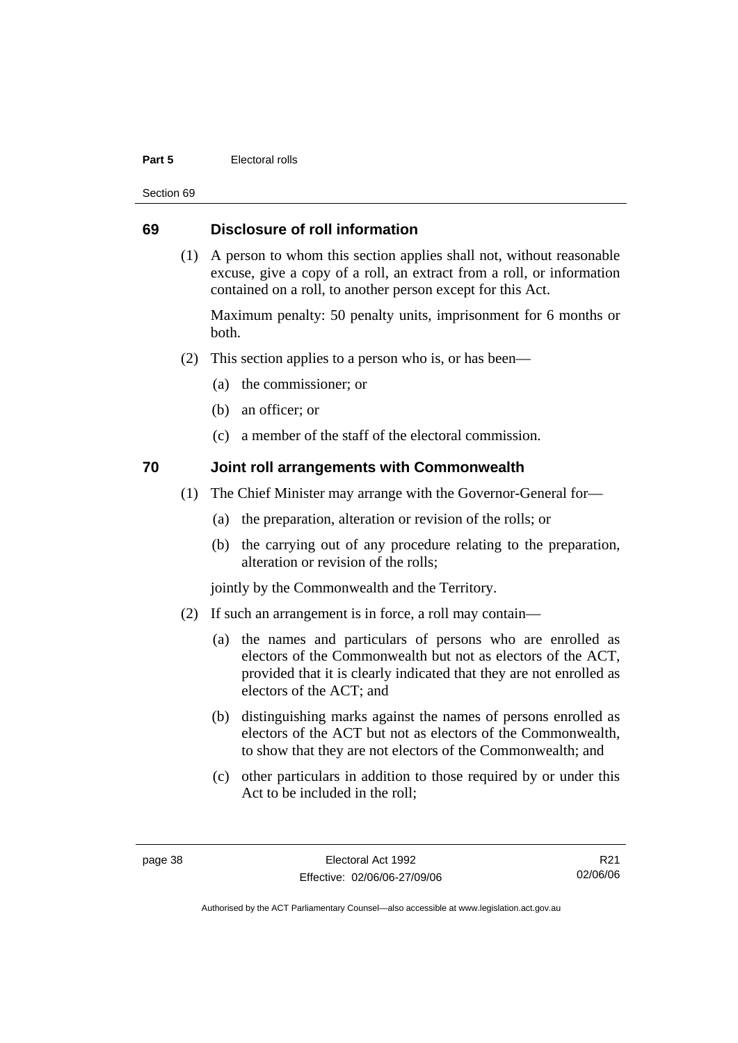## 69 Disclosure of roll information

(1) A person to whom this section applies shall not, without reasonable excuse, give a copy of a roll, an extract from a roll, or information contained on a roll, to another person except for this Act.

Maximum penalty: 50 penalty units, imprisonment for 6 months or both.

(2) This section applies to a person who is, or has been—

(a) the commissioner; or

(b) an officer; or

(c) a member of the staff of the electoral commission.

## 70 Joint roll arrangements with Commonwealth

(1) The Chief Minister may arrange with the Governor-General for—

(a) the preparation, alteration or revision of the rolls; or

(b) the carrying out of any procedure relating to the preparation, alteration or revision of the rolls;

jointly by the Commonwealth and the Territory.

(2) If such an arrangement is in force, a roll may contain—

(a) the names and particulars of persons who are enrolled as electors of the Commonwealth but not as electors of the ACT, provided that it is clearly indicated that they are not enrolled as electors of the ACT; and

(b) distinguishing marks against the names of persons enrolled as electors of the ACT but not as electors of the Commonwealth, to show that they are not electors of the Commonwealth; and

(c) other particulars in addition to those required by or under this Act to be included in the roll;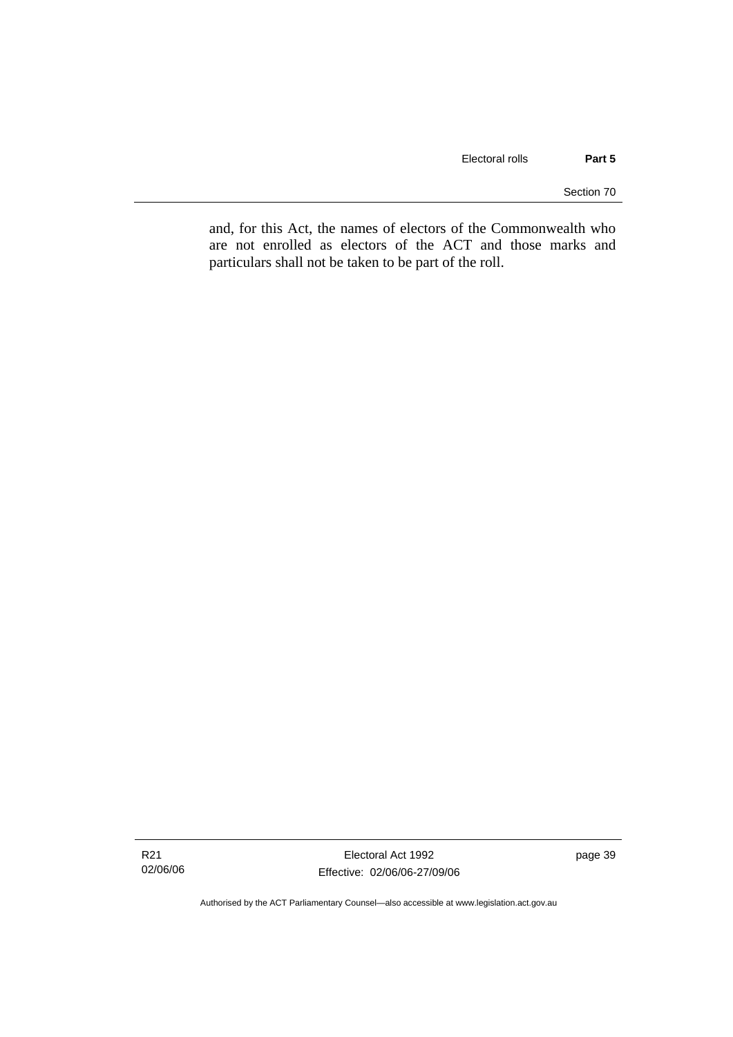and, for this Act, the names of electors of the Commonwealth who are not enrolled as electors of the ACT and those marks and particulars shall not be taken to be part of the roll.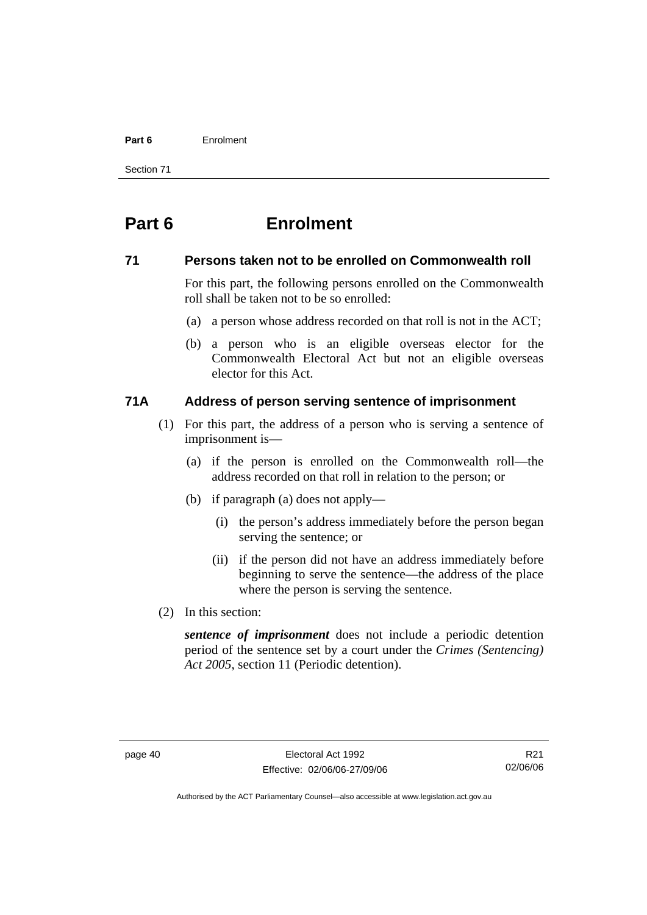# Part 6 Enrolment

## 71 Persons taken not to be enrolled on Commonwealth roll

For this part, the following persons enrolled on the Commonwealth roll shall be taken not to be so enrolled:

(a) a person whose address recorded on that roll is not in the ACT;

(b) a person who is an eligible overseas elector for the Commonwealth Electoral Act but not an eligible overseas elector for this Act.

## 71A Address of person serving sentence of imprisonment

(1) For this part, the address of a person who is serving a sentence of imprisonment is—

(a) if the person is enrolled on the Commonwealth roll—the address recorded on that roll in relation to the person; or

(b) if paragraph (a) does not apply—

(i) the person's address immediately before the person began serving the sentence; or

(ii) if the person did not have an address immediately before beginning to serve the sentence—the address of the place where the person is serving the sentence.

(2) In this section:

***sentence of imprisonment*** does not include a periodic detention period of the sentence set by a court under the *Crimes (Sentencing) Act 2005*, section 11 (Periodic detention).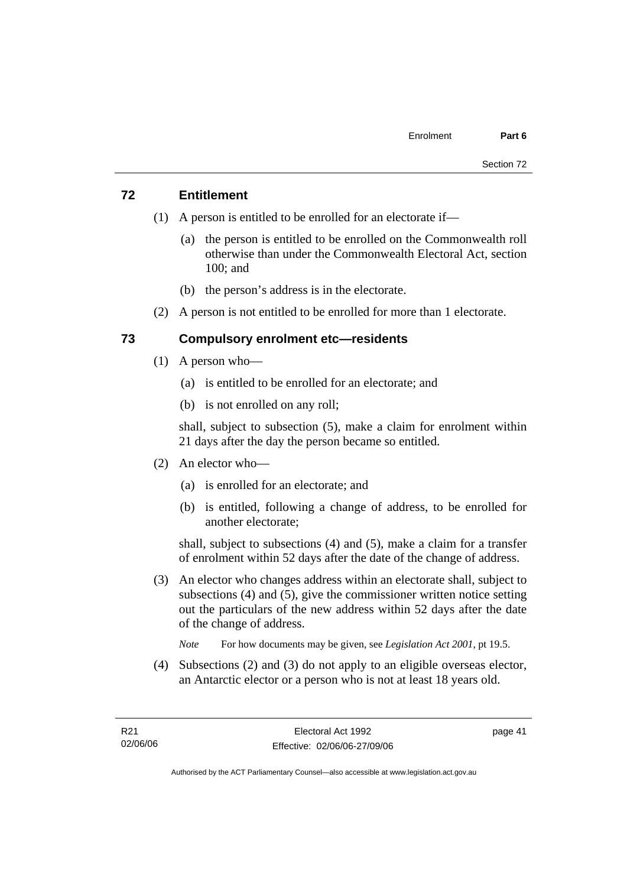## 72 Entitlement

(1) A person is entitled to be enrolled for an electorate if—

(a) the person is entitled to be enrolled on the Commonwealth roll otherwise than under the Commonwealth Electoral Act, section 100; and

(b) the person's address is in the electorate.

(2) A person is not entitled to be enrolled for more than 1 electorate.

## 73 Compulsory enrolment etc—residents

(1) A person who—

(a) is entitled to be enrolled for an electorate; and

(b) is not enrolled on any roll;

shall, subject to subsection (5), make a claim for enrolment within 21 days after the day the person became so entitled.

(2) An elector who—

(a) is enrolled for an electorate; and

(b) is entitled, following a change of address, to be enrolled for another electorate;

shall, subject to subsections (4) and (5), make a claim for a transfer of enrolment within 52 days after the date of the change of address.

(3) An elector who changes address within an electorate shall, subject to subsections (4) and (5), give the commissioner written notice setting out the particulars of the new address within 52 days after the date of the change of address.

*Note* For how documents may be given, see *Legislation Act 2001*, pt 19.5.

(4) Subsections (2) and (3) do not apply to an eligible overseas elector, an Antarctic elector or a person who is not at least 18 years old.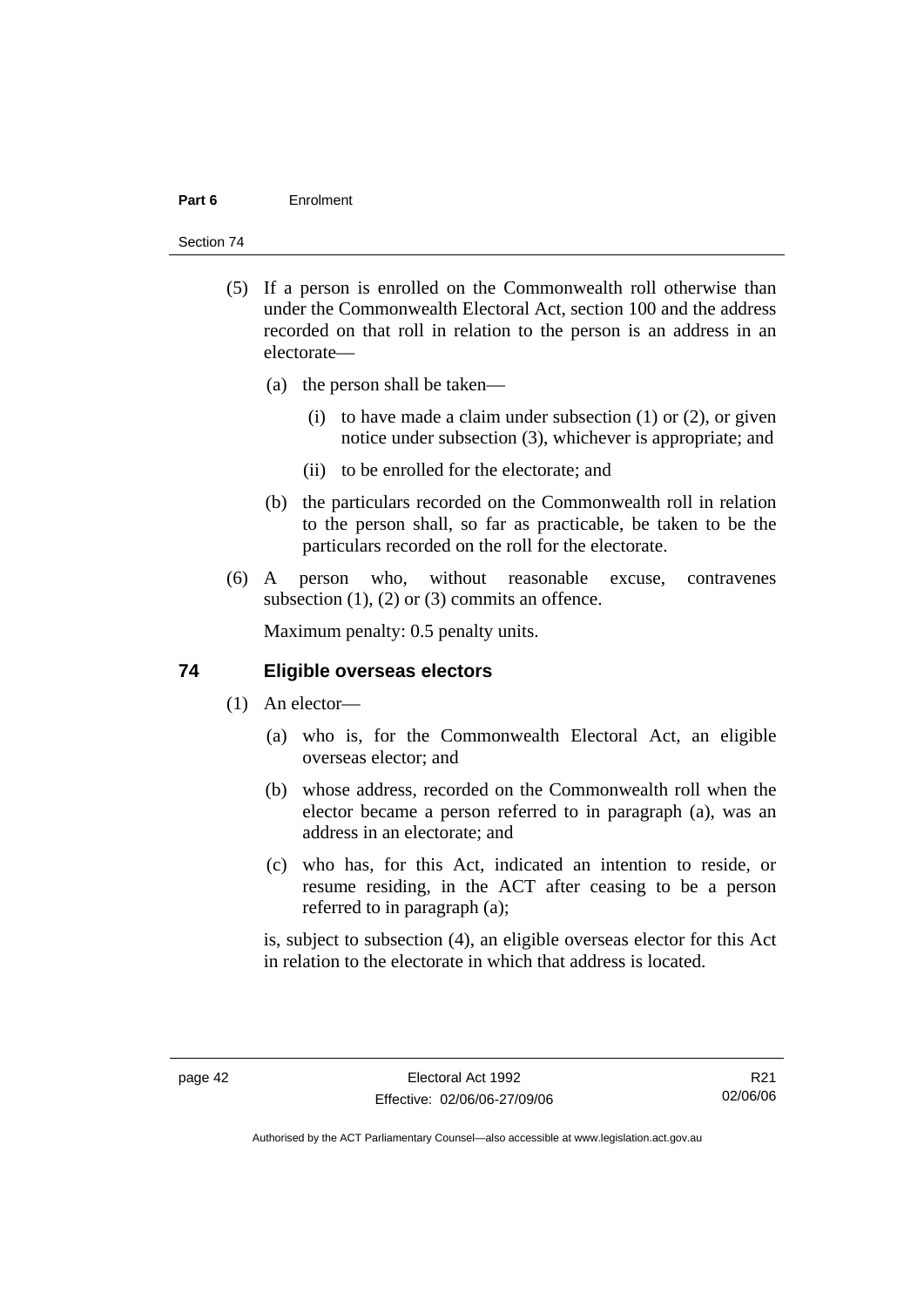(5) If a person is enrolled on the Commonwealth roll otherwise than under the Commonwealth Electoral Act, section 100 and the address recorded on that roll in relation to the person is an address in an electorate—

  (a) the person shall be taken—

    (i) to have made a claim under subsection (1) or (2), or given notice under subsection (3), whichever is appropriate; and

    (ii) to be enrolled for the electorate; and

  (b) the particulars recorded on the Commonwealth roll in relation to the person shall, so far as practicable, be taken to be the particulars recorded on the roll for the electorate.

(6) A person who, without reasonable excuse, contravenes subsection (1), (2) or (3) commits an offence.

Maximum penalty: 0.5 penalty units.

## 74 Eligible overseas electors

(1) An elector—

  (a) who is, for the Commonwealth Electoral Act, an eligible overseas elector; and

  (b) whose address, recorded on the Commonwealth roll when the elector became a person referred to in paragraph (a), was an address in an electorate; and

  (c) who has, for this Act, indicated an intention to reside, or resume residing, in the ACT after ceasing to be a person referred to in paragraph (a);

is, subject to subsection (4), an eligible overseas elector for this Act in relation to the electorate in which that address is located.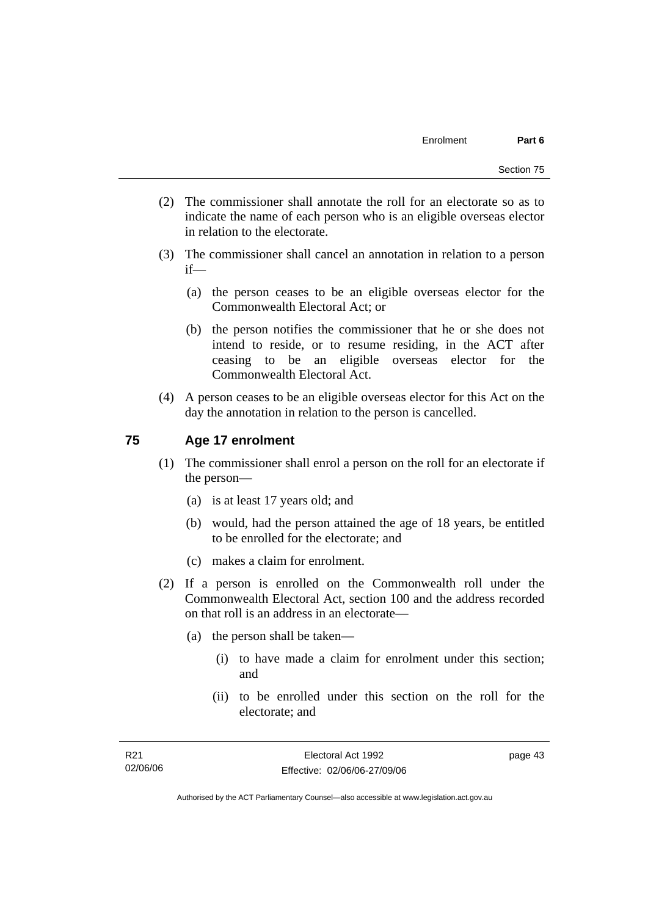(2) The commissioner shall annotate the roll for an electorate so as to indicate the name of each person who is an eligible overseas elector in relation to the electorate.

(3) The commissioner shall cancel an annotation in relation to a person if—

   (a) the person ceases to be an eligible overseas elector for the Commonwealth Electoral Act; or

   (b) the person notifies the commissioner that he or she does not intend to reside, or to resume residing, in the ACT after ceasing to be an eligible overseas elector for the Commonwealth Electoral Act.

(4) A person ceases to be an eligible overseas elector for this Act on the day the annotation in relation to the person is cancelled.

## 75 Age 17 enrolment

(1) The commissioner shall enrol a person on the roll for an electorate if the person—

   (a) is at least 17 years old; and

   (b) would, had the person attained the age of 18 years, be entitled to be enrolled for the electorate; and

   (c) makes a claim for enrolment.

(2) If a person is enrolled on the Commonwealth roll under the Commonwealth Electoral Act, section 100 and the address recorded on that roll is an address in an electorate—

   (a) the person shall be taken—

      (i) to have made a claim for enrolment under this section; and

      (ii) to be enrolled under this section on the roll for the electorate; and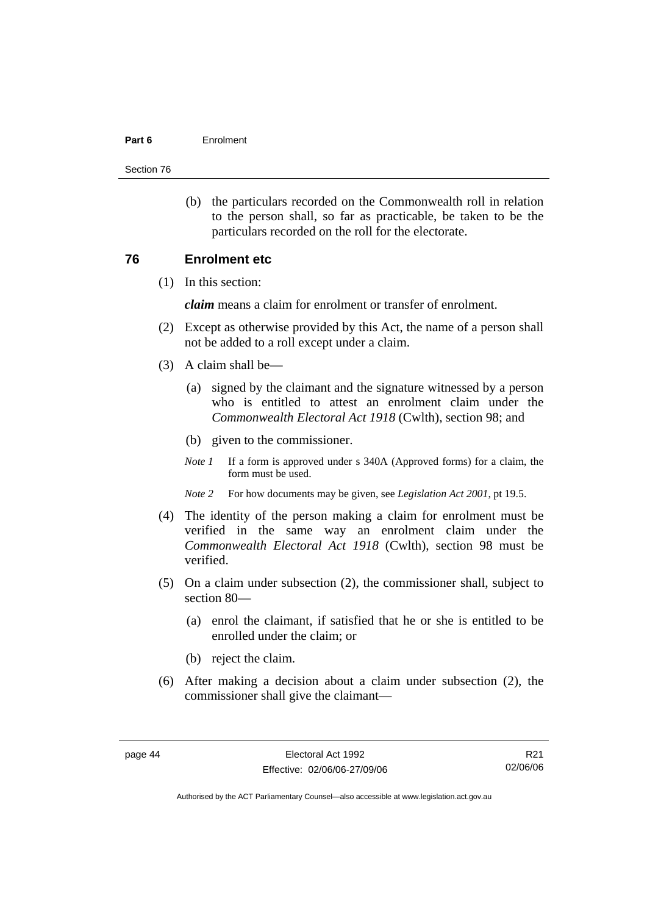(b) the particulars recorded on the Commonwealth roll in relation to the person shall, so far as practicable, be taken to be the particulars recorded on the roll for the electorate.

## 76 Enrolment etc

(1) In this section:

***claim*** means a claim for enrolment or transfer of enrolment.

(2) Except as otherwise provided by this Act, the name of a person shall not be added to a roll except under a claim.

(3) A claim shall be—

(a) signed by the claimant and the signature witnessed by a person who is entitled to attest an enrolment claim under the *Commonwealth Electoral Act 1918* (Cwlth), section 98; and

(b) given to the commissioner.

*Note 1* If a form is approved under s 340A (Approved forms) for a claim, the form must be used.

*Note 2* For how documents may be given, see *Legislation Act 2001*, pt 19.5.

(4) The identity of the person making a claim for enrolment must be verified in the same way an enrolment claim under the *Commonwealth Electoral Act 1918* (Cwlth), section 98 must be verified.

(5) On a claim under subsection (2), the commissioner shall, subject to section 80—

(a) enrol the claimant, if satisfied that he or she is entitled to be enrolled under the claim; or

(b) reject the claim.

(6) After making a decision about a claim under subsection (2), the commissioner shall give the claimant—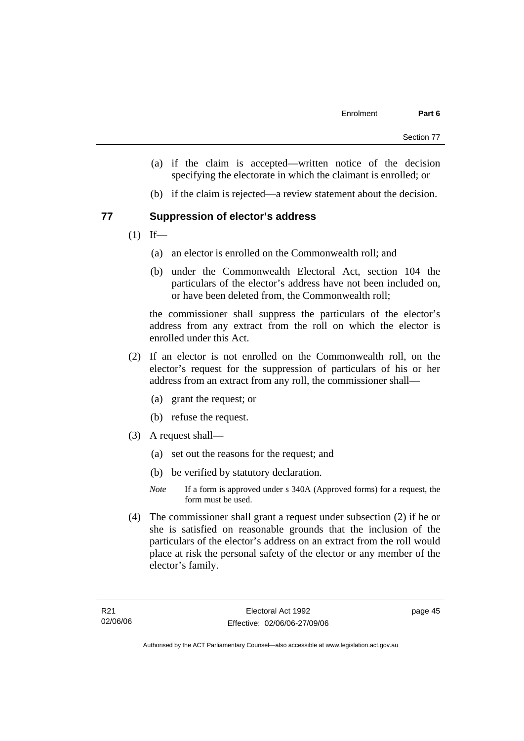(a) if the claim is accepted—written notice of the decision specifying the electorate in which the claimant is enrolled; or

(b) if the claim is rejected—a review statement about the decision.

### 77 Suppression of elector's address

(1) If—

(a) an elector is enrolled on the Commonwealth roll; and

(b) under the Commonwealth Electoral Act, section 104 the particulars of the elector's address have not been included on, or have been deleted from, the Commonwealth roll;

the commissioner shall suppress the particulars of the elector's address from any extract from the roll on which the elector is enrolled under this Act.

(2) If an elector is not enrolled on the Commonwealth roll, on the elector's request for the suppression of particulars of his or her address from an extract from any roll, the commissioner shall—

(a) grant the request; or

(b) refuse the request.

(3) A request shall—

(a) set out the reasons for the request; and

(b) be verified by statutory declaration.

*Note* If a form is approved under s 340A (Approved forms) for a request, the form must be used.

(4) The commissioner shall grant a request under subsection (2) if he or she is satisfied on reasonable grounds that the inclusion of the particulars of the elector's address on an extract from the roll would place at risk the personal safety of the elector or any member of the elector's family.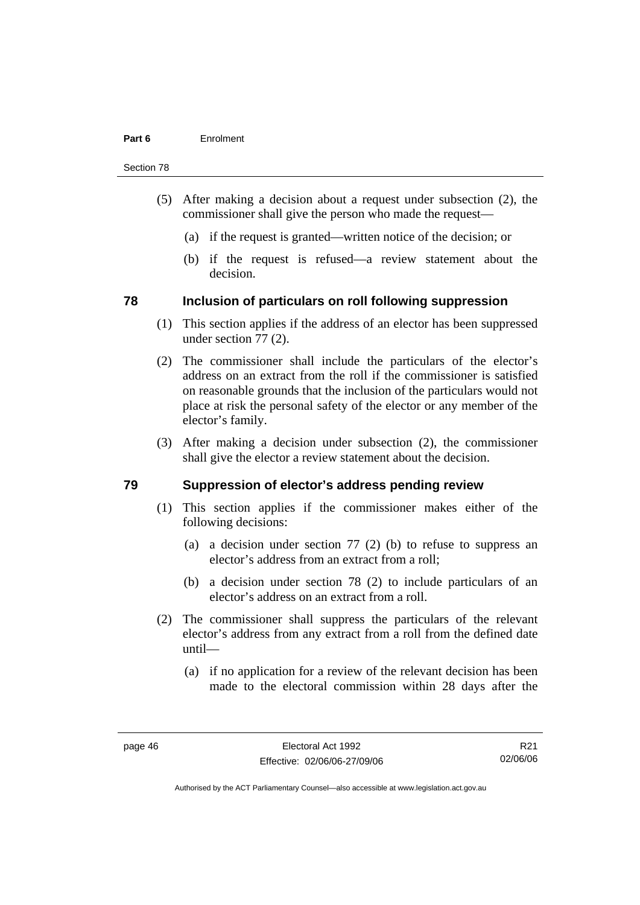(5) After making a decision about a request under subsection (2), the commissioner shall give the person who made the request—

(a) if the request is granted—written notice of the decision; or

(b) if the request is refused—a review statement about the decision.

### 78 Inclusion of particulars on roll following suppression

(1) This section applies if the address of an elector has been suppressed under section 77 (2).

(2) The commissioner shall include the particulars of the elector's address on an extract from the roll if the commissioner is satisfied on reasonable grounds that the inclusion of the particulars would not place at risk the personal safety of the elector or any member of the elector's family.

(3) After making a decision under subsection (2), the commissioner shall give the elector a review statement about the decision.

### 79 Suppression of elector's address pending review

(1) This section applies if the commissioner makes either of the following decisions:

(a) a decision under section 77 (2) (b) to refuse to suppress an elector's address from an extract from a roll;

(b) a decision under section 78 (2) to include particulars of an elector's address on an extract from a roll.

(2) The commissioner shall suppress the particulars of the relevant elector's address from any extract from a roll from the defined date until—

(a) if no application for a review of the relevant decision has been made to the electoral commission within 28 days after the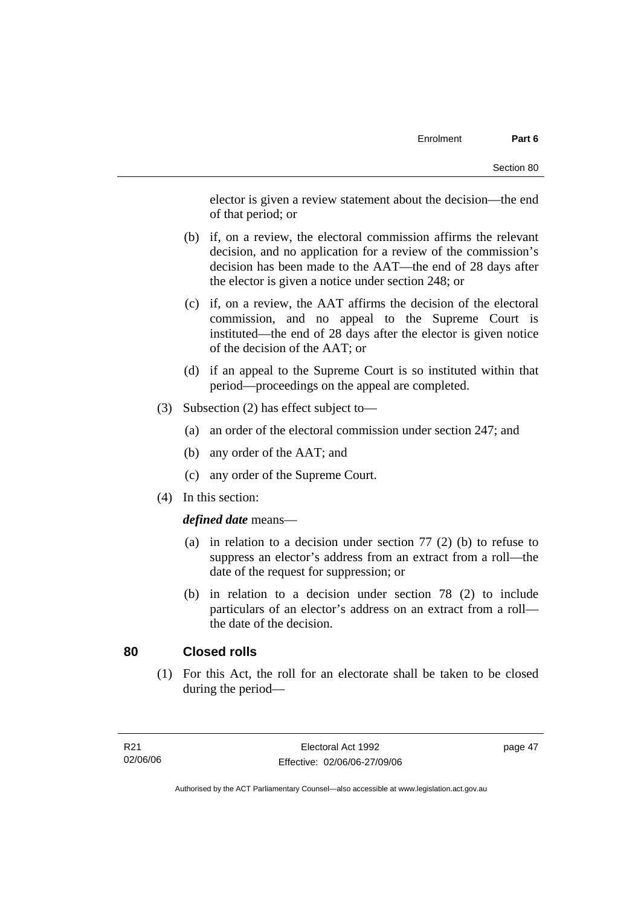elector is given a review statement about the decision—the end of that period; or

(b) if, on a review, the electoral commission affirms the relevant decision, and no application for a review of the commission's decision has been made to the AAT—the end of 28 days after the elector is given a notice under section 248; or

(c) if, on a review, the AAT affirms the decision of the electoral commission, and no appeal to the Supreme Court is instituted—the end of 28 days after the elector is given notice of the decision of the AAT; or

(d) if an appeal to the Supreme Court is so instituted within that period—proceedings on the appeal are completed.

(3) Subsection (2) has effect subject to—

(a) an order of the electoral commission under section 247; and

(b) any order of the AAT; and

(c) any order of the Supreme Court.

(4) In this section:

***defined date*** means—

(a) in relation to a decision under section 77 (2) (b) to refuse to suppress an elector's address from an extract from a roll—the date of the request for suppression; or

(b) in relation to a decision under section 78 (2) to include particulars of an elector's address on an extract from a roll—the date of the decision.

## 80 Closed rolls

(1) For this Act, the roll for an electorate shall be taken to be closed during the period—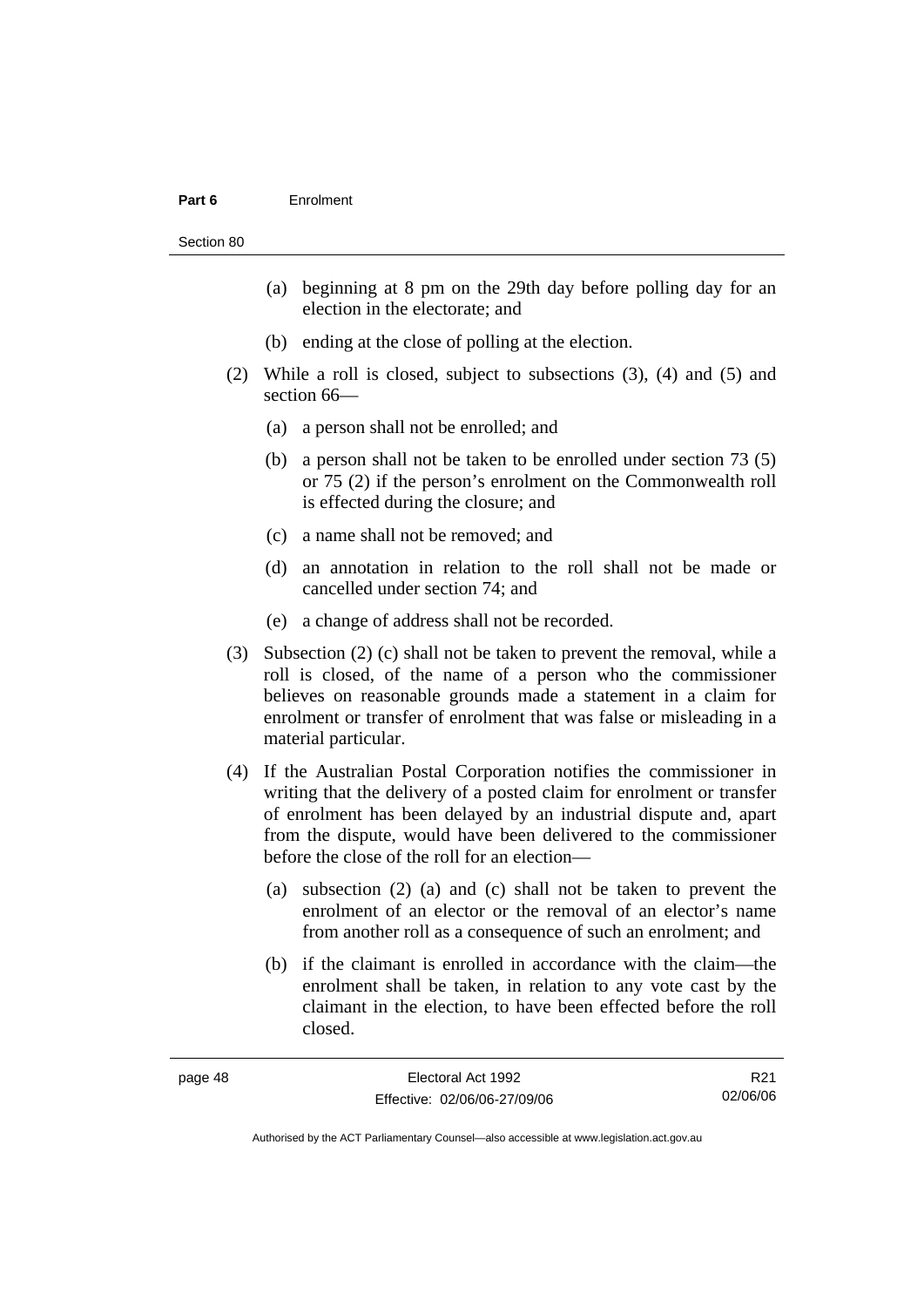(a) beginning at 8 pm on the 29th day before polling day for an election in the electorate; and

(b) ending at the close of polling at the election.

(2) While a roll is closed, subject to subsections (3), (4) and (5) and section 66—

(a) a person shall not be enrolled; and

(b) a person shall not be taken to be enrolled under section 73 (5) or 75 (2) if the person's enrolment on the Commonwealth roll is effected during the closure; and

(c) a name shall not be removed; and

(d) an annotation in relation to the roll shall not be made or cancelled under section 74; and

(e) a change of address shall not be recorded.

(3) Subsection (2) (c) shall not be taken to prevent the removal, while a roll is closed, of the name of a person who the commissioner believes on reasonable grounds made a statement in a claim for enrolment or transfer of enrolment that was false or misleading in a material particular.

(4) If the Australian Postal Corporation notifies the commissioner in writing that the delivery of a posted claim for enrolment or transfer of enrolment has been delayed by an industrial dispute and, apart from the dispute, would have been delivered to the commissioner before the close of the roll for an election—

(a) subsection (2) (a) and (c) shall not be taken to prevent the enrolment of an elector or the removal of an elector's name from another roll as a consequence of such an enrolment; and

(b) if the claimant is enrolled in accordance with the claim—the enrolment shall be taken, in relation to any vote cast by the claimant in the election, to have been effected before the roll closed.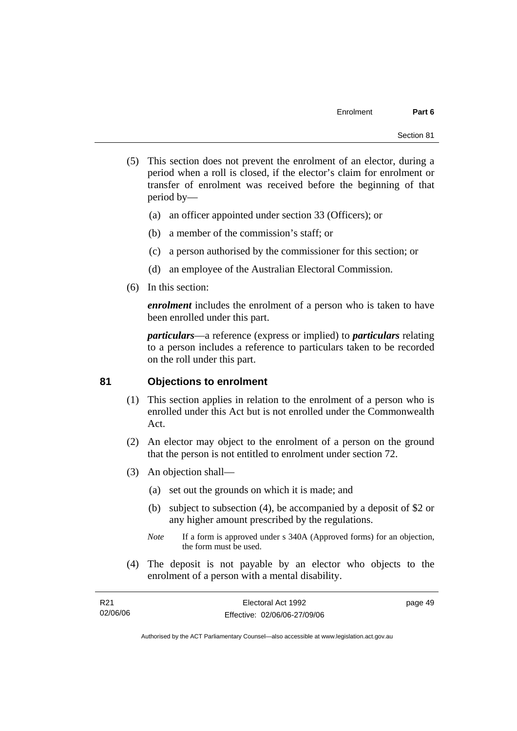(5) This section does not prevent the enrolment of an elector, during a period when a roll is closed, if the elector's claim for enrolment or transfer of enrolment was received before the beginning of that period by—

(a) an officer appointed under section 33 (Officers); or

(b) a member of the commission's staff; or

(c) a person authorised by the commissioner for this section; or

(d) an employee of the Australian Electoral Commission.

(6) In this section:

***enrolment*** includes the enrolment of a person who is taken to have been enrolled under this part.

***particulars***—a reference (express or implied) to ***particulars*** relating to a person includes a reference to particulars taken to be recorded on the roll under this part.

## 81 Objections to enrolment

(1) This section applies in relation to the enrolment of a person who is enrolled under this Act but is not enrolled under the Commonwealth Act.

(2) An elector may object to the enrolment of a person on the ground that the person is not entitled to enrolment under section 72.

(3) An objection shall—

(a) set out the grounds on which it is made; and

(b) subject to subsection (4), be accompanied by a deposit of $2 or any higher amount prescribed by the regulations.

*Note* If a form is approved under s 340A (Approved forms) for an objection, the form must be used.

(4) The deposit is not payable by an elector who objects to the enrolment of a person with a mental disability.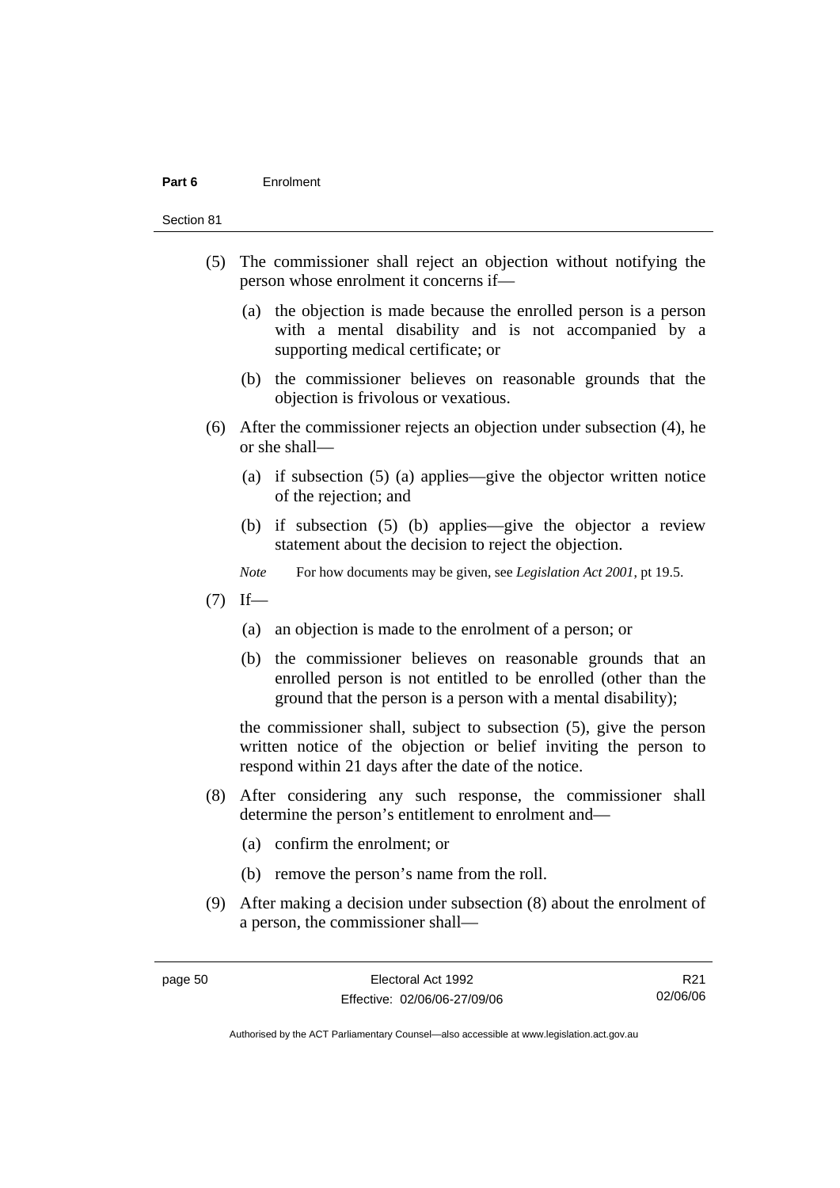(5) The commissioner shall reject an objection without notifying the person whose enrolment it concerns if—

  (a) the objection is made because the enrolled person is a person with a mental disability and is not accompanied by a supporting medical certificate; or

  (b) the commissioner believes on reasonable grounds that the objection is frivolous or vexatious.

(6) After the commissioner rejects an objection under subsection (4), he or she shall—

  (a) if subsection (5) (a) applies—give the objector written notice of the rejection; and

  (b) if subsection (5) (b) applies—give the objector a review statement about the decision to reject the objection.

*Note* For how documents may be given, see *Legislation Act 2001*, pt 19.5.

(7) If—

  (a) an objection is made to the enrolment of a person; or

  (b) the commissioner believes on reasonable grounds that an enrolled person is not entitled to be enrolled (other than the ground that the person is a person with a mental disability);

the commissioner shall, subject to subsection (5), give the person written notice of the objection or belief inviting the person to respond within 21 days after the date of the notice.

(8) After considering any such response, the commissioner shall determine the person's entitlement to enrolment and—

  (a) confirm the enrolment; or

  (b) remove the person's name from the roll.

(9) After making a decision under subsection (8) about the enrolment of a person, the commissioner shall—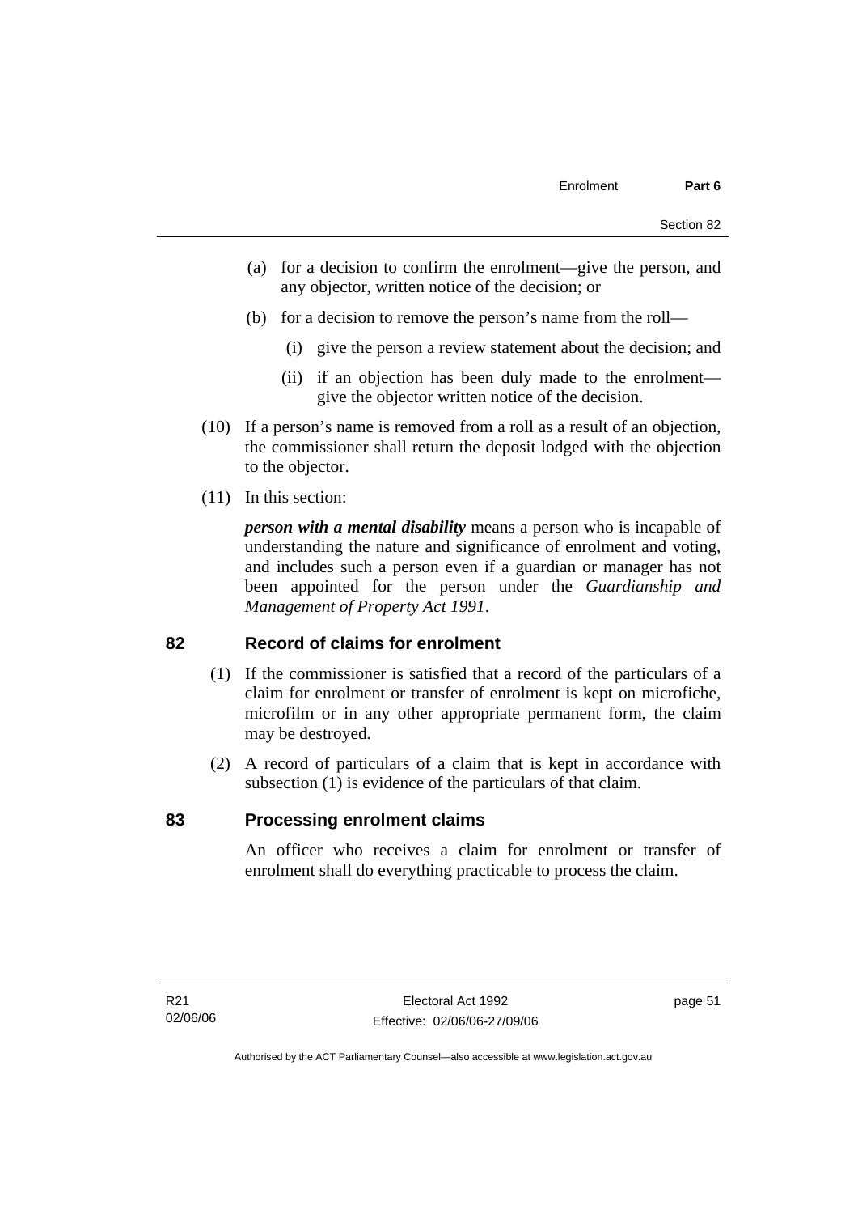(a) for a decision to confirm the enrolment—give the person, and any objector, written notice of the decision; or

(b) for a decision to remove the person's name from the roll—

(i) give the person a review statement about the decision; and

(ii) if an objection has been duly made to the enrolment—give the objector written notice of the decision.

(10) If a person's name is removed from a roll as a result of an objection, the commissioner shall return the deposit lodged with the objection to the objector.

(11) In this section:

***person with a mental disability*** means a person who is incapable of understanding the nature and significance of enrolment and voting, and includes such a person even if a guardian or manager has not been appointed for the person under the *Guardianship and Management of Property Act 1991*.

## 82 Record of claims for enrolment

(1) If the commissioner is satisfied that a record of the particulars of a claim for enrolment or transfer of enrolment is kept on microfiche, microfilm or in any other appropriate permanent form, the claim may be destroyed.

(2) A record of particulars of a claim that is kept in accordance with subsection (1) is evidence of the particulars of that claim.

## 83 Processing enrolment claims

An officer who receives a claim for enrolment or transfer of enrolment shall do everything practicable to process the claim.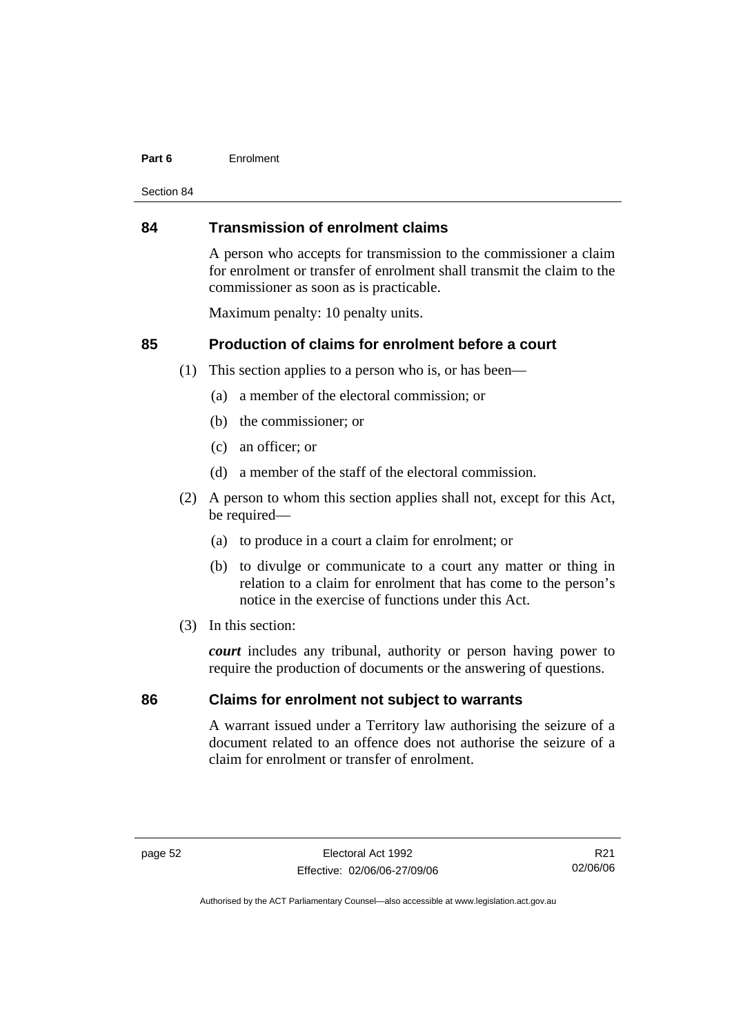## 84 Transmission of enrolment claims

A person who accepts for transmission to the commissioner a claim for enrolment or transfer of enrolment shall transmit the claim to the commissioner as soon as is practicable.

Maximum penalty: 10 penalty units.

## 85 Production of claims for enrolment before a court

(1) This section applies to a person who is, or has been—

(a) a member of the electoral commission; or

(b) the commissioner; or

(c) an officer; or

(d) a member of the staff of the electoral commission.

(2) A person to whom this section applies shall not, except for this Act, be required—

(a) to produce in a court a claim for enrolment; or

(b) to divulge or communicate to a court any matter or thing in relation to a claim for enrolment that has come to the person's notice in the exercise of functions under this Act.

(3) In this section:

***court*** includes any tribunal, authority or person having power to require the production of documents or the answering of questions.

## 86 Claims for enrolment not subject to warrants

A warrant issued under a Territory law authorising the seizure of a document related to an offence does not authorise the seizure of a claim for enrolment or transfer of enrolment.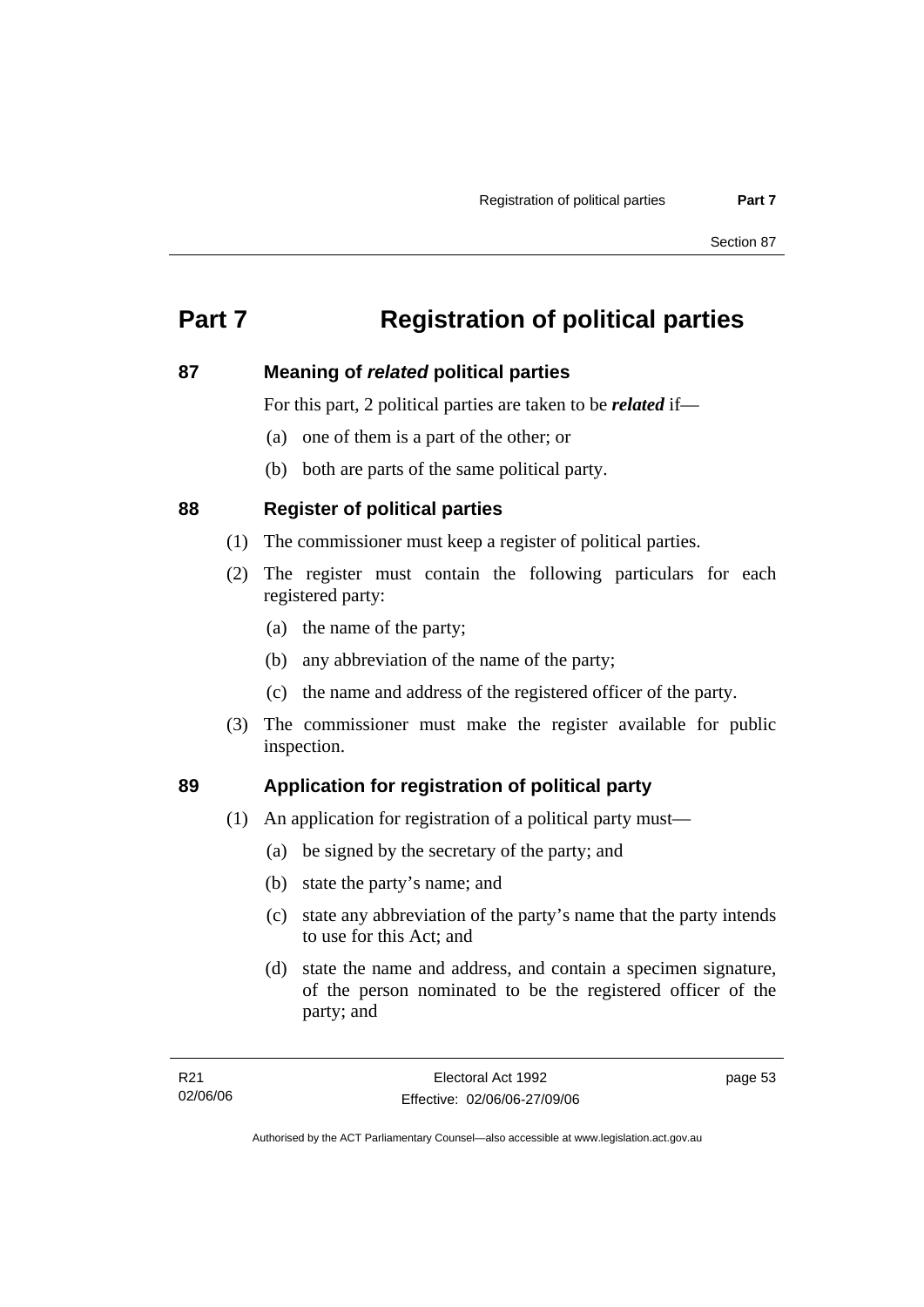# Part 7 Registration of political parties

## 87 Meaning of *related* political parties

For this part, 2 political parties are taken to be ***related*** if—

(a) one of them is a part of the other; or

(b) both are parts of the same political party.

## 88 Register of political parties

(1) The commissioner must keep a register of political parties.

(2) The register must contain the following particulars for each registered party:

(a) the name of the party;

(b) any abbreviation of the name of the party;

(c) the name and address of the registered officer of the party.

(3) The commissioner must make the register available for public inspection.

## 89 Application for registration of political party

(1) An application for registration of a political party must—

(a) be signed by the secretary of the party; and

(b) state the party's name; and

(c) state any abbreviation of the party's name that the party intends to use for this Act; and

(d) state the name and address, and contain a specimen signature, of the person nominated to be the registered officer of the party; and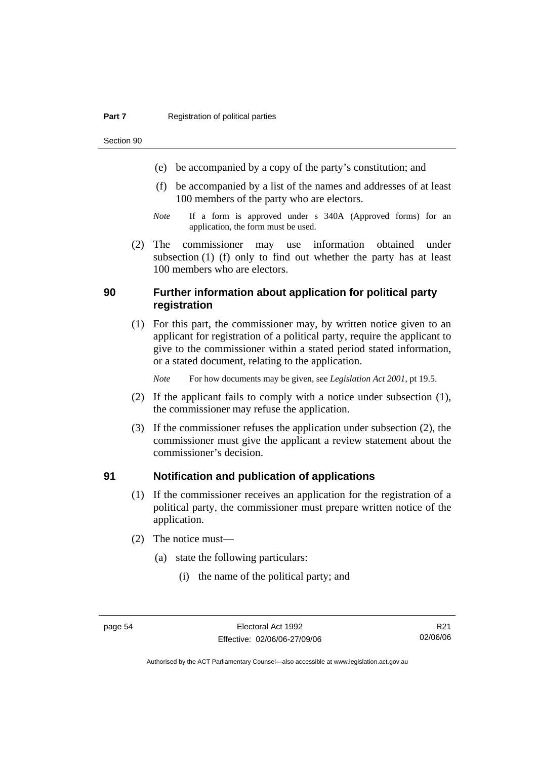(e) be accompanied by a copy of the party's constitution; and

(f) be accompanied by a list of the names and addresses of at least 100 members of the party who are electors.

*Note* If a form is approved under s 340A (Approved forms) for an application, the form must be used.

(2) The commissioner may use information obtained under subsection (1) (f) only to find out whether the party has at least 100 members who are electors.

## 90 Further information about application for political party registration

(1) For this part, the commissioner may, by written notice given to an applicant for registration of a political party, require the applicant to give to the commissioner within a stated period stated information, or a stated document, relating to the application.

*Note* For how documents may be given, see *Legislation Act 2001*, pt 19.5.

(2) If the applicant fails to comply with a notice under subsection (1), the commissioner may refuse the application.

(3) If the commissioner refuses the application under subsection (2), the commissioner must give the applicant a review statement about the commissioner's decision.

## 91 Notification and publication of applications

(1) If the commissioner receives an application for the registration of a political party, the commissioner must prepare written notice of the application.

(2) The notice must—

(a) state the following particulars:

(i) the name of the political party; and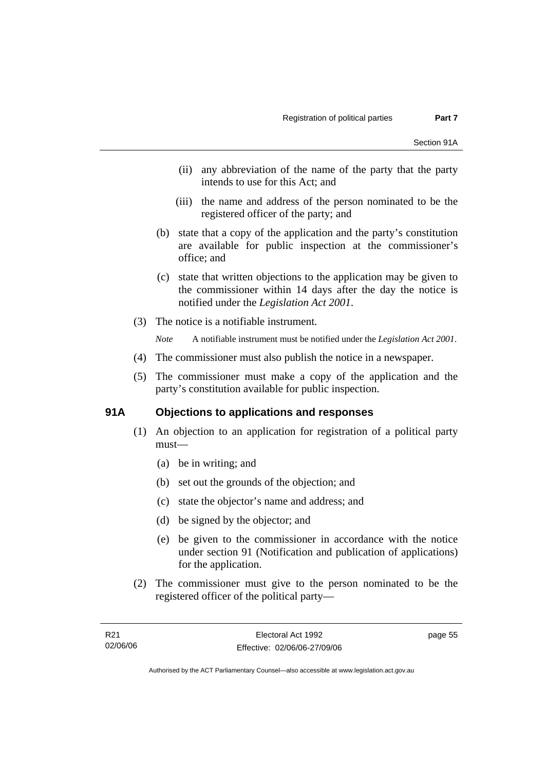(ii) any abbreviation of the name of the party that the party intends to use for this Act; and

(iii) the name and address of the person nominated to be the registered officer of the party; and

(b) state that a copy of the application and the party's constitution are available for public inspection at the commissioner's office; and

(c) state that written objections to the application may be given to the commissioner within 14 days after the day the notice is notified under the *Legislation Act 2001*.

(3) The notice is a notifiable instrument.

*Note* A notifiable instrument must be notified under the *Legislation Act 2001*.

(4) The commissioner must also publish the notice in a newspaper.

(5) The commissioner must make a copy of the application and the party's constitution available for public inspection.

## 91A Objections to applications and responses

(1) An objection to an application for registration of a political party must—

(a) be in writing; and

(b) set out the grounds of the objection; and

(c) state the objector's name and address; and

(d) be signed by the objector; and

(e) be given to the commissioner in accordance with the notice under section 91 (Notification and publication of applications) for the application.

(2) The commissioner must give to the person nominated to be the registered officer of the political party—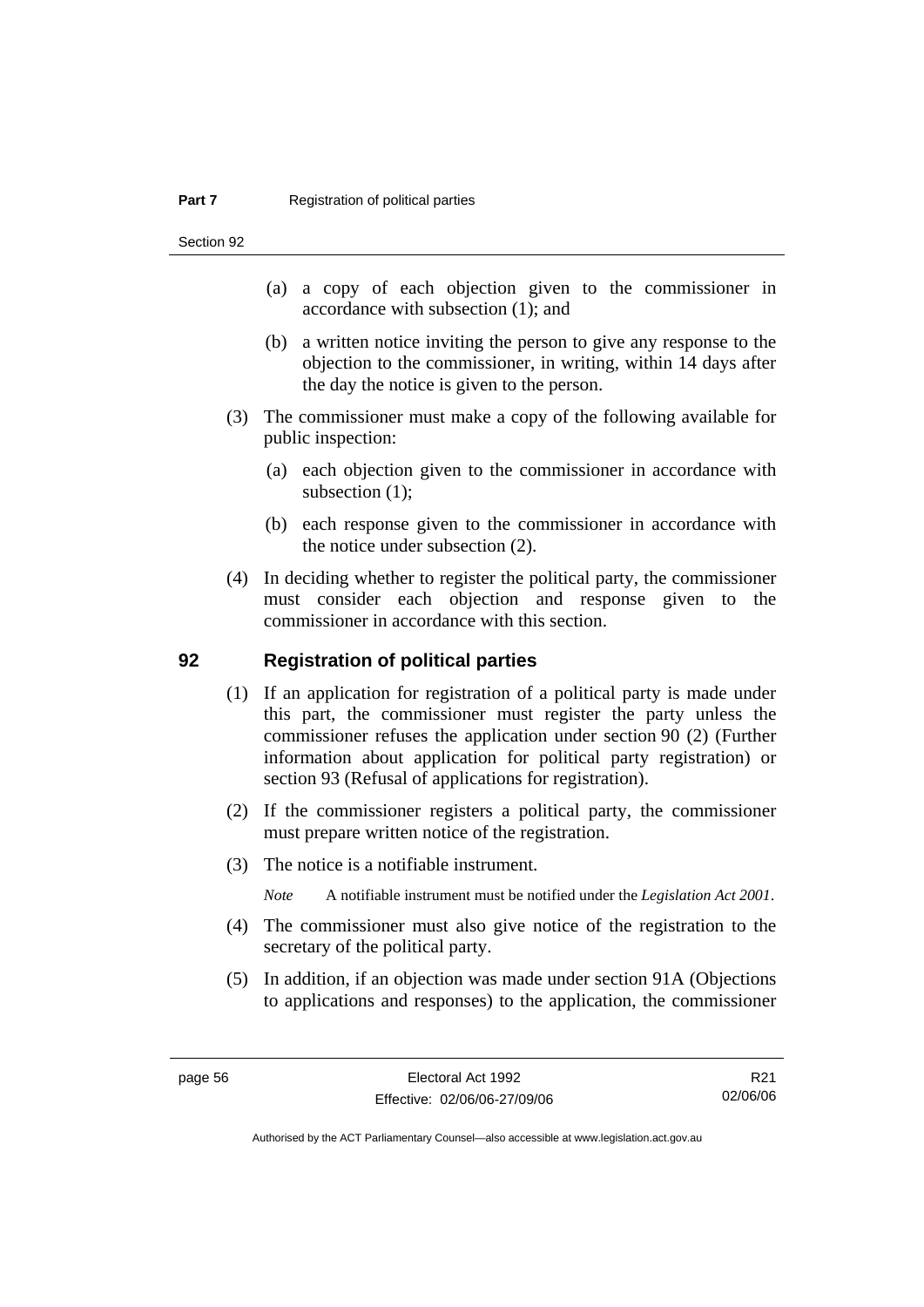(a) a copy of each objection given to the commissioner in accordance with subsection (1); and

(b) a written notice inviting the person to give any response to the objection to the commissioner, in writing, within 14 days after the day the notice is given to the person.

(3) The commissioner must make a copy of the following available for public inspection:

(a) each objection given to the commissioner in accordance with subsection (1);

(b) each response given to the commissioner in accordance with the notice under subsection (2).

(4) In deciding whether to register the political party, the commissioner must consider each objection and response given to the commissioner in accordance with this section.

## 92 Registration of political parties

(1) If an application for registration of a political party is made under this part, the commissioner must register the party unless the commissioner refuses the application under section 90 (2) (Further information about application for political party registration) or section 93 (Refusal of applications for registration).

(2) If the commissioner registers a political party, the commissioner must prepare written notice of the registration.

(3) The notice is a notifiable instrument.

*Note* A notifiable instrument must be notified under the *Legislation Act 2001*.

(4) The commissioner must also give notice of the registration to the secretary of the political party.

(5) In addition, if an objection was made under section 91A (Objections to applications and responses) to the application, the commissioner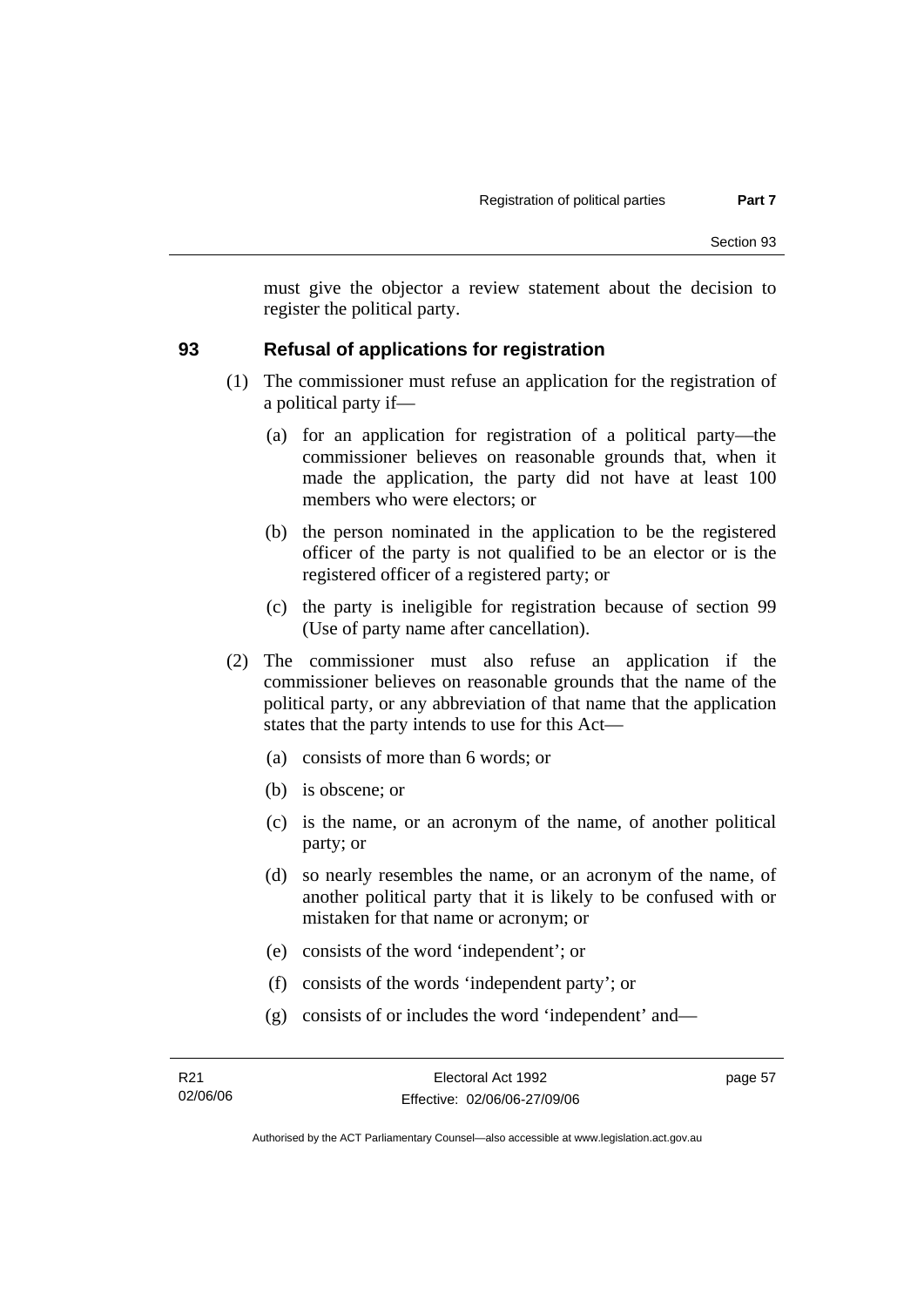must give the objector a review statement about the decision to register the political party.

## 93 Refusal of applications for registration

(1) The commissioner must refuse an application for the registration of a political party if—

(a) for an application for registration of a political party—the commissioner believes on reasonable grounds that, when it made the application, the party did not have at least 100 members who were electors; or

(b) the person nominated in the application to be the registered officer of the party is not qualified to be an elector or is the registered officer of a registered party; or

(c) the party is ineligible for registration because of section 99 (Use of party name after cancellation).

(2) The commissioner must also refuse an application if the commissioner believes on reasonable grounds that the name of the political party, or any abbreviation of that name that the application states that the party intends to use for this Act—

(a) consists of more than 6 words; or

(b) is obscene; or

(c) is the name, or an acronym of the name, of another political party; or

(d) so nearly resembles the name, or an acronym of the name, of another political party that it is likely to be confused with or mistaken for that name or acronym; or

(e) consists of the word 'independent'; or

(f) consists of the words 'independent party'; or

(g) consists of or includes the word 'independent' and—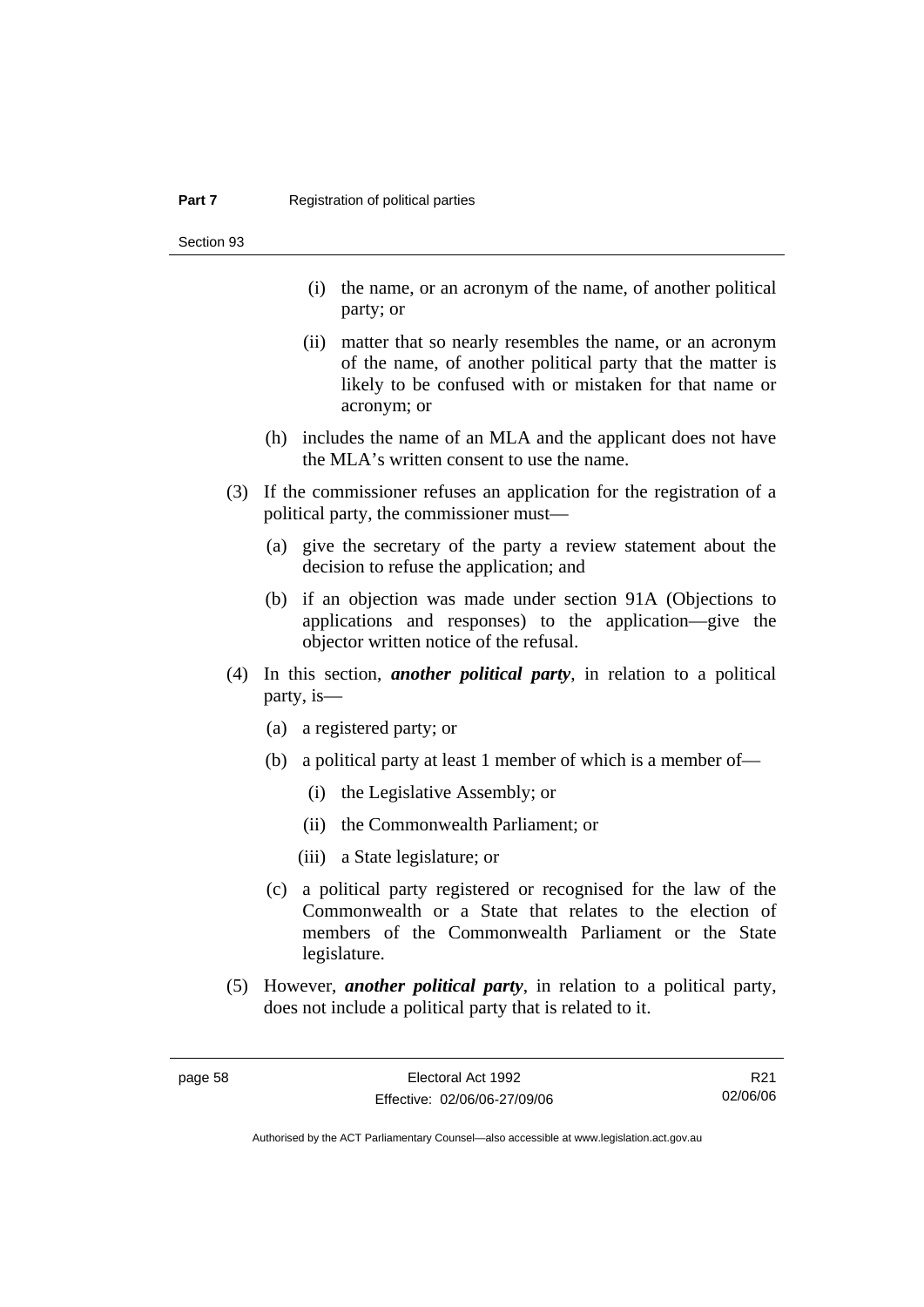(i) the name, or an acronym of the name, of another political party; or

(ii) matter that so nearly resembles the name, or an acronym of the name, of another political party that the matter is likely to be confused with or mistaken for that name or acronym; or

(h) includes the name of an MLA and the applicant does not have the MLA's written consent to use the name.

(3) If the commissioner refuses an application for the registration of a political party, the commissioner must—

(a) give the secretary of the party a review statement about the decision to refuse the application; and

(b) if an objection was made under section 91A (Objections to applications and responses) to the application—give the objector written notice of the refusal.

(4) In this section, ***another political party***, in relation to a political party, is—

(a) a registered party; or

(b) a political party at least 1 member of which is a member of—

(i) the Legislative Assembly; or

(ii) the Commonwealth Parliament; or

(iii) a State legislature; or

(c) a political party registered or recognised for the law of the Commonwealth or a State that relates to the election of members of the Commonwealth Parliament or the State legislature.

(5) However, ***another political party***, in relation to a political party, does not include a political party that is related to it.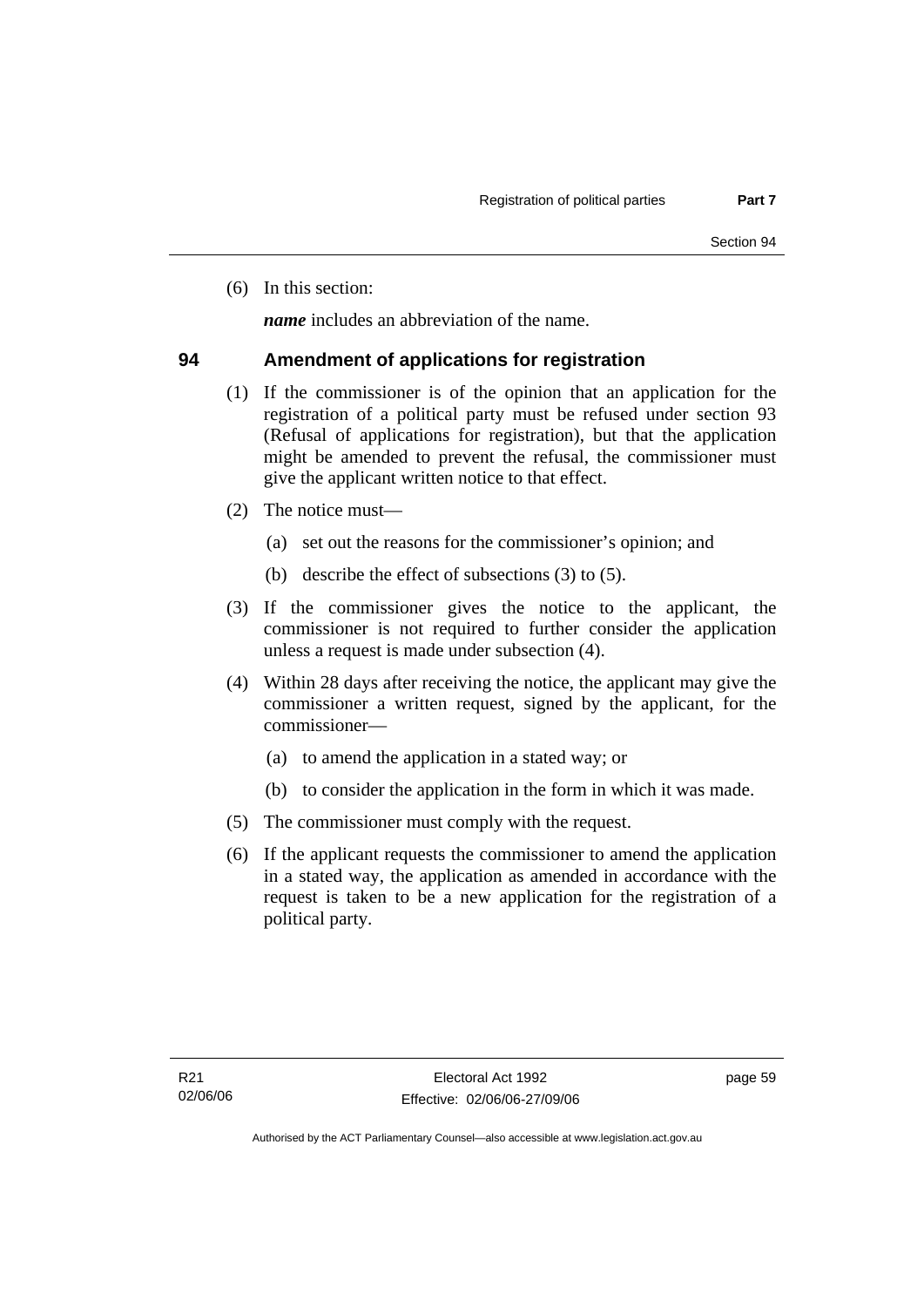(6) In this section:

***name*** includes an abbreviation of the name.

## 94 Amendment of applications for registration

(1) If the commissioner is of the opinion that an application for the registration of a political party must be refused under section 93 (Refusal of applications for registration), but that the application might be amended to prevent the refusal, the commissioner must give the applicant written notice to that effect.

(2) The notice must—

(a) set out the reasons for the commissioner's opinion; and

(b) describe the effect of subsections (3) to (5).

(3) If the commissioner gives the notice to the applicant, the commissioner is not required to further consider the application unless a request is made under subsection (4).

(4) Within 28 days after receiving the notice, the applicant may give the commissioner a written request, signed by the applicant, for the commissioner—

(a) to amend the application in a stated way; or

(b) to consider the application in the form in which it was made.

(5) The commissioner must comply with the request.

(6) If the applicant requests the commissioner to amend the application in a stated way, the application as amended in accordance with the request is taken to be a new application for the registration of a political party.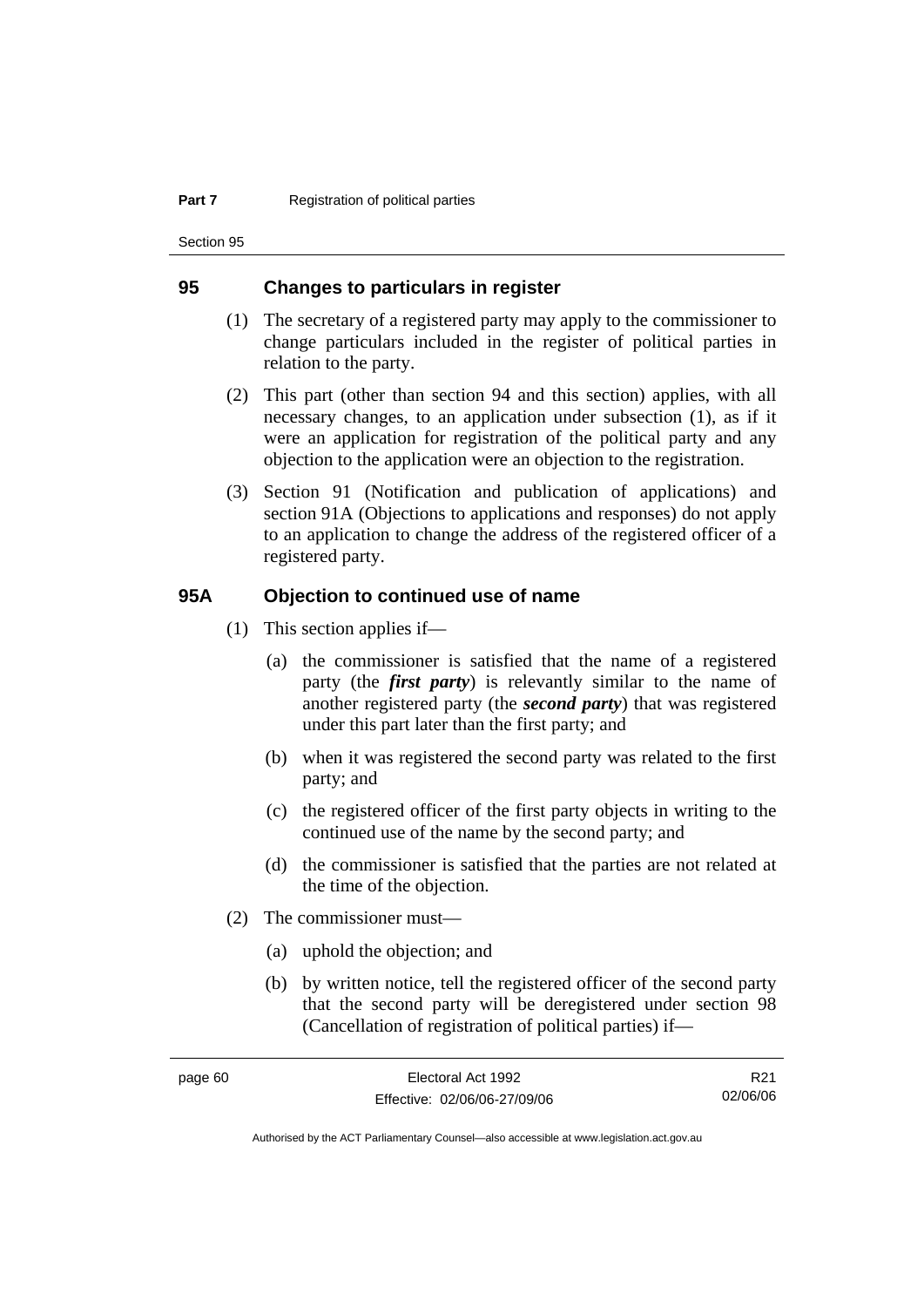## 95 Changes to particulars in register

(1) The secretary of a registered party may apply to the commissioner to change particulars included in the register of political parties in relation to the party.

(2) This part (other than section 94 and this section) applies, with all necessary changes, to an application under subsection (1), as if it were an application for registration of the political party and any objection to the application were an objection to the registration.

(3) Section 91 (Notification and publication of applications) and section 91A (Objections to applications and responses) do not apply to an application to change the address of the registered officer of a registered party.

## 95A Objection to continued use of name

(1) This section applies if—

(a) the commissioner is satisfied that the name of a registered party (the ***first party***) is relevantly similar to the name of another registered party (the ***second party***) that was registered under this part later than the first party; and

(b) when it was registered the second party was related to the first party; and

(c) the registered officer of the first party objects in writing to the continued use of the name by the second party; and

(d) the commissioner is satisfied that the parties are not related at the time of the objection.

(2) The commissioner must—

(a) uphold the objection; and

(b) by written notice, tell the registered officer of the second party that the second party will be deregistered under section 98 (Cancellation of registration of political parties) if—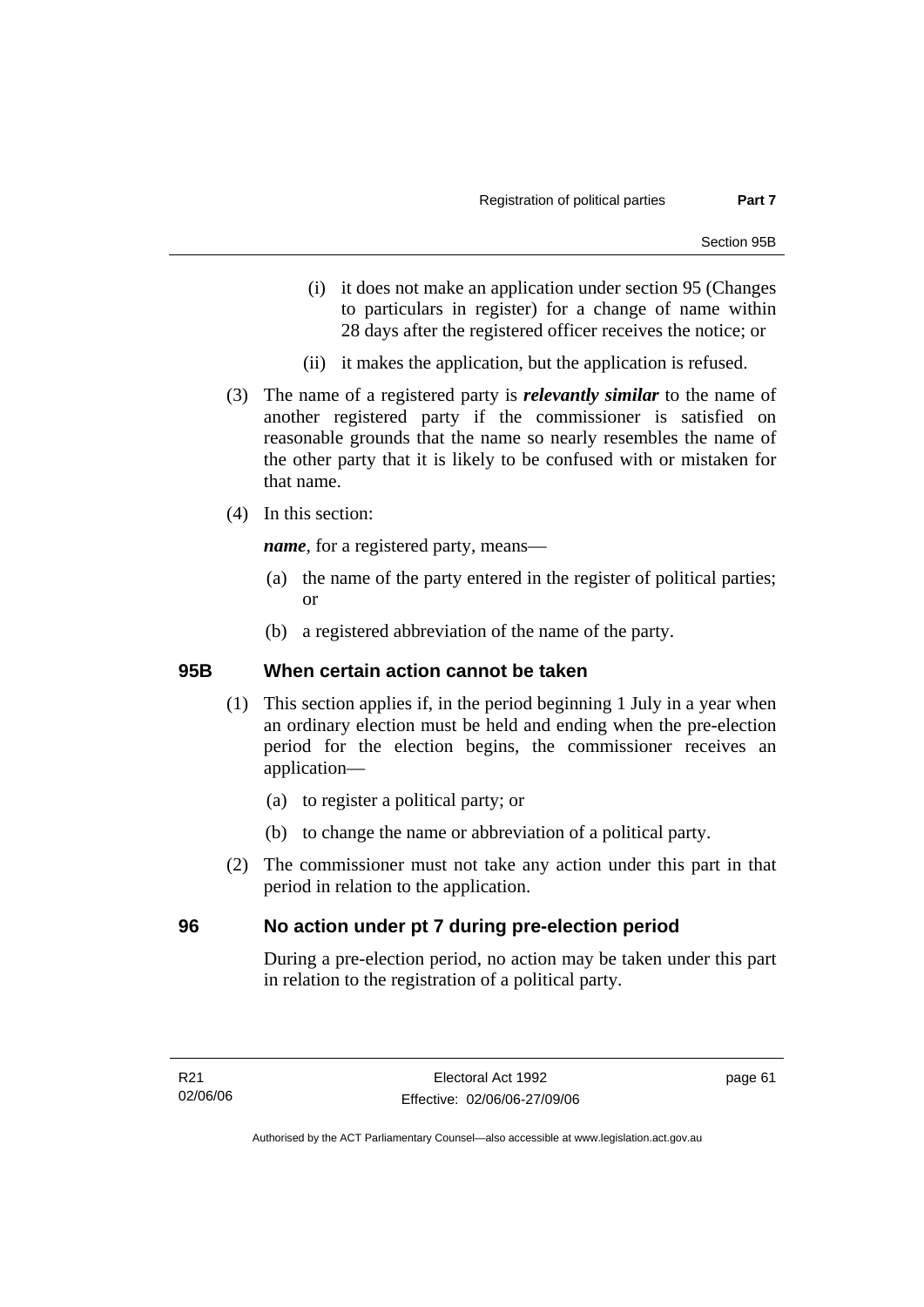(i) it does not make an application under section 95 (Changes to particulars in register) for a change of name within 28 days after the registered officer receives the notice; or

(ii) it makes the application, but the application is refused.

(3) The name of a registered party is ***relevantly similar*** to the name of another registered party if the commissioner is satisfied on reasonable grounds that the name so nearly resembles the name of the other party that it is likely to be confused with or mistaken for that name.

(4) In this section:

***name***, for a registered party, means—

(a) the name of the party entered in the register of political parties; or

(b) a registered abbreviation of the name of the party.

## 95B When certain action cannot be taken

(1) This section applies if, in the period beginning 1 July in a year when an ordinary election must be held and ending when the pre-election period for the election begins, the commissioner receives an application—

(a) to register a political party; or

(b) to change the name or abbreviation of a political party.

(2) The commissioner must not take any action under this part in that period in relation to the application.

## 96 No action under pt 7 during pre-election period

During a pre-election period, no action may be taken under this part in relation to the registration of a political party.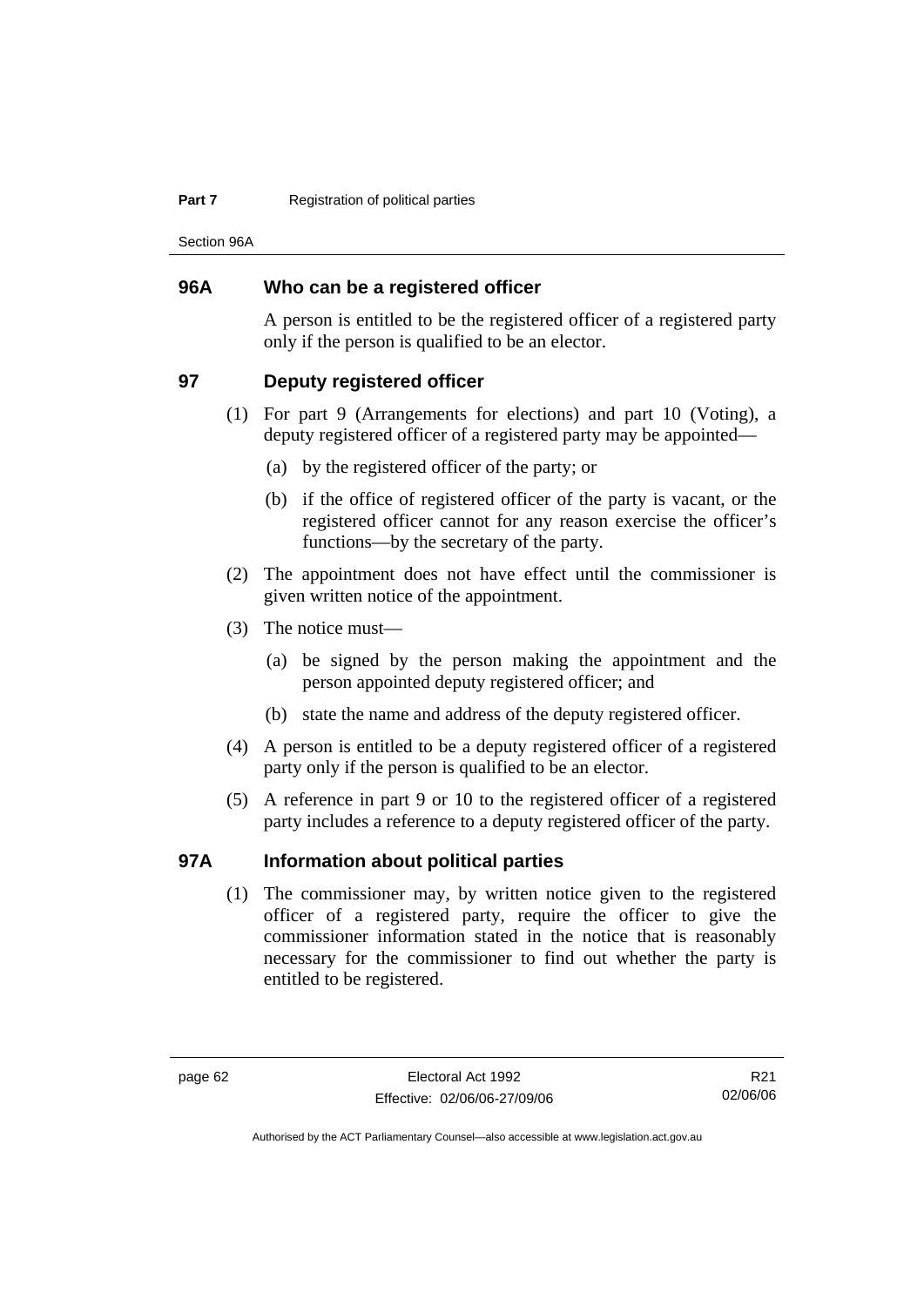## 96A Who can be a registered officer

A person is entitled to be the registered officer of a registered party only if the person is qualified to be an elector.

## 97 Deputy registered officer

(1) For part 9 (Arrangements for elections) and part 10 (Voting), a deputy registered officer of a registered party may be appointed—

(a) by the registered officer of the party; or

(b) if the office of registered officer of the party is vacant, or the registered officer cannot for any reason exercise the officer's functions—by the secretary of the party.

(2) The appointment does not have effect until the commissioner is given written notice of the appointment.

(3) The notice must—

(a) be signed by the person making the appointment and the person appointed deputy registered officer; and

(b) state the name and address of the deputy registered officer.

(4) A person is entitled to be a deputy registered officer of a registered party only if the person is qualified to be an elector.

(5) A reference in part 9 or 10 to the registered officer of a registered party includes a reference to a deputy registered officer of the party.

## 97A Information about political parties

(1) The commissioner may, by written notice given to the registered officer of a registered party, require the officer to give the commissioner information stated in the notice that is reasonably necessary for the commissioner to find out whether the party is entitled to be registered.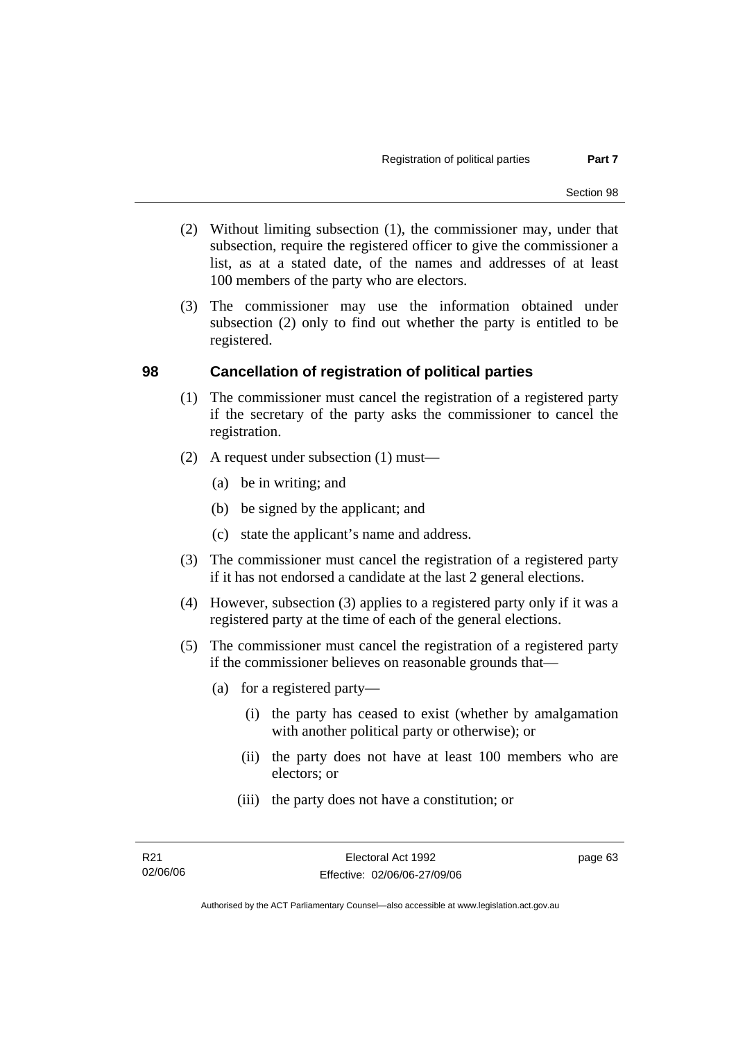(2) Without limiting subsection (1), the commissioner may, under that subsection, require the registered officer to give the commissioner a list, as at a stated date, of the names and addresses of at least 100 members of the party who are electors.

(3) The commissioner may use the information obtained under subsection (2) only to find out whether the party is entitled to be registered.

## 98 Cancellation of registration of political parties

(1) The commissioner must cancel the registration of a registered party if the secretary of the party asks the commissioner to cancel the registration.

(2) A request under subsection (1) must—

  (a) be in writing; and

  (b) be signed by the applicant; and

  (c) state the applicant's name and address.

(3) The commissioner must cancel the registration of a registered party if it has not endorsed a candidate at the last 2 general elections.

(4) However, subsection (3) applies to a registered party only if it was a registered party at the time of each of the general elections.

(5) The commissioner must cancel the registration of a registered party if the commissioner believes on reasonable grounds that—

  (a) for a registered party—

    (i) the party has ceased to exist (whether by amalgamation with another political party or otherwise); or

    (ii) the party does not have at least 100 members who are electors; or

    (iii) the party does not have a constitution; or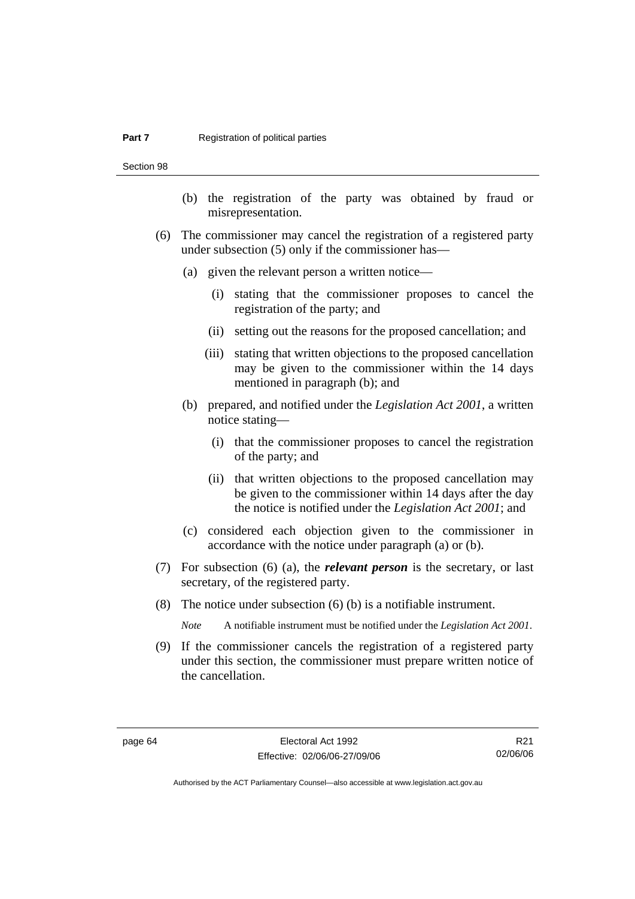(b) the registration of the party was obtained by fraud or misrepresentation.

(6) The commissioner may cancel the registration of a registered party under subsection (5) only if the commissioner has—

(a) given the relevant person a written notice—

(i) stating that the commissioner proposes to cancel the registration of the party; and

(ii) setting out the reasons for the proposed cancellation; and

(iii) stating that written objections to the proposed cancellation may be given to the commissioner within the 14 days mentioned in paragraph (b); and

(b) prepared, and notified under the *Legislation Act 2001*, a written notice stating—

(i) that the commissioner proposes to cancel the registration of the party; and

(ii) that written objections to the proposed cancellation may be given to the commissioner within 14 days after the day the notice is notified under the *Legislation Act 2001*; and

(c) considered each objection given to the commissioner in accordance with the notice under paragraph (a) or (b).

(7) For subsection (6) (a), the ***relevant person*** is the secretary, or last secretary, of the registered party.

(8) The notice under subsection (6) (b) is a notifiable instrument.

*Note* A notifiable instrument must be notified under the *Legislation Act 2001*.

(9) If the commissioner cancels the registration of a registered party under this section, the commissioner must prepare written notice of the cancellation.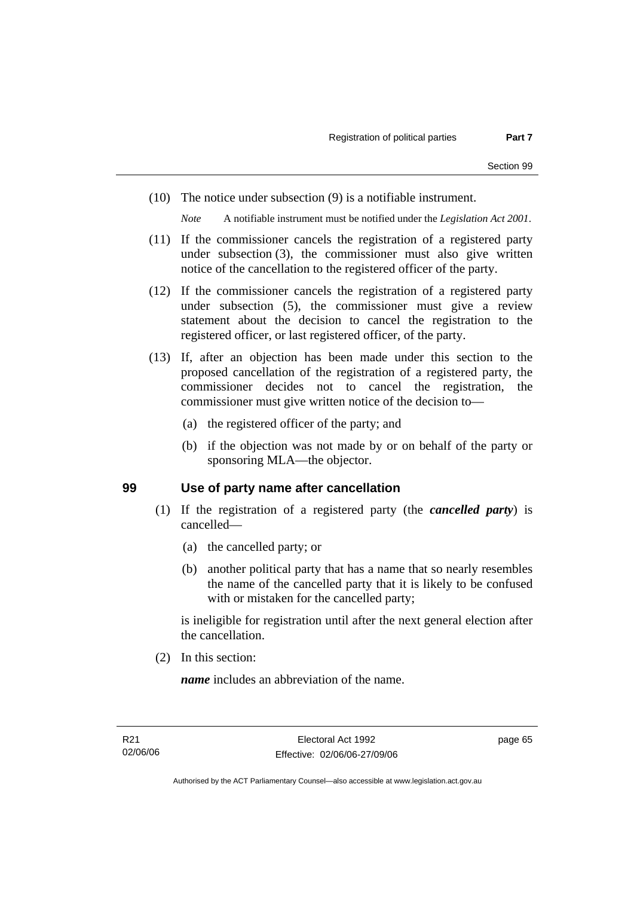(10) The notice under subsection (9) is a notifiable instrument.

*Note* A notifiable instrument must be notified under the *Legislation Act 2001*.

(11) If the commissioner cancels the registration of a registered party under subsection (3), the commissioner must also give written notice of the cancellation to the registered officer of the party.

(12) If the commissioner cancels the registration of a registered party under subsection (5), the commissioner must give a review statement about the decision to cancel the registration to the registered officer, or last registered officer, of the party.

(13) If, after an objection has been made under this section to the proposed cancellation of the registration of a registered party, the commissioner decides not to cancel the registration, the commissioner must give written notice of the decision to—

(a) the registered officer of the party; and

(b) if the objection was not made by or on behalf of the party or sponsoring MLA—the objector.

## 99 Use of party name after cancellation

(1) If the registration of a registered party (the ***cancelled party***) is cancelled—

(a) the cancelled party; or

(b) another political party that has a name that so nearly resembles the name of the cancelled party that it is likely to be confused with or mistaken for the cancelled party;

is ineligible for registration until after the next general election after the cancellation.

(2) In this section:

***name*** includes an abbreviation of the name.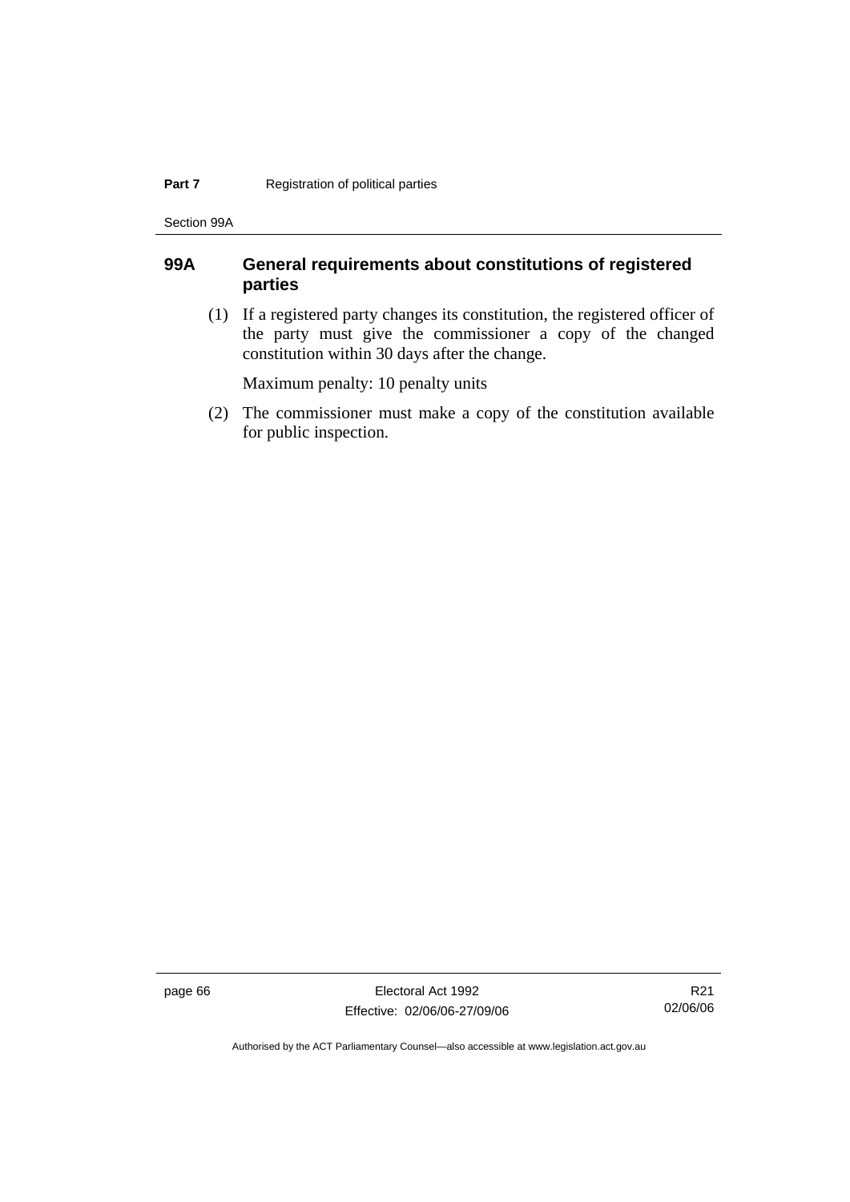## 99A General requirements about constitutions of registered parties

(1) If a registered party changes its constitution, the registered officer of the party must give the commissioner a copy of the changed constitution within 30 days after the change.

Maximum penalty: 10 penalty units

(2) The commissioner must make a copy of the constitution available for public inspection.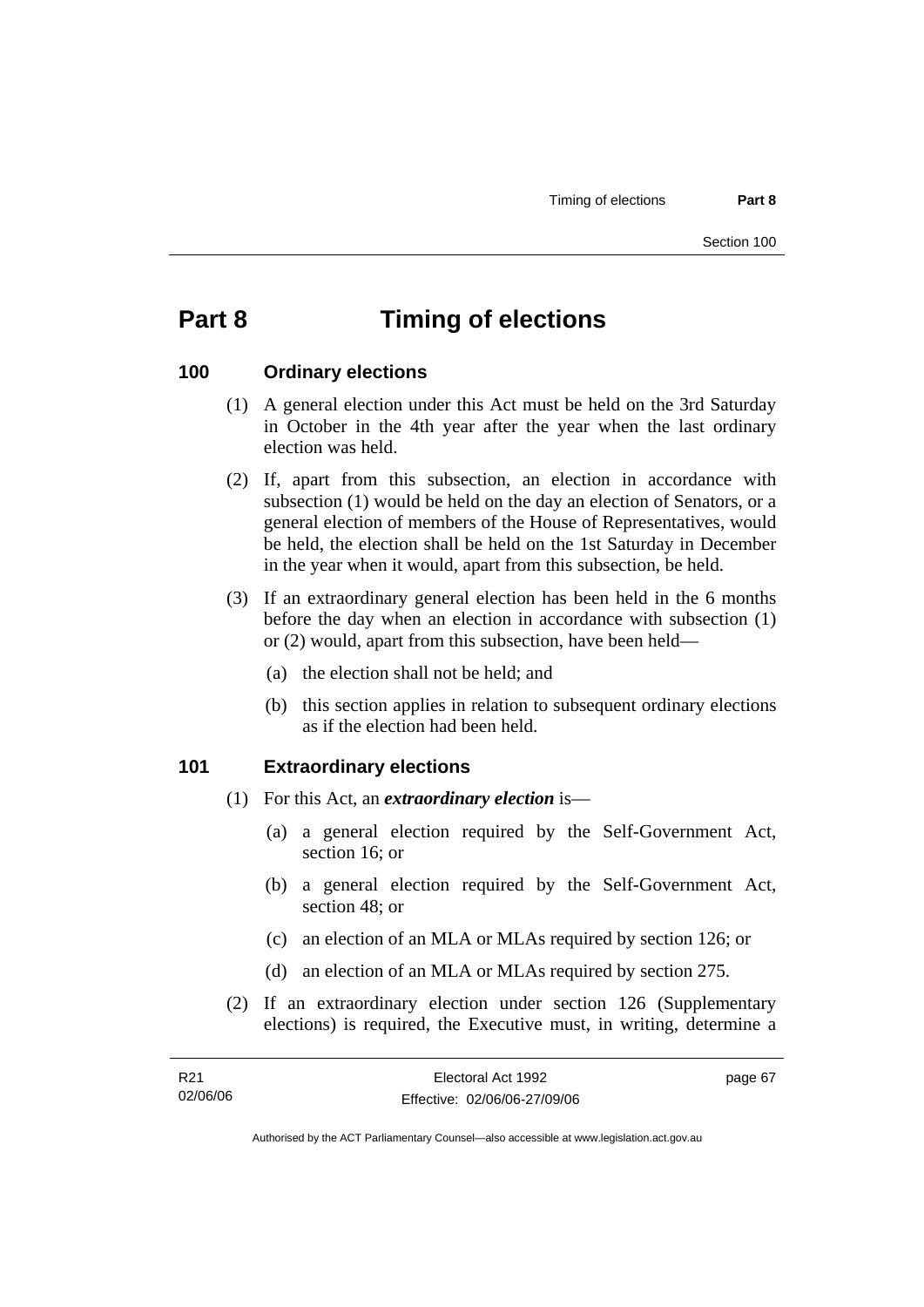# Part 8 Timing of elections

## 100 Ordinary elections

(1) A general election under this Act must be held on the 3rd Saturday in October in the 4th year after the year when the last ordinary election was held.

(2) If, apart from this subsection, an election in accordance with subsection (1) would be held on the day an election of Senators, or a general election of members of the House of Representatives, would be held, the election shall be held on the 1st Saturday in December in the year when it would, apart from this subsection, be held.

(3) If an extraordinary general election has been held in the 6 months before the day when an election in accordance with subsection (1) or (2) would, apart from this subsection, have been held—

- (a) the election shall not be held; and
- (b) this section applies in relation to subsequent ordinary elections as if the election had been held.

## 101 Extraordinary elections

(1) For this Act, an ***extraordinary election*** is—

- (a) a general election required by the Self-Government Act, section 16; or
- (b) a general election required by the Self-Government Act, section 48; or
- (c) an election of an MLA or MLAs required by section 126; or
- (d) an election of an MLA or MLAs required by section 275.

(2) If an extraordinary election under section 126 (Supplementary elections) is required, the Executive must, in writing, determine a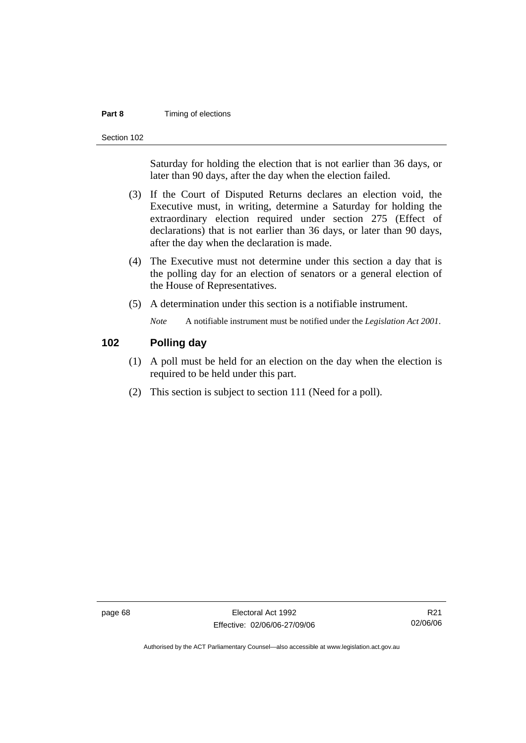Saturday for holding the election that is not earlier than 36 days, or later than 90 days, after the day when the election failed.

(3) If the Court of Disputed Returns declares an election void, the Executive must, in writing, determine a Saturday for holding the extraordinary election required under section 275 (Effect of declarations) that is not earlier than 36 days, or later than 90 days, after the day when the declaration is made.

(4) The Executive must not determine under this section a day that is the polling day for an election of senators or a general election of the House of Representatives.

(5) A determination under this section is a notifiable instrument.

*Note* A notifiable instrument must be notified under the *Legislation Act 2001*.

## 102 Polling day

(1) A poll must be held for an election on the day when the election is required to be held under this part.

(2) This section is subject to section 111 (Need for a poll).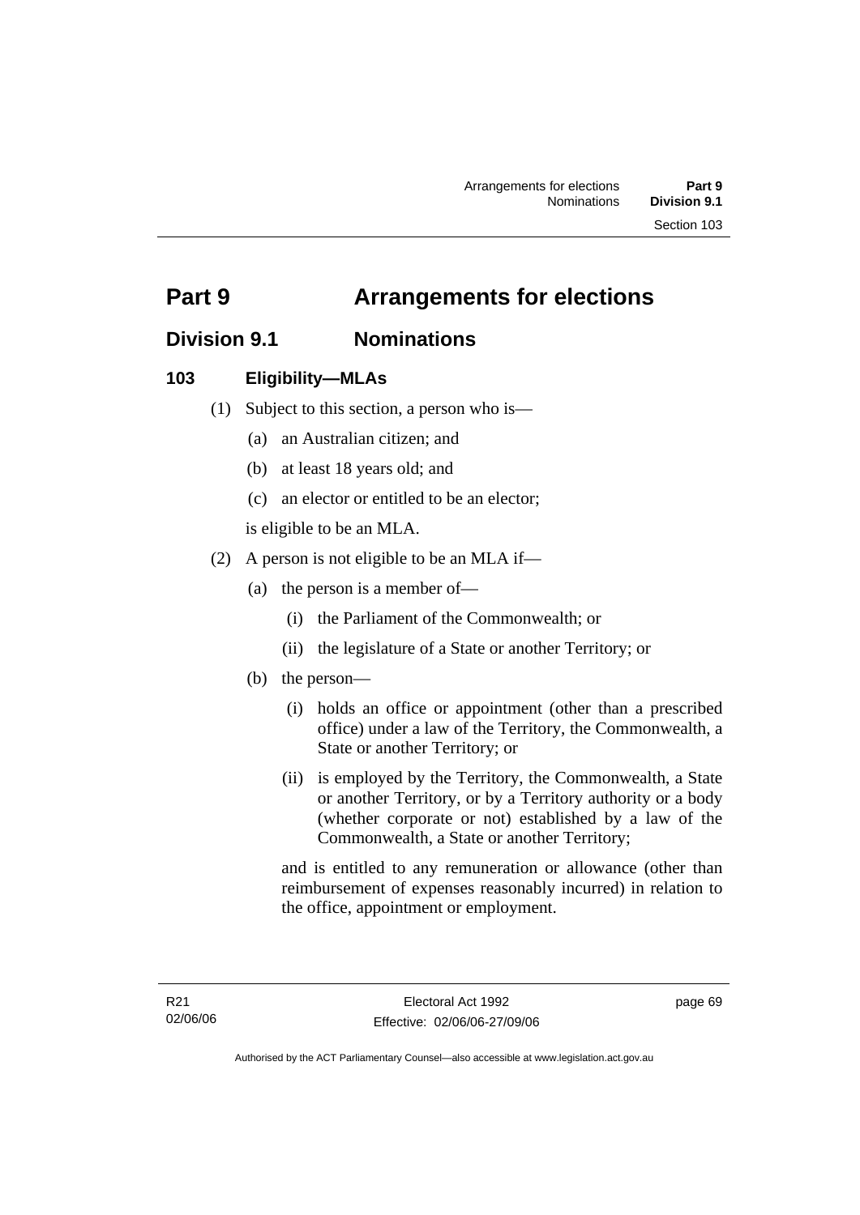# Part 9 Arrangements for elections

## Division 9.1 Nominations

### 103 Eligibility—MLAs

(1) Subject to this section, a person who is—

(a) an Australian citizen; and

(b) at least 18 years old; and

(c) an elector or entitled to be an elector;

is eligible to be an MLA.

(2) A person is not eligible to be an MLA if—

(a) the person is a member of—

(i) the Parliament of the Commonwealth; or

(ii) the legislature of a State or another Territory; or

(b) the person—

(i) holds an office or appointment (other than a prescribed office) under a law of the Territory, the Commonwealth, a State or another Territory; or

(ii) is employed by the Territory, the Commonwealth, a State or another Territory, or by a Territory authority or a body (whether corporate or not) established by a law of the Commonwealth, a State or another Territory;

and is entitled to any remuneration or allowance (other than reimbursement of expenses reasonably incurred) in relation to the office, appointment or employment.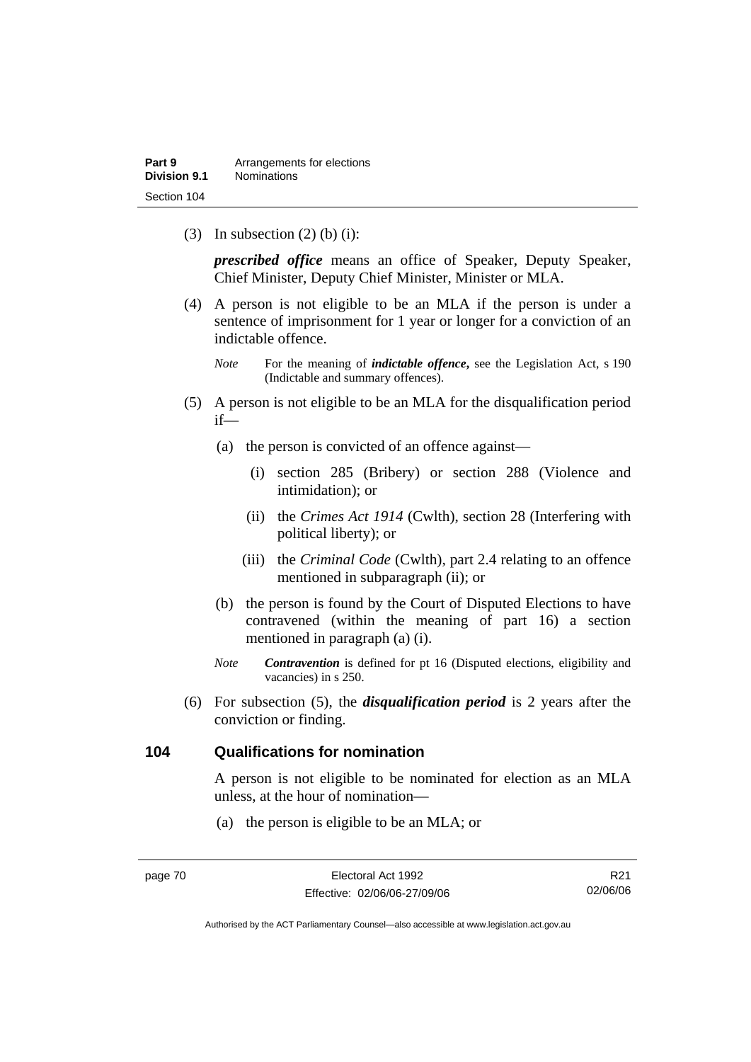(3) In subsection (2) (b) (i):

***prescribed office*** means an office of Speaker, Deputy Speaker, Chief Minister, Deputy Chief Minister, Minister or MLA.

(4) A person is not eligible to be an MLA if the person is under a sentence of imprisonment for 1 year or longer for a conviction of an indictable offence.

*Note* For the meaning of ***indictable offence*****,** see the Legislation Act, s 190 (Indictable and summary offences).

(5) A person is not eligible to be an MLA for the disqualification period if—

(a) the person is convicted of an offence against—

(i) section 285 (Bribery) or section 288 (Violence and intimidation); or

(ii) the *Crimes Act 1914* (Cwlth), section 28 (Interfering with political liberty); or

(iii) the *Criminal Code* (Cwlth), part 2.4 relating to an offence mentioned in subparagraph (ii); or

(b) the person is found by the Court of Disputed Elections to have contravened (within the meaning of part 16) a section mentioned in paragraph (a) (i).

*Note* ***Contravention*** is defined for pt 16 (Disputed elections, eligibility and vacancies) in s 250.

(6) For subsection (5), the ***disqualification period*** is 2 years after the conviction or finding.

## 104 Qualifications for nomination

A person is not eligible to be nominated for election as an MLA unless, at the hour of nomination—

(a) the person is eligible to be an MLA; or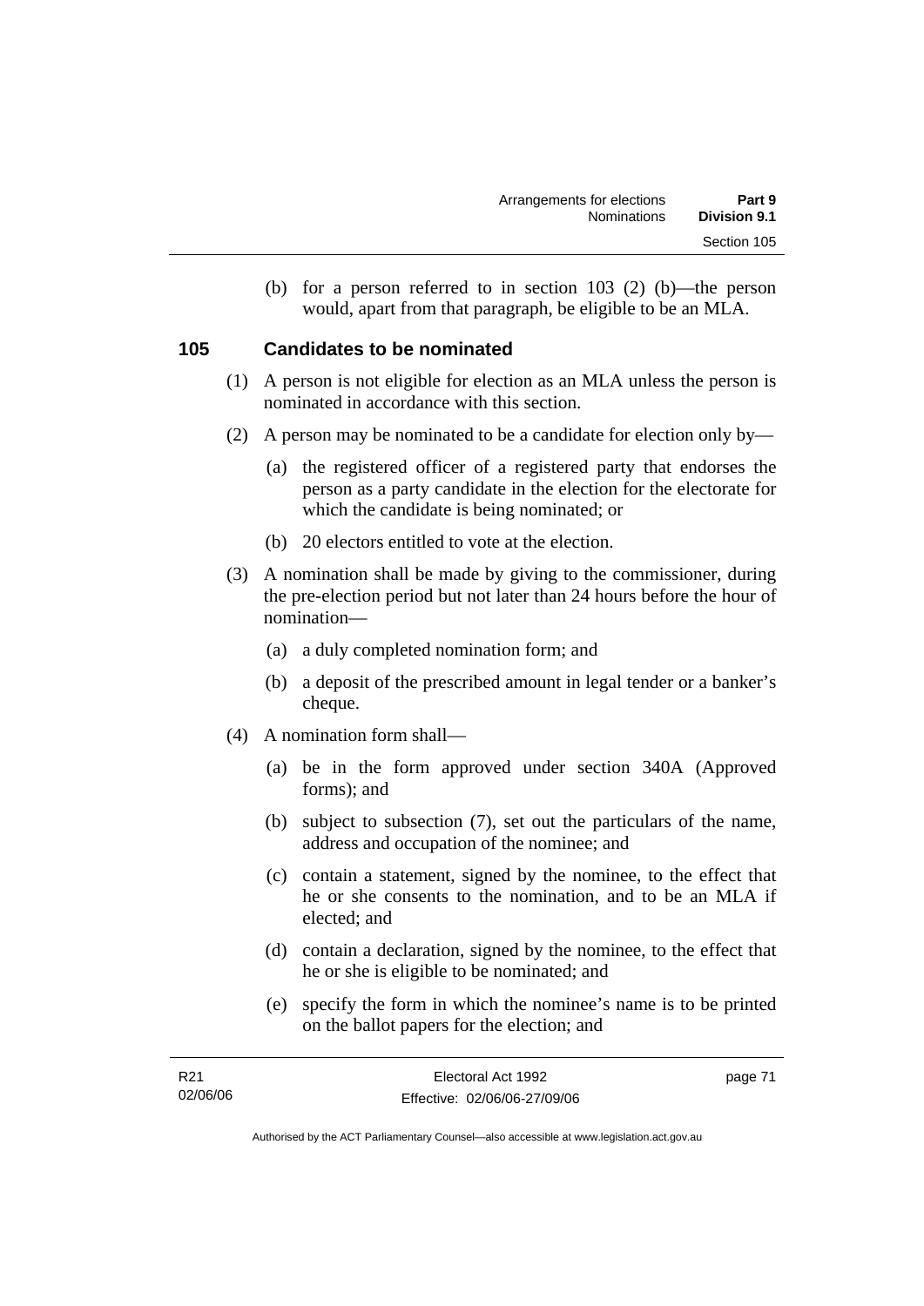(b) for a person referred to in section 103 (2) (b)—the person would, apart from that paragraph, be eligible to be an MLA.

## 105 Candidates to be nominated

(1) A person is not eligible for election as an MLA unless the person is nominated in accordance with this section.

(2) A person may be nominated to be a candidate for election only by—

(a) the registered officer of a registered party that endorses the person as a party candidate in the election for the electorate for which the candidate is being nominated; or

(b) 20 electors entitled to vote at the election.

(3) A nomination shall be made by giving to the commissioner, during the pre-election period but not later than 24 hours before the hour of nomination—

(a) a duly completed nomination form; and

(b) a deposit of the prescribed amount in legal tender or a banker's cheque.

(4) A nomination form shall—

(a) be in the form approved under section 340A (Approved forms); and

(b) subject to subsection (7), set out the particulars of the name, address and occupation of the nominee; and

(c) contain a statement, signed by the nominee, to the effect that he or she consents to the nomination, and to be an MLA if elected; and

(d) contain a declaration, signed by the nominee, to the effect that he or she is eligible to be nominated; and

(e) specify the form in which the nominee's name is to be printed on the ballot papers for the election; and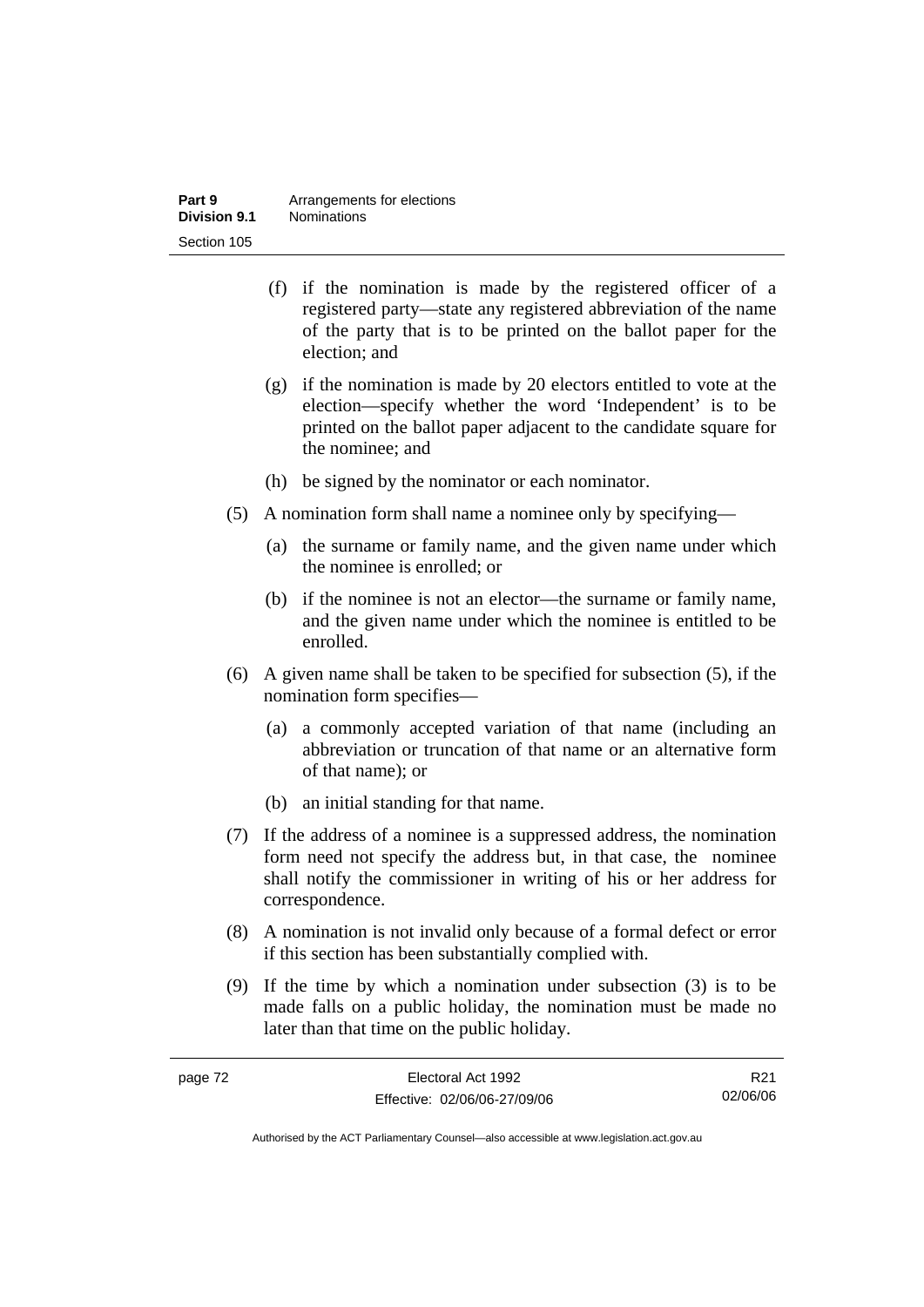(f) if the nomination is made by the registered officer of a registered party—state any registered abbreviation of the name of the party that is to be printed on the ballot paper for the election; and

(g) if the nomination is made by 20 electors entitled to vote at the election—specify whether the word 'Independent' is to be printed on the ballot paper adjacent to the candidate square for the nominee; and

(h) be signed by the nominator or each nominator.

(5) A nomination form shall name a nominee only by specifying—

(a) the surname or family name, and the given name under which the nominee is enrolled; or

(b) if the nominee is not an elector—the surname or family name, and the given name under which the nominee is entitled to be enrolled.

(6) A given name shall be taken to be specified for subsection (5), if the nomination form specifies—

(a) a commonly accepted variation of that name (including an abbreviation or truncation of that name or an alternative form of that name); or

(b) an initial standing for that name.

(7) If the address of a nominee is a suppressed address, the nomination form need not specify the address but, in that case, the nominee shall notify the commissioner in writing of his or her address for correspondence.

(8) A nomination is not invalid only because of a formal defect or error if this section has been substantially complied with.

(9) If the time by which a nomination under subsection (3) is to be made falls on a public holiday, the nomination must be made no later than that time on the public holiday.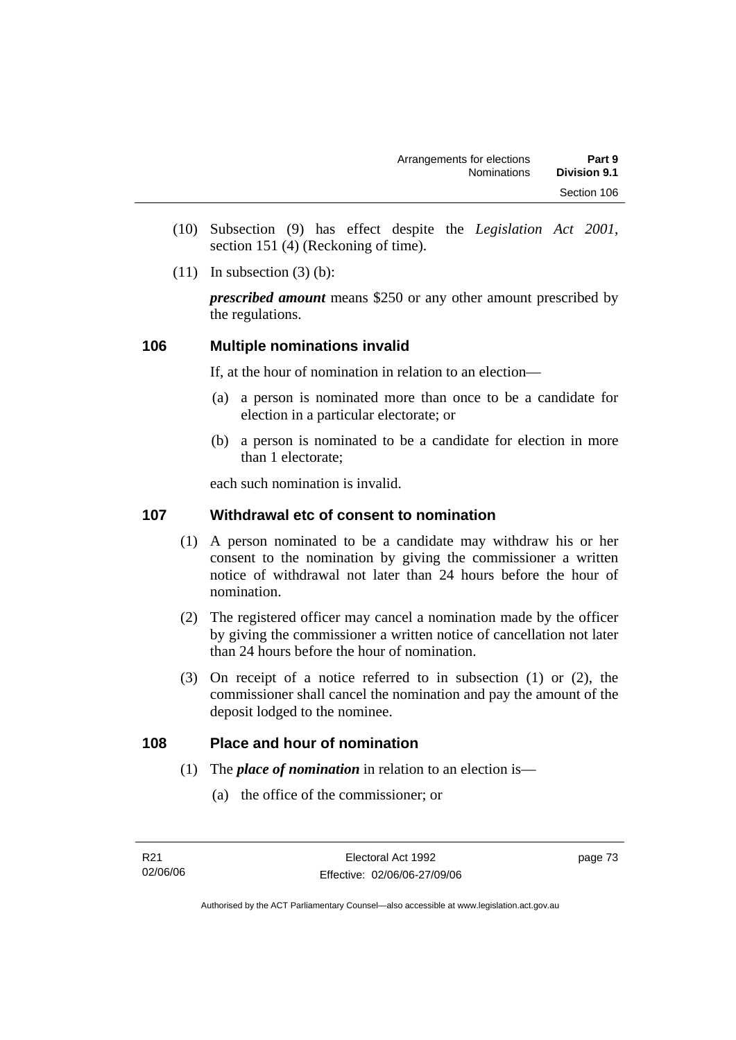(10) Subsection (9) has effect despite the *Legislation Act 2001*, section 151 (4) (Reckoning of time).

(11) In subsection (3) (b):

***prescribed amount*** means $250 or any other amount prescribed by the regulations.

### 106 Multiple nominations invalid

If, at the hour of nomination in relation to an election—

(a) a person is nominated more than once to be a candidate for election in a particular electorate; or

(b) a person is nominated to be a candidate for election in more than 1 electorate;

each such nomination is invalid.

### 107 Withdrawal etc of consent to nomination

(1) A person nominated to be a candidate may withdraw his or her consent to the nomination by giving the commissioner a written notice of withdrawal not later than 24 hours before the hour of nomination.

(2) The registered officer may cancel a nomination made by the officer by giving the commissioner a written notice of cancellation not later than 24 hours before the hour of nomination.

(3) On receipt of a notice referred to in subsection (1) or (2), the commissioner shall cancel the nomination and pay the amount of the deposit lodged to the nominee.

### 108 Place and hour of nomination

(1) The ***place of nomination*** in relation to an election is—

(a) the office of the commissioner; or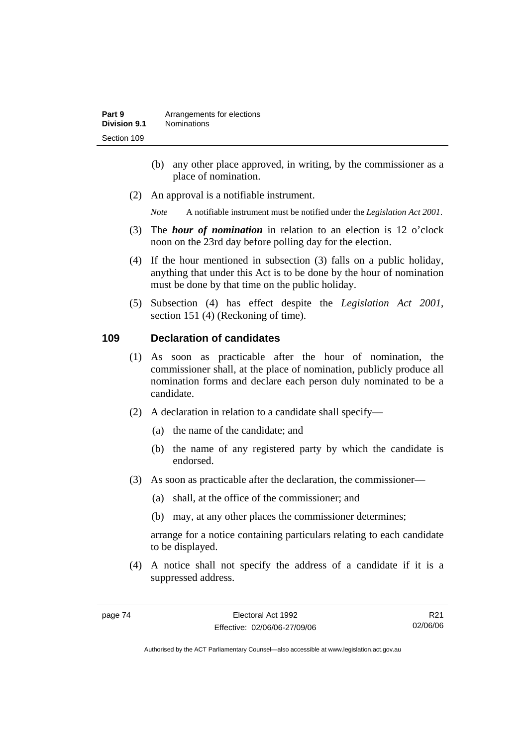(b) any other place approved, in writing, by the commissioner as a place of nomination.

(2) An approval is a notifiable instrument.

*Note* A notifiable instrument must be notified under the *Legislation Act 2001*.

(3) The ***hour of nomination*** in relation to an election is 12 o'clock noon on the 23rd day before polling day for the election.

(4) If the hour mentioned in subsection (3) falls on a public holiday, anything that under this Act is to be done by the hour of nomination must be done by that time on the public holiday.

(5) Subsection (4) has effect despite the *Legislation Act 2001*, section 151 (4) (Reckoning of time).

## 109 Declaration of candidates

(1) As soon as practicable after the hour of nomination, the commissioner shall, at the place of nomination, publicly produce all nomination forms and declare each person duly nominated to be a candidate.

(2) A declaration in relation to a candidate shall specify—

(a) the name of the candidate; and

(b) the name of any registered party by which the candidate is endorsed.

(3) As soon as practicable after the declaration, the commissioner—

(a) shall, at the office of the commissioner; and

(b) may, at any other places the commissioner determines;

arrange for a notice containing particulars relating to each candidate to be displayed.

(4) A notice shall not specify the address of a candidate if it is a suppressed address.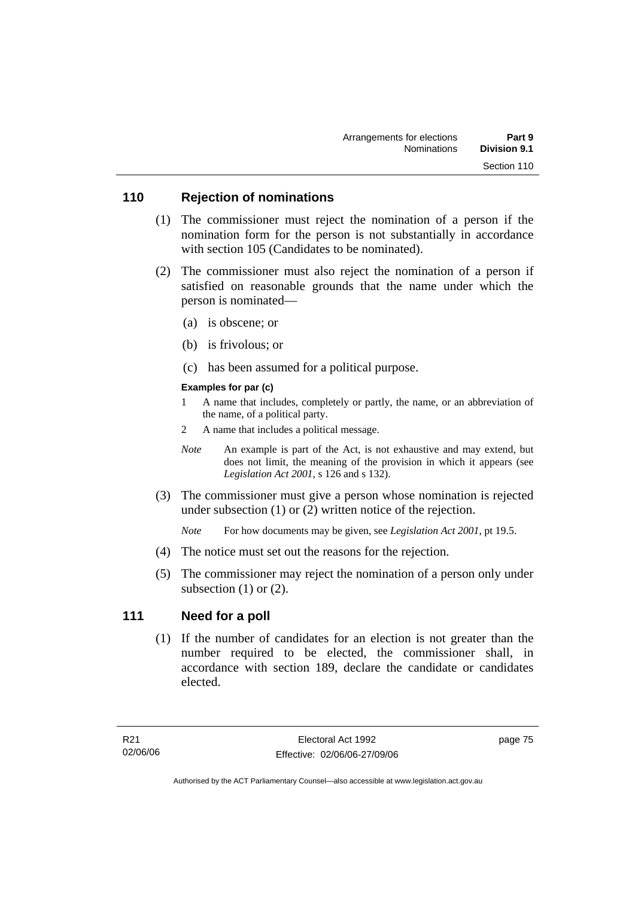## 110 Rejection of nominations

(1) The commissioner must reject the nomination of a person if the nomination form for the person is not substantially in accordance with section 105 (Candidates to be nominated).

(2) The commissioner must also reject the nomination of a person if satisfied on reasonable grounds that the name under which the person is nominated—

(a) is obscene; or

(b) is frivolous; or

(c) has been assumed for a political purpose.

**Examples for par (c)**

1 A name that includes, completely or partly, the name, or an abbreviation of the name, of a political party.

2 A name that includes a political message.

*Note* An example is part of the Act, is not exhaustive and may extend, but does not limit, the meaning of the provision in which it appears (see *Legislation Act 2001*, s 126 and s 132).

(3) The commissioner must give a person whose nomination is rejected under subsection (1) or (2) written notice of the rejection.

*Note* For how documents may be given, see *Legislation Act 2001*, pt 19.5.

(4) The notice must set out the reasons for the rejection.

(5) The commissioner may reject the nomination of a person only under subsection (1) or (2).

## 111 Need for a poll

(1) If the number of candidates for an election is not greater than the number required to be elected, the commissioner shall, in accordance with section 189, declare the candidate or candidates elected.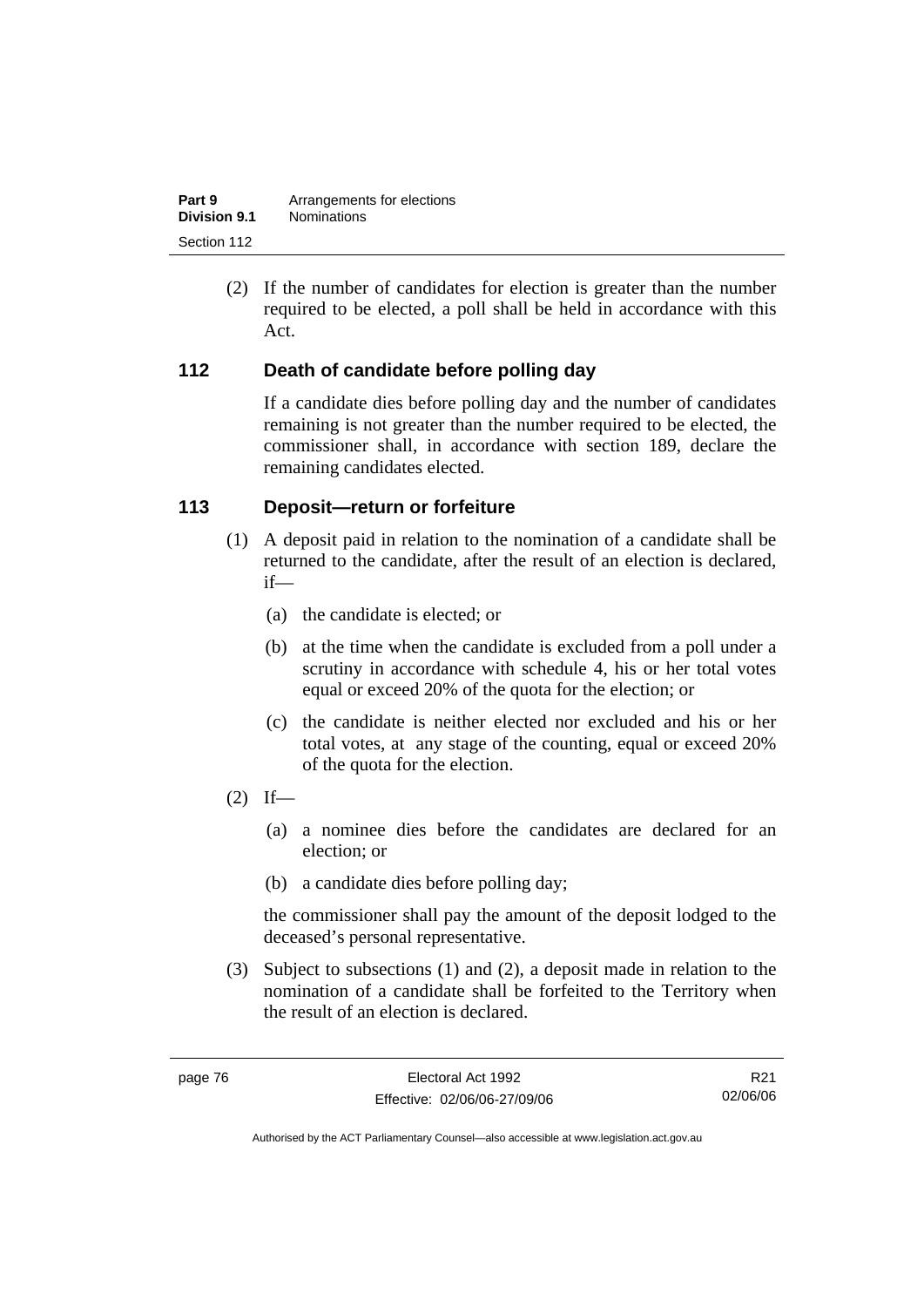(2) If the number of candidates for election is greater than the number required to be elected, a poll shall be held in accordance with this Act.

### 112 Death of candidate before polling day

If a candidate dies before polling day and the number of candidates remaining is not greater than the number required to be elected, the commissioner shall, in accordance with section 189, declare the remaining candidates elected.

### 113 Deposit—return or forfeiture

(1) A deposit paid in relation to the nomination of a candidate shall be returned to the candidate, after the result of an election is declared, if—

(a) the candidate is elected; or

(b) at the time when the candidate is excluded from a poll under a scrutiny in accordance with schedule 4, his or her total votes equal or exceed 20% of the quota for the election; or

(c) the candidate is neither elected nor excluded and his or her total votes, at any stage of the counting, equal or exceed 20% of the quota for the election.

(2) If—

(a) a nominee dies before the candidates are declared for an election; or

(b) a candidate dies before polling day;

the commissioner shall pay the amount of the deposit lodged to the deceased's personal representative.

(3) Subject to subsections (1) and (2), a deposit made in relation to the nomination of a candidate shall be forfeited to the Territory when the result of an election is declared.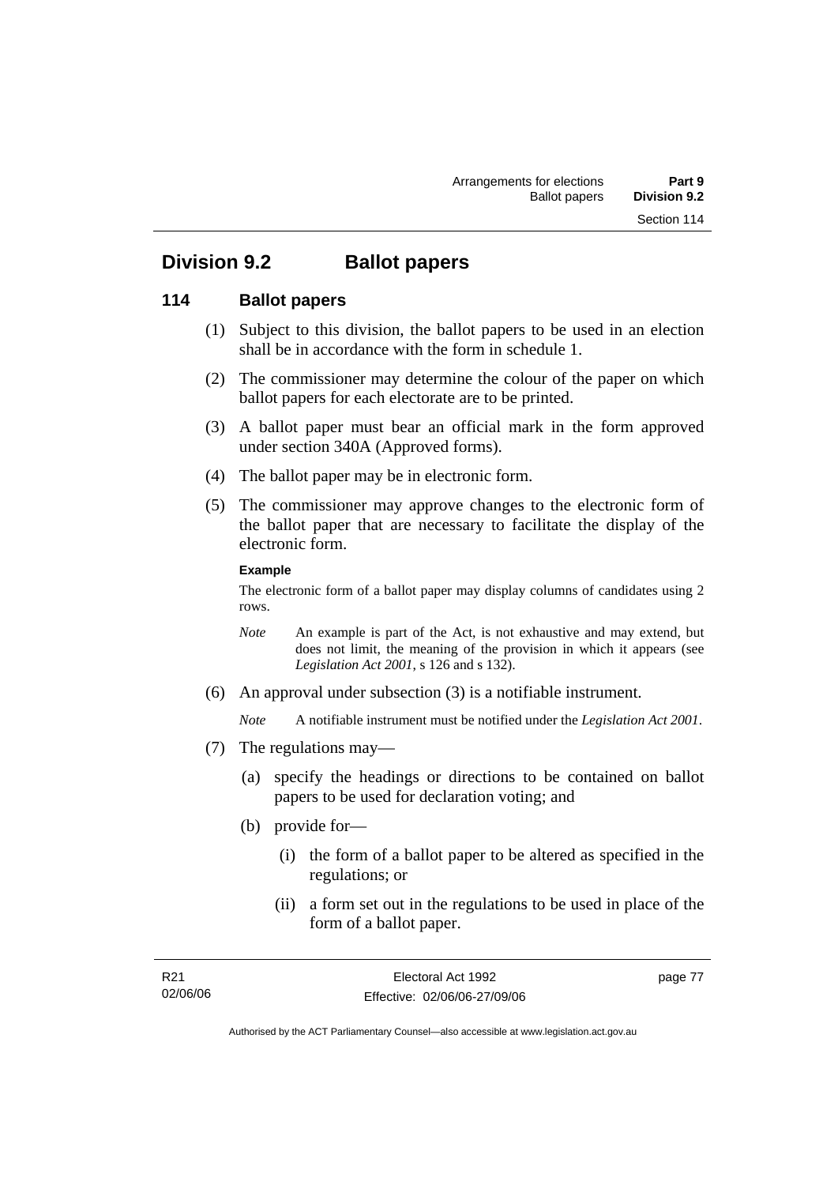# Division 9.2 Ballot papers

## 114 Ballot papers

(1) Subject to this division, the ballot papers to be used in an election shall be in accordance with the form in schedule 1.

(2) The commissioner may determine the colour of the paper on which ballot papers for each electorate are to be printed.

(3) A ballot paper must bear an official mark in the form approved under section 340A (Approved forms).

(4) The ballot paper may be in electronic form.

(5) The commissioner may approve changes to the electronic form of the ballot paper that are necessary to facilitate the display of the electronic form.

**Example**

The electronic form of a ballot paper may display columns of candidates using 2 rows.

*Note* An example is part of the Act, is not exhaustive and may extend, but does not limit, the meaning of the provision in which it appears (see *Legislation Act 2001*, s 126 and s 132).

(6) An approval under subsection (3) is a notifiable instrument.

*Note* A notifiable instrument must be notified under the *Legislation Act 2001*.

(7) The regulations may—

(a) specify the headings or directions to be contained on ballot papers to be used for declaration voting; and

(b) provide for—

(i) the form of a ballot paper to be altered as specified in the regulations; or

(ii) a form set out in the regulations to be used in place of the form of a ballot paper.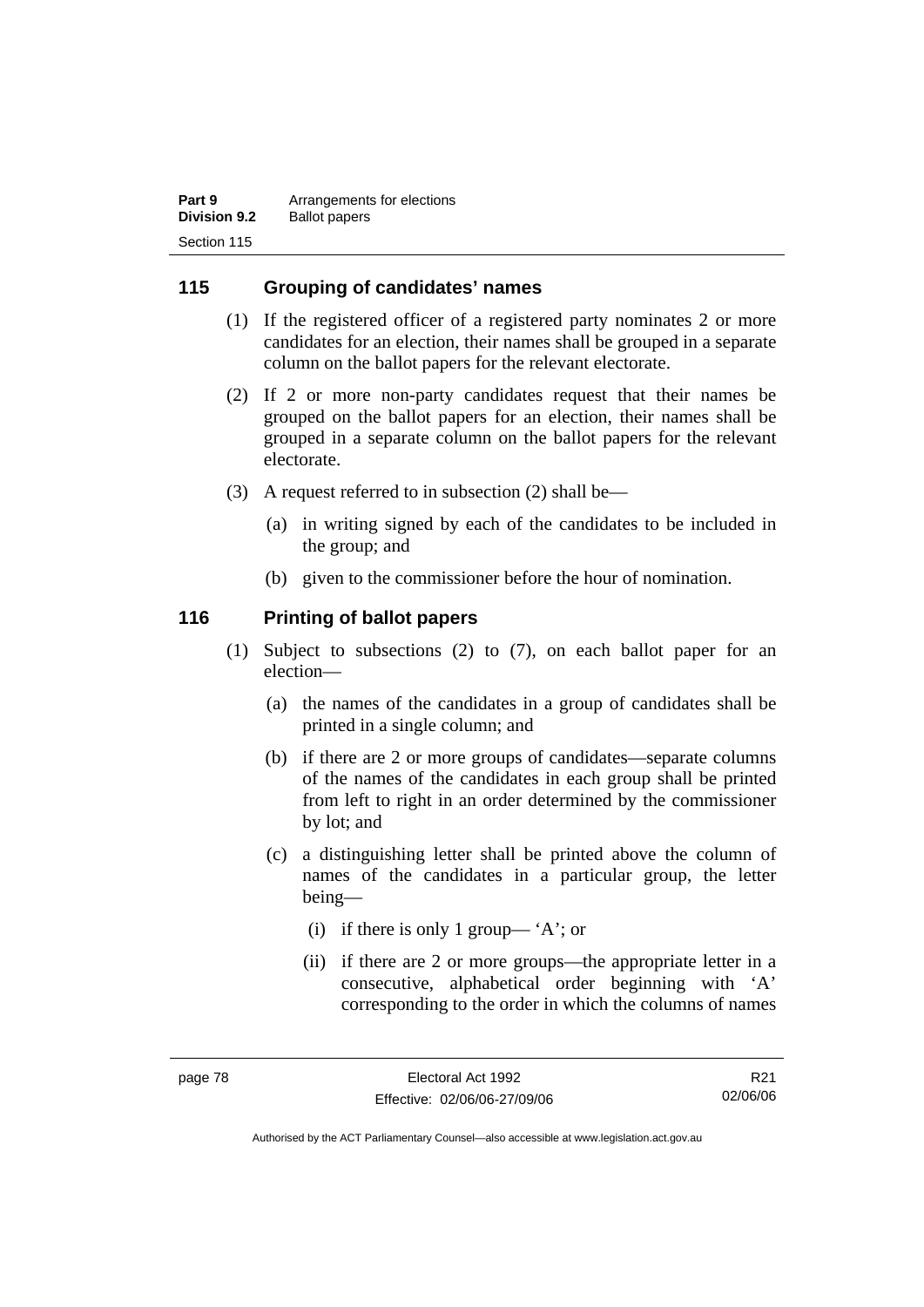## 115 Grouping of candidates' names

(1) If the registered officer of a registered party nominates 2 or more candidates for an election, their names shall be grouped in a separate column on the ballot papers for the relevant electorate.

(2) If 2 or more non-party candidates request that their names be grouped on the ballot papers for an election, their names shall be grouped in a separate column on the ballot papers for the relevant electorate.

(3) A request referred to in subsection (2) shall be—

  (a) in writing signed by each of the candidates to be included in the group; and

  (b) given to the commissioner before the hour of nomination.

## 116 Printing of ballot papers

(1) Subject to subsections (2) to (7), on each ballot paper for an election—

  (a) the names of the candidates in a group of candidates shall be printed in a single column; and

  (b) if there are 2 or more groups of candidates—separate columns of the names of the candidates in each group shall be printed from left to right in an order determined by the commissioner by lot; and

  (c) a distinguishing letter shall be printed above the column of names of the candidates in a particular group, the letter being—

    (i) if there is only 1 group— 'A'; or

    (ii) if there are 2 or more groups—the appropriate letter in a consecutive, alphabetical order beginning with 'A' corresponding to the order in which the columns of names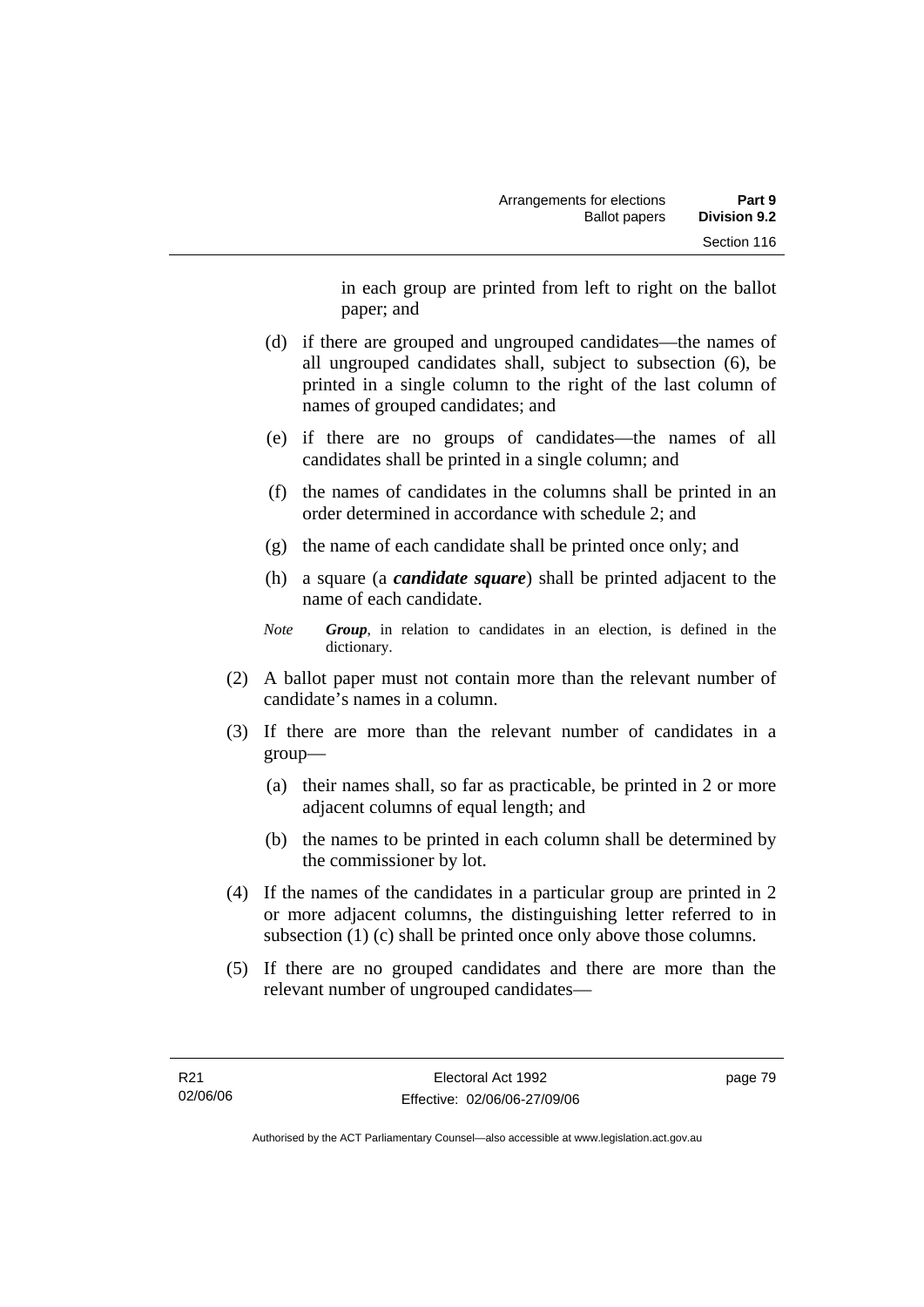in each group are printed from left to right on the ballot paper; and

(d) if there are grouped and ungrouped candidates—the names of all ungrouped candidates shall, subject to subsection (6), be printed in a single column to the right of the last column of names of grouped candidates; and

(e) if there are no groups of candidates—the names of all candidates shall be printed in a single column; and

(f) the names of candidates in the columns shall be printed in an order determined in accordance with schedule 2; and

(g) the name of each candidate shall be printed once only; and

(h) a square (a ***candidate square***) shall be printed adjacent to the name of each candidate.

*Note* ***Group***, in relation to candidates in an election, is defined in the dictionary.

(2) A ballot paper must not contain more than the relevant number of candidate's names in a column.

(3) If there are more than the relevant number of candidates in a group—

(a) their names shall, so far as practicable, be printed in 2 or more adjacent columns of equal length; and

(b) the names to be printed in each column shall be determined by the commissioner by lot.

(4) If the names of the candidates in a particular group are printed in 2 or more adjacent columns, the distinguishing letter referred to in subsection (1) (c) shall be printed once only above those columns.

(5) If there are no grouped candidates and there are more than the relevant number of ungrouped candidates—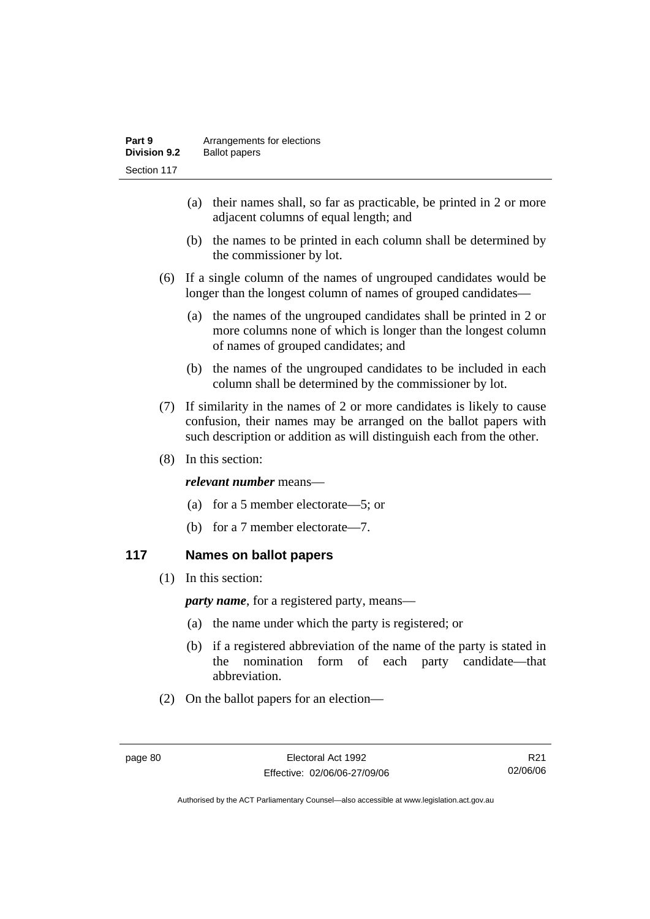(a) their names shall, so far as practicable, be printed in 2 or more adjacent columns of equal length; and

(b) the names to be printed in each column shall be determined by the commissioner by lot.

(6) If a single column of the names of ungrouped candidates would be longer than the longest column of names of grouped candidates—

(a) the names of the ungrouped candidates shall be printed in 2 or more columns none of which is longer than the longest column of names of grouped candidates; and

(b) the names of the ungrouped candidates to be included in each column shall be determined by the commissioner by lot.

(7) If similarity in the names of 2 or more candidates is likely to cause confusion, their names may be arranged on the ballot papers with such description or addition as will distinguish each from the other.

(8) In this section:

***relevant number*** means—

(a) for a 5 member electorate—5; or

(b) for a 7 member electorate—7.

## 117 Names on ballot papers

(1) In this section:

***party name***, for a registered party, means—

(a) the name under which the party is registered; or

(b) if a registered abbreviation of the name of the party is stated in the nomination form of each party candidate—that abbreviation.

(2) On the ballot papers for an election—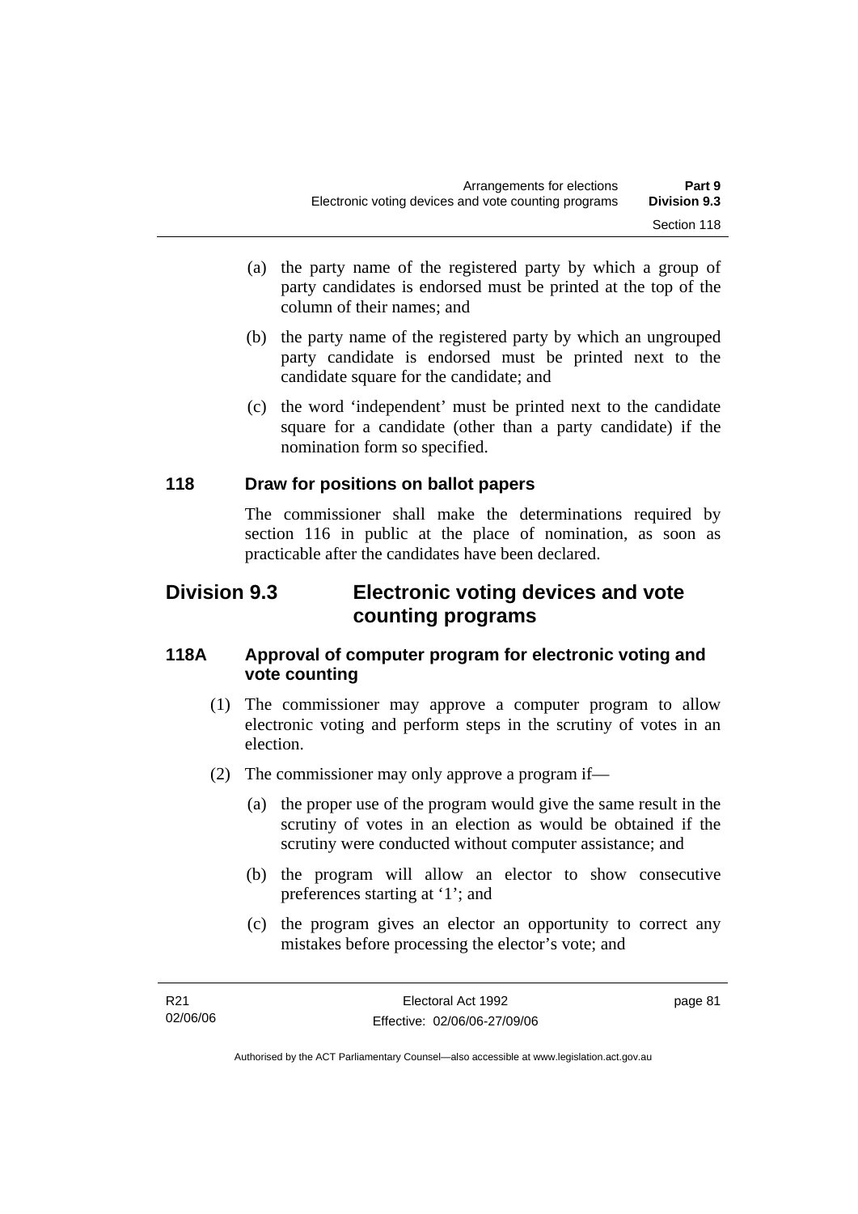(a) the party name of the registered party by which a group of party candidates is endorsed must be printed at the top of the column of their names; and

(b) the party name of the registered party by which an ungrouped party candidate is endorsed must be printed next to the candidate square for the candidate; and

(c) the word 'independent' must be printed next to the candidate square for a candidate (other than a party candidate) if the nomination form so specified.

### 118 Draw for positions on ballot papers

The commissioner shall make the determinations required by section 116 in public at the place of nomination, as soon as practicable after the candidates have been declared.

## Division 9.3 Electronic voting devices and vote counting programs

### 118A Approval of computer program for electronic voting and vote counting

(1) The commissioner may approve a computer program to allow electronic voting and perform steps in the scrutiny of votes in an election.

(2) The commissioner may only approve a program if—

(a) the proper use of the program would give the same result in the scrutiny of votes in an election as would be obtained if the scrutiny were conducted without computer assistance; and

(b) the program will allow an elector to show consecutive preferences starting at '1'; and

(c) the program gives an elector an opportunity to correct any mistakes before processing the elector's vote; and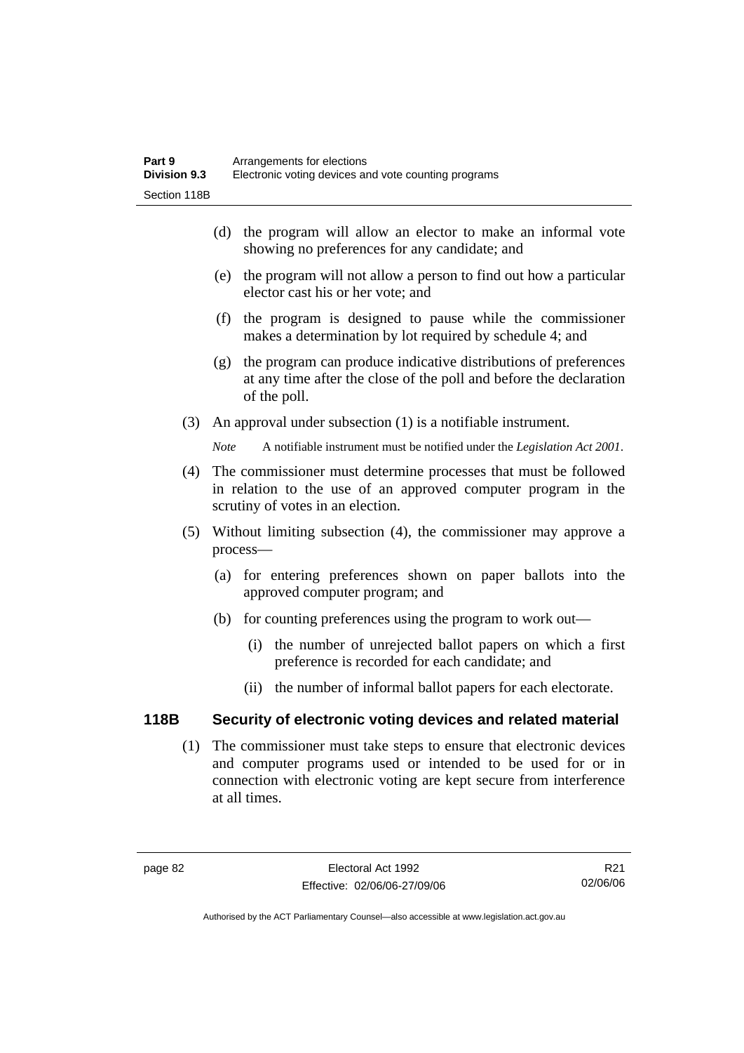(d) the program will allow an elector to make an informal vote showing no preferences for any candidate; and

(e) the program will not allow a person to find out how a particular elector cast his or her vote; and

(f) the program is designed to pause while the commissioner makes a determination by lot required by schedule 4; and

(g) the program can produce indicative distributions of preferences at any time after the close of the poll and before the declaration of the poll.

(3) An approval under subsection (1) is a notifiable instrument.

*Note* A notifiable instrument must be notified under the *Legislation Act 2001*.

(4) The commissioner must determine processes that must be followed in relation to the use of an approved computer program in the scrutiny of votes in an election.

(5) Without limiting subsection (4), the commissioner may approve a process—

(a) for entering preferences shown on paper ballots into the approved computer program; and

(b) for counting preferences using the program to work out—

(i) the number of unrejected ballot papers on which a first preference is recorded for each candidate; and

(ii) the number of informal ballot papers for each electorate.

### 118B Security of electronic voting devices and related material

(1) The commissioner must take steps to ensure that electronic devices and computer programs used or intended to be used for or in connection with electronic voting are kept secure from interference at all times.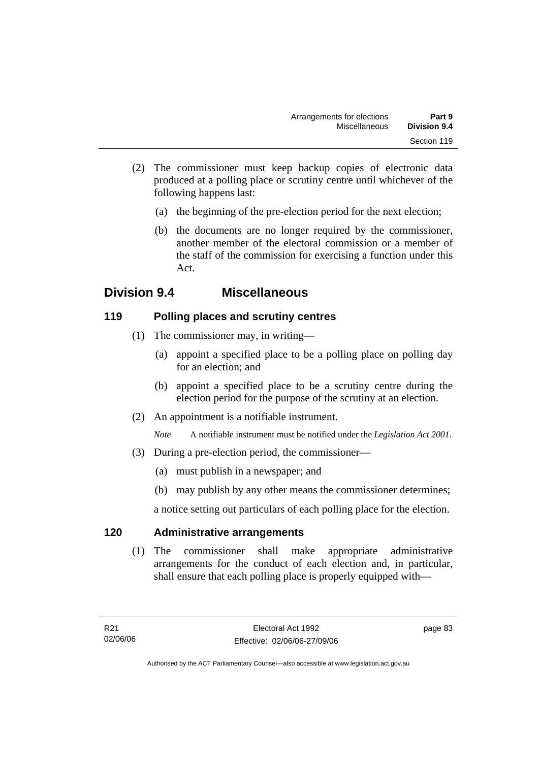(2) The commissioner must keep backup copies of electronic data produced at a polling place or scrutiny centre until whichever of the following happens last:

(a) the beginning of the pre-election period for the next election;

(b) the documents are no longer required by the commissioner, another member of the electoral commission or a member of the staff of the commission for exercising a function under this Act.

## Division 9.4 Miscellaneous

### 119 Polling places and scrutiny centres

(1) The commissioner may, in writing—

(a) appoint a specified place to be a polling place on polling day for an election; and

(b) appoint a specified place to be a scrutiny centre during the election period for the purpose of the scrutiny at an election.

(2) An appointment is a notifiable instrument.

*Note* A notifiable instrument must be notified under the *Legislation Act 2001*.

(3) During a pre-election period, the commissioner—

(a) must publish in a newspaper; and

(b) may publish by any other means the commissioner determines;

a notice setting out particulars of each polling place for the election.

### 120 Administrative arrangements

(1) The commissioner shall make appropriate administrative arrangements for the conduct of each election and, in particular, shall ensure that each polling place is properly equipped with—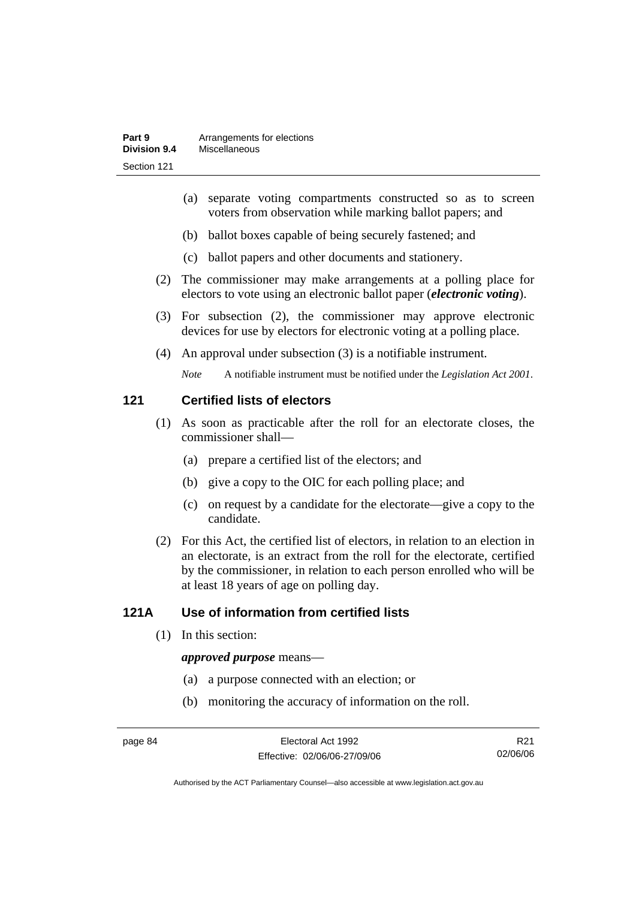(a) separate voting compartments constructed so as to screen voters from observation while marking ballot papers; and

(b) ballot boxes capable of being securely fastened; and

(c) ballot papers and other documents and stationery.

(2) The commissioner may make arrangements at a polling place for electors to vote using an electronic ballot paper (***electronic voting***).

(3) For subsection (2), the commissioner may approve electronic devices for use by electors for electronic voting at a polling place.

(4) An approval under subsection (3) is a notifiable instrument.

*Note* A notifiable instrument must be notified under the *Legislation Act 2001*.

## 121 Certified lists of electors

(1) As soon as practicable after the roll for an electorate closes, the commissioner shall—

(a) prepare a certified list of the electors; and

(b) give a copy to the OIC for each polling place; and

(c) on request by a candidate for the electorate—give a copy to the candidate.

(2) For this Act, the certified list of electors, in relation to an election in an electorate, is an extract from the roll for the electorate, certified by the commissioner, in relation to each person enrolled who will be at least 18 years of age on polling day.

## 121A Use of information from certified lists

(1) In this section:

***approved purpose*** means—

(a) a purpose connected with an election; or

(b) monitoring the accuracy of information on the roll.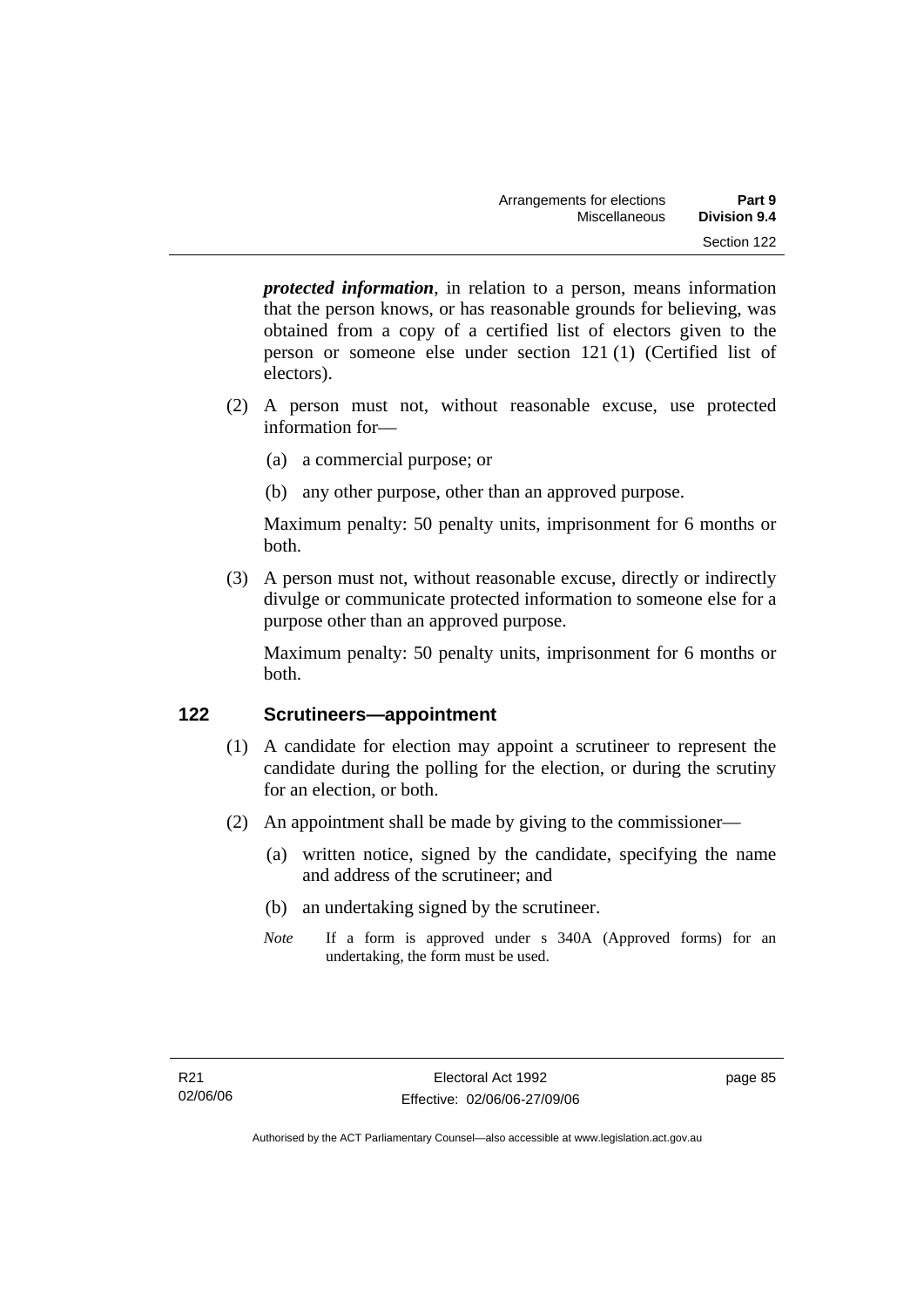***protected information***, in relation to a person, means information that the person knows, or has reasonable grounds for believing, was obtained from a copy of a certified list of electors given to the person or someone else under section 121 (1) (Certified list of electors).

(2) A person must not, without reasonable excuse, use protected information for—

(a) a commercial purpose; or

(b) any other purpose, other than an approved purpose.

Maximum penalty: 50 penalty units, imprisonment for 6 months or both.

(3) A person must not, without reasonable excuse, directly or indirectly divulge or communicate protected information to someone else for a purpose other than an approved purpose.

Maximum penalty: 50 penalty units, imprisonment for 6 months or both.

## 122 Scrutineers—appointment

(1) A candidate for election may appoint a scrutineer to represent the candidate during the polling for the election, or during the scrutiny for an election, or both.

(2) An appointment shall be made by giving to the commissioner—

(a) written notice, signed by the candidate, specifying the name and address of the scrutineer; and

(b) an undertaking signed by the scrutineer.

*Note* If a form is approved under s 340A (Approved forms) for an undertaking, the form must be used.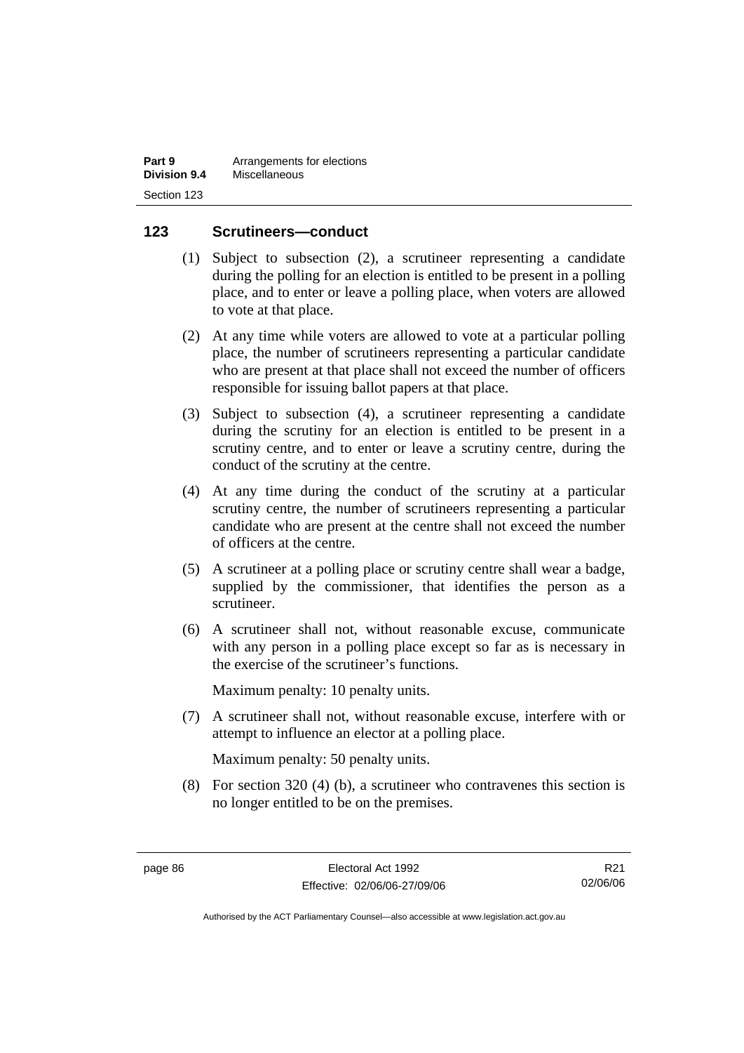## 123 Scrutineers—conduct

(1) Subject to subsection (2), a scrutineer representing a candidate during the polling for an election is entitled to be present in a polling place, and to enter or leave a polling place, when voters are allowed to vote at that place.

(2) At any time while voters are allowed to vote at a particular polling place, the number of scrutineers representing a particular candidate who are present at that place shall not exceed the number of officers responsible for issuing ballot papers at that place.

(3) Subject to subsection (4), a scrutineer representing a candidate during the scrutiny for an election is entitled to be present in a scrutiny centre, and to enter or leave a scrutiny centre, during the conduct of the scrutiny at the centre.

(4) At any time during the conduct of the scrutiny at a particular scrutiny centre, the number of scrutineers representing a particular candidate who are present at the centre shall not exceed the number of officers at the centre.

(5) A scrutineer at a polling place or scrutiny centre shall wear a badge, supplied by the commissioner, that identifies the person as a scrutineer.

(6) A scrutineer shall not, without reasonable excuse, communicate with any person in a polling place except so far as is necessary in the exercise of the scrutineer's functions.

Maximum penalty: 10 penalty units.

(7) A scrutineer shall not, without reasonable excuse, interfere with or attempt to influence an elector at a polling place.

Maximum penalty: 50 penalty units.

(8) For section 320 (4) (b), a scrutineer who contravenes this section is no longer entitled to be on the premises.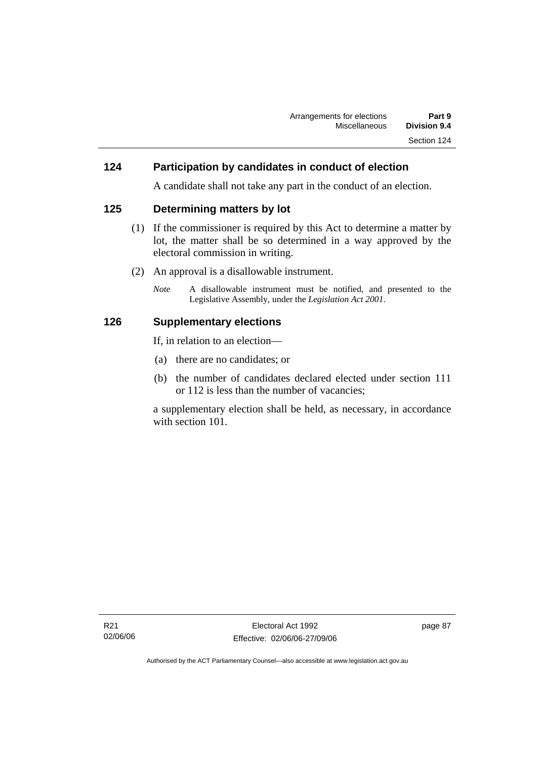### 124 Participation by candidates in conduct of election

A candidate shall not take any part in the conduct of an election.

### 125 Determining matters by lot

(1) If the commissioner is required by this Act to determine a matter by lot, the matter shall be so determined in a way approved by the electoral commission in writing.

(2) An approval is a disallowable instrument.

*Note* A disallowable instrument must be notified, and presented to the Legislative Assembly, under the *Legislation Act 2001*.

### 126 Supplementary elections

If, in relation to an election—

(a) there are no candidates; or

(b) the number of candidates declared elected under section 111 or 112 is less than the number of vacancies;

a supplementary election shall be held, as necessary, in accordance with section 101.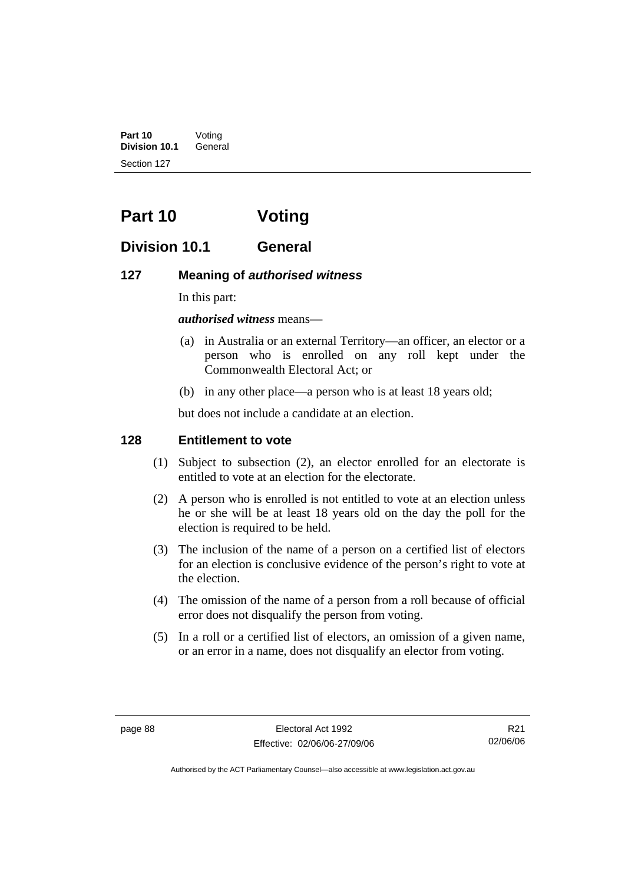# Part 10 Voting

## Division 10.1 General

### 127 Meaning of *authorised witness*

In this part:

***authorised witness*** means—

(a) in Australia or an external Territory—an officer, an elector or a person who is enrolled on any roll kept under the Commonwealth Electoral Act; or

(b) in any other place—a person who is at least 18 years old;

but does not include a candidate at an election.

### 128 Entitlement to vote

(1) Subject to subsection (2), an elector enrolled for an electorate is entitled to vote at an election for the electorate.

(2) A person who is enrolled is not entitled to vote at an election unless he or she will be at least 18 years old on the day the poll for the election is required to be held.

(3) The inclusion of the name of a person on a certified list of electors for an election is conclusive evidence of the person's right to vote at the election.

(4) The omission of the name of a person from a roll because of official error does not disqualify the person from voting.

(5) In a roll or a certified list of electors, an omission of a given name, or an error in a name, does not disqualify an elector from voting.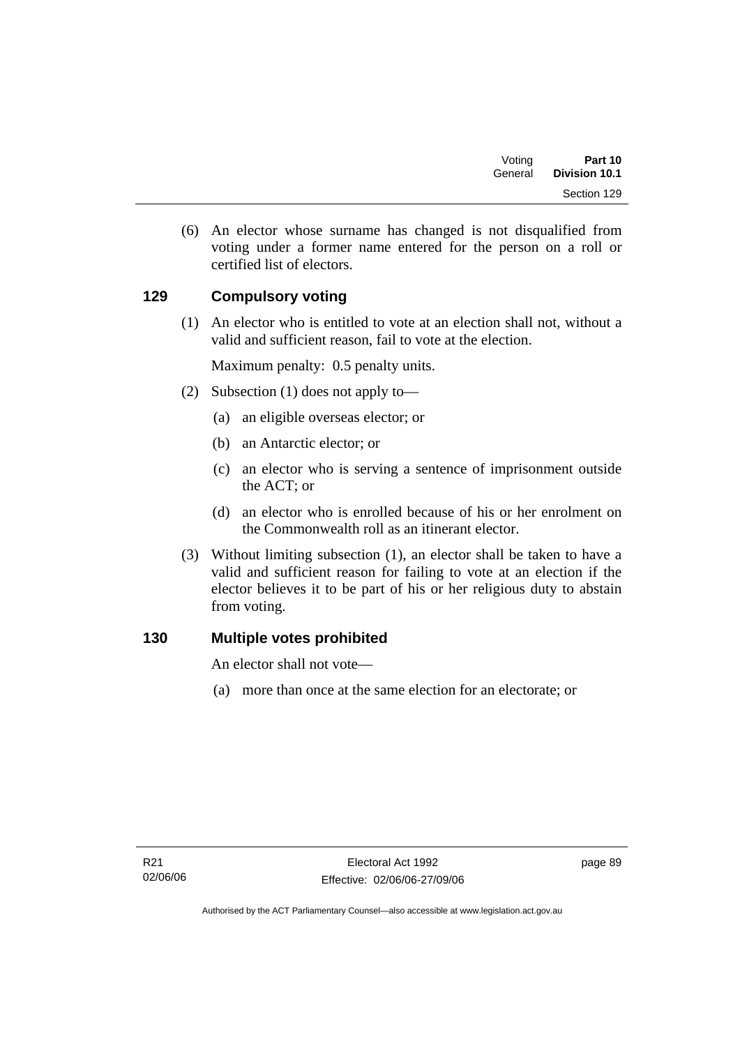(6) An elector whose surname has changed is not disqualified from voting under a former name entered for the person on a roll or certified list of electors.

### 129 Compulsory voting

(1) An elector who is entitled to vote at an election shall not, without a valid and sufficient reason, fail to vote at the election.

Maximum penalty: 0.5 penalty units.

(2) Subsection (1) does not apply to—

(a) an eligible overseas elector; or

(b) an Antarctic elector; or

(c) an elector who is serving a sentence of imprisonment outside the ACT; or

(d) an elector who is enrolled because of his or her enrolment on the Commonwealth roll as an itinerant elector.

(3) Without limiting subsection (1), an elector shall be taken to have a valid and sufficient reason for failing to vote at an election if the elector believes it to be part of his or her religious duty to abstain from voting.

### 130 Multiple votes prohibited

An elector shall not vote—

(a) more than once at the same election for an electorate; or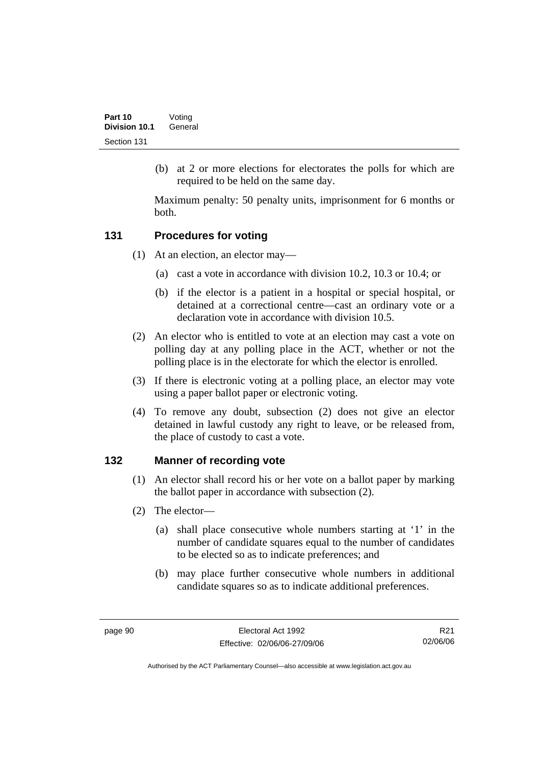(b) at 2 or more elections for electorates the polls for which are required to be held on the same day.

Maximum penalty: 50 penalty units, imprisonment for 6 months or both.

## 131 Procedures for voting

(1) At an election, an elector may—

(a) cast a vote in accordance with division 10.2, 10.3 or 10.4; or

(b) if the elector is a patient in a hospital or special hospital, or detained at a correctional centre—cast an ordinary vote or a declaration vote in accordance with division 10.5.

(2) An elector who is entitled to vote at an election may cast a vote on polling day at any polling place in the ACT, whether or not the polling place is in the electorate for which the elector is enrolled.

(3) If there is electronic voting at a polling place, an elector may vote using a paper ballot paper or electronic voting.

(4) To remove any doubt, subsection (2) does not give an elector detained in lawful custody any right to leave, or be released from, the place of custody to cast a vote.

## 132 Manner of recording vote

(1) An elector shall record his or her vote on a ballot paper by marking the ballot paper in accordance with subsection (2).

(2) The elector—

(a) shall place consecutive whole numbers starting at '1' in the number of candidate squares equal to the number of candidates to be elected so as to indicate preferences; and

(b) may place further consecutive whole numbers in additional candidate squares so as to indicate additional preferences.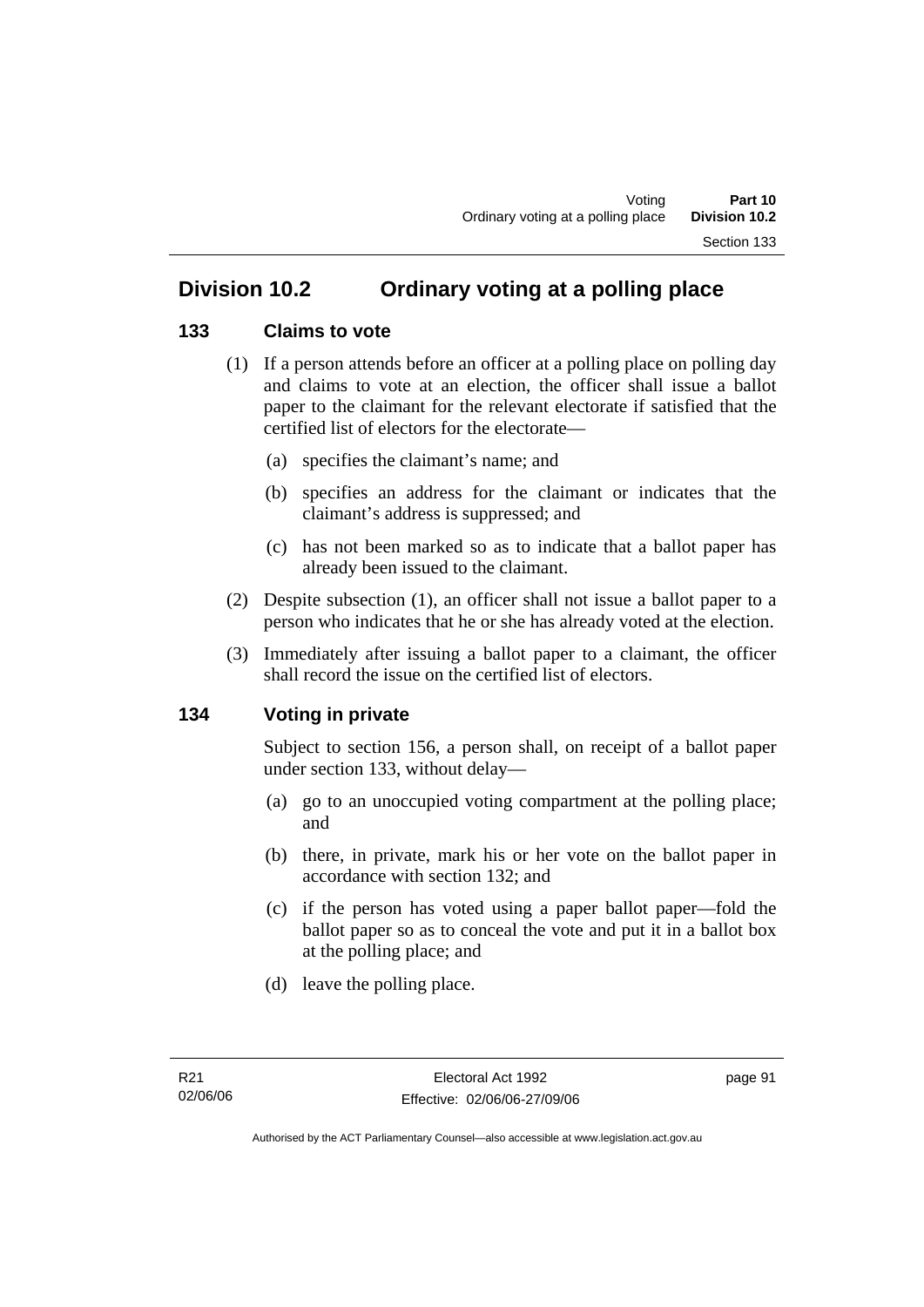## Division 10.2 Ordinary voting at a polling place

### 133 Claims to vote

(1) If a person attends before an officer at a polling place on polling day and claims to vote at an election, the officer shall issue a ballot paper to the claimant for the relevant electorate if satisfied that the certified list of electors for the electorate—

(a) specifies the claimant's name; and

(b) specifies an address for the claimant or indicates that the claimant's address is suppressed; and

(c) has not been marked so as to indicate that a ballot paper has already been issued to the claimant.

(2) Despite subsection (1), an officer shall not issue a ballot paper to a person who indicates that he or she has already voted at the election.

(3) Immediately after issuing a ballot paper to a claimant, the officer shall record the issue on the certified list of electors.

### 134 Voting in private

Subject to section 156, a person shall, on receipt of a ballot paper under section 133, without delay—

(a) go to an unoccupied voting compartment at the polling place; and

(b) there, in private, mark his or her vote on the ballot paper in accordance with section 132; and

(c) if the person has voted using a paper ballot paper—fold the ballot paper so as to conceal the vote and put it in a ballot box at the polling place; and

(d) leave the polling place.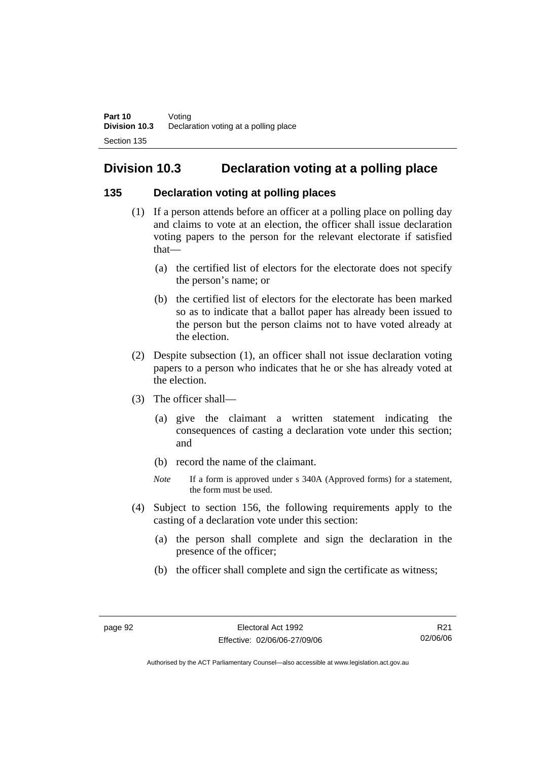## Division 10.3 Declaration voting at a polling place

### 135 Declaration voting at polling places

(1) If a person attends before an officer at a polling place on polling day and claims to vote at an election, the officer shall issue declaration voting papers to the person for the relevant electorate if satisfied that—

(a) the certified list of electors for the electorate does not specify the person's name; or

(b) the certified list of electors for the electorate has been marked so as to indicate that a ballot paper has already been issued to the person but the person claims not to have voted already at the election.

(2) Despite subsection (1), an officer shall not issue declaration voting papers to a person who indicates that he or she has already voted at the election.

(3) The officer shall—

(a) give the claimant a written statement indicating the consequences of casting a declaration vote under this section; and

(b) record the name of the claimant.

*Note* If a form is approved under s 340A (Approved forms) for a statement, the form must be used.

(4) Subject to section 156, the following requirements apply to the casting of a declaration vote under this section:

(a) the person shall complete and sign the declaration in the presence of the officer;

(b) the officer shall complete and sign the certificate as witness;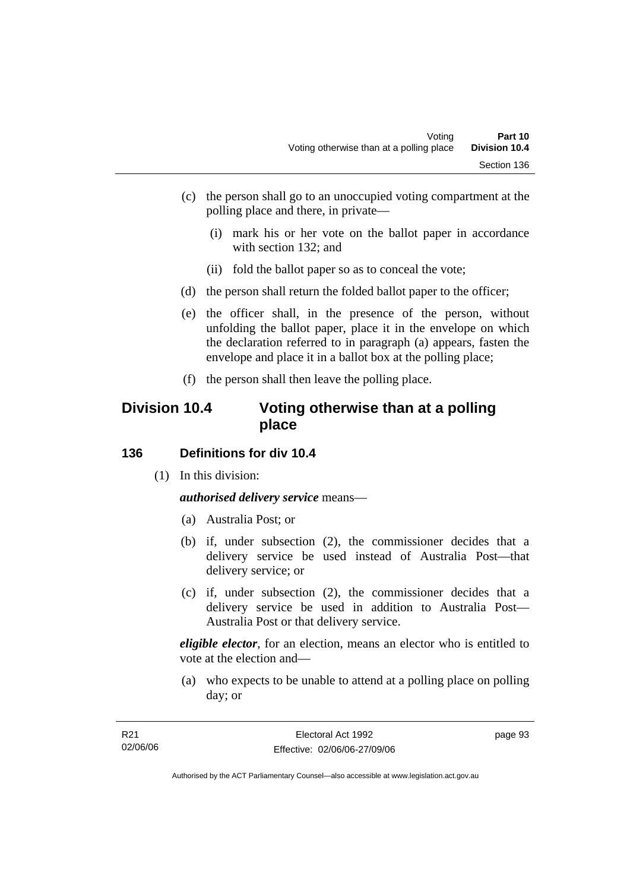(c) the person shall go to an unoccupied voting compartment at the polling place and there, in private—

 (i) mark his or her vote on the ballot paper in accordance with section 132; and

 (ii) fold the ballot paper so as to conceal the vote;

(d) the person shall return the folded ballot paper to the officer;

(e) the officer shall, in the presence of the person, without unfolding the ballot paper, place it in the envelope on which the declaration referred to in paragraph (a) appears, fasten the envelope and place it in a ballot box at the polling place;

(f) the person shall then leave the polling place.

## Division 10.4 Voting otherwise than at a polling place

### 136 Definitions for div 10.4

(1) In this division:

***authorised delivery service*** means—

(a) Australia Post; or

(b) if, under subsection (2), the commissioner decides that a delivery service be used instead of Australia Post—that delivery service; or

(c) if, under subsection (2), the commissioner decides that a delivery service be used in addition to Australia Post—Australia Post or that delivery service.

***eligible elector***, for an election, means an elector who is entitled to vote at the election and—

(a) who expects to be unable to attend at a polling place on polling day; or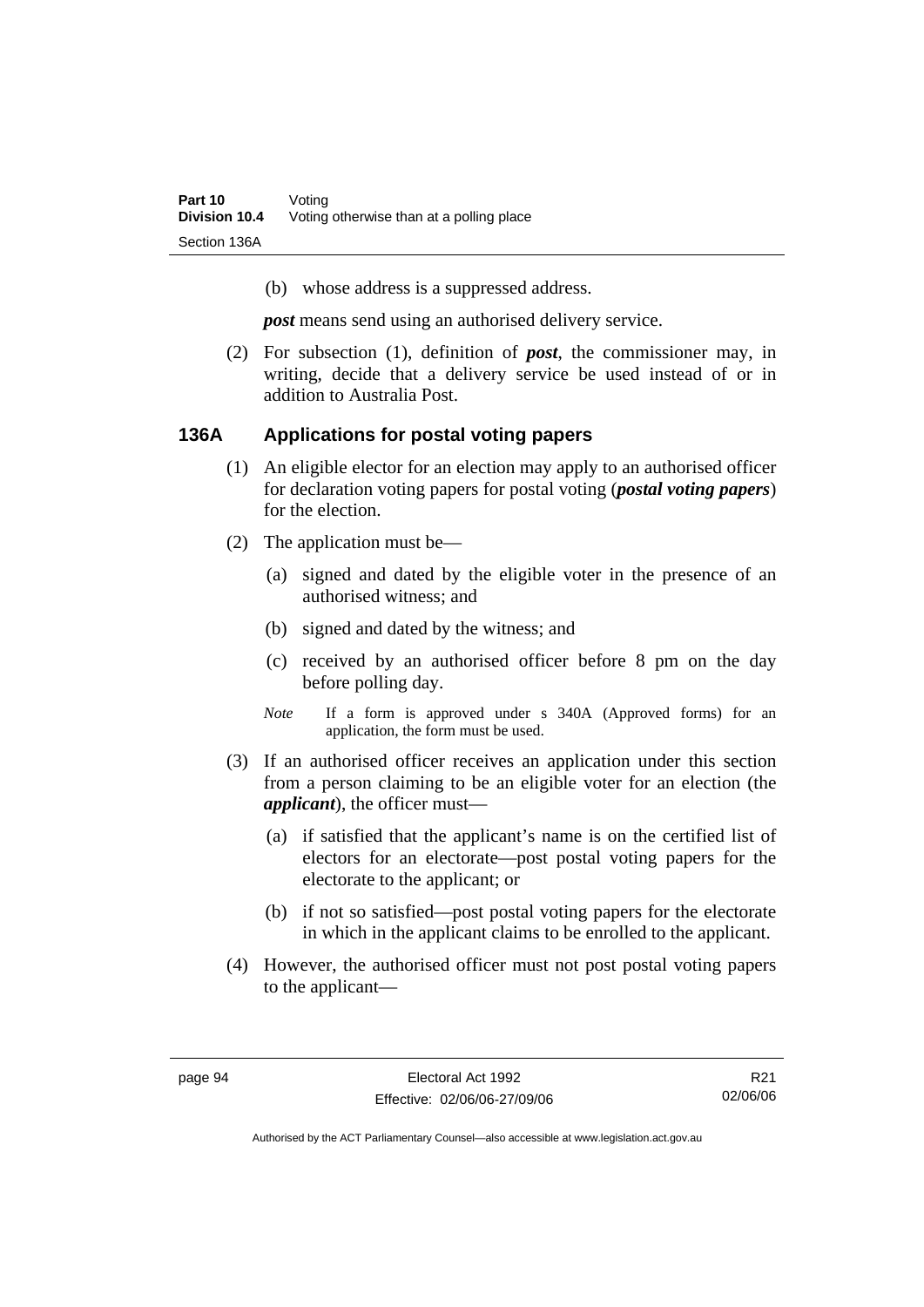(b) whose address is a suppressed address.

***post*** means send using an authorised delivery service.

(2) For subsection (1), definition of ***post***, the commissioner may, in writing, decide that a delivery service be used instead of or in addition to Australia Post.

## 136A Applications for postal voting papers

(1) An eligible elector for an election may apply to an authorised officer for declaration voting papers for postal voting (***postal voting papers***) for the election.

(2) The application must be—

(a) signed and dated by the eligible voter in the presence of an authorised witness; and

(b) signed and dated by the witness; and

(c) received by an authorised officer before 8 pm on the day before polling day.

*Note* If a form is approved under s 340A (Approved forms) for an application, the form must be used.

(3) If an authorised officer receives an application under this section from a person claiming to be an eligible voter for an election (the ***applicant***), the officer must—

(a) if satisfied that the applicant's name is on the certified list of electors for an electorate—post postal voting papers for the electorate to the applicant; or

(b) if not so satisfied—post postal voting papers for the electorate in which in the applicant claims to be enrolled to the applicant.

(4) However, the authorised officer must not post postal voting papers to the applicant—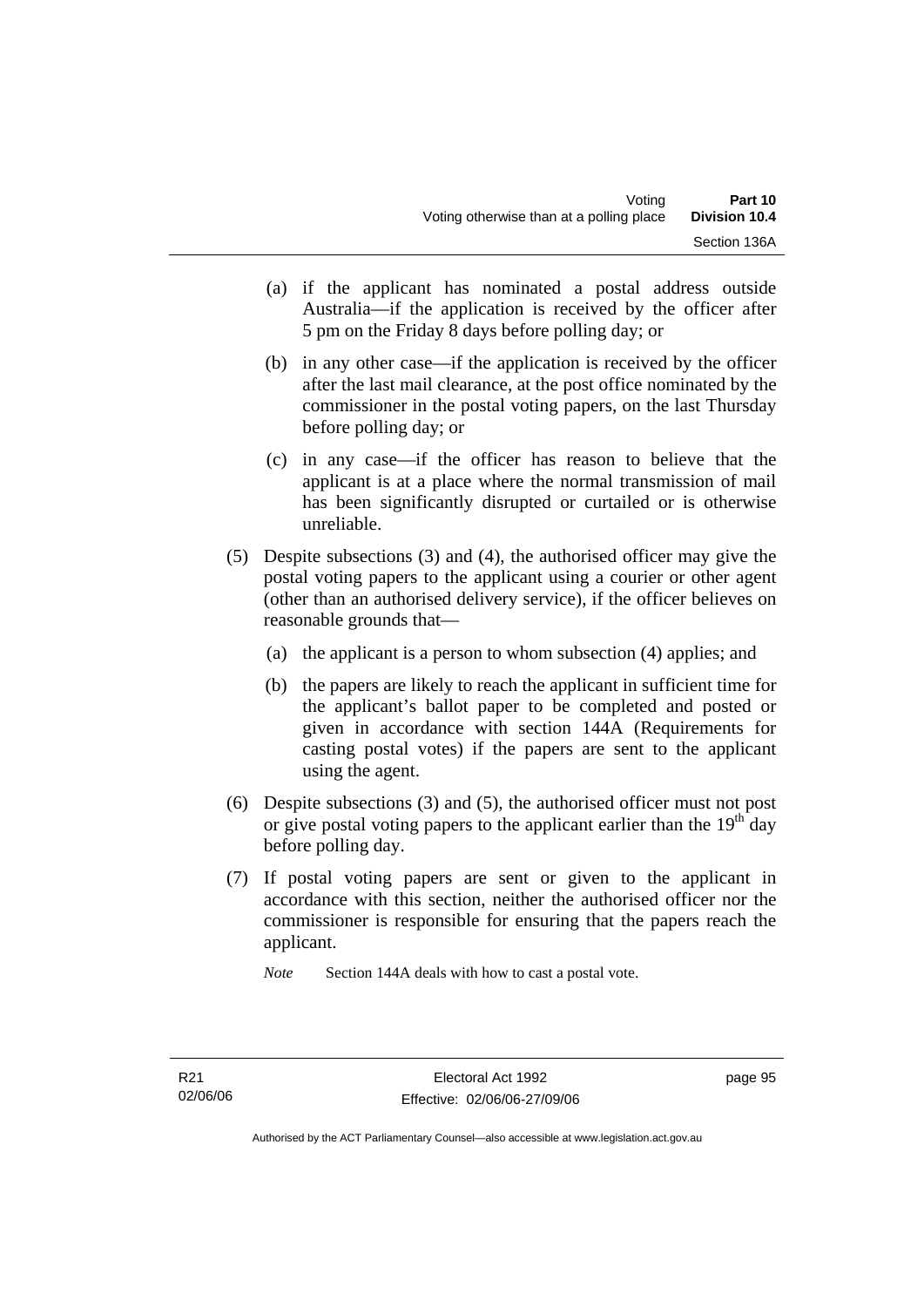(a) if the applicant has nominated a postal address outside Australia—if the application is received by the officer after 5 pm on the Friday 8 days before polling day; or

(b) in any other case—if the application is received by the officer after the last mail clearance, at the post office nominated by the commissioner in the postal voting papers, on the last Thursday before polling day; or

(c) in any case—if the officer has reason to believe that the applicant is at a place where the normal transmission of mail has been significantly disrupted or curtailed or is otherwise unreliable.

(5) Despite subsections (3) and (4), the authorised officer may give the postal voting papers to the applicant using a courier or other agent (other than an authorised delivery service), if the officer believes on reasonable grounds that—

(a) the applicant is a person to whom subsection (4) applies; and

(b) the papers are likely to reach the applicant in sufficient time for the applicant's ballot paper to be completed and posted or given in accordance with section 144A (Requirements for casting postal votes) if the papers are sent to the applicant using the agent.

(6) Despite subsections (3) and (5), the authorised officer must not post or give postal voting papers to the applicant earlier than the 19th day before polling day.

(7) If postal voting papers are sent or given to the applicant in accordance with this section, neither the authorised officer nor the commissioner is responsible for ensuring that the papers reach the applicant.

*Note* Section 144A deals with how to cast a postal vote.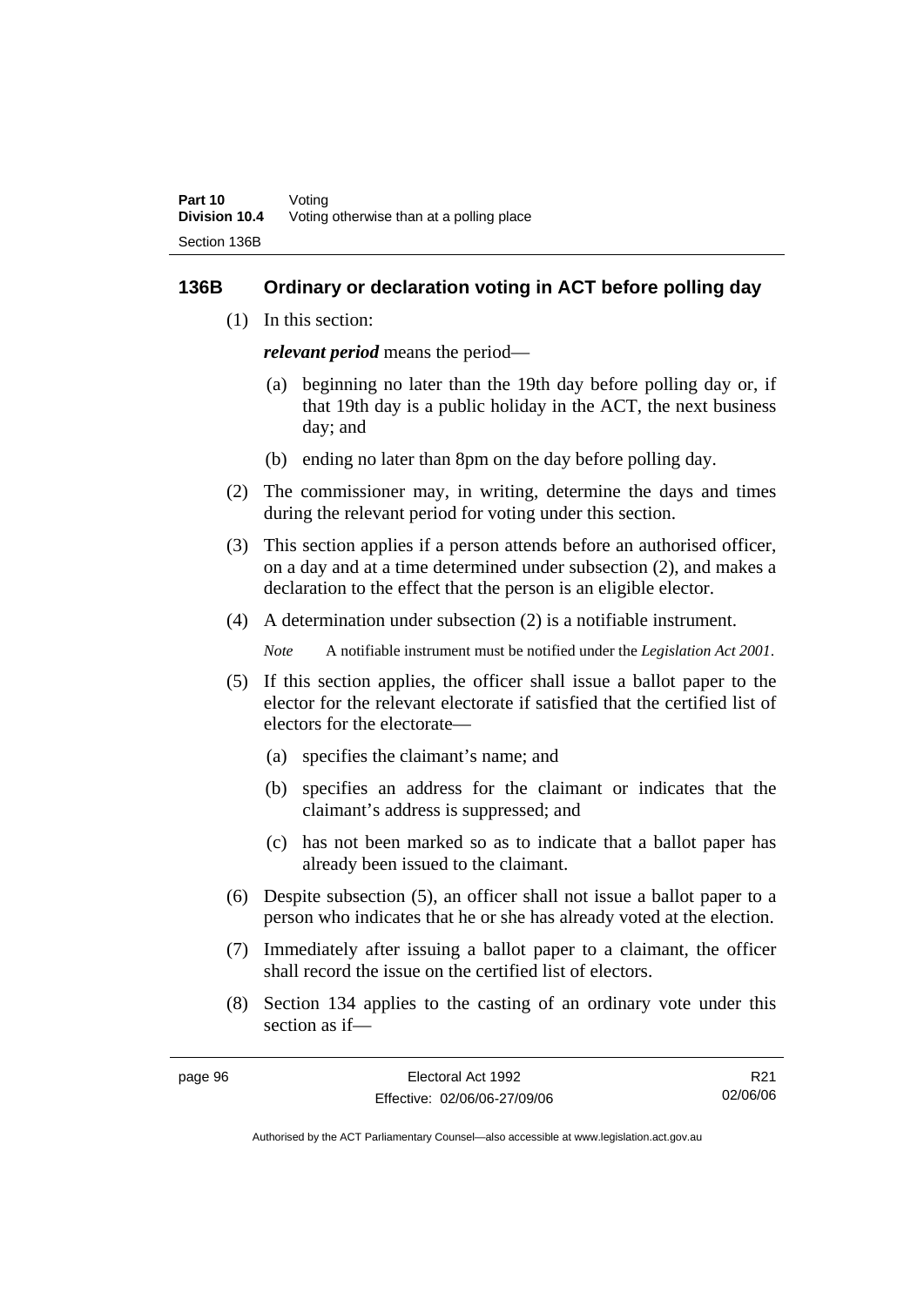## 136B Ordinary or declaration voting in ACT before polling day

(1) In this section:

***relevant period*** means the period—

(a) beginning no later than the 19th day before polling day or, if that 19th day is a public holiday in the ACT, the next business day; and

(b) ending no later than 8pm on the day before polling day.

(2) The commissioner may, in writing, determine the days and times during the relevant period for voting under this section.

(3) This section applies if a person attends before an authorised officer, on a day and at a time determined under subsection (2), and makes a declaration to the effect that the person is an eligible elector.

(4) A determination under subsection (2) is a notifiable instrument.

*Note* A notifiable instrument must be notified under the *Legislation Act 2001*.

(5) If this section applies, the officer shall issue a ballot paper to the elector for the relevant electorate if satisfied that the certified list of electors for the electorate—

(a) specifies the claimant's name; and

(b) specifies an address for the claimant or indicates that the claimant's address is suppressed; and

(c) has not been marked so as to indicate that a ballot paper has already been issued to the claimant.

(6) Despite subsection (5), an officer shall not issue a ballot paper to a person who indicates that he or she has already voted at the election.

(7) Immediately after issuing a ballot paper to a claimant, the officer shall record the issue on the certified list of electors.

(8) Section 134 applies to the casting of an ordinary vote under this section as if—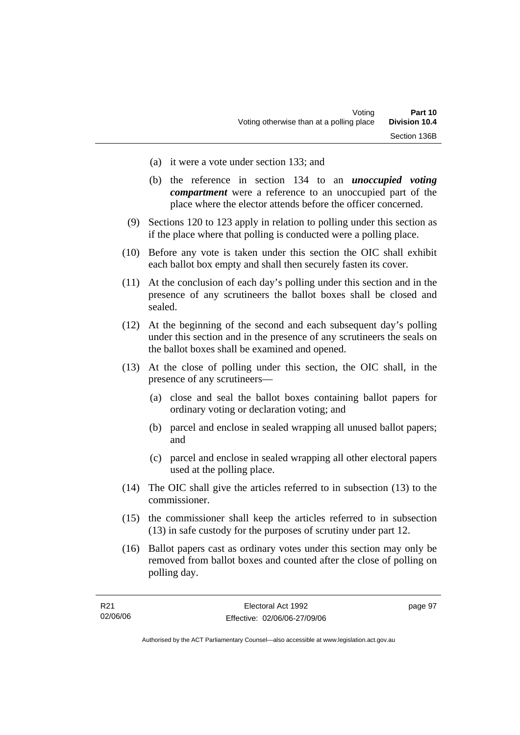(a) it were a vote under section 133; and

(b) the reference in section 134 to an ***unoccupied voting compartment*** were a reference to an unoccupied part of the place where the elector attends before the officer concerned.

(9) Sections 120 to 123 apply in relation to polling under this section as if the place where that polling is conducted were a polling place.

(10) Before any vote is taken under this section the OIC shall exhibit each ballot box empty and shall then securely fasten its cover.

(11) At the conclusion of each day's polling under this section and in the presence of any scrutineers the ballot boxes shall be closed and sealed.

(12) At the beginning of the second and each subsequent day's polling under this section and in the presence of any scrutineers the seals on the ballot boxes shall be examined and opened.

(13) At the close of polling under this section, the OIC shall, in the presence of any scrutineers—

(a) close and seal the ballot boxes containing ballot papers for ordinary voting or declaration voting; and

(b) parcel and enclose in sealed wrapping all unused ballot papers; and

(c) parcel and enclose in sealed wrapping all other electoral papers used at the polling place.

(14) The OIC shall give the articles referred to in subsection (13) to the commissioner.

(15) the commissioner shall keep the articles referred to in subsection (13) in safe custody for the purposes of scrutiny under part 12.

(16) Ballot papers cast as ordinary votes under this section may only be removed from ballot boxes and counted after the close of polling on polling day.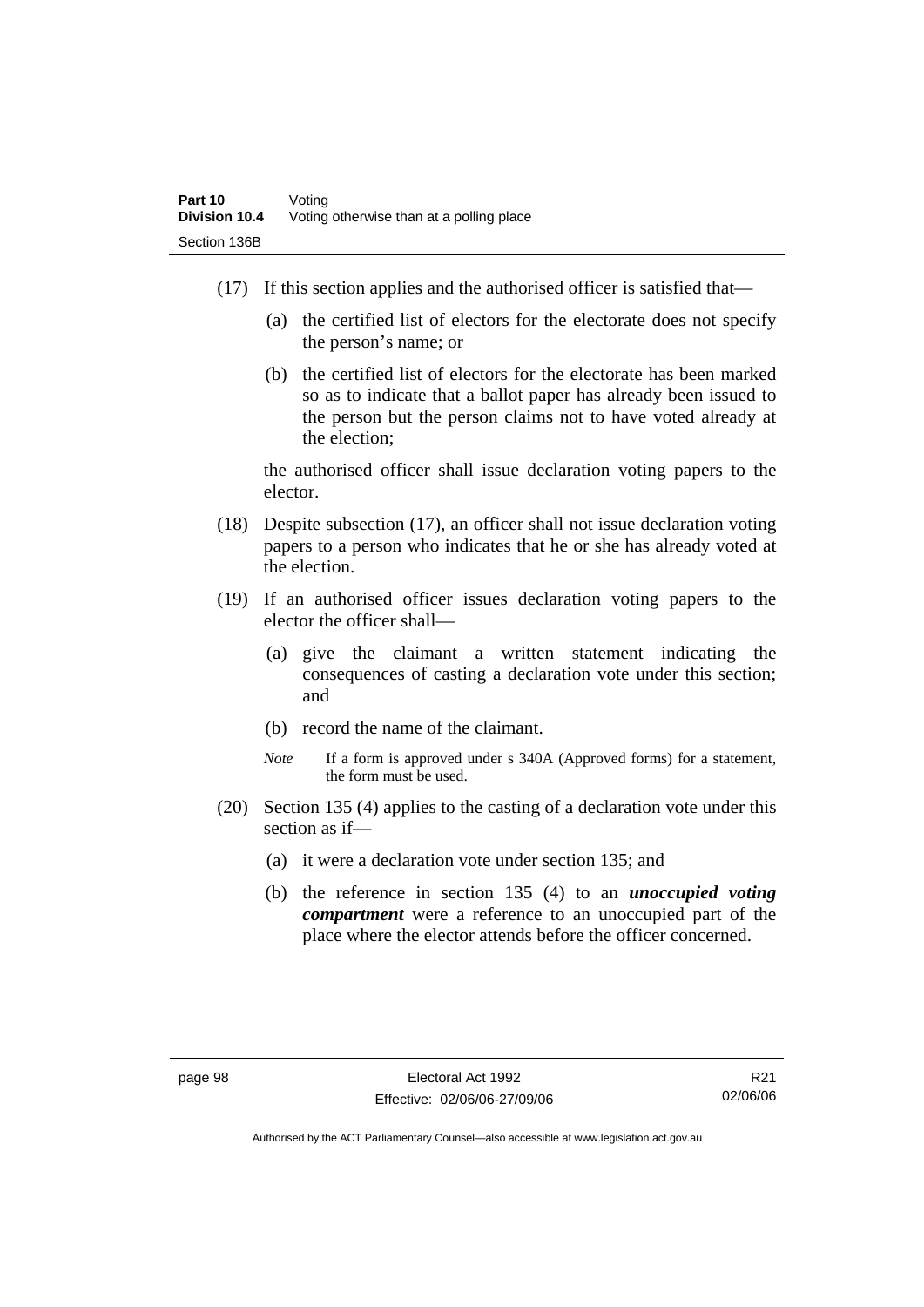(17) If this section applies and the authorised officer is satisfied that—

(a) the certified list of electors for the electorate does not specify the person's name; or

(b) the certified list of electors for the electorate has been marked so as to indicate that a ballot paper has already been issued to the person but the person claims not to have voted already at the election;

the authorised officer shall issue declaration voting papers to the elector.

(18) Despite subsection (17), an officer shall not issue declaration voting papers to a person who indicates that he or she has already voted at the election.

(19) If an authorised officer issues declaration voting papers to the elector the officer shall—

(a) give the claimant a written statement indicating the consequences of casting a declaration vote under this section; and

(b) record the name of the claimant.

*Note* If a form is approved under s 340A (Approved forms) for a statement, the form must be used.

(20) Section 135 (4) applies to the casting of a declaration vote under this section as if—

(a) it were a declaration vote under section 135; and

(b) the reference in section 135 (4) to an ***unoccupied voting compartment*** were a reference to an unoccupied part of the place where the elector attends before the officer concerned.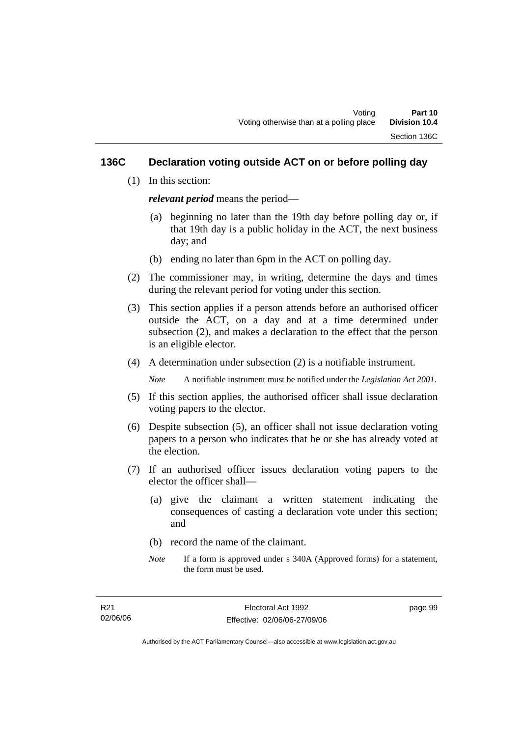## 136C Declaration voting outside ACT on or before polling day

(1) In this section:

***relevant period*** means the period—

(a) beginning no later than the 19th day before polling day or, if that 19th day is a public holiday in the ACT, the next business day; and

(b) ending no later than 6pm in the ACT on polling day.

(2) The commissioner may, in writing, determine the days and times during the relevant period for voting under this section.

(3) This section applies if a person attends before an authorised officer outside the ACT, on a day and at a time determined under subsection (2), and makes a declaration to the effect that the person is an eligible elector.

(4) A determination under subsection (2) is a notifiable instrument.

*Note* A notifiable instrument must be notified under the *Legislation Act 2001*.

(5) If this section applies, the authorised officer shall issue declaration voting papers to the elector.

(6) Despite subsection (5), an officer shall not issue declaration voting papers to a person who indicates that he or she has already voted at the election.

(7) If an authorised officer issues declaration voting papers to the elector the officer shall—

(a) give the claimant a written statement indicating the consequences of casting a declaration vote under this section; and

(b) record the name of the claimant.

*Note* If a form is approved under s 340A (Approved forms) for a statement, the form must be used.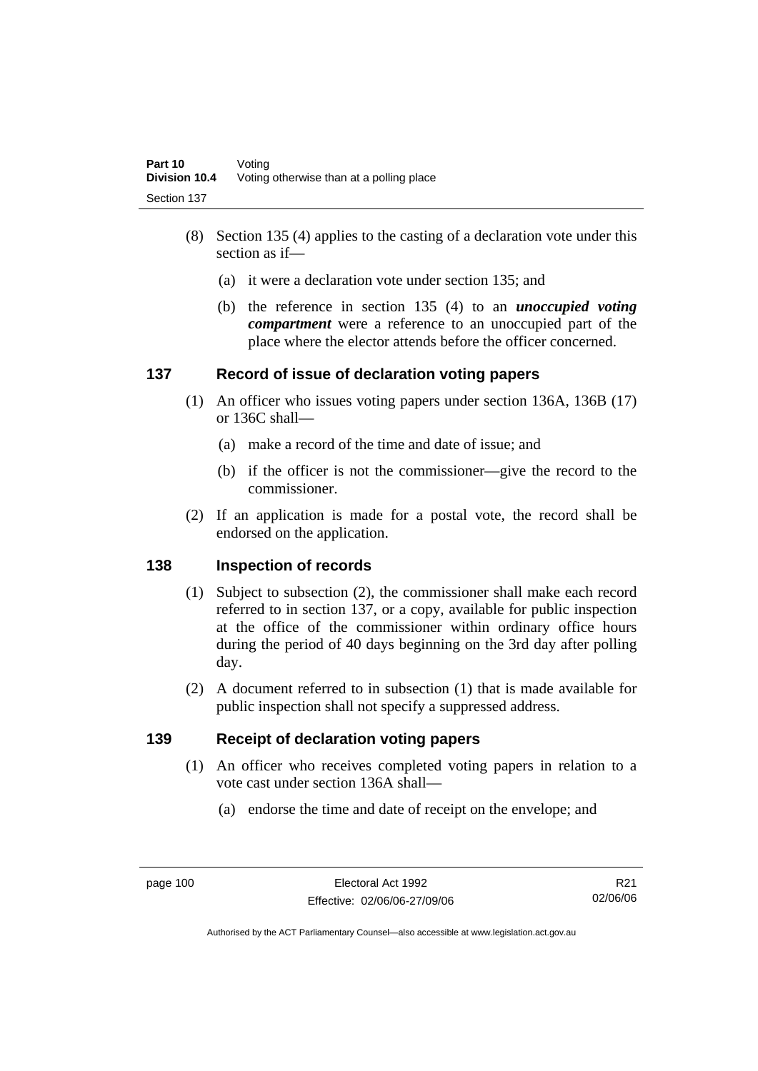(8) Section 135 (4) applies to the casting of a declaration vote under this section as if—

   (a) it were a declaration vote under section 135; and

   (b) the reference in section 135 (4) to an ***unoccupied voting compartment*** were a reference to an unoccupied part of the place where the elector attends before the officer concerned.

## 137 Record of issue of declaration voting papers

(1) An officer who issues voting papers under section 136A, 136B (17) or 136C shall—

   (a) make a record of the time and date of issue; and

   (b) if the officer is not the commissioner—give the record to the commissioner.

(2) If an application is made for a postal vote, the record shall be endorsed on the application.

## 138 Inspection of records

(1) Subject to subsection (2), the commissioner shall make each record referred to in section 137, or a copy, available for public inspection at the office of the commissioner within ordinary office hours during the period of 40 days beginning on the 3rd day after polling day.

(2) A document referred to in subsection (1) that is made available for public inspection shall not specify a suppressed address.

## 139 Receipt of declaration voting papers

(1) An officer who receives completed voting papers in relation to a vote cast under section 136A shall—

   (a) endorse the time and date of receipt on the envelope; and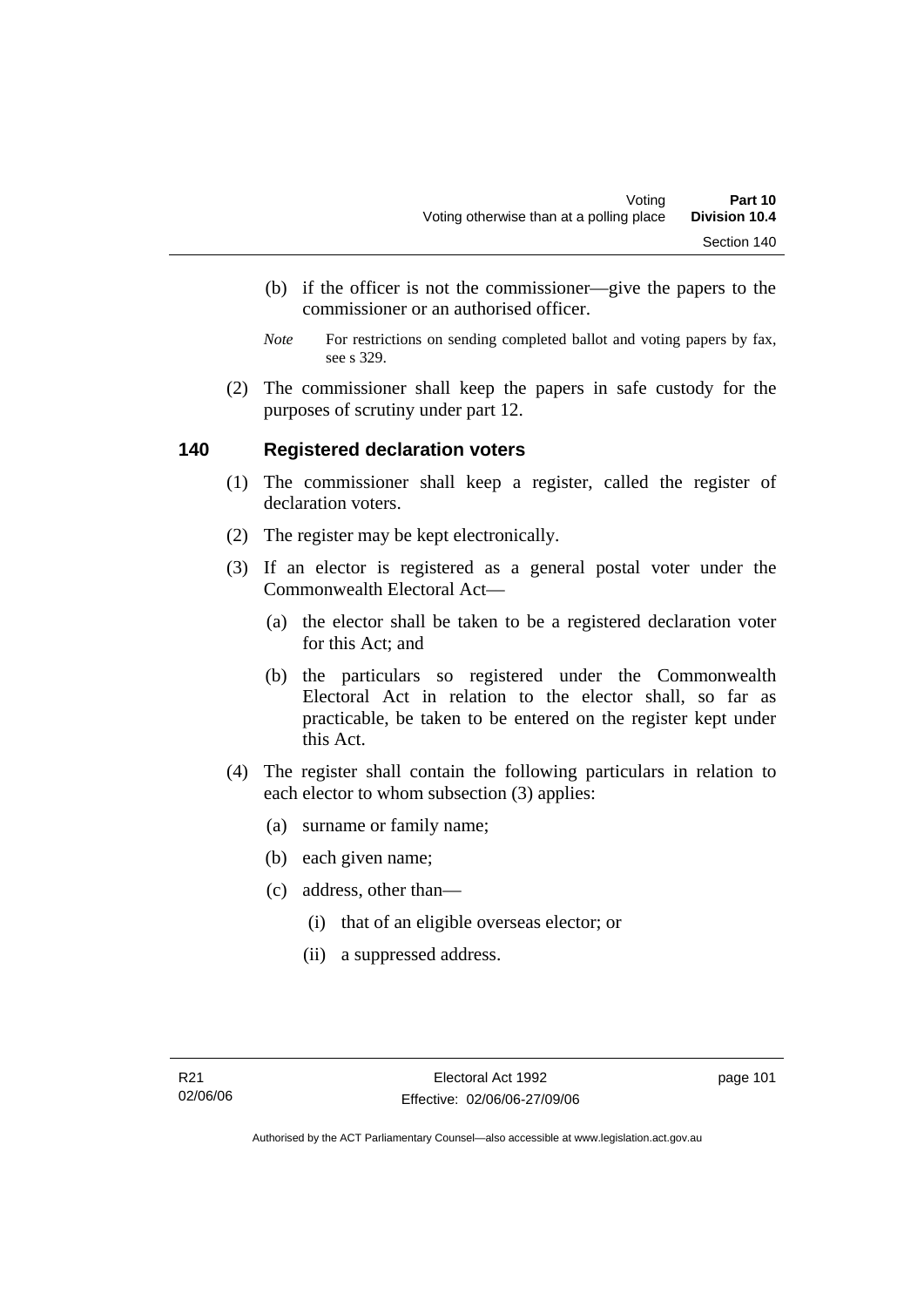(b) if the officer is not the commissioner—give the papers to the commissioner or an authorised officer.

*Note* For restrictions on sending completed ballot and voting papers by fax, see s 329.

(2) The commissioner shall keep the papers in safe custody for the purposes of scrutiny under part 12.

## 140 Registered declaration voters

(1) The commissioner shall keep a register, called the register of declaration voters.

(2) The register may be kept electronically.

(3) If an elector is registered as a general postal voter under the Commonwealth Electoral Act—

(a) the elector shall be taken to be a registered declaration voter for this Act; and

(b) the particulars so registered under the Commonwealth Electoral Act in relation to the elector shall, so far as practicable, be taken to be entered on the register kept under this Act.

(4) The register shall contain the following particulars in relation to each elector to whom subsection (3) applies:

(a) surname or family name;

(b) each given name;

(c) address, other than—

(i) that of an eligible overseas elector; or

(ii) a suppressed address.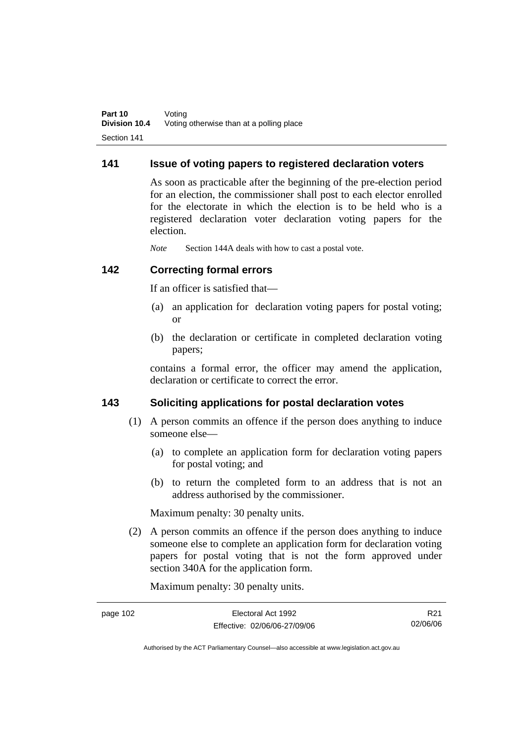## 141 Issue of voting papers to registered declaration voters

As soon as practicable after the beginning of the pre-election period for an election, the commissioner shall post to each elector enrolled for the electorate in which the election is to be held who is a registered declaration voter declaration voting papers for the election.

*Note* Section 144A deals with how to cast a postal vote.

## 142 Correcting formal errors

If an officer is satisfied that—

(a) an application for declaration voting papers for postal voting; or

(b) the declaration or certificate in completed declaration voting papers;

contains a formal error, the officer may amend the application, declaration or certificate to correct the error.

## 143 Soliciting applications for postal declaration votes

(1) A person commits an offence if the person does anything to induce someone else—

(a) to complete an application form for declaration voting papers for postal voting; and

(b) to return the completed form to an address that is not an address authorised by the commissioner.

Maximum penalty: 30 penalty units.

(2) A person commits an offence if the person does anything to induce someone else to complete an application form for declaration voting papers for postal voting that is not the form approved under section 340A for the application form.

Maximum penalty: 30 penalty units.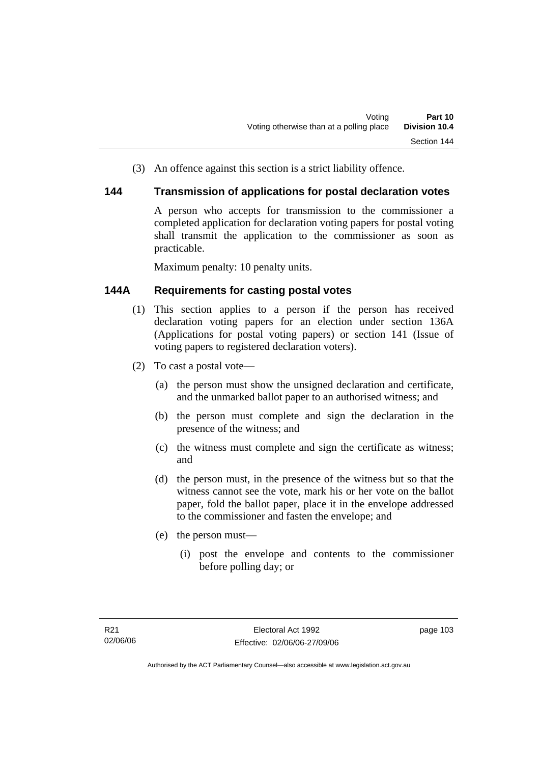(3) An offence against this section is a strict liability offence.

### 144 Transmission of applications for postal declaration votes

A person who accepts for transmission to the commissioner a completed application for declaration voting papers for postal voting shall transmit the application to the commissioner as soon as practicable.

Maximum penalty: 10 penalty units.

### 144A Requirements for casting postal votes

(1) This section applies to a person if the person has received declaration voting papers for an election under section 136A (Applications for postal voting papers) or section 141 (Issue of voting papers to registered declaration voters).

(2) To cast a postal vote—

(a) the person must show the unsigned declaration and certificate, and the unmarked ballot paper to an authorised witness; and

(b) the person must complete and sign the declaration in the presence of the witness; and

(c) the witness must complete and sign the certificate as witness; and

(d) the person must, in the presence of the witness but so that the witness cannot see the vote, mark his or her vote on the ballot paper, fold the ballot paper, place it in the envelope addressed to the commissioner and fasten the envelope; and

(e) the person must—

(i) post the envelope and contents to the commissioner before polling day; or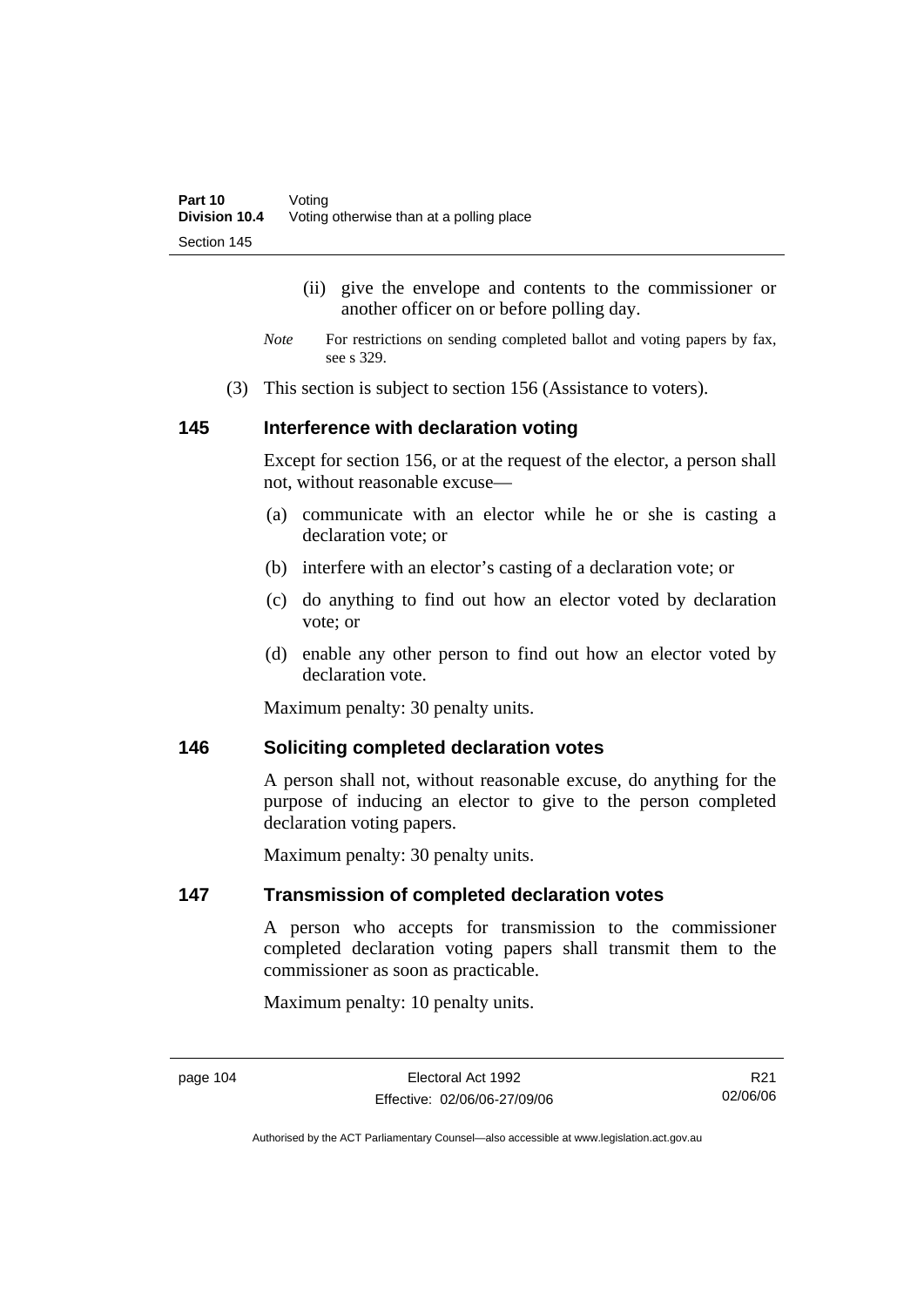(ii) give the envelope and contents to the commissioner or another officer on or before polling day.

*Note* For restrictions on sending completed ballot and voting papers by fax, see s 329.

(3) This section is subject to section 156 (Assistance to voters).

## 145 Interference with declaration voting

Except for section 156, or at the request of the elector, a person shall not, without reasonable excuse—

(a) communicate with an elector while he or she is casting a declaration vote; or

(b) interfere with an elector's casting of a declaration vote; or

(c) do anything to find out how an elector voted by declaration vote; or

(d) enable any other person to find out how an elector voted by declaration vote.

Maximum penalty: 30 penalty units.

## 146 Soliciting completed declaration votes

A person shall not, without reasonable excuse, do anything for the purpose of inducing an elector to give to the person completed declaration voting papers.

Maximum penalty: 30 penalty units.

## 147 Transmission of completed declaration votes

A person who accepts for transmission to the commissioner completed declaration voting papers shall transmit them to the commissioner as soon as practicable.

Maximum penalty: 10 penalty units.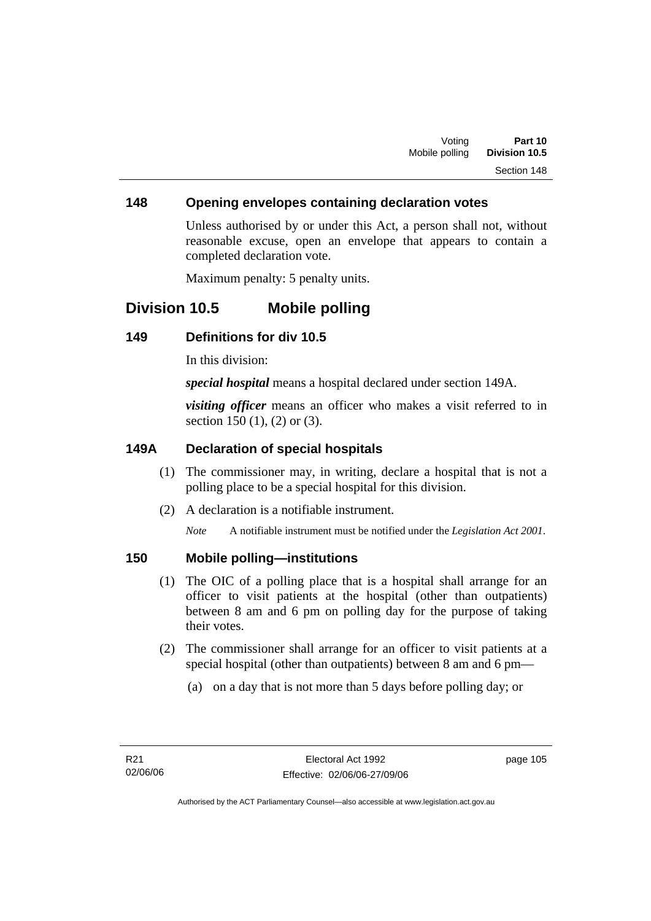### 148 Opening envelopes containing declaration votes

Unless authorised by or under this Act, a person shall not, without reasonable excuse, open an envelope that appears to contain a completed declaration vote.

Maximum penalty: 5 penalty units.

## Division 10.5 Mobile polling

### 149 Definitions for div 10.5

In this division:

***special hospital*** means a hospital declared under section 149A.

***visiting officer*** means an officer who makes a visit referred to in section 150 (1), (2) or (3).

### 149A Declaration of special hospitals

(1) The commissioner may, in writing, declare a hospital that is not a polling place to be a special hospital for this division.

(2) A declaration is a notifiable instrument.

*Note* A notifiable instrument must be notified under the *Legislation Act 2001*.

### 150 Mobile polling—institutions

(1) The OIC of a polling place that is a hospital shall arrange for an officer to visit patients at the hospital (other than outpatients) between 8 am and 6 pm on polling day for the purpose of taking their votes.

(2) The commissioner shall arrange for an officer to visit patients at a special hospital (other than outpatients) between 8 am and 6 pm—

(a) on a day that is not more than 5 days before polling day; or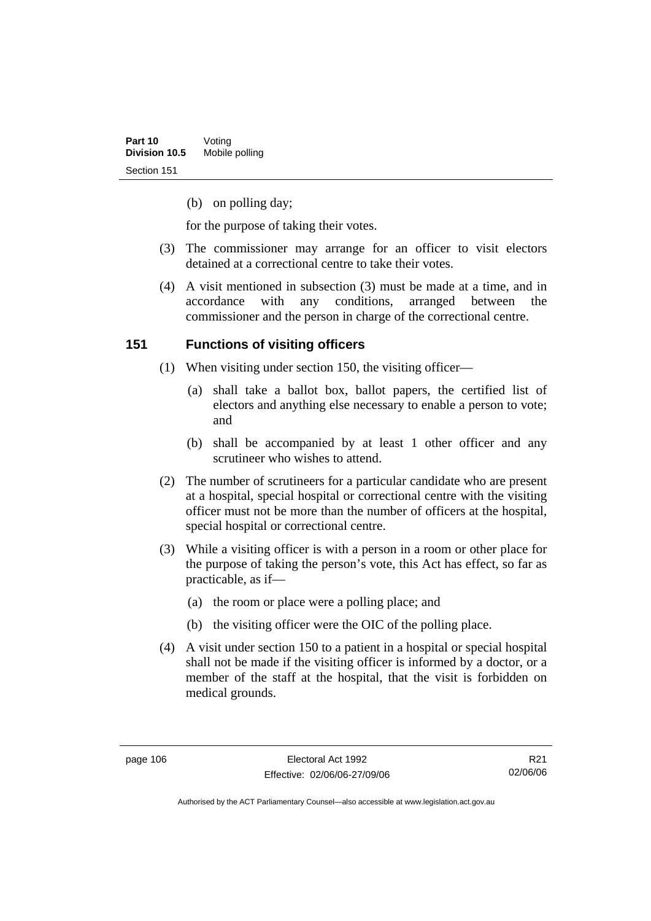(b) on polling day;

for the purpose of taking their votes.

(3) The commissioner may arrange for an officer to visit electors detained at a correctional centre to take their votes.

(4) A visit mentioned in subsection (3) must be made at a time, and in accordance with any conditions, arranged between the commissioner and the person in charge of the correctional centre.

## 151 Functions of visiting officers

(1) When visiting under section 150, the visiting officer—

(a) shall take a ballot box, ballot papers, the certified list of electors and anything else necessary to enable a person to vote; and

(b) shall be accompanied by at least 1 other officer and any scrutineer who wishes to attend.

(2) The number of scrutineers for a particular candidate who are present at a hospital, special hospital or correctional centre with the visiting officer must not be more than the number of officers at the hospital, special hospital or correctional centre.

(3) While a visiting officer is with a person in a room or other place for the purpose of taking the person's vote, this Act has effect, so far as practicable, as if—

(a) the room or place were a polling place; and

(b) the visiting officer were the OIC of the polling place.

(4) A visit under section 150 to a patient in a hospital or special hospital shall not be made if the visiting officer is informed by a doctor, or a member of the staff at the hospital, that the visit is forbidden on medical grounds.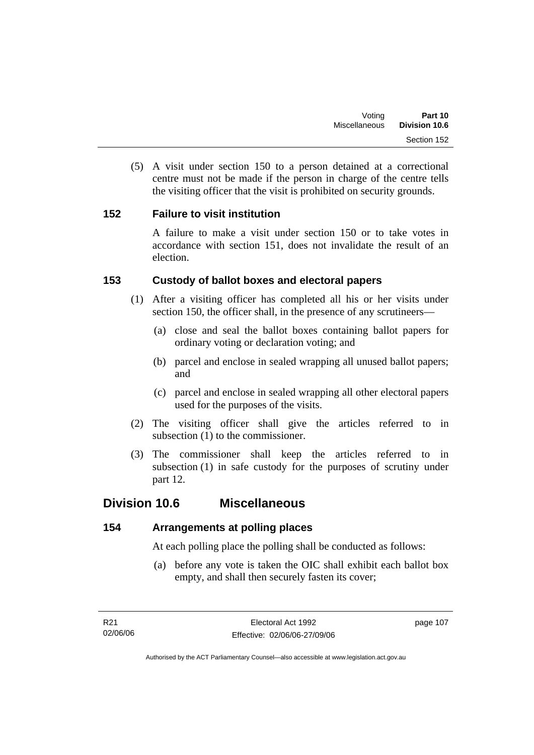(5) A visit under section 150 to a person detained at a correctional centre must not be made if the person in charge of the centre tells the visiting officer that the visit is prohibited on security grounds.

### 152 Failure to visit institution

A failure to make a visit under section 150 or to take votes in accordance with section 151, does not invalidate the result of an election.

### 153 Custody of ballot boxes and electoral papers

(1) After a visiting officer has completed all his or her visits under section 150, the officer shall, in the presence of any scrutineers—

(a) close and seal the ballot boxes containing ballot papers for ordinary voting or declaration voting; and

(b) parcel and enclose in sealed wrapping all unused ballot papers; and

(c) parcel and enclose in sealed wrapping all other electoral papers used for the purposes of the visits.

(2) The visiting officer shall give the articles referred to in subsection (1) to the commissioner.

(3) The commissioner shall keep the articles referred to in subsection (1) in safe custody for the purposes of scrutiny under part 12.

## Division 10.6 Miscellaneous

### 154 Arrangements at polling places

At each polling place the polling shall be conducted as follows:

(a) before any vote is taken the OIC shall exhibit each ballot box empty, and shall then securely fasten its cover;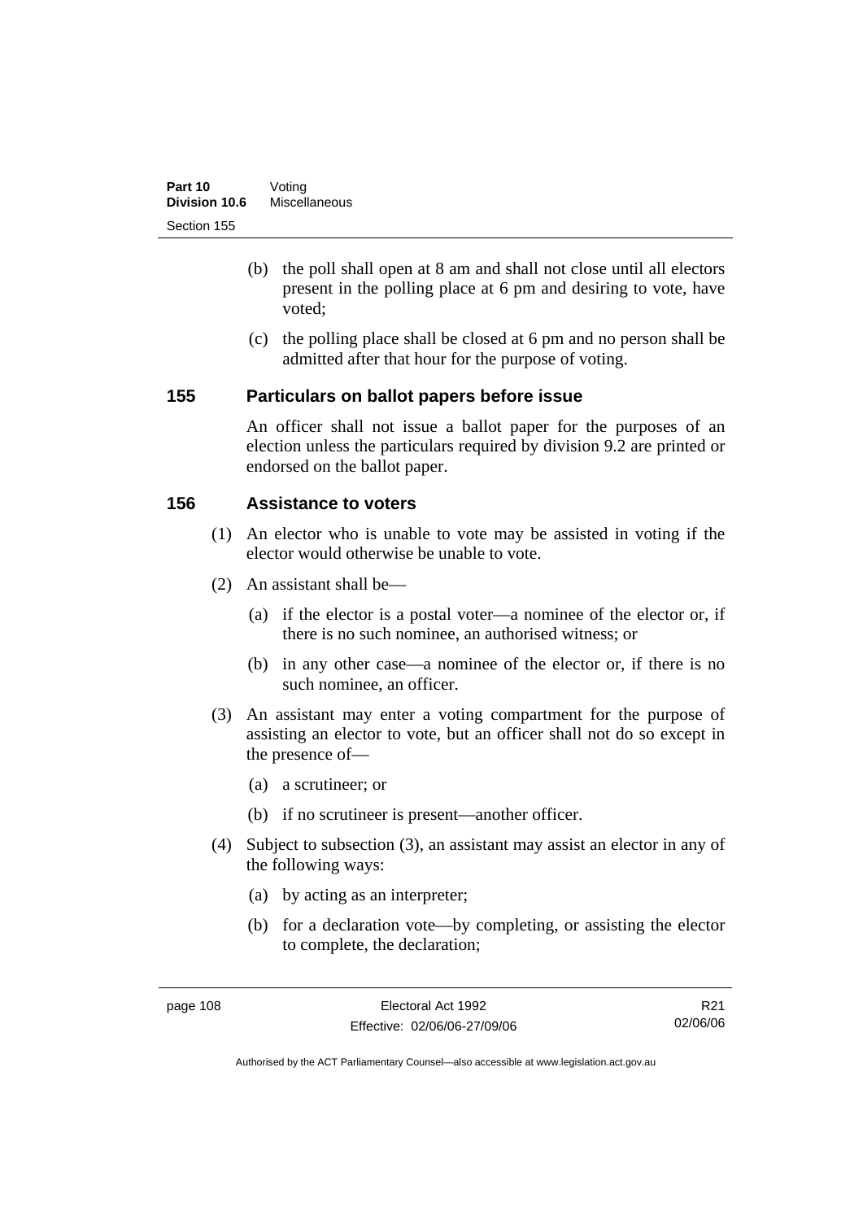(b) the poll shall open at 8 am and shall not close until all electors present in the polling place at 6 pm and desiring to vote, have voted;

(c) the polling place shall be closed at 6 pm and no person shall be admitted after that hour for the purpose of voting.

## 155 Particulars on ballot papers before issue

An officer shall not issue a ballot paper for the purposes of an election unless the particulars required by division 9.2 are printed or endorsed on the ballot paper.

## 156 Assistance to voters

(1) An elector who is unable to vote may be assisted in voting if the elector would otherwise be unable to vote.

(2) An assistant shall be—

(a) if the elector is a postal voter—a nominee of the elector or, if there is no such nominee, an authorised witness; or

(b) in any other case—a nominee of the elector or, if there is no such nominee, an officer.

(3) An assistant may enter a voting compartment for the purpose of assisting an elector to vote, but an officer shall not do so except in the presence of—

(a) a scrutineer; or

(b) if no scrutineer is present—another officer.

(4) Subject to subsection (3), an assistant may assist an elector in any of the following ways:

(a) by acting as an interpreter;

(b) for a declaration vote—by completing, or assisting the elector to complete, the declaration;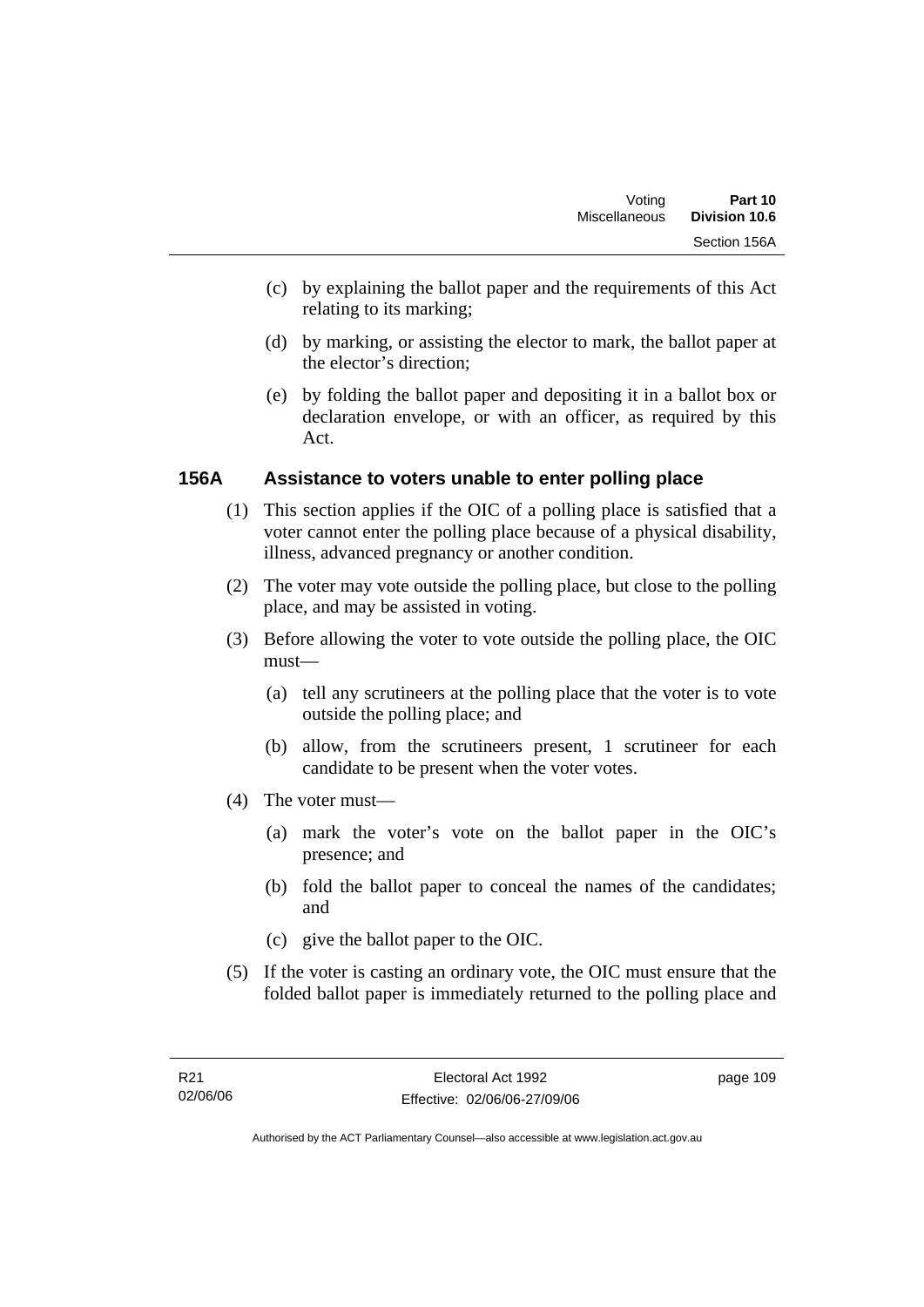(c) by explaining the ballot paper and the requirements of this Act relating to its marking;

(d) by marking, or assisting the elector to mark, the ballot paper at the elector's direction;

(e) by folding the ballot paper and depositing it in a ballot box or declaration envelope, or with an officer, as required by this Act.

### 156A Assistance to voters unable to enter polling place

(1) This section applies if the OIC of a polling place is satisfied that a voter cannot enter the polling place because of a physical disability, illness, advanced pregnancy or another condition.

(2) The voter may vote outside the polling place, but close to the polling place, and may be assisted in voting.

(3) Before allowing the voter to vote outside the polling place, the OIC must—

(a) tell any scrutineers at the polling place that the voter is to vote outside the polling place; and

(b) allow, from the scrutineers present, 1 scrutineer for each candidate to be present when the voter votes.

(4) The voter must—

(a) mark the voter's vote on the ballot paper in the OIC's presence; and

(b) fold the ballot paper to conceal the names of the candidates; and

(c) give the ballot paper to the OIC.

(5) If the voter is casting an ordinary vote, the OIC must ensure that the folded ballot paper is immediately returned to the polling place and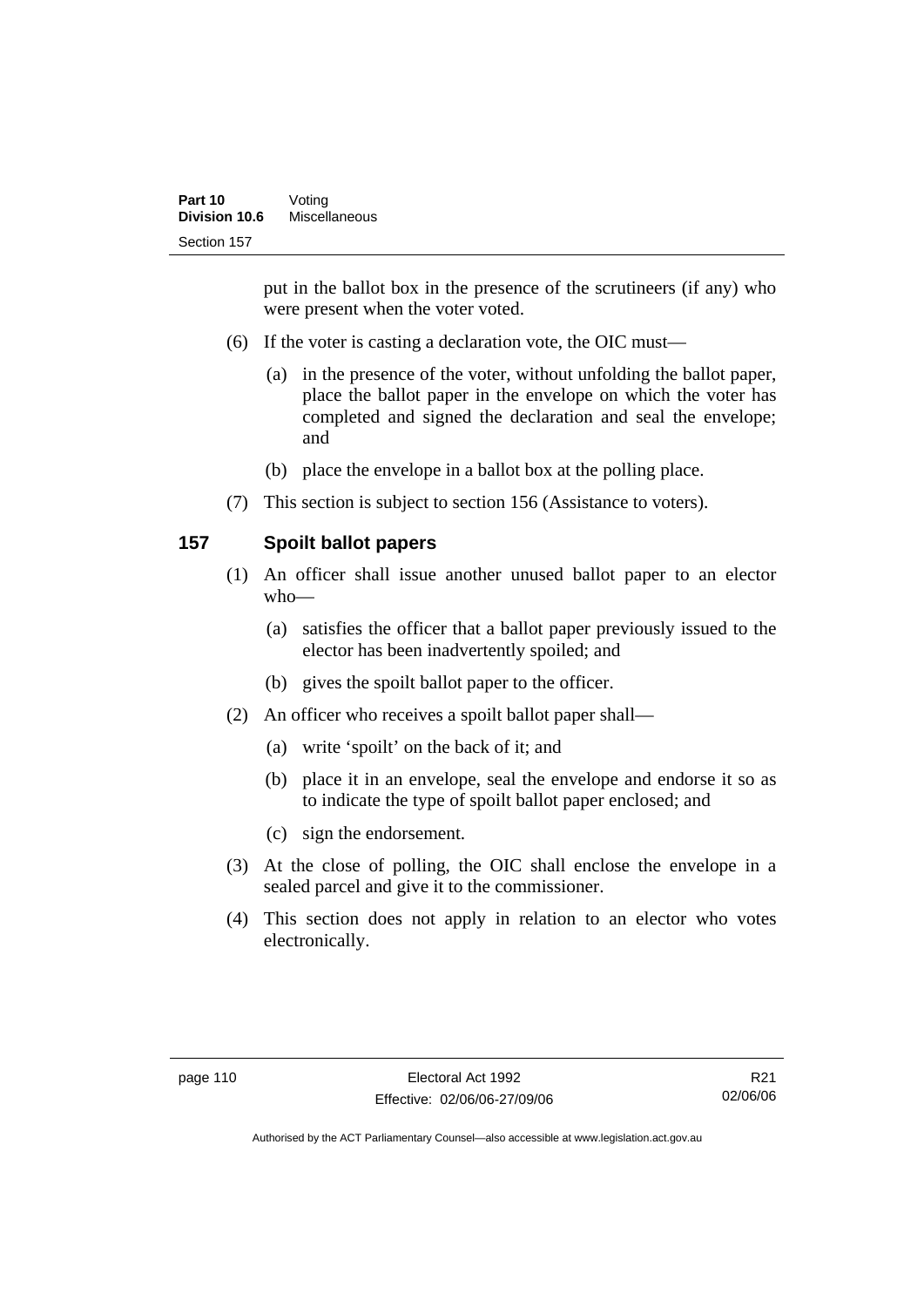put in the ballot box in the presence of the scrutineers (if any) who were present when the voter voted.

(6) If the voter is casting a declaration vote, the OIC must—

(a) in the presence of the voter, without unfolding the ballot paper, place the ballot paper in the envelope on which the voter has completed and signed the declaration and seal the envelope; and

(b) place the envelope in a ballot box at the polling place.

(7) This section is subject to section 156 (Assistance to voters).

## 157 Spoilt ballot papers

(1) An officer shall issue another unused ballot paper to an elector who—

(a) satisfies the officer that a ballot paper previously issued to the elector has been inadvertently spoiled; and

(b) gives the spoilt ballot paper to the officer.

(2) An officer who receives a spoilt ballot paper shall—

(a) write 'spoilt' on the back of it; and

(b) place it in an envelope, seal the envelope and endorse it so as to indicate the type of spoilt ballot paper enclosed; and

(c) sign the endorsement.

(3) At the close of polling, the OIC shall enclose the envelope in a sealed parcel and give it to the commissioner.

(4) This section does not apply in relation to an elector who votes electronically.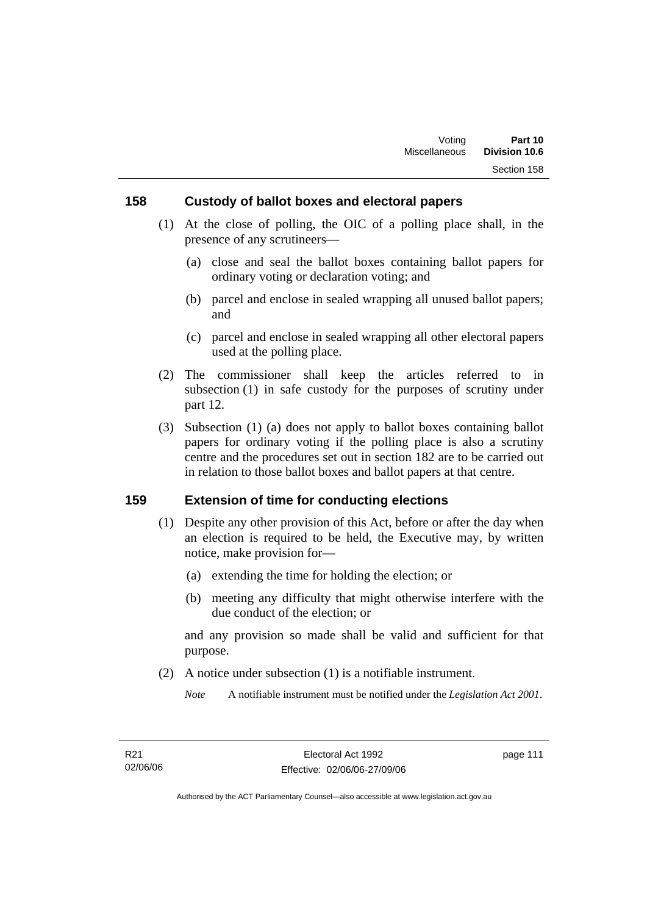## 158 Custody of ballot boxes and electoral papers

(1) At the close of polling, the OIC of a polling place shall, in the presence of any scrutineers—

(a) close and seal the ballot boxes containing ballot papers for ordinary voting or declaration voting; and

(b) parcel and enclose in sealed wrapping all unused ballot papers; and

(c) parcel and enclose in sealed wrapping all other electoral papers used at the polling place.

(2) The commissioner shall keep the articles referred to in subsection (1) in safe custody for the purposes of scrutiny under part 12.

(3) Subsection (1) (a) does not apply to ballot boxes containing ballot papers for ordinary voting if the polling place is also a scrutiny centre and the procedures set out in section 182 are to be carried out in relation to those ballot boxes and ballot papers at that centre.

## 159 Extension of time for conducting elections

(1) Despite any other provision of this Act, before or after the day when an election is required to be held, the Executive may, by written notice, make provision for—

(a) extending the time for holding the election; or

(b) meeting any difficulty that might otherwise interfere with the due conduct of the election; or

and any provision so made shall be valid and sufficient for that purpose.

(2) A notice under subsection (1) is a notifiable instrument.

*Note* A notifiable instrument must be notified under the *Legislation Act 2001*.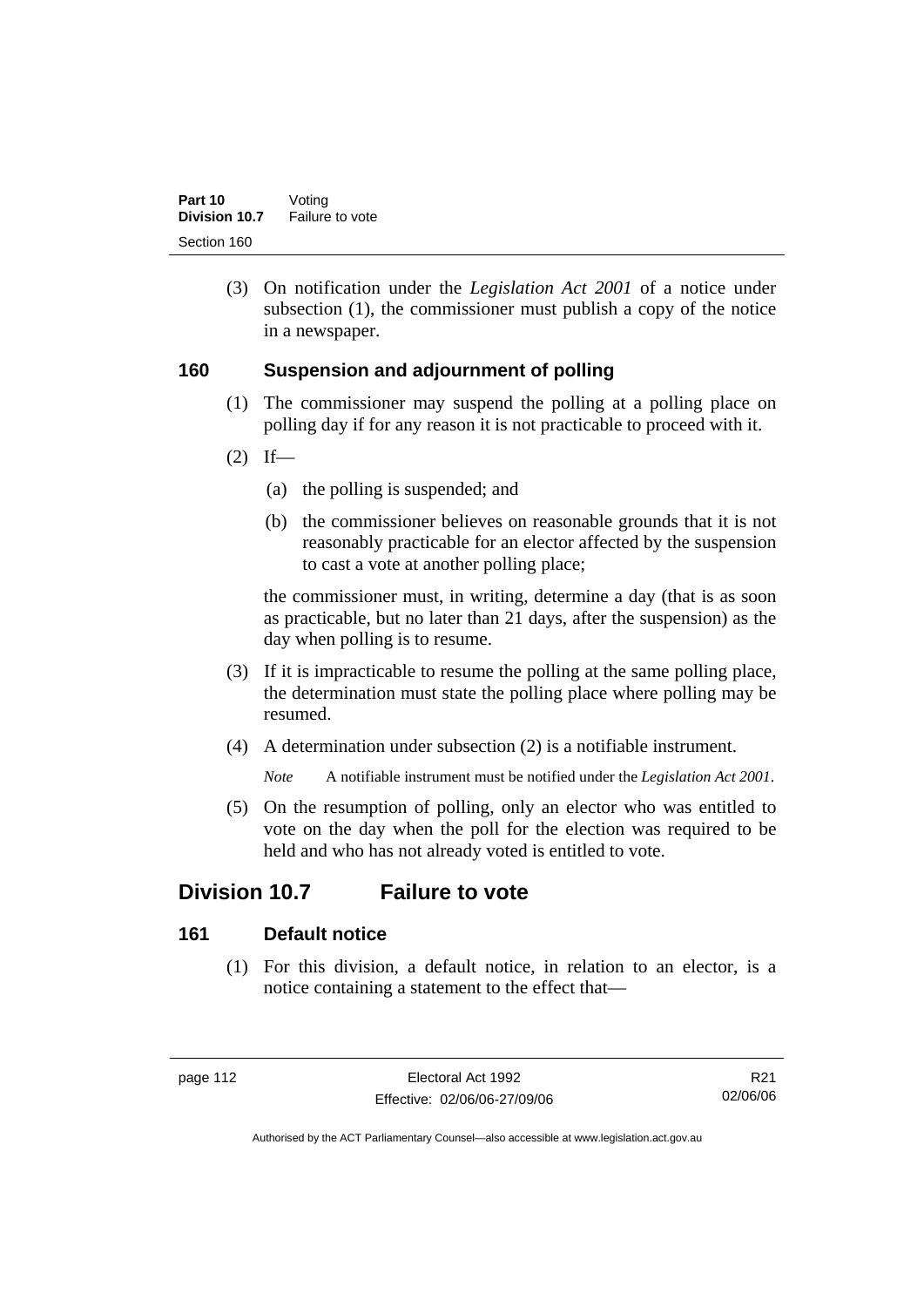(3) On notification under the *Legislation Act 2001* of a notice under subsection (1), the commissioner must publish a copy of the notice in a newspaper.

### 160 Suspension and adjournment of polling

(1) The commissioner may suspend the polling at a polling place on polling day if for any reason it is not practicable to proceed with it.

(2) If—

(a) the polling is suspended; and

(b) the commissioner believes on reasonable grounds that it is not reasonably practicable for an elector affected by the suspension to cast a vote at another polling place;

the commissioner must, in writing, determine a day (that is as soon as practicable, but no later than 21 days, after the suspension) as the day when polling is to resume.

(3) If it is impracticable to resume the polling at the same polling place, the determination must state the polling place where polling may be resumed.

(4) A determination under subsection (2) is a notifiable instrument.

*Note* A notifiable instrument must be notified under the *Legislation Act 2001*.

(5) On the resumption of polling, only an elector who was entitled to vote on the day when the poll for the election was required to be held and who has not already voted is entitled to vote.

## Division 10.7 Failure to vote

### 161 Default notice

(1) For this division, a default notice, in relation to an elector, is a notice containing a statement to the effect that—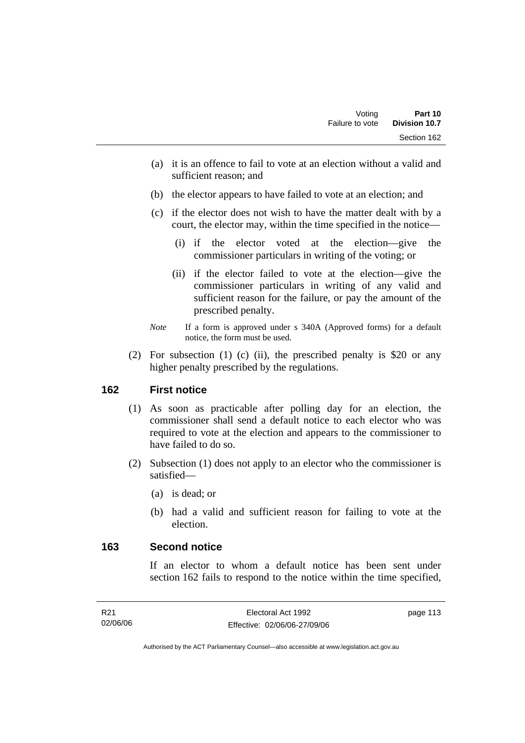(a) it is an offence to fail to vote at an election without a valid and sufficient reason; and

(b) the elector appears to have failed to vote at an election; and

(c) if the elector does not wish to have the matter dealt with by a court, the elector may, within the time specified in the notice—

(i) if the elector voted at the election—give the commissioner particulars in writing of the voting; or

(ii) if the elector failed to vote at the election—give the commissioner particulars in writing of any valid and sufficient reason for the failure, or pay the amount of the prescribed penalty.

*Note* If a form is approved under s 340A (Approved forms) for a default notice, the form must be used.

(2) For subsection (1) (c) (ii), the prescribed penalty is $20 or any higher penalty prescribed by the regulations.

## 162 First notice

(1) As soon as practicable after polling day for an election, the commissioner shall send a default notice to each elector who was required to vote at the election and appears to the commissioner to have failed to do so.

(2) Subsection (1) does not apply to an elector who the commissioner is satisfied—

(a) is dead; or

(b) had a valid and sufficient reason for failing to vote at the election.

## 163 Second notice

If an elector to whom a default notice has been sent under section 162 fails to respond to the notice within the time specified,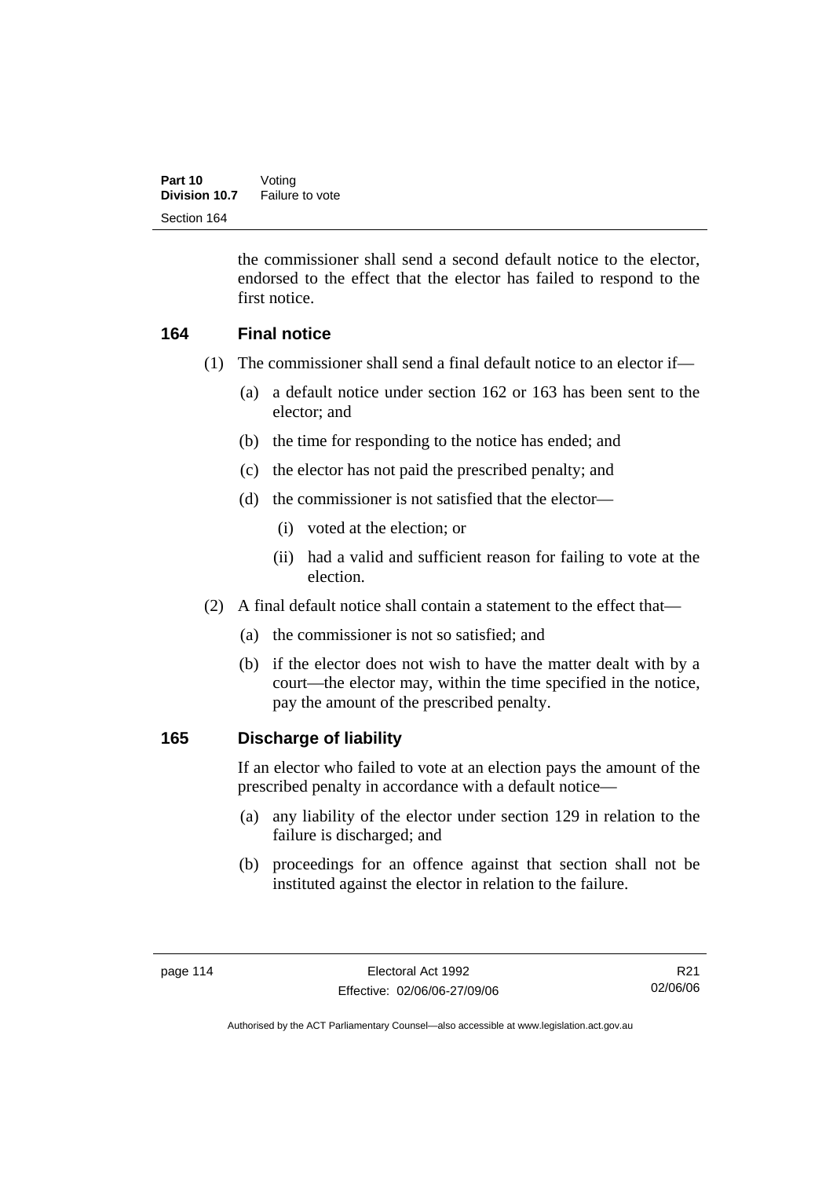the commissioner shall send a second default notice to the elector, endorsed to the effect that the elector has failed to respond to the first notice.

## 164 Final notice

(1) The commissioner shall send a final default notice to an elector if—

(a) a default notice under section 162 or 163 has been sent to the elector; and

(b) the time for responding to the notice has ended; and

(c) the elector has not paid the prescribed penalty; and

(d) the commissioner is not satisfied that the elector—

(i) voted at the election; or

(ii) had a valid and sufficient reason for failing to vote at the election.

(2) A final default notice shall contain a statement to the effect that—

(a) the commissioner is not so satisfied; and

(b) if the elector does not wish to have the matter dealt with by a court—the elector may, within the time specified in the notice, pay the amount of the prescribed penalty.

## 165 Discharge of liability

If an elector who failed to vote at an election pays the amount of the prescribed penalty in accordance with a default notice—

(a) any liability of the elector under section 129 in relation to the failure is discharged; and

(b) proceedings for an offence against that section shall not be instituted against the elector in relation to the failure.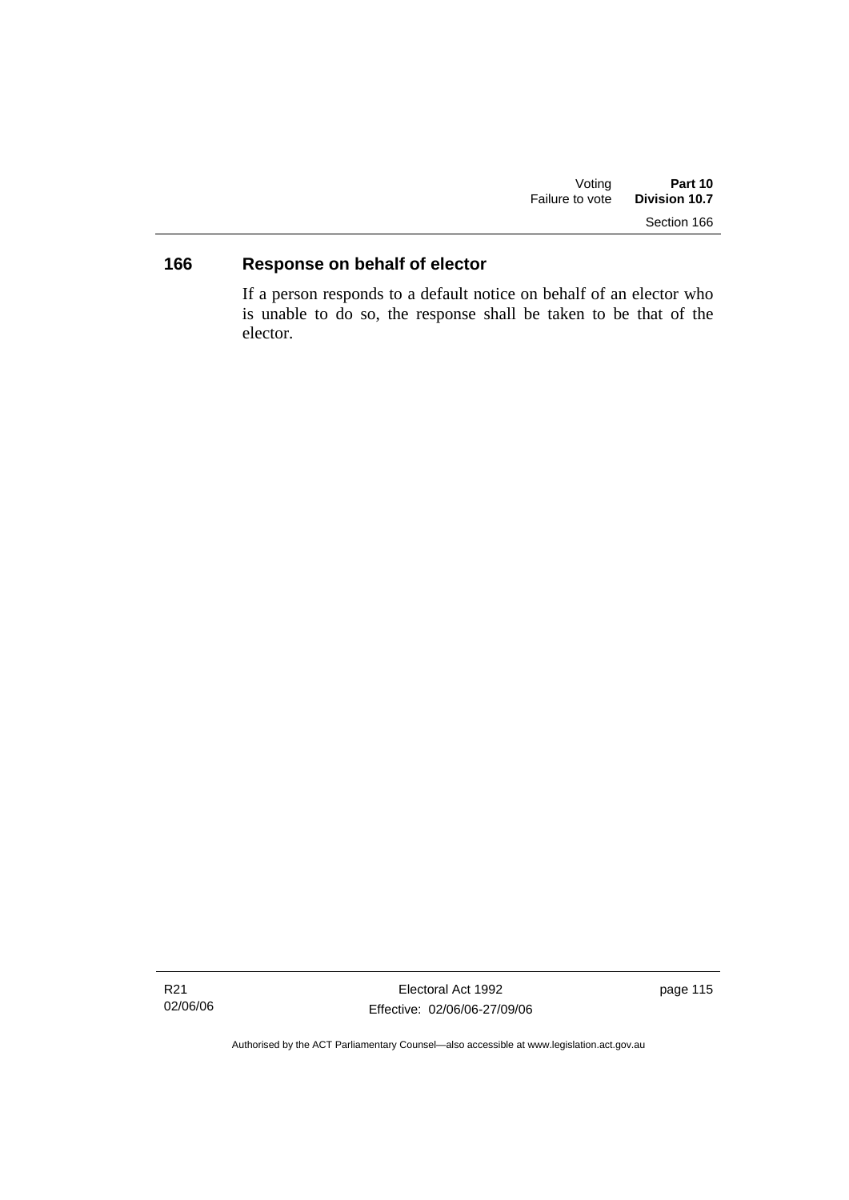## 166 Response on behalf of elector

If a person responds to a default notice on behalf of an elector who is unable to do so, the response shall be taken to be that of the elector.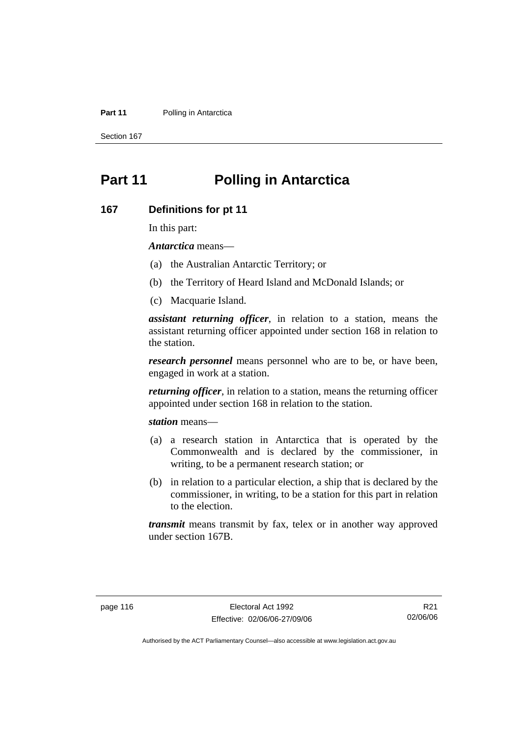# Part 11 Polling in Antarctica

## 167 Definitions for pt 11

In this part:

***Antarctica*** means—

(a) the Australian Antarctic Territory; or

(b) the Territory of Heard Island and McDonald Islands; or

(c) Macquarie Island.

***assistant returning officer***, in relation to a station, means the assistant returning officer appointed under section 168 in relation to the station.

***research personnel*** means personnel who are to be, or have been, engaged in work at a station.

***returning officer***, in relation to a station, means the returning officer appointed under section 168 in relation to the station.

***station*** means—

(a) a research station in Antarctica that is operated by the Commonwealth and is declared by the commissioner, in writing, to be a permanent research station; or

(b) in relation to a particular election, a ship that is declared by the commissioner, in writing, to be a station for this part in relation to the election.

***transmit*** means transmit by fax, telex or in another way approved under section 167B.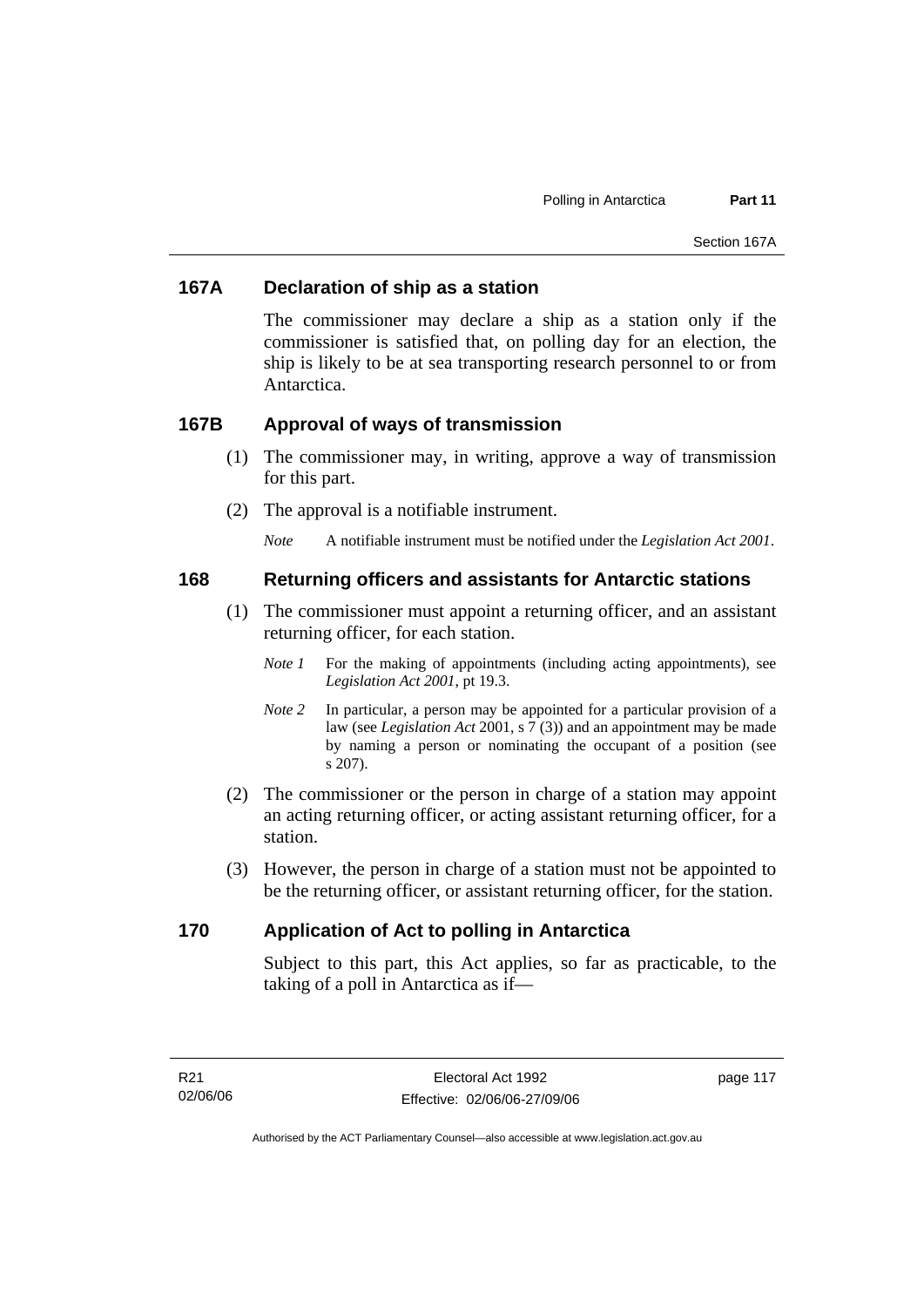## 167A Declaration of ship as a station

The commissioner may declare a ship as a station only if the commissioner is satisfied that, on polling day for an election, the ship is likely to be at sea transporting research personnel to or from Antarctica.

## 167B Approval of ways of transmission

(1) The commissioner may, in writing, approve a way of transmission for this part.

(2) The approval is a notifiable instrument.

*Note* A notifiable instrument must be notified under the *Legislation Act 2001*.

## 168 Returning officers and assistants for Antarctic stations

(1) The commissioner must appoint a returning officer, and an assistant returning officer, for each station.

*Note 1* For the making of appointments (including acting appointments), see *Legislation Act 2001*, pt 19.3.

*Note 2* In particular, a person may be appointed for a particular provision of a law (see *Legislation Act* 2001, s 7 (3)) and an appointment may be made by naming a person or nominating the occupant of a position (see s 207).

(2) The commissioner or the person in charge of a station may appoint an acting returning officer, or acting assistant returning officer, for a station.

(3) However, the person in charge of a station must not be appointed to be the returning officer, or assistant returning officer, for the station.

## 170 Application of Act to polling in Antarctica

Subject to this part, this Act applies, so far as practicable, to the taking of a poll in Antarctica as if—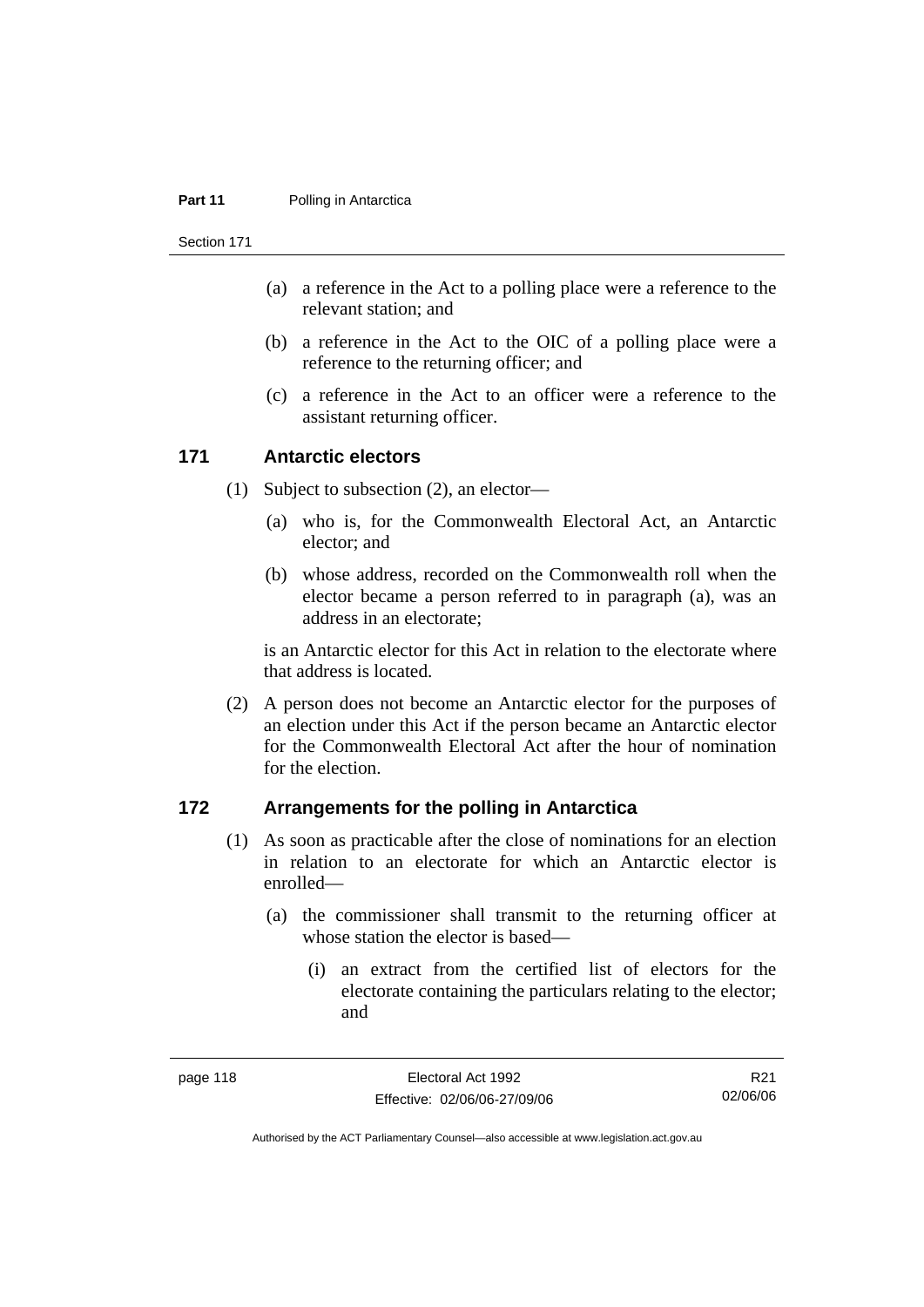(a) a reference in the Act to a polling place were a reference to the relevant station; and

(b) a reference in the Act to the OIC of a polling place were a reference to the returning officer; and

(c) a reference in the Act to an officer were a reference to the assistant returning officer.

## 171 Antarctic electors

(1) Subject to subsection (2), an elector—

(a) who is, for the Commonwealth Electoral Act, an Antarctic elector; and

(b) whose address, recorded on the Commonwealth roll when the elector became a person referred to in paragraph (a), was an address in an electorate;

is an Antarctic elector for this Act in relation to the electorate where that address is located.

(2) A person does not become an Antarctic elector for the purposes of an election under this Act if the person became an Antarctic elector for the Commonwealth Electoral Act after the hour of nomination for the election.

## 172 Arrangements for the polling in Antarctica

(1) As soon as practicable after the close of nominations for an election in relation to an electorate for which an Antarctic elector is enrolled—

(a) the commissioner shall transmit to the returning officer at whose station the elector is based—

(i) an extract from the certified list of electors for the electorate containing the particulars relating to the elector; and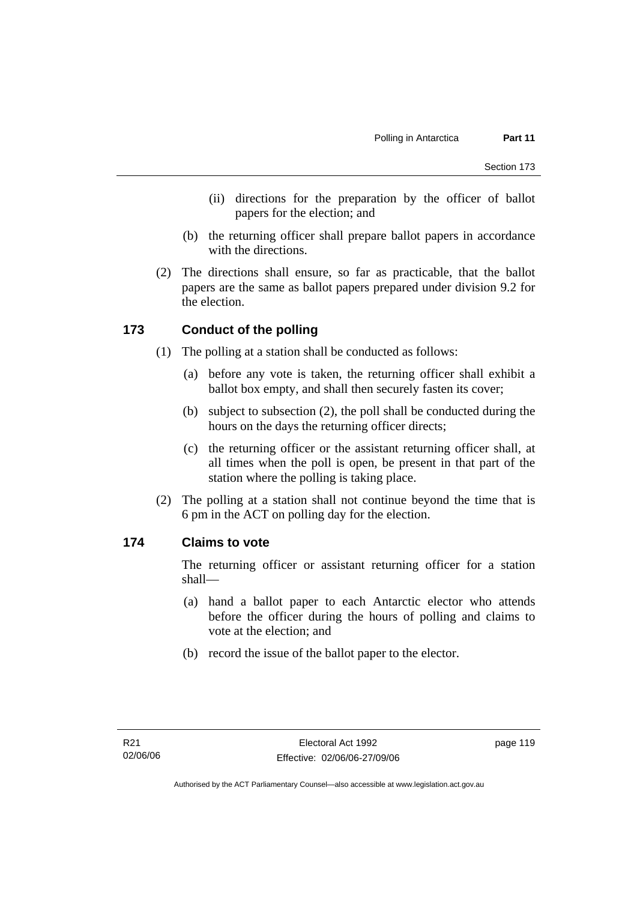(ii) directions for the preparation by the officer of ballot papers for the election; and

(b) the returning officer shall prepare ballot papers in accordance with the directions.

(2) The directions shall ensure, so far as practicable, that the ballot papers are the same as ballot papers prepared under division 9.2 for the election.

## 173 Conduct of the polling

(1) The polling at a station shall be conducted as follows:

(a) before any vote is taken, the returning officer shall exhibit a ballot box empty, and shall then securely fasten its cover;

(b) subject to subsection (2), the poll shall be conducted during the hours on the days the returning officer directs;

(c) the returning officer or the assistant returning officer shall, at all times when the poll is open, be present in that part of the station where the polling is taking place.

(2) The polling at a station shall not continue beyond the time that is 6 pm in the ACT on polling day for the election.

## 174 Claims to vote

The returning officer or assistant returning officer for a station shall—

(a) hand a ballot paper to each Antarctic elector who attends before the officer during the hours of polling and claims to vote at the election; and

(b) record the issue of the ballot paper to the elector.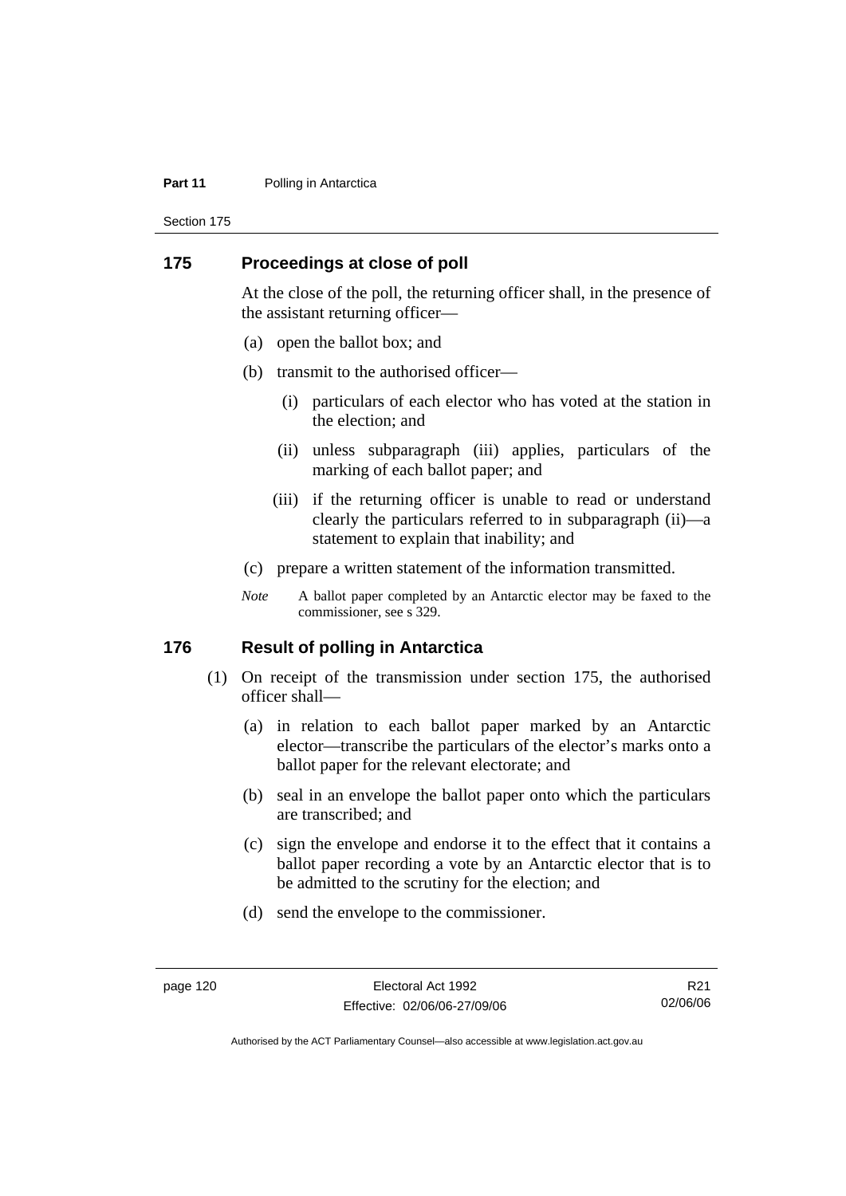## 175 Proceedings at close of poll

At the close of the poll, the returning officer shall, in the presence of the assistant returning officer—

(a) open the ballot box; and

(b) transmit to the authorised officer—

(i) particulars of each elector who has voted at the station in the election; and

(ii) unless subparagraph (iii) applies, particulars of the marking of each ballot paper; and

(iii) if the returning officer is unable to read or understand clearly the particulars referred to in subparagraph (ii)—a statement to explain that inability; and

(c) prepare a written statement of the information transmitted.

*Note* A ballot paper completed by an Antarctic elector may be faxed to the commissioner, see s 329.

## 176 Result of polling in Antarctica

(1) On receipt of the transmission under section 175, the authorised officer shall—

(a) in relation to each ballot paper marked by an Antarctic elector—transcribe the particulars of the elector's marks onto a ballot paper for the relevant electorate; and

(b) seal in an envelope the ballot paper onto which the particulars are transcribed; and

(c) sign the envelope and endorse it to the effect that it contains a ballot paper recording a vote by an Antarctic elector that is to be admitted to the scrutiny for the election; and

(d) send the envelope to the commissioner.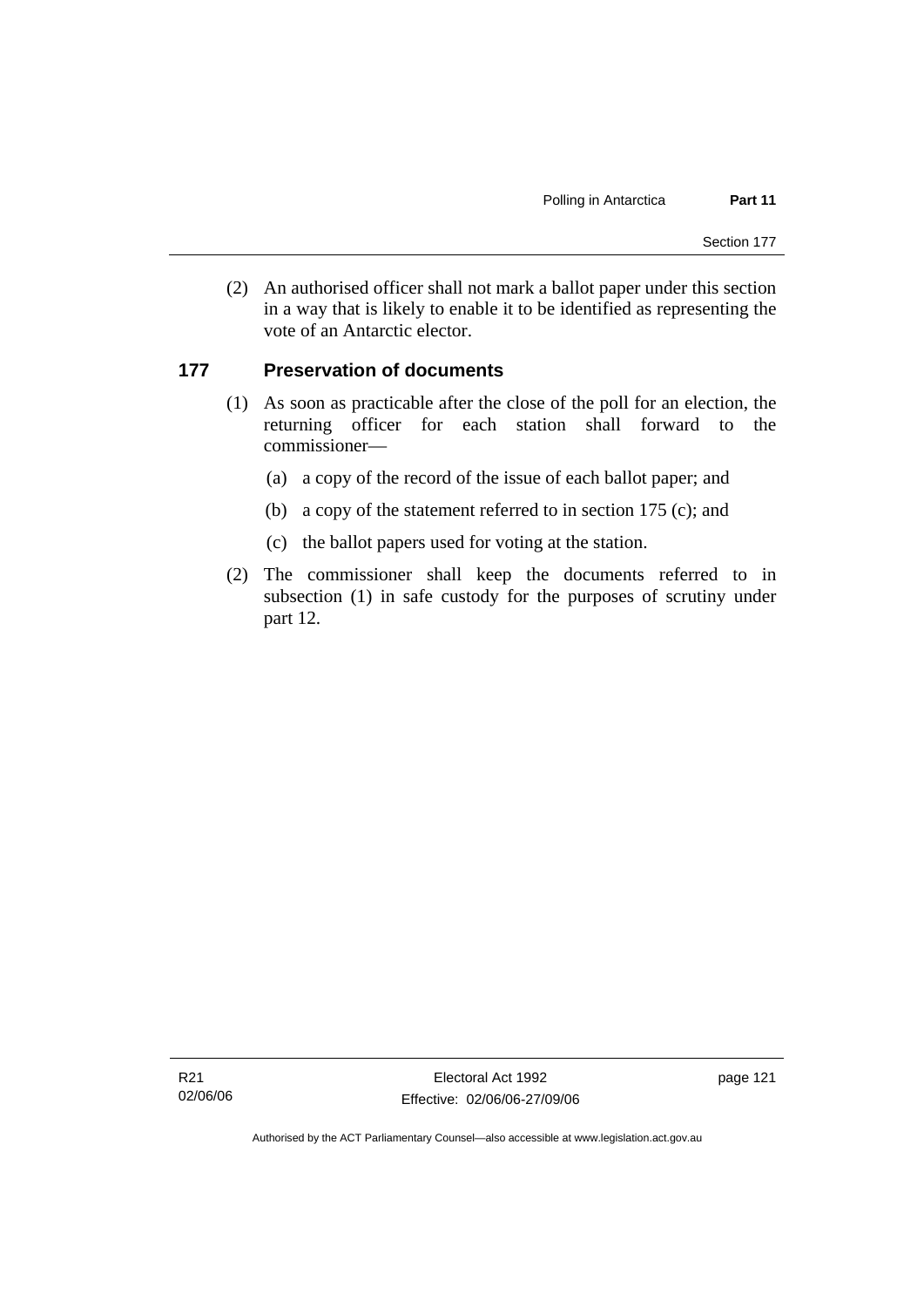(2) An authorised officer shall not mark a ballot paper under this section in a way that is likely to enable it to be identified as representing the vote of an Antarctic elector.

### 177 Preservation of documents

(1) As soon as practicable after the close of the poll for an election, the returning officer for each station shall forward to the commissioner—

(a) a copy of the record of the issue of each ballot paper; and

(b) a copy of the statement referred to in section 175 (c); and

(c) the ballot papers used for voting at the station.

(2) The commissioner shall keep the documents referred to in subsection (1) in safe custody for the purposes of scrutiny under part 12.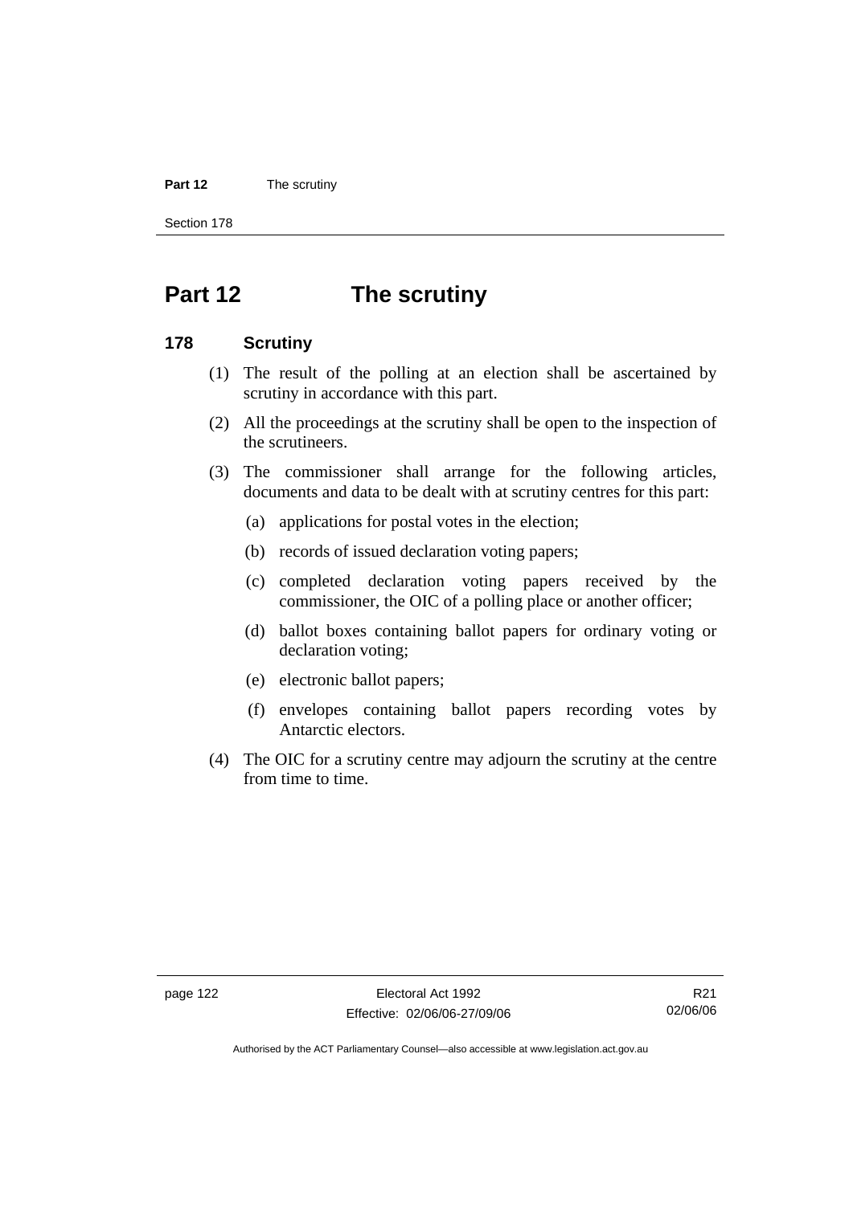# Part 12 The scrutiny

## 178 Scrutiny

(1) The result of the polling at an election shall be ascertained by scrutiny in accordance with this part.

(2) All the proceedings at the scrutiny shall be open to the inspection of the scrutineers.

(3) The commissioner shall arrange for the following articles, documents and data to be dealt with at scrutiny centres for this part:

- (a) applications for postal votes in the election;
- (b) records of issued declaration voting papers;
- (c) completed declaration voting papers received by the commissioner, the OIC of a polling place or another officer;
- (d) ballot boxes containing ballot papers for ordinary voting or declaration voting;
- (e) electronic ballot papers;
- (f) envelopes containing ballot papers recording votes by Antarctic electors.

(4) The OIC for a scrutiny centre may adjourn the scrutiny at the centre from time to time.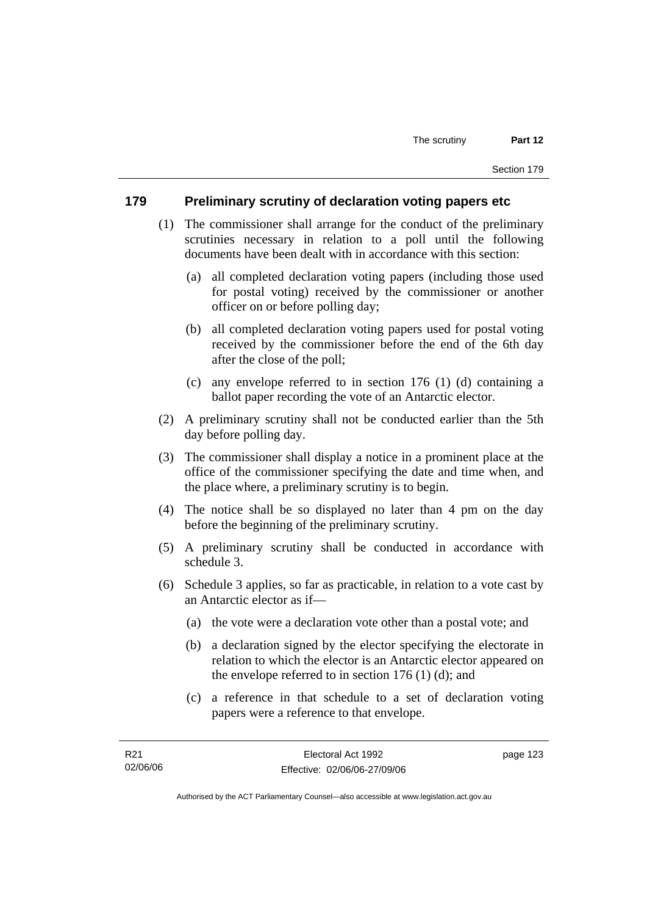## 179 Preliminary scrutiny of declaration voting papers etc

(1) The commissioner shall arrange for the conduct of the preliminary scrutinies necessary in relation to a poll until the following documents have been dealt with in accordance with this section:

- (a) all completed declaration voting papers (including those used for postal voting) received by the commissioner or another officer on or before polling day;
- (b) all completed declaration voting papers used for postal voting received by the commissioner before the end of the 6th day after the close of the poll;
- (c) any envelope referred to in section 176 (1) (d) containing a ballot paper recording the vote of an Antarctic elector.

(2) A preliminary scrutiny shall not be conducted earlier than the 5th day before polling day.

(3) The commissioner shall display a notice in a prominent place at the office of the commissioner specifying the date and time when, and the place where, a preliminary scrutiny is to begin.

(4) The notice shall be so displayed no later than 4 pm on the day before the beginning of the preliminary scrutiny.

(5) A preliminary scrutiny shall be conducted in accordance with schedule 3.

(6) Schedule 3 applies, so far as practicable, in relation to a vote cast by an Antarctic elector as if—

- (a) the vote were a declaration vote other than a postal vote; and
- (b) a declaration signed by the elector specifying the electorate in relation to which the elector is an Antarctic elector appeared on the envelope referred to in section 176 (1) (d); and
- (c) a reference in that schedule to a set of declaration voting papers were a reference to that envelope.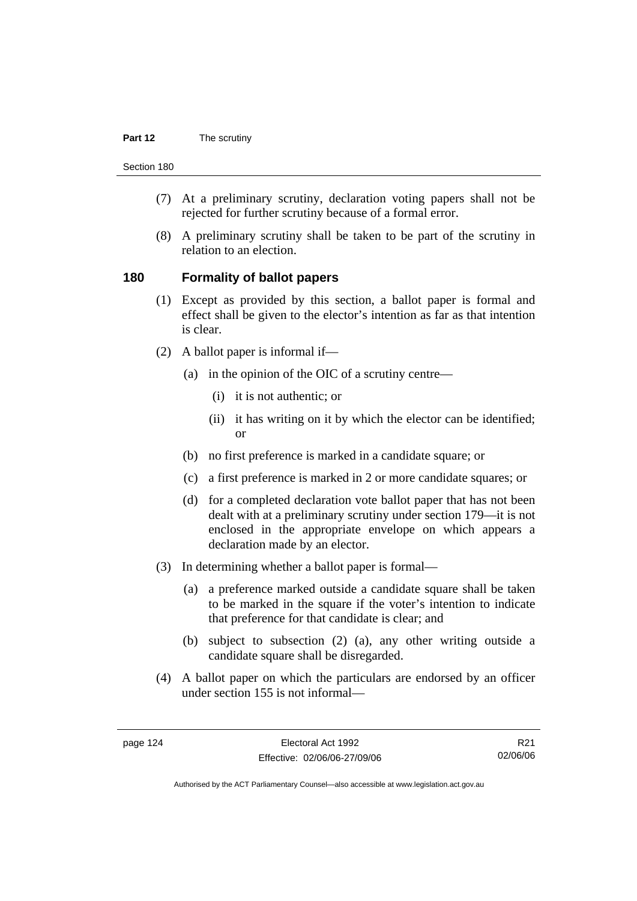(7) At a preliminary scrutiny, declaration voting papers shall not be rejected for further scrutiny because of a formal error.

(8) A preliminary scrutiny shall be taken to be part of the scrutiny in relation to an election.

## 180 Formality of ballot papers

(1) Except as provided by this section, a ballot paper is formal and effect shall be given to the elector's intention as far as that intention is clear.

(2) A ballot paper is informal if—

- (a) in the opinion of the OIC of a scrutiny centre—
  - (i) it is not authentic; or
  - (ii) it has writing on it by which the elector can be identified; or
- (b) no first preference is marked in a candidate square; or
- (c) a first preference is marked in 2 or more candidate squares; or
- (d) for a completed declaration vote ballot paper that has not been dealt with at a preliminary scrutiny under section 179—it is not enclosed in the appropriate envelope on which appears a declaration made by an elector.

(3) In determining whether a ballot paper is formal—

- (a) a preference marked outside a candidate square shall be taken to be marked in the square if the voter's intention to indicate that preference for that candidate is clear; and
- (b) subject to subsection (2) (a), any other writing outside a candidate square shall be disregarded.

(4) A ballot paper on which the particulars are endorsed by an officer under section 155 is not informal—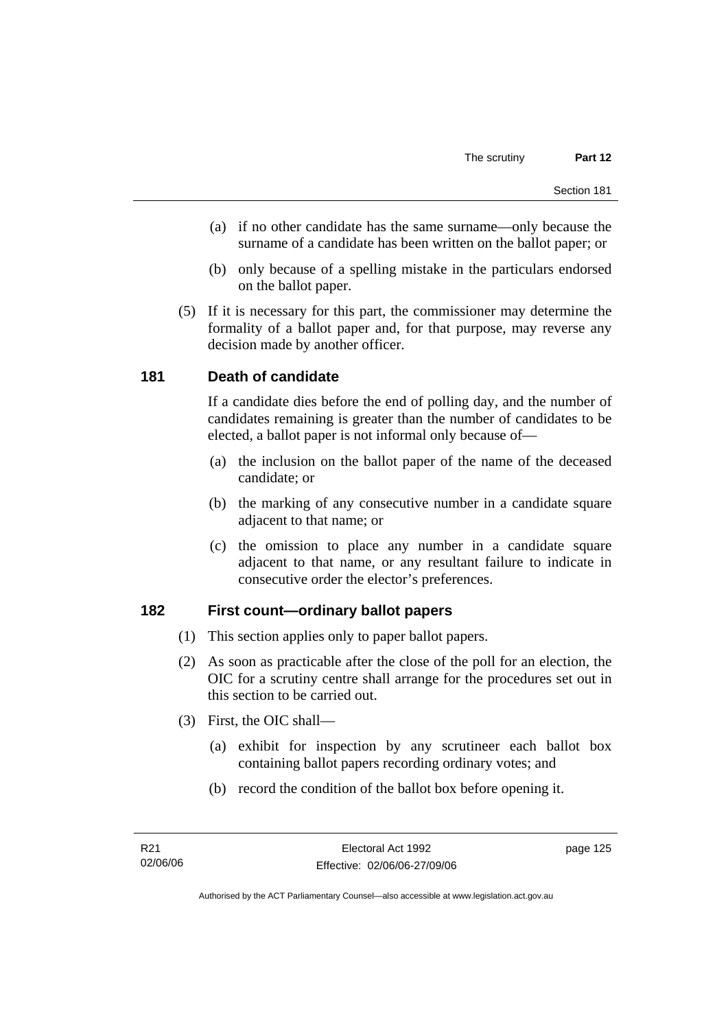(a) if no other candidate has the same surname—only because the surname of a candidate has been written on the ballot paper; or

(b) only because of a spelling mistake in the particulars endorsed on the ballot paper.

(5) If it is necessary for this part, the commissioner may determine the formality of a ballot paper and, for that purpose, may reverse any decision made by another officer.

### 181 Death of candidate

If a candidate dies before the end of polling day, and the number of candidates remaining is greater than the number of candidates to be elected, a ballot paper is not informal only because of—

(a) the inclusion on the ballot paper of the name of the deceased candidate; or

(b) the marking of any consecutive number in a candidate square adjacent to that name; or

(c) the omission to place any number in a candidate square adjacent to that name, or any resultant failure to indicate in consecutive order the elector's preferences.

### 182 First count—ordinary ballot papers

(1) This section applies only to paper ballot papers.

(2) As soon as practicable after the close of the poll for an election, the OIC for a scrutiny centre shall arrange for the procedures set out in this section to be carried out.

(3) First, the OIC shall—

(a) exhibit for inspection by any scrutineer each ballot box containing ballot papers recording ordinary votes; and

(b) record the condition of the ballot box before opening it.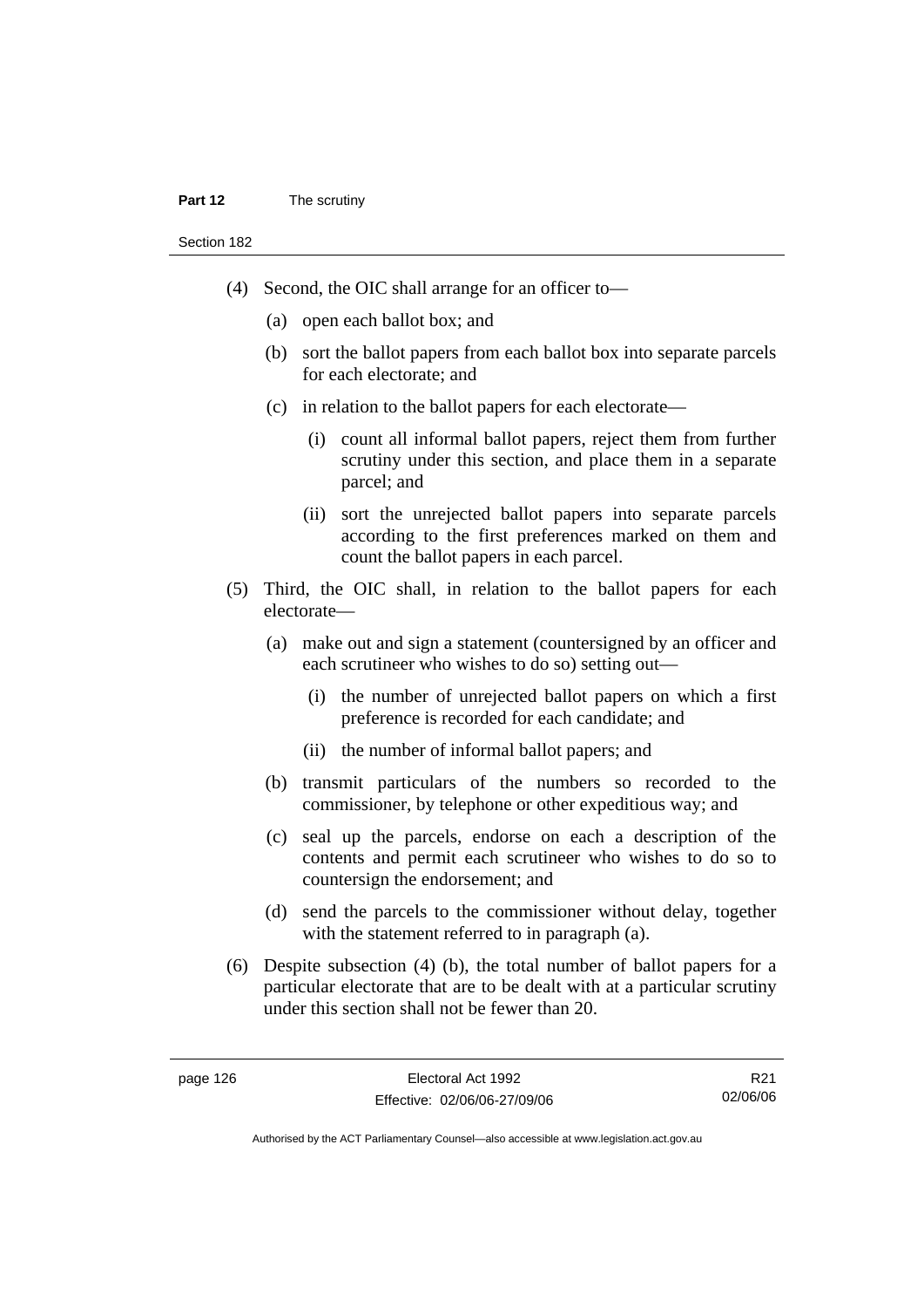(4) Second, the OIC shall arrange for an officer to—

(a) open each ballot box; and

(b) sort the ballot papers from each ballot box into separate parcels for each electorate; and

(c) in relation to the ballot papers for each electorate—

(i) count all informal ballot papers, reject them from further scrutiny under this section, and place them in a separate parcel; and

(ii) sort the unrejected ballot papers into separate parcels according to the first preferences marked on them and count the ballot papers in each parcel.

(5) Third, the OIC shall, in relation to the ballot papers for each electorate—

(a) make out and sign a statement (countersigned by an officer and each scrutineer who wishes to do so) setting out—

(i) the number of unrejected ballot papers on which a first preference is recorded for each candidate; and

(ii) the number of informal ballot papers; and

(b) transmit particulars of the numbers so recorded to the commissioner, by telephone or other expeditious way; and

(c) seal up the parcels, endorse on each a description of the contents and permit each scrutineer who wishes to do so to countersign the endorsement; and

(d) send the parcels to the commissioner without delay, together with the statement referred to in paragraph (a).

(6) Despite subsection (4) (b), the total number of ballot papers for a particular electorate that are to be dealt with at a particular scrutiny under this section shall not be fewer than 20.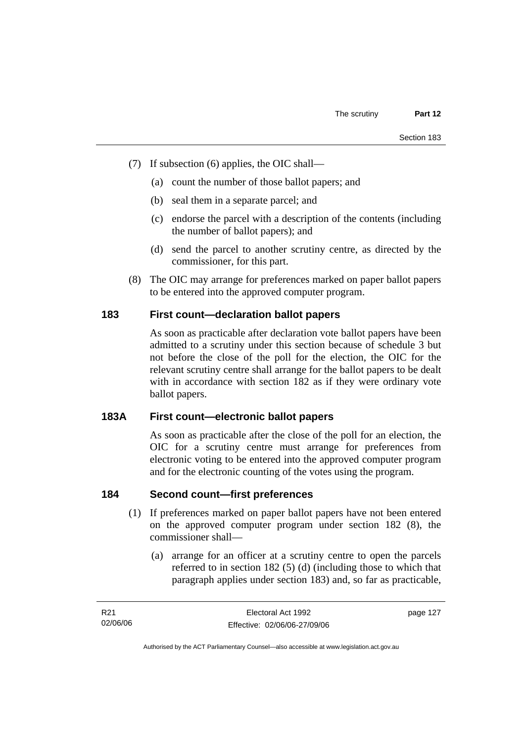(7) If subsection (6) applies, the OIC shall—

(a) count the number of those ballot papers; and

(b) seal them in a separate parcel; and

(c) endorse the parcel with a description of the contents (including the number of ballot papers); and

(d) send the parcel to another scrutiny centre, as directed by the commissioner, for this part.

(8) The OIC may arrange for preferences marked on paper ballot papers to be entered into the approved computer program.

## 183 First count—declaration ballot papers

As soon as practicable after declaration vote ballot papers have been admitted to a scrutiny under this section because of schedule 3 but not before the close of the poll for the election, the OIC for the relevant scrutiny centre shall arrange for the ballot papers to be dealt with in accordance with section 182 as if they were ordinary vote ballot papers.

## 183A First count—electronic ballot papers

As soon as practicable after the close of the poll for an election, the OIC for a scrutiny centre must arrange for preferences from electronic voting to be entered into the approved computer program and for the electronic counting of the votes using the program.

## 184 Second count—first preferences

(1) If preferences marked on paper ballot papers have not been entered on the approved computer program under section 182 (8), the commissioner shall—

(a) arrange for an officer at a scrutiny centre to open the parcels referred to in section 182 (5) (d) (including those to which that paragraph applies under section 183) and, so far as practicable,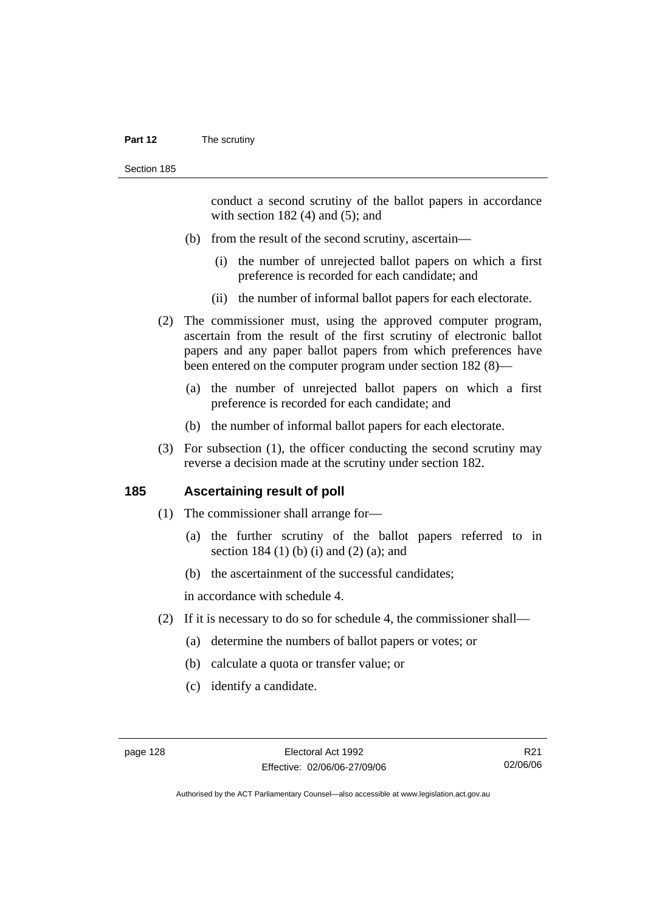conduct a second scrutiny of the ballot papers in accordance with section 182 (4) and (5); and

(b) from the result of the second scrutiny, ascertain—

(i) the number of unrejected ballot papers on which a first preference is recorded for each candidate; and

(ii) the number of informal ballot papers for each electorate.

(2) The commissioner must, using the approved computer program, ascertain from the result of the first scrutiny of electronic ballot papers and any paper ballot papers from which preferences have been entered on the computer program under section 182 (8)—

(a) the number of unrejected ballot papers on which a first preference is recorded for each candidate; and

(b) the number of informal ballot papers for each electorate.

(3) For subsection (1), the officer conducting the second scrutiny may reverse a decision made at the scrutiny under section 182.

## 185 Ascertaining result of poll

(1) The commissioner shall arrange for—

(a) the further scrutiny of the ballot papers referred to in section 184 (1) (b) (i) and (2) (a); and

(b) the ascertainment of the successful candidates;

in accordance with schedule 4.

(2) If it is necessary to do so for schedule 4, the commissioner shall—

(a) determine the numbers of ballot papers or votes; or

(b) calculate a quota or transfer value; or

(c) identify a candidate.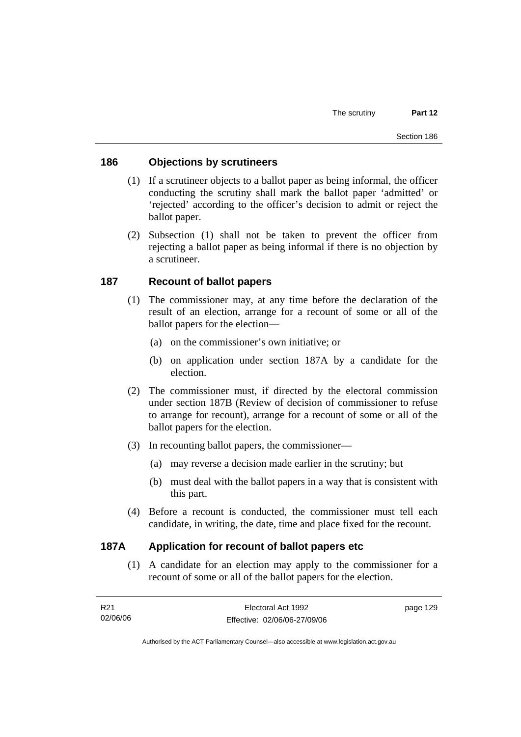## 186 Objections by scrutineers

(1) If a scrutineer objects to a ballot paper as being informal, the officer conducting the scrutiny shall mark the ballot paper 'admitted' or 'rejected' according to the officer's decision to admit or reject the ballot paper.

(2) Subsection (1) shall not be taken to prevent the officer from rejecting a ballot paper as being informal if there is no objection by a scrutineer.

## 187 Recount of ballot papers

(1) The commissioner may, at any time before the declaration of the result of an election, arrange for a recount of some or all of the ballot papers for the election—

(a) on the commissioner's own initiative; or

(b) on application under section 187A by a candidate for the election.

(2) The commissioner must, if directed by the electoral commission under section 187B (Review of decision of commissioner to refuse to arrange for recount), arrange for a recount of some or all of the ballot papers for the election.

(3) In recounting ballot papers, the commissioner—

(a) may reverse a decision made earlier in the scrutiny; but

(b) must deal with the ballot papers in a way that is consistent with this part.

(4) Before a recount is conducted, the commissioner must tell each candidate, in writing, the date, time and place fixed for the recount.

## 187A Application for recount of ballot papers etc

(1) A candidate for an election may apply to the commissioner for a recount of some or all of the ballot papers for the election.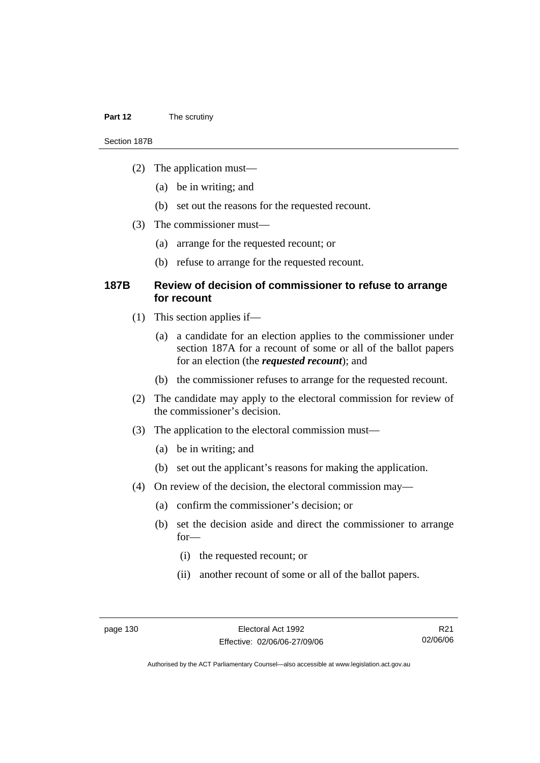(2) The application must—

(a) be in writing; and

(b) set out the reasons for the requested recount.

(3) The commissioner must—

(a) arrange for the requested recount; or

(b) refuse to arrange for the requested recount.

### 187B Review of decision of commissioner to refuse to arrange for recount

(1) This section applies if—

(a) a candidate for an election applies to the commissioner under section 187A for a recount of some or all of the ballot papers for an election (the ***requested recount***); and

(b) the commissioner refuses to arrange for the requested recount.

(2) The candidate may apply to the electoral commission for review of the commissioner's decision.

(3) The application to the electoral commission must—

(a) be in writing; and

(b) set out the applicant's reasons for making the application.

(4) On review of the decision, the electoral commission may—

(a) confirm the commissioner's decision; or

(b) set the decision aside and direct the commissioner to arrange for—

(i) the requested recount; or

(ii) another recount of some or all of the ballot papers.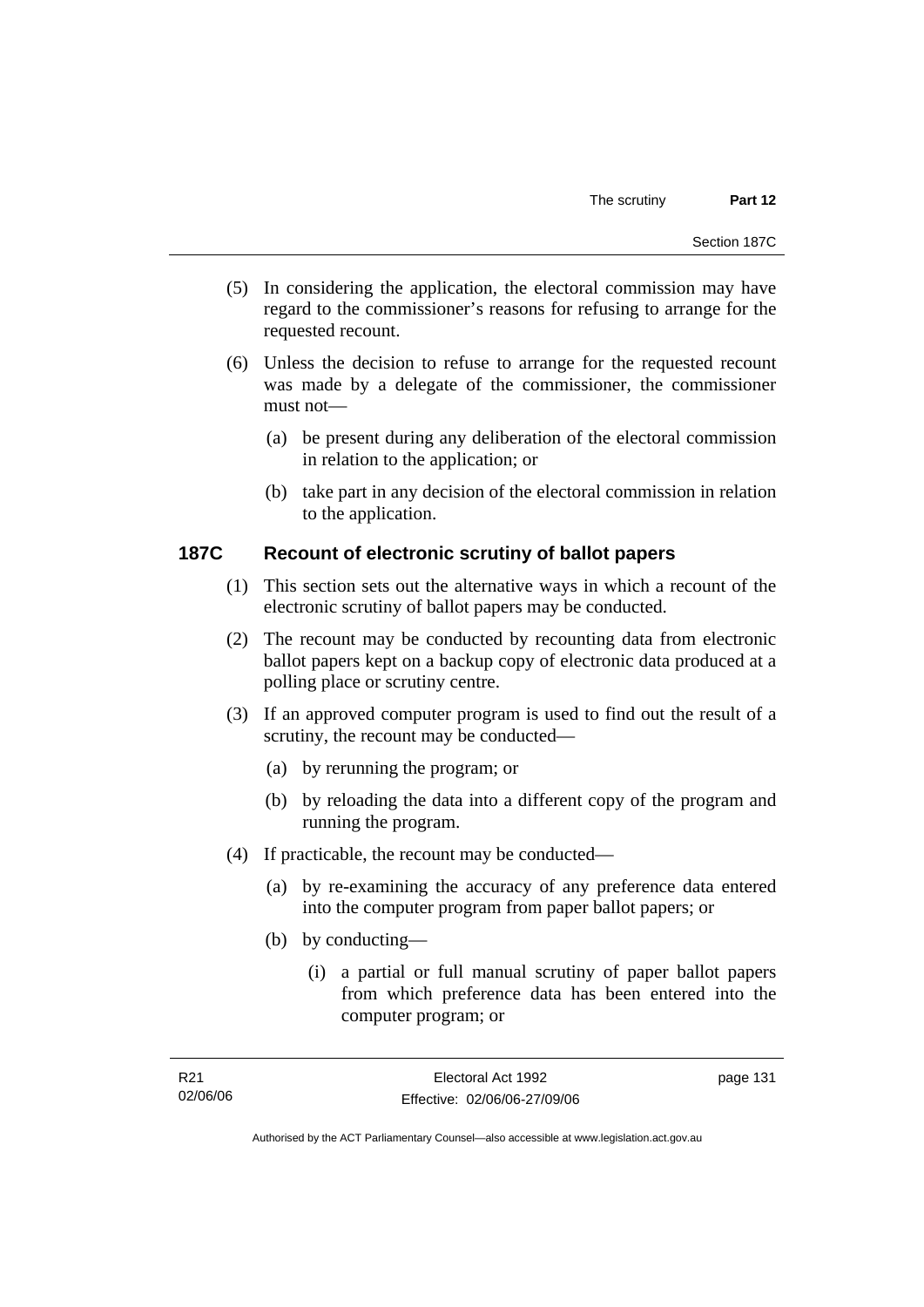(5) In considering the application, the electoral commission may have regard to the commissioner's reasons for refusing to arrange for the requested recount.

(6) Unless the decision to refuse to arrange for the requested recount was made by a delegate of the commissioner, the commissioner must not—

(a) be present during any deliberation of the electoral commission in relation to the application; or

(b) take part in any decision of the electoral commission in relation to the application.

### 187C Recount of electronic scrutiny of ballot papers

(1) This section sets out the alternative ways in which a recount of the electronic scrutiny of ballot papers may be conducted.

(2) The recount may be conducted by recounting data from electronic ballot papers kept on a backup copy of electronic data produced at a polling place or scrutiny centre.

(3) If an approved computer program is used to find out the result of a scrutiny, the recount may be conducted—

(a) by rerunning the program; or

(b) by reloading the data into a different copy of the program and running the program.

(4) If practicable, the recount may be conducted—

(a) by re-examining the accuracy of any preference data entered into the computer program from paper ballot papers; or

(b) by conducting—

(i) a partial or full manual scrutiny of paper ballot papers from which preference data has been entered into the computer program; or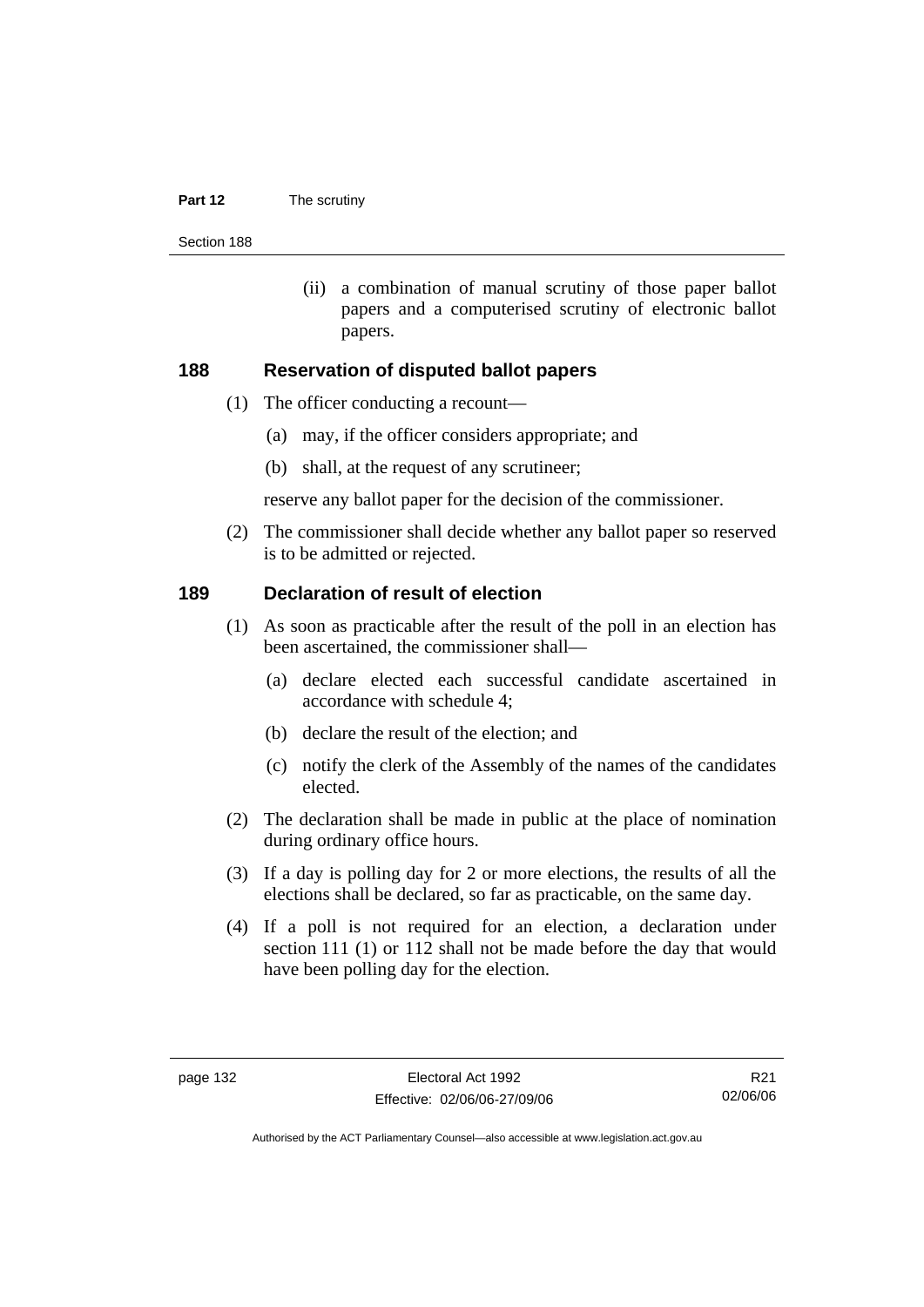(ii) a combination of manual scrutiny of those paper ballot papers and a computerised scrutiny of electronic ballot papers.

## 188 Reservation of disputed ballot papers

(1) The officer conducting a recount—

(a) may, if the officer considers appropriate; and

(b) shall, at the request of any scrutineer;

reserve any ballot paper for the decision of the commissioner.

(2) The commissioner shall decide whether any ballot paper so reserved is to be admitted or rejected.

## 189 Declaration of result of election

(1) As soon as practicable after the result of the poll in an election has been ascertained, the commissioner shall—

(a) declare elected each successful candidate ascertained in accordance with schedule 4;

(b) declare the result of the election; and

(c) notify the clerk of the Assembly of the names of the candidates elected.

(2) The declaration shall be made in public at the place of nomination during ordinary office hours.

(3) If a day is polling day for 2 or more elections, the results of all the elections shall be declared, so far as practicable, on the same day.

(4) If a poll is not required for an election, a declaration under section 111 (1) or 112 shall not be made before the day that would have been polling day for the election.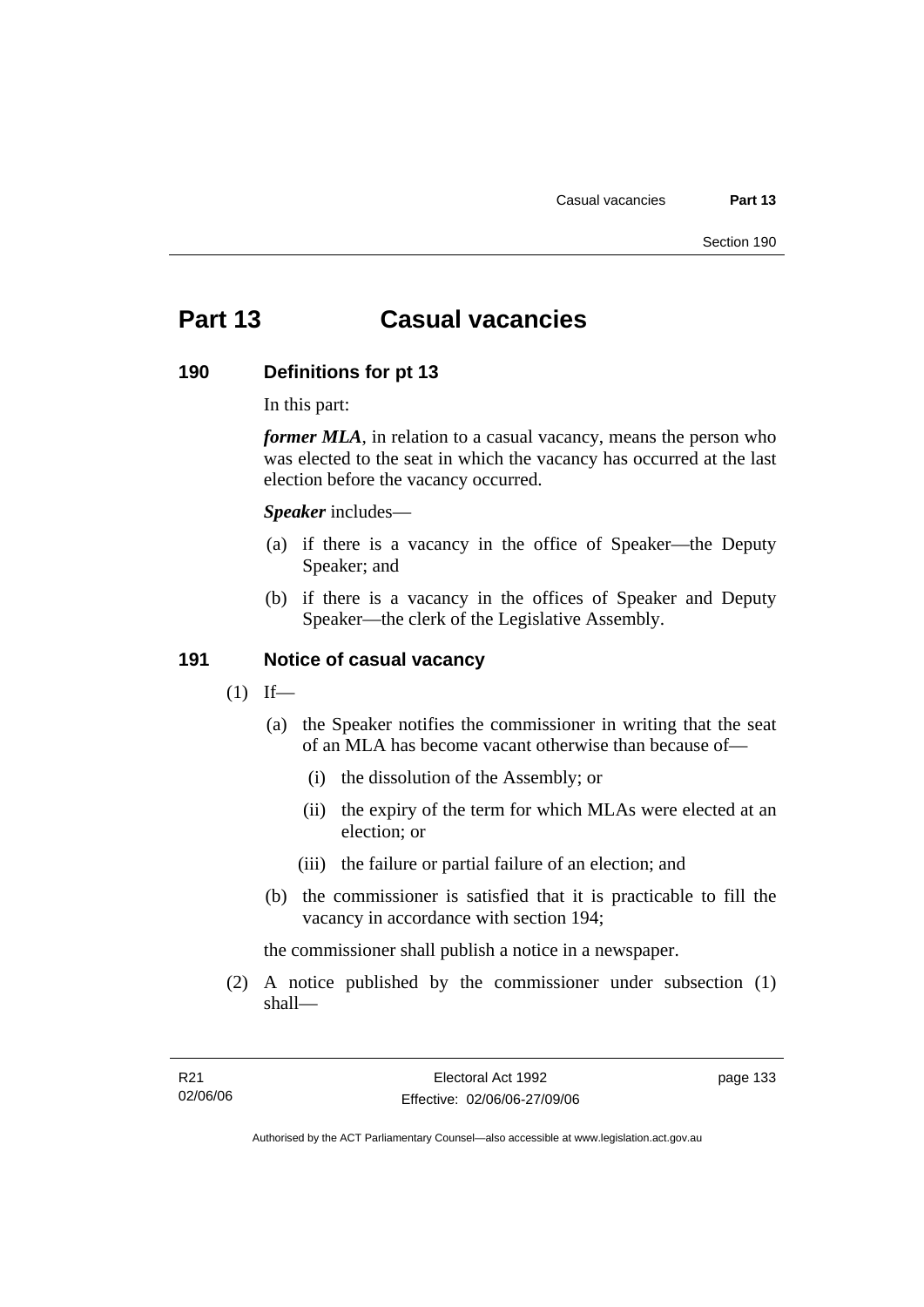# Part 13 Casual vacancies

## 190 Definitions for pt 13

In this part:

***former MLA***, in relation to a casual vacancy, means the person who was elected to the seat in which the vacancy has occurred at the last election before the vacancy occurred.

***Speaker*** includes—

(a) if there is a vacancy in the office of Speaker—the Deputy Speaker; and

(b) if there is a vacancy in the offices of Speaker and Deputy Speaker—the clerk of the Legislative Assembly.

## 191 Notice of casual vacancy

(1) If—

(a) the Speaker notifies the commissioner in writing that the seat of an MLA has become vacant otherwise than because of—

(i) the dissolution of the Assembly; or

(ii) the expiry of the term for which MLAs were elected at an election; or

(iii) the failure or partial failure of an election; and

(b) the commissioner is satisfied that it is practicable to fill the vacancy in accordance with section 194;

the commissioner shall publish a notice in a newspaper.

(2) A notice published by the commissioner under subsection (1) shall—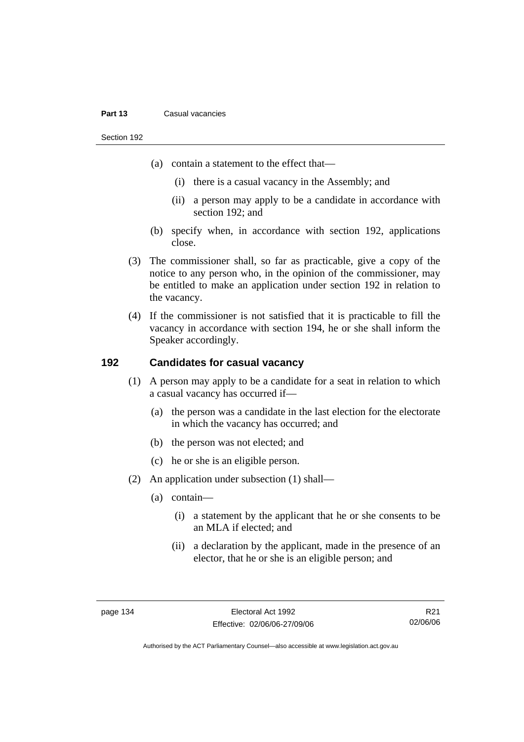(a) contain a statement to the effect that—

  (i) there is a casual vacancy in the Assembly; and

  (ii) a person may apply to be a candidate in accordance with section 192; and

(b) specify when, in accordance with section 192, applications close.

(3) The commissioner shall, so far as practicable, give a copy of the notice to any person who, in the opinion of the commissioner, may be entitled to make an application under section 192 in relation to the vacancy.

(4) If the commissioner is not satisfied that it is practicable to fill the vacancy in accordance with section 194, he or she shall inform the Speaker accordingly.

## 192 Candidates for casual vacancy

(1) A person may apply to be a candidate for a seat in relation to which a casual vacancy has occurred if—

  (a) the person was a candidate in the last election for the electorate in which the vacancy has occurred; and

  (b) the person was not elected; and

  (c) he or she is an eligible person.

(2) An application under subsection (1) shall—

  (a) contain—

    (i) a statement by the applicant that he or she consents to be an MLA if elected; and

    (ii) a declaration by the applicant, made in the presence of an elector, that he or she is an eligible person; and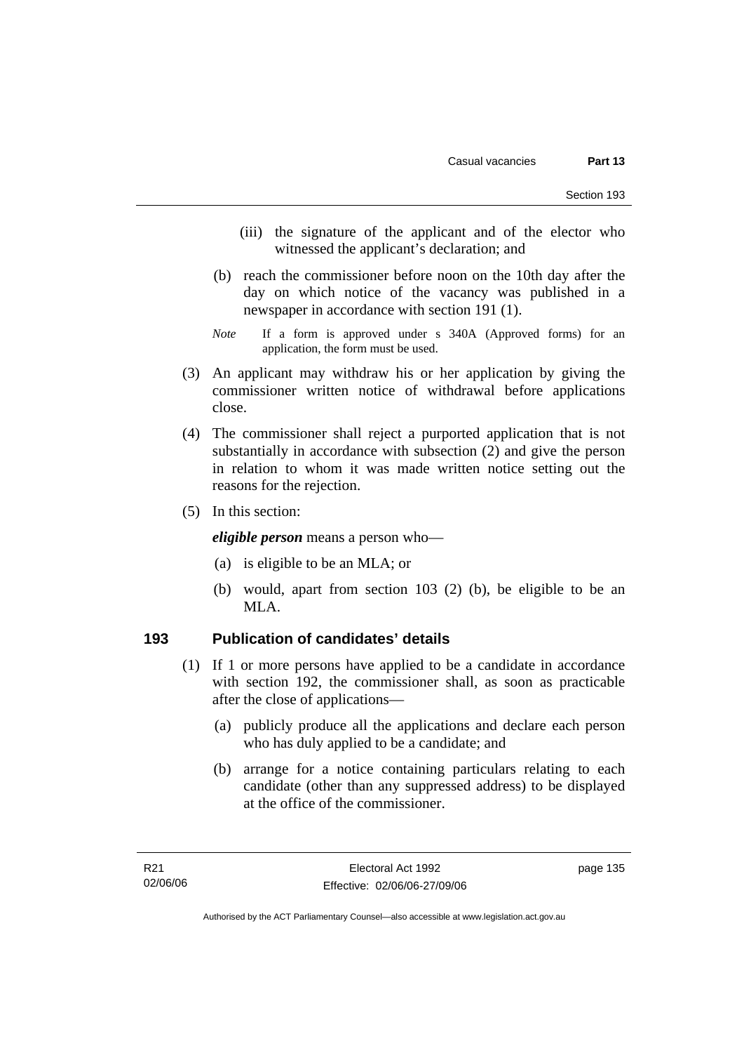(iii) the signature of the applicant and of the elector who witnessed the applicant's declaration; and

(b) reach the commissioner before noon on the 10th day after the day on which notice of the vacancy was published in a newspaper in accordance with section 191 (1).

*Note* If a form is approved under s 340A (Approved forms) for an application, the form must be used.

(3) An applicant may withdraw his or her application by giving the commissioner written notice of withdrawal before applications close.

(4) The commissioner shall reject a purported application that is not substantially in accordance with subsection (2) and give the person in relation to whom it was made written notice setting out the reasons for the rejection.

(5) In this section:

***eligible person*** means a person who—

(a) is eligible to be an MLA; or

(b) would, apart from section 103 (2) (b), be eligible to be an MLA.

## 193 Publication of candidates' details

(1) If 1 or more persons have applied to be a candidate in accordance with section 192, the commissioner shall, as soon as practicable after the close of applications—

(a) publicly produce all the applications and declare each person who has duly applied to be a candidate; and

(b) arrange for a notice containing particulars relating to each candidate (other than any suppressed address) to be displayed at the office of the commissioner.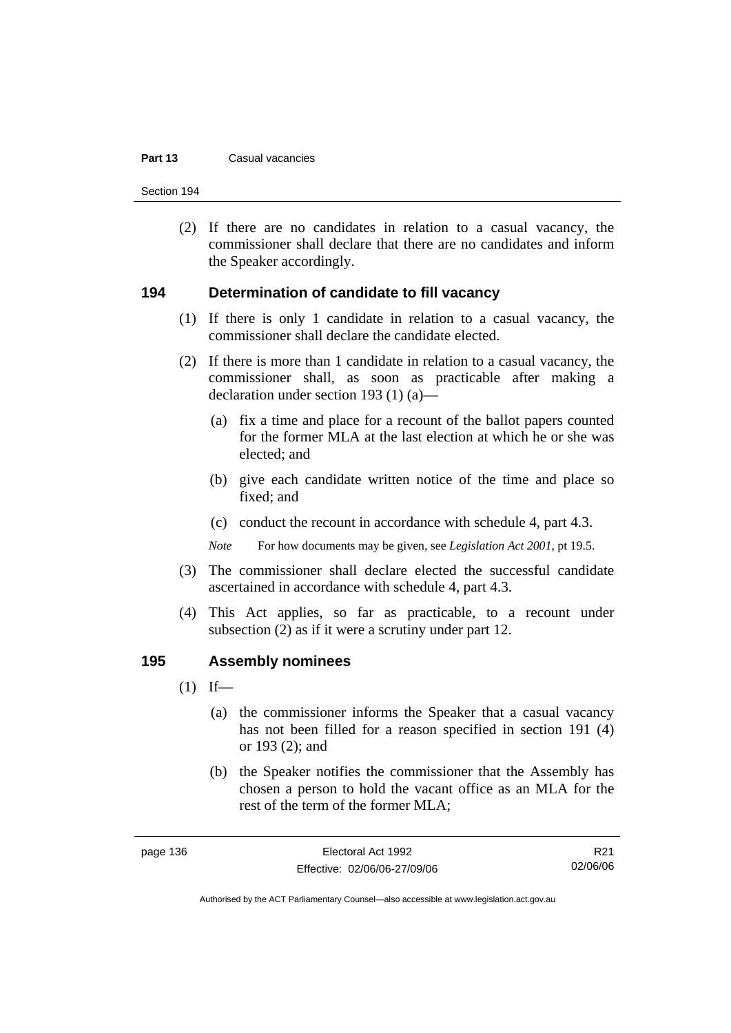(2) If there are no candidates in relation to a casual vacancy, the commissioner shall declare that there are no candidates and inform the Speaker accordingly.

### 194 Determination of candidate to fill vacancy

(1) If there is only 1 candidate in relation to a casual vacancy, the commissioner shall declare the candidate elected.

(2) If there is more than 1 candidate in relation to a casual vacancy, the commissioner shall, as soon as practicable after making a declaration under section 193 (1) (a)—

(a) fix a time and place for a recount of the ballot papers counted for the former MLA at the last election at which he or she was elected; and

(b) give each candidate written notice of the time and place so fixed; and

(c) conduct the recount in accordance with schedule 4, part 4.3.

*Note* For how documents may be given, see *Legislation Act 2001*, pt 19.5.

(3) The commissioner shall declare elected the successful candidate ascertained in accordance with schedule 4, part 4.3.

(4) This Act applies, so far as practicable, to a recount under subsection (2) as if it were a scrutiny under part 12.

### 195 Assembly nominees

(1) If—

(a) the commissioner informs the Speaker that a casual vacancy has not been filled for a reason specified in section 191 (4) or 193 (2); and

(b) the Speaker notifies the commissioner that the Assembly has chosen a person to hold the vacant office as an MLA for the rest of the term of the former MLA;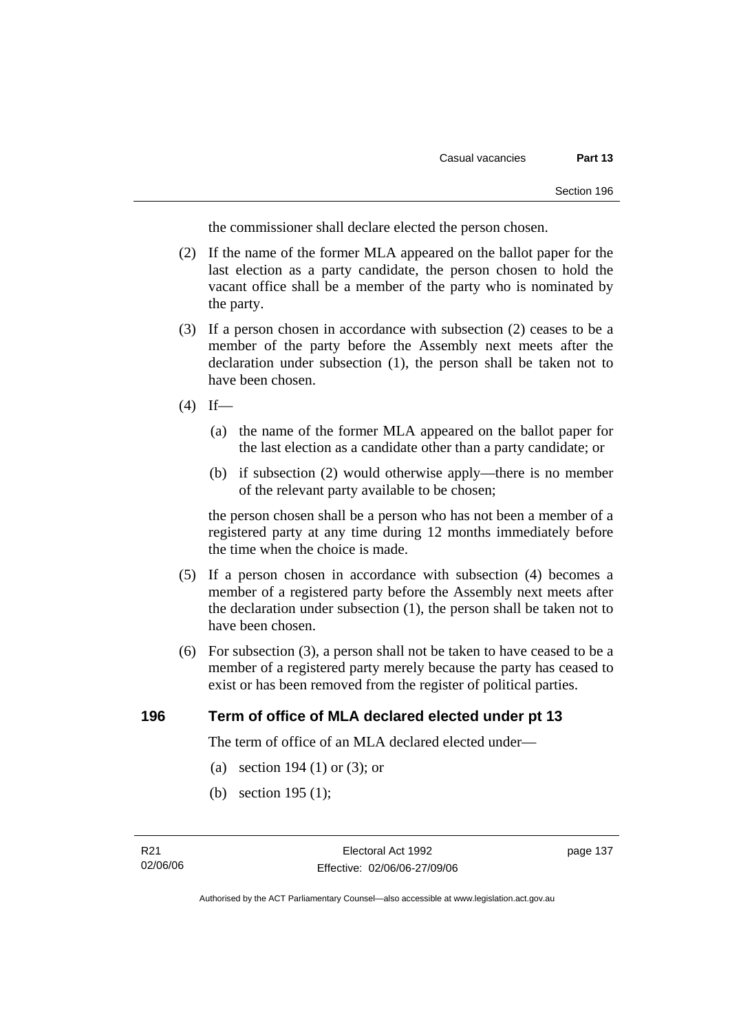the commissioner shall declare elected the person chosen.

(2) If the name of the former MLA appeared on the ballot paper for the last election as a party candidate, the person chosen to hold the vacant office shall be a member of the party who is nominated by the party.

(3) If a person chosen in accordance with subsection (2) ceases to be a member of the party before the Assembly next meets after the declaration under subsection (1), the person shall be taken not to have been chosen.

(4) If—

(a) the name of the former MLA appeared on the ballot paper for the last election as a candidate other than a party candidate; or

(b) if subsection (2) would otherwise apply—there is no member of the relevant party available to be chosen;

the person chosen shall be a person who has not been a member of a registered party at any time during 12 months immediately before the time when the choice is made.

(5) If a person chosen in accordance with subsection (4) becomes a member of a registered party before the Assembly next meets after the declaration under subsection (1), the person shall be taken not to have been chosen.

(6) For subsection (3), a person shall not be taken to have ceased to be a member of a registered party merely because the party has ceased to exist or has been removed from the register of political parties.

## 196 Term of office of MLA declared elected under pt 13

The term of office of an MLA declared elected under—

(a) section 194 (1) or (3); or

(b) section 195 (1);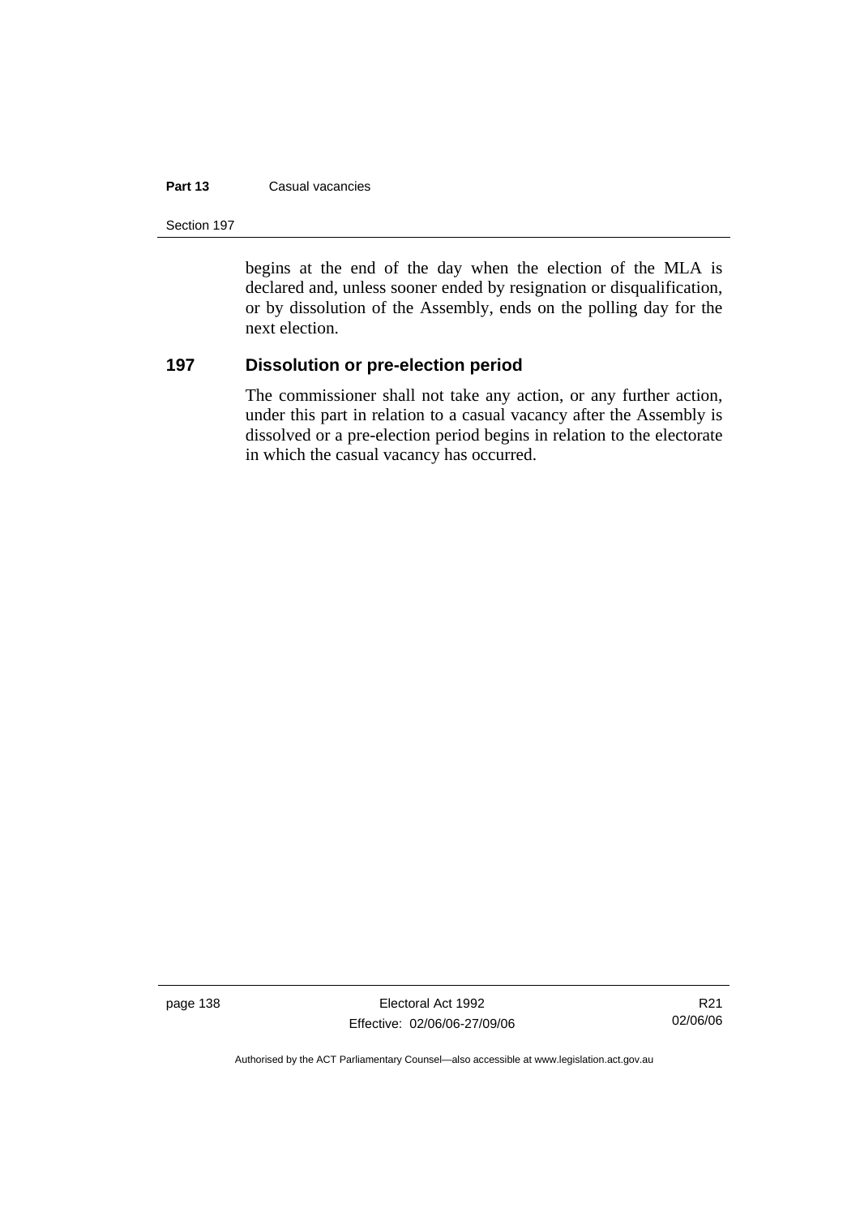begins at the end of the day when the election of the MLA is declared and, unless sooner ended by resignation or disqualification, or by dissolution of the Assembly, ends on the polling day for the next election.

## 197 Dissolution or pre-election period

The commissioner shall not take any action, or any further action, under this part in relation to a casual vacancy after the Assembly is dissolved or a pre-election period begins in relation to the electorate in which the casual vacancy has occurred.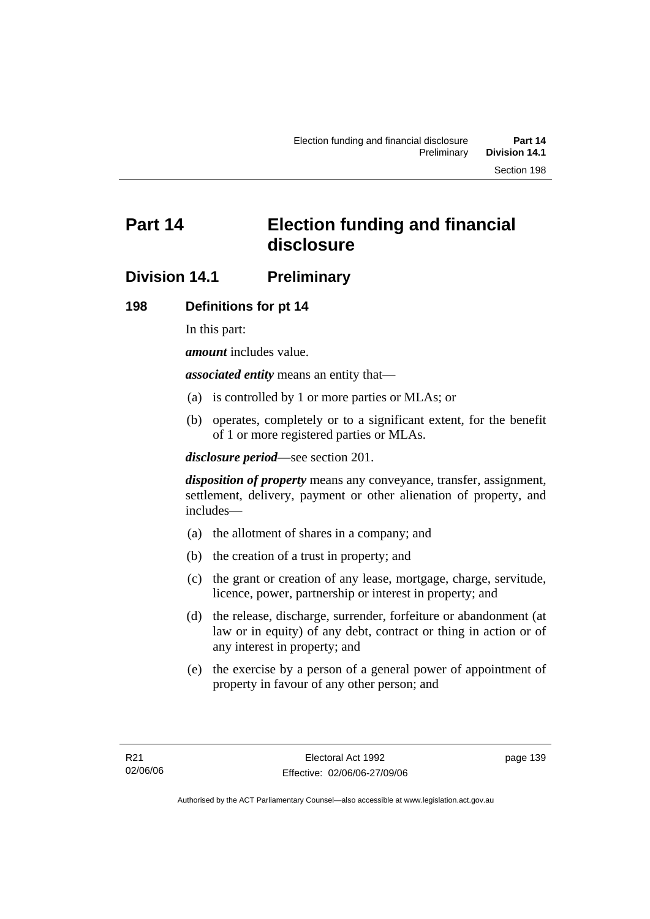# Part 14 Election funding and financial disclosure

## Division 14.1 Preliminary

### 198 Definitions for pt 14

In this part:

***amount*** includes value.

***associated entity*** means an entity that—

(a) is controlled by 1 or more parties or MLAs; or

(b) operates, completely or to a significant extent, for the benefit of 1 or more registered parties or MLAs.

***disclosure period***—see section 201.

***disposition of property*** means any conveyance, transfer, assignment, settlement, delivery, payment or other alienation of property, and includes—

(a) the allotment of shares in a company; and

(b) the creation of a trust in property; and

(c) the grant or creation of any lease, mortgage, charge, servitude, licence, power, partnership or interest in property; and

(d) the release, discharge, surrender, forfeiture or abandonment (at law or in equity) of any debt, contract or thing in action or of any interest in property; and

(e) the exercise by a person of a general power of appointment of property in favour of any other person; and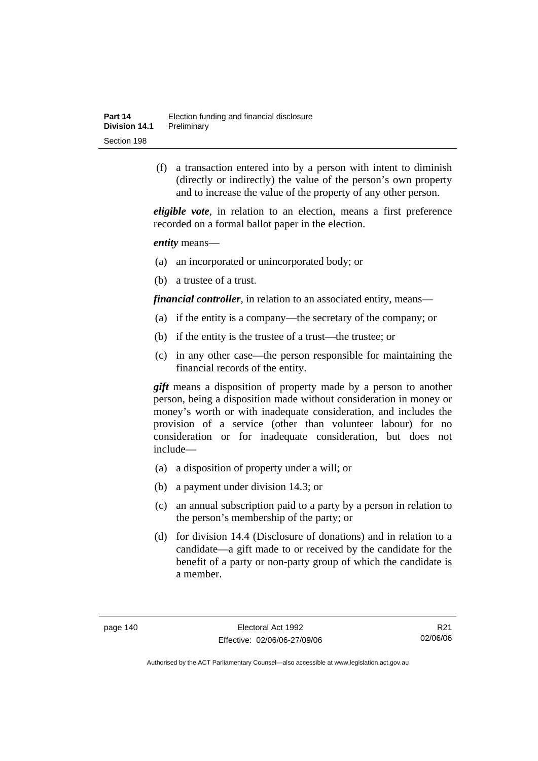(f) a transaction entered into by a person with intent to diminish (directly or indirectly) the value of the person's own property and to increase the value of the property of any other person.

***eligible vote***, in relation to an election, means a first preference recorded on a formal ballot paper in the election.

***entity*** means—

(a) an incorporated or unincorporated body; or

(b) a trustee of a trust.

***financial controller***, in relation to an associated entity, means—

(a) if the entity is a company—the secretary of the company; or

(b) if the entity is the trustee of a trust—the trustee; or

(c) in any other case—the person responsible for maintaining the financial records of the entity.

***gift*** means a disposition of property made by a person to another person, being a disposition made without consideration in money or money's worth or with inadequate consideration, and includes the provision of a service (other than volunteer labour) for no consideration or for inadequate consideration, but does not include—

(a) a disposition of property under a will; or

(b) a payment under division 14.3; or

(c) an annual subscription paid to a party by a person in relation to the person's membership of the party; or

(d) for division 14.4 (Disclosure of donations) and in relation to a candidate—a gift made to or received by the candidate for the benefit of a party or non-party group of which the candidate is a member.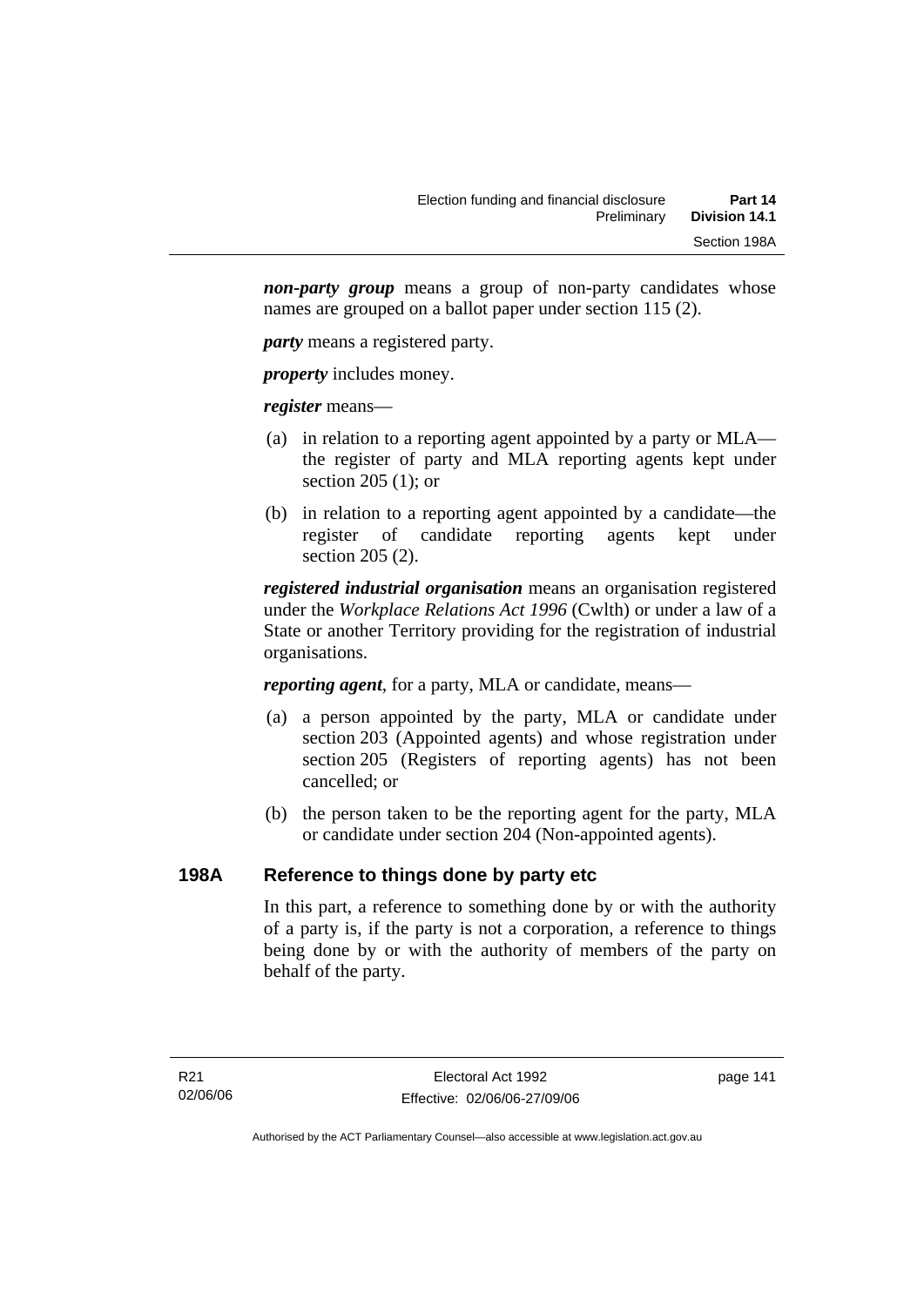***non-party group*** means a group of non-party candidates whose names are grouped on a ballot paper under section 115 (2).

***party*** means a registered party.

***property*** includes money.

***register*** means—

(a) in relation to a reporting agent appointed by a party or MLA—the register of party and MLA reporting agents kept under section 205 (1); or

(b) in relation to a reporting agent appointed by a candidate—the register of candidate reporting agents kept under section 205 (2).

***registered industrial organisation*** means an organisation registered under the *Workplace Relations Act 1996* (Cwlth) or under a law of a State or another Territory providing for the registration of industrial organisations.

***reporting agent***, for a party, MLA or candidate, means—

(a) a person appointed by the party, MLA or candidate under section 203 (Appointed agents) and whose registration under section 205 (Registers of reporting agents) has not been cancelled; or

(b) the person taken to be the reporting agent for the party, MLA or candidate under section 204 (Non-appointed agents).

## 198A Reference to things done by party etc

In this part, a reference to something done by or with the authority of a party is, if the party is not a corporation, a reference to things being done by or with the authority of members of the party on behalf of the party.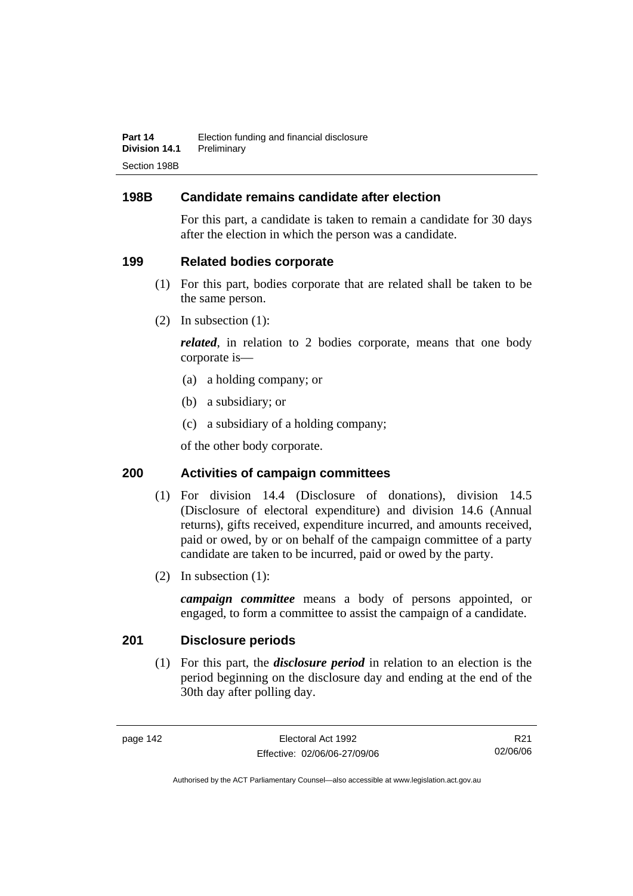## 198B Candidate remains candidate after election

For this part, a candidate is taken to remain a candidate for 30 days after the election in which the person was a candidate.

## 199 Related bodies corporate

(1) For this part, bodies corporate that are related shall be taken to be the same person.

(2) In subsection (1):

***related***, in relation to 2 bodies corporate, means that one body corporate is—

(a) a holding company; or

(b) a subsidiary; or

(c) a subsidiary of a holding company;

of the other body corporate.

## 200 Activities of campaign committees

(1) For division 14.4 (Disclosure of donations), division 14.5 (Disclosure of electoral expenditure) and division 14.6 (Annual returns), gifts received, expenditure incurred, and amounts received, paid or owed, by or on behalf of the campaign committee of a party candidate are taken to be incurred, paid or owed by the party.

(2) In subsection (1):

***campaign committee*** means a body of persons appointed, or engaged, to form a committee to assist the campaign of a candidate.

## 201 Disclosure periods

(1) For this part, the ***disclosure period*** in relation to an election is the period beginning on the disclosure day and ending at the end of the 30th day after polling day.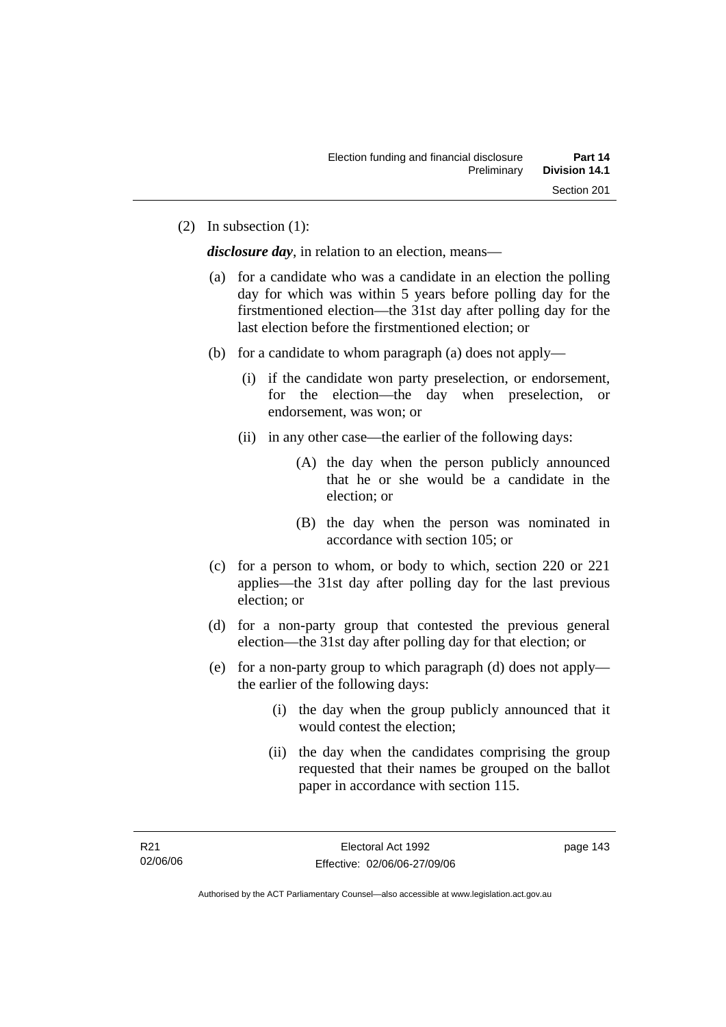(2) In subsection (1):

***disclosure day***, in relation to an election, means—

(a) for a candidate who was a candidate in an election the polling day for which was within 5 years before polling day for the firstmentioned election—the 31st day after polling day for the last election before the firstmentioned election; or

(b) for a candidate to whom paragraph (a) does not apply—

(i) if the candidate won party preselection, or endorsement, for the election—the day when preselection, or endorsement, was won; or

(ii) in any other case—the earlier of the following days:

(A) the day when the person publicly announced that he or she would be a candidate in the election; or

(B) the day when the person was nominated in accordance with section 105; or

(c) for a person to whom, or body to which, section 220 or 221 applies—the 31st day after polling day for the last previous election; or

(d) for a non-party group that contested the previous general election—the 31st day after polling day for that election; or

(e) for a non-party group to which paragraph (d) does not apply—the earlier of the following days:

(i) the day when the group publicly announced that it would contest the election;

(ii) the day when the candidates comprising the group requested that their names be grouped on the ballot paper in accordance with section 115.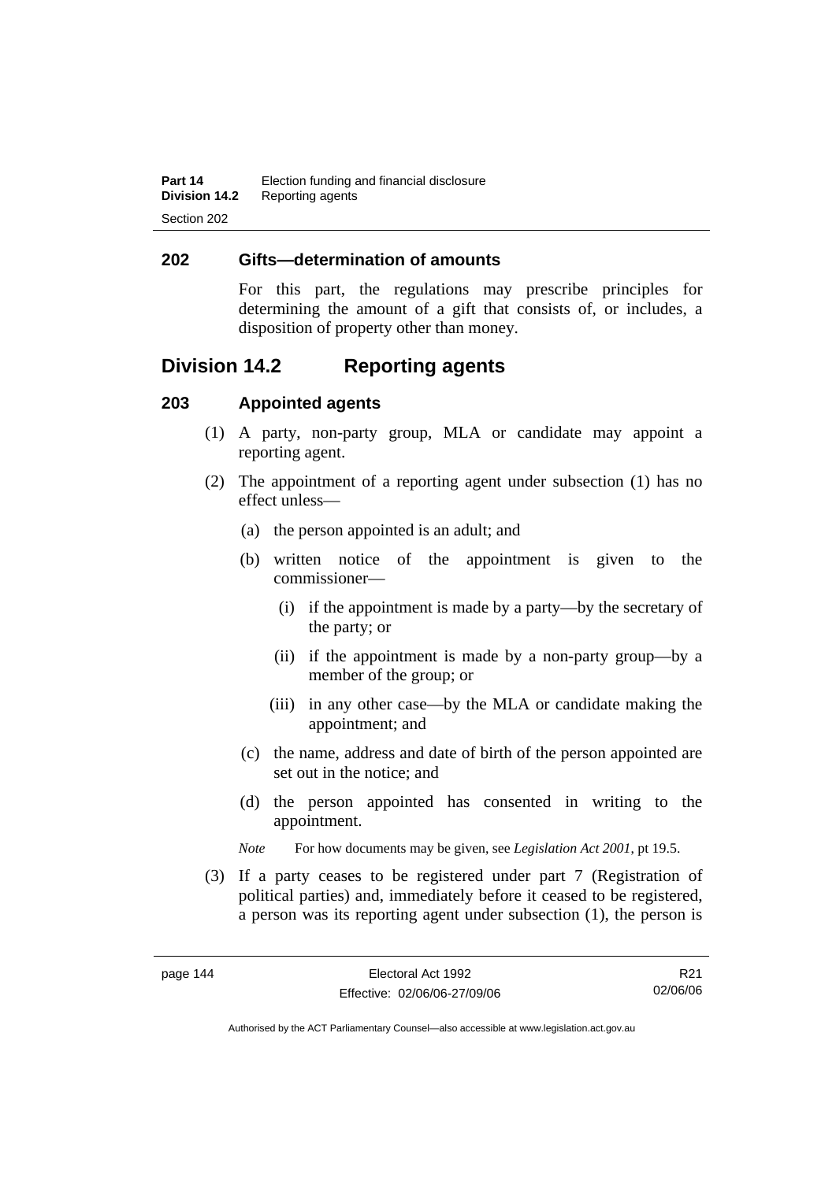## 202 Gifts—determination of amounts

For this part, the regulations may prescribe principles for determining the amount of a gift that consists of, or includes, a disposition of property other than money.

# Division 14.2 Reporting agents

## 203 Appointed agents

(1) A party, non-party group, MLA or candidate may appoint a reporting agent.

(2) The appointment of a reporting agent under subsection (1) has no effect unless—

(a) the person appointed is an adult; and

(b) written notice of the appointment is given to the commissioner—

(i) if the appointment is made by a party—by the secretary of the party; or

(ii) if the appointment is made by a non-party group—by a member of the group; or

(iii) in any other case—by the MLA or candidate making the appointment; and

(c) the name, address and date of birth of the person appointed are set out in the notice; and

(d) the person appointed has consented in writing to the appointment.

*Note* For how documents may be given, see *Legislation Act 2001*, pt 19.5.

(3) If a party ceases to be registered under part 7 (Registration of political parties) and, immediately before it ceased to be registered, a person was its reporting agent under subsection (1), the person is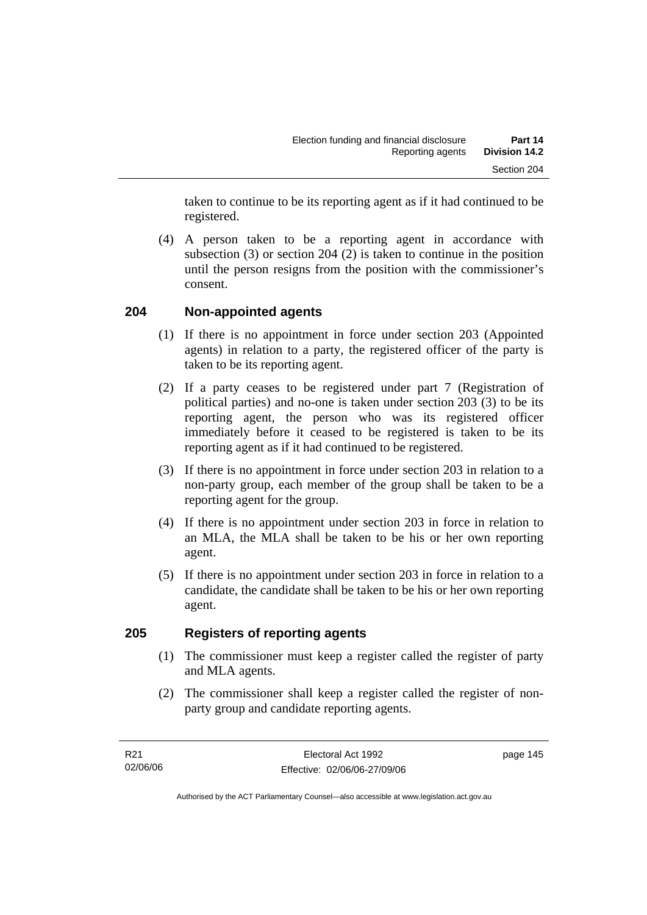taken to continue to be its reporting agent as if it had continued to be registered.

(4) A person taken to be a reporting agent in accordance with subsection (3) or section 204 (2) is taken to continue in the position until the person resigns from the position with the commissioner's consent.

## 204 Non-appointed agents

(1) If there is no appointment in force under section 203 (Appointed agents) in relation to a party, the registered officer of the party is taken to be its reporting agent.

(2) If a party ceases to be registered under part 7 (Registration of political parties) and no-one is taken under section 203 (3) to be its reporting agent, the person who was its registered officer immediately before it ceased to be registered is taken to be its reporting agent as if it had continued to be registered.

(3) If there is no appointment in force under section 203 in relation to a non-party group, each member of the group shall be taken to be a reporting agent for the group.

(4) If there is no appointment under section 203 in force in relation to an MLA, the MLA shall be taken to be his or her own reporting agent.

(5) If there is no appointment under section 203 in force in relation to a candidate, the candidate shall be taken to be his or her own reporting agent.

## 205 Registers of reporting agents

(1) The commissioner must keep a register called the register of party and MLA agents.

(2) The commissioner shall keep a register called the register of non-party group and candidate reporting agents.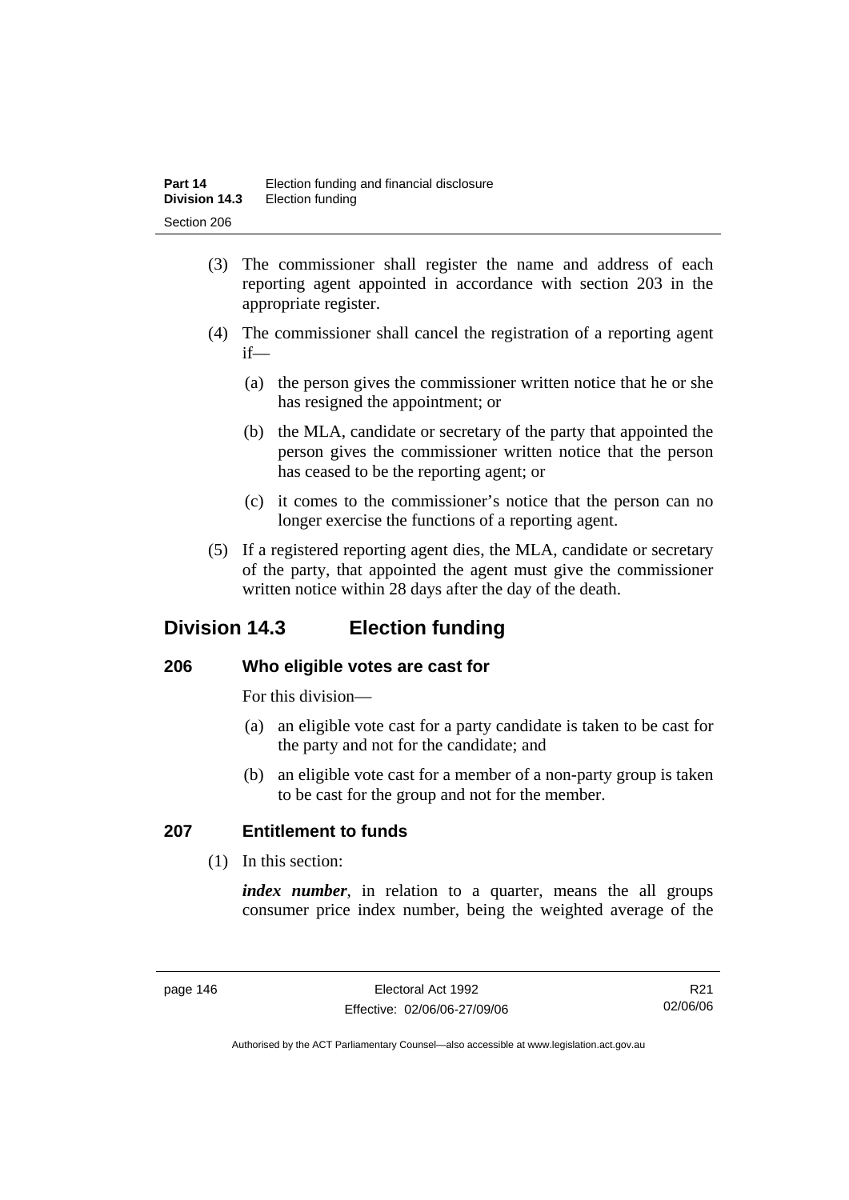(3) The commissioner shall register the name and address of each reporting agent appointed in accordance with section 203 in the appropriate register.

(4) The commissioner shall cancel the registration of a reporting agent if—

(a) the person gives the commissioner written notice that he or she has resigned the appointment; or

(b) the MLA, candidate or secretary of the party that appointed the person gives the commissioner written notice that the person has ceased to be the reporting agent; or

(c) it comes to the commissioner's notice that the person can no longer exercise the functions of a reporting agent.

(5) If a registered reporting agent dies, the MLA, candidate or secretary of the party, that appointed the agent must give the commissioner written notice within 28 days after the day of the death.

## Division 14.3 Election funding

### 206 Who eligible votes are cast for

For this division—

(a) an eligible vote cast for a party candidate is taken to be cast for the party and not for the candidate; and

(b) an eligible vote cast for a member of a non-party group is taken to be cast for the group and not for the member.

### 207 Entitlement to funds

(1) In this section:

***index number***, in relation to a quarter, means the all groups consumer price index number, being the weighted average of the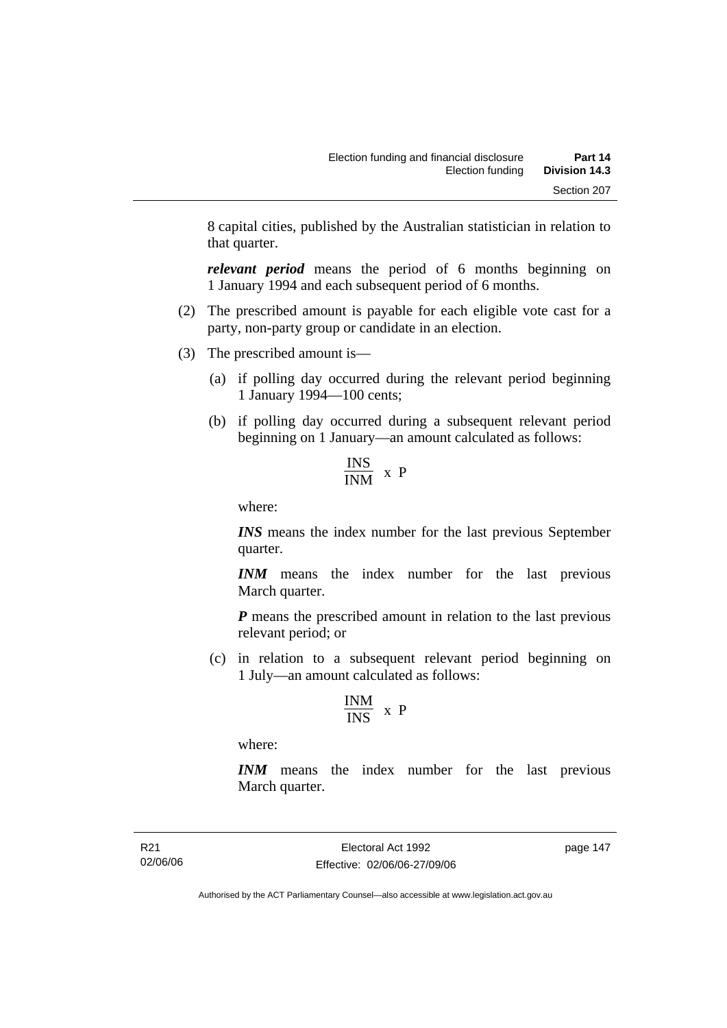8 capital cities, published by the Australian statistician in relation to that quarter.

***relevant period*** means the period of 6 months beginning on 1 January 1994 and each subsequent period of 6 months.

(2) The prescribed amount is payable for each eligible vote cast for a party, non-party group or candidate in an election.

(3) The prescribed amount is—

(a) if polling day occurred during the relevant period beginning 1 January 1994—100 cents;

(b) if polling day occurred during a subsequent relevant period beginning on 1 January—an amount calculated as follows:

$$\frac{INS}{INM} \times P$$

where:

***INS*** means the index number for the last previous September quarter.

***INM*** means the index number for the last previous March quarter.

***P*** means the prescribed amount in relation to the last previous relevant period; or

(c) in relation to a subsequent relevant period beginning on 1 July—an amount calculated as follows:

$$\frac{INM}{INS} \times P$$

where:

***INM*** means the index number for the last previous March quarter.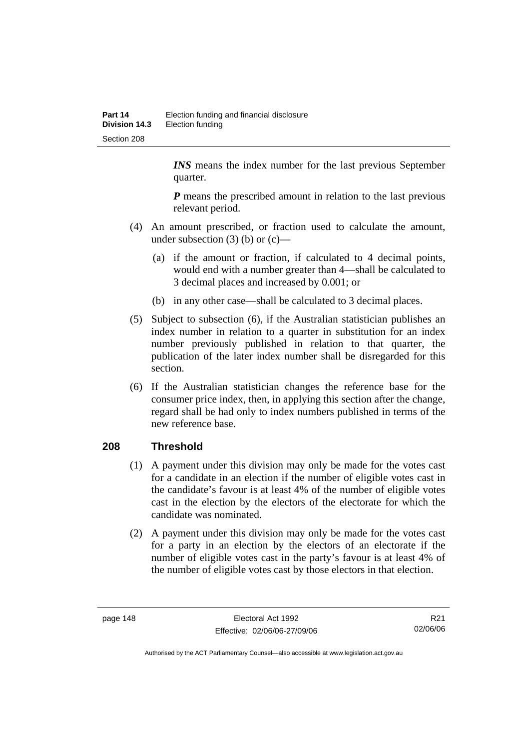***INS*** means the index number for the last previous September quarter.

***P*** means the prescribed amount in relation to the last previous relevant period.

(4) An amount prescribed, or fraction used to calculate the amount, under subsection (3) (b) or (c)—

(a) if the amount or fraction, if calculated to 4 decimal points, would end with a number greater than 4—shall be calculated to 3 decimal places and increased by 0.001; or

(b) in any other case—shall be calculated to 3 decimal places.

(5) Subject to subsection (6), if the Australian statistician publishes an index number in relation to a quarter in substitution for an index number previously published in relation to that quarter, the publication of the later index number shall be disregarded for this section.

(6) If the Australian statistician changes the reference base for the consumer price index, then, in applying this section after the change, regard shall be had only to index numbers published in terms of the new reference base.

## 208 Threshold

(1) A payment under this division may only be made for the votes cast for a candidate in an election if the number of eligible votes cast in the candidate's favour is at least 4% of the number of eligible votes cast in the election by the electors of the electorate for which the candidate was nominated.

(2) A payment under this division may only be made for the votes cast for a party in an election by the electors of an electorate if the number of eligible votes cast in the party's favour is at least 4% of the number of eligible votes cast by those electors in that election.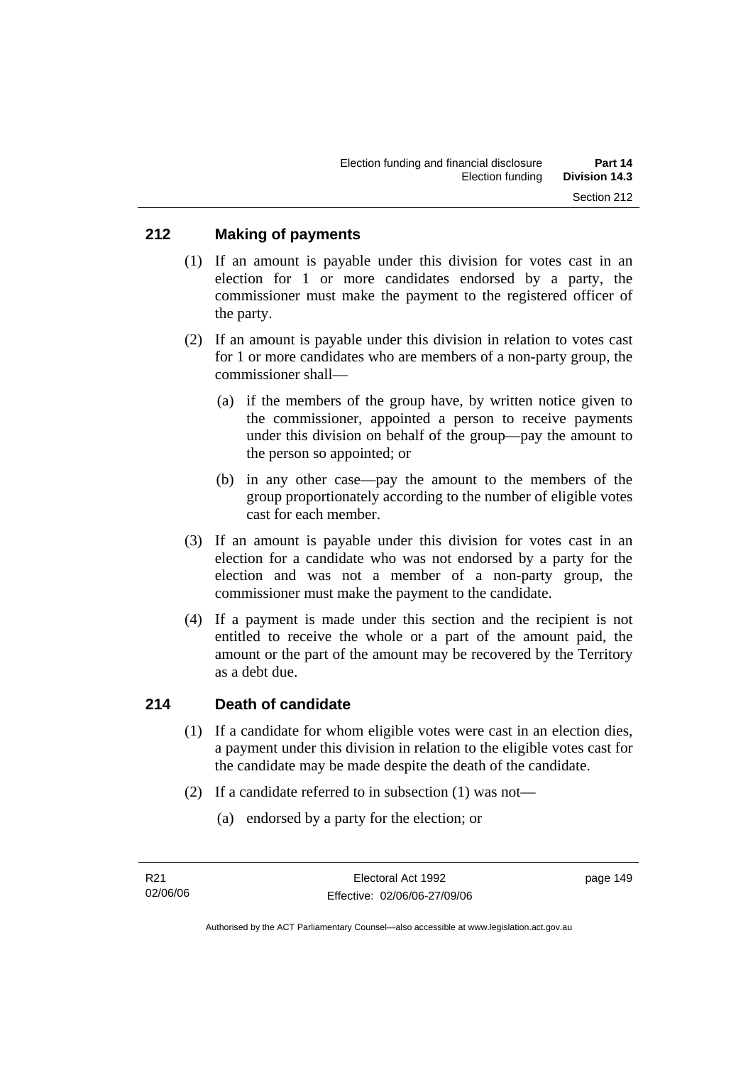## 212 Making of payments

(1) If an amount is payable under this division for votes cast in an election for 1 or more candidates endorsed by a party, the commissioner must make the payment to the registered officer of the party.

(2) If an amount is payable under this division in relation to votes cast for 1 or more candidates who are members of a non-party group, the commissioner shall—

  (a) if the members of the group have, by written notice given to the commissioner, appointed a person to receive payments under this division on behalf of the group—pay the amount to the person so appointed; or

  (b) in any other case—pay the amount to the members of the group proportionately according to the number of eligible votes cast for each member.

(3) If an amount is payable under this division for votes cast in an election for a candidate who was not endorsed by a party for the election and was not a member of a non-party group, the commissioner must make the payment to the candidate.

(4) If a payment is made under this section and the recipient is not entitled to receive the whole or a part of the amount paid, the amount or the part of the amount may be recovered by the Territory as a debt due.

## 214 Death of candidate

(1) If a candidate for whom eligible votes were cast in an election dies, a payment under this division in relation to the eligible votes cast for the candidate may be made despite the death of the candidate.

(2) If a candidate referred to in subsection (1) was not—

  (a) endorsed by a party for the election; or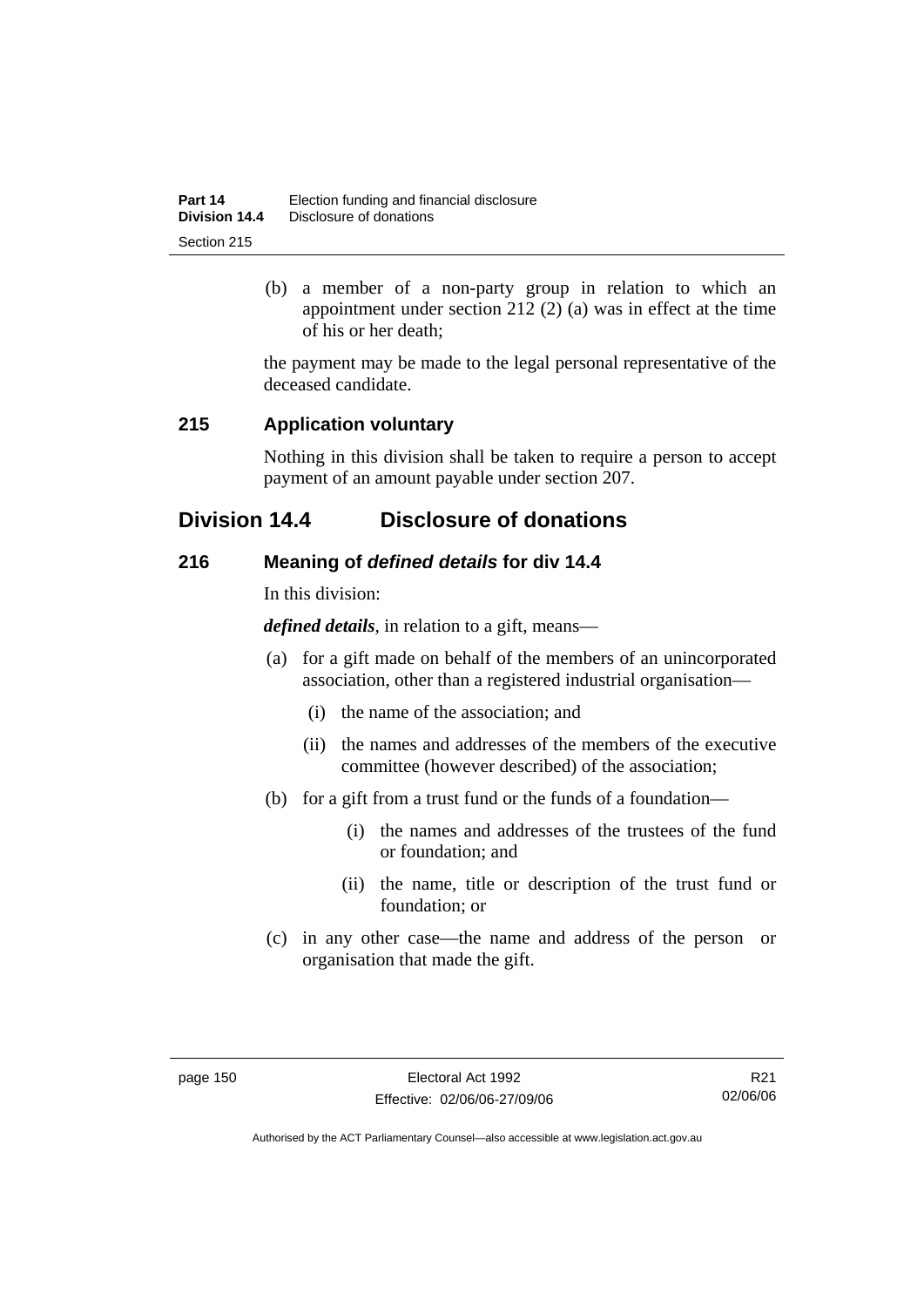(b) a member of a non-party group in relation to which an appointment under section 212 (2) (a) was in effect at the time of his or her death;

the payment may be made to the legal personal representative of the deceased candidate.

### 215 Application voluntary

Nothing in this division shall be taken to require a person to accept payment of an amount payable under section 207.

## Division 14.4 Disclosure of donations

### 216 Meaning of *defined details* for div 14.4

In this division:

***defined details***, in relation to a gift, means—

(a) for a gift made on behalf of the members of an unincorporated association, other than a registered industrial organisation—

(i) the name of the association; and

(ii) the names and addresses of the members of the executive committee (however described) of the association;

(b) for a gift from a trust fund or the funds of a foundation—

(i) the names and addresses of the trustees of the fund or foundation; and

(ii) the name, title or description of the trust fund or foundation; or

(c) in any other case—the name and address of the person or organisation that made the gift.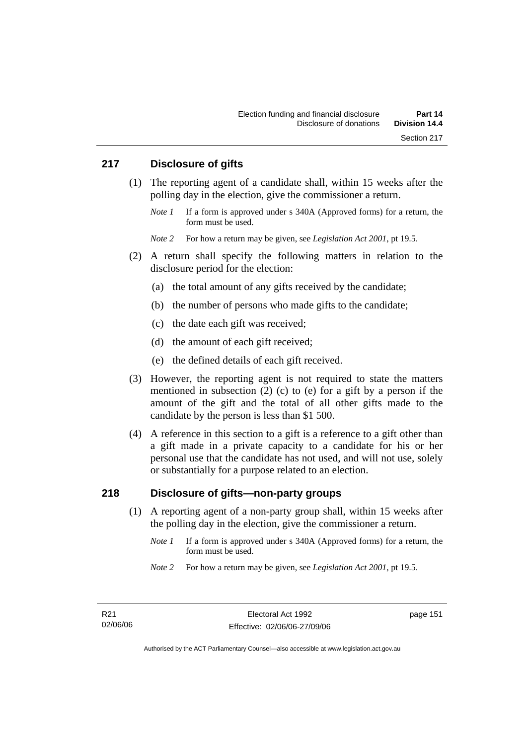## 217 Disclosure of gifts

(1) The reporting agent of a candidate shall, within 15 weeks after the polling day in the election, give the commissioner a return.

*Note 1* If a form is approved under s 340A (Approved forms) for a return, the form must be used.

*Note 2* For how a return may be given, see *Legislation Act 2001*, pt 19.5.

(2) A return shall specify the following matters in relation to the disclosure period for the election:

(a) the total amount of any gifts received by the candidate;

(b) the number of persons who made gifts to the candidate;

(c) the date each gift was received;

(d) the amount of each gift received;

(e) the defined details of each gift received.

(3) However, the reporting agent is not required to state the matters mentioned in subsection (2) (c) to (e) for a gift by a person if the amount of the gift and the total of all other gifts made to the candidate by the person is less than $1 500.

(4) A reference in this section to a gift is a reference to a gift other than a gift made in a private capacity to a candidate for his or her personal use that the candidate has not used, and will not use, solely or substantially for a purpose related to an election.

## 218 Disclosure of gifts—non-party groups

(1) A reporting agent of a non-party group shall, within 15 weeks after the polling day in the election, give the commissioner a return.

*Note 1* If a form is approved under s 340A (Approved forms) for a return, the form must be used.

*Note 2* For how a return may be given, see *Legislation Act 2001*, pt 19.5.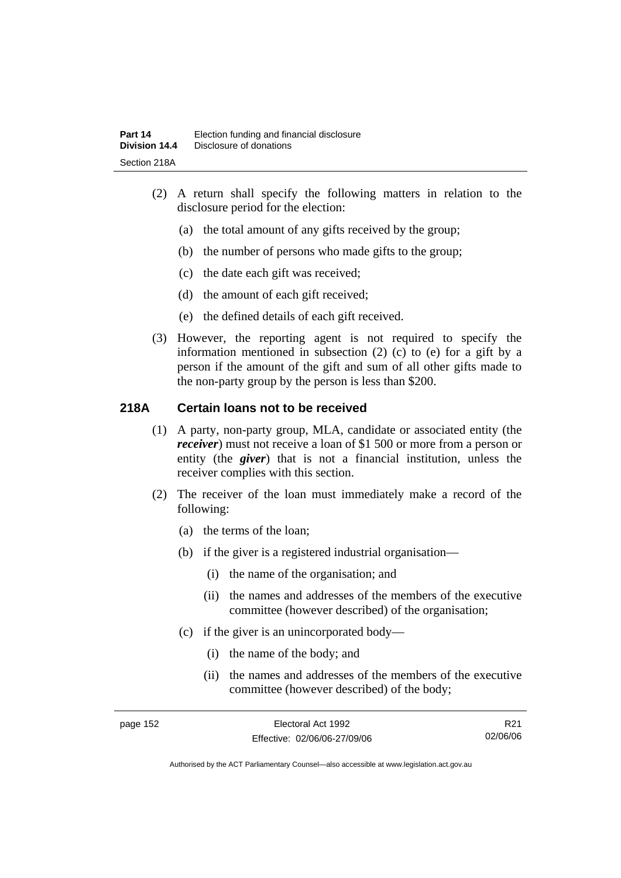(2) A return shall specify the following matters in relation to the disclosure period for the election:

(a) the total amount of any gifts received by the group;

(b) the number of persons who made gifts to the group;

(c) the date each gift was received;

(d) the amount of each gift received;

(e) the defined details of each gift received.

(3) However, the reporting agent is not required to specify the information mentioned in subsection (2) (c) to (e) for a gift by a person if the amount of the gift and sum of all other gifts made to the non-party group by the person is less than $200.

## 218A Certain loans not to be received

(1) A party, non-party group, MLA, candidate or associated entity (the ***receiver***) must not receive a loan of $1 500 or more from a person or entity (the ***giver***) that is not a financial institution, unless the receiver complies with this section.

(2) The receiver of the loan must immediately make a record of the following:

(a) the terms of the loan;

(b) if the giver is a registered industrial organisation—

(i) the name of the organisation; and

(ii) the names and addresses of the members of the executive committee (however described) of the organisation;

(c) if the giver is an unincorporated body—

(i) the name of the body; and

(ii) the names and addresses of the members of the executive committee (however described) of the body;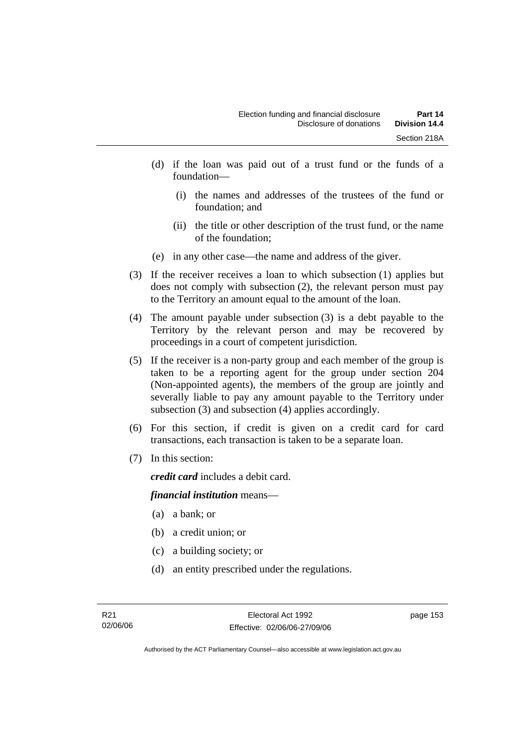(d) if the loan was paid out of a trust fund or the funds of a foundation—

  (i) the names and addresses of the trustees of the fund or foundation; and

  (ii) the title or other description of the trust fund, or the name of the foundation;

(e) in any other case—the name and address of the giver.

(3) If the receiver receives a loan to which subsection (1) applies but does not comply with subsection (2), the relevant person must pay to the Territory an amount equal to the amount of the loan.

(4) The amount payable under subsection (3) is a debt payable to the Territory by the relevant person and may be recovered by proceedings in a court of competent jurisdiction.

(5) If the receiver is a non-party group and each member of the group is taken to be a reporting agent for the group under section 204 (Non-appointed agents), the members of the group are jointly and severally liable to pay any amount payable to the Territory under subsection (3) and subsection (4) applies accordingly.

(6) For this section, if credit is given on a credit card for card transactions, each transaction is taken to be a separate loan.

(7) In this section:

***credit card*** includes a debit card.

***financial institution*** means—

(a) a bank; or

(b) a credit union; or

(c) a building society; or

(d) an entity prescribed under the regulations.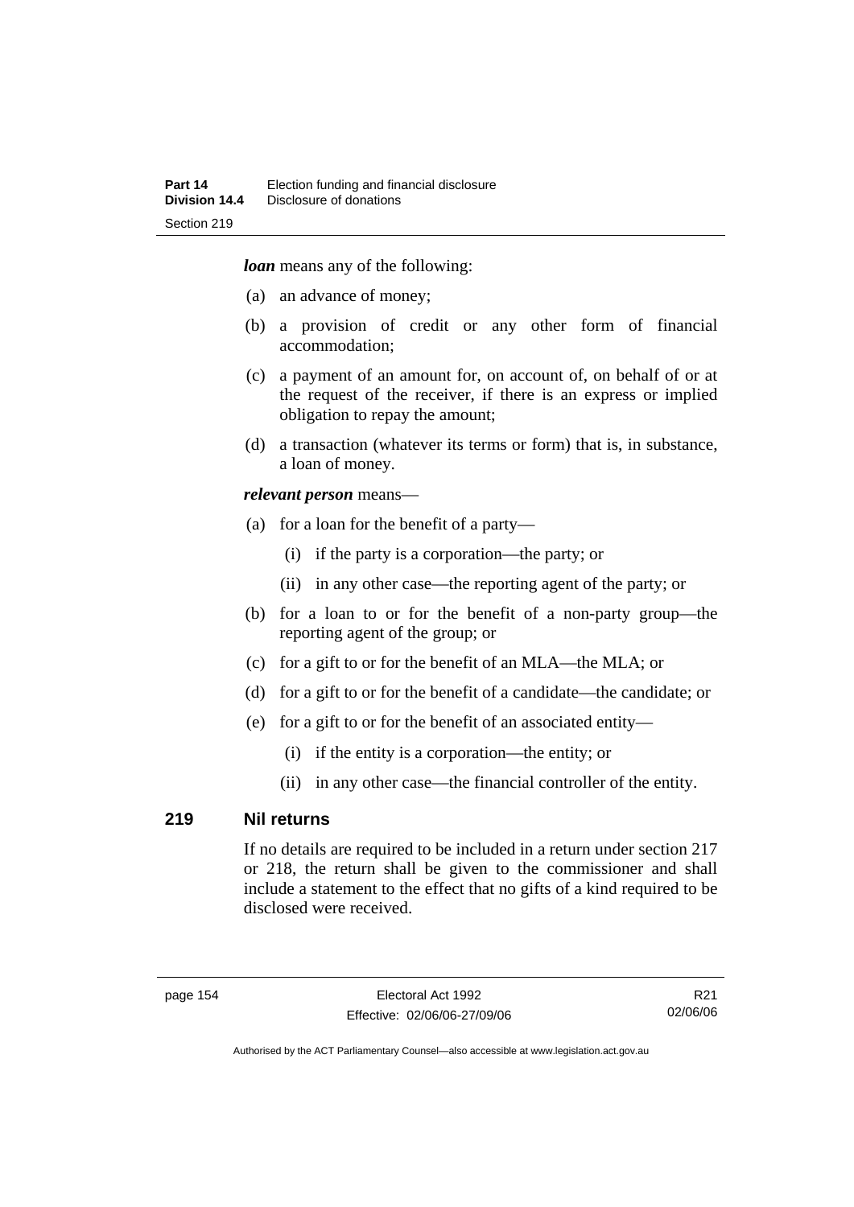***loan*** means any of the following:

(a) an advance of money;

(b) a provision of credit or any other form of financial accommodation;

(c) a payment of an amount for, on account of, on behalf of or at the request of the receiver, if there is an express or implied obligation to repay the amount;

(d) a transaction (whatever its terms or form) that is, in substance, a loan of money.

***relevant person*** means—

(a) for a loan for the benefit of a party—

 (i) if the party is a corporation—the party; or

 (ii) in any other case—the reporting agent of the party; or

(b) for a loan to or for the benefit of a non-party group—the reporting agent of the group; or

(c) for a gift to or for the benefit of an MLA—the MLA; or

(d) for a gift to or for the benefit of a candidate—the candidate; or

(e) for a gift to or for the benefit of an associated entity—

 (i) if the entity is a corporation—the entity; or

 (ii) in any other case—the financial controller of the entity.

## 219 Nil returns

If no details are required to be included in a return under section 217 or 218, the return shall be given to the commissioner and shall include a statement to the effect that no gifts of a kind required to be disclosed were received.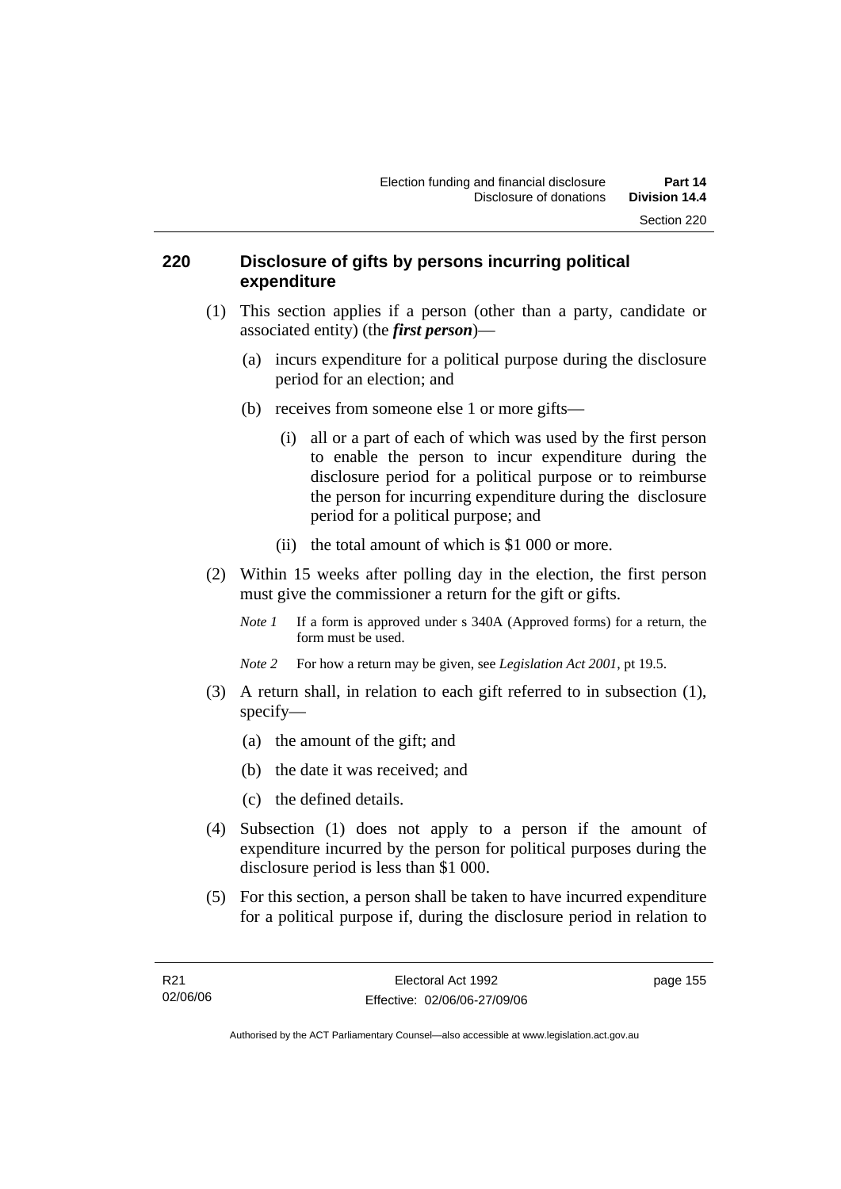## 220 Disclosure of gifts by persons incurring political expenditure

(1) This section applies if a person (other than a party, candidate or associated entity) (the ***first person***)—

(a) incurs expenditure for a political purpose during the disclosure period for an election; and

(b) receives from someone else 1 or more gifts—

(i) all or a part of each of which was used by the first person to enable the person to incur expenditure during the disclosure period for a political purpose or to reimburse the person for incurring expenditure during the disclosure period for a political purpose; and

(ii) the total amount of which is $1 000 or more.

(2) Within 15 weeks after polling day in the election, the first person must give the commissioner a return for the gift or gifts.

*Note 1* If a form is approved under s 340A (Approved forms) for a return, the form must be used.

*Note 2* For how a return may be given, see *Legislation Act 2001*, pt 19.5.

(3) A return shall, in relation to each gift referred to in subsection (1), specify—

(a) the amount of the gift; and

(b) the date it was received; and

(c) the defined details.

(4) Subsection (1) does not apply to a person if the amount of expenditure incurred by the person for political purposes during the disclosure period is less than $1 000.

(5) For this section, a person shall be taken to have incurred expenditure for a political purpose if, during the disclosure period in relation to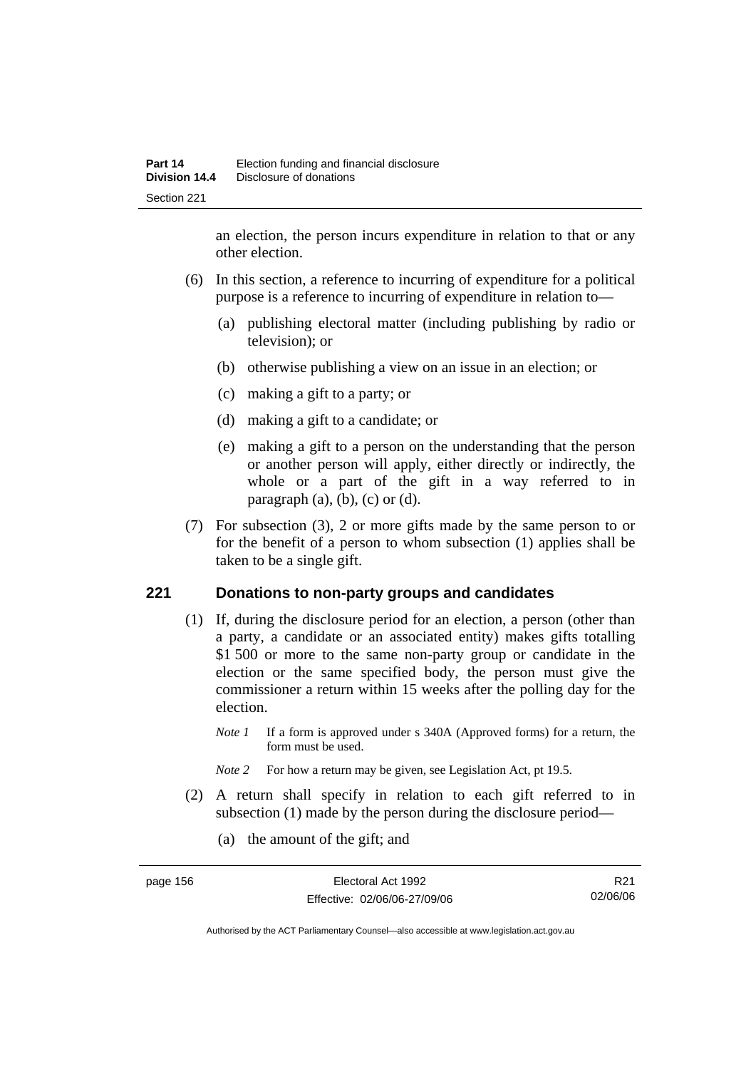an election, the person incurs expenditure in relation to that or any other election.

(6) In this section, a reference to incurring of expenditure for a political purpose is a reference to incurring of expenditure in relation to—

(a) publishing electoral matter (including publishing by radio or television); or

(b) otherwise publishing a view on an issue in an election; or

(c) making a gift to a party; or

(d) making a gift to a candidate; or

(e) making a gift to a person on the understanding that the person or another person will apply, either directly or indirectly, the whole or a part of the gift in a way referred to in paragraph (a), (b), (c) or (d).

(7) For subsection (3), 2 or more gifts made by the same person to or for the benefit of a person to whom subsection (1) applies shall be taken to be a single gift.

## 221 Donations to non-party groups and candidates

(1) If, during the disclosure period for an election, a person (other than a party, a candidate or an associated entity) makes gifts totalling $1 500 or more to the same non-party group or candidate in the election or the same specified body, the person must give the commissioner a return within 15 weeks after the polling day for the election.

*Note 1* If a form is approved under s 340A (Approved forms) for a return, the form must be used.

*Note 2* For how a return may be given, see Legislation Act, pt 19.5.

(2) A return shall specify in relation to each gift referred to in subsection (1) made by the person during the disclosure period—

(a) the amount of the gift; and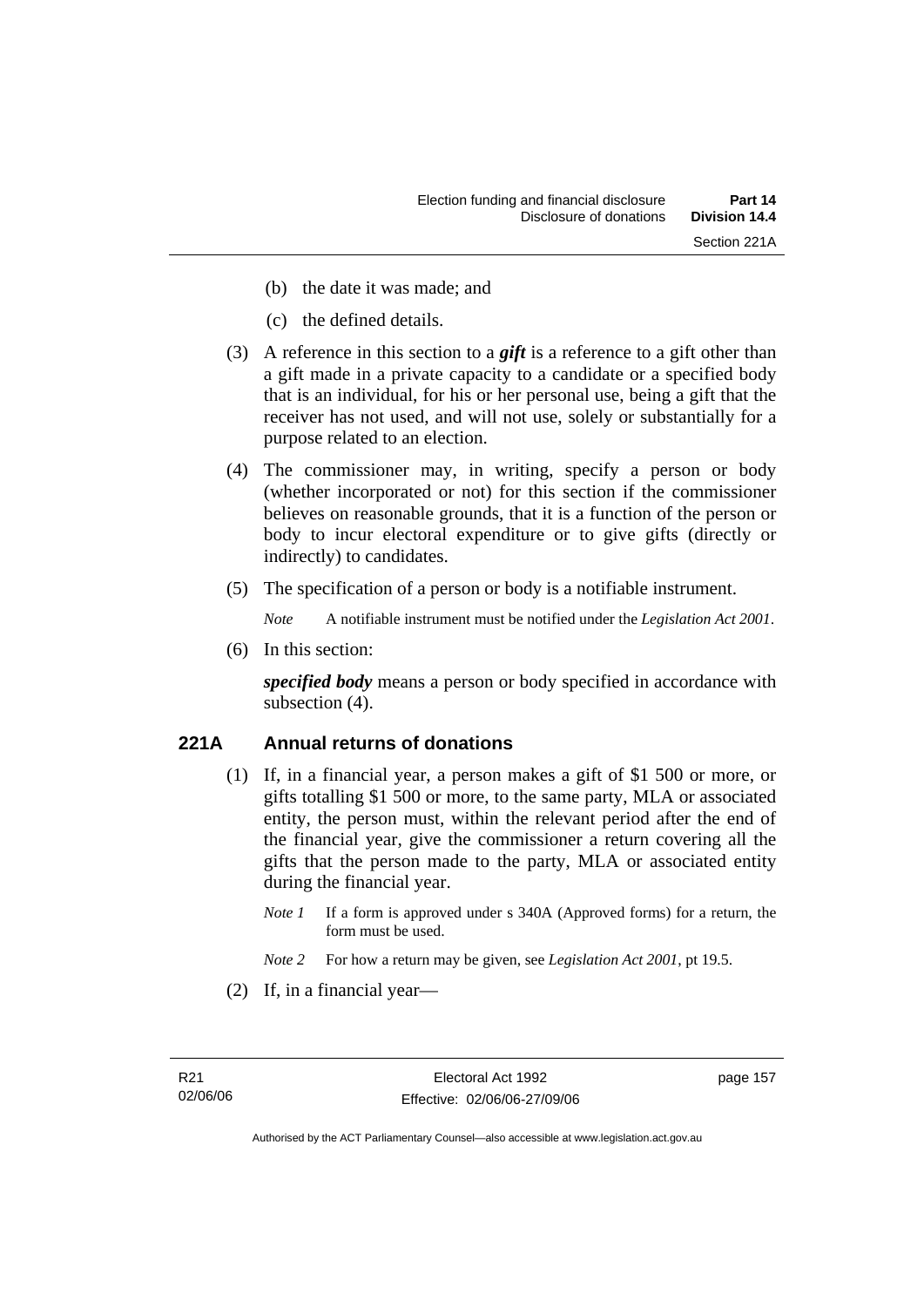(b) the date it was made; and

(c) the defined details.

(3) A reference in this section to a ***gift*** is a reference to a gift other than a gift made in a private capacity to a candidate or a specified body that is an individual, for his or her personal use, being a gift that the receiver has not used, and will not use, solely or substantially for a purpose related to an election.

(4) The commissioner may, in writing, specify a person or body (whether incorporated or not) for this section if the commissioner believes on reasonable grounds, that it is a function of the person or body to incur electoral expenditure or to give gifts (directly or indirectly) to candidates.

(5) The specification of a person or body is a notifiable instrument.

*Note* A notifiable instrument must be notified under the *Legislation Act 2001*.

(6) In this section:

***specified body*** means a person or body specified in accordance with subsection (4).

## 221A Annual returns of donations

(1) If, in a financial year, a person makes a gift of $1 500 or more, or gifts totalling $1 500 or more, to the same party, MLA or associated entity, the person must, within the relevant period after the end of the financial year, give the commissioner a return covering all the gifts that the person made to the party, MLA or associated entity during the financial year.

*Note 1* If a form is approved under s 340A (Approved forms) for a return, the form must be used.

*Note 2* For how a return may be given, see *Legislation Act 2001*, pt 19.5.

(2) If, in a financial year—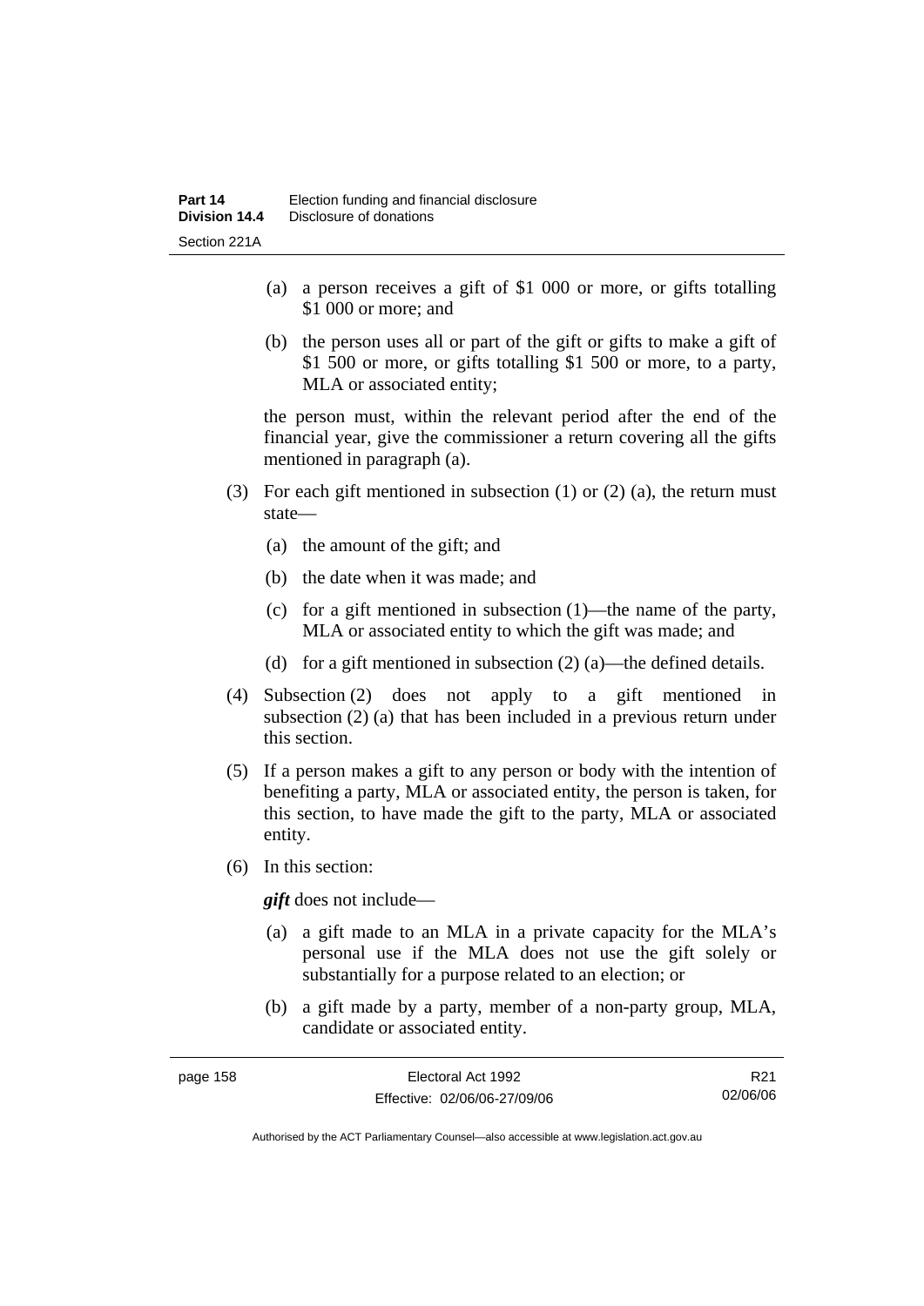(a) a person receives a gift of $1 000 or more, or gifts totalling $1 000 or more; and

(b) the person uses all or part of the gift or gifts to make a gift of $1 500 or more, or gifts totalling $1 500 or more, to a party, MLA or associated entity;

the person must, within the relevant period after the end of the financial year, give the commissioner a return covering all the gifts mentioned in paragraph (a).

(3) For each gift mentioned in subsection (1) or (2) (a), the return must state—

(a) the amount of the gift; and

(b) the date when it was made; and

(c) for a gift mentioned in subsection (1)—the name of the party, MLA or associated entity to which the gift was made; and

(d) for a gift mentioned in subsection (2) (a)—the defined details.

(4) Subsection (2) does not apply to a gift mentioned in subsection (2) (a) that has been included in a previous return under this section.

(5) If a person makes a gift to any person or body with the intention of benefiting a party, MLA or associated entity, the person is taken, for this section, to have made the gift to the party, MLA or associated entity.

(6) In this section:

***gift*** does not include—

(a) a gift made to an MLA in a private capacity for the MLA's personal use if the MLA does not use the gift solely or substantially for a purpose related to an election; or

(b) a gift made by a party, member of a non-party group, MLA, candidate or associated entity.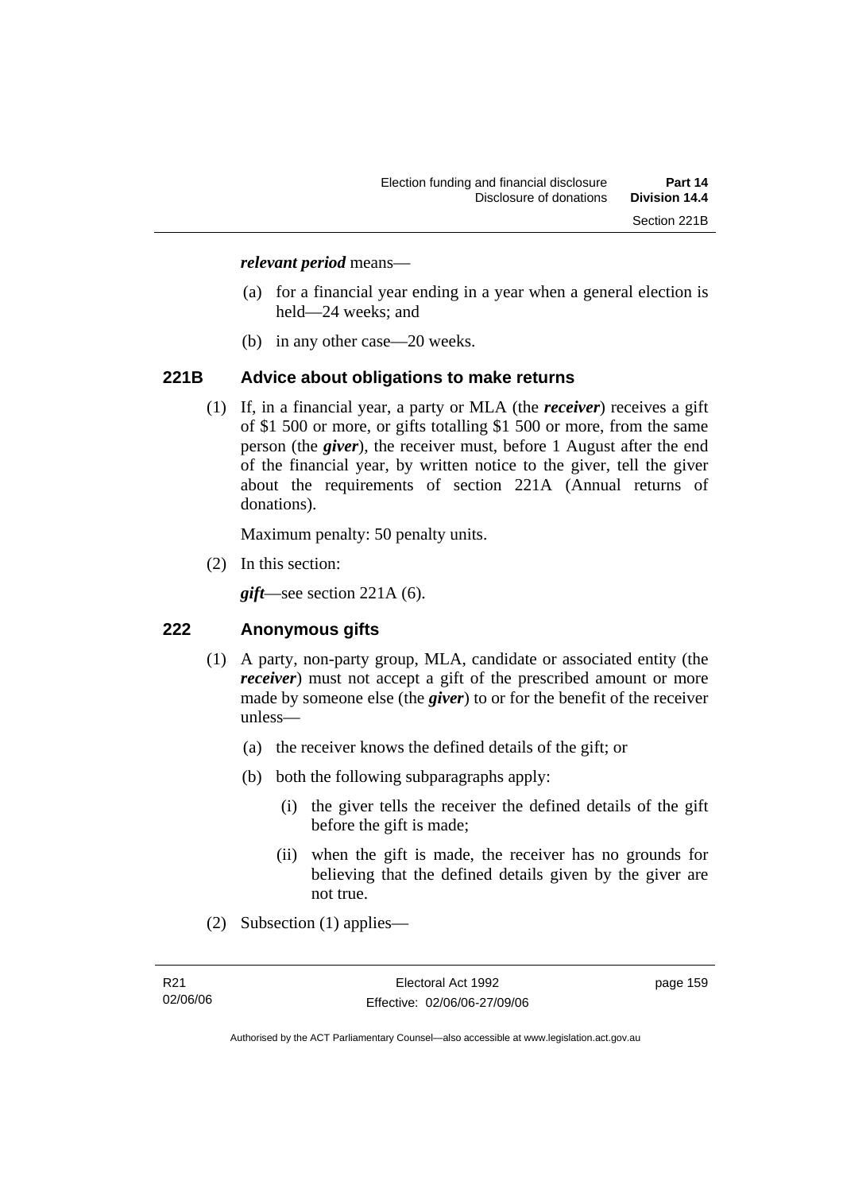***relevant period*** means—

(a) for a financial year ending in a year when a general election is held—24 weeks; and

(b) in any other case—20 weeks.

### 221B Advice about obligations to make returns

(1) If, in a financial year, a party or MLA (the ***receiver***) receives a gift of $1 500 or more, or gifts totalling $1 500 or more, from the same person (the ***giver***), the receiver must, before 1 August after the end of the financial year, by written notice to the giver, tell the giver about the requirements of section 221A (Annual returns of donations).

Maximum penalty: 50 penalty units.

(2) In this section:

***gift***—see section 221A (6).

### 222 Anonymous gifts

(1) A party, non-party group, MLA, candidate or associated entity (the ***receiver***) must not accept a gift of the prescribed amount or more made by someone else (the ***giver***) to or for the benefit of the receiver unless—

(a) the receiver knows the defined details of the gift; or

(b) both the following subparagraphs apply:

(i) the giver tells the receiver the defined details of the gift before the gift is made;

(ii) when the gift is made, the receiver has no grounds for believing that the defined details given by the giver are not true.

(2) Subsection (1) applies—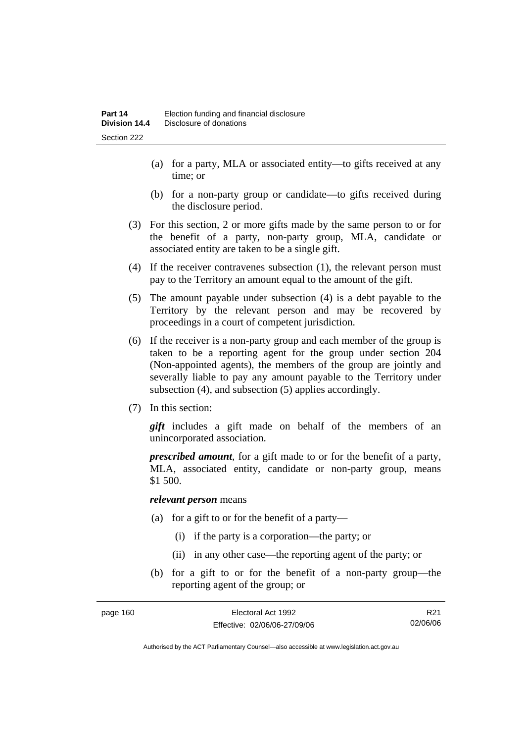(a) for a party, MLA or associated entity—to gifts received at any time; or

(b) for a non-party group or candidate—to gifts received during the disclosure period.

(3) For this section, 2 or more gifts made by the same person to or for the benefit of a party, non-party group, MLA, candidate or associated entity are taken to be a single gift.

(4) If the receiver contravenes subsection (1), the relevant person must pay to the Territory an amount equal to the amount of the gift.

(5) The amount payable under subsection (4) is a debt payable to the Territory by the relevant person and may be recovered by proceedings in a court of competent jurisdiction.

(6) If the receiver is a non-party group and each member of the group is taken to be a reporting agent for the group under section 204 (Non-appointed agents), the members of the group are jointly and severally liable to pay any amount payable to the Territory under subsection (4), and subsection (5) applies accordingly.

(7) In this section:

***gift*** includes a gift made on behalf of the members of an unincorporated association.

***prescribed amount***, for a gift made to or for the benefit of a party, MLA, associated entity, candidate or non-party group, means $1 500.

***relevant person*** means

(a) for a gift to or for the benefit of a party—

(i) if the party is a corporation—the party; or

(ii) in any other case—the reporting agent of the party; or

(b) for a gift to or for the benefit of a non-party group—the reporting agent of the group; or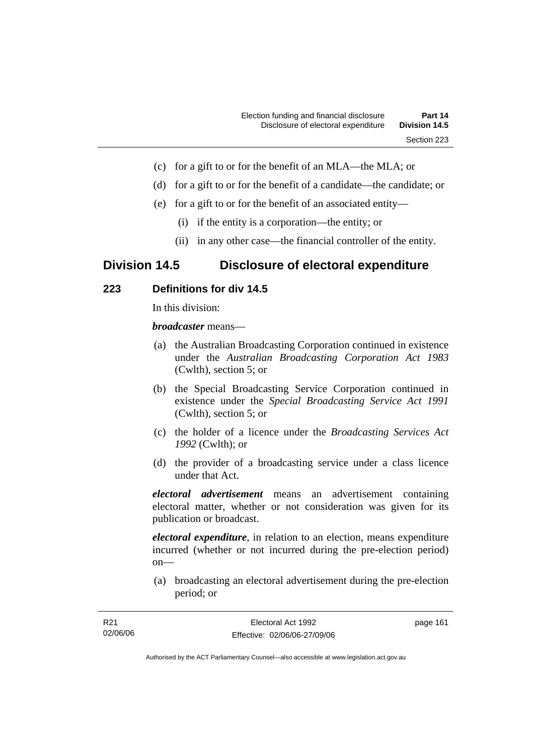(c) for a gift to or for the benefit of an MLA—the MLA; or

(d) for a gift to or for the benefit of a candidate—the candidate; or

(e) for a gift to or for the benefit of an associated entity—

(i) if the entity is a corporation—the entity; or

(ii) in any other case—the financial controller of the entity.

## Division 14.5 Disclosure of electoral expenditure

### 223 Definitions for div 14.5

In this division:

***broadcaster*** means—

(a) the Australian Broadcasting Corporation continued in existence under the *Australian Broadcasting Corporation Act 1983* (Cwlth), section 5; or

(b) the Special Broadcasting Service Corporation continued in existence under the *Special Broadcasting Service Act 1991* (Cwlth), section 5; or

(c) the holder of a licence under the *Broadcasting Services Act 1992* (Cwlth); or

(d) the provider of a broadcasting service under a class licence under that Act.

***electoral advertisement*** means an advertisement containing electoral matter, whether or not consideration was given for its publication or broadcast.

***electoral expenditure***, in relation to an election, means expenditure incurred (whether or not incurred during the pre-election period) on—

(a) broadcasting an electoral advertisement during the pre-election period; or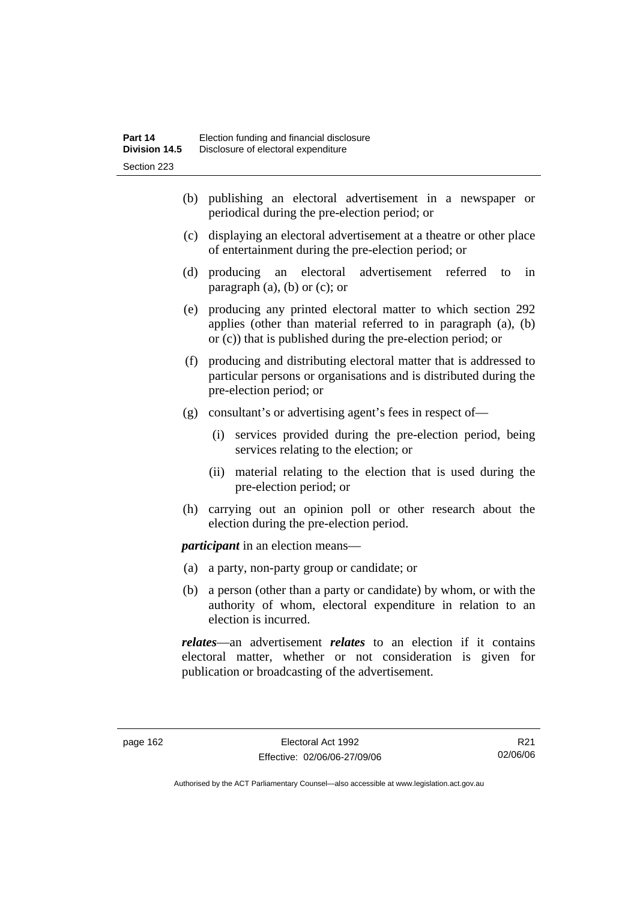- (b) publishing an electoral advertisement in a newspaper or periodical during the pre-election period; or
- (c) displaying an electoral advertisement at a theatre or other place of entertainment during the pre-election period; or
- (d) producing an electoral advertisement referred to in paragraph (a), (b) or (c); or
- (e) producing any printed electoral matter to which section 292 applies (other than material referred to in paragraph (a), (b) or (c)) that is published during the pre-election period; or
- (f) producing and distributing electoral matter that is addressed to particular persons or organisations and is distributed during the pre-election period; or
- (g) consultant's or advertising agent's fees in respect of—
  - (i) services provided during the pre-election period, being services relating to the election; or
  - (ii) material relating to the election that is used during the pre-election period; or
- (h) carrying out an opinion poll or other research about the election during the pre-election period.

***participant*** in an election means—

- (a) a party, non-party group or candidate; or
- (b) a person (other than a party or candidate) by whom, or with the authority of whom, electoral expenditure in relation to an election is incurred.

***relates***—an advertisement ***relates*** to an election if it contains electoral matter, whether or not consideration is given for publication or broadcasting of the advertisement.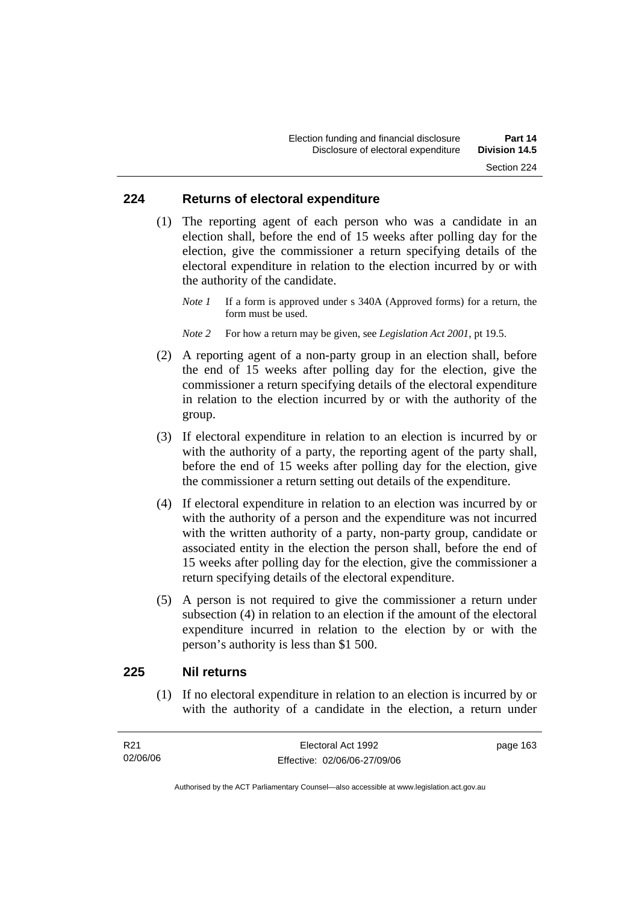## 224 Returns of electoral expenditure

(1) The reporting agent of each person who was a candidate in an election shall, before the end of 15 weeks after polling day for the election, give the commissioner a return specifying details of the electoral expenditure in relation to the election incurred by or with the authority of the candidate.

*Note 1* If a form is approved under s 340A (Approved forms) for a return, the form must be used.

*Note 2* For how a return may be given, see *Legislation Act 2001*, pt 19.5.

(2) A reporting agent of a non-party group in an election shall, before the end of 15 weeks after polling day for the election, give the commissioner a return specifying details of the electoral expenditure in relation to the election incurred by or with the authority of the group.

(3) If electoral expenditure in relation to an election is incurred by or with the authority of a party, the reporting agent of the party shall, before the end of 15 weeks after polling day for the election, give the commissioner a return setting out details of the expenditure.

(4) If electoral expenditure in relation to an election was incurred by or with the authority of a person and the expenditure was not incurred with the written authority of a party, non-party group, candidate or associated entity in the election the person shall, before the end of 15 weeks after polling day for the election, give the commissioner a return specifying details of the electoral expenditure.

(5) A person is not required to give the commissioner a return under subsection (4) in relation to an election if the amount of the electoral expenditure incurred in relation to the election by or with the person's authority is less than $1 500.

## 225 Nil returns

(1) If no electoral expenditure in relation to an election is incurred by or with the authority of a candidate in the election, a return under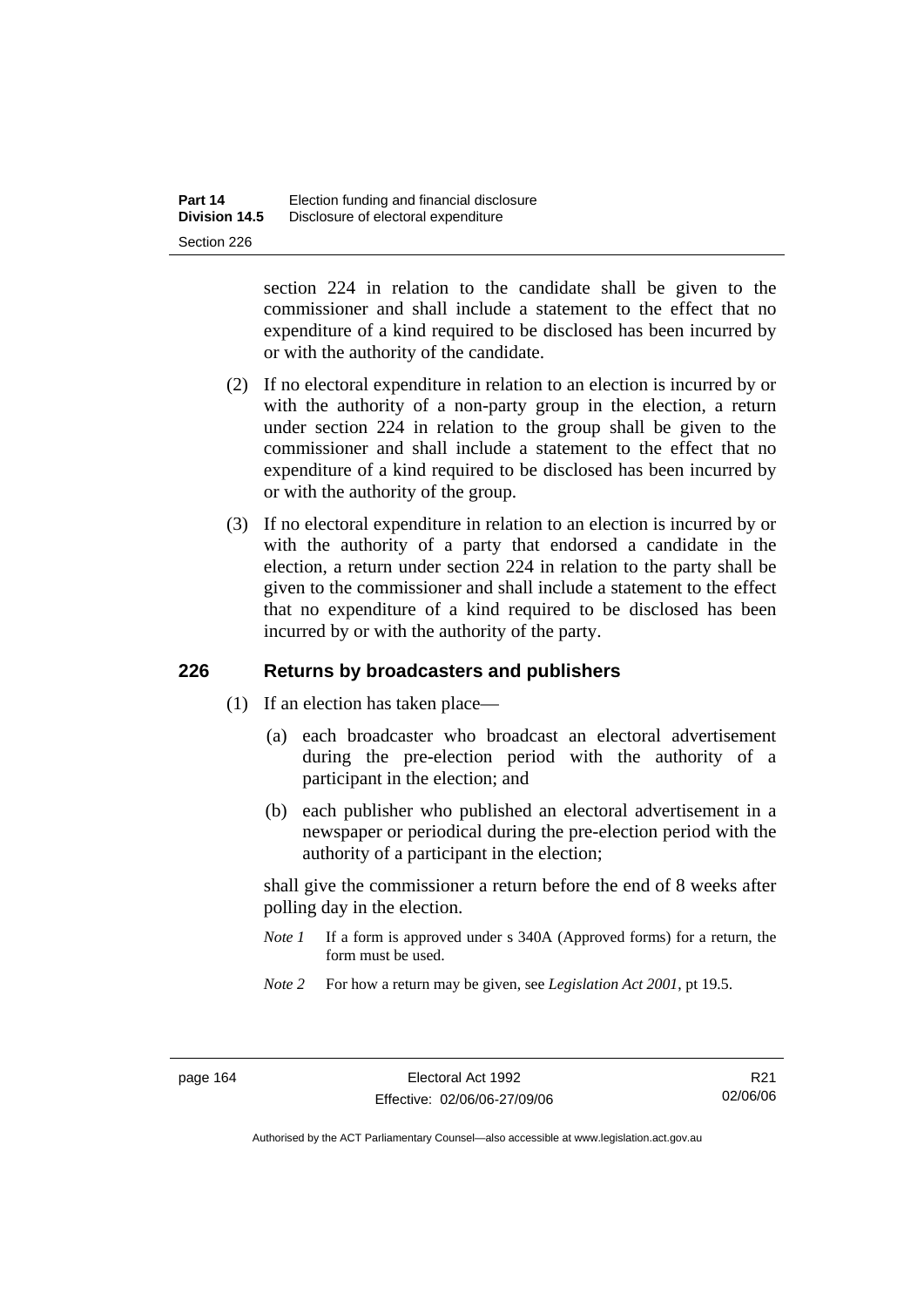section 224 in relation to the candidate shall be given to the commissioner and shall include a statement to the effect that no expenditure of a kind required to be disclosed has been incurred by or with the authority of the candidate.

(2) If no electoral expenditure in relation to an election is incurred by or with the authority of a non-party group in the election, a return under section 224 in relation to the group shall be given to the commissioner and shall include a statement to the effect that no expenditure of a kind required to be disclosed has been incurred by or with the authority of the group.

(3) If no electoral expenditure in relation to an election is incurred by or with the authority of a party that endorsed a candidate in the election, a return under section 224 in relation to the party shall be given to the commissioner and shall include a statement to the effect that no expenditure of a kind required to be disclosed has been incurred by or with the authority of the party.

## 226 Returns by broadcasters and publishers

(1) If an election has taken place—

(a) each broadcaster who broadcast an electoral advertisement during the pre-election period with the authority of a participant in the election; and

(b) each publisher who published an electoral advertisement in a newspaper or periodical during the pre-election period with the authority of a participant in the election;

shall give the commissioner a return before the end of 8 weeks after polling day in the election.

*Note 1* If a form is approved under s 340A (Approved forms) for a return, the form must be used.

*Note 2* For how a return may be given, see *Legislation Act 2001*, pt 19.5.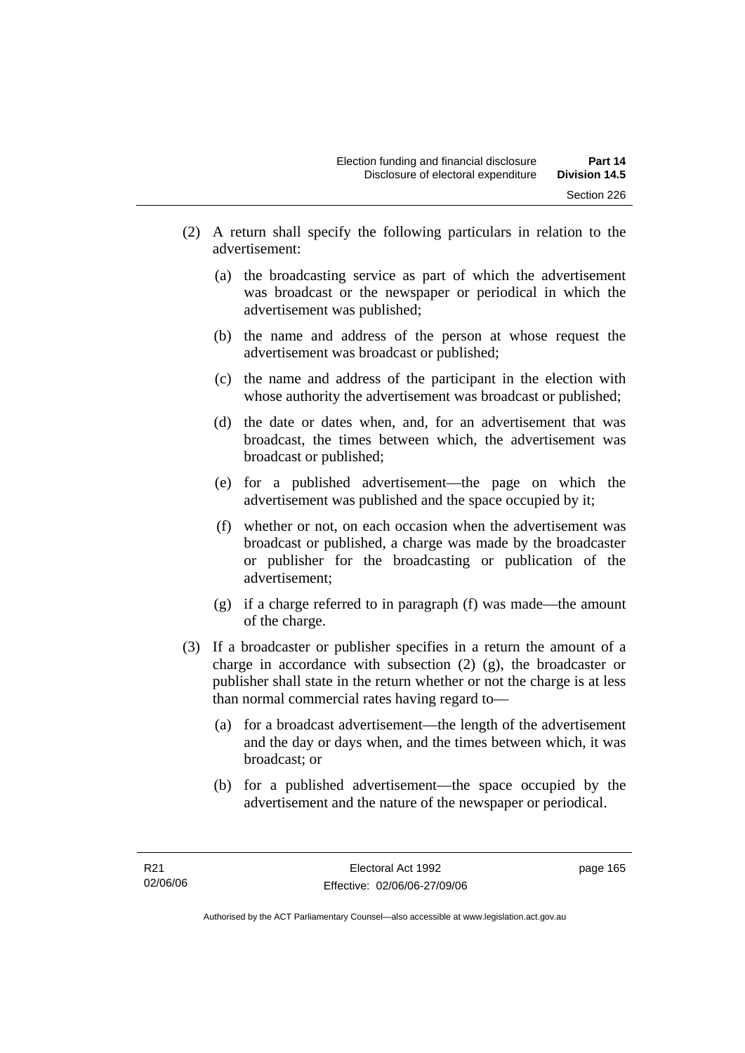(2) A return shall specify the following particulars in relation to the advertisement:

(a) the broadcasting service as part of which the advertisement was broadcast or the newspaper or periodical in which the advertisement was published;

(b) the name and address of the person at whose request the advertisement was broadcast or published;

(c) the name and address of the participant in the election with whose authority the advertisement was broadcast or published;

(d) the date or dates when, and, for an advertisement that was broadcast, the times between which, the advertisement was broadcast or published;

(e) for a published advertisement—the page on which the advertisement was published and the space occupied by it;

(f) whether or not, on each occasion when the advertisement was broadcast or published, a charge was made by the broadcaster or publisher for the broadcasting or publication of the advertisement;

(g) if a charge referred to in paragraph (f) was made—the amount of the charge.

(3) If a broadcaster or publisher specifies in a return the amount of a charge in accordance with subsection (2) (g), the broadcaster or publisher shall state in the return whether or not the charge is at less than normal commercial rates having regard to—

(a) for a broadcast advertisement—the length of the advertisement and the day or days when, and the times between which, it was broadcast; or

(b) for a published advertisement—the space occupied by the advertisement and the nature of the newspaper or periodical.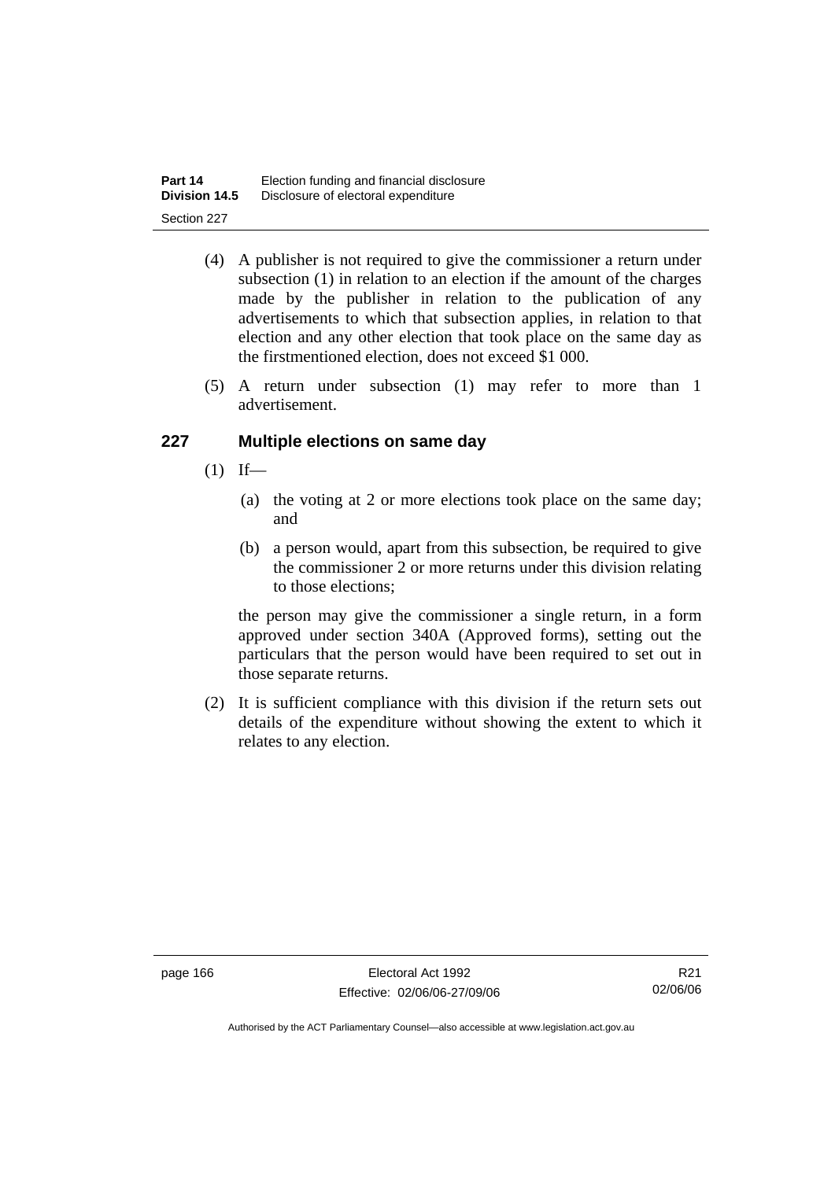(4) A publisher is not required to give the commissioner a return under subsection (1) in relation to an election if the amount of the charges made by the publisher in relation to the publication of any advertisements to which that subsection applies, in relation to that election and any other election that took place on the same day as the firstmentioned election, does not exceed $1 000.

(5) A return under subsection (1) may refer to more than 1 advertisement.

## 227 Multiple elections on same day

(1) If—

(a) the voting at 2 or more elections took place on the same day; and

(b) a person would, apart from this subsection, be required to give the commissioner 2 or more returns under this division relating to those elections;

the person may give the commissioner a single return, in a form approved under section 340A (Approved forms), setting out the particulars that the person would have been required to set out in those separate returns.

(2) It is sufficient compliance with this division if the return sets out details of the expenditure without showing the extent to which it relates to any election.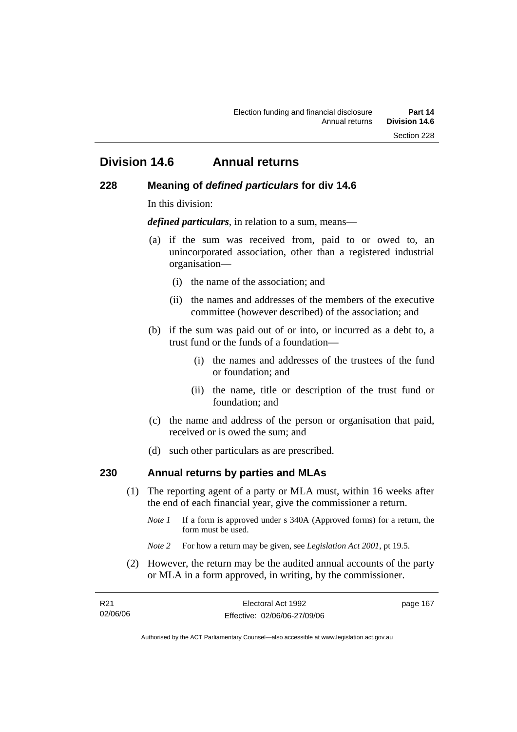# Division 14.6 Annual returns

## 228 Meaning of *defined particulars* for div 14.6

In this division:

***defined particulars***, in relation to a sum, means—

(a) if the sum was received from, paid to or owed to, an unincorporated association, other than a registered industrial organisation—

   (i) the name of the association; and

   (ii) the names and addresses of the members of the executive committee (however described) of the association; and

(b) if the sum was paid out of or into, or incurred as a debt to, a trust fund or the funds of a foundation—

   (i) the names and addresses of the trustees of the fund or foundation; and

   (ii) the name, title or description of the trust fund or foundation; and

(c) the name and address of the person or organisation that paid, received or is owed the sum; and

(d) such other particulars as are prescribed.

## 230 Annual returns by parties and MLAs

(1) The reporting agent of a party or MLA must, within 16 weeks after the end of each financial year, give the commissioner a return.

*Note 1* If a form is approved under s 340A (Approved forms) for a return, the form must be used.

*Note 2* For how a return may be given, see *Legislation Act 2001*, pt 19.5.

(2) However, the return may be the audited annual accounts of the party or MLA in a form approved, in writing, by the commissioner.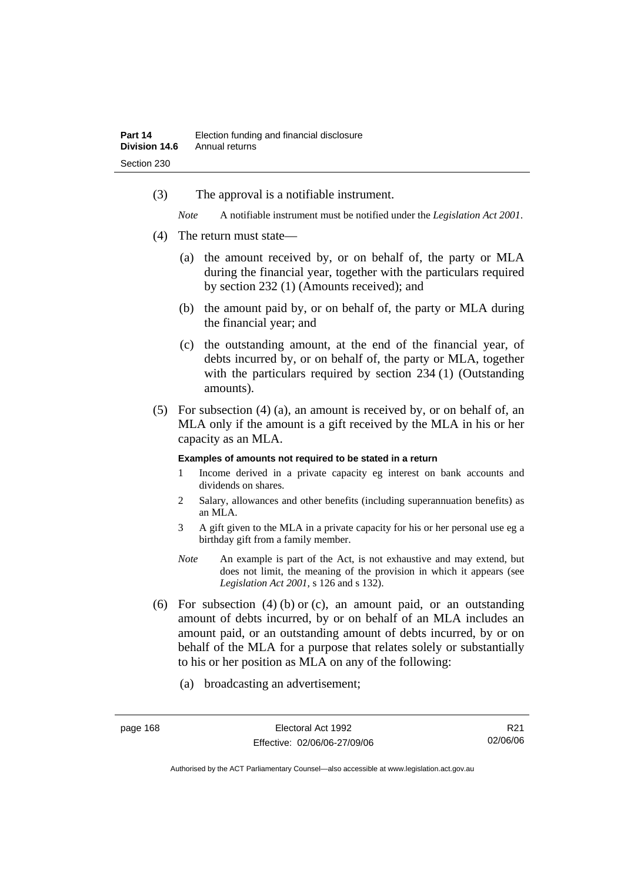(3) The approval is a notifiable instrument.

*Note* A notifiable instrument must be notified under the *Legislation Act 2001*.

(4) The return must state—

(a) the amount received by, or on behalf of, the party or MLA during the financial year, together with the particulars required by section 232 (1) (Amounts received); and

(b) the amount paid by, or on behalf of, the party or MLA during the financial year; and

(c) the outstanding amount, at the end of the financial year, of debts incurred by, or on behalf of, the party or MLA, together with the particulars required by section 234 (1) (Outstanding amounts).

(5) For subsection (4) (a), an amount is received by, or on behalf of, an MLA only if the amount is a gift received by the MLA in his or her capacity as an MLA.

**Examples of amounts not required to be stated in a return**

1 Income derived in a private capacity eg interest on bank accounts and dividends on shares.

2 Salary, allowances and other benefits (including superannuation benefits) as an MLA.

3 A gift given to the MLA in a private capacity for his or her personal use eg a birthday gift from a family member.

*Note* An example is part of the Act, is not exhaustive and may extend, but does not limit, the meaning of the provision in which it appears (see *Legislation Act 2001*, s 126 and s 132).

(6) For subsection (4) (b) or (c), an amount paid, or an outstanding amount of debts incurred, by or on behalf of an MLA includes an amount paid, or an outstanding amount of debts incurred, by or on behalf of the MLA for a purpose that relates solely or substantially to his or her position as MLA on any of the following:

(a) broadcasting an advertisement;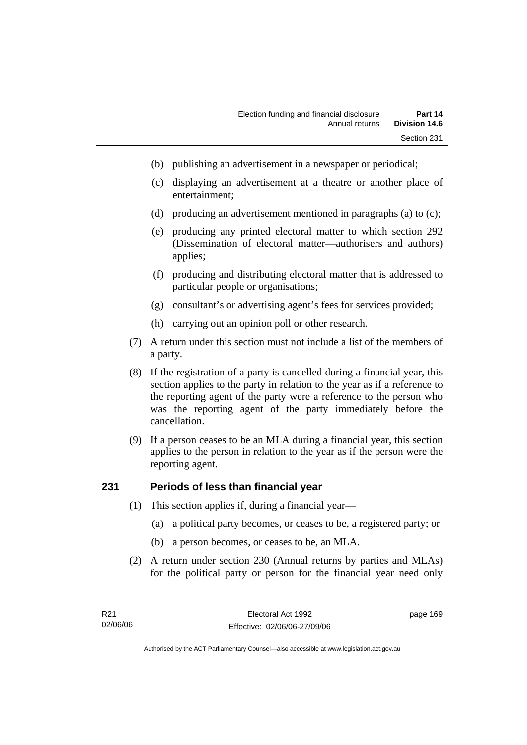(b) publishing an advertisement in a newspaper or periodical;

(c) displaying an advertisement at a theatre or another place of entertainment;

(d) producing an advertisement mentioned in paragraphs (a) to (c);

(e) producing any printed electoral matter to which section 292 (Dissemination of electoral matter—authorisers and authors) applies;

(f) producing and distributing electoral matter that is addressed to particular people or organisations;

(g) consultant's or advertising agent's fees for services provided;

(h) carrying out an opinion poll or other research.

(7) A return under this section must not include a list of the members of a party.

(8) If the registration of a party is cancelled during a financial year, this section applies to the party in relation to the year as if a reference to the reporting agent of the party were a reference to the person who was the reporting agent of the party immediately before the cancellation.

(9) If a person ceases to be an MLA during a financial year, this section applies to the person in relation to the year as if the person were the reporting agent.

## 231 Periods of less than financial year

(1) This section applies if, during a financial year—

(a) a political party becomes, or ceases to be, a registered party; or

(b) a person becomes, or ceases to be, an MLA.

(2) A return under section 230 (Annual returns by parties and MLAs) for the political party or person for the financial year need only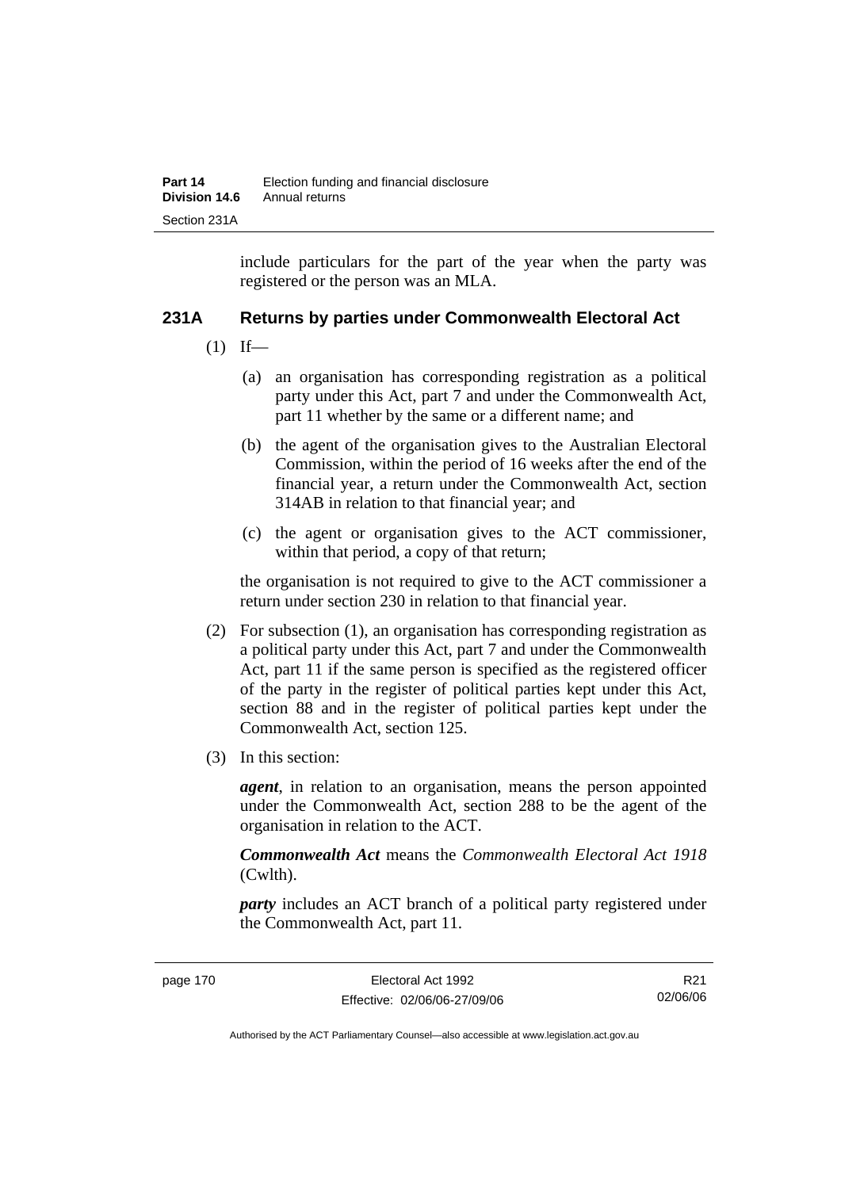include particulars for the part of the year when the party was registered or the person was an MLA.

### 231A Returns by parties under Commonwealth Electoral Act

(1) If—

(a) an organisation has corresponding registration as a political party under this Act, part 7 and under the Commonwealth Act, part 11 whether by the same or a different name; and

(b) the agent of the organisation gives to the Australian Electoral Commission, within the period of 16 weeks after the end of the financial year, a return under the Commonwealth Act, section 314AB in relation to that financial year; and

(c) the agent or organisation gives to the ACT commissioner, within that period, a copy of that return;

the organisation is not required to give to the ACT commissioner a return under section 230 in relation to that financial year.

(2) For subsection (1), an organisation has corresponding registration as a political party under this Act, part 7 and under the Commonwealth Act, part 11 if the same person is specified as the registered officer of the party in the register of political parties kept under this Act, section 88 and in the register of political parties kept under the Commonwealth Act, section 125.

(3) In this section:

***agent***, in relation to an organisation, means the person appointed under the Commonwealth Act, section 288 to be the agent of the organisation in relation to the ACT.

***Commonwealth Act*** means the *Commonwealth Electoral Act 1918* (Cwlth).

***party*** includes an ACT branch of a political party registered under the Commonwealth Act, part 11.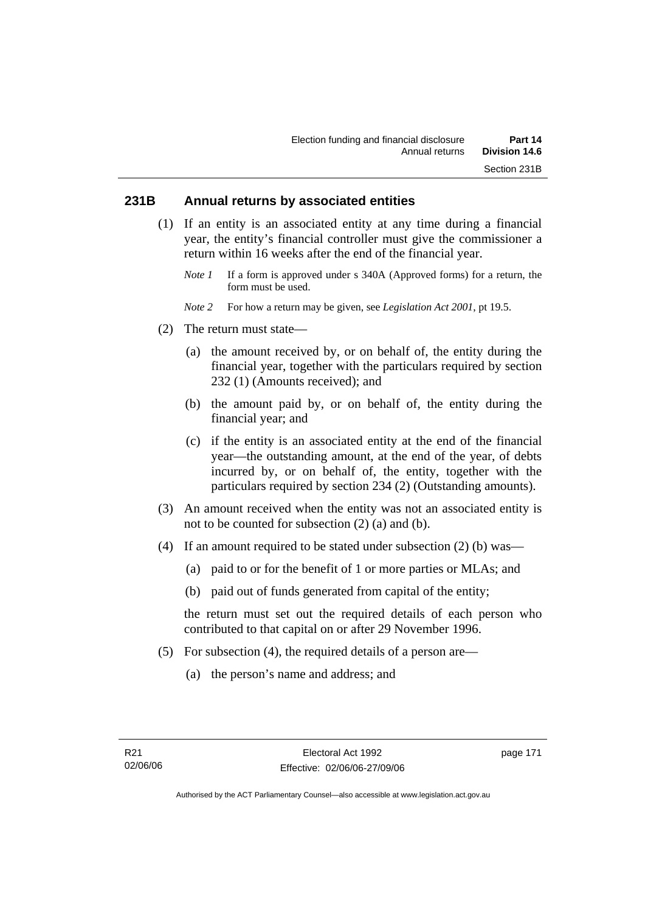## 231B Annual returns by associated entities

(1) If an entity is an associated entity at any time during a financial year, the entity's financial controller must give the commissioner a return within 16 weeks after the end of the financial year.

*Note 1* If a form is approved under s 340A (Approved forms) for a return, the form must be used.

*Note 2* For how a return may be given, see *Legislation Act 2001*, pt 19.5.

(2) The return must state—

(a) the amount received by, or on behalf of, the entity during the financial year, together with the particulars required by section 232 (1) (Amounts received); and

(b) the amount paid by, or on behalf of, the entity during the financial year; and

(c) if the entity is an associated entity at the end of the financial year—the outstanding amount, at the end of the year, of debts incurred by, or on behalf of, the entity, together with the particulars required by section 234 (2) (Outstanding amounts).

(3) An amount received when the entity was not an associated entity is not to be counted for subsection (2) (a) and (b).

(4) If an amount required to be stated under subsection (2) (b) was—

(a) paid to or for the benefit of 1 or more parties or MLAs; and

(b) paid out of funds generated from capital of the entity;

the return must set out the required details of each person who contributed to that capital on or after 29 November 1996.

(5) For subsection (4), the required details of a person are—

(a) the person's name and address; and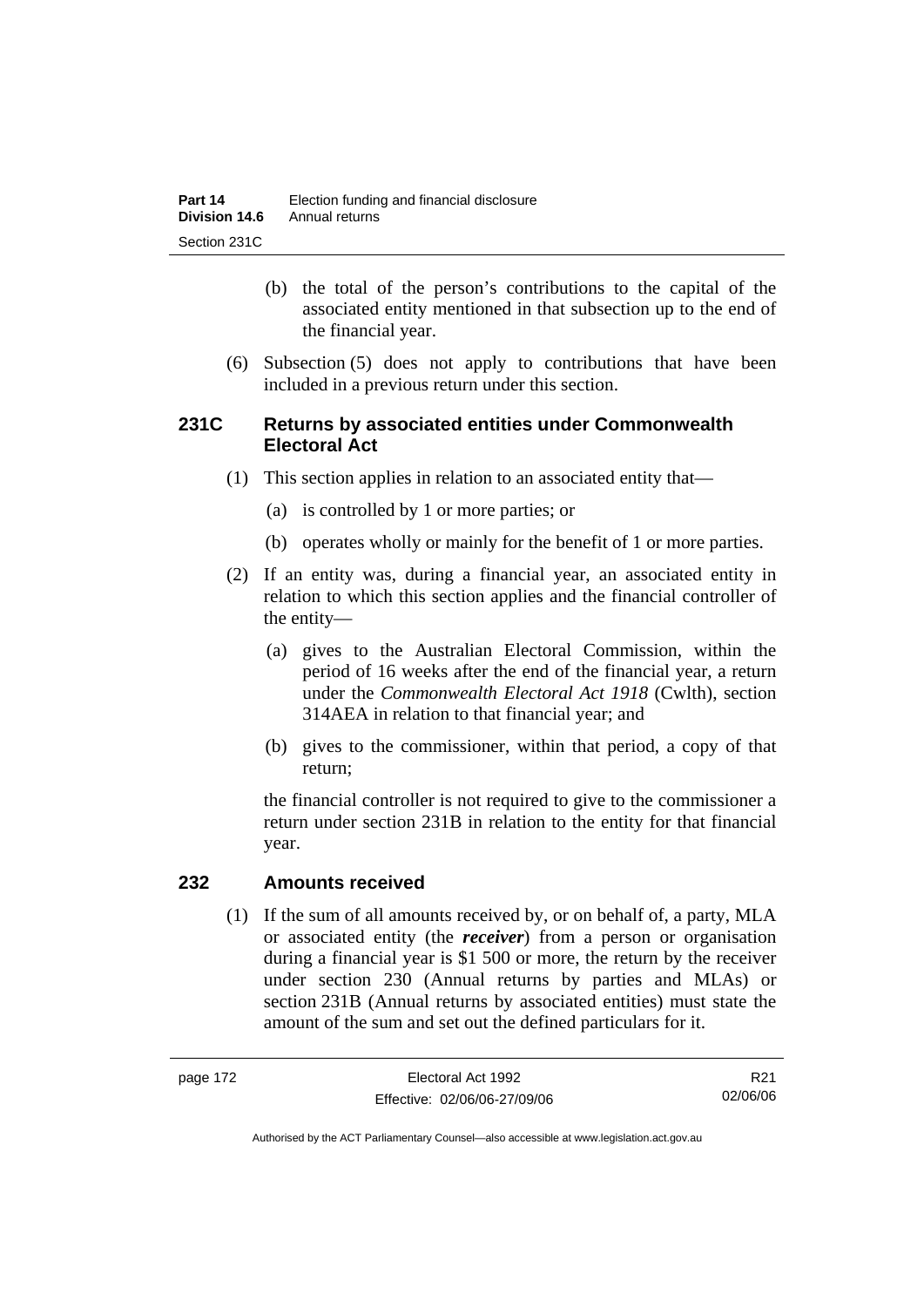(b) the total of the person's contributions to the capital of the associated entity mentioned in that subsection up to the end of the financial year.

(6) Subsection (5) does not apply to contributions that have been included in a previous return under this section.

## 231C Returns by associated entities under Commonwealth Electoral Act

(1) This section applies in relation to an associated entity that—

(a) is controlled by 1 or more parties; or

(b) operates wholly or mainly for the benefit of 1 or more parties.

(2) If an entity was, during a financial year, an associated entity in relation to which this section applies and the financial controller of the entity—

(a) gives to the Australian Electoral Commission, within the period of 16 weeks after the end of the financial year, a return under the *Commonwealth Electoral Act 1918* (Cwlth), section 314AEA in relation to that financial year; and

(b) gives to the commissioner, within that period, a copy of that return;

the financial controller is not required to give to the commissioner a return under section 231B in relation to the entity for that financial year.

## 232 Amounts received

(1) If the sum of all amounts received by, or on behalf of, a party, MLA or associated entity (the ***receiver***) from a person or organisation during a financial year is $1 500 or more, the return by the receiver under section 230 (Annual returns by parties and MLAs) or section 231B (Annual returns by associated entities) must state the amount of the sum and set out the defined particulars for it.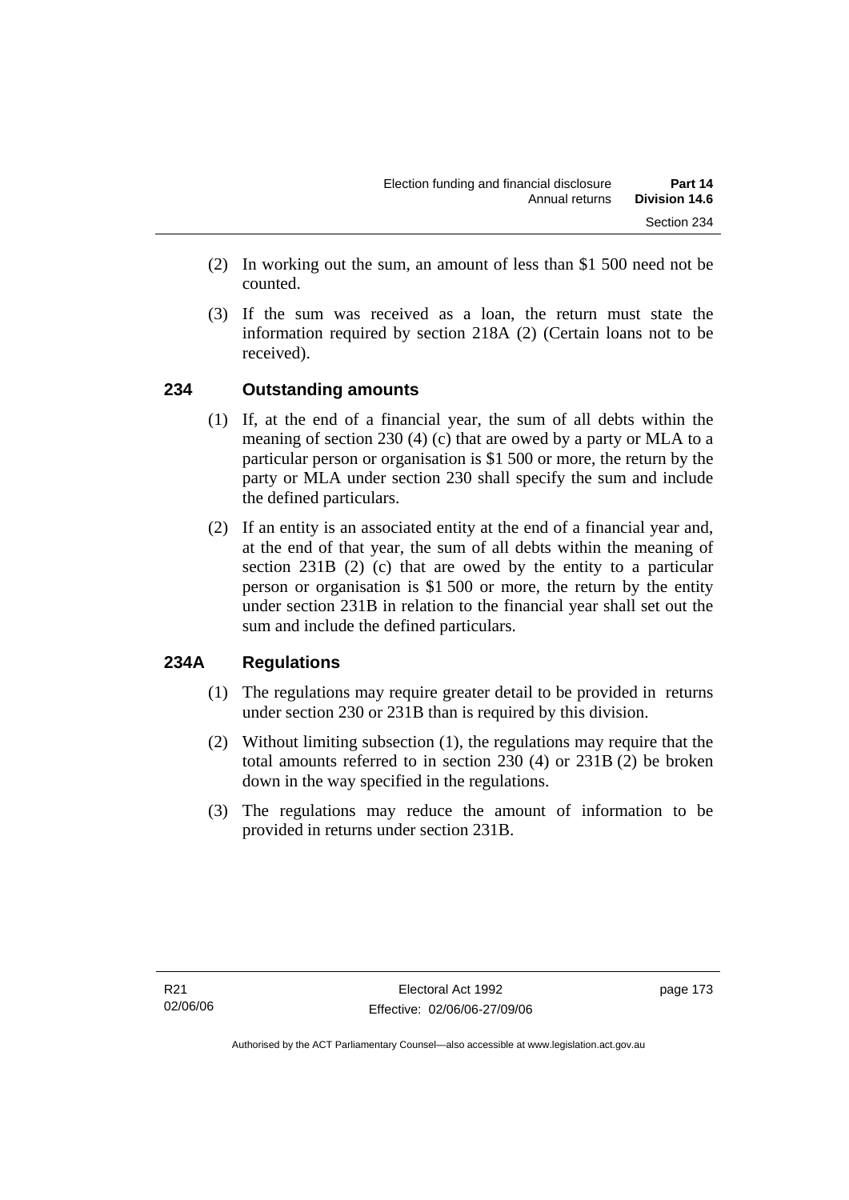(2) In working out the sum, an amount of less than $1 500 need not be counted.

(3) If the sum was received as a loan, the return must state the information required by section 218A (2) (Certain loans not to be received).

## 234 Outstanding amounts

(1) If, at the end of a financial year, the sum of all debts within the meaning of section 230 (4) (c) that are owed by a party or MLA to a particular person or organisation is $1 500 or more, the return by the party or MLA under section 230 shall specify the sum and include the defined particulars.

(2) If an entity is an associated entity at the end of a financial year and, at the end of that year, the sum of all debts within the meaning of section 231B (2) (c) that are owed by the entity to a particular person or organisation is $1 500 or more, the return by the entity under section 231B in relation to the financial year shall set out the sum and include the defined particulars.

## 234A Regulations

(1) The regulations may require greater detail to be provided in returns under section 230 or 231B than is required by this division.

(2) Without limiting subsection (1), the regulations may require that the total amounts referred to in section 230 (4) or 231B (2) be broken down in the way specified in the regulations.

(3) The regulations may reduce the amount of information to be provided in returns under section 231B.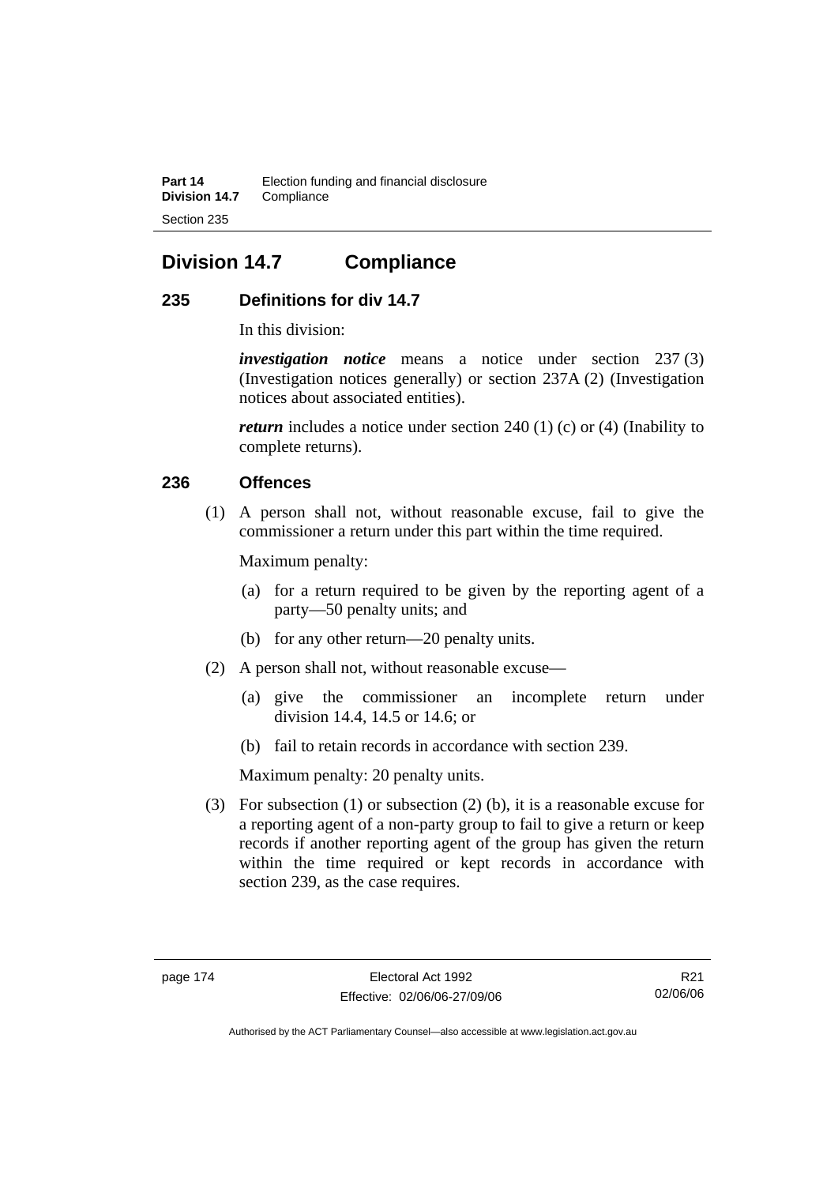# Division 14.7 Compliance

## 235 Definitions for div 14.7

In this division:

***investigation notice*** means a notice under section 237 (3) (Investigation notices generally) or section 237A (2) (Investigation notices about associated entities).

***return*** includes a notice under section 240 (1) (c) or (4) (Inability to complete returns).

## 236 Offences

(1) A person shall not, without reasonable excuse, fail to give the commissioner a return under this part within the time required.

Maximum penalty:

- (a) for a return required to be given by the reporting agent of a party—50 penalty units; and
- (b) for any other return—20 penalty units.

(2) A person shall not, without reasonable excuse—

- (a) give the commissioner an incomplete return under division 14.4, 14.5 or 14.6; or
- (b) fail to retain records in accordance with section 239.

Maximum penalty: 20 penalty units.

(3) For subsection (1) or subsection (2) (b), it is a reasonable excuse for a reporting agent of a non-party group to fail to give a return or keep records if another reporting agent of the group has given the return within the time required or kept records in accordance with section 239, as the case requires.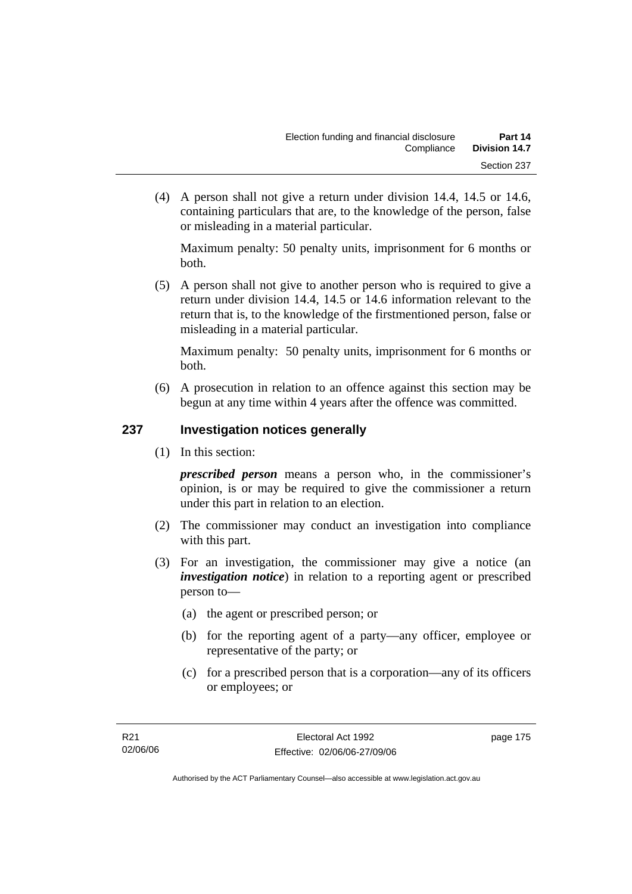(4) A person shall not give a return under division 14.4, 14.5 or 14.6, containing particulars that are, to the knowledge of the person, false or misleading in a material particular.

Maximum penalty: 50 penalty units, imprisonment for 6 months or both.

(5) A person shall not give to another person who is required to give a return under division 14.4, 14.5 or 14.6 information relevant to the return that is, to the knowledge of the firstmentioned person, false or misleading in a material particular.

Maximum penalty: 50 penalty units, imprisonment for 6 months or both.

(6) A prosecution in relation to an offence against this section may be begun at any time within 4 years after the offence was committed.

## 237 Investigation notices generally

(1) In this section:

***prescribed person*** means a person who, in the commissioner's opinion, is or may be required to give the commissioner a return under this part in relation to an election.

(2) The commissioner may conduct an investigation into compliance with this part.

(3) For an investigation, the commissioner may give a notice (an ***investigation notice***) in relation to a reporting agent or prescribed person to—

(a) the agent or prescribed person; or

(b) for the reporting agent of a party—any officer, employee or representative of the party; or

(c) for a prescribed person that is a corporation—any of its officers or employees; or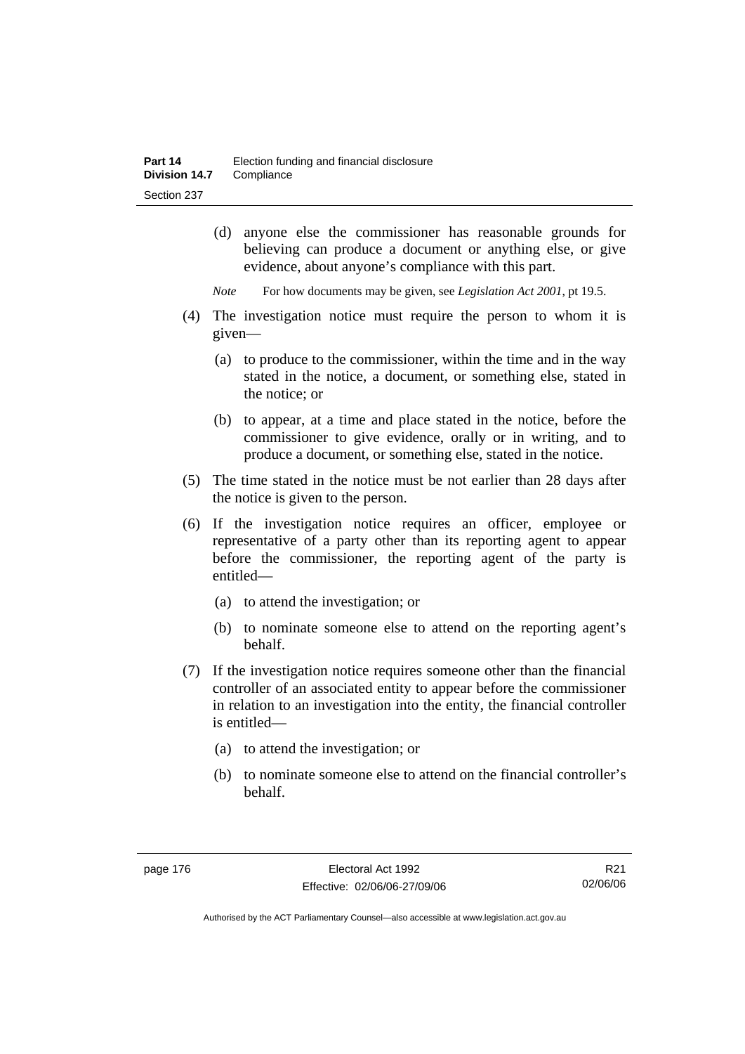(d) anyone else the commissioner has reasonable grounds for believing can produce a document or anything else, or give evidence, about anyone's compliance with this part.

*Note* For how documents may be given, see *Legislation Act 2001*, pt 19.5.

(4) The investigation notice must require the person to whom it is given—

(a) to produce to the commissioner, within the time and in the way stated in the notice, a document, or something else, stated in the notice; or

(b) to appear, at a time and place stated in the notice, before the commissioner to give evidence, orally or in writing, and to produce a document, or something else, stated in the notice.

(5) The time stated in the notice must be not earlier than 28 days after the notice is given to the person.

(6) If the investigation notice requires an officer, employee or representative of a party other than its reporting agent to appear before the commissioner, the reporting agent of the party is entitled—

(a) to attend the investigation; or

(b) to nominate someone else to attend on the reporting agent's behalf.

(7) If the investigation notice requires someone other than the financial controller of an associated entity to appear before the commissioner in relation to an investigation into the entity, the financial controller is entitled—

(a) to attend the investigation; or

(b) to nominate someone else to attend on the financial controller's behalf.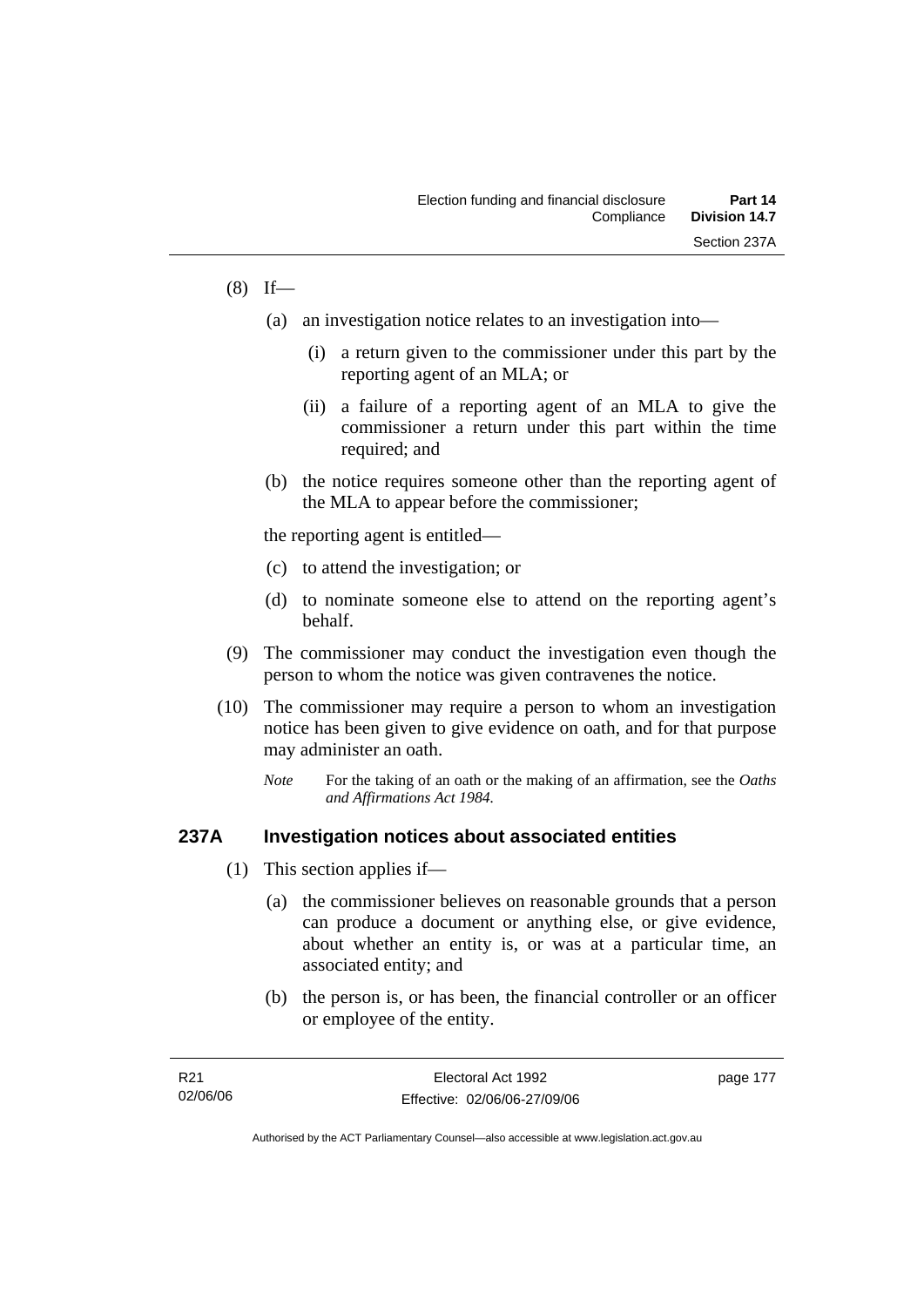(8) If—

   (a) an investigation notice relates to an investigation into—

      (i) a return given to the commissioner under this part by the reporting agent of an MLA; or

      (ii) a failure of a reporting agent of an MLA to give the commissioner a return under this part within the time required; and

   (b) the notice requires someone other than the reporting agent of the MLA to appear before the commissioner;

   the reporting agent is entitled—

   (c) to attend the investigation; or

   (d) to nominate someone else to attend on the reporting agent's behalf.

(9) The commissioner may conduct the investigation even though the person to whom the notice was given contravenes the notice.

(10) The commissioner may require a person to whom an investigation notice has been given to give evidence on oath, and for that purpose may administer an oath.

*Note* For the taking of an oath or the making of an affirmation, see the *Oaths and Affirmations Act 1984.*

## 237A Investigation notices about associated entities

(1) This section applies if—

   (a) the commissioner believes on reasonable grounds that a person can produce a document or anything else, or give evidence, about whether an entity is, or was at a particular time, an associated entity; and

   (b) the person is, or has been, the financial controller or an officer or employee of the entity.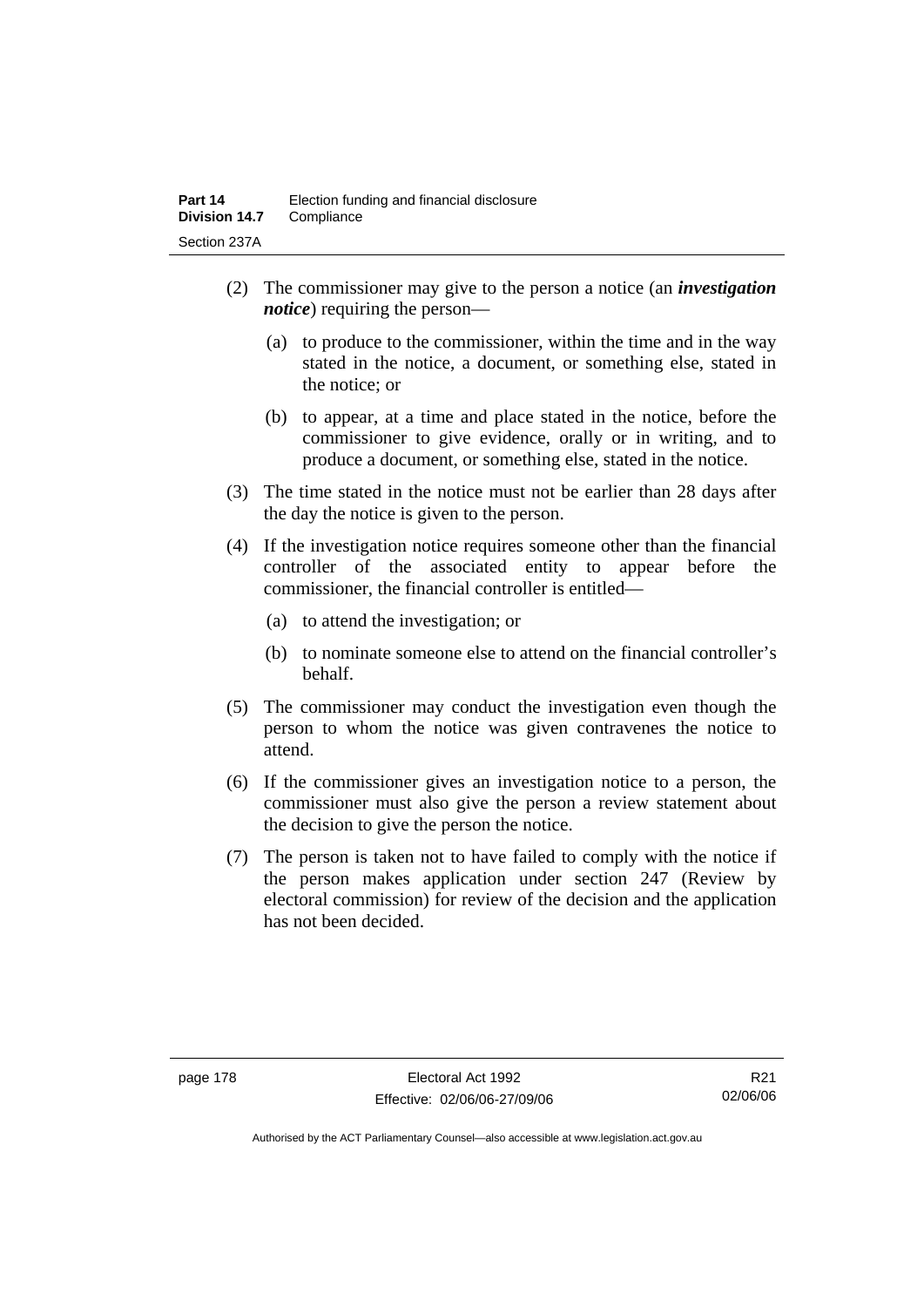(2) The commissioner may give to the person a notice (an ***investigation notice***) requiring the person—

  (a) to produce to the commissioner, within the time and in the way stated in the notice, a document, or something else, stated in the notice; or

  (b) to appear, at a time and place stated in the notice, before the commissioner to give evidence, orally or in writing, and to produce a document, or something else, stated in the notice.

(3) The time stated in the notice must not be earlier than 28 days after the day the notice is given to the person.

(4) If the investigation notice requires someone other than the financial controller of the associated entity to appear before the commissioner, the financial controller is entitled—

  (a) to attend the investigation; or

  (b) to nominate someone else to attend on the financial controller's behalf.

(5) The commissioner may conduct the investigation even though the person to whom the notice was given contravenes the notice to attend.

(6) If the commissioner gives an investigation notice to a person, the commissioner must also give the person a review statement about the decision to give the person the notice.

(7) The person is taken not to have failed to comply with the notice if the person makes application under section 247 (Review by electoral commission) for review of the decision and the application has not been decided.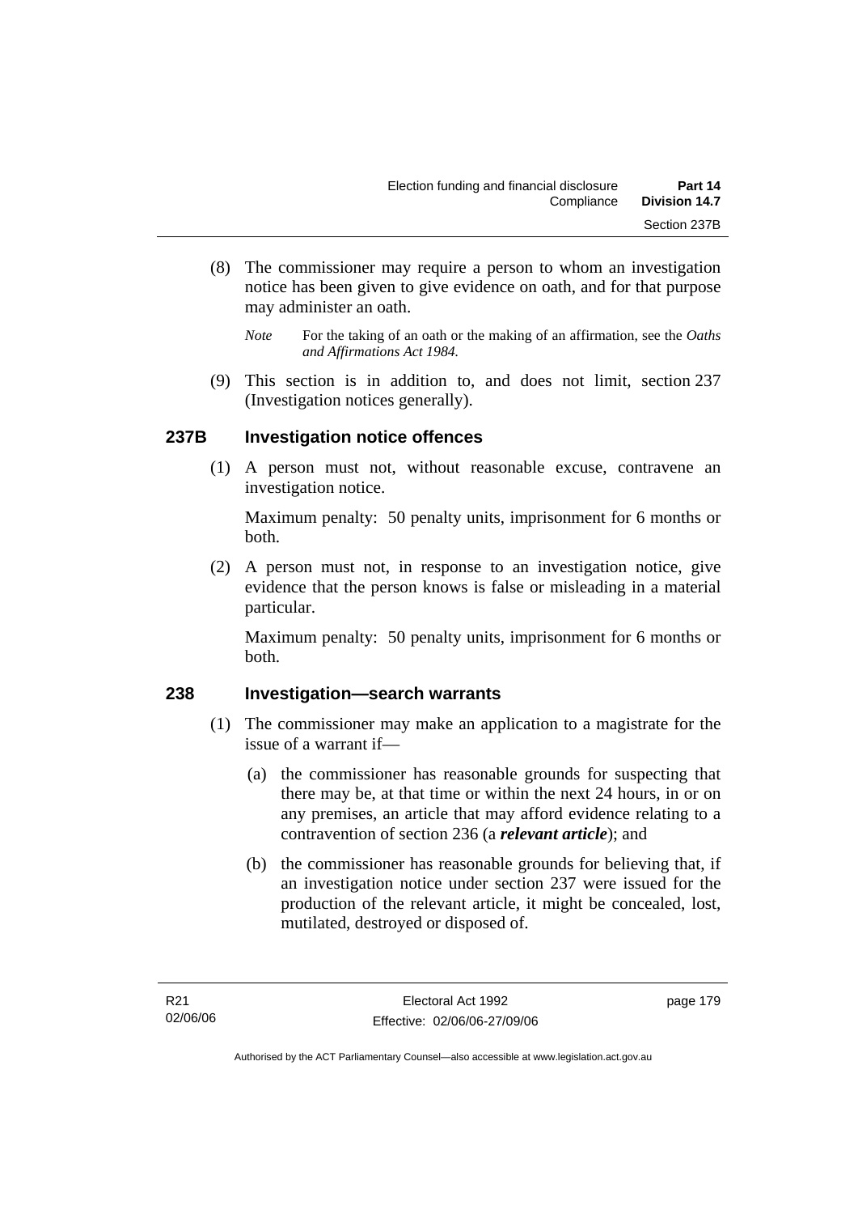(8) The commissioner may require a person to whom an investigation notice has been given to give evidence on oath, and for that purpose may administer an oath.

*Note* For the taking of an oath or the making of an affirmation, see the *Oaths and Affirmations Act 1984.*

(9) This section is in addition to, and does not limit, section 237 (Investigation notices generally).

### 237B Investigation notice offences

(1) A person must not, without reasonable excuse, contravene an investigation notice.

Maximum penalty: 50 penalty units, imprisonment for 6 months or both.

(2) A person must not, in response to an investigation notice, give evidence that the person knows is false or misleading in a material particular.

Maximum penalty: 50 penalty units, imprisonment for 6 months or both.

### 238 Investigation—search warrants

(1) The commissioner may make an application to a magistrate for the issue of a warrant if—

(a) the commissioner has reasonable grounds for suspecting that there may be, at that time or within the next 24 hours, in or on any premises, an article that may afford evidence relating to a contravention of section 236 (a ***relevant article***); and

(b) the commissioner has reasonable grounds for believing that, if an investigation notice under section 237 were issued for the production of the relevant article, it might be concealed, lost, mutilated, destroyed or disposed of.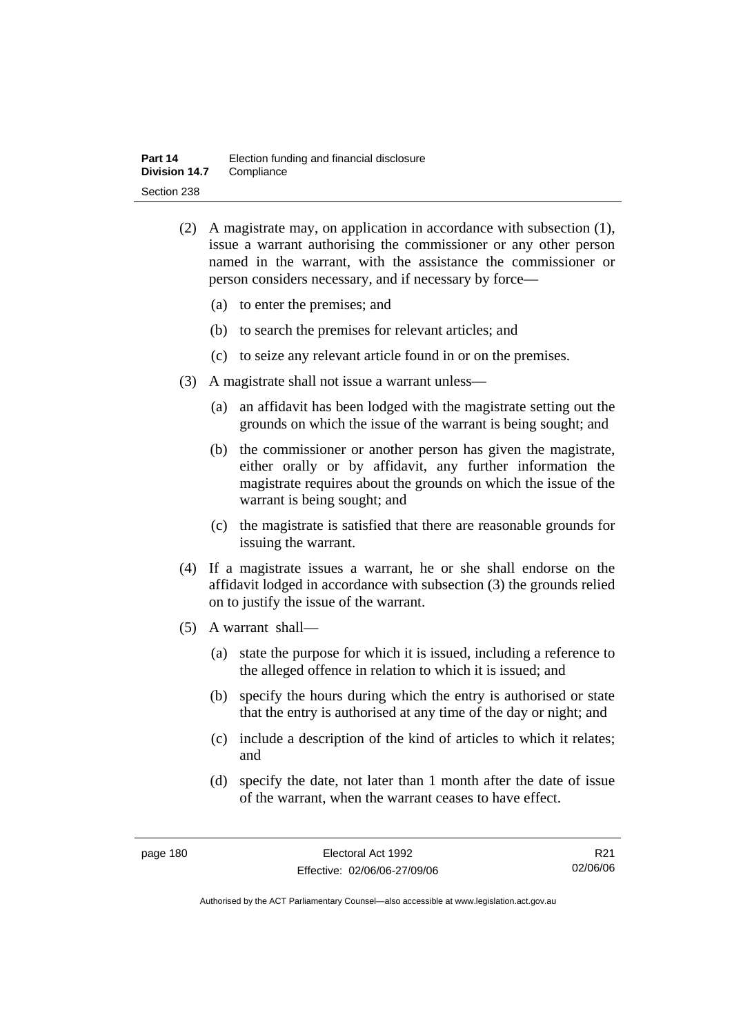(2) A magistrate may, on application in accordance with subsection (1), issue a warrant authorising the commissioner or any other person named in the warrant, with the assistance the commissioner or person considers necessary, and if necessary by force—

(a) to enter the premises; and

(b) to search the premises for relevant articles; and

(c) to seize any relevant article found in or on the premises.

(3) A magistrate shall not issue a warrant unless—

(a) an affidavit has been lodged with the magistrate setting out the grounds on which the issue of the warrant is being sought; and

(b) the commissioner or another person has given the magistrate, either orally or by affidavit, any further information the magistrate requires about the grounds on which the issue of the warrant is being sought; and

(c) the magistrate is satisfied that there are reasonable grounds for issuing the warrant.

(4) If a magistrate issues a warrant, he or she shall endorse on the affidavit lodged in accordance with subsection (3) the grounds relied on to justify the issue of the warrant.

(5) A warrant shall—

(a) state the purpose for which it is issued, including a reference to the alleged offence in relation to which it is issued; and

(b) specify the hours during which the entry is authorised or state that the entry is authorised at any time of the day or night; and

(c) include a description of the kind of articles to which it relates; and

(d) specify the date, not later than 1 month after the date of issue of the warrant, when the warrant ceases to have effect.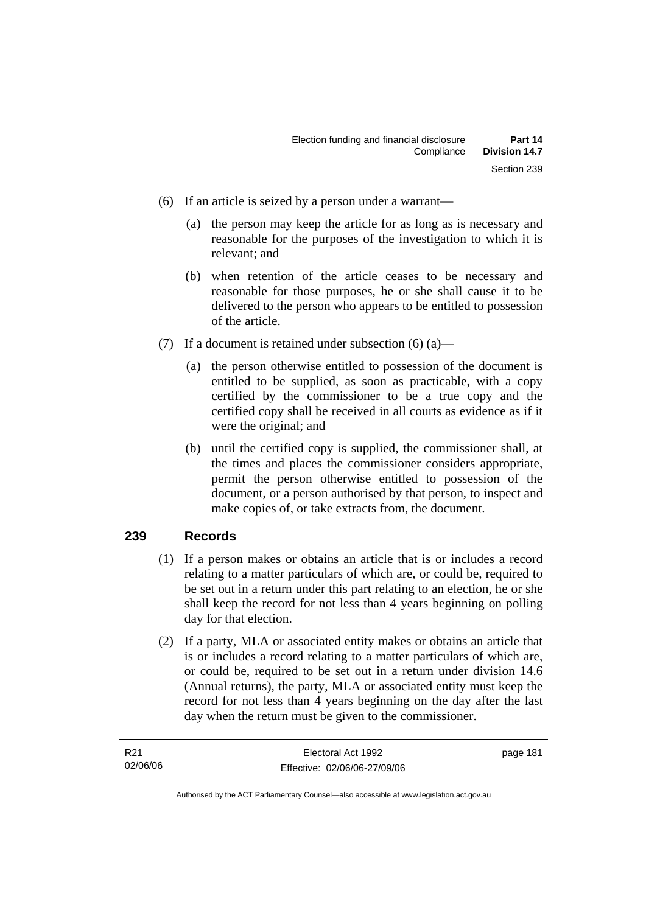(6) If an article is seized by a person under a warrant—

(a) the person may keep the article for as long as is necessary and reasonable for the purposes of the investigation to which it is relevant; and

(b) when retention of the article ceases to be necessary and reasonable for those purposes, he or she shall cause it to be delivered to the person who appears to be entitled to possession of the article.

(7) If a document is retained under subsection (6) (a)—

(a) the person otherwise entitled to possession of the document is entitled to be supplied, as soon as practicable, with a copy certified by the commissioner to be a true copy and the certified copy shall be received in all courts as evidence as if it were the original; and

(b) until the certified copy is supplied, the commissioner shall, at the times and places the commissioner considers appropriate, permit the person otherwise entitled to possession of the document, or a person authorised by that person, to inspect and make copies of, or take extracts from, the document.

## 239 Records

(1) If a person makes or obtains an article that is or includes a record relating to a matter particulars of which are, or could be, required to be set out in a return under this part relating to an election, he or she shall keep the record for not less than 4 years beginning on polling day for that election.

(2) If a party, MLA or associated entity makes or obtains an article that is or includes a record relating to a matter particulars of which are, or could be, required to be set out in a return under division 14.6 (Annual returns), the party, MLA or associated entity must keep the record for not less than 4 years beginning on the day after the last day when the return must be given to the commissioner.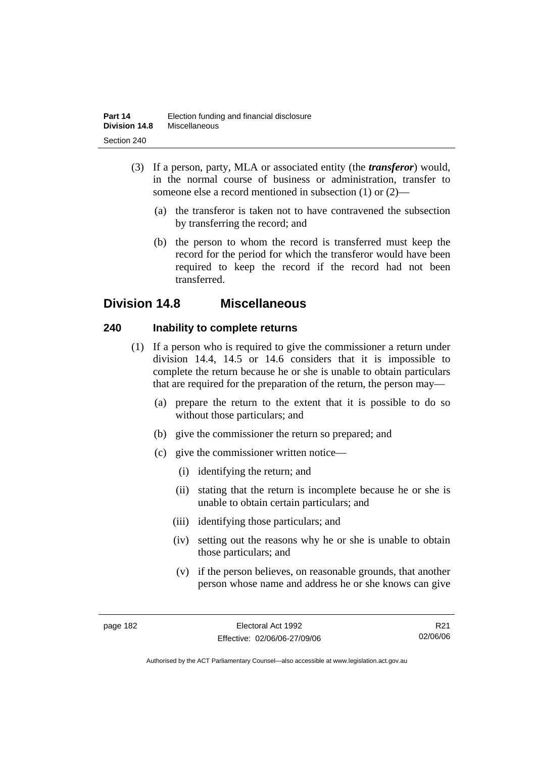(3) If a person, party, MLA or associated entity (the ***transferor***) would, in the normal course of business or administration, transfer to someone else a record mentioned in subsection (1) or (2)—

(a) the transferor is taken not to have contravened the subsection by transferring the record; and

(b) the person to whom the record is transferred must keep the record for the period for which the transferor would have been required to keep the record if the record had not been transferred.

## Division 14.8 Miscellaneous

### 240 Inability to complete returns

(1) If a person who is required to give the commissioner a return under division 14.4, 14.5 or 14.6 considers that it is impossible to complete the return because he or she is unable to obtain particulars that are required for the preparation of the return, the person may—

(a) prepare the return to the extent that it is possible to do so without those particulars; and

(b) give the commissioner the return so prepared; and

(c) give the commissioner written notice—

(i) identifying the return; and

(ii) stating that the return is incomplete because he or she is unable to obtain certain particulars; and

(iii) identifying those particulars; and

(iv) setting out the reasons why he or she is unable to obtain those particulars; and

(v) if the person believes, on reasonable grounds, that another person whose name and address he or she knows can give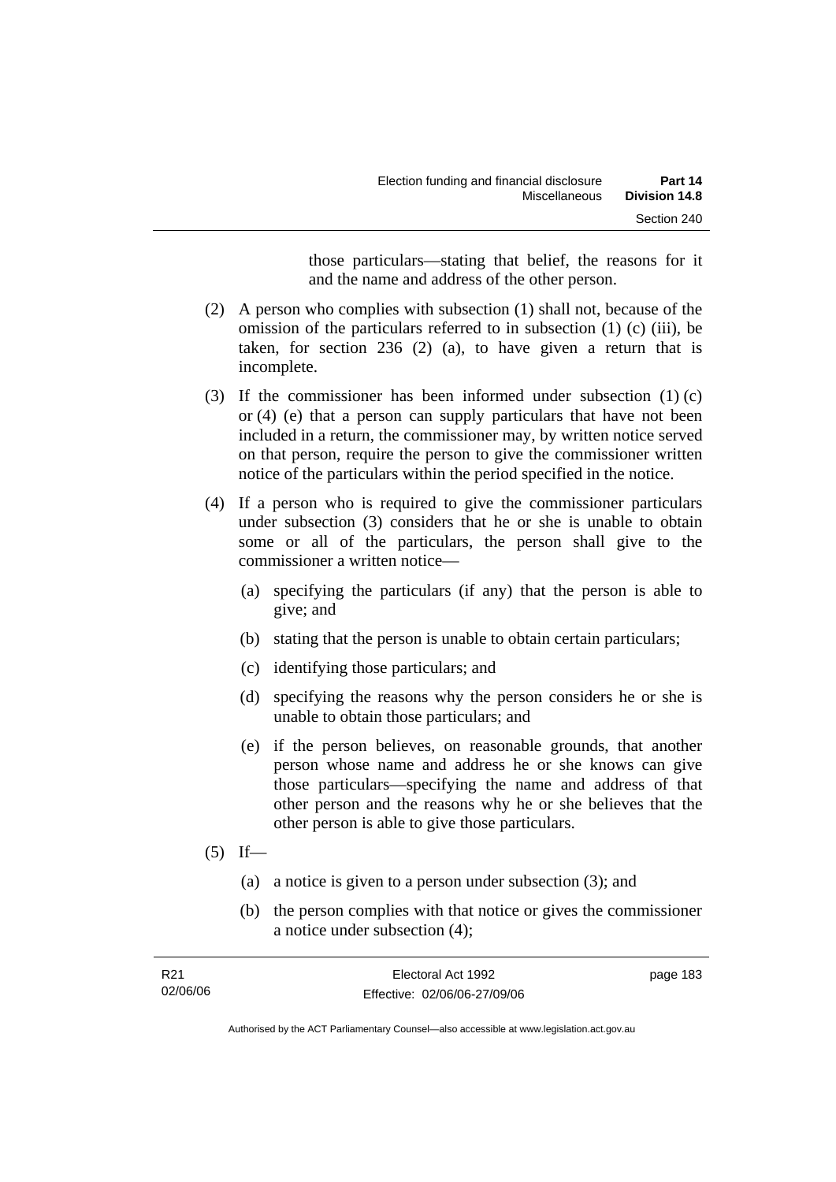those particulars—stating that belief, the reasons for it and the name and address of the other person.

(2) A person who complies with subsection (1) shall not, because of the omission of the particulars referred to in subsection (1) (c) (iii), be taken, for section 236 (2) (a), to have given a return that is incomplete.

(3) If the commissioner has been informed under subsection (1) (c) or (4) (e) that a person can supply particulars that have not been included in a return, the commissioner may, by written notice served on that person, require the person to give the commissioner written notice of the particulars within the period specified in the notice.

(4) If a person who is required to give the commissioner particulars under subsection (3) considers that he or she is unable to obtain some or all of the particulars, the person shall give to the commissioner a written notice—

(a) specifying the particulars (if any) that the person is able to give; and

(b) stating that the person is unable to obtain certain particulars;

(c) identifying those particulars; and

(d) specifying the reasons why the person considers he or she is unable to obtain those particulars; and

(e) if the person believes, on reasonable grounds, that another person whose name and address he or she knows can give those particulars—specifying the name and address of that other person and the reasons why he or she believes that the other person is able to give those particulars.

(5) If—

(a) a notice is given to a person under subsection (3); and

(b) the person complies with that notice or gives the commissioner a notice under subsection (4);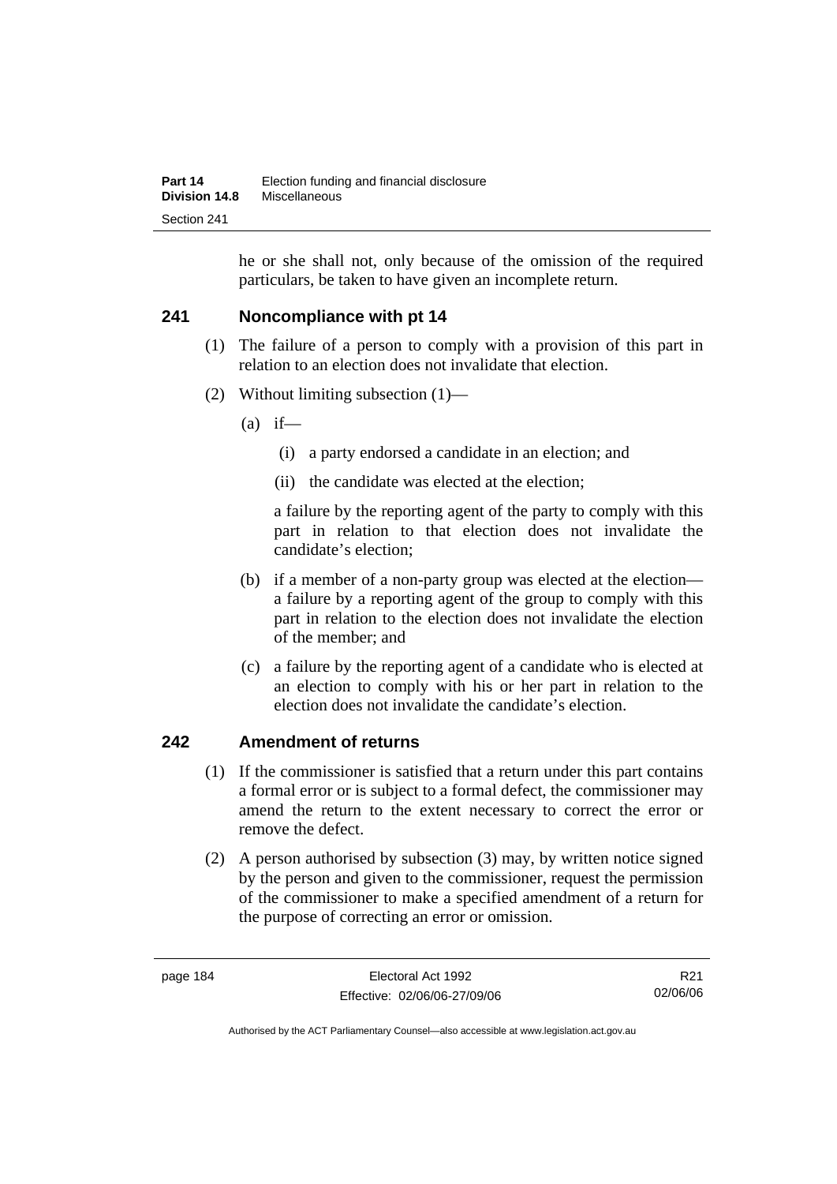he or she shall not, only because of the omission of the required particulars, be taken to have given an incomplete return.

## 241 Noncompliance with pt 14

(1) The failure of a person to comply with a provision of this part in relation to an election does not invalidate that election.

(2) Without limiting subsection (1)—

(a) if—

(i) a party endorsed a candidate in an election; and

(ii) the candidate was elected at the election;

a failure by the reporting agent of the party to comply with this part in relation to that election does not invalidate the candidate's election;

(b) if a member of a non-party group was elected at the election—a failure by a reporting agent of the group to comply with this part in relation to the election does not invalidate the election of the member; and

(c) a failure by the reporting agent of a candidate who is elected at an election to comply with his or her part in relation to the election does not invalidate the candidate's election.

## 242 Amendment of returns

(1) If the commissioner is satisfied that a return under this part contains a formal error or is subject to a formal defect, the commissioner may amend the return to the extent necessary to correct the error or remove the defect.

(2) A person authorised by subsection (3) may, by written notice signed by the person and given to the commissioner, request the permission of the commissioner to make a specified amendment of a return for the purpose of correcting an error or omission.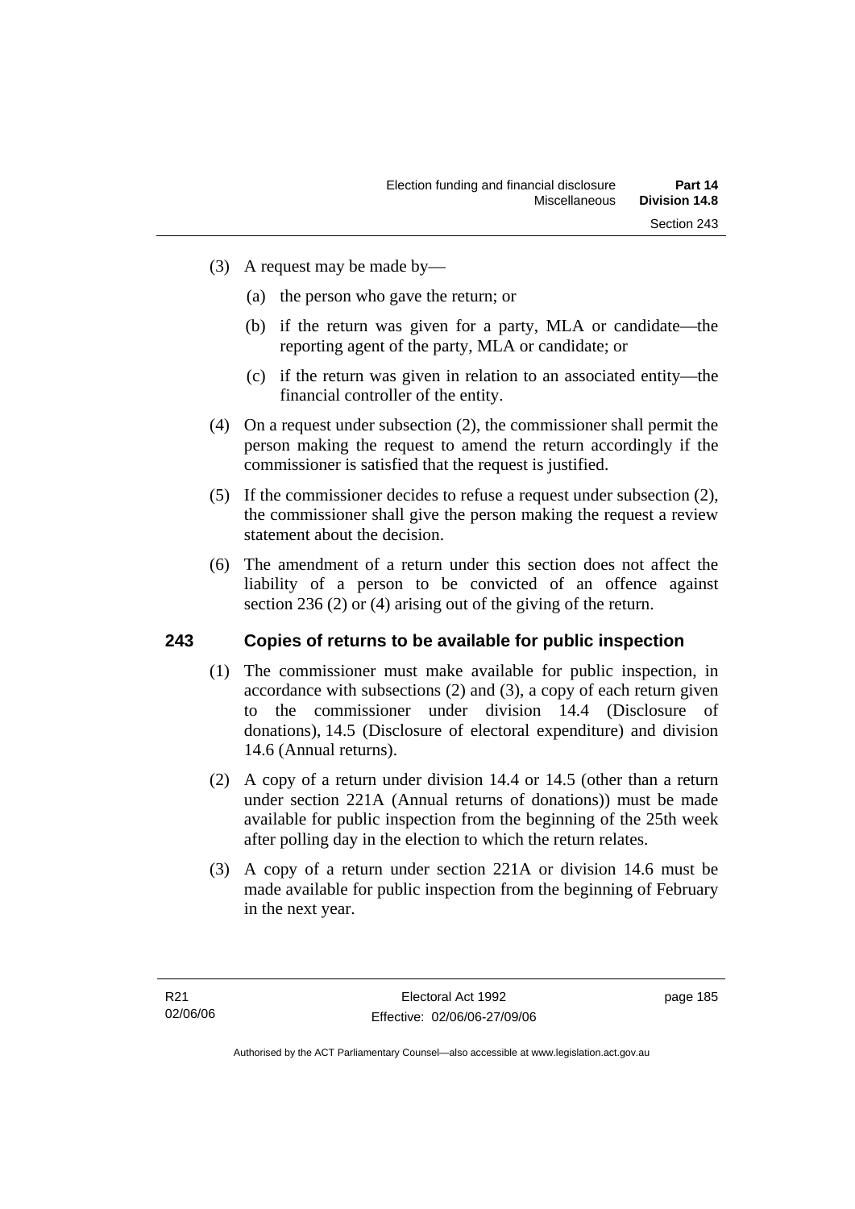(3) A request may be made by—

(a) the person who gave the return; or

(b) if the return was given for a party, MLA or candidate—the reporting agent of the party, MLA or candidate; or

(c) if the return was given in relation to an associated entity—the financial controller of the entity.

(4) On a request under subsection (2), the commissioner shall permit the person making the request to amend the return accordingly if the commissioner is satisfied that the request is justified.

(5) If the commissioner decides to refuse a request under subsection (2), the commissioner shall give the person making the request a review statement about the decision.

(6) The amendment of a return under this section does not affect the liability of a person to be convicted of an offence against section 236 (2) or (4) arising out of the giving of the return.

## 243 Copies of returns to be available for public inspection

(1) The commissioner must make available for public inspection, in accordance with subsections (2) and (3), a copy of each return given to the commissioner under division 14.4 (Disclosure of donations), 14.5 (Disclosure of electoral expenditure) and division 14.6 (Annual returns).

(2) A copy of a return under division 14.4 or 14.5 (other than a return under section 221A (Annual returns of donations)) must be made available for public inspection from the beginning of the 25th week after polling day in the election to which the return relates.

(3) A copy of a return under section 221A or division 14.6 must be made available for public inspection from the beginning of February in the next year.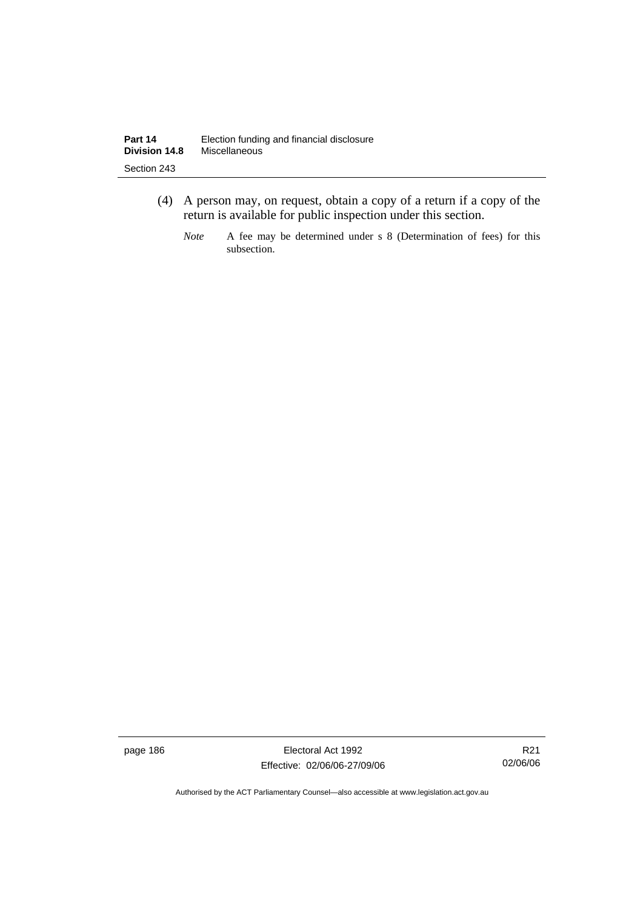(4) A person may, on request, obtain a copy of a return if a copy of the return is available for public inspection under this section.

*Note* A fee may be determined under s 8 (Determination of fees) for this subsection.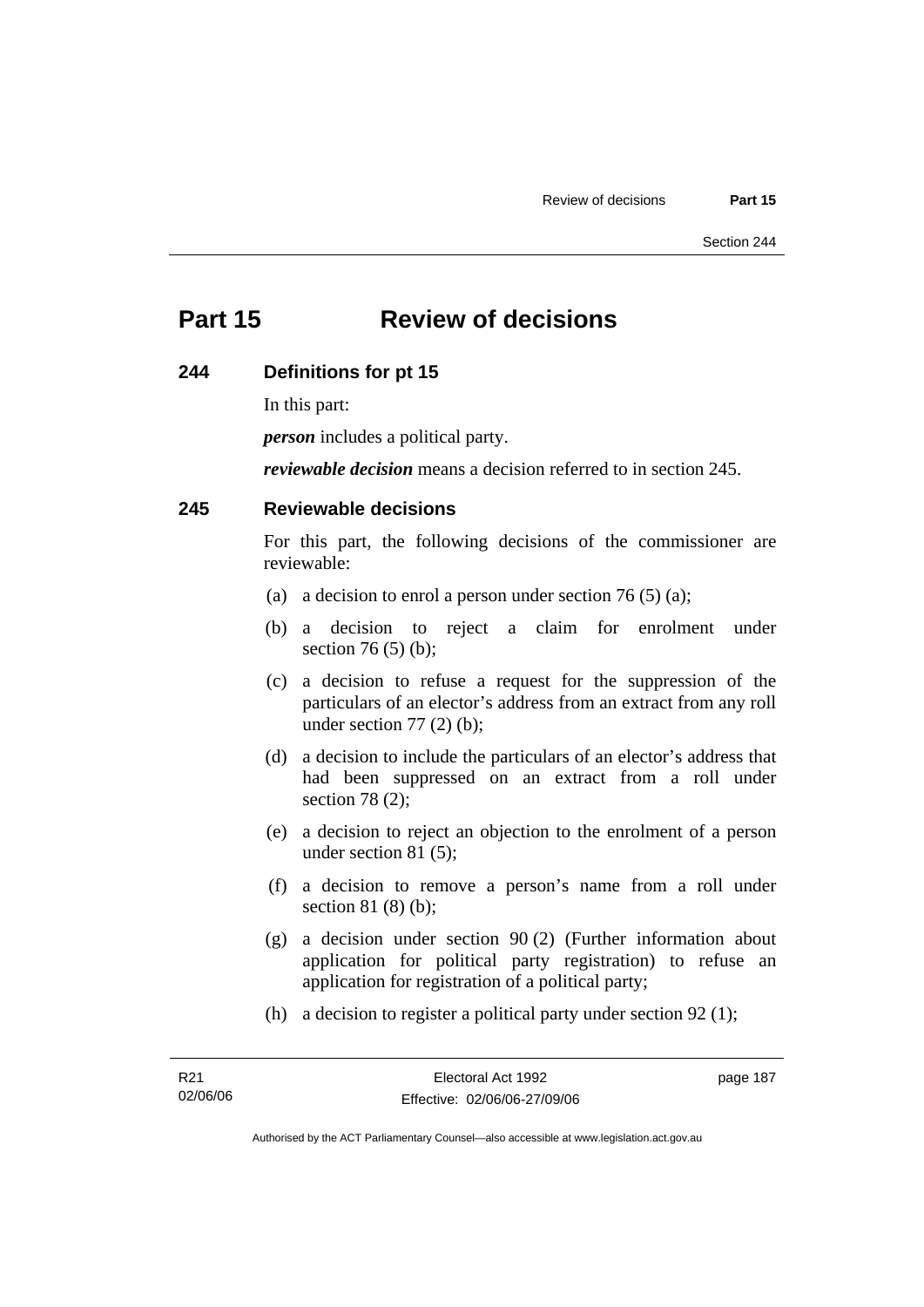# Part 15 Review of decisions

## 244 Definitions for pt 15

In this part:

***person*** includes a political party.

***reviewable decision*** means a decision referred to in section 245.

## 245 Reviewable decisions

For this part, the following decisions of the commissioner are reviewable:

(a) a decision to enrol a person under section 76 (5) (a);

(b) a decision to reject a claim for enrolment under section 76 (5) (b);

(c) a decision to refuse a request for the suppression of the particulars of an elector's address from an extract from any roll under section 77 (2) (b);

(d) a decision to include the particulars of an elector's address that had been suppressed on an extract from a roll under section 78 (2);

(e) a decision to reject an objection to the enrolment of a person under section 81 (5);

(f) a decision to remove a person's name from a roll under section 81 (8) (b);

(g) a decision under section 90 (2) (Further information about application for political party registration) to refuse an application for registration of a political party;

(h) a decision to register a political party under section 92 (1);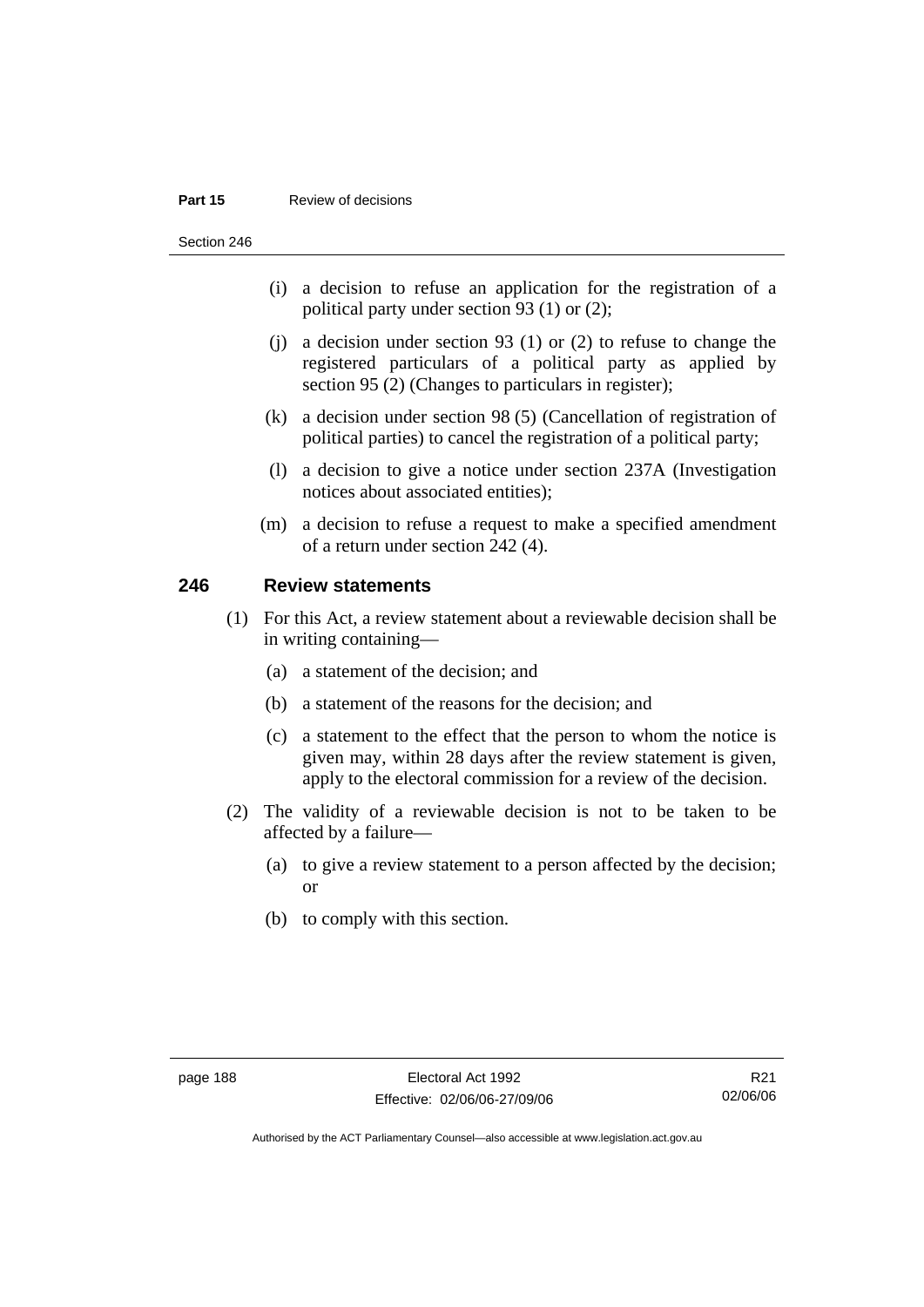- (i) a decision to refuse an application for the registration of a political party under section 93 (1) or (2);
- (j) a decision under section 93 (1) or (2) to refuse to change the registered particulars of a political party as applied by section 95 (2) (Changes to particulars in register);
- (k) a decision under section 98 (5) (Cancellation of registration of political parties) to cancel the registration of a political party;
- (l) a decision to give a notice under section 237A (Investigation notices about associated entities);
- (m) a decision to refuse a request to make a specified amendment of a return under section 242 (4).

## 246 Review statements

(1) For this Act, a review statement about a reviewable decision shall be in writing containing—

- (a) a statement of the decision; and
- (b) a statement of the reasons for the decision; and
- (c) a statement to the effect that the person to whom the notice is given may, within 28 days after the review statement is given, apply to the electoral commission for a review of the decision.

(2) The validity of a reviewable decision is not to be taken to be affected by a failure—

- (a) to give a review statement to a person affected by the decision; or
- (b) to comply with this section.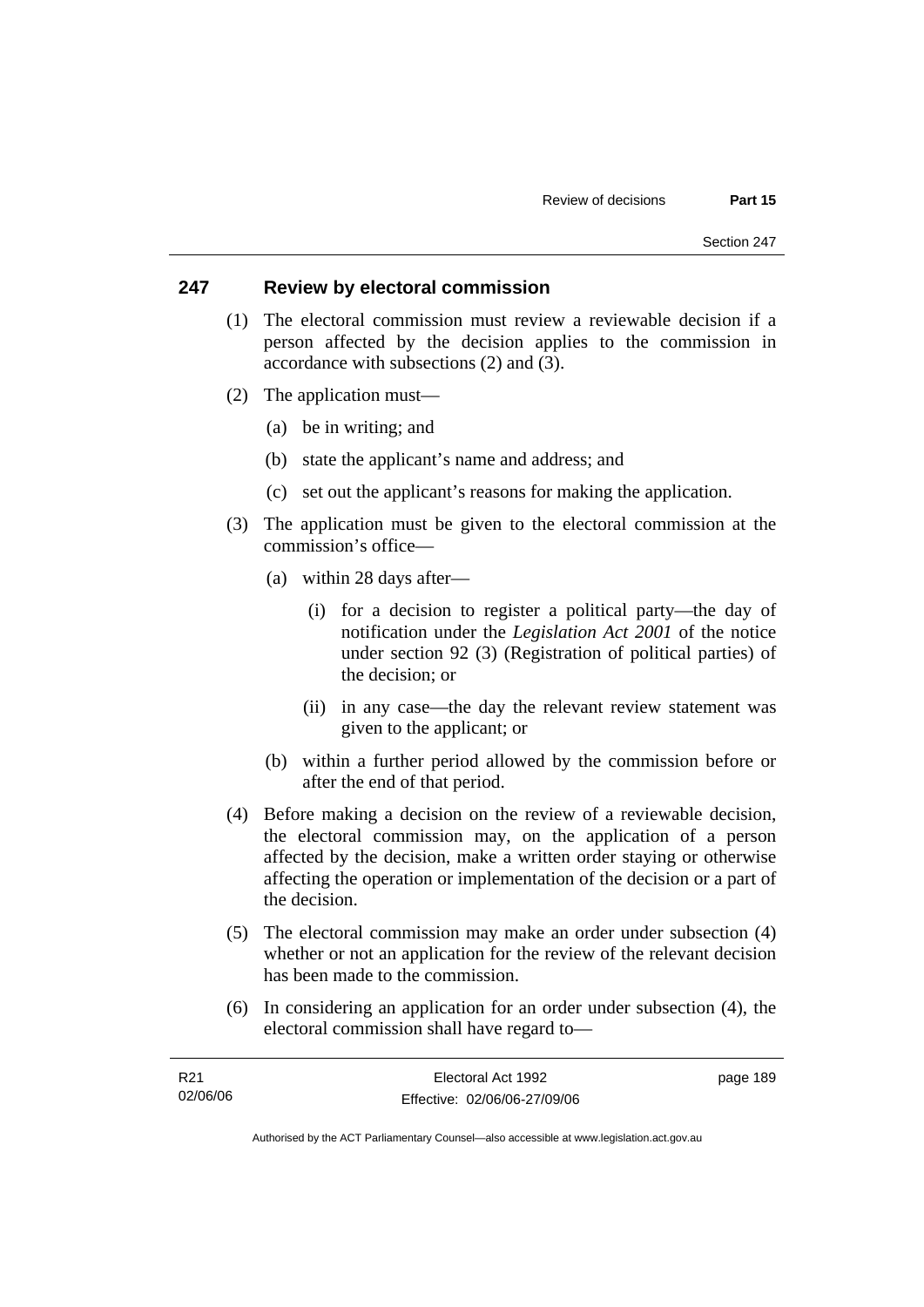## 247 Review by electoral commission

(1) The electoral commission must review a reviewable decision if a person affected by the decision applies to the commission in accordance with subsections (2) and (3).

(2) The application must—

(a) be in writing; and

(b) state the applicant's name and address; and

(c) set out the applicant's reasons for making the application.

(3) The application must be given to the electoral commission at the commission's office—

(a) within 28 days after—

(i) for a decision to register a political party—the day of notification under the *Legislation Act 2001* of the notice under section 92 (3) (Registration of political parties) of the decision; or

(ii) in any case—the day the relevant review statement was given to the applicant; or

(b) within a further period allowed by the commission before or after the end of that period.

(4) Before making a decision on the review of a reviewable decision, the electoral commission may, on the application of a person affected by the decision, make a written order staying or otherwise affecting the operation or implementation of the decision or a part of the decision.

(5) The electoral commission may make an order under subsection (4) whether or not an application for the review of the relevant decision has been made to the commission.

(6) In considering an application for an order under subsection (4), the electoral commission shall have regard to—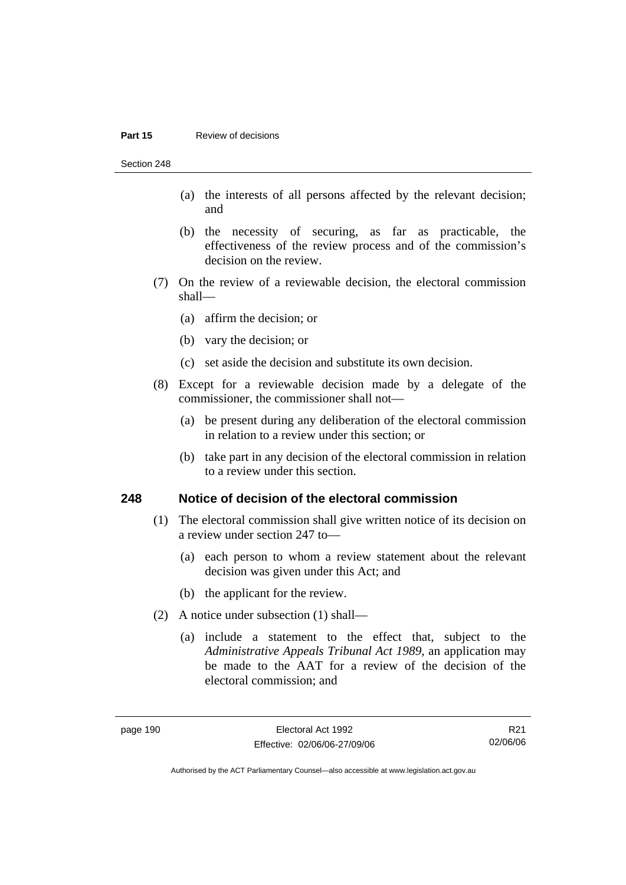(a) the interests of all persons affected by the relevant decision; and

(b) the necessity of securing, as far as practicable, the effectiveness of the review process and of the commission's decision on the review.

(7) On the review of a reviewable decision, the electoral commission shall—

(a) affirm the decision; or

(b) vary the decision; or

(c) set aside the decision and substitute its own decision.

(8) Except for a reviewable decision made by a delegate of the commissioner, the commissioner shall not—

(a) be present during any deliberation of the electoral commission in relation to a review under this section; or

(b) take part in any decision of the electoral commission in relation to a review under this section.

## 248 Notice of decision of the electoral commission

(1) The electoral commission shall give written notice of its decision on a review under section 247 to—

(a) each person to whom a review statement about the relevant decision was given under this Act; and

(b) the applicant for the review.

(2) A notice under subsection (1) shall—

(a) include a statement to the effect that, subject to the *Administrative Appeals Tribunal Act 1989*, an application may be made to the AAT for a review of the decision of the electoral commission; and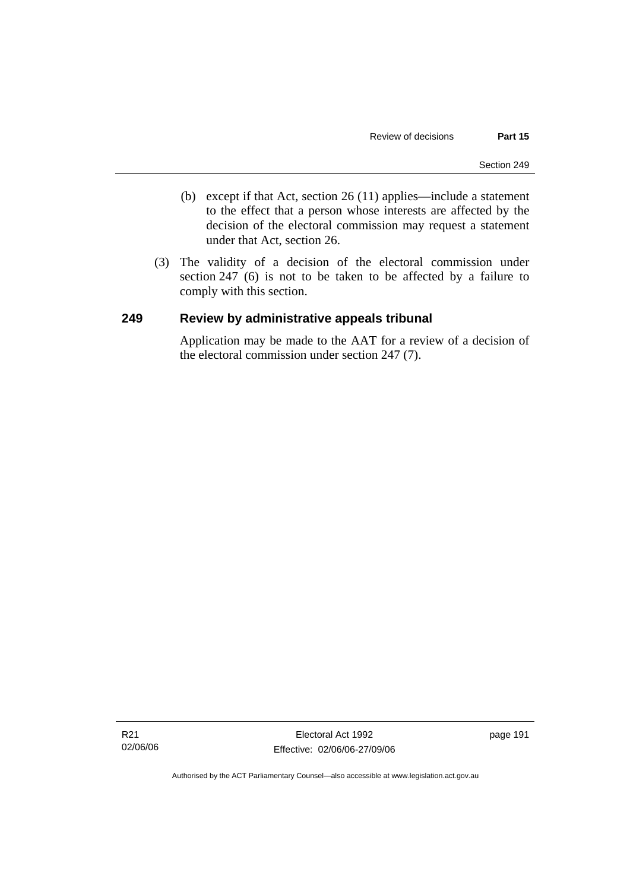(b) except if that Act, section 26 (11) applies—include a statement to the effect that a person whose interests are affected by the decision of the electoral commission may request a statement under that Act, section 26.

(3) The validity of a decision of the electoral commission under section 247 (6) is not to be taken to be affected by a failure to comply with this section.

## 249 Review by administrative appeals tribunal

Application may be made to the AAT for a review of a decision of the electoral commission under section 247 (7).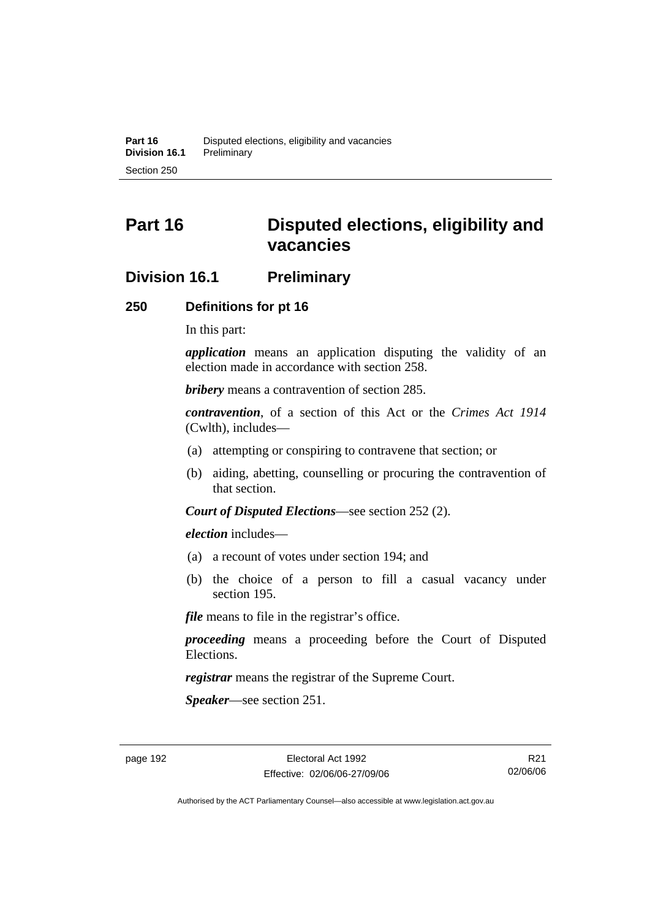# Part 16 Disputed elections, eligibility and vacancies

## Division 16.1 Preliminary

### 250 Definitions for pt 16

In this part:

***application*** means an application disputing the validity of an election made in accordance with section 258.

***bribery*** means a contravention of section 285.

***contravention***, of a section of this Act or the *Crimes Act 1914* (Cwlth), includes—

(a) attempting or conspiring to contravene that section; or

(b) aiding, abetting, counselling or procuring the contravention of that section.

***Court of Disputed Elections***—see section 252 (2).

***election*** includes—

(a) a recount of votes under section 194; and

(b) the choice of a person to fill a casual vacancy under section 195.

***file*** means to file in the registrar's office.

***proceeding*** means a proceeding before the Court of Disputed Elections.

***registrar*** means the registrar of the Supreme Court.

***Speaker***—see section 251.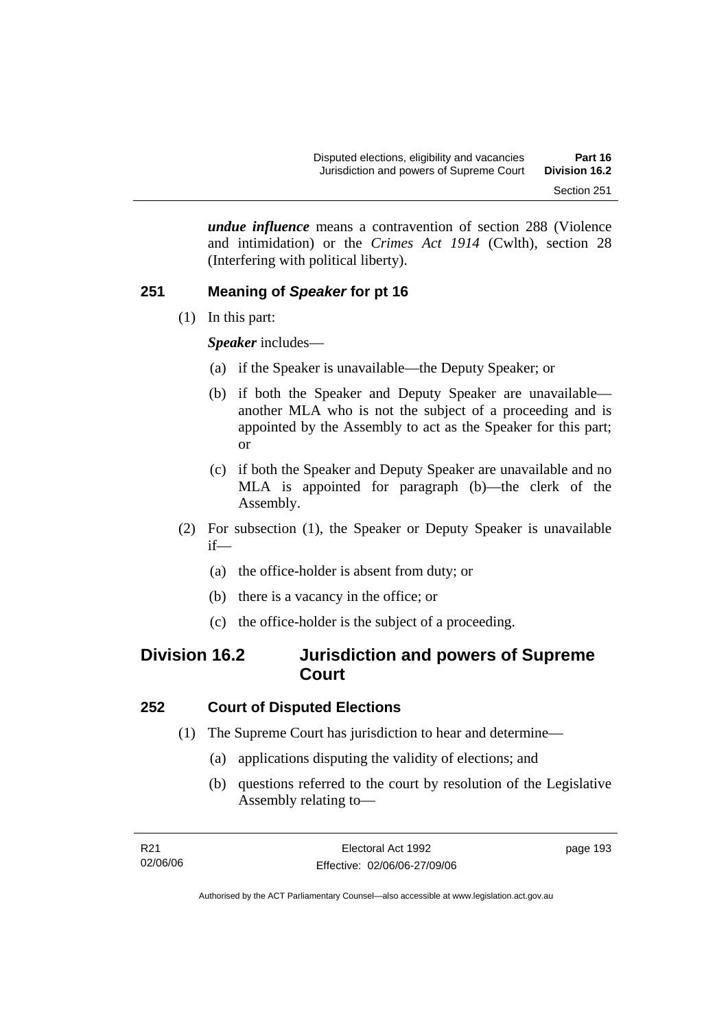***undue influence*** means a contravention of section 288 (Violence and intimidation) or the *Crimes Act 1914* (Cwlth), section 28 (Interfering with political liberty).

### 251 Meaning of *Speaker* for pt 16

(1) In this part:

***Speaker*** includes—

(a) if the Speaker is unavailable—the Deputy Speaker; or

(b) if both the Speaker and Deputy Speaker are unavailable—another MLA who is not the subject of a proceeding and is appointed by the Assembly to act as the Speaker for this part; or

(c) if both the Speaker and Deputy Speaker are unavailable and no MLA is appointed for paragraph (b)—the clerk of the Assembly.

(2) For subsection (1), the Speaker or Deputy Speaker is unavailable if—

(a) the office-holder is absent from duty; or

(b) there is a vacancy in the office; or

(c) the office-holder is the subject of a proceeding.

## Division 16.2 Jurisdiction and powers of Supreme Court

### 252 Court of Disputed Elections

(1) The Supreme Court has jurisdiction to hear and determine—

(a) applications disputing the validity of elections; and

(b) questions referred to the court by resolution of the Legislative Assembly relating to—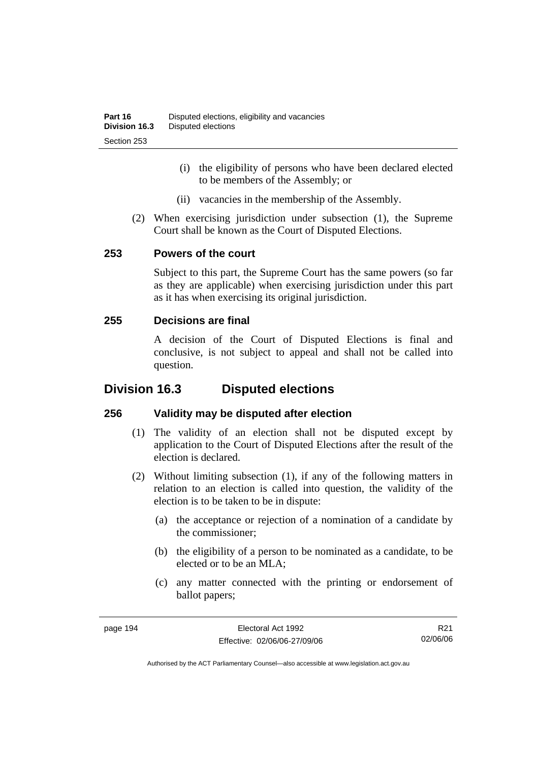(i) the eligibility of persons who have been declared elected to be members of the Assembly; or

(ii) vacancies in the membership of the Assembly.

(2) When exercising jurisdiction under subsection (1), the Supreme Court shall be known as the Court of Disputed Elections.

### 253 Powers of the court

Subject to this part, the Supreme Court has the same powers (so far as they are applicable) when exercising jurisdiction under this part as it has when exercising its original jurisdiction.

### 255 Decisions are final

A decision of the Court of Disputed Elections is final and conclusive, is not subject to appeal and shall not be called into question.

## Division 16.3 Disputed elections

### 256 Validity may be disputed after election

(1) The validity of an election shall not be disputed except by application to the Court of Disputed Elections after the result of the election is declared.

(2) Without limiting subsection (1), if any of the following matters in relation to an election is called into question, the validity of the election is to be taken to be in dispute:

(a) the acceptance or rejection of a nomination of a candidate by the commissioner;

(b) the eligibility of a person to be nominated as a candidate, to be elected or to be an MLA;

(c) any matter connected with the printing or endorsement of ballot papers;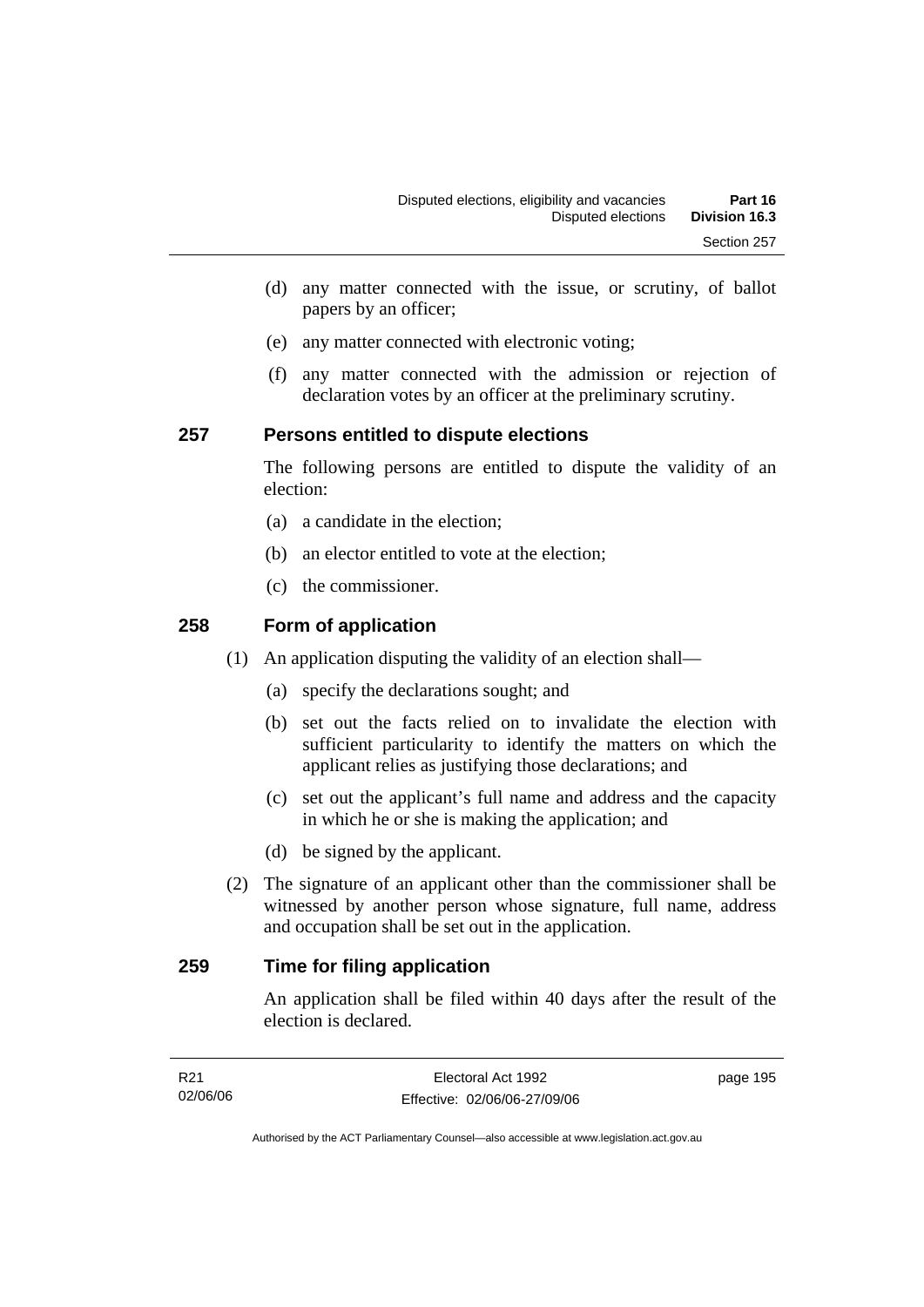(d) any matter connected with the issue, or scrutiny, of ballot papers by an officer;

(e) any matter connected with electronic voting;

(f) any matter connected with the admission or rejection of declaration votes by an officer at the preliminary scrutiny.

## 257 Persons entitled to dispute elections

The following persons are entitled to dispute the validity of an election:

(a) a candidate in the election;

(b) an elector entitled to vote at the election;

(c) the commissioner.

## 258 Form of application

(1) An application disputing the validity of an election shall—

(a) specify the declarations sought; and

(b) set out the facts relied on to invalidate the election with sufficient particularity to identify the matters on which the applicant relies as justifying those declarations; and

(c) set out the applicant's full name and address and the capacity in which he or she is making the application; and

(d) be signed by the applicant.

(2) The signature of an applicant other than the commissioner shall be witnessed by another person whose signature, full name, address and occupation shall be set out in the application.

## 259 Time for filing application

An application shall be filed within 40 days after the result of the election is declared.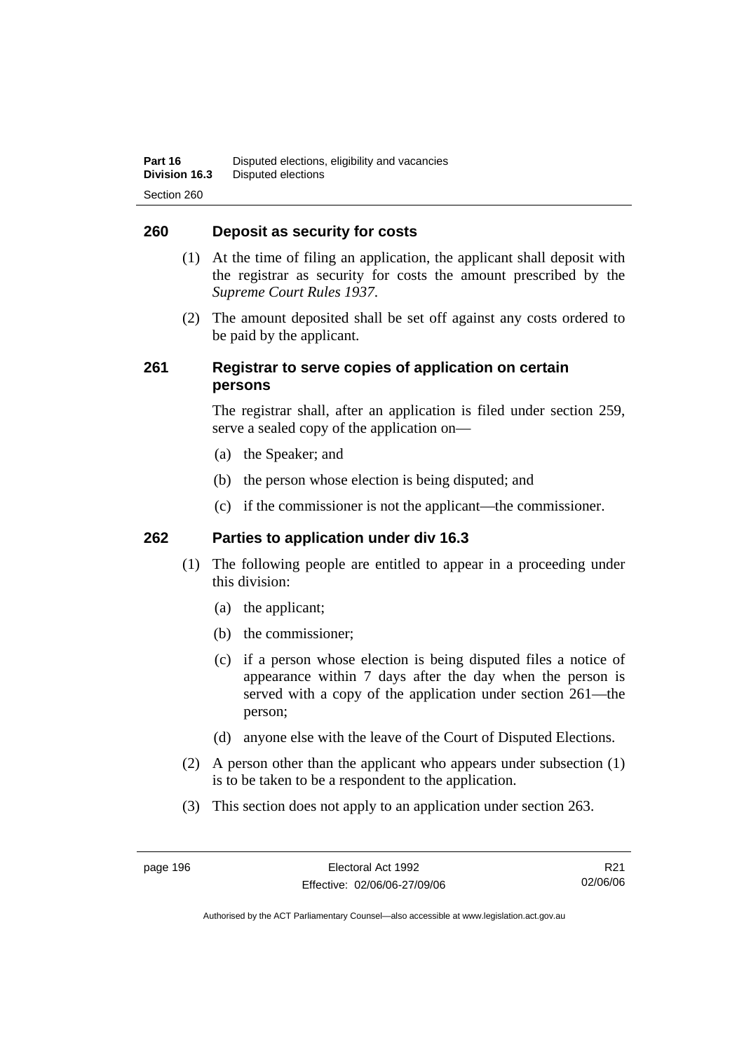## 260 Deposit as security for costs

(1) At the time of filing an application, the applicant shall deposit with the registrar as security for costs the amount prescribed by the *Supreme Court Rules 1937*.

(2) The amount deposited shall be set off against any costs ordered to be paid by the applicant.

## 261 Registrar to serve copies of application on certain persons

The registrar shall, after an application is filed under section 259, serve a sealed copy of the application on—

(a) the Speaker; and

(b) the person whose election is being disputed; and

(c) if the commissioner is not the applicant—the commissioner.

## 262 Parties to application under div 16.3

(1) The following people are entitled to appear in a proceeding under this division:

(a) the applicant;

(b) the commissioner;

(c) if a person whose election is being disputed files a notice of appearance within 7 days after the day when the person is served with a copy of the application under section 261—the person;

(d) anyone else with the leave of the Court of Disputed Elections.

(2) A person other than the applicant who appears under subsection (1) is to be taken to be a respondent to the application.

(3) This section does not apply to an application under section 263.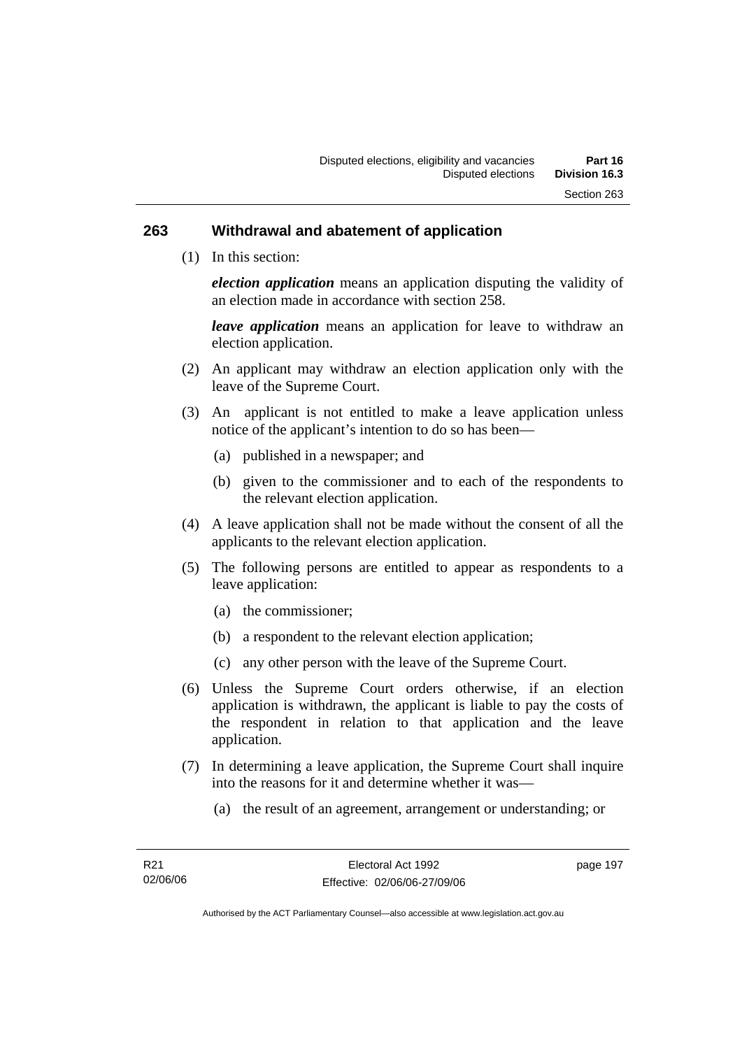## 263 Withdrawal and abatement of application

(1) In this section:

***election application*** means an application disputing the validity of an election made in accordance with section 258.

***leave application*** means an application for leave to withdraw an election application.

(2) An applicant may withdraw an election application only with the leave of the Supreme Court.

(3) An applicant is not entitled to make a leave application unless notice of the applicant's intention to do so has been—

(a) published in a newspaper; and

(b) given to the commissioner and to each of the respondents to the relevant election application.

(4) A leave application shall not be made without the consent of all the applicants to the relevant election application.

(5) The following persons are entitled to appear as respondents to a leave application:

(a) the commissioner;

(b) a respondent to the relevant election application;

(c) any other person with the leave of the Supreme Court.

(6) Unless the Supreme Court orders otherwise, if an election application is withdrawn, the applicant is liable to pay the costs of the respondent in relation to that application and the leave application.

(7) In determining a leave application, the Supreme Court shall inquire into the reasons for it and determine whether it was—

(a) the result of an agreement, arrangement or understanding; or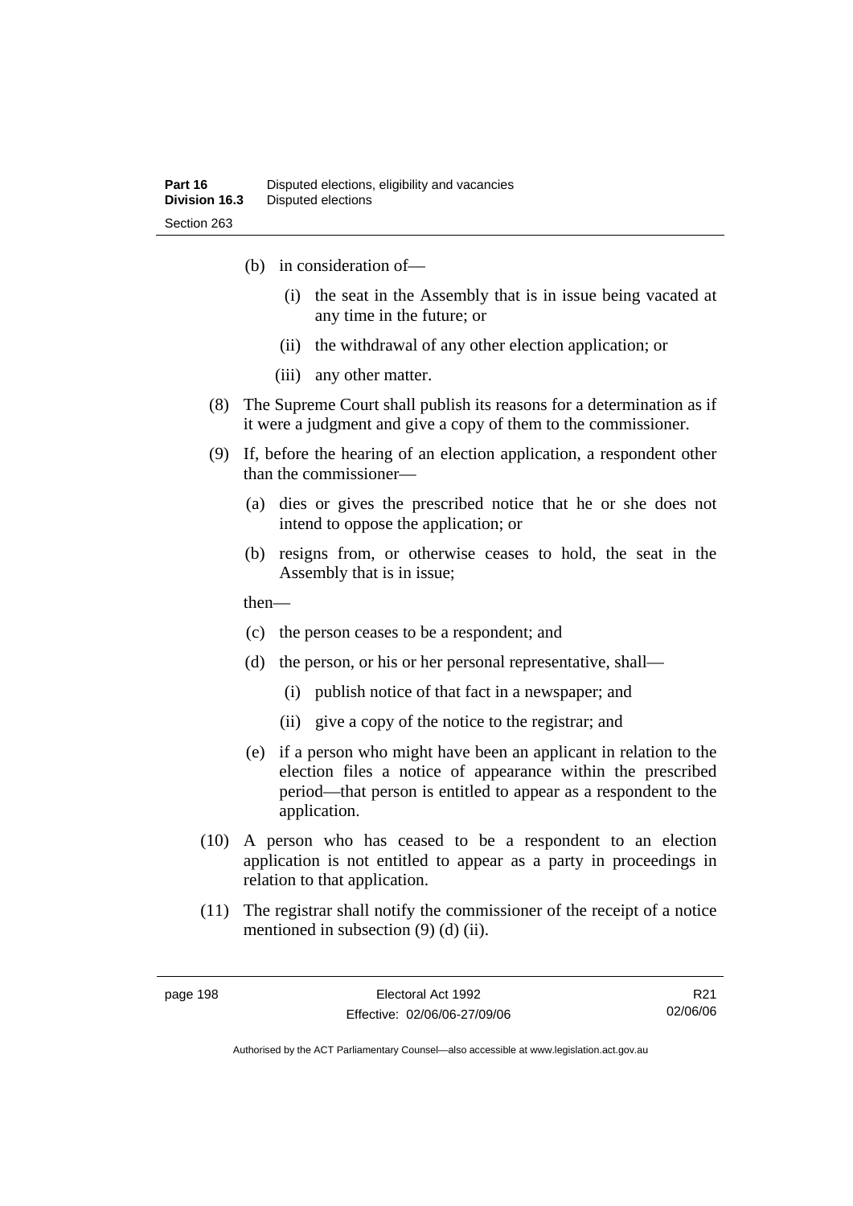(b) in consideration of—

(i) the seat in the Assembly that is in issue being vacated at any time in the future; or

(ii) the withdrawal of any other election application; or

(iii) any other matter.

(8) The Supreme Court shall publish its reasons for a determination as if it were a judgment and give a copy of them to the commissioner.

(9) If, before the hearing of an election application, a respondent other than the commissioner—

(a) dies or gives the prescribed notice that he or she does not intend to oppose the application; or

(b) resigns from, or otherwise ceases to hold, the seat in the Assembly that is in issue;

then—

(c) the person ceases to be a respondent; and

(d) the person, or his or her personal representative, shall—

(i) publish notice of that fact in a newspaper; and

(ii) give a copy of the notice to the registrar; and

(e) if a person who might have been an applicant in relation to the election files a notice of appearance within the prescribed period—that person is entitled to appear as a respondent to the application.

(10) A person who has ceased to be a respondent to an election application is not entitled to appear as a party in proceedings in relation to that application.

(11) The registrar shall notify the commissioner of the receipt of a notice mentioned in subsection (9) (d) (ii).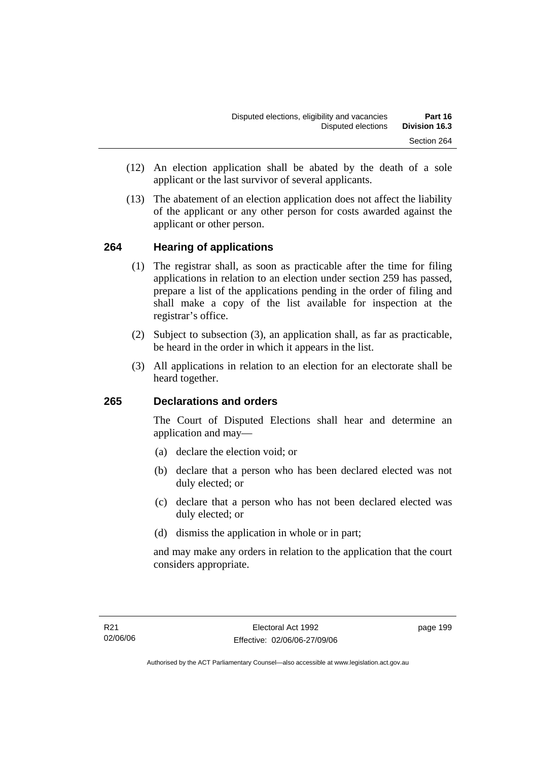(12) An election application shall be abated by the death of a sole applicant or the last survivor of several applicants.

(13) The abatement of an election application does not affect the liability of the applicant or any other person for costs awarded against the applicant or other person.

## 264 Hearing of applications

(1) The registrar shall, as soon as practicable after the time for filing applications in relation to an election under section 259 has passed, prepare a list of the applications pending in the order of filing and shall make a copy of the list available for inspection at the registrar's office.

(2) Subject to subsection (3), an application shall, as far as practicable, be heard in the order in which it appears in the list.

(3) All applications in relation to an election for an electorate shall be heard together.

## 265 Declarations and orders

The Court of Disputed Elections shall hear and determine an application and may—

(a) declare the election void; or

(b) declare that a person who has been declared elected was not duly elected; or

(c) declare that a person who has not been declared elected was duly elected; or

(d) dismiss the application in whole or in part;

and may make any orders in relation to the application that the court considers appropriate.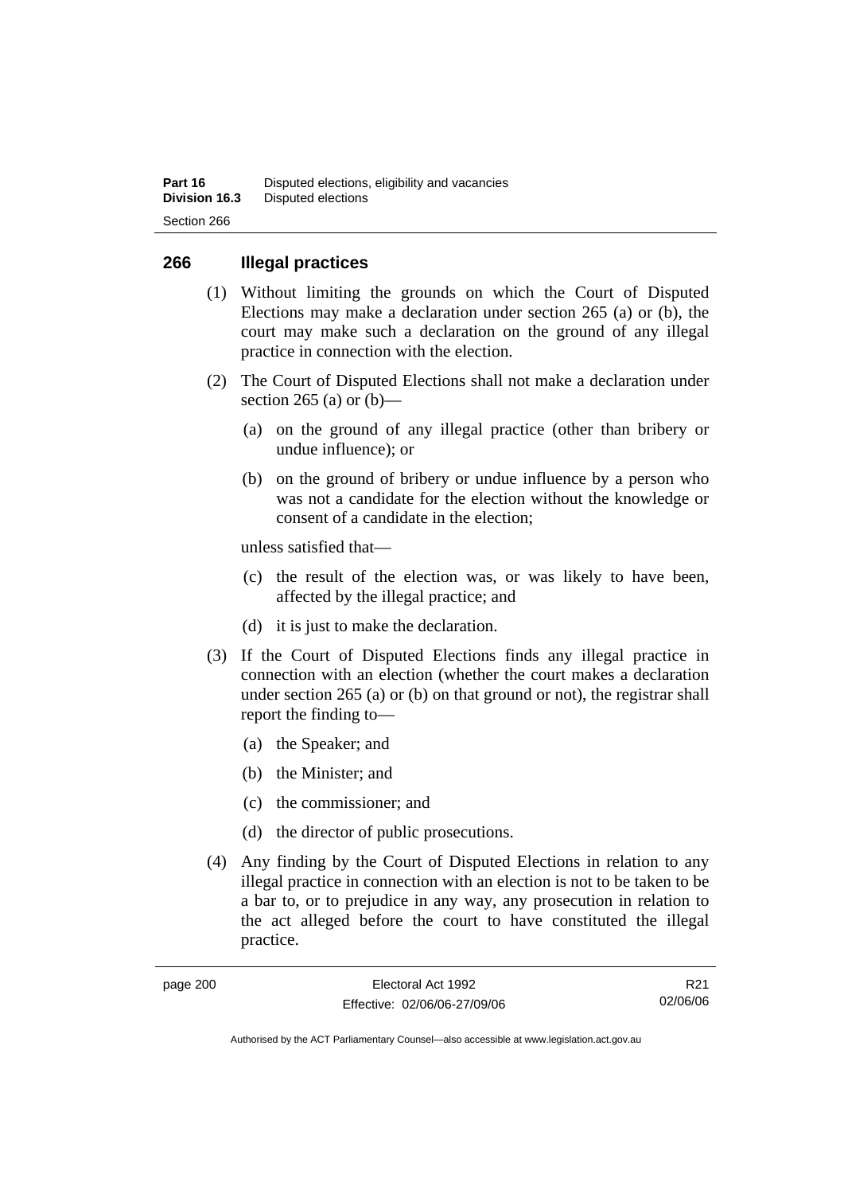## 266 Illegal practices

(1) Without limiting the grounds on which the Court of Disputed Elections may make a declaration under section 265 (a) or (b), the court may make such a declaration on the ground of any illegal practice in connection with the election.

(2) The Court of Disputed Elections shall not make a declaration under section 265 (a) or (b)—

- (a) on the ground of any illegal practice (other than bribery or undue influence); or
- (b) on the ground of bribery or undue influence by a person who was not a candidate for the election without the knowledge or consent of a candidate in the election;

unless satisfied that—

- (c) the result of the election was, or was likely to have been, affected by the illegal practice; and
- (d) it is just to make the declaration.

(3) If the Court of Disputed Elections finds any illegal practice in connection with an election (whether the court makes a declaration under section 265 (a) or (b) on that ground or not), the registrar shall report the finding to—

- (a) the Speaker; and
- (b) the Minister; and
- (c) the commissioner; and
- (d) the director of public prosecutions.

(4) Any finding by the Court of Disputed Elections in relation to any illegal practice in connection with an election is not to be taken to be a bar to, or to prejudice in any way, any prosecution in relation to the act alleged before the court to have constituted the illegal practice.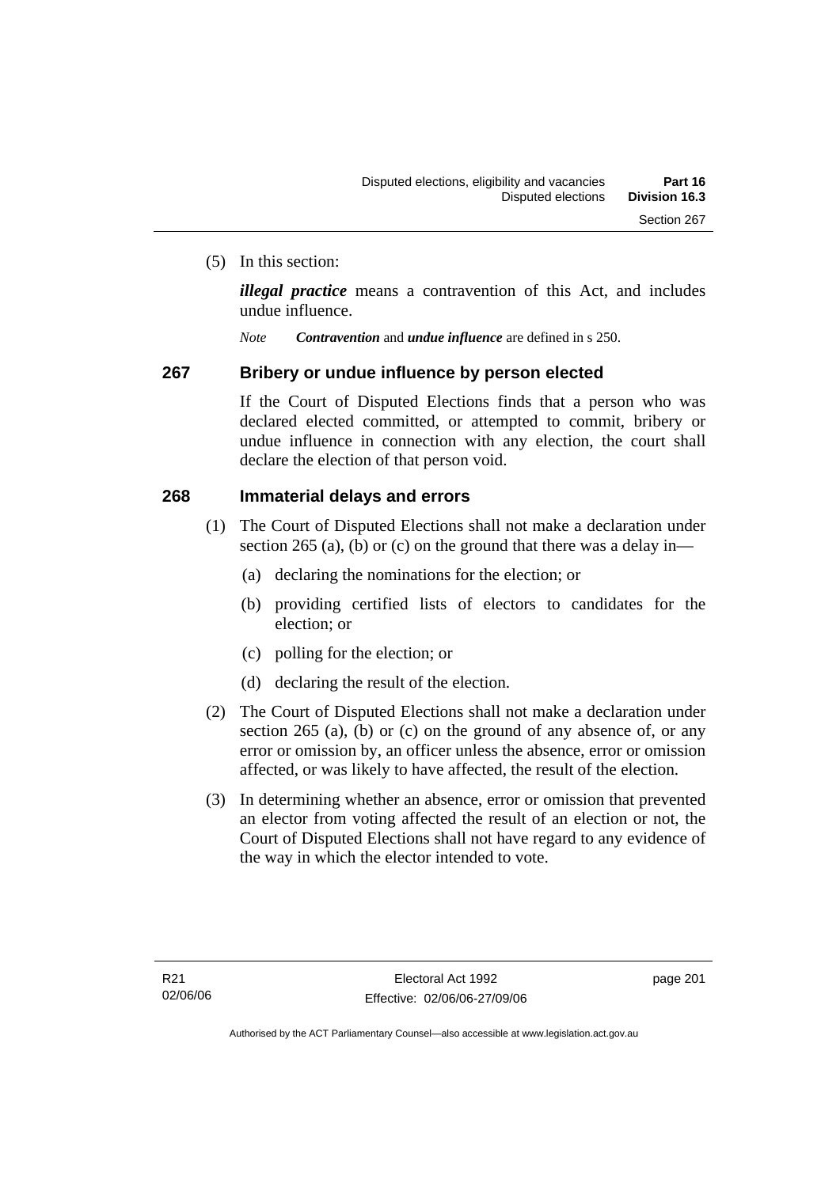(5) In this section:

***illegal practice*** means a contravention of this Act, and includes undue influence.

*Note* ***Contravention*** and ***undue influence*** are defined in s 250.

## 267 Bribery or undue influence by person elected

If the Court of Disputed Elections finds that a person who was declared elected committed, or attempted to commit, bribery or undue influence in connection with any election, the court shall declare the election of that person void.

## 268 Immaterial delays and errors

(1) The Court of Disputed Elections shall not make a declaration under section 265 (a), (b) or (c) on the ground that there was a delay in—

(a) declaring the nominations for the election; or

(b) providing certified lists of electors to candidates for the election; or

(c) polling for the election; or

(d) declaring the result of the election.

(2) The Court of Disputed Elections shall not make a declaration under section 265 (a), (b) or (c) on the ground of any absence of, or any error or omission by, an officer unless the absence, error or omission affected, or was likely to have affected, the result of the election.

(3) In determining whether an absence, error or omission that prevented an elector from voting affected the result of an election or not, the Court of Disputed Elections shall not have regard to any evidence of the way in which the elector intended to vote.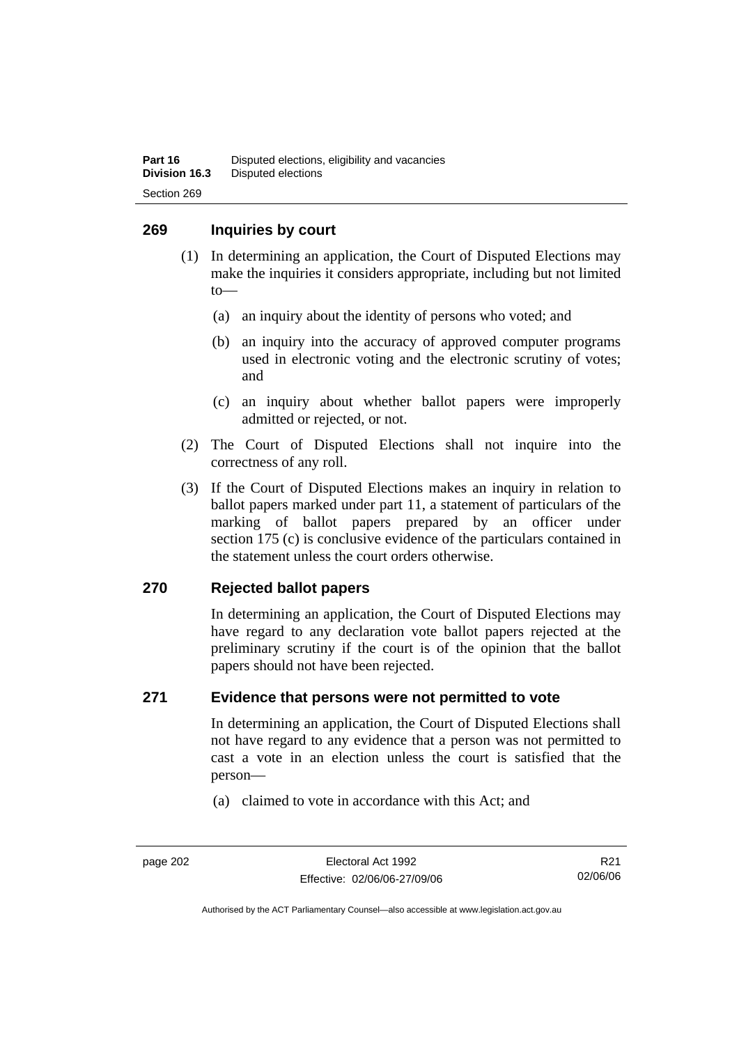## 269 Inquiries by court

(1) In determining an application, the Court of Disputed Elections may make the inquiries it considers appropriate, including but not limited to—

(a) an inquiry about the identity of persons who voted; and

(b) an inquiry into the accuracy of approved computer programs used in electronic voting and the electronic scrutiny of votes; and

(c) an inquiry about whether ballot papers were improperly admitted or rejected, or not.

(2) The Court of Disputed Elections shall not inquire into the correctness of any roll.

(3) If the Court of Disputed Elections makes an inquiry in relation to ballot papers marked under part 11, a statement of particulars of the marking of ballot papers prepared by an officer under section 175 (c) is conclusive evidence of the particulars contained in the statement unless the court orders otherwise.

## 270 Rejected ballot papers

In determining an application, the Court of Disputed Elections may have regard to any declaration vote ballot papers rejected at the preliminary scrutiny if the court is of the opinion that the ballot papers should not have been rejected.

## 271 Evidence that persons were not permitted to vote

In determining an application, the Court of Disputed Elections shall not have regard to any evidence that a person was not permitted to cast a vote in an election unless the court is satisfied that the person—

(a) claimed to vote in accordance with this Act; and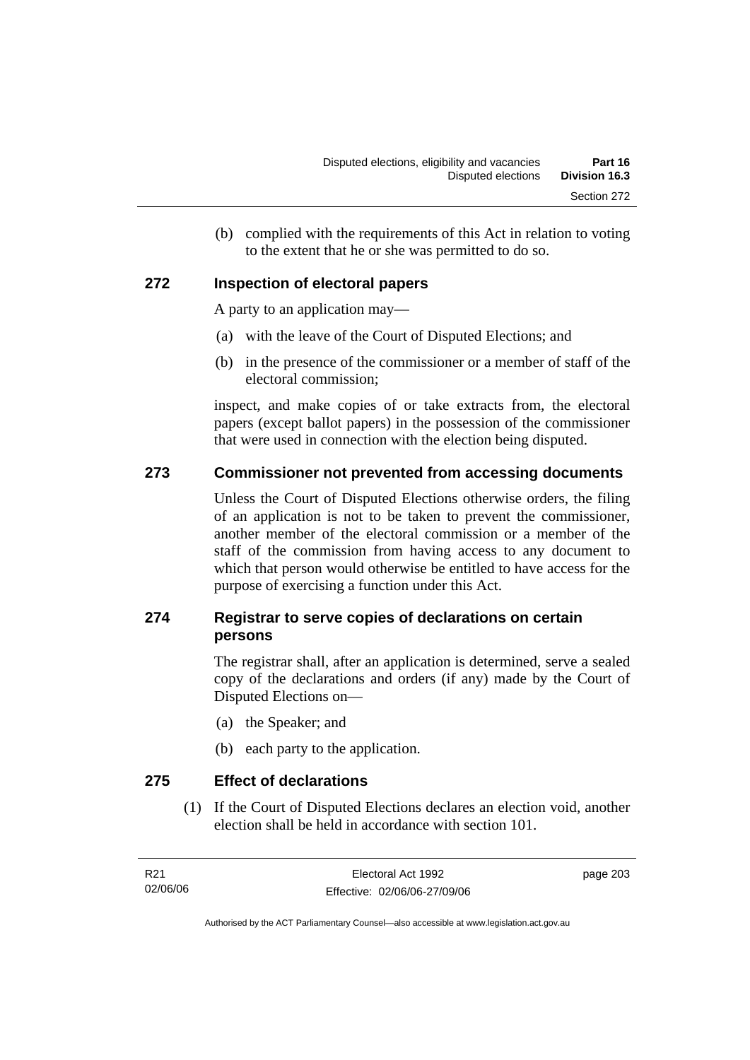(b) complied with the requirements of this Act in relation to voting to the extent that he or she was permitted to do so.

### 272 Inspection of electoral papers

A party to an application may—

(a) with the leave of the Court of Disputed Elections; and

(b) in the presence of the commissioner or a member of staff of the electoral commission;

inspect, and make copies of or take extracts from, the electoral papers (except ballot papers) in the possession of the commissioner that were used in connection with the election being disputed.

### 273 Commissioner not prevented from accessing documents

Unless the Court of Disputed Elections otherwise orders, the filing of an application is not to be taken to prevent the commissioner, another member of the electoral commission or a member of the staff of the commission from having access to any document to which that person would otherwise be entitled to have access for the purpose of exercising a function under this Act.

### 274 Registrar to serve copies of declarations on certain persons

The registrar shall, after an application is determined, serve a sealed copy of the declarations and orders (if any) made by the Court of Disputed Elections on—

(a) the Speaker; and

(b) each party to the application.

### 275 Effect of declarations

(1) If the Court of Disputed Elections declares an election void, another election shall be held in accordance with section 101.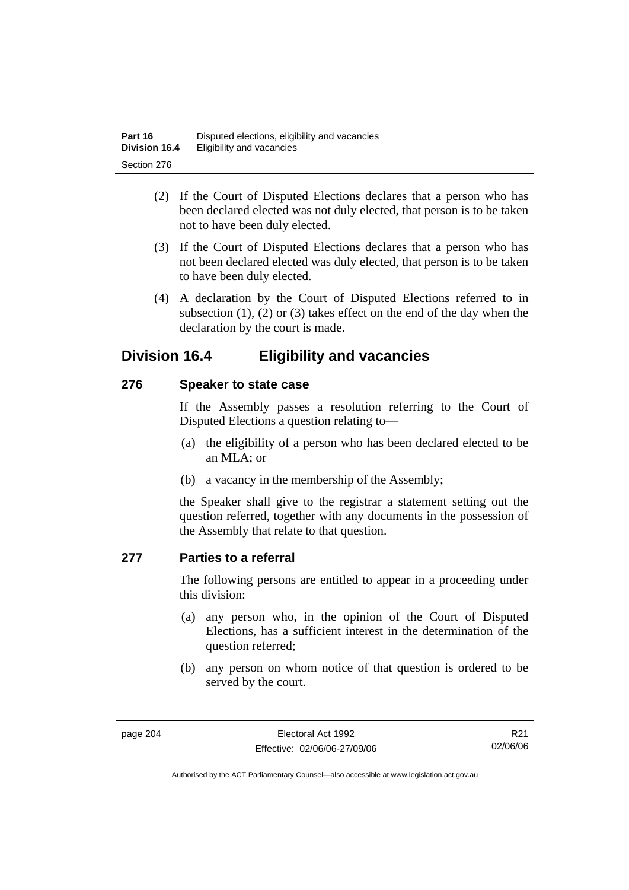(2) If the Court of Disputed Elections declares that a person who has been declared elected was not duly elected, that person is to be taken not to have been duly elected.

(3) If the Court of Disputed Elections declares that a person who has not been declared elected was duly elected, that person is to be taken to have been duly elected.

(4) A declaration by the Court of Disputed Elections referred to in subsection (1), (2) or (3) takes effect on the end of the day when the declaration by the court is made.

## Division 16.4 Eligibility and vacancies

### 276 Speaker to state case

If the Assembly passes a resolution referring to the Court of Disputed Elections a question relating to—

(a) the eligibility of a person who has been declared elected to be an MLA; or

(b) a vacancy in the membership of the Assembly;

the Speaker shall give to the registrar a statement setting out the question referred, together with any documents in the possession of the Assembly that relate to that question.

### 277 Parties to a referral

The following persons are entitled to appear in a proceeding under this division:

(a) any person who, in the opinion of the Court of Disputed Elections, has a sufficient interest in the determination of the question referred;

(b) any person on whom notice of that question is ordered to be served by the court.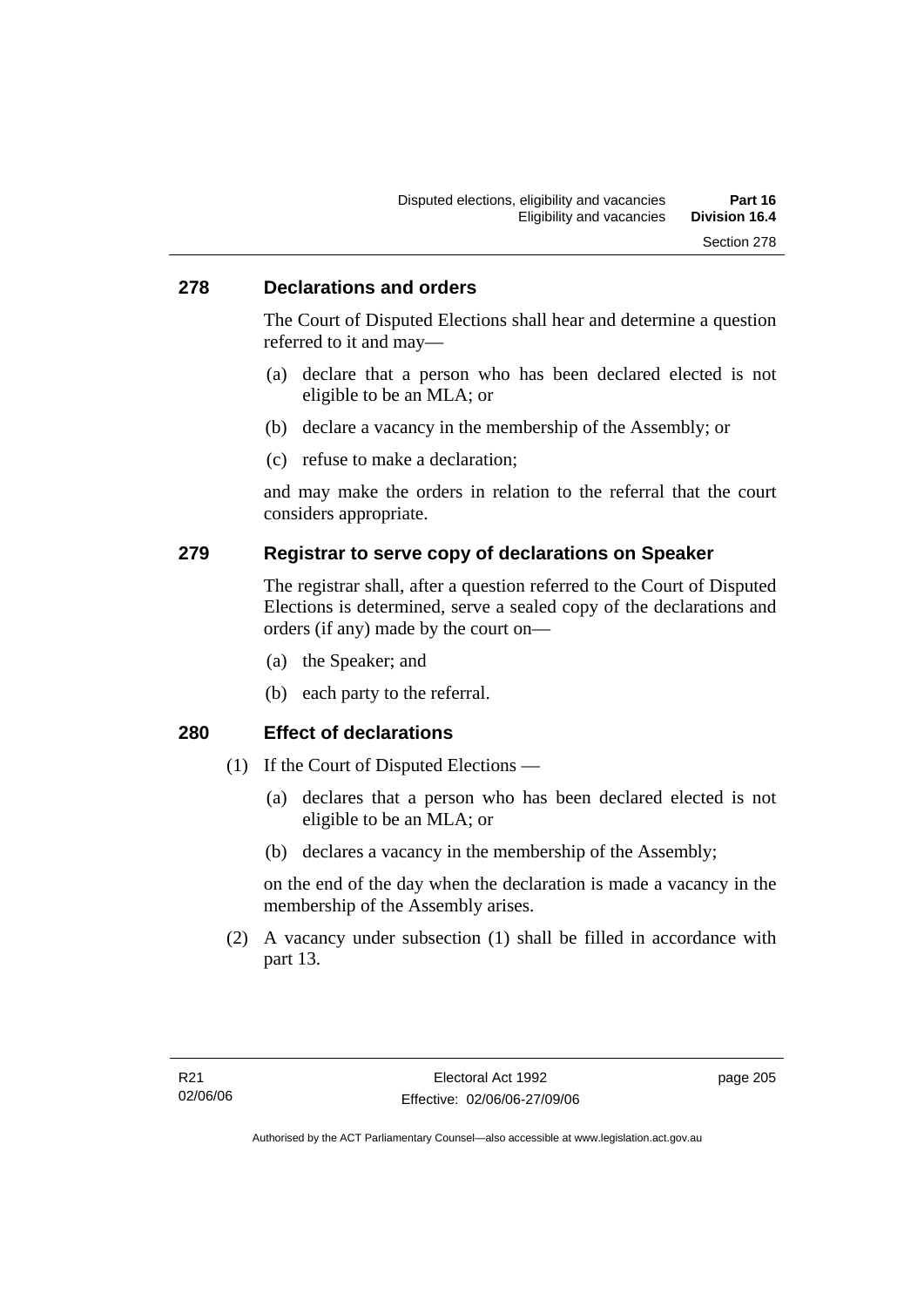### 278 Declarations and orders

The Court of Disputed Elections shall hear and determine a question referred to it and may—

(a) declare that a person who has been declared elected is not eligible to be an MLA; or

(b) declare a vacancy in the membership of the Assembly; or

(c) refuse to make a declaration;

and may make the orders in relation to the referral that the court considers appropriate.

### 279 Registrar to serve copy of declarations on Speaker

The registrar shall, after a question referred to the Court of Disputed Elections is determined, serve a sealed copy of the declarations and orders (if any) made by the court on—

(a) the Speaker; and

(b) each party to the referral.

### 280 Effect of declarations

(1) If the Court of Disputed Elections —

(a) declares that a person who has been declared elected is not eligible to be an MLA; or

(b) declares a vacancy in the membership of the Assembly;

on the end of the day when the declaration is made a vacancy in the membership of the Assembly arises.

(2) A vacancy under subsection (1) shall be filled in accordance with part 13.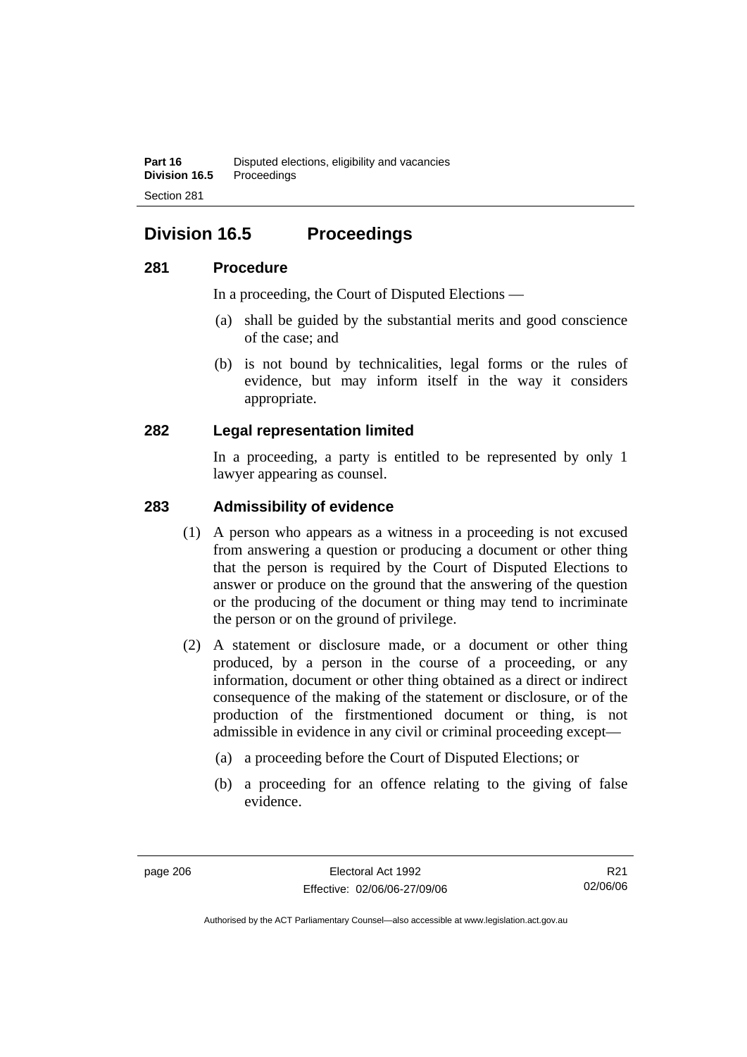## Division 16.5 Proceedings

### 281 Procedure

In a proceeding, the Court of Disputed Elections —

(a) shall be guided by the substantial merits and good conscience of the case; and

(b) is not bound by technicalities, legal forms or the rules of evidence, but may inform itself in the way it considers appropriate.

### 282 Legal representation limited

In a proceeding, a party is entitled to be represented by only 1 lawyer appearing as counsel.

### 283 Admissibility of evidence

(1) A person who appears as a witness in a proceeding is not excused from answering a question or producing a document or other thing that the person is required by the Court of Disputed Elections to answer or produce on the ground that the answering of the question or the producing of the document or thing may tend to incriminate the person or on the ground of privilege.

(2) A statement or disclosure made, or a document or other thing produced, by a person in the course of a proceeding, or any information, document or other thing obtained as a direct or indirect consequence of the making of the statement or disclosure, or of the production of the firstmentioned document or thing, is not admissible in evidence in any civil or criminal proceeding except—

(a) a proceeding before the Court of Disputed Elections; or

(b) a proceeding for an offence relating to the giving of false evidence.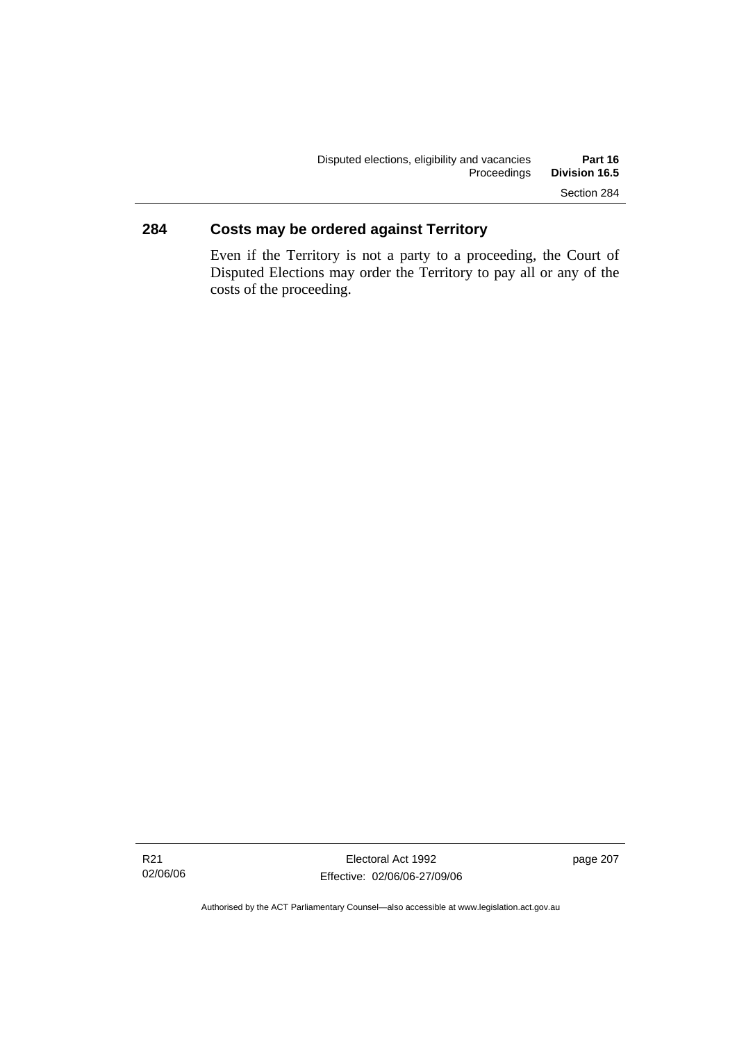## 284 Costs may be ordered against Territory

Even if the Territory is not a party to a proceeding, the Court of Disputed Elections may order the Territory to pay all or any of the costs of the proceeding.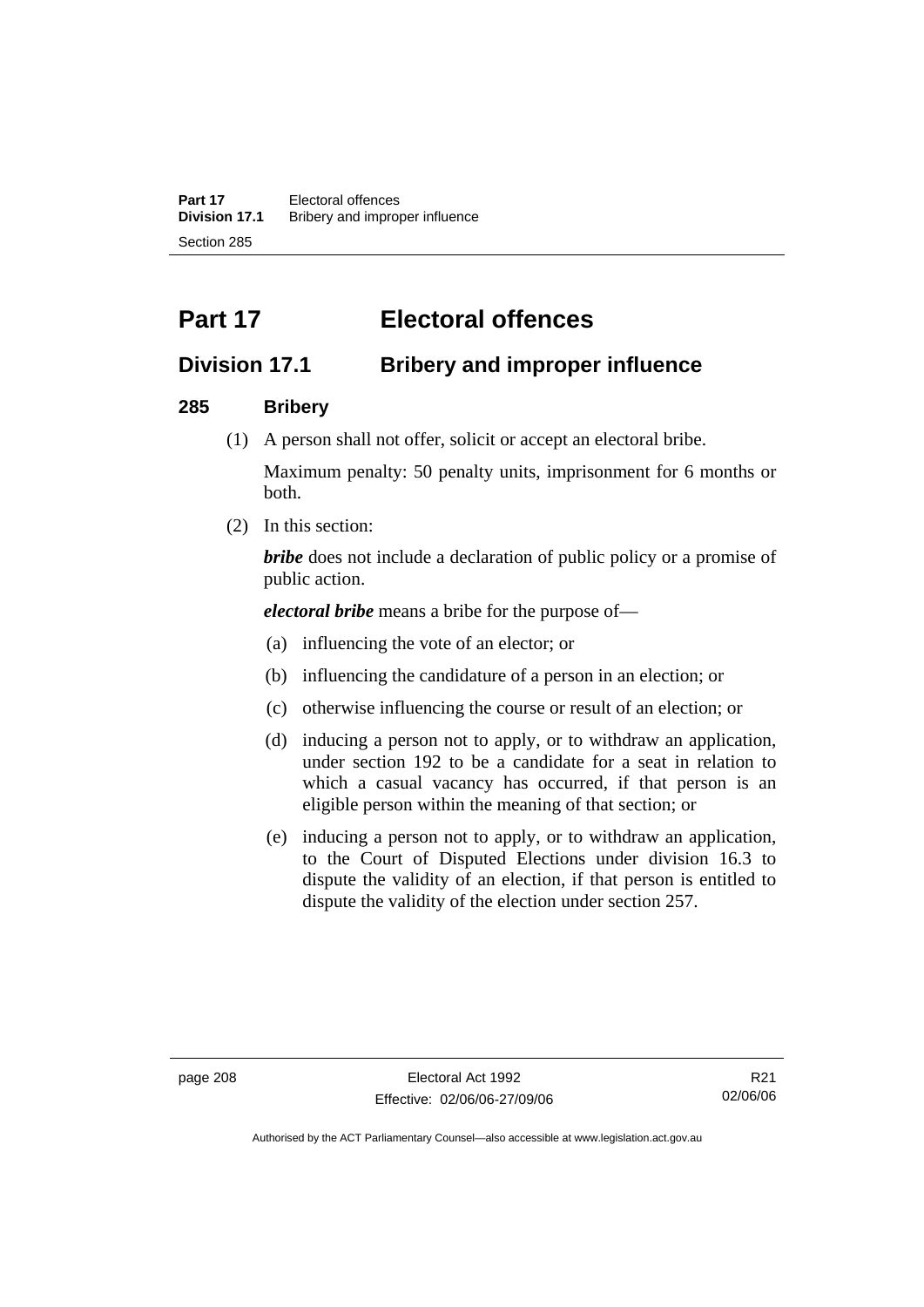# Part 17 Electoral offences

## Division 17.1 Bribery and improper influence

### 285 Bribery

(1) A person shall not offer, solicit or accept an electoral bribe.

Maximum penalty: 50 penalty units, imprisonment for 6 months or both.

(2) In this section:

***bribe*** does not include a declaration of public policy or a promise of public action.

***electoral bribe*** means a bribe for the purpose of—

(a) influencing the vote of an elector; or

(b) influencing the candidature of a person in an election; or

(c) otherwise influencing the course or result of an election; or

(d) inducing a person not to apply, or to withdraw an application, under section 192 to be a candidate for a seat in relation to which a casual vacancy has occurred, if that person is an eligible person within the meaning of that section; or

(e) inducing a person not to apply, or to withdraw an application, to the Court of Disputed Elections under division 16.3 to dispute the validity of an election, if that person is entitled to dispute the validity of the election under section 257.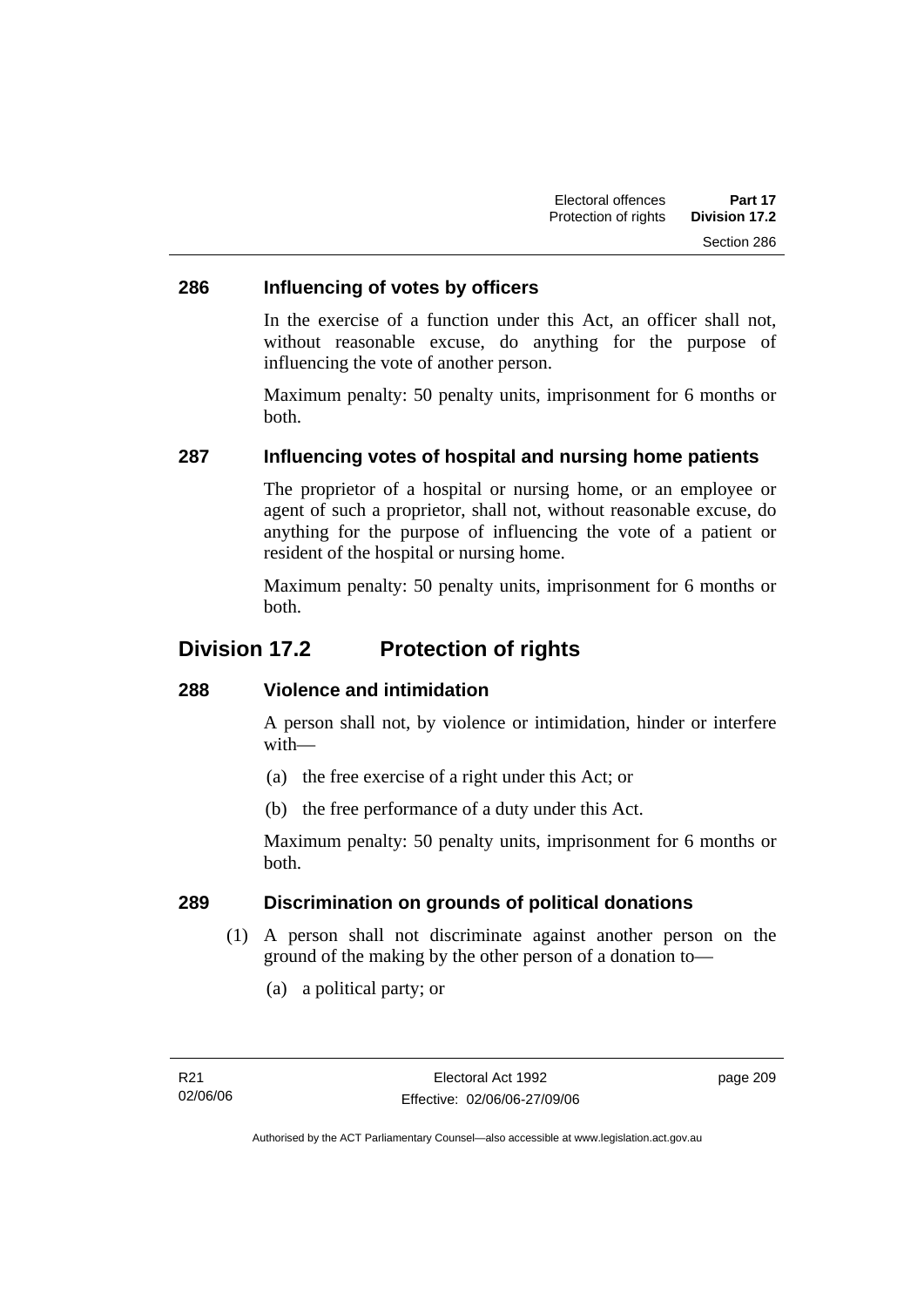### 286 Influencing of votes by officers

In the exercise of a function under this Act, an officer shall not, without reasonable excuse, do anything for the purpose of influencing the vote of another person.

Maximum penalty: 50 penalty units, imprisonment for 6 months or both.

### 287 Influencing votes of hospital and nursing home patients

The proprietor of a hospital or nursing home, or an employee or agent of such a proprietor, shall not, without reasonable excuse, do anything for the purpose of influencing the vote of a patient or resident of the hospital or nursing home.

Maximum penalty: 50 penalty units, imprisonment for 6 months or both.

## Division 17.2 Protection of rights

### 288 Violence and intimidation

A person shall not, by violence or intimidation, hinder or interfere with—

(a) the free exercise of a right under this Act; or

(b) the free performance of a duty under this Act.

Maximum penalty: 50 penalty units, imprisonment for 6 months or both.

### 289 Discrimination on grounds of political donations

(1) A person shall not discriminate against another person on the ground of the making by the other person of a donation to—

(a) a political party; or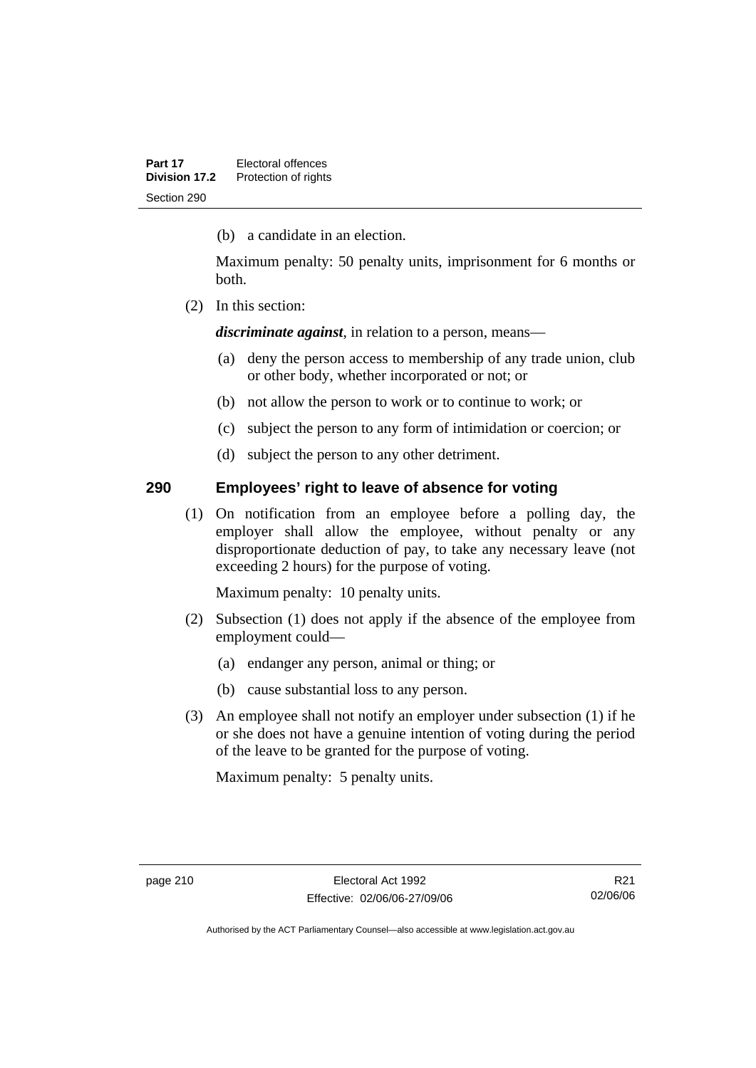(b) a candidate in an election.

Maximum penalty: 50 penalty units, imprisonment for 6 months or both.

(2) In this section:

***discriminate against***, in relation to a person, means—

(a) deny the person access to membership of any trade union, club or other body, whether incorporated or not; or

(b) not allow the person to work or to continue to work; or

(c) subject the person to any form of intimidation or coercion; or

(d) subject the person to any other detriment.

## 290 Employees' right to leave of absence for voting

(1) On notification from an employee before a polling day, the employer shall allow the employee, without penalty or any disproportionate deduction of pay, to take any necessary leave (not exceeding 2 hours) for the purpose of voting.

Maximum penalty: 10 penalty units.

(2) Subsection (1) does not apply if the absence of the employee from employment could—

(a) endanger any person, animal or thing; or

(b) cause substantial loss to any person.

(3) An employee shall not notify an employer under subsection (1) if he or she does not have a genuine intention of voting during the period of the leave to be granted for the purpose of voting.

Maximum penalty: 5 penalty units.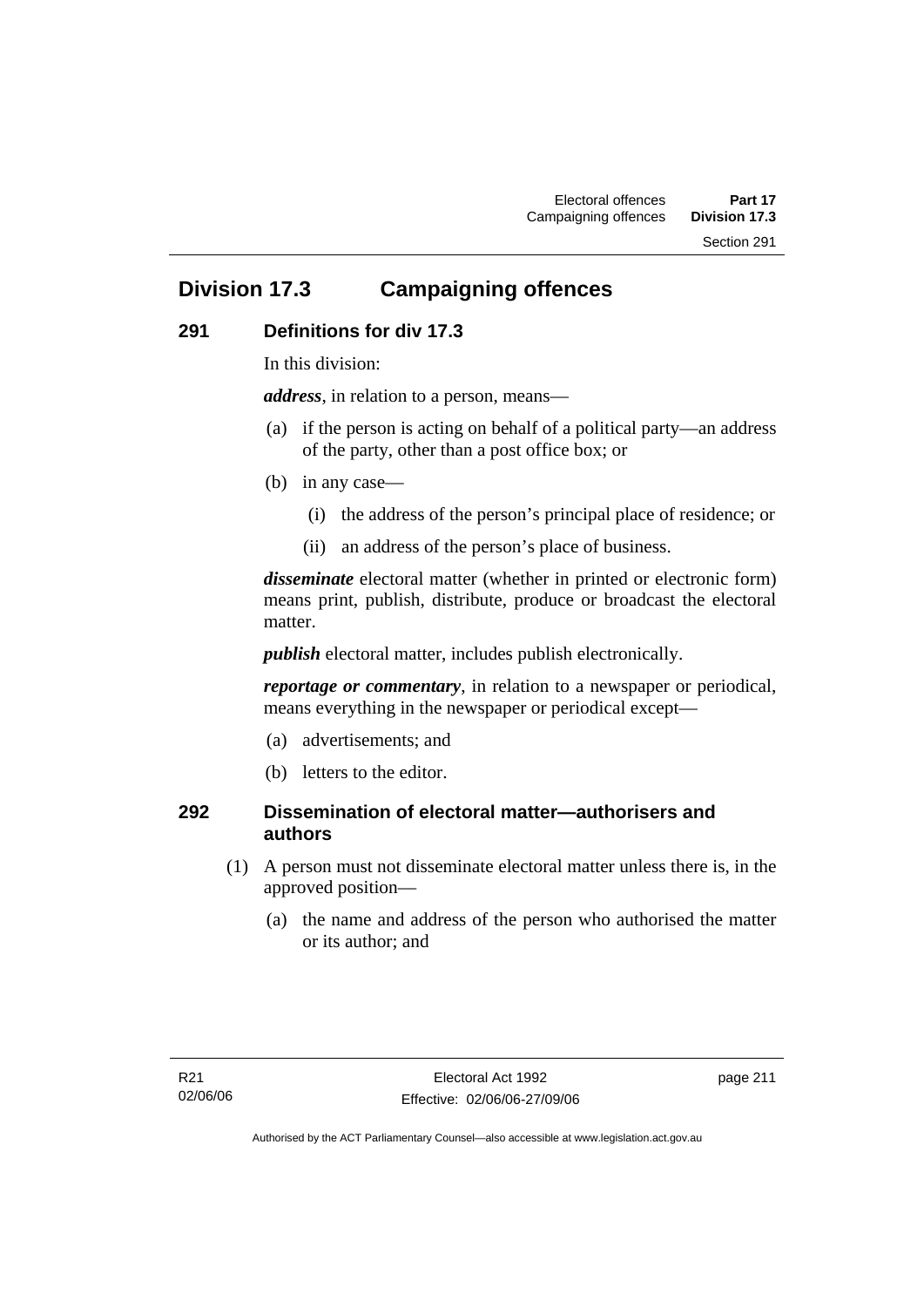## Division 17.3 Campaigning offences

### 291 Definitions for div 17.3

In this division:

***address***, in relation to a person, means—

(a) if the person is acting on behalf of a political party—an address of the party, other than a post office box; or

(b) in any case—

(i) the address of the person's principal place of residence; or

(ii) an address of the person's place of business.

***disseminate*** electoral matter (whether in printed or electronic form) means print, publish, distribute, produce or broadcast the electoral matter.

***publish*** electoral matter, includes publish electronically.

***reportage or commentary***, in relation to a newspaper or periodical, means everything in the newspaper or periodical except—

(a) advertisements; and

(b) letters to the editor.

### 292 Dissemination of electoral matter—authorisers and authors

(1) A person must not disseminate electoral matter unless there is, in the approved position—

(a) the name and address of the person who authorised the matter or its author; and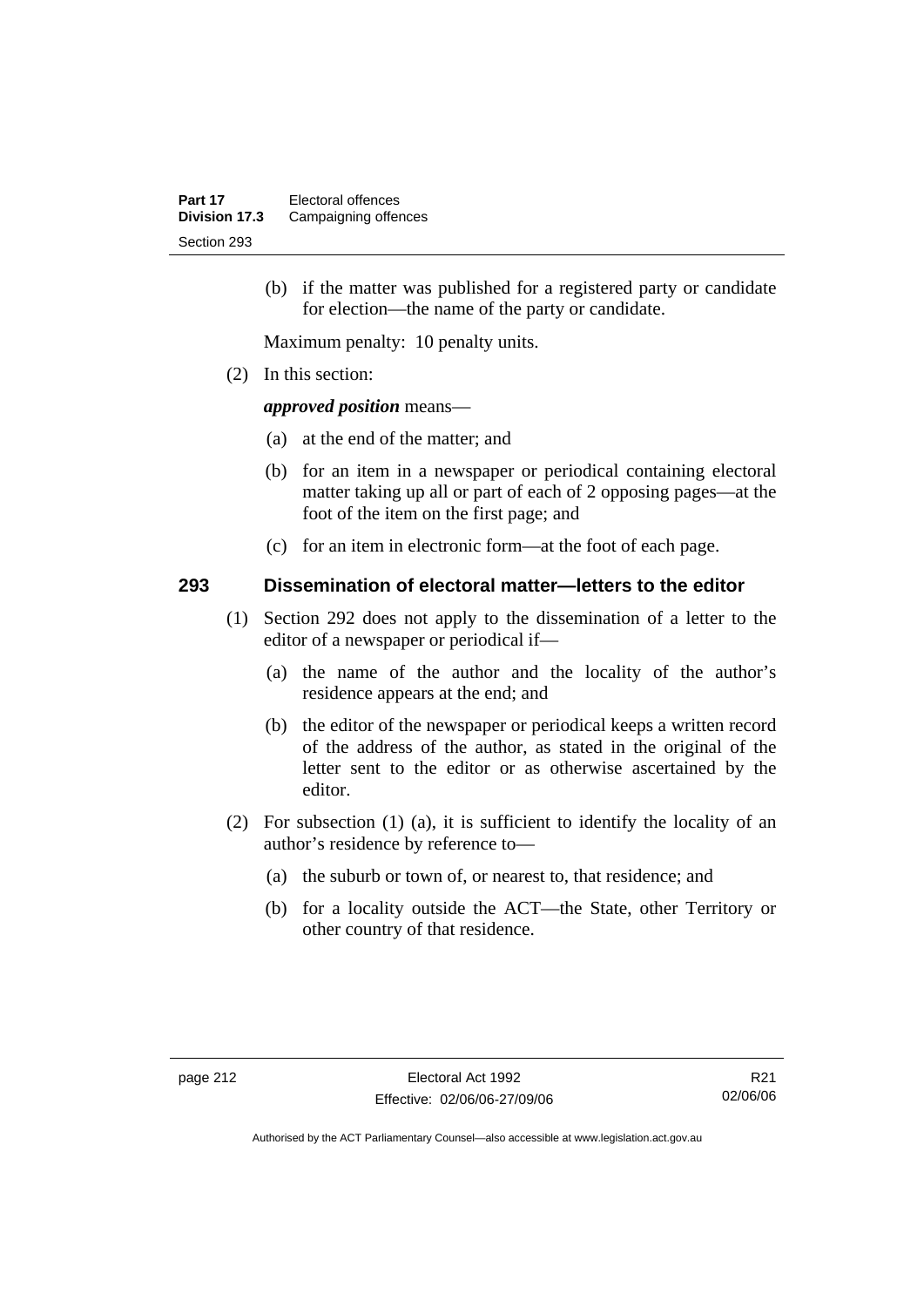(b) if the matter was published for a registered party or candidate for election—the name of the party or candidate.

Maximum penalty: 10 penalty units.

(2) In this section:

***approved position*** means—

(a) at the end of the matter; and

(b) for an item in a newspaper or periodical containing electoral matter taking up all or part of each of 2 opposing pages—at the foot of the item on the first page; and

(c) for an item in electronic form—at the foot of each page.

### 293 Dissemination of electoral matter—letters to the editor

(1) Section 292 does not apply to the dissemination of a letter to the editor of a newspaper or periodical if—

(a) the name of the author and the locality of the author's residence appears at the end; and

(b) the editor of the newspaper or periodical keeps a written record of the address of the author, as stated in the original of the letter sent to the editor or as otherwise ascertained by the editor.

(2) For subsection (1) (a), it is sufficient to identify the locality of an author's residence by reference to—

(a) the suburb or town of, or nearest to, that residence; and

(b) for a locality outside the ACT—the State, other Territory or other country of that residence.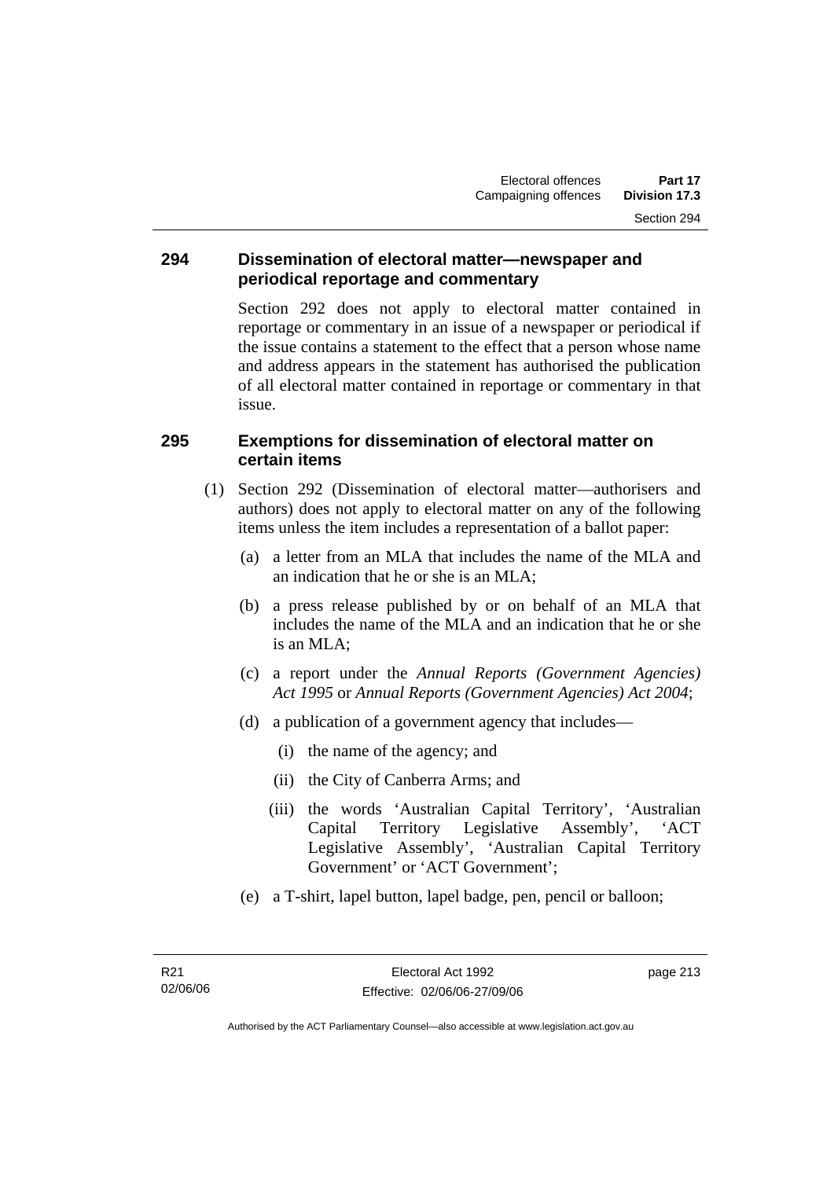### 294 Dissemination of electoral matter—newspaper and periodical reportage and commentary

Section 292 does not apply to electoral matter contained in reportage or commentary in an issue of a newspaper or periodical if the issue contains a statement to the effect that a person whose name and address appears in the statement has authorised the publication of all electoral matter contained in reportage or commentary in that issue.

### 295 Exemptions for dissemination of electoral matter on certain items

(1) Section 292 (Dissemination of electoral matter—authorisers and authors) does not apply to electoral matter on any of the following items unless the item includes a representation of a ballot paper:

(a) a letter from an MLA that includes the name of the MLA and an indication that he or she is an MLA;

(b) a press release published by or on behalf of an MLA that includes the name of the MLA and an indication that he or she is an MLA;

(c) a report under the *Annual Reports (Government Agencies) Act 1995* or *Annual Reports (Government Agencies) Act 2004*;

(d) a publication of a government agency that includes—

(i) the name of the agency; and

(ii) the City of Canberra Arms; and

(iii) the words 'Australian Capital Territory', 'Australian Capital Territory Legislative Assembly', 'ACT Legislative Assembly', 'Australian Capital Territory Government' or 'ACT Government';

(e) a T-shirt, lapel button, lapel badge, pen, pencil or balloon;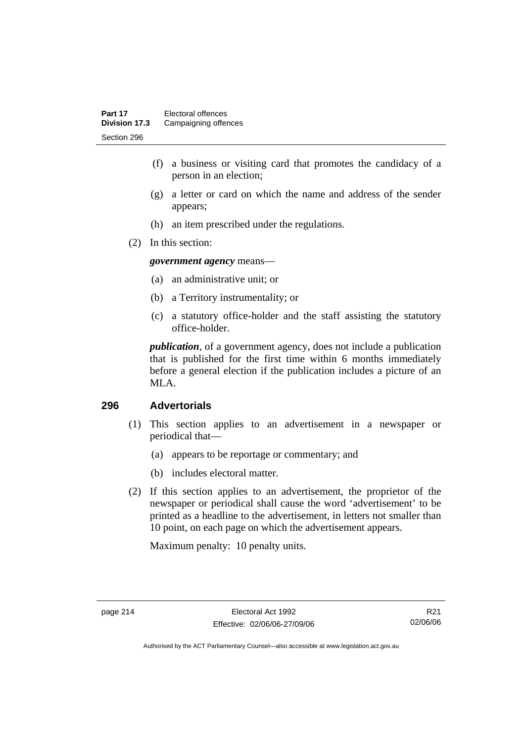(f) a business or visiting card that promotes the candidacy of a person in an election;

(g) a letter or card on which the name and address of the sender appears;

(h) an item prescribed under the regulations.

(2) In this section:

***government agency*** means—

(a) an administrative unit; or

(b) a Territory instrumentality; or

(c) a statutory office-holder and the staff assisting the statutory office-holder.

***publication***, of a government agency, does not include a publication that is published for the first time within 6 months immediately before a general election if the publication includes a picture of an MLA.

## 296 Advertorials

(1) This section applies to an advertisement in a newspaper or periodical that—

(a) appears to be reportage or commentary; and

(b) includes electoral matter.

(2) If this section applies to an advertisement, the proprietor of the newspaper or periodical shall cause the word 'advertisement' to be printed as a headline to the advertisement, in letters not smaller than 10 point, on each page on which the advertisement appears.

Maximum penalty: 10 penalty units.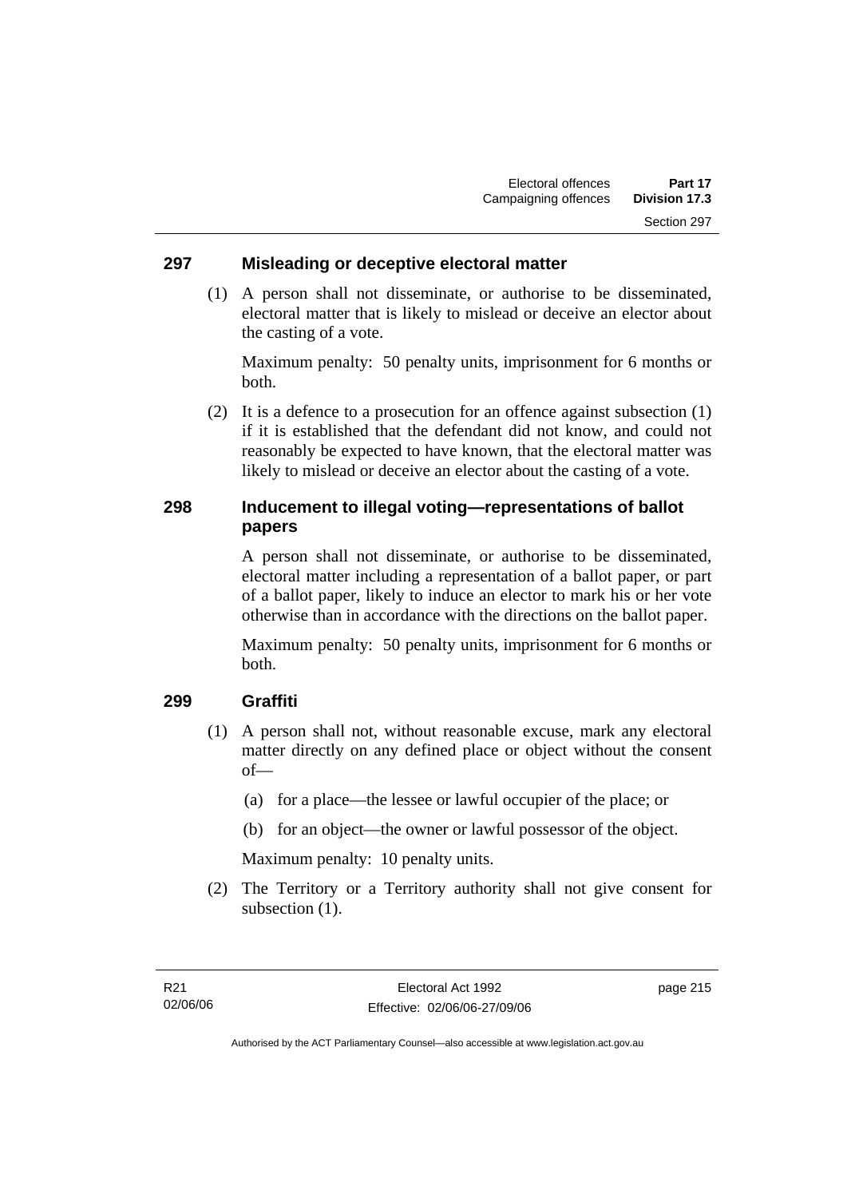## 297 Misleading or deceptive electoral matter

(1) A person shall not disseminate, or authorise to be disseminated, electoral matter that is likely to mislead or deceive an elector about the casting of a vote.

Maximum penalty: 50 penalty units, imprisonment for 6 months or both.

(2) It is a defence to a prosecution for an offence against subsection (1) if it is established that the defendant did not know, and could not reasonably be expected to have known, that the electoral matter was likely to mislead or deceive an elector about the casting of a vote.

## 298 Inducement to illegal voting—representations of ballot papers

A person shall not disseminate, or authorise to be disseminated, electoral matter including a representation of a ballot paper, or part of a ballot paper, likely to induce an elector to mark his or her vote otherwise than in accordance with the directions on the ballot paper.

Maximum penalty: 50 penalty units, imprisonment for 6 months or both.

## 299 Graffiti

(1) A person shall not, without reasonable excuse, mark any electoral matter directly on any defined place or object without the consent of—

(a) for a place—the lessee or lawful occupier of the place; or

(b) for an object—the owner or lawful possessor of the object.

Maximum penalty: 10 penalty units.

(2) The Territory or a Territory authority shall not give consent for subsection (1).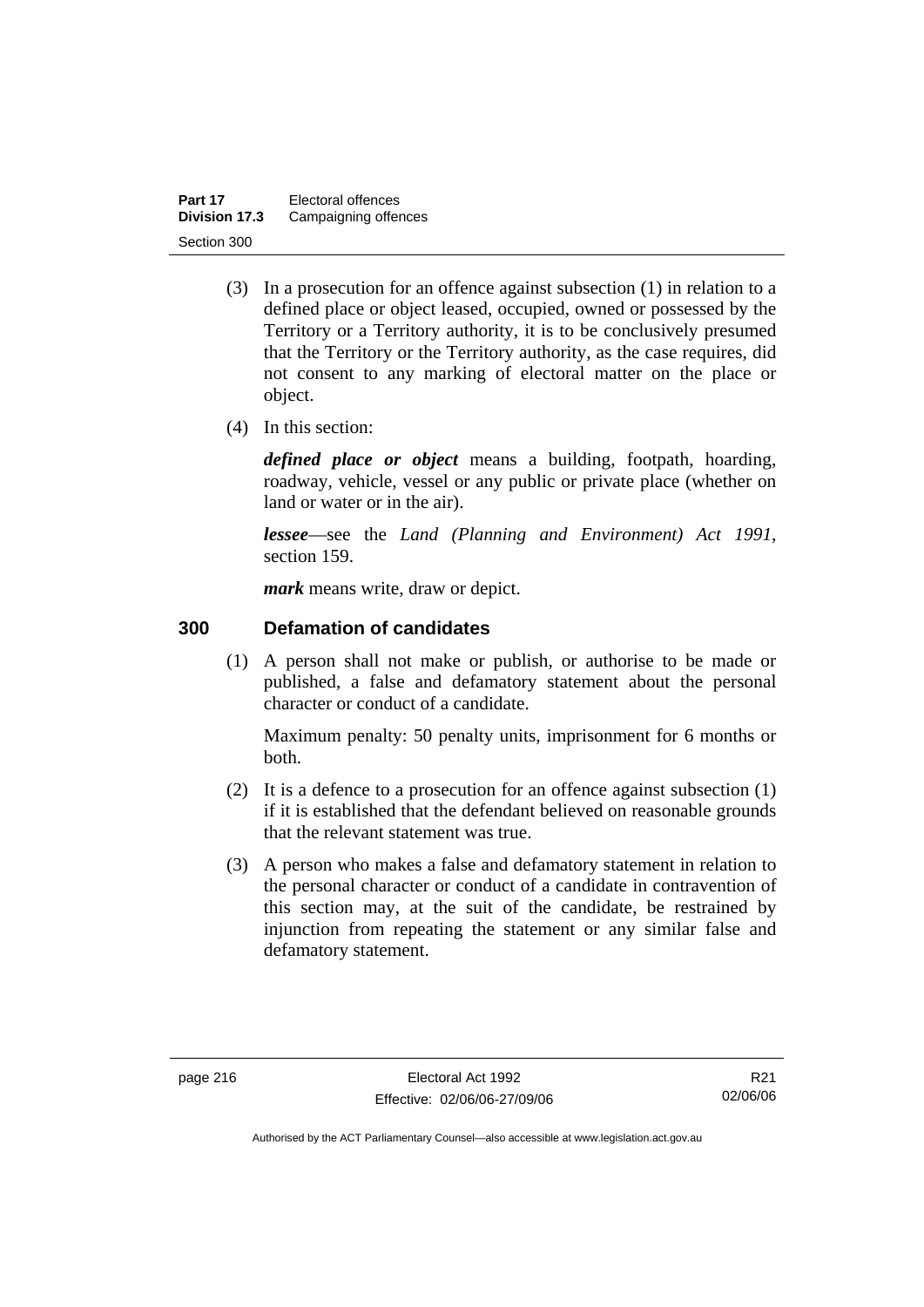(3) In a prosecution for an offence against subsection (1) in relation to a defined place or object leased, occupied, owned or possessed by the Territory or a Territory authority, it is to be conclusively presumed that the Territory or the Territory authority, as the case requires, did not consent to any marking of electoral matter on the place or object.

(4) In this section:

***defined place or object*** means a building, footpath, hoarding, roadway, vehicle, vessel or any public or private place (whether on land or water or in the air).

***lessee***—see the *Land (Planning and Environment) Act 1991*, section 159.

***mark*** means write, draw or depict.

## 300 Defamation of candidates

(1) A person shall not make or publish, or authorise to be made or published, a false and defamatory statement about the personal character or conduct of a candidate.

Maximum penalty: 50 penalty units, imprisonment for 6 months or both.

(2) It is a defence to a prosecution for an offence against subsection (1) if it is established that the defendant believed on reasonable grounds that the relevant statement was true.

(3) A person who makes a false and defamatory statement in relation to the personal character or conduct of a candidate in contravention of this section may, at the suit of the candidate, be restrained by injunction from repeating the statement or any similar false and defamatory statement.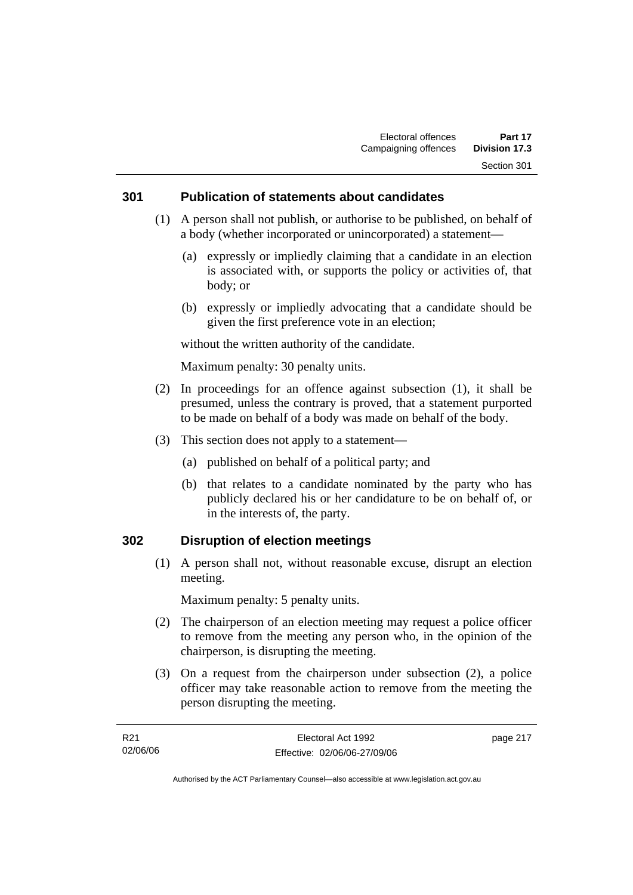## 301 Publication of statements about candidates

(1) A person shall not publish, or authorise to be published, on behalf of a body (whether incorporated or unincorporated) a statement—

(a) expressly or impliedly claiming that a candidate in an election is associated with, or supports the policy or activities of, that body; or

(b) expressly or impliedly advocating that a candidate should be given the first preference vote in an election;

without the written authority of the candidate.

Maximum penalty: 30 penalty units.

(2) In proceedings for an offence against subsection (1), it shall be presumed, unless the contrary is proved, that a statement purported to be made on behalf of a body was made on behalf of the body.

(3) This section does not apply to a statement—

(a) published on behalf of a political party; and

(b) that relates to a candidate nominated by the party who has publicly declared his or her candidature to be on behalf of, or in the interests of, the party.

## 302 Disruption of election meetings

(1) A person shall not, without reasonable excuse, disrupt an election meeting.

Maximum penalty: 5 penalty units.

(2) The chairperson of an election meeting may request a police officer to remove from the meeting any person who, in the opinion of the chairperson, is disrupting the meeting.

(3) On a request from the chairperson under subsection (2), a police officer may take reasonable action to remove from the meeting the person disrupting the meeting.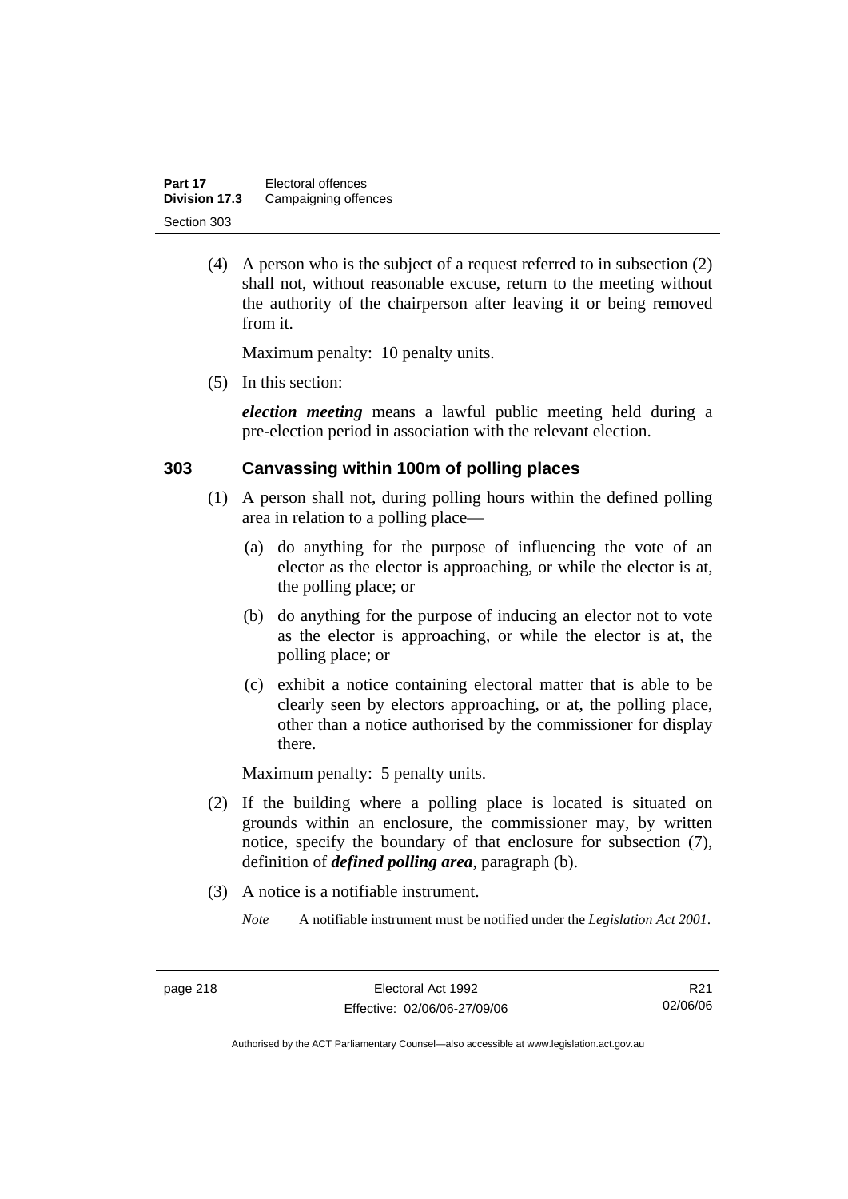(4) A person who is the subject of a request referred to in subsection (2) shall not, without reasonable excuse, return to the meeting without the authority of the chairperson after leaving it or being removed from it.

Maximum penalty: 10 penalty units.

(5) In this section:

***election meeting*** means a lawful public meeting held during a pre-election period in association with the relevant election.

### 303 Canvassing within 100m of polling places

(1) A person shall not, during polling hours within the defined polling area in relation to a polling place—

(a) do anything for the purpose of influencing the vote of an elector as the elector is approaching, or while the elector is at, the polling place; or

(b) do anything for the purpose of inducing an elector not to vote as the elector is approaching, or while the elector is at, the polling place; or

(c) exhibit a notice containing electoral matter that is able to be clearly seen by electors approaching, or at, the polling place, other than a notice authorised by the commissioner for display there.

Maximum penalty: 5 penalty units.

(2) If the building where a polling place is located is situated on grounds within an enclosure, the commissioner may, by written notice, specify the boundary of that enclosure for subsection (7), definition of ***defined polling area***, paragraph (b).

(3) A notice is a notifiable instrument.

*Note* A notifiable instrument must be notified under the *Legislation Act 2001*.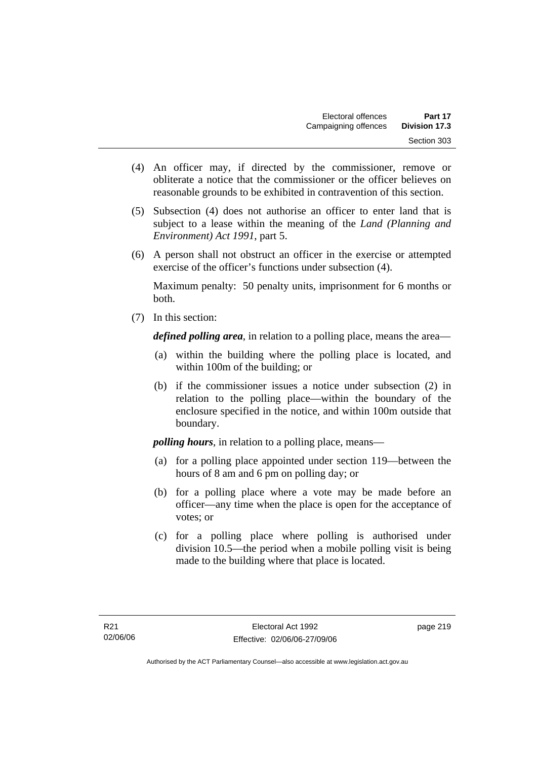(4) An officer may, if directed by the commissioner, remove or obliterate a notice that the commissioner or the officer believes on reasonable grounds to be exhibited in contravention of this section.

(5) Subsection (4) does not authorise an officer to enter land that is subject to a lease within the meaning of the *Land (Planning and Environment) Act 1991*, part 5.

(6) A person shall not obstruct an officer in the exercise or attempted exercise of the officer's functions under subsection (4).

Maximum penalty: 50 penalty units, imprisonment for 6 months or both.

(7) In this section:

***defined polling area***, in relation to a polling place, means the area—

(a) within the building where the polling place is located, and within 100m of the building; or

(b) if the commissioner issues a notice under subsection (2) in relation to the polling place—within the boundary of the enclosure specified in the notice, and within 100m outside that boundary.

***polling hours***, in relation to a polling place, means—

(a) for a polling place appointed under section 119—between the hours of 8 am and 6 pm on polling day; or

(b) for a polling place where a vote may be made before an officer—any time when the place is open for the acceptance of votes; or

(c) for a polling place where polling is authorised under division 10.5—the period when a mobile polling visit is being made to the building where that place is located.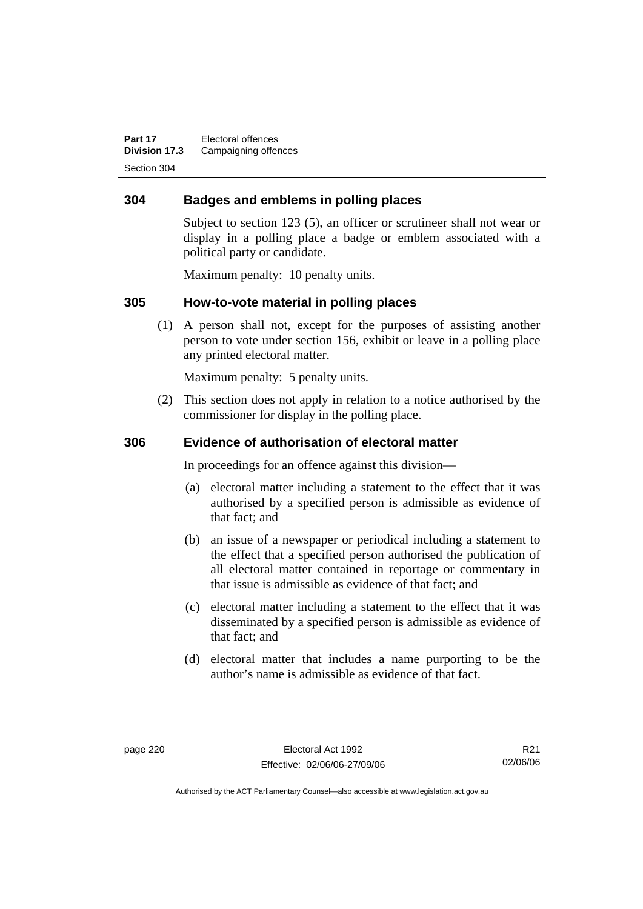## 304 Badges and emblems in polling places

Subject to section 123 (5), an officer or scrutineer shall not wear or display in a polling place a badge or emblem associated with a political party or candidate.

Maximum penalty: 10 penalty units.

## 305 How-to-vote material in polling places

(1) A person shall not, except for the purposes of assisting another person to vote under section 156, exhibit or leave in a polling place any printed electoral matter.

Maximum penalty: 5 penalty units.

(2) This section does not apply in relation to a notice authorised by the commissioner for display in the polling place.

## 306 Evidence of authorisation of electoral matter

In proceedings for an offence against this division—

(a) electoral matter including a statement to the effect that it was authorised by a specified person is admissible as evidence of that fact; and

(b) an issue of a newspaper or periodical including a statement to the effect that a specified person authorised the publication of all electoral matter contained in reportage or commentary in that issue is admissible as evidence of that fact; and

(c) electoral matter including a statement to the effect that it was disseminated by a specified person is admissible as evidence of that fact; and

(d) electoral matter that includes a name purporting to be the author's name is admissible as evidence of that fact.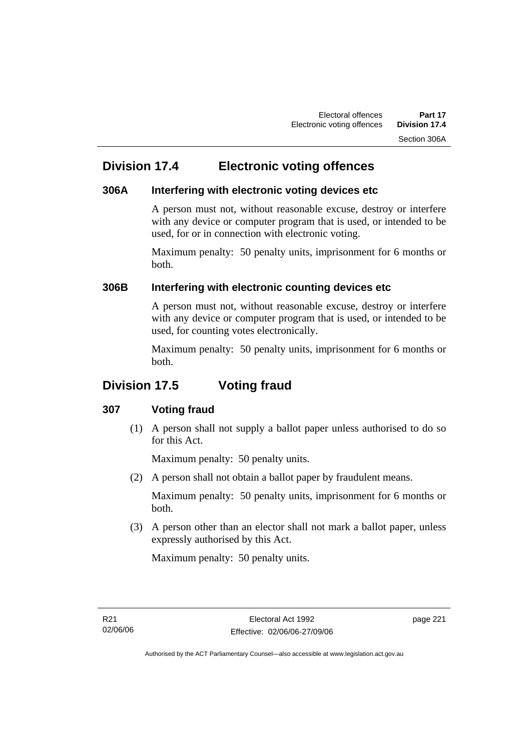## Division 17.4 Electronic voting offences

### 306A Interfering with electronic voting devices etc

A person must not, without reasonable excuse, destroy or interfere with any device or computer program that is used, or intended to be used, for or in connection with electronic voting.

Maximum penalty: 50 penalty units, imprisonment for 6 months or both.

### 306B Interfering with electronic counting devices etc

A person must not, without reasonable excuse, destroy or interfere with any device or computer program that is used, or intended to be used, for counting votes electronically.

Maximum penalty: 50 penalty units, imprisonment for 6 months or both.

## Division 17.5 Voting fraud

### 307 Voting fraud

(1) A person shall not supply a ballot paper unless authorised to do so for this Act.

Maximum penalty: 50 penalty units.

(2) A person shall not obtain a ballot paper by fraudulent means.

Maximum penalty: 50 penalty units, imprisonment for 6 months or both.

(3) A person other than an elector shall not mark a ballot paper, unless expressly authorised by this Act.

Maximum penalty: 50 penalty units.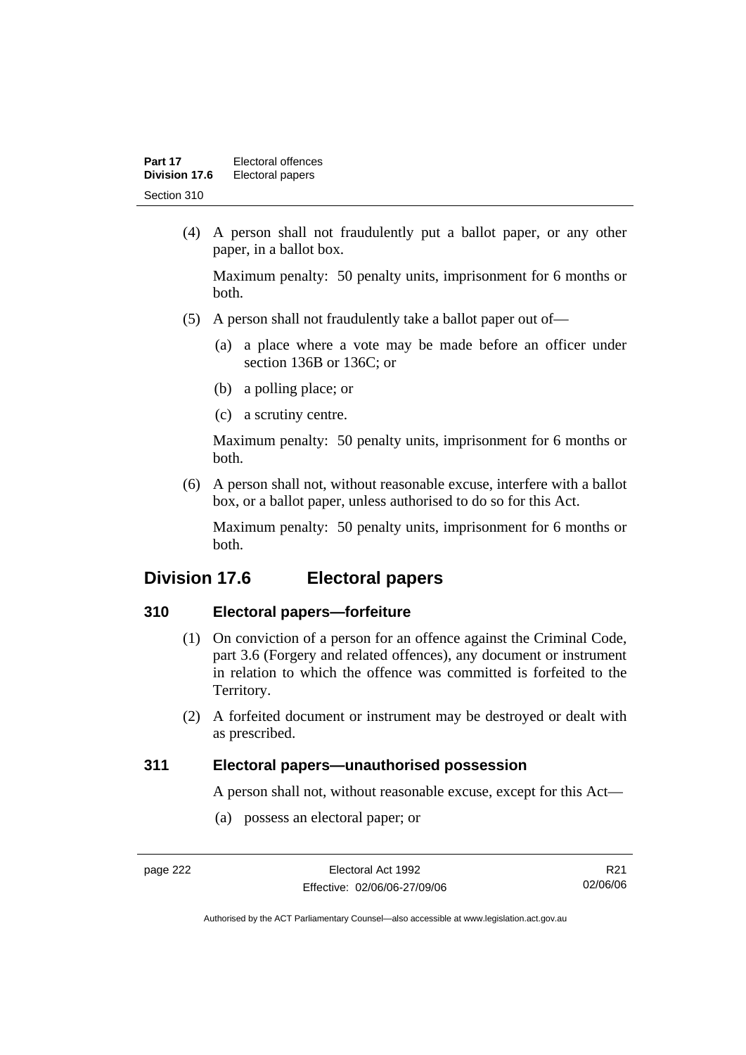(4) A person shall not fraudulently put a ballot paper, or any other paper, in a ballot box.

Maximum penalty: 50 penalty units, imprisonment for 6 months or both.

(5) A person shall not fraudulently take a ballot paper out of—

(a) a place where a vote may be made before an officer under section 136B or 136C; or

(b) a polling place; or

(c) a scrutiny centre.

Maximum penalty: 50 penalty units, imprisonment for 6 months or both.

(6) A person shall not, without reasonable excuse, interfere with a ballot box, or a ballot paper, unless authorised to do so for this Act.

Maximum penalty: 50 penalty units, imprisonment for 6 months or both.

## Division 17.6 Electoral papers

### 310 Electoral papers—forfeiture

(1) On conviction of a person for an offence against the Criminal Code, part 3.6 (Forgery and related offences), any document or instrument in relation to which the offence was committed is forfeited to the Territory.

(2) A forfeited document or instrument may be destroyed or dealt with as prescribed.

### 311 Electoral papers—unauthorised possession

A person shall not, without reasonable excuse, except for this Act—

(a) possess an electoral paper; or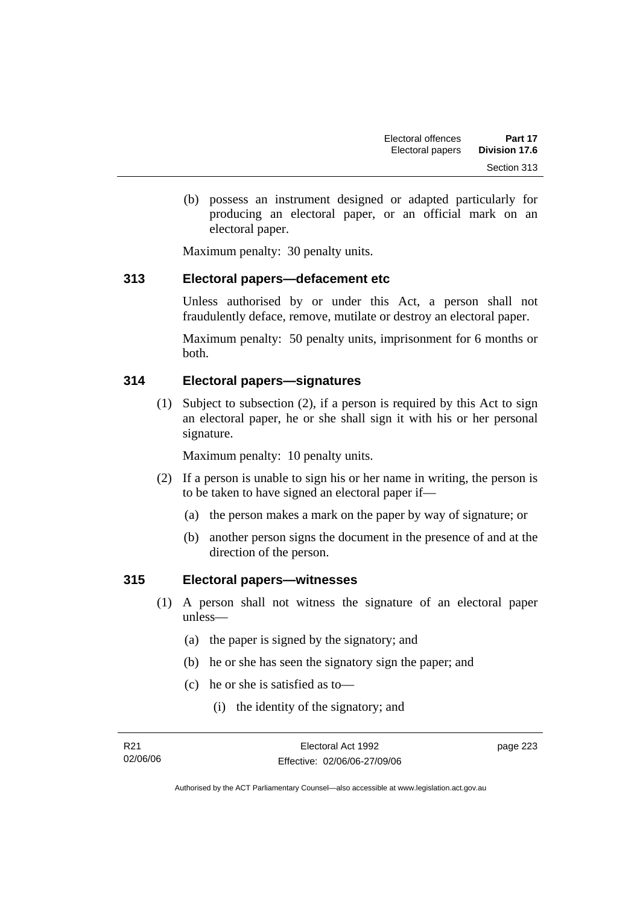(b) possess an instrument designed or adapted particularly for producing an electoral paper, or an official mark on an electoral paper.

Maximum penalty: 30 penalty units.

## 313 Electoral papers—defacement etc

Unless authorised by or under this Act, a person shall not fraudulently deface, remove, mutilate or destroy an electoral paper.

Maximum penalty: 50 penalty units, imprisonment for 6 months or both.

## 314 Electoral papers—signatures

(1) Subject to subsection (2), if a person is required by this Act to sign an electoral paper, he or she shall sign it with his or her personal signature.

Maximum penalty: 10 penalty units.

(2) If a person is unable to sign his or her name in writing, the person is to be taken to have signed an electoral paper if—

(a) the person makes a mark on the paper by way of signature; or

(b) another person signs the document in the presence of and at the direction of the person.

## 315 Electoral papers—witnesses

(1) A person shall not witness the signature of an electoral paper unless—

(a) the paper is signed by the signatory; and

(b) he or she has seen the signatory sign the paper; and

(c) he or she is satisfied as to—

(i) the identity of the signatory; and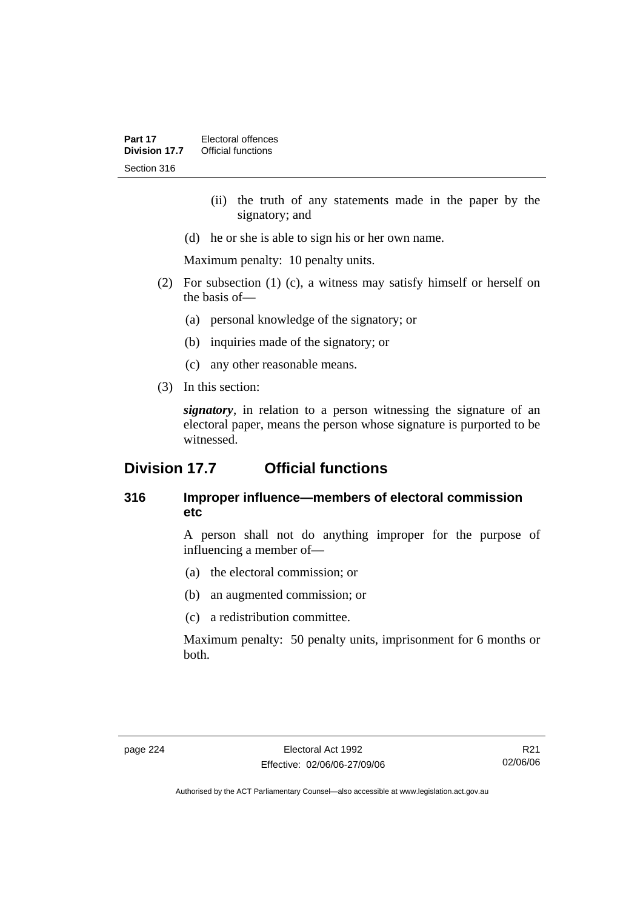(ii) the truth of any statements made in the paper by the signatory; and

(d) he or she is able to sign his or her own name.

Maximum penalty: 10 penalty units.

(2) For subsection (1) (c), a witness may satisfy himself or herself on the basis of—

(a) personal knowledge of the signatory; or

(b) inquiries made of the signatory; or

(c) any other reasonable means.

(3) In this section:

***signatory***, in relation to a person witnessing the signature of an electoral paper, means the person whose signature is purported to be witnessed.

## Division 17.7 Official functions

### 316 Improper influence—members of electoral commission etc

A person shall not do anything improper for the purpose of influencing a member of—

(a) the electoral commission; or

(b) an augmented commission; or

(c) a redistribution committee.

Maximum penalty: 50 penalty units, imprisonment for 6 months or both.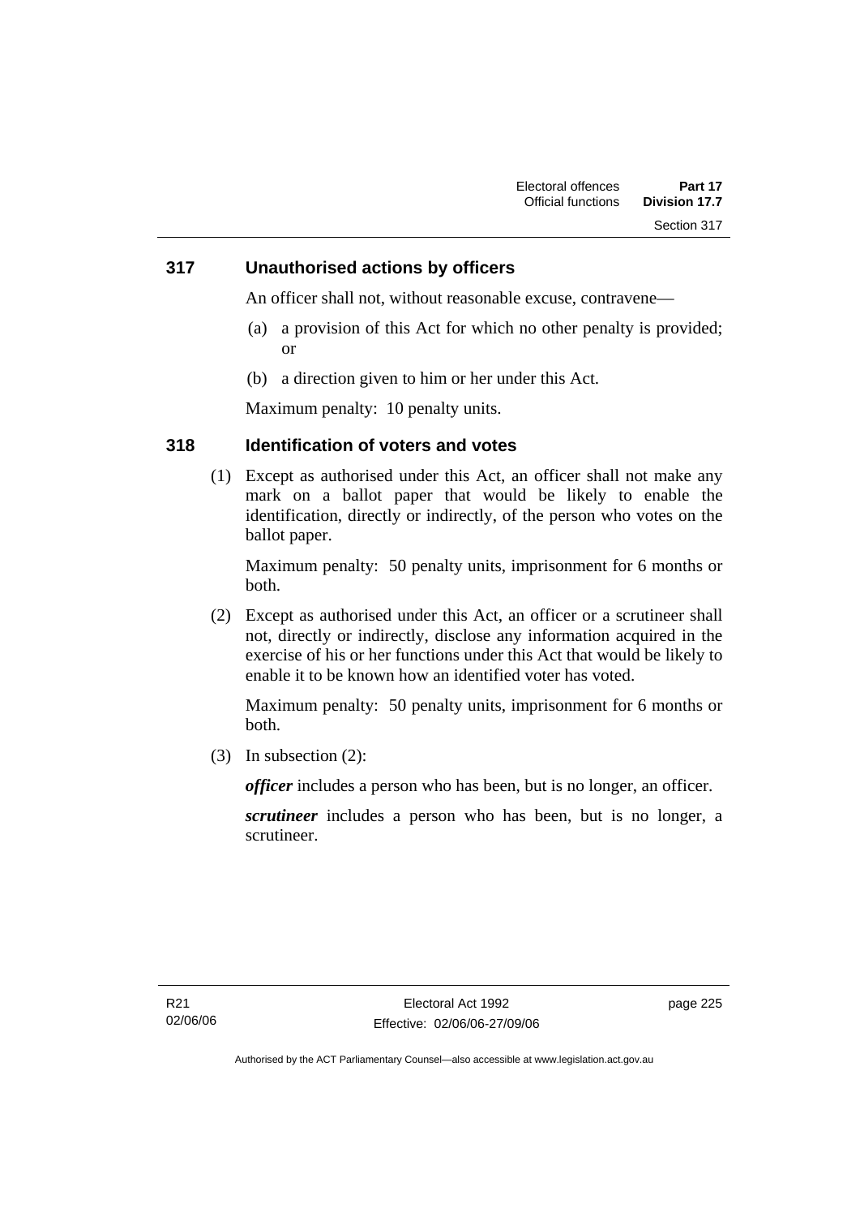## 317 Unauthorised actions by officers

An officer shall not, without reasonable excuse, contravene—

(a) a provision of this Act for which no other penalty is provided; or

(b) a direction given to him or her under this Act.

Maximum penalty: 10 penalty units.

## 318 Identification of voters and votes

(1) Except as authorised under this Act, an officer shall not make any mark on a ballot paper that would be likely to enable the identification, directly or indirectly, of the person who votes on the ballot paper.

Maximum penalty: 50 penalty units, imprisonment for 6 months or both.

(2) Except as authorised under this Act, an officer or a scrutineer shall not, directly or indirectly, disclose any information acquired in the exercise of his or her functions under this Act that would be likely to enable it to be known how an identified voter has voted.

Maximum penalty: 50 penalty units, imprisonment for 6 months or both.

(3) In subsection (2):

***officer*** includes a person who has been, but is no longer, an officer.

***scrutineer*** includes a person who has been, but is no longer, a scrutineer.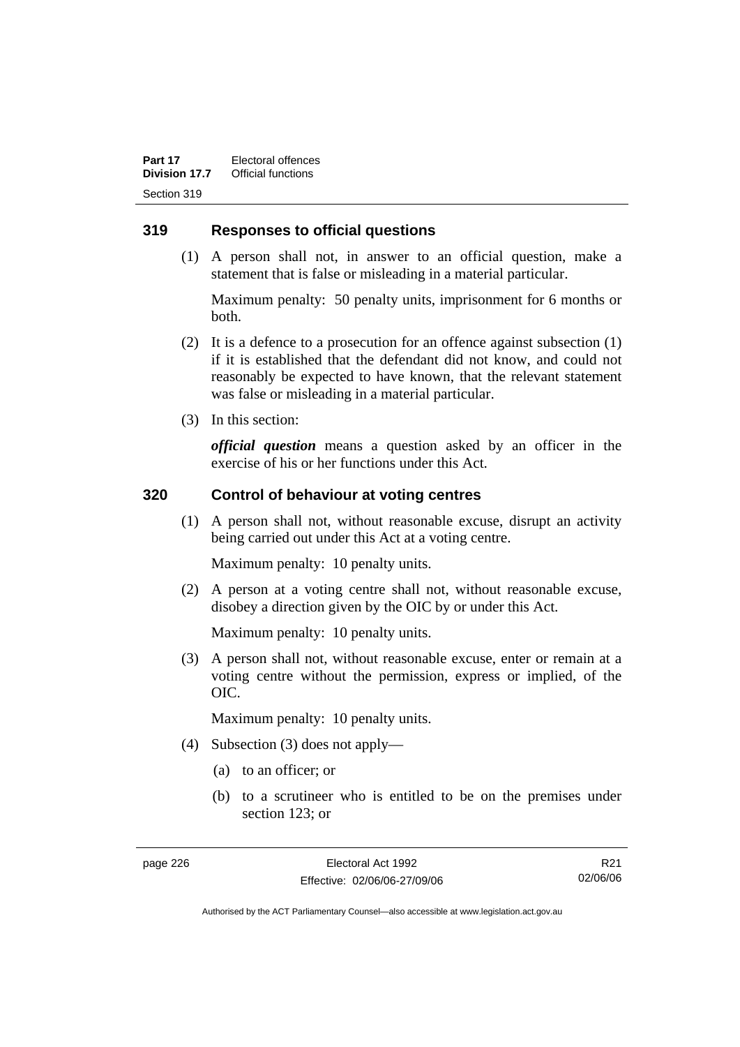## 319 Responses to official questions

(1) A person shall not, in answer to an official question, make a statement that is false or misleading in a material particular.

Maximum penalty: 50 penalty units, imprisonment for 6 months or both.

(2) It is a defence to a prosecution for an offence against subsection (1) if it is established that the defendant did not know, and could not reasonably be expected to have known, that the relevant statement was false or misleading in a material particular.

(3) In this section:

***official question*** means a question asked by an officer in the exercise of his or her functions under this Act.

## 320 Control of behaviour at voting centres

(1) A person shall not, without reasonable excuse, disrupt an activity being carried out under this Act at a voting centre.

Maximum penalty: 10 penalty units.

(2) A person at a voting centre shall not, without reasonable excuse, disobey a direction given by the OIC by or under this Act.

Maximum penalty: 10 penalty units.

(3) A person shall not, without reasonable excuse, enter or remain at a voting centre without the permission, express or implied, of the OIC.

Maximum penalty: 10 penalty units.

(4) Subsection (3) does not apply—

(a) to an officer; or

(b) to a scrutineer who is entitled to be on the premises under section 123; or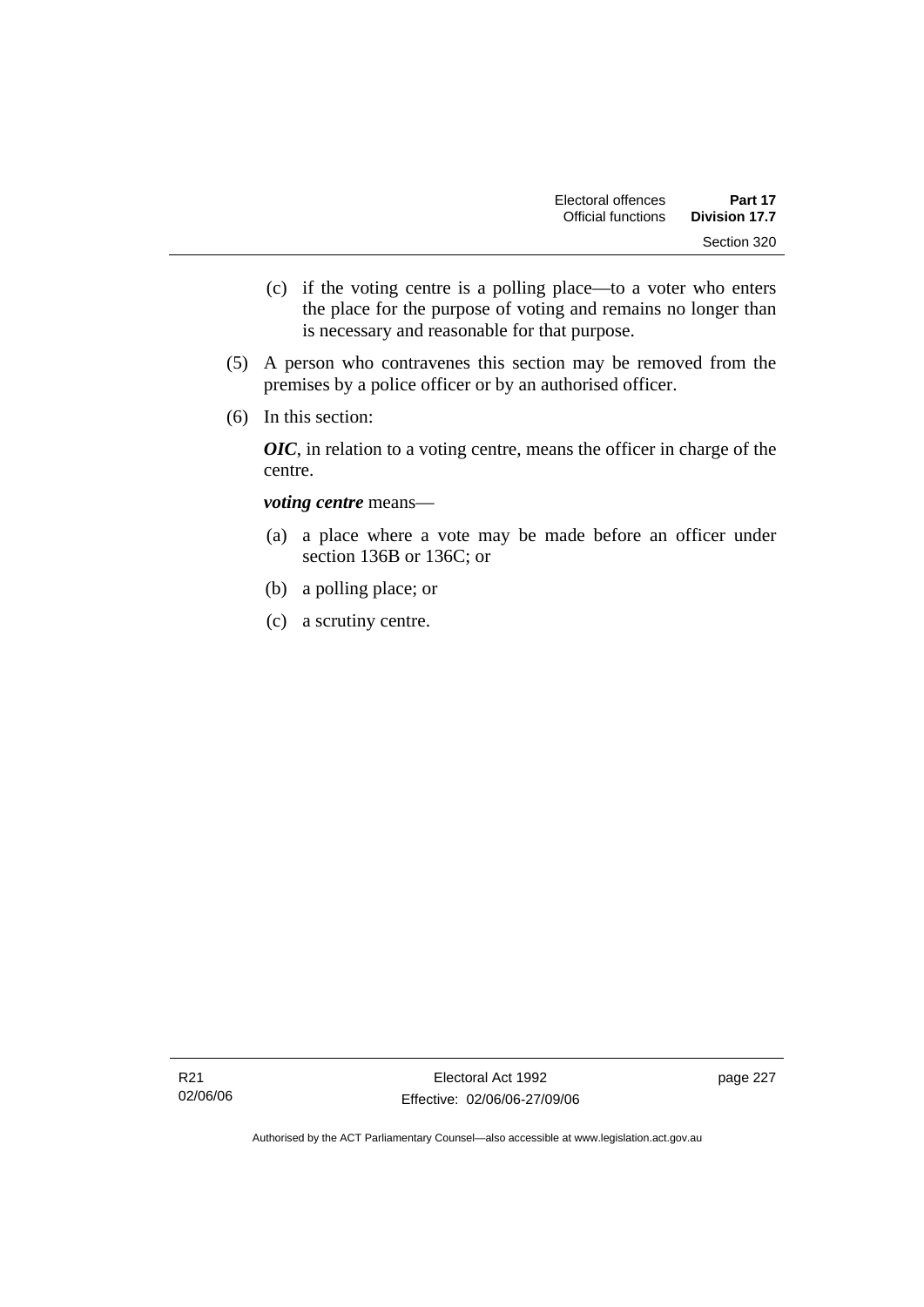(c) if the voting centre is a polling place—to a voter who enters the place for the purpose of voting and remains no longer than is necessary and reasonable for that purpose.

(5) A person who contravenes this section may be removed from the premises by a police officer or by an authorised officer.

(6) In this section:

***OIC***, in relation to a voting centre, means the officer in charge of the centre.

***voting centre*** means—

(a) a place where a vote may be made before an officer under section 136B or 136C; or

(b) a polling place; or

(c) a scrutiny centre.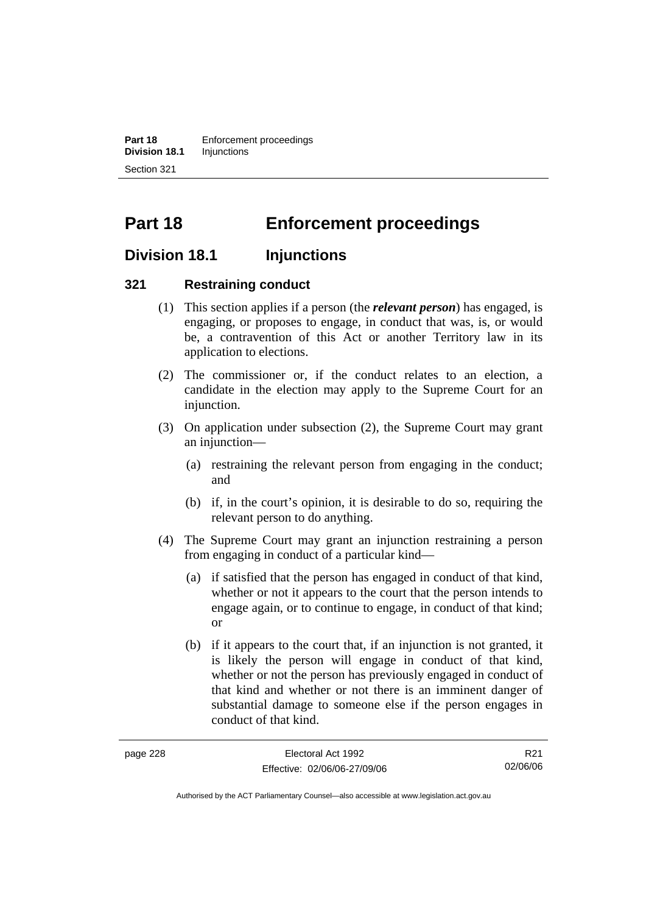# Part 18 Enforcement proceedings

## Division 18.1 Injunctions

### 321 Restraining conduct

(1) This section applies if a person (the ***relevant person***) has engaged, is engaging, or proposes to engage, in conduct that was, is, or would be, a contravention of this Act or another Territory law in its application to elections.

(2) The commissioner or, if the conduct relates to an election, a candidate in the election may apply to the Supreme Court for an injunction.

(3) On application under subsection (2), the Supreme Court may grant an injunction—

(a) restraining the relevant person from engaging in the conduct; and

(b) if, in the court's opinion, it is desirable to do so, requiring the relevant person to do anything.

(4) The Supreme Court may grant an injunction restraining a person from engaging in conduct of a particular kind—

(a) if satisfied that the person has engaged in conduct of that kind, whether or not it appears to the court that the person intends to engage again, or to continue to engage, in conduct of that kind; or

(b) if it appears to the court that, if an injunction is not granted, it is likely the person will engage in conduct of that kind, whether or not the person has previously engaged in conduct of that kind and whether or not there is an imminent danger of substantial damage to someone else if the person engages in conduct of that kind.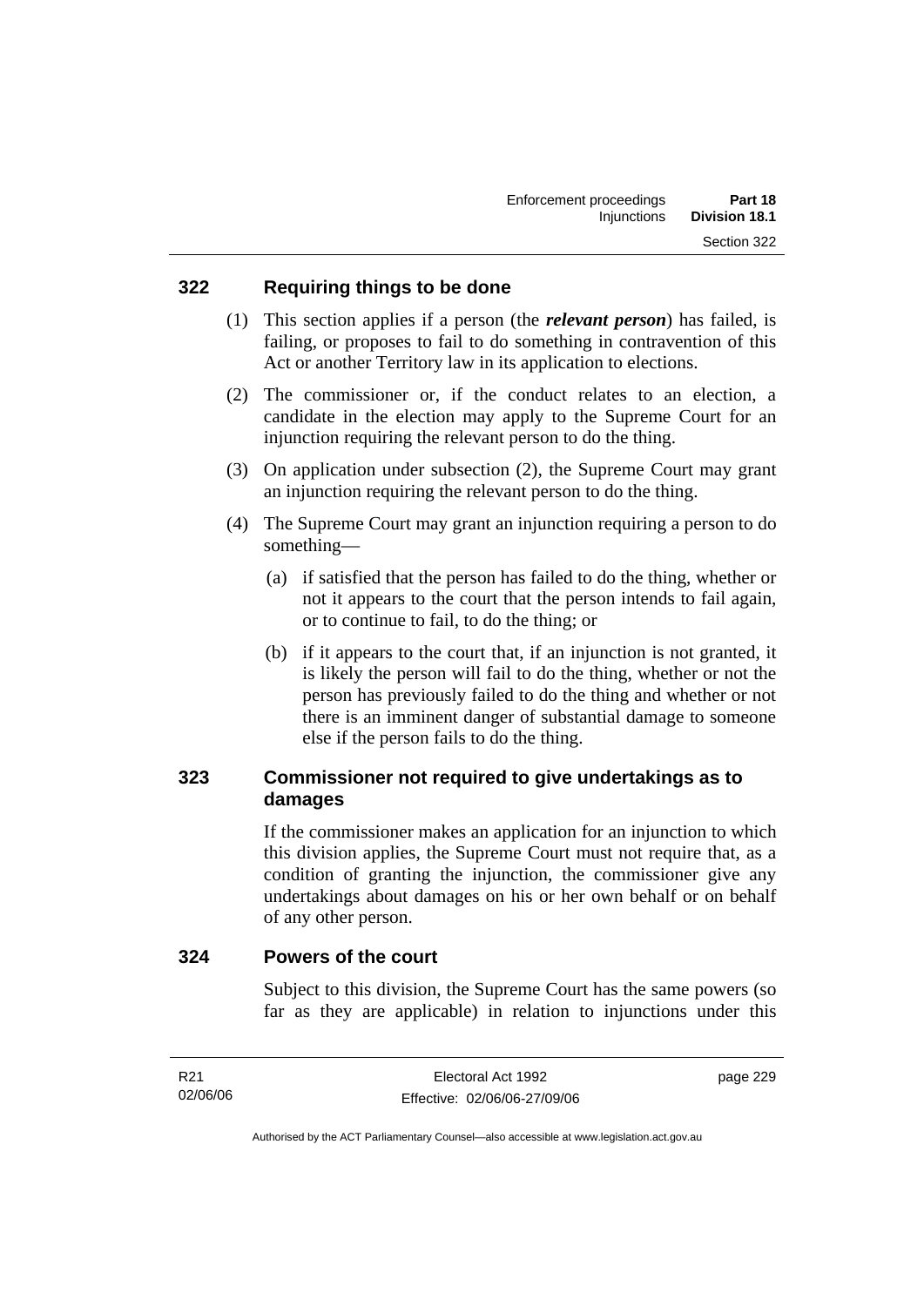### 322 Requiring things to be done

(1) This section applies if a person (the ***relevant person***) has failed, is failing, or proposes to fail to do something in contravention of this Act or another Territory law in its application to elections.

(2) The commissioner or, if the conduct relates to an election, a candidate in the election may apply to the Supreme Court for an injunction requiring the relevant person to do the thing.

(3) On application under subsection (2), the Supreme Court may grant an injunction requiring the relevant person to do the thing.

(4) The Supreme Court may grant an injunction requiring a person to do something—

(a) if satisfied that the person has failed to do the thing, whether or not it appears to the court that the person intends to fail again, or to continue to fail, to do the thing; or

(b) if it appears to the court that, if an injunction is not granted, it is likely the person will fail to do the thing, whether or not the person has previously failed to do the thing and whether or not there is an imminent danger of substantial damage to someone else if the person fails to do the thing.

### 323 Commissioner not required to give undertakings as to damages

If the commissioner makes an application for an injunction to which this division applies, the Supreme Court must not require that, as a condition of granting the injunction, the commissioner give any undertakings about damages on his or her own behalf or on behalf of any other person.

### 324 Powers of the court

Subject to this division, the Supreme Court has the same powers (so far as they are applicable) in relation to injunctions under this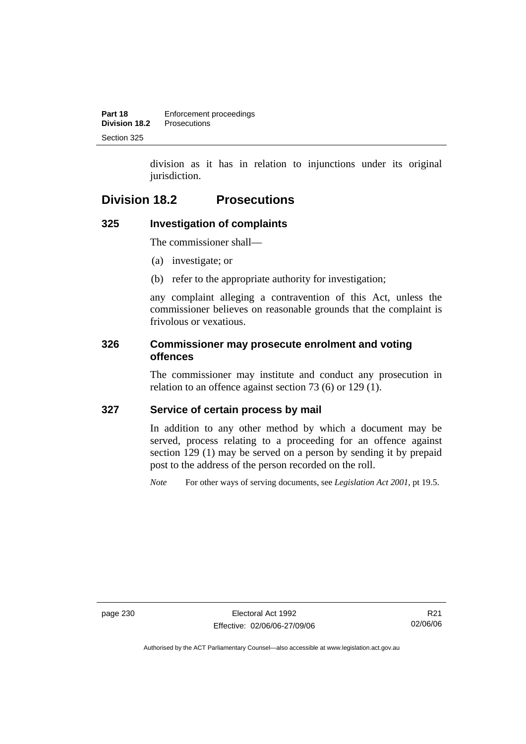division as it has in relation to injunctions under its original jurisdiction.

## Division 18.2 Prosecutions

### 325 Investigation of complaints

The commissioner shall—

(a) investigate; or

(b) refer to the appropriate authority for investigation;

any complaint alleging a contravention of this Act, unless the commissioner believes on reasonable grounds that the complaint is frivolous or vexatious.

### 326 Commissioner may prosecute enrolment and voting offences

The commissioner may institute and conduct any prosecution in relation to an offence against section 73 (6) or 129 (1).

### 327 Service of certain process by mail

In addition to any other method by which a document may be served, process relating to a proceeding for an offence against section 129 (1) may be served on a person by sending it by prepaid post to the address of the person recorded on the roll.

*Note* For other ways of serving documents, see *Legislation Act 2001*, pt 19.5.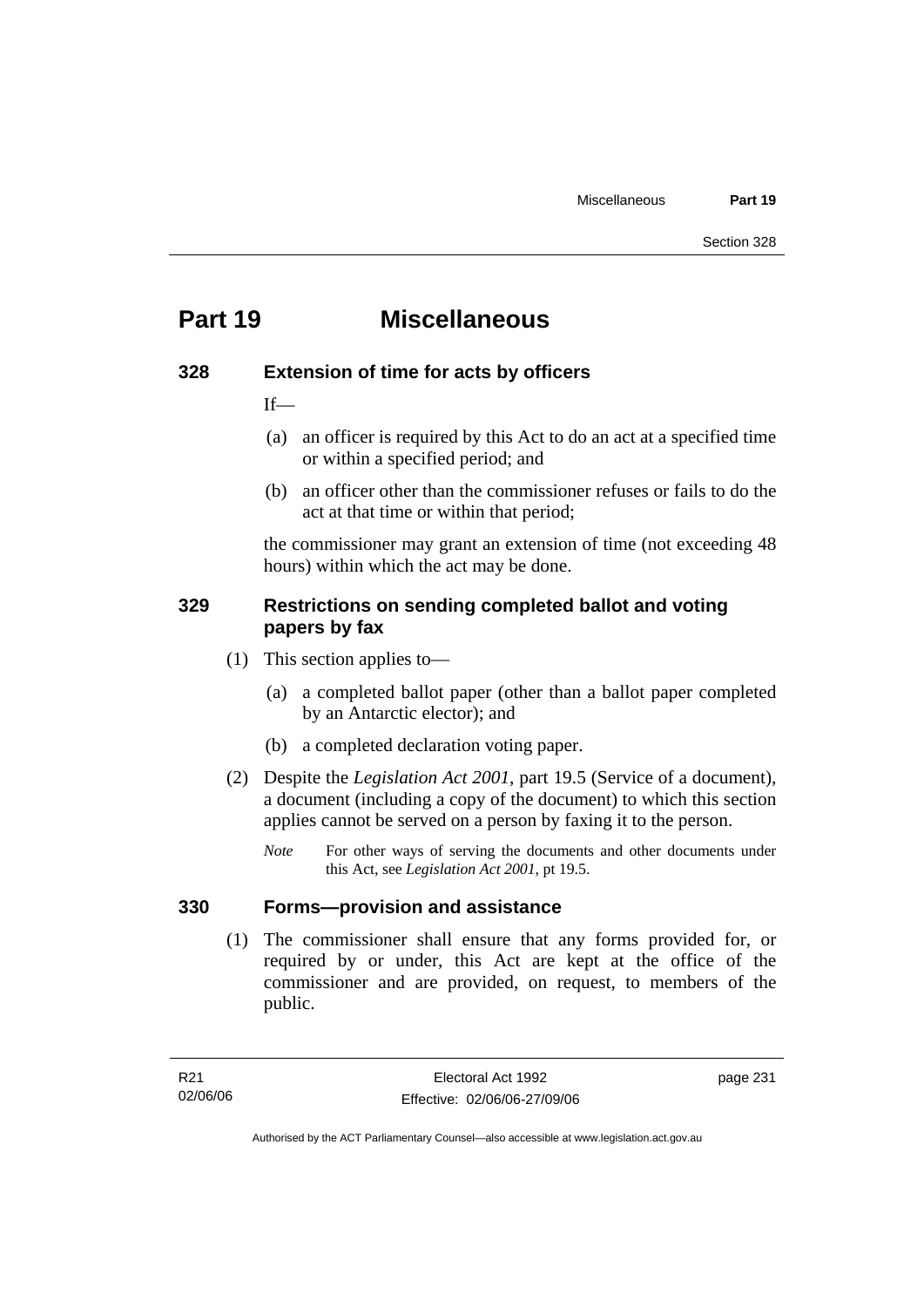# Part 19 Miscellaneous

## 328 Extension of time for acts by officers

If—

(a) an officer is required by this Act to do an act at a specified time or within a specified period; and

(b) an officer other than the commissioner refuses or fails to do the act at that time or within that period;

the commissioner may grant an extension of time (not exceeding 48 hours) within which the act may be done.

## 329 Restrictions on sending completed ballot and voting papers by fax

(1) This section applies to—

(a) a completed ballot paper (other than a ballot paper completed by an Antarctic elector); and

(b) a completed declaration voting paper.

(2) Despite the *Legislation Act 2001*, part 19.5 (Service of a document), a document (including a copy of the document) to which this section applies cannot be served on a person by faxing it to the person.

*Note* For other ways of serving the documents and other documents under this Act, see *Legislation Act 2001*, pt 19.5.

## 330 Forms—provision and assistance

(1) The commissioner shall ensure that any forms provided for, or required by or under, this Act are kept at the office of the commissioner and are provided, on request, to members of the public.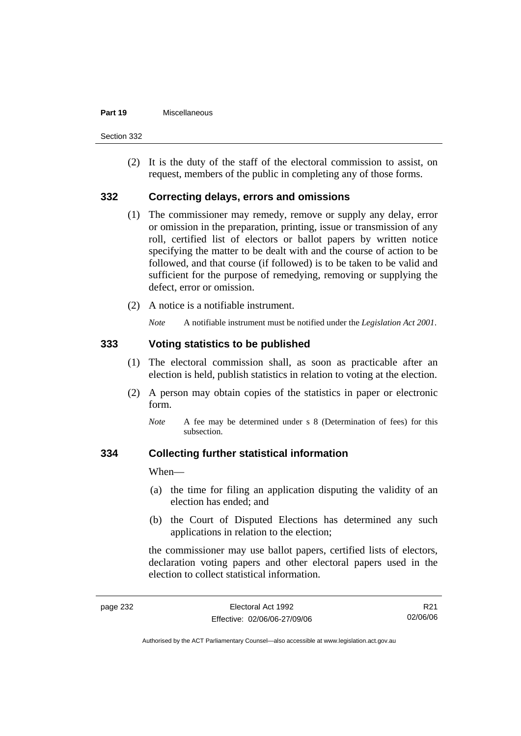(2) It is the duty of the staff of the electoral commission to assist, on request, members of the public in completing any of those forms.

### 332 Correcting delays, errors and omissions

(1) The commissioner may remedy, remove or supply any delay, error or omission in the preparation, printing, issue or transmission of any roll, certified list of electors or ballot papers by written notice specifying the matter to be dealt with and the course of action to be followed, and that course (if followed) is to be taken to be valid and sufficient for the purpose of remedying, removing or supplying the defect, error or omission.

(2) A notice is a notifiable instrument.

*Note* A notifiable instrument must be notified under the *Legislation Act 2001*.

### 333 Voting statistics to be published

(1) The electoral commission shall, as soon as practicable after an election is held, publish statistics in relation to voting at the election.

(2) A person may obtain copies of the statistics in paper or electronic form.

*Note* A fee may be determined under s 8 (Determination of fees) for this subsection.

### 334 Collecting further statistical information

When—

(a) the time for filing an application disputing the validity of an election has ended; and

(b) the Court of Disputed Elections has determined any such applications in relation to the election;

the commissioner may use ballot papers, certified lists of electors, declaration voting papers and other electoral papers used in the election to collect statistical information.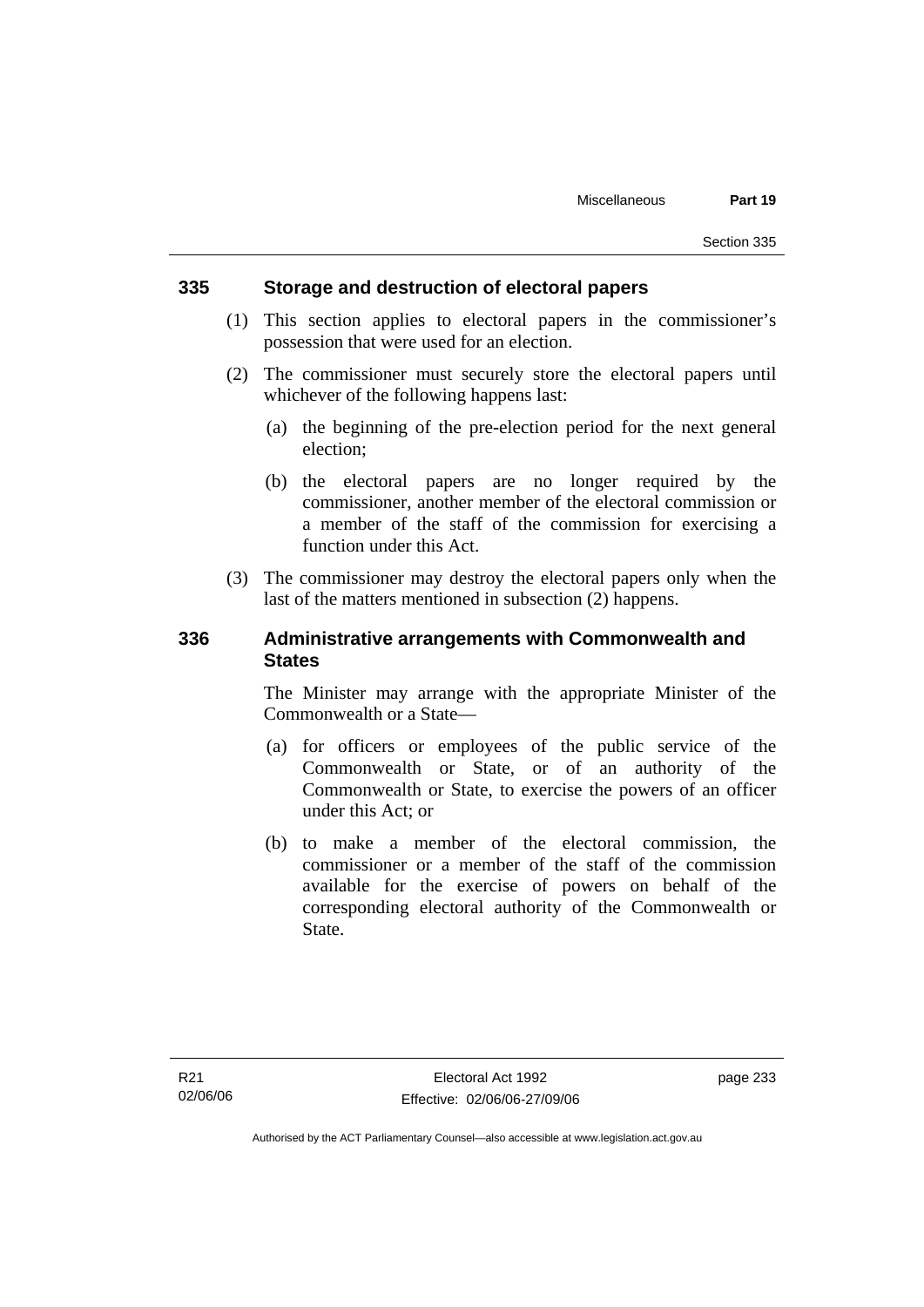## 335 Storage and destruction of electoral papers

(1) This section applies to electoral papers in the commissioner's possession that were used for an election.

(2) The commissioner must securely store the electoral papers until whichever of the following happens last:

(a) the beginning of the pre-election period for the next general election;

(b) the electoral papers are no longer required by the commissioner, another member of the electoral commission or a member of the staff of the commission for exercising a function under this Act.

(3) The commissioner may destroy the electoral papers only when the last of the matters mentioned in subsection (2) happens.

## 336 Administrative arrangements with Commonwealth and States

The Minister may arrange with the appropriate Minister of the Commonwealth or a State—

(a) for officers or employees of the public service of the Commonwealth or State, or of an authority of the Commonwealth or State, to exercise the powers of an officer under this Act; or

(b) to make a member of the electoral commission, the commissioner or a member of the staff of the commission available for the exercise of powers on behalf of the corresponding electoral authority of the Commonwealth or State.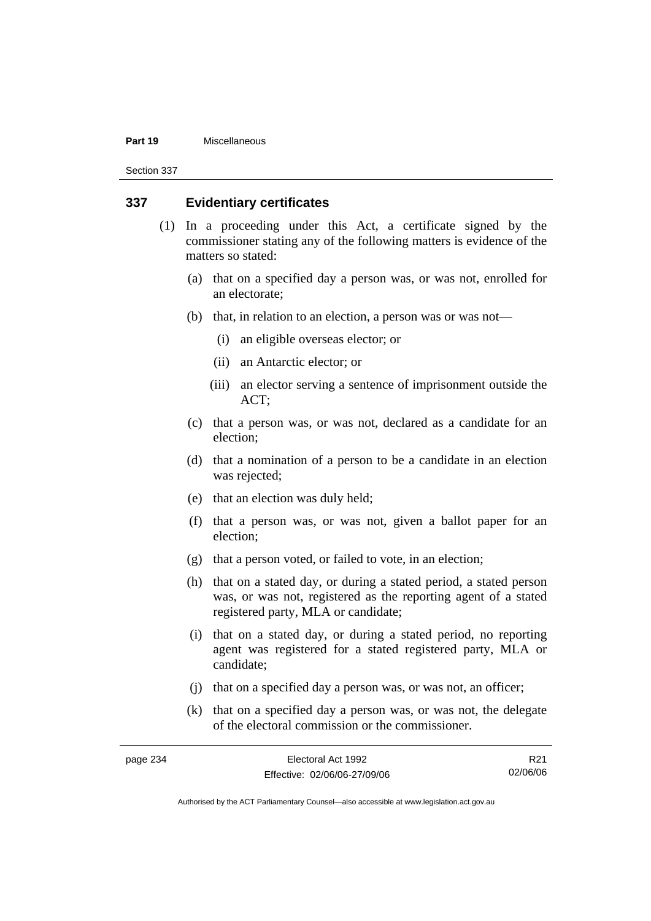## 337 Evidentiary certificates

(1) In a proceeding under this Act, a certificate signed by the commissioner stating any of the following matters is evidence of the matters so stated:

(a) that on a specified day a person was, or was not, enrolled for an electorate;

(b) that, in relation to an election, a person was or was not—

(i) an eligible overseas elector; or

(ii) an Antarctic elector; or

(iii) an elector serving a sentence of imprisonment outside the ACT;

(c) that a person was, or was not, declared as a candidate for an election;

(d) that a nomination of a person to be a candidate in an election was rejected;

(e) that an election was duly held;

(f) that a person was, or was not, given a ballot paper for an election;

(g) that a person voted, or failed to vote, in an election;

(h) that on a stated day, or during a stated period, a stated person was, or was not, registered as the reporting agent of a stated registered party, MLA or candidate;

(i) that on a stated day, or during a stated period, no reporting agent was registered for a stated registered party, MLA or candidate;

(j) that on a specified day a person was, or was not, an officer;

(k) that on a specified day a person was, or was not, the delegate of the electoral commission or the commissioner.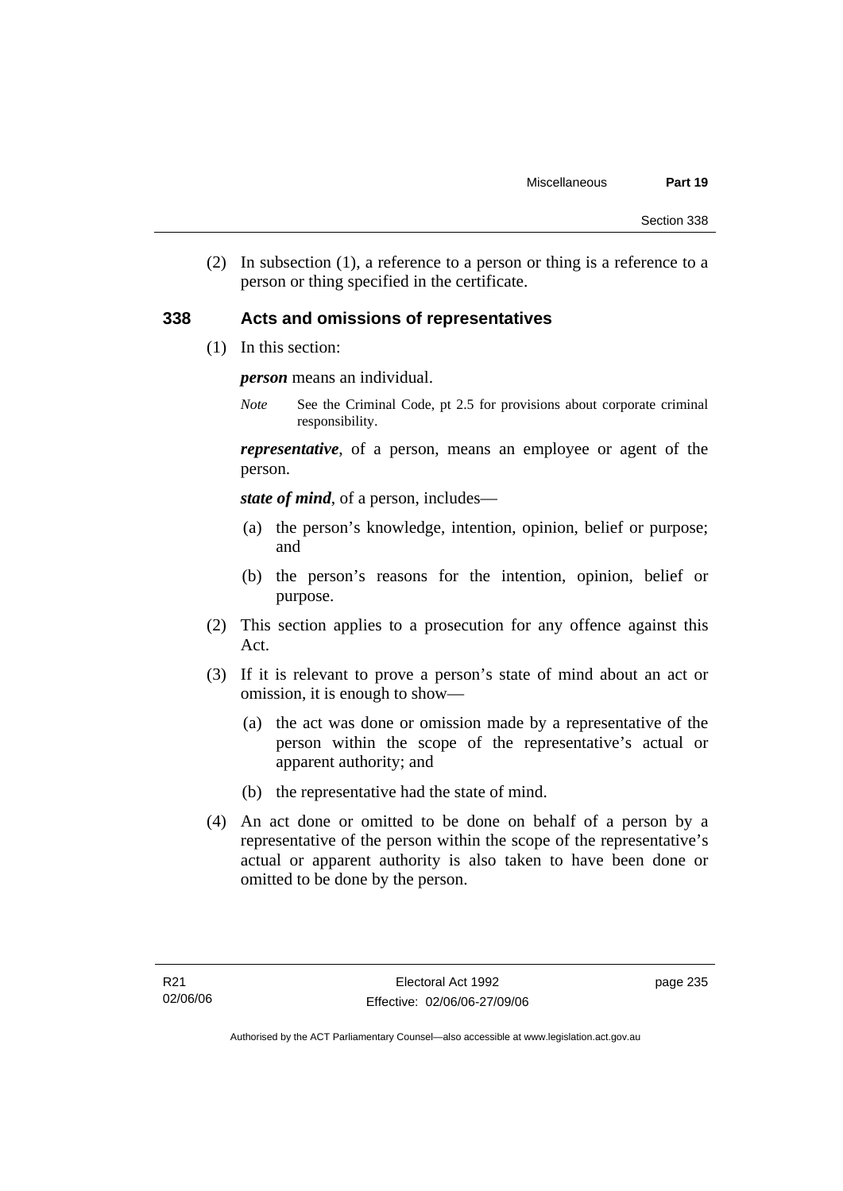(2) In subsection (1), a reference to a person or thing is a reference to a person or thing specified in the certificate.

### 338 Acts and omissions of representatives

(1) In this section:

***person*** means an individual.

*Note* See the Criminal Code, pt 2.5 for provisions about corporate criminal responsibility.

***representative***, of a person, means an employee or agent of the person.

***state of mind***, of a person, includes—

(a) the person's knowledge, intention, opinion, belief or purpose; and

(b) the person's reasons for the intention, opinion, belief or purpose.

(2) This section applies to a prosecution for any offence against this Act.

(3) If it is relevant to prove a person's state of mind about an act or omission, it is enough to show—

(a) the act was done or omission made by a representative of the person within the scope of the representative's actual or apparent authority; and

(b) the representative had the state of mind.

(4) An act done or omitted to be done on behalf of a person by a representative of the person within the scope of the representative's actual or apparent authority is also taken to have been done or omitted to be done by the person.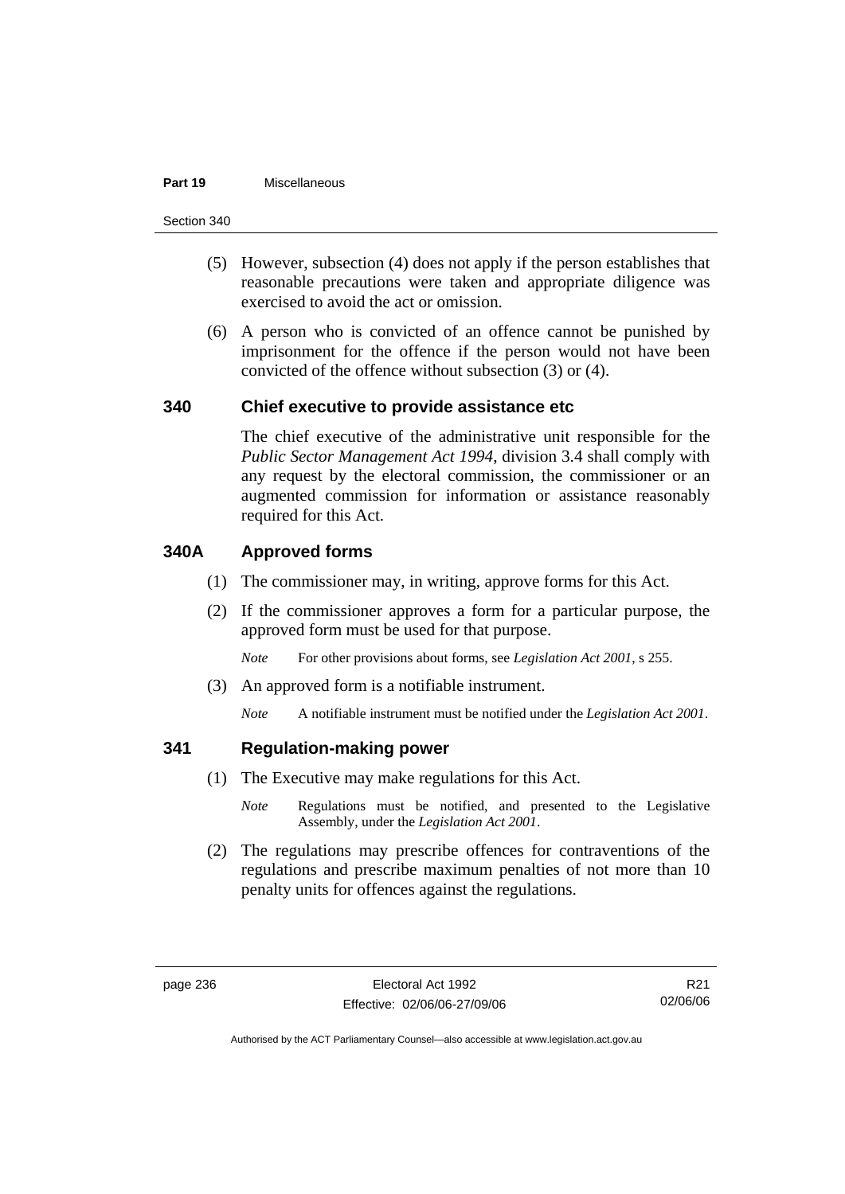(5) However, subsection (4) does not apply if the person establishes that reasonable precautions were taken and appropriate diligence was exercised to avoid the act or omission.

(6) A person who is convicted of an offence cannot be punished by imprisonment for the offence if the person would not have been convicted of the offence without subsection (3) or (4).

### 340 Chief executive to provide assistance etc

The chief executive of the administrative unit responsible for the *Public Sector Management Act 1994*, division 3.4 shall comply with any request by the electoral commission, the commissioner or an augmented commission for information or assistance reasonably required for this Act.

### 340A Approved forms

(1) The commissioner may, in writing, approve forms for this Act.

(2) If the commissioner approves a form for a particular purpose, the approved form must be used for that purpose.

*Note* For other provisions about forms, see *Legislation Act 2001*, s 255.

(3) An approved form is a notifiable instrument.

*Note* A notifiable instrument must be notified under the *Legislation Act 2001*.

### 341 Regulation-making power

(1) The Executive may make regulations for this Act.

*Note* Regulations must be notified, and presented to the Legislative Assembly, under the *Legislation Act 2001*.

(2) The regulations may prescribe offences for contraventions of the regulations and prescribe maximum penalties of not more than 10 penalty units for offences against the regulations.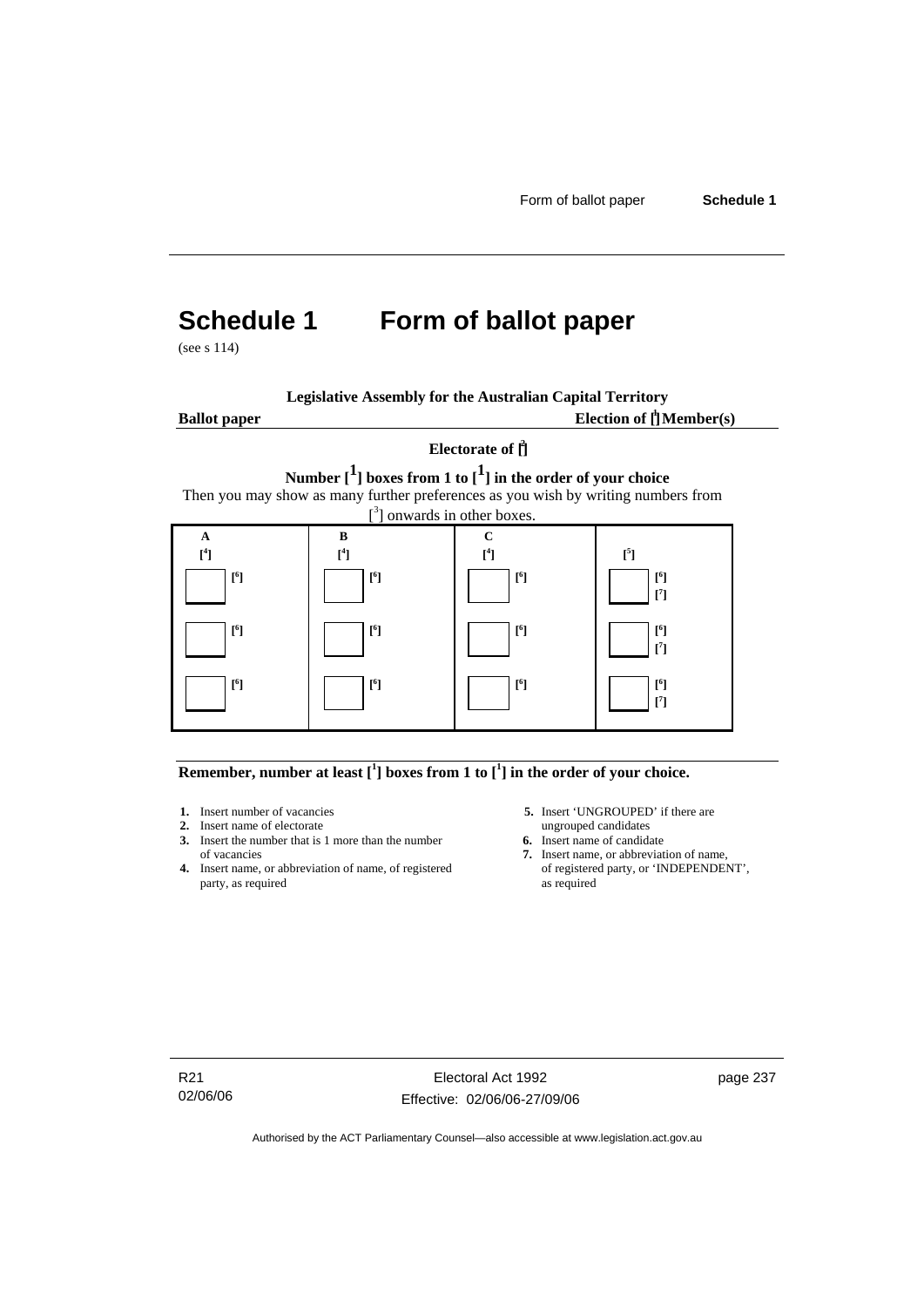# Schedule 1 Form of ballot paper

(see s 114)

**Legislative Assembly for the Australian Capital Territory**

**Ballot paper** **Election of [1] Member(s)**

**Electorate of [2]**

**Number [1] boxes from 1 to [1] in the order of your choice**

Then you may show as many further preferences as you wish by writing numbers from [3] onwards in other boxes.

| A<br>[4] | B<br>[4] | C<br>[4] | [5] |
|---|---|---|---|
| ☐ [6] | ☐ [6] | ☐ [6] | ☐ [6]<br>[7] |
| ☐ [6] | ☐ [6] | ☐ [6] | ☐ [6]<br>[7] |
| ☐ [6] | ☐ [6] | ☐ [6] | ☐ [6]<br>[7] |

**Remember, number at least [1] boxes from 1 to [1] in the order of your choice.**

1. Insert number of vacancies
2. Insert name of electorate
3. Insert the number that is 1 more than the number of vacancies
4. Insert name, or abbreviation of name, of registered party, as required
5. Insert 'UNGROUPED' if there are ungrouped candidates
6. Insert name of candidate
7. Insert name, or abbreviation of name, of registered party, or 'INDEPENDENT', as required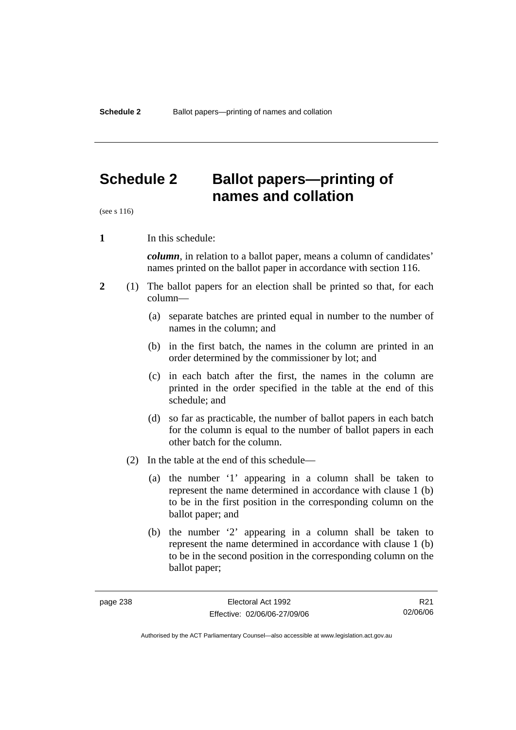# Schedule 2 Ballot papers—printing of names and collation

(see s 116)

**1** In this schedule:

***column***, in relation to a ballot paper, means a column of candidates' names printed on the ballot paper in accordance with section 116.

**2** (1) The ballot papers for an election shall be printed so that, for each column—

(a) separate batches are printed equal in number to the number of names in the column; and

(b) in the first batch, the names in the column are printed in an order determined by the commissioner by lot; and

(c) in each batch after the first, the names in the column are printed in the order specified in the table at the end of this schedule; and

(d) so far as practicable, the number of ballot papers in each batch for the column is equal to the number of ballot papers in each other batch for the column.

(2) In the table at the end of this schedule—

(a) the number '1' appearing in a column shall be taken to represent the name determined in accordance with clause 1 (b) to be in the first position in the corresponding column on the ballot paper; and

(b) the number '2' appearing in a column shall be taken to represent the name determined in accordance with clause 1 (b) to be in the second position in the corresponding column on the ballot paper;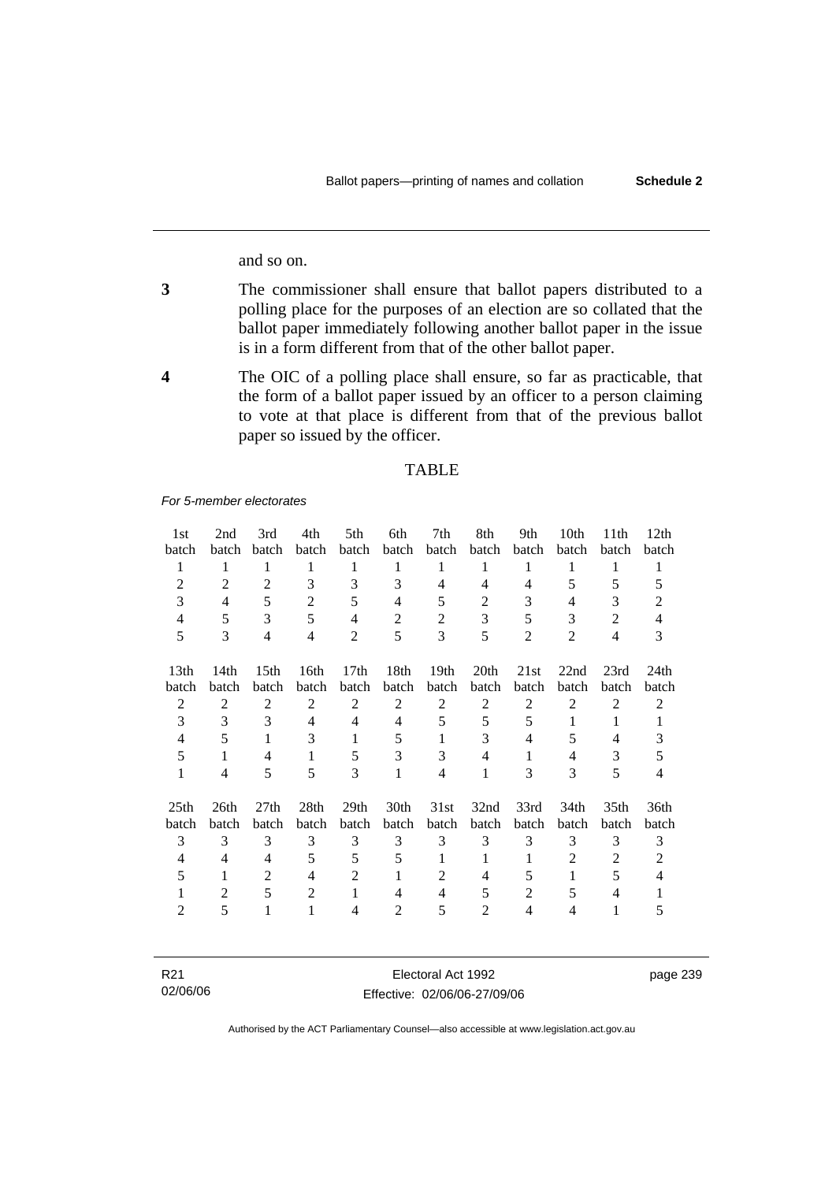and so on.

**3** The commissioner shall ensure that ballot papers distributed to a polling place for the purposes of an election are so collated that the ballot paper immediately following another ballot paper in the issue is in a form different from that of the other ballot paper.

**4** The OIC of a polling place shall ensure, so far as practicable, that the form of a ballot paper issued by an officer to a person claiming to vote at that place is different from that of the previous ballot paper so issued by the officer.

## TABLE

*For 5-member electorates*

| 1st batch | 2nd batch | 3rd batch | 4th batch | 5th batch | 6th batch | 7th batch | 8th batch | 9th batch | 10th batch | 11th batch | 12th batch |
|---|---|---|---|---|---|---|---|---|---|---|---|
| 1 | 1 | 1 | 1 | 1 | 1 | 1 | 1 | 1 | 1 | 1 | 1 |
| 2 | 2 | 2 | 3 | 3 | 3 | 4 | 4 | 4 | 5 | 5 | 5 |
| 3 | 4 | 5 | 2 | 5 | 4 | 5 | 2 | 3 | 4 | 3 | 2 |
| 4 | 5 | 3 | 5 | 4 | 2 | 2 | 3 | 5 | 3 | 2 | 4 |
| 5 | 3 | 4 | 4 | 2 | 5 | 3 | 5 | 2 | 2 | 4 | 3 |

| 13th batch | 14th batch | 15th batch | 16th batch | 17th batch | 18th batch | 19th batch | 20th batch | 21st batch | 22nd batch | 23rd batch | 24th batch |
|---|---|---|---|---|---|---|---|---|---|---|---|
| 2 | 2 | 2 | 2 | 2 | 2 | 2 | 2 | 2 | 2 | 2 | 2 |
| 3 | 3 | 3 | 4 | 4 | 4 | 5 | 5 | 5 | 1 | 1 | 1 |
| 4 | 5 | 1 | 3 | 1 | 5 | 1 | 3 | 4 | 5 | 4 | 3 |
| 5 | 1 | 4 | 1 | 5 | 3 | 3 | 4 | 1 | 4 | 3 | 5 |
| 1 | 4 | 5 | 5 | 3 | 1 | 4 | 1 | 3 | 3 | 5 | 4 |

| 25th batch | 26th batch | 27th batch | 28th batch | 29th batch | 30th batch | 31st batch | 32nd batch | 33rd batch | 34th batch | 35th batch | 36th batch |
|---|---|---|---|---|---|---|---|---|---|---|---|
| 3 | 3 | 3 | 3 | 3 | 3 | 3 | 3 | 3 | 3 | 3 | 3 |
| 4 | 4 | 4 | 5 | 5 | 5 | 1 | 1 | 1 | 2 | 2 | 2 |
| 5 | 1 | 2 | 4 | 2 | 1 | 2 | 4 | 5 | 1 | 5 | 4 |
| 1 | 2 | 5 | 2 | 1 | 4 | 4 | 5 | 2 | 5 | 4 | 1 |
| 2 | 5 | 1 | 1 | 4 | 2 | 5 | 2 | 4 | 4 | 1 | 5 |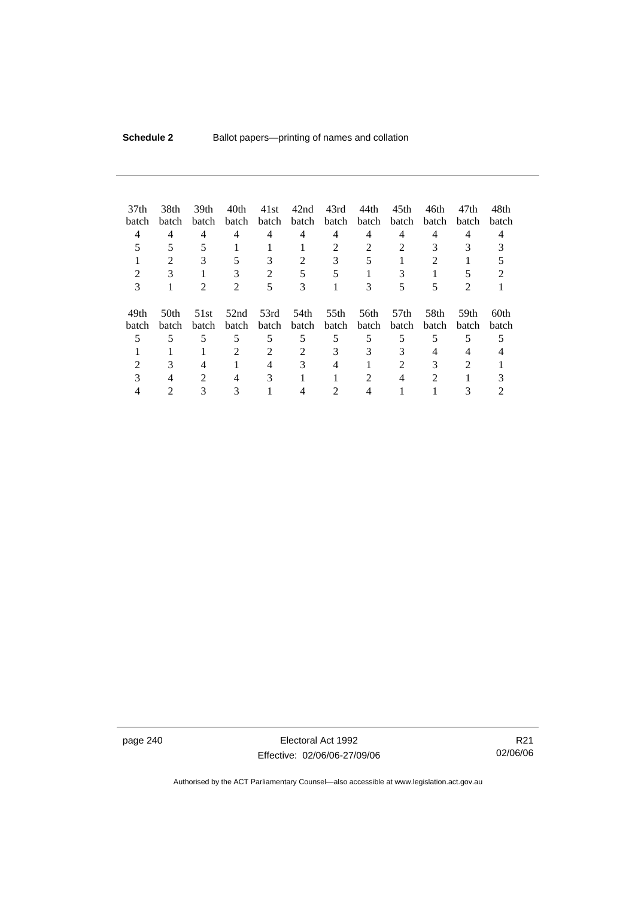| 37th batch | 38th batch | 39th batch | 40th batch | 41st batch | 42nd batch | 43rd batch | 44th batch | 45th batch | 46th batch | 47th batch | 48th batch |
|---|---|---|---|---|---|---|---|---|---|---|---|
| 4 | 4 | 4 | 4 | 4 | 4 | 4 | 4 | 4 | 4 | 4 | 4 |
| 5 | 5 | 5 | 1 | 1 | 1 | 2 | 2 | 2 | 3 | 3 | 3 |
| 1 | 2 | 3 | 5 | 3 | 2 | 3 | 5 | 1 | 2 | 1 | 5 |
| 2 | 3 | 1 | 3 | 2 | 5 | 5 | 1 | 3 | 1 | 5 | 2 |
| 3 | 1 | 2 | 2 | 5 | 3 | 1 | 3 | 5 | 5 | 2 | 1 |

| 49th batch | 50th batch | 51st batch | 52nd batch | 53rd batch | 54th batch | 55th batch | 56th batch | 57th batch | 58th batch | 59th batch | 60th batch |
|---|---|---|---|---|---|---|---|---|---|---|---|
| 5 | 5 | 5 | 5 | 5 | 5 | 5 | 5 | 5 | 5 | 5 | 5 |
| 1 | 1 | 1 | 2 | 2 | 2 | 3 | 3 | 3 | 4 | 4 | 4 |
| 2 | 3 | 4 | 1 | 4 | 3 | 4 | 1 | 2 | 3 | 2 | 1 |
| 3 | 4 | 2 | 4 | 3 | 1 | 1 | 2 | 4 | 2 | 1 | 3 |
| 4 | 2 | 3 | 3 | 1 | 4 | 2 | 4 | 1 | 1 | 3 | 2 |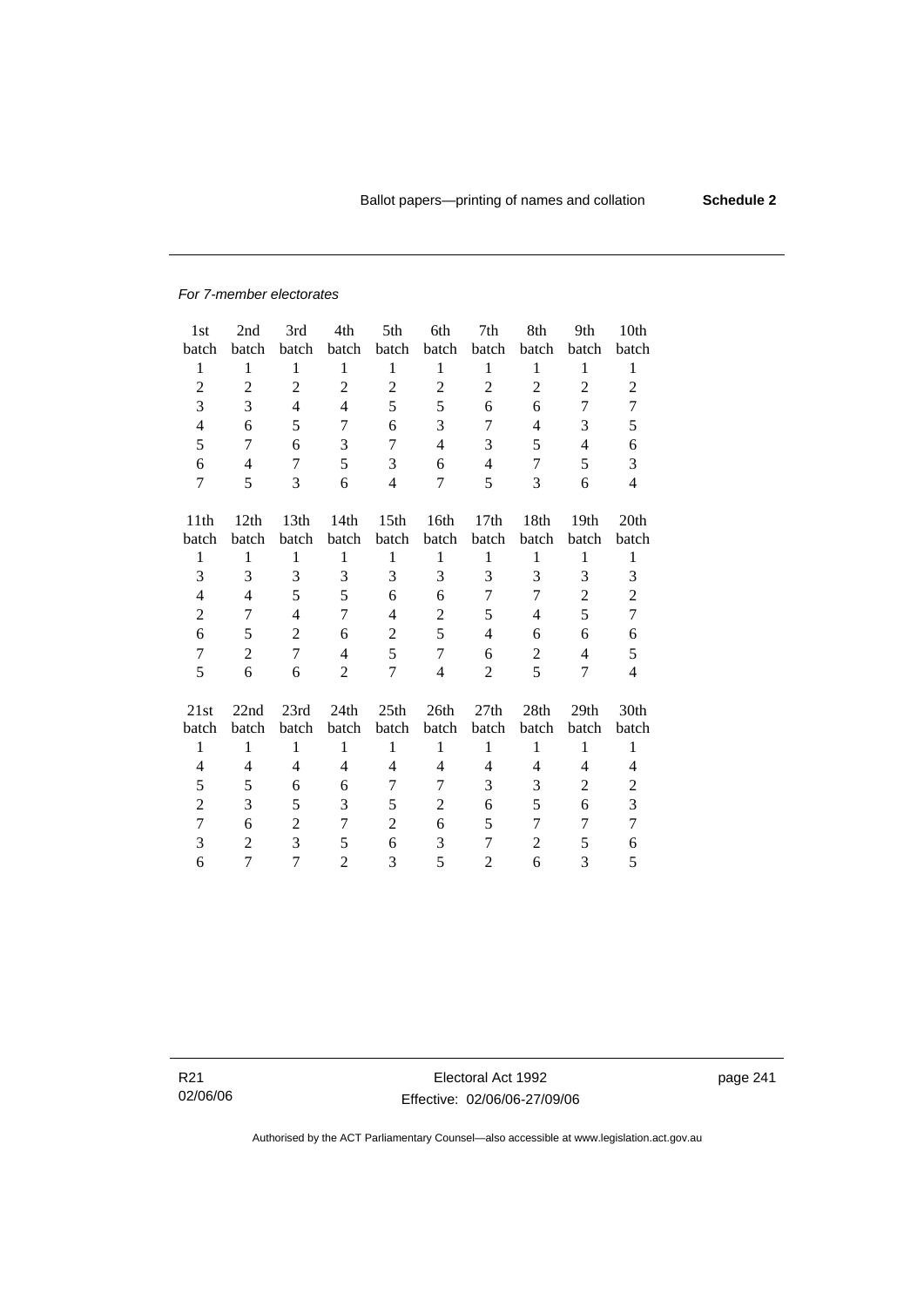*For 7-member electorates*

| 1st batch | 2nd batch | 3rd batch | 4th batch | 5th batch | 6th batch | 7th batch | 8th batch | 9th batch | 10th batch |
|---|---|---|---|---|---|---|---|---|---|
| 1 | 1 | 1 | 1 | 1 | 1 | 1 | 1 | 1 | 1 |
| 2 | 2 | 2 | 2 | 2 | 2 | 2 | 2 | 2 | 2 |
| 3 | 3 | 4 | 4 | 5 | 5 | 6 | 6 | 7 | 7 |
| 4 | 6 | 5 | 7 | 6 | 3 | 7 | 4 | 3 | 5 |
| 5 | 7 | 6 | 3 | 7 | 4 | 3 | 5 | 4 | 6 |
| 6 | 4 | 7 | 5 | 3 | 6 | 4 | 7 | 5 | 3 |
| 7 | 5 | 3 | 6 | 4 | 7 | 5 | 3 | 6 | 4 |

| 11th batch | 12th batch | 13th batch | 14th batch | 15th batch | 16th batch | 17th batch | 18th batch | 19th batch | 20th batch |
|---|---|---|---|---|---|---|---|---|---|
| 1 | 1 | 1 | 1 | 1 | 1 | 1 | 1 | 1 | 1 |
| 3 | 3 | 3 | 3 | 3 | 3 | 3 | 3 | 3 | 3 |
| 4 | 4 | 5 | 5 | 6 | 6 | 7 | 7 | 2 | 2 |
| 2 | 7 | 4 | 7 | 4 | 2 | 5 | 4 | 5 | 7 |
| 6 | 5 | 2 | 6 | 2 | 5 | 4 | 6 | 6 | 6 |
| 7 | 2 | 7 | 4 | 5 | 7 | 6 | 2 | 4 | 5 |
| 5 | 6 | 6 | 2 | 7 | 4 | 2 | 5 | 7 | 4 |

| 21st batch | 22nd batch | 23rd batch | 24th batch | 25th batch | 26th batch | 27th batch | 28th batch | 29th batch | 30th batch |
|---|---|---|---|---|---|---|---|---|---|
| 1 | 1 | 1 | 1 | 1 | 1 | 1 | 1 | 1 | 1 |
| 4 | 4 | 4 | 4 | 4 | 4 | 4 | 4 | 4 | 4 |
| 5 | 5 | 6 | 6 | 7 | 7 | 3 | 3 | 2 | 2 |
| 2 | 3 | 5 | 3 | 5 | 2 | 6 | 5 | 6 | 3 |
| 7 | 6 | 2 | 7 | 2 | 6 | 5 | 7 | 7 | 7 |
| 3 | 2 | 3 | 5 | 6 | 3 | 7 | 2 | 5 | 6 |
| 6 | 7 | 7 | 2 | 3 | 5 | 2 | 6 | 3 | 5 |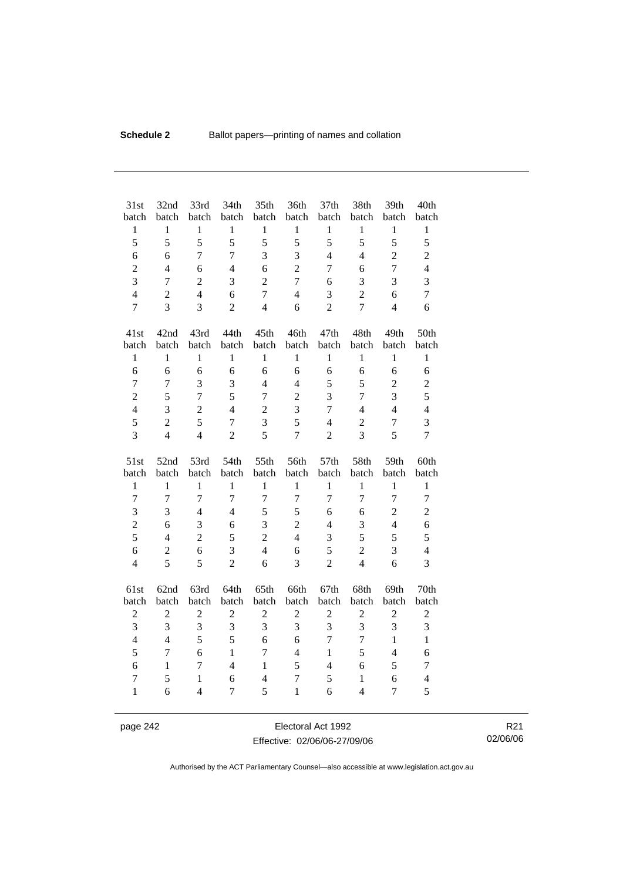| 31st batch | 32nd batch | 33rd batch | 34th batch | 35th batch | 36th batch | 37th batch | 38th batch | 39th batch | 40th batch |
|---|---|---|---|---|---|---|---|---|---|
| 1 | 1 | 1 | 1 | 1 | 1 | 1 | 1 | 1 | 1 |
| 5 | 5 | 5 | 5 | 5 | 5 | 5 | 5 | 5 | 5 |
| 6 | 6 | 7 | 7 | 3 | 3 | 4 | 4 | 2 | 2 |
| 2 | 4 | 6 | 4 | 6 | 2 | 7 | 6 | 7 | 4 |
| 3 | 7 | 2 | 3 | 2 | 7 | 6 | 3 | 3 | 3 |
| 4 | 2 | 4 | 6 | 7 | 4 | 3 | 2 | 6 | 7 |
| 7 | 3 | 3 | 2 | 4 | 6 | 2 | 7 | 4 | 6 |

| 41st batch | 42nd batch | 43rd batch | 44th batch | 45th batch | 46th batch | 47th batch | 48th batch | 49th batch | 50th batch |
|---|---|---|---|---|---|---|---|---|---|
| 1 | 1 | 1 | 1 | 1 | 1 | 1 | 1 | 1 | 1 |
| 6 | 6 | 6 | 6 | 6 | 6 | 6 | 6 | 6 | 6 |
| 7 | 7 | 3 | 3 | 4 | 4 | 5 | 5 | 2 | 2 |
| 2 | 5 | 7 | 5 | 7 | 2 | 3 | 7 | 3 | 5 |
| 4 | 3 | 2 | 4 | 2 | 3 | 7 | 4 | 4 | 4 |
| 5 | 2 | 5 | 7 | 3 | 5 | 4 | 2 | 7 | 3 |
| 3 | 4 | 4 | 2 | 5 | 7 | 2 | 3 | 5 | 7 |

| 51st batch | 52nd batch | 53rd batch | 54th batch | 55th batch | 56th batch | 57th batch | 58th batch | 59th batch | 60th batch |
|---|---|---|---|---|---|---|---|---|---|
| 1 | 1 | 1 | 1 | 1 | 1 | 1 | 1 | 1 | 1 |
| 7 | 7 | 7 | 7 | 7 | 7 | 7 | 7 | 7 | 7 |
| 3 | 3 | 4 | 4 | 5 | 5 | 6 | 6 | 2 | 2 |
| 2 | 6 | 3 | 6 | 3 | 2 | 4 | 3 | 4 | 6 |
| 5 | 4 | 2 | 5 | 2 | 4 | 3 | 5 | 5 | 5 |
| 6 | 2 | 6 | 3 | 4 | 6 | 5 | 2 | 3 | 4 |
| 4 | 5 | 5 | 2 | 6 | 3 | 2 | 4 | 6 | 3 |

| 61st batch | 62nd batch | 63rd batch | 64th batch | 65th batch | 66th batch | 67th batch | 68th batch | 69th batch | 70th batch |
|---|---|---|---|---|---|---|---|---|---|
| 2 | 2 | 2 | 2 | 2 | 2 | 2 | 2 | 2 | 2 |
| 3 | 3 | 3 | 3 | 3 | 3 | 3 | 3 | 3 | 3 |
| 4 | 4 | 5 | 5 | 6 | 6 | 7 | 7 | 1 | 1 |
| 5 | 7 | 6 | 1 | 7 | 4 | 1 | 5 | 4 | 6 |
| 6 | 1 | 7 | 4 | 1 | 5 | 4 | 6 | 5 | 7 |
| 7 | 5 | 1 | 6 | 4 | 7 | 5 | 1 | 6 | 4 |
| 1 | 6 | 4 | 7 | 5 | 1 | 6 | 4 | 7 | 5 |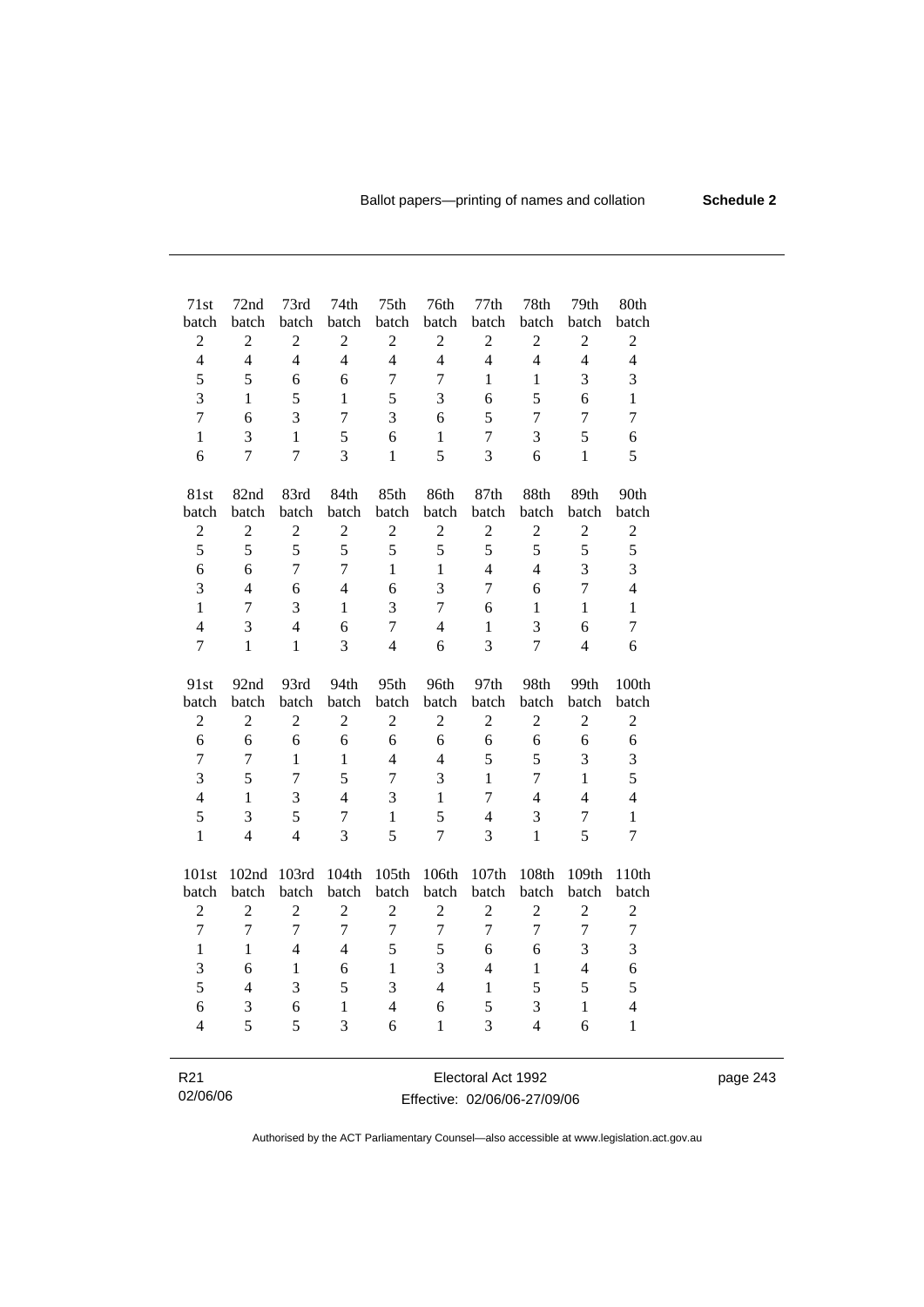| 71st batch | 72nd batch | 73rd batch | 74th batch | 75th batch | 76th batch | 77th batch | 78th batch | 79th batch | 80th batch |
|---|---|---|---|---|---|---|---|---|---|
| 2 | 2 | 2 | 2 | 2 | 2 | 2 | 2 | 2 | 2 |
| 4 | 4 | 4 | 4 | 4 | 4 | 4 | 4 | 4 | 4 |
| 5 | 5 | 6 | 6 | 7 | 7 | 1 | 1 | 3 | 3 |
| 3 | 1 | 5 | 1 | 5 | 3 | 6 | 5 | 6 | 1 |
| 7 | 6 | 3 | 7 | 3 | 6 | 5 | 7 | 7 | 7 |
| 1 | 3 | 1 | 5 | 6 | 1 | 7 | 3 | 5 | 6 |
| 6 | 7 | 7 | 3 | 1 | 5 | 3 | 6 | 1 | 5 |

| 81st batch | 82nd batch | 83rd batch | 84th batch | 85th batch | 86th batch | 87th batch | 88th batch | 89th batch | 90th batch |
|---|---|---|---|---|---|---|---|---|---|
| 2 | 2 | 2 | 2 | 2 | 2 | 2 | 2 | 2 | 2 |
| 5 | 5 | 5 | 5 | 5 | 5 | 5 | 5 | 5 | 5 |
| 6 | 6 | 7 | 7 | 1 | 1 | 4 | 4 | 3 | 3 |
| 3 | 4 | 6 | 4 | 6 | 3 | 7 | 6 | 7 | 4 |
| 1 | 7 | 3 | 1 | 3 | 7 | 6 | 1 | 1 | 1 |
| 4 | 3 | 4 | 6 | 7 | 4 | 1 | 3 | 6 | 7 |
| 7 | 1 | 1 | 3 | 4 | 6 | 3 | 7 | 4 | 6 |

| 91st batch | 92nd batch | 93rd batch | 94th batch | 95th batch | 96th batch | 97th batch | 98th batch | 99th batch | 100th batch |
|---|---|---|---|---|---|---|---|---|---|
| 2 | 2 | 2 | 2 | 2 | 2 | 2 | 2 | 2 | 2 |
| 6 | 6 | 6 | 6 | 6 | 6 | 6 | 6 | 6 | 6 |
| 7 | 7 | 1 | 1 | 4 | 4 | 5 | 5 | 3 | 3 |
| 3 | 5 | 7 | 5 | 7 | 3 | 1 | 7 | 1 | 5 |
| 4 | 1 | 3 | 4 | 3 | 1 | 7 | 4 | 4 | 4 |
| 5 | 3 | 5 | 7 | 1 | 5 | 4 | 3 | 7 | 1 |
| 1 | 4 | 4 | 3 | 5 | 7 | 3 | 1 | 5 | 7 |

| 101st batch | 102nd batch | 103rd batch | 104th batch | 105th batch | 106th batch | 107th batch | 108th batch | 109th batch | 110th batch |
|---|---|---|---|---|---|---|---|---|---|
| 2 | 2 | 2 | 2 | 2 | 2 | 2 | 2 | 2 | 2 |
| 7 | 7 | 7 | 7 | 7 | 7 | 7 | 7 | 7 | 7 |
| 1 | 1 | 4 | 4 | 5 | 5 | 6 | 6 | 3 | 3 |
| 3 | 6 | 1 | 6 | 1 | 3 | 4 | 1 | 4 | 6 |
| 5 | 4 | 3 | 5 | 3 | 4 | 1 | 5 | 5 | 5 |
| 6 | 3 | 6 | 1 | 4 | 6 | 5 | 3 | 1 | 4 |
| 4 | 5 | 5 | 3 | 6 | 1 | 3 | 4 | 6 | 1 |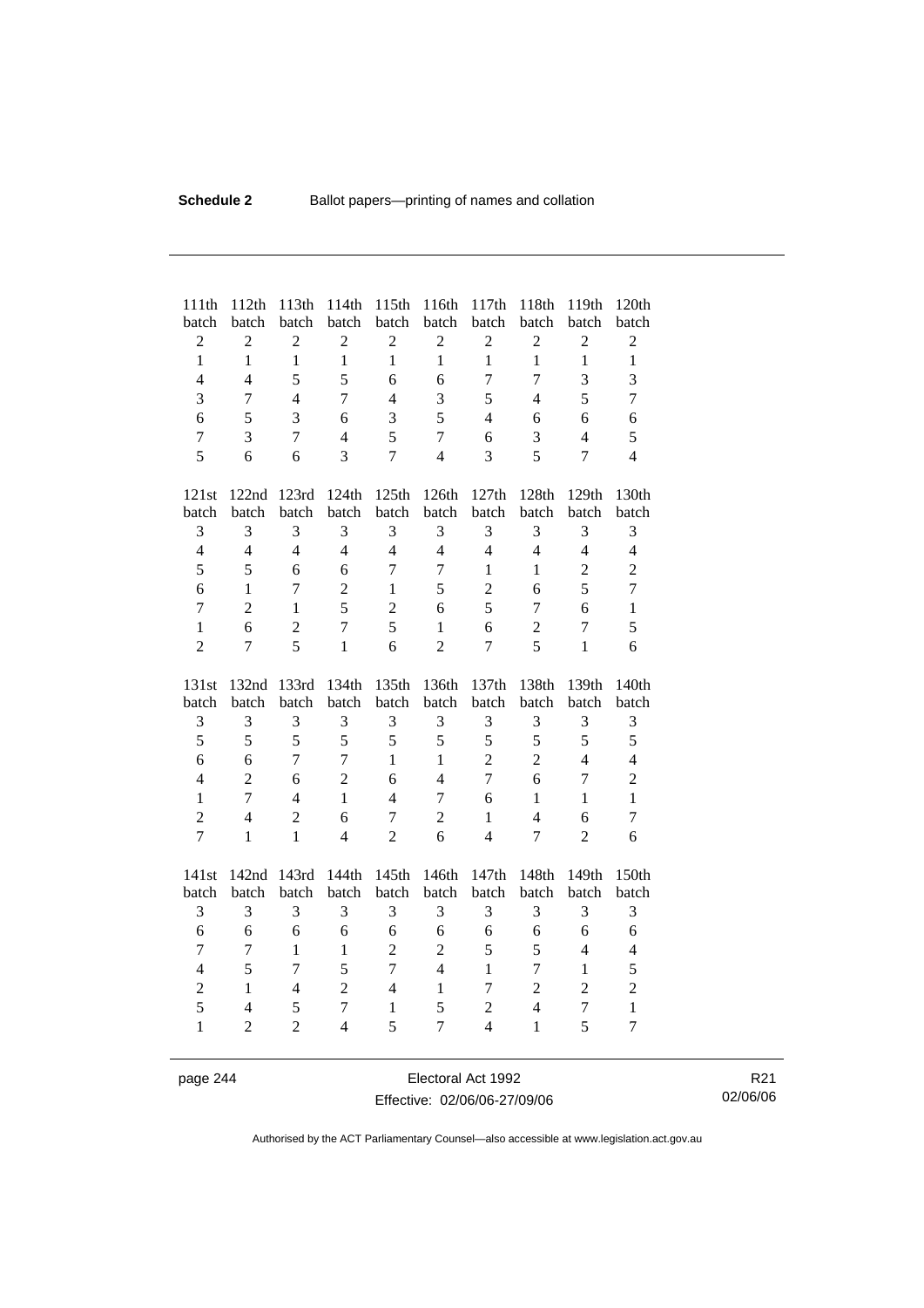| 111th batch | 112th batch | 113th batch | 114th batch | 115th batch | 116th batch | 117th batch | 118th batch | 119th batch | 120th batch |
|---|---|---|---|---|---|---|---|---|---|
| 2 | 2 | 2 | 2 | 2 | 2 | 2 | 2 | 2 | 2 |
| 1 | 1 | 1 | 1 | 1 | 1 | 1 | 1 | 1 | 1 |
| 4 | 4 | 5 | 5 | 6 | 6 | 7 | 7 | 3 | 3 |
| 3 | 7 | 4 | 7 | 4 | 3 | 5 | 4 | 5 | 7 |
| 6 | 5 | 3 | 6 | 3 | 5 | 4 | 6 | 6 | 6 |
| 7 | 3 | 7 | 4 | 5 | 7 | 6 | 3 | 4 | 5 |
| 5 | 6 | 6 | 3 | 7 | 4 | 3 | 5 | 7 | 4 |

| 121st batch | 122nd batch | 123rd batch | 124th batch | 125th batch | 126th batch | 127th batch | 128th batch | 129th batch | 130th batch |
|---|---|---|---|---|---|---|---|---|---|
| 3 | 3 | 3 | 3 | 3 | 3 | 3 | 3 | 3 | 3 |
| 4 | 4 | 4 | 4 | 4 | 4 | 4 | 4 | 4 | 4 |
| 5 | 5 | 6 | 6 | 7 | 7 | 1 | 1 | 2 | 2 |
| 6 | 1 | 7 | 2 | 1 | 5 | 2 | 6 | 5 | 7 |
| 7 | 2 | 1 | 5 | 2 | 6 | 5 | 7 | 6 | 1 |
| 1 | 6 | 2 | 7 | 5 | 1 | 6 | 2 | 7 | 5 |
| 2 | 7 | 5 | 1 | 6 | 2 | 7 | 5 | 1 | 6 |

| 131st batch | 132nd batch | 133rd batch | 134th batch | 135th batch | 136th batch | 137th batch | 138th batch | 139th batch | 140th batch |
|---|---|---|---|---|---|---|---|---|---|
| 3 | 3 | 3 | 3 | 3 | 3 | 3 | 3 | 3 | 3 |
| 5 | 5 | 5 | 5 | 5 | 5 | 5 | 5 | 5 | 5 |
| 6 | 6 | 7 | 7 | 1 | 1 | 2 | 2 | 4 | 4 |
| 4 | 2 | 6 | 2 | 6 | 4 | 7 | 6 | 7 | 2 |
| 1 | 7 | 4 | 1 | 4 | 7 | 6 | 1 | 1 | 1 |
| 2 | 4 | 2 | 6 | 7 | 2 | 1 | 4 | 6 | 7 |
| 7 | 1 | 1 | 4 | 2 | 6 | 4 | 7 | 2 | 6 |

| 141st batch | 142nd batch | 143rd batch | 144th batch | 145th batch | 146th batch | 147th batch | 148th batch | 149th batch | 150th batch |
|---|---|---|---|---|---|---|---|---|---|
| 3 | 3 | 3 | 3 | 3 | 3 | 3 | 3 | 3 | 3 |
| 6 | 6 | 6 | 6 | 6 | 6 | 6 | 6 | 6 | 6 |
| 7 | 7 | 1 | 1 | 2 | 2 | 5 | 5 | 4 | 4 |
| 4 | 5 | 7 | 5 | 7 | 4 | 1 | 7 | 1 | 5 |
| 2 | 1 | 4 | 2 | 4 | 1 | 7 | 2 | 2 | 2 |
| 5 | 4 | 5 | 7 | 1 | 5 | 2 | 4 | 7 | 1 |
| 1 | 2 | 2 | 4 | 5 | 7 | 4 | 1 | 5 | 7 |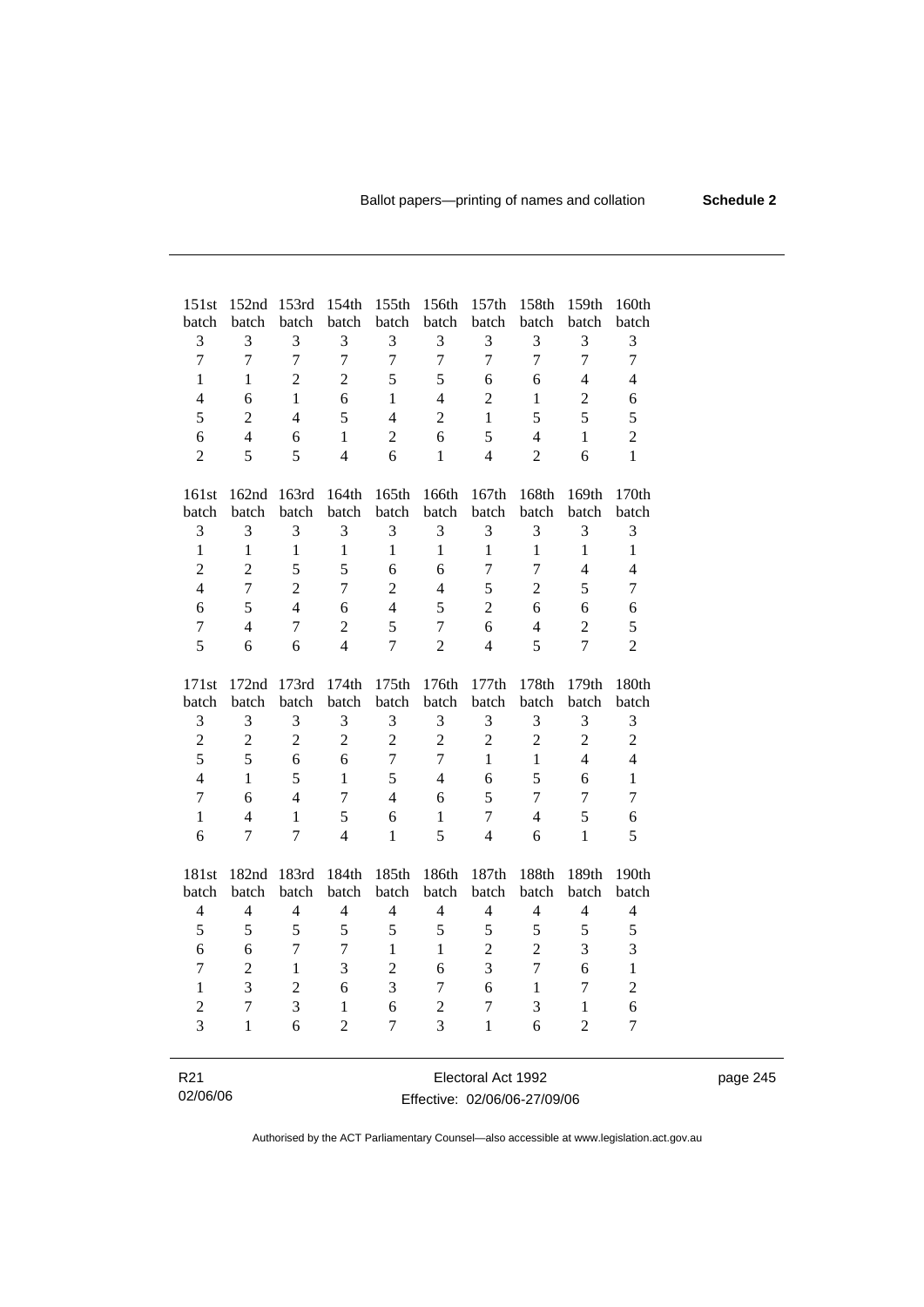| 151st batch | 152nd batch | 153rd batch | 154th batch | 155th batch | 156th batch | 157th batch | 158th batch | 159th batch | 160th batch |
|---|---|---|---|---|---|---|---|---|---|
| 3 | 3 | 3 | 3 | 3 | 3 | 3 | 3 | 3 | 3 |
| 7 | 7 | 7 | 7 | 7 | 7 | 7 | 7 | 7 | 7 |
| 1 | 1 | 2 | 2 | 5 | 5 | 6 | 6 | 4 | 4 |
| 4 | 6 | 1 | 6 | 1 | 4 | 2 | 1 | 2 | 6 |
| 5 | 2 | 4 | 5 | 4 | 2 | 1 | 5 | 5 | 5 |
| 6 | 4 | 6 | 1 | 2 | 6 | 5 | 4 | 1 | 2 |
| 2 | 5 | 5 | 4 | 6 | 1 | 4 | 2 | 6 | 1 |

| 161st batch | 162nd batch | 163rd batch | 164th batch | 165th batch | 166th batch | 167th batch | 168th batch | 169th batch | 170th batch |
|---|---|---|---|---|---|---|---|---|---|
| 3 | 3 | 3 | 3 | 3 | 3 | 3 | 3 | 3 | 3 |
| 1 | 1 | 1 | 1 | 1 | 1 | 1 | 1 | 1 | 1 |
| 2 | 2 | 5 | 5 | 6 | 6 | 7 | 7 | 4 | 4 |
| 4 | 7 | 2 | 7 | 2 | 4 | 5 | 2 | 5 | 7 |
| 6 | 5 | 4 | 6 | 4 | 5 | 2 | 6 | 6 | 6 |
| 7 | 4 | 7 | 2 | 5 | 7 | 6 | 4 | 2 | 5 |
| 5 | 6 | 6 | 4 | 7 | 2 | 4 | 5 | 7 | 2 |

| 171st batch | 172nd batch | 173rd batch | 174th batch | 175th batch | 176th batch | 177th batch | 178th batch | 179th batch | 180th batch |
|---|---|---|---|---|---|---|---|---|---|
| 3 | 3 | 3 | 3 | 3 | 3 | 3 | 3 | 3 | 3 |
| 2 | 2 | 2 | 2 | 2 | 2 | 2 | 2 | 2 | 2 |
| 5 | 5 | 6 | 6 | 7 | 7 | 1 | 1 | 4 | 4 |
| 4 | 1 | 5 | 1 | 5 | 4 | 6 | 5 | 6 | 1 |
| 7 | 6 | 4 | 7 | 4 | 6 | 5 | 7 | 7 | 7 |
| 1 | 4 | 1 | 5 | 6 | 1 | 7 | 4 | 5 | 6 |
| 6 | 7 | 7 | 4 | 1 | 5 | 4 | 6 | 1 | 5 |

| 181st batch | 182nd batch | 183rd batch | 184th batch | 185th batch | 186th batch | 187th batch | 188th batch | 189th batch | 190th batch |
|---|---|---|---|---|---|---|---|---|---|
| 4 | 4 | 4 | 4 | 4 | 4 | 4 | 4 | 4 | 4 |
| 5 | 5 | 5 | 5 | 5 | 5 | 5 | 5 | 5 | 5 |
| 6 | 6 | 7 | 7 | 1 | 1 | 2 | 2 | 3 | 3 |
| 7 | 2 | 1 | 3 | 2 | 6 | 3 | 7 | 6 | 1 |
| 1 | 3 | 2 | 6 | 3 | 7 | 6 | 1 | 7 | 2 |
| 2 | 7 | 3 | 1 | 6 | 2 | 7 | 3 | 1 | 6 |
| 3 | 1 | 6 | 2 | 7 | 3 | 1 | 6 | 2 | 7 |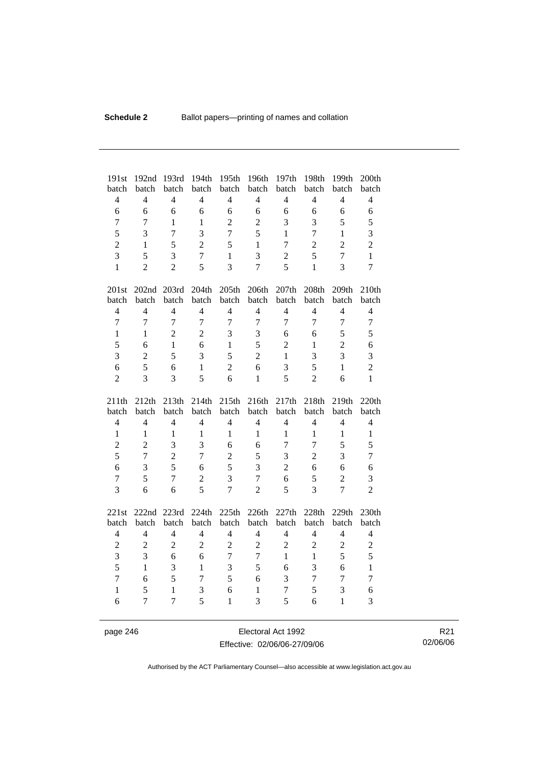| 191st batch | 192nd batch | 193rd batch | 194th batch | 195th batch | 196th batch | 197th batch | 198th batch | 199th batch | 200th batch |
|---|---|---|---|---|---|---|---|---|---|
| 4 | 4 | 4 | 4 | 4 | 4 | 4 | 4 | 4 | 4 |
| 6 | 6 | 6 | 6 | 6 | 6 | 6 | 6 | 6 | 6 |
| 7 | 7 | 1 | 1 | 2 | 2 | 3 | 3 | 5 | 5 |
| 5 | 3 | 7 | 3 | 7 | 5 | 1 | 7 | 1 | 3 |
| 2 | 1 | 5 | 2 | 5 | 1 | 7 | 2 | 2 | 2 |
| 3 | 5 | 3 | 7 | 1 | 3 | 2 | 5 | 7 | 1 |
| 1 | 2 | 2 | 5 | 3 | 7 | 5 | 1 | 3 | 7 |

| 201st batch | 202nd batch | 203rd batch | 204th batch | 205th batch | 206th batch | 207th batch | 208th batch | 209th batch | 210th batch |
|---|---|---|---|---|---|---|---|---|---|
| 4 | 4 | 4 | 4 | 4 | 4 | 4 | 4 | 4 | 4 |
| 7 | 7 | 7 | 7 | 7 | 7 | 7 | 7 | 7 | 7 |
| 1 | 1 | 2 | 2 | 3 | 3 | 6 | 6 | 5 | 5 |
| 5 | 6 | 1 | 6 | 1 | 5 | 2 | 1 | 2 | 6 |
| 3 | 2 | 5 | 3 | 5 | 2 | 1 | 3 | 3 | 3 |
| 6 | 5 | 6 | 1 | 2 | 6 | 3 | 5 | 1 | 2 |
| 2 | 3 | 3 | 5 | 6 | 1 | 5 | 2 | 6 | 1 |

| 211th batch | 212th batch | 213th batch | 214th batch | 215th batch | 216th batch | 217th batch | 218th batch | 219th batch | 220th batch |
|---|---|---|---|---|---|---|---|---|---|
| 4 | 4 | 4 | 4 | 4 | 4 | 4 | 4 | 4 | 4 |
| 1 | 1 | 1 | 1 | 1 | 1 | 1 | 1 | 1 | 1 |
| 2 | 2 | 3 | 3 | 6 | 6 | 7 | 7 | 5 | 5 |
| 5 | 7 | 2 | 7 | 2 | 5 | 3 | 2 | 3 | 7 |
| 6 | 3 | 5 | 6 | 5 | 3 | 2 | 6 | 6 | 6 |
| 7 | 5 | 7 | 2 | 3 | 7 | 6 | 5 | 2 | 3 |
| 3 | 6 | 6 | 5 | 7 | 2 | 5 | 3 | 7 | 2 |

| 221st batch | 222nd batch | 223rd batch | 224th batch | 225th batch | 226th batch | 227th batch | 228th batch | 229th batch | 230th batch |
|---|---|---|---|---|---|---|---|---|---|
| 4 | 4 | 4 | 4 | 4 | 4 | 4 | 4 | 4 | 4 |
| 2 | 2 | 2 | 2 | 2 | 2 | 2 | 2 | 2 | 2 |
| 3 | 3 | 6 | 6 | 7 | 7 | 1 | 1 | 5 | 5 |
| 5 | 1 | 3 | 1 | 3 | 5 | 6 | 3 | 6 | 1 |
| 7 | 6 | 5 | 7 | 5 | 6 | 3 | 7 | 7 | 7 |
| 1 | 5 | 1 | 3 | 6 | 1 | 7 | 5 | 3 | 6 |
| 6 | 7 | 7 | 5 | 1 | 3 | 5 | 6 | 1 | 3 |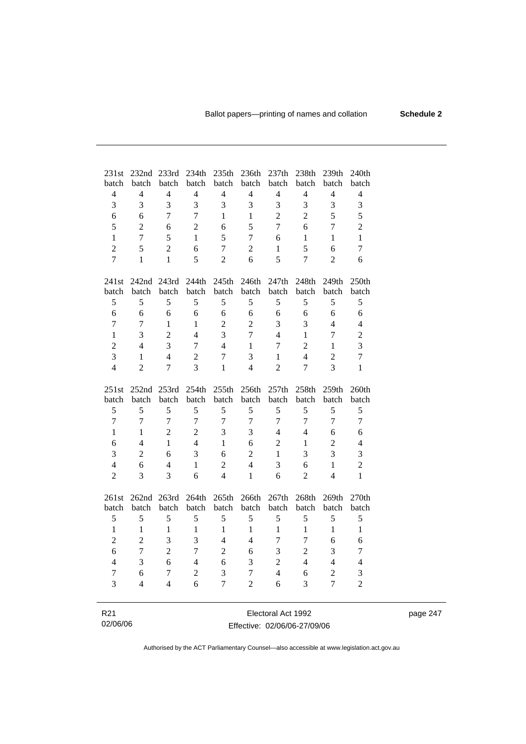| 231st batch | 232nd batch | 233rd batch | 234th batch | 235th batch | 236th batch | 237th batch | 238th batch | 239th batch | 240th batch |
|---|---|---|---|---|---|---|---|---|---|
| 4 | 4 | 4 | 4 | 4 | 4 | 4 | 4 | 4 | 4 |
| 3 | 3 | 3 | 3 | 3 | 3 | 3 | 3 | 3 | 3 |
| 6 | 6 | 7 | 7 | 1 | 1 | 2 | 2 | 5 | 5 |
| 5 | 2 | 6 | 2 | 6 | 5 | 7 | 6 | 7 | 2 |
| 1 | 7 | 5 | 1 | 5 | 7 | 6 | 1 | 1 | 1 |
| 2 | 5 | 2 | 6 | 7 | 2 | 1 | 5 | 6 | 7 |
| 7 | 1 | 1 | 5 | 2 | 6 | 5 | 7 | 2 | 6 |

| 241st batch | 242nd batch | 243rd batch | 244th batch | 245th batch | 246th batch | 247th batch | 248th batch | 249th batch | 250th batch |
|---|---|---|---|---|---|---|---|---|---|
| 5 | 5 | 5 | 5 | 5 | 5 | 5 | 5 | 5 | 5 |
| 6 | 6 | 6 | 6 | 6 | 6 | 6 | 6 | 6 | 6 |
| 7 | 7 | 1 | 1 | 2 | 2 | 3 | 3 | 4 | 4 |
| 1 | 3 | 2 | 4 | 3 | 7 | 4 | 1 | 7 | 2 |
| 2 | 4 | 3 | 7 | 4 | 1 | 7 | 2 | 1 | 3 |
| 3 | 1 | 4 | 2 | 7 | 3 | 1 | 4 | 2 | 7 |
| 4 | 2 | 7 | 3 | 1 | 4 | 2 | 7 | 3 | 1 |

| 251st batch | 252nd batch | 253rd batch | 254th batch | 255th batch | 256th batch | 257th batch | 258th batch | 259th batch | 260th batch |
|---|---|---|---|---|---|---|---|---|---|
| 5 | 5 | 5 | 5 | 5 | 5 | 5 | 5 | 5 | 5 |
| 7 | 7 | 7 | 7 | 7 | 7 | 7 | 7 | 7 | 7 |
| 1 | 1 | 2 | 2 | 3 | 3 | 4 | 4 | 6 | 6 |
| 6 | 4 | 1 | 4 | 1 | 6 | 2 | 1 | 2 | 4 |
| 3 | 2 | 6 | 3 | 6 | 2 | 1 | 3 | 3 | 3 |
| 4 | 6 | 4 | 1 | 2 | 4 | 3 | 6 | 1 | 2 |
| 2 | 3 | 3 | 6 | 4 | 1 | 6 | 2 | 4 | 1 |

| 261st batch | 262nd batch | 263rd batch | 264th batch | 265th batch | 266th batch | 267th batch | 268th batch | 269th batch | 270th batch |
|---|---|---|---|---|---|---|---|---|---|
| 5 | 5 | 5 | 5 | 5 | 5 | 5 | 5 | 5 | 5 |
| 1 | 1 | 1 | 1 | 1 | 1 | 1 | 1 | 1 | 1 |
| 2 | 2 | 3 | 3 | 4 | 4 | 7 | 7 | 6 | 6 |
| 6 | 7 | 2 | 7 | 2 | 6 | 3 | 2 | 3 | 7 |
| 4 | 3 | 6 | 4 | 6 | 3 | 2 | 4 | 4 | 4 |
| 7 | 6 | 7 | 2 | 3 | 7 | 4 | 6 | 2 | 3 |
| 3 | 4 | 4 | 6 | 7 | 2 | 6 | 3 | 7 | 2 |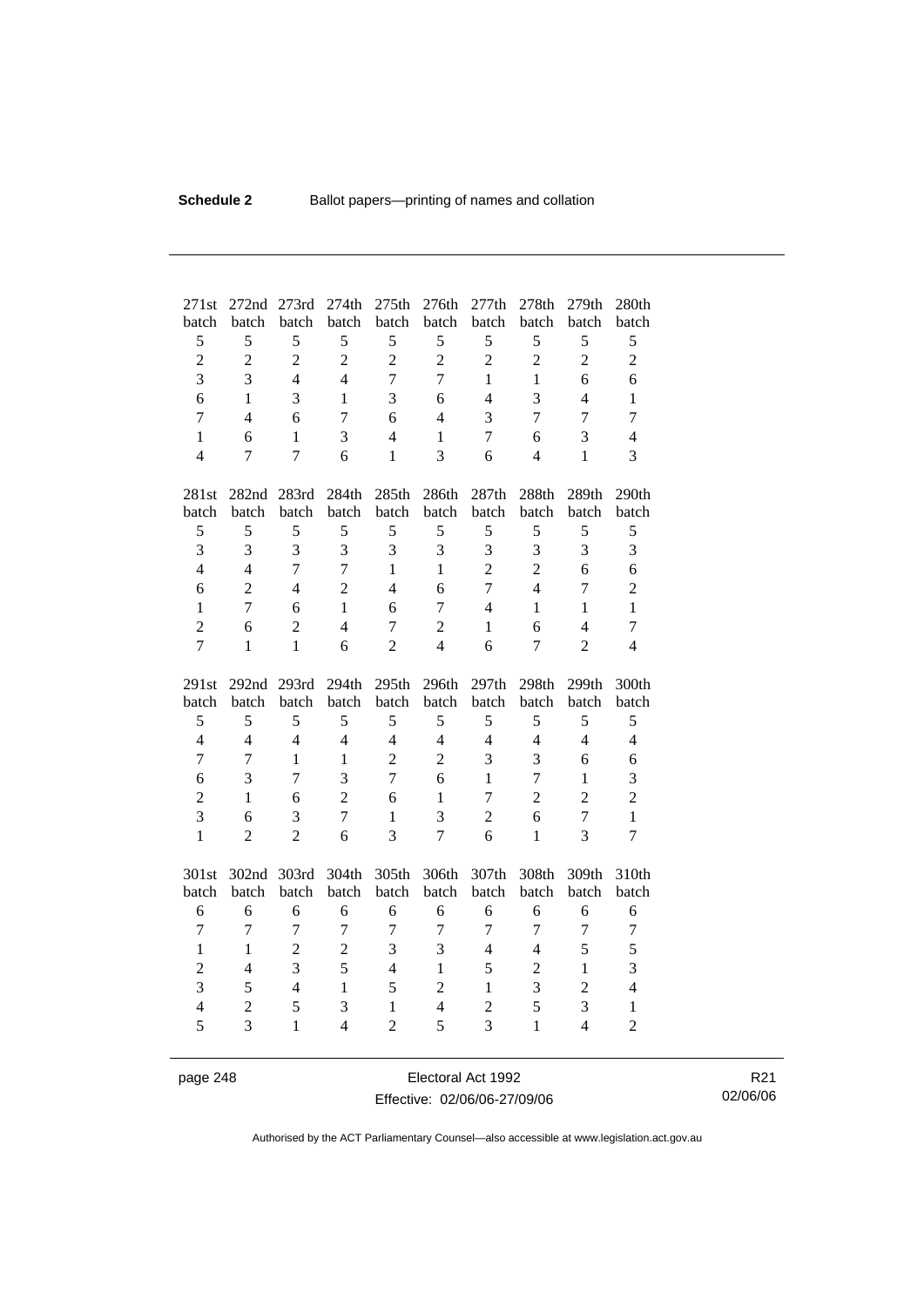| 271st batch | 272nd batch | 273rd batch | 274th batch | 275th batch | 276th batch | 277th batch | 278th batch | 279th batch | 280th batch |
|---|---|---|---|---|---|---|---|---|---|
| 5 | 5 | 5 | 5 | 5 | 5 | 5 | 5 | 5 | 5 |
| 2 | 2 | 2 | 2 | 2 | 2 | 2 | 2 | 2 | 2 |
| 3 | 3 | 4 | 4 | 7 | 7 | 1 | 1 | 6 | 6 |
| 6 | 1 | 3 | 1 | 3 | 6 | 4 | 3 | 4 | 1 |
| 7 | 4 | 6 | 7 | 6 | 4 | 3 | 7 | 7 | 7 |
| 1 | 6 | 1 | 3 | 4 | 1 | 7 | 6 | 3 | 4 |
| 4 | 7 | 7 | 6 | 1 | 3 | 6 | 4 | 1 | 3 |

| 281st batch | 282nd batch | 283rd batch | 284th batch | 285th batch | 286th batch | 287th batch | 288th batch | 289th batch | 290th batch |
|---|---|---|---|---|---|---|---|---|---|
| 5 | 5 | 5 | 5 | 5 | 5 | 5 | 5 | 5 | 5 |
| 3 | 3 | 3 | 3 | 3 | 3 | 3 | 3 | 3 | 3 |
| 4 | 4 | 7 | 7 | 1 | 1 | 2 | 2 | 6 | 6 |
| 6 | 2 | 4 | 2 | 4 | 6 | 7 | 4 | 7 | 2 |
| 1 | 7 | 6 | 1 | 6 | 7 | 4 | 1 | 1 | 1 |
| 2 | 6 | 2 | 4 | 7 | 2 | 1 | 6 | 4 | 7 |
| 7 | 1 | 1 | 6 | 2 | 4 | 6 | 7 | 2 | 4 |

| 291st batch | 292nd batch | 293rd batch | 294th batch | 295th batch | 296th batch | 297th batch | 298th batch | 299th batch | 300th batch |
|---|---|---|---|---|---|---|---|---|---|
| 5 | 5 | 5 | 5 | 5 | 5 | 5 | 5 | 5 | 5 |
| 4 | 4 | 4 | 4 | 4 | 4 | 4 | 4 | 4 | 4 |
| 7 | 7 | 1 | 1 | 2 | 2 | 3 | 3 | 6 | 6 |
| 6 | 3 | 7 | 3 | 7 | 6 | 1 | 7 | 1 | 3 |
| 2 | 1 | 6 | 2 | 6 | 1 | 7 | 2 | 2 | 2 |
| 3 | 6 | 3 | 7 | 1 | 3 | 2 | 6 | 7 | 1 |
| 1 | 2 | 2 | 6 | 3 | 7 | 6 | 1 | 3 | 7 |

| 301st batch | 302nd batch | 303rd batch | 304th batch | 305th batch | 306th batch | 307th batch | 308th batch | 309th batch | 310th batch |
|---|---|---|---|---|---|---|---|---|---|
| 6 | 6 | 6 | 6 | 6 | 6 | 6 | 6 | 6 | 6 |
| 7 | 7 | 7 | 7 | 7 | 7 | 7 | 7 | 7 | 7 |
| 1 | 1 | 2 | 2 | 3 | 3 | 4 | 4 | 5 | 5 |
| 2 | 4 | 3 | 5 | 4 | 1 | 5 | 2 | 1 | 3 |
| 3 | 5 | 4 | 1 | 5 | 2 | 1 | 3 | 2 | 4 |
| 4 | 2 | 5 | 3 | 1 | 4 | 2 | 5 | 3 | 1 |
| 5 | 3 | 1 | 4 | 2 | 5 | 3 | 1 | 4 | 2 |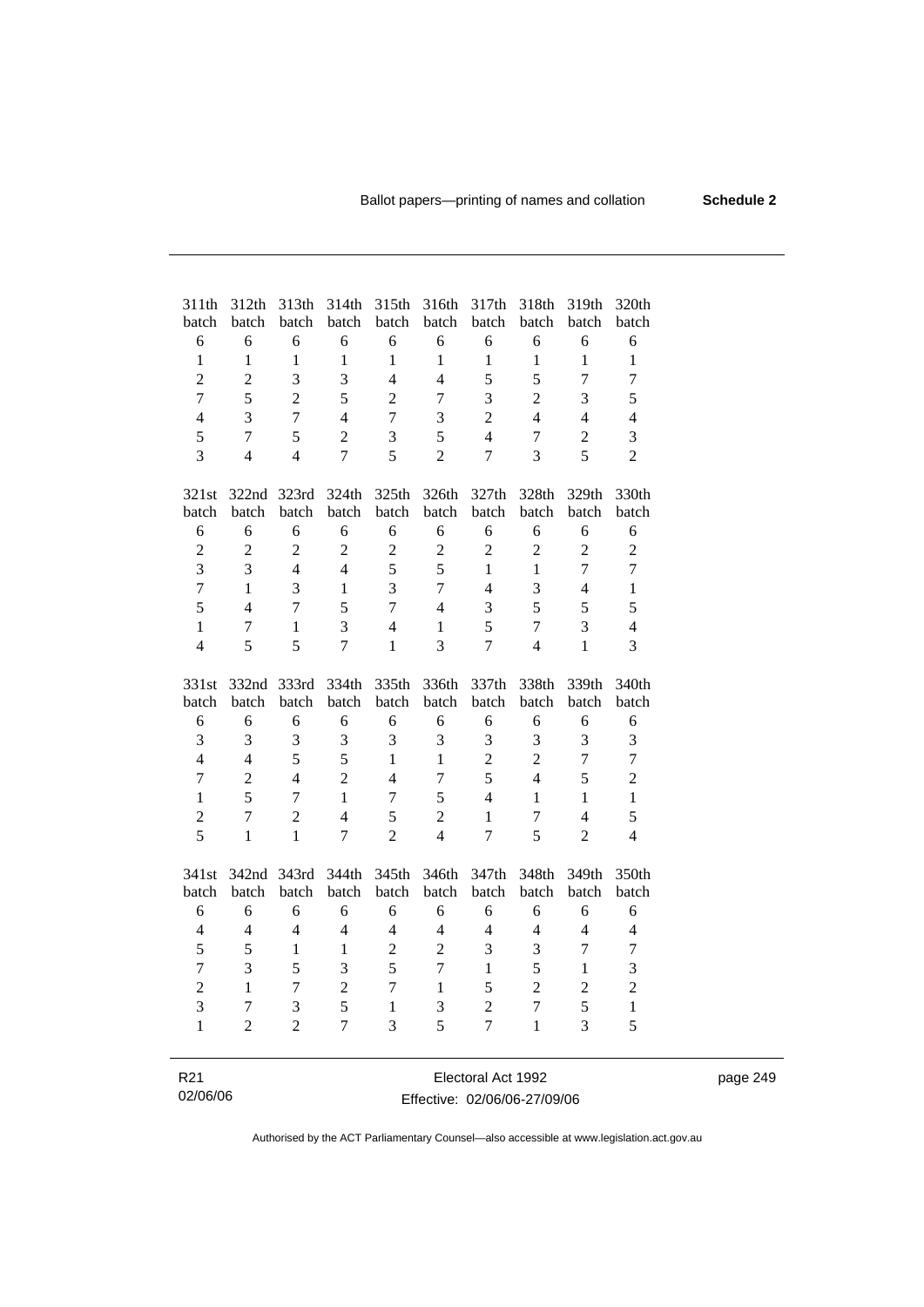| 311th batch | 312th batch | 313th batch | 314th batch | 315th batch | 316th batch | 317th batch | 318th batch | 319th batch | 320th batch |
|---|---|---|---|---|---|---|---|---|---|
| 6 | 6 | 6 | 6 | 6 | 6 | 6 | 6 | 6 | 6 |
| 1 | 1 | 1 | 1 | 1 | 1 | 1 | 1 | 1 | 1 |
| 2 | 2 | 3 | 3 | 4 | 4 | 5 | 5 | 7 | 7 |
| 7 | 5 | 2 | 5 | 2 | 7 | 3 | 2 | 3 | 5 |
| 4 | 3 | 7 | 4 | 7 | 3 | 2 | 4 | 4 | 4 |
| 5 | 7 | 5 | 2 | 3 | 5 | 4 | 7 | 2 | 3 |
| 3 | 4 | 4 | 7 | 5 | 2 | 7 | 3 | 5 | 2 |

| 321st batch | 322nd batch | 323rd batch | 324th batch | 325th batch | 326th batch | 327th batch | 328th batch | 329th batch | 330th batch |
|---|---|---|---|---|---|---|---|---|---|
| 6 | 6 | 6 | 6 | 6 | 6 | 6 | 6 | 6 | 6 |
| 2 | 2 | 2 | 2 | 2 | 2 | 2 | 2 | 2 | 2 |
| 3 | 3 | 4 | 4 | 5 | 5 | 1 | 1 | 7 | 7 |
| 7 | 1 | 3 | 1 | 3 | 7 | 4 | 3 | 4 | 1 |
| 5 | 4 | 7 | 5 | 7 | 4 | 3 | 5 | 5 | 5 |
| 1 | 7 | 1 | 3 | 4 | 1 | 5 | 7 | 3 | 4 |
| 4 | 5 | 5 | 7 | 1 | 3 | 7 | 4 | 1 | 3 |

| 331st batch | 332nd batch | 333rd batch | 334th batch | 335th batch | 336th batch | 337th batch | 338th batch | 339th batch | 340th batch |
|---|---|---|---|---|---|---|---|---|---|
| 6 | 6 | 6 | 6 | 6 | 6 | 6 | 6 | 6 | 6 |
| 3 | 3 | 3 | 3 | 3 | 3 | 3 | 3 | 3 | 3 |
| 4 | 4 | 5 | 5 | 1 | 1 | 2 | 2 | 7 | 7 |
| 7 | 2 | 4 | 2 | 4 | 7 | 5 | 4 | 5 | 2 |
| 1 | 5 | 7 | 1 | 7 | 5 | 4 | 1 | 1 | 1 |
| 2 | 7 | 2 | 4 | 5 | 2 | 1 | 7 | 4 | 5 |
| 5 | 1 | 1 | 7 | 2 | 4 | 7 | 5 | 2 | 4 |

| 341st batch | 342nd batch | 343rd batch | 344th batch | 345th batch | 346th batch | 347th batch | 348th batch | 349th batch | 350th batch |
|---|---|---|---|---|---|---|---|---|---|
| 6 | 6 | 6 | 6 | 6 | 6 | 6 | 6 | 6 | 6 |
| 4 | 4 | 4 | 4 | 4 | 4 | 4 | 4 | 4 | 4 |
| 5 | 5 | 1 | 1 | 2 | 2 | 3 | 3 | 7 | 7 |
| 7 | 3 | 5 | 3 | 5 | 7 | 1 | 5 | 1 | 3 |
| 2 | 1 | 7 | 2 | 7 | 1 | 5 | 2 | 2 | 2 |
| 3 | 7 | 3 | 5 | 1 | 3 | 2 | 7 | 5 | 1 |
| 1 | 2 | 2 | 7 | 3 | 5 | 7 | 1 | 3 | 5 |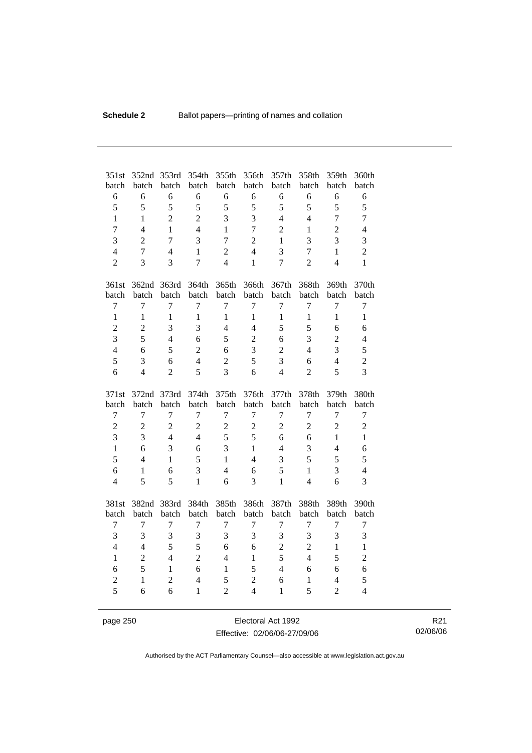| 351st batch | 352nd batch | 353rd batch | 354th batch | 355th batch | 356th batch | 357th batch | 358th batch | 359th batch | 360th batch |
|---|---|---|---|---|---|---|---|---|---|
| 6 | 6 | 6 | 6 | 6 | 6 | 6 | 6 | 6 | 6 |
| 5 | 5 | 5 | 5 | 5 | 5 | 5 | 5 | 5 | 5 |
| 1 | 1 | 2 | 2 | 3 | 3 | 4 | 4 | 7 | 7 |
| 7 | 4 | 1 | 4 | 1 | 7 | 2 | 1 | 2 | 4 |
| 3 | 2 | 7 | 3 | 7 | 2 | 1 | 3 | 3 | 3 |
| 4 | 7 | 4 | 1 | 2 | 4 | 3 | 7 | 1 | 2 |
| 2 | 3 | 3 | 7 | 4 | 1 | 7 | 2 | 4 | 1 |

| 361st batch | 362nd batch | 363rd batch | 364th batch | 365th batch | 366th batch | 367th batch | 368th batch | 369th batch | 370th batch |
|---|---|---|---|---|---|---|---|---|---|
| 7 | 7 | 7 | 7 | 7 | 7 | 7 | 7 | 7 | 7 |
| 1 | 1 | 1 | 1 | 1 | 1 | 1 | 1 | 1 | 1 |
| 2 | 2 | 3 | 3 | 4 | 4 | 5 | 5 | 6 | 6 |
| 3 | 5 | 4 | 6 | 5 | 2 | 6 | 3 | 2 | 4 |
| 4 | 6 | 5 | 2 | 6 | 3 | 2 | 4 | 3 | 5 |
| 5 | 3 | 6 | 4 | 2 | 5 | 3 | 6 | 4 | 2 |
| 6 | 4 | 2 | 5 | 3 | 6 | 4 | 2 | 5 | 3 |

| 371st batch | 372nd batch | 373rd batch | 374th batch | 375th batch | 376th batch | 377th batch | 378th batch | 379th batch | 380th batch |
|---|---|---|---|---|---|---|---|---|---|
| 7 | 7 | 7 | 7 | 7 | 7 | 7 | 7 | 7 | 7 |
| 2 | 2 | 2 | 2 | 2 | 2 | 2 | 2 | 2 | 2 |
| 3 | 3 | 4 | 4 | 5 | 5 | 6 | 6 | 1 | 1 |
| 1 | 6 | 3 | 6 | 3 | 1 | 4 | 3 | 4 | 6 |
| 5 | 4 | 1 | 5 | 1 | 4 | 3 | 5 | 5 | 5 |
| 6 | 1 | 6 | 3 | 4 | 6 | 5 | 1 | 3 | 4 |
| 4 | 5 | 5 | 1 | 6 | 3 | 1 | 4 | 6 | 3 |

| 381st batch | 382nd batch | 383rd batch | 384th batch | 385th batch | 386th batch | 387th batch | 388th batch | 389th batch | 390th batch |
|---|---|---|---|---|---|---|---|---|---|
| 7 | 7 | 7 | 7 | 7 | 7 | 7 | 7 | 7 | 7 |
| 3 | 3 | 3 | 3 | 3 | 3 | 3 | 3 | 3 | 3 |
| 4 | 4 | 5 | 5 | 6 | 6 | 2 | 2 | 1 | 1 |
| 1 | 2 | 4 | 2 | 4 | 1 | 5 | 4 | 5 | 2 |
| 6 | 5 | 1 | 6 | 1 | 5 | 4 | 6 | 6 | 6 |
| 2 | 1 | 2 | 4 | 5 | 2 | 6 | 1 | 4 | 5 |
| 5 | 6 | 6 | 1 | 2 | 4 | 1 | 5 | 2 | 4 |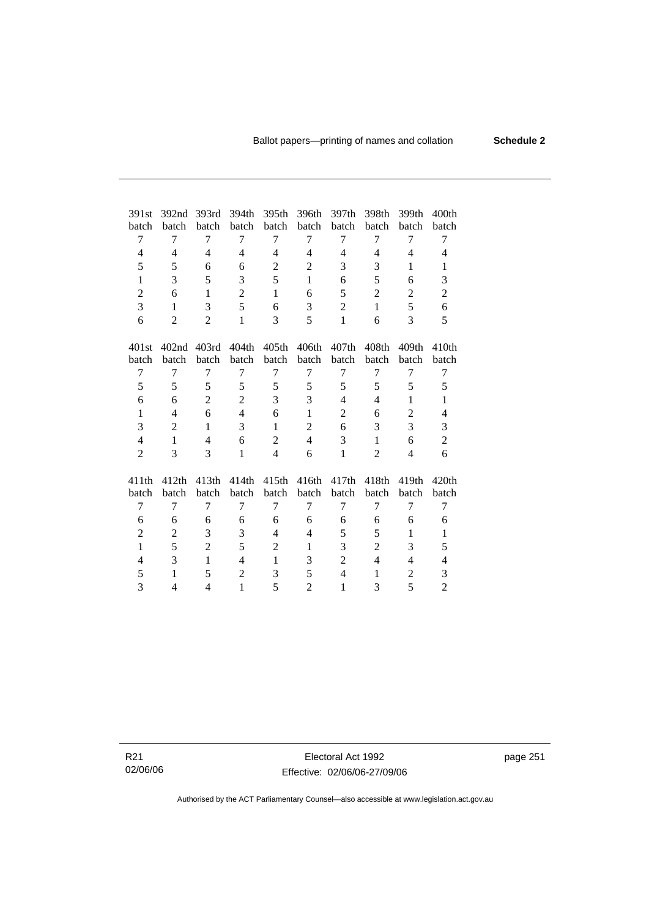| 391st batch | 392nd batch | 393rd batch | 394th batch | 395th batch | 396th batch | 397th batch | 398th batch | 399th batch | 400th batch |
|---|---|---|---|---|---|---|---|---|---|
| 7 | 7 | 7 | 7 | 7 | 7 | 7 | 7 | 7 | 7 |
| 4 | 4 | 4 | 4 | 4 | 4 | 4 | 4 | 4 | 4 |
| 5 | 5 | 6 | 6 | 2 | 2 | 3 | 3 | 1 | 1 |
| 1 | 3 | 5 | 3 | 5 | 1 | 6 | 5 | 6 | 3 |
| 2 | 6 | 1 | 2 | 1 | 6 | 5 | 2 | 2 | 2 |
| 3 | 1 | 3 | 5 | 6 | 3 | 2 | 1 | 5 | 6 |
| 6 | 2 | 2 | 1 | 3 | 5 | 1 | 6 | 3 | 5 |

| 401st batch | 402nd batch | 403rd batch | 404th batch | 405th batch | 406th batch | 407th batch | 408th batch | 409th batch | 410th batch |
|---|---|---|---|---|---|---|---|---|---|
| 7 | 7 | 7 | 7 | 7 | 7 | 7 | 7 | 7 | 7 |
| 5 | 5 | 5 | 5 | 5 | 5 | 5 | 5 | 5 | 5 |
| 6 | 6 | 2 | 2 | 3 | 3 | 4 | 4 | 1 | 1 |
| 1 | 4 | 6 | 4 | 6 | 1 | 2 | 6 | 2 | 4 |
| 3 | 2 | 1 | 3 | 1 | 2 | 6 | 3 | 3 | 3 |
| 4 | 1 | 4 | 6 | 2 | 4 | 3 | 1 | 6 | 2 |
| 2 | 3 | 3 | 1 | 4 | 6 | 1 | 2 | 4 | 6 |

| 411th batch | 412th batch | 413th batch | 414th batch | 415th batch | 416th batch | 417th batch | 418th batch | 419th batch | 420th batch |
|---|---|---|---|---|---|---|---|---|---|
| 7 | 7 | 7 | 7 | 7 | 7 | 7 | 7 | 7 | 7 |
| 6 | 6 | 6 | 6 | 6 | 6 | 6 | 6 | 6 | 6 |
| 2 | 2 | 3 | 3 | 4 | 4 | 5 | 5 | 1 | 1 |
| 1 | 5 | 2 | 5 | 2 | 1 | 3 | 2 | 3 | 5 |
| 4 | 3 | 1 | 4 | 1 | 3 | 2 | 4 | 4 | 4 |
| 5 | 1 | 5 | 2 | 3 | 5 | 4 | 1 | 2 | 3 |
| 3 | 4 | 4 | 1 | 5 | 2 | 1 | 3 | 5 | 2 |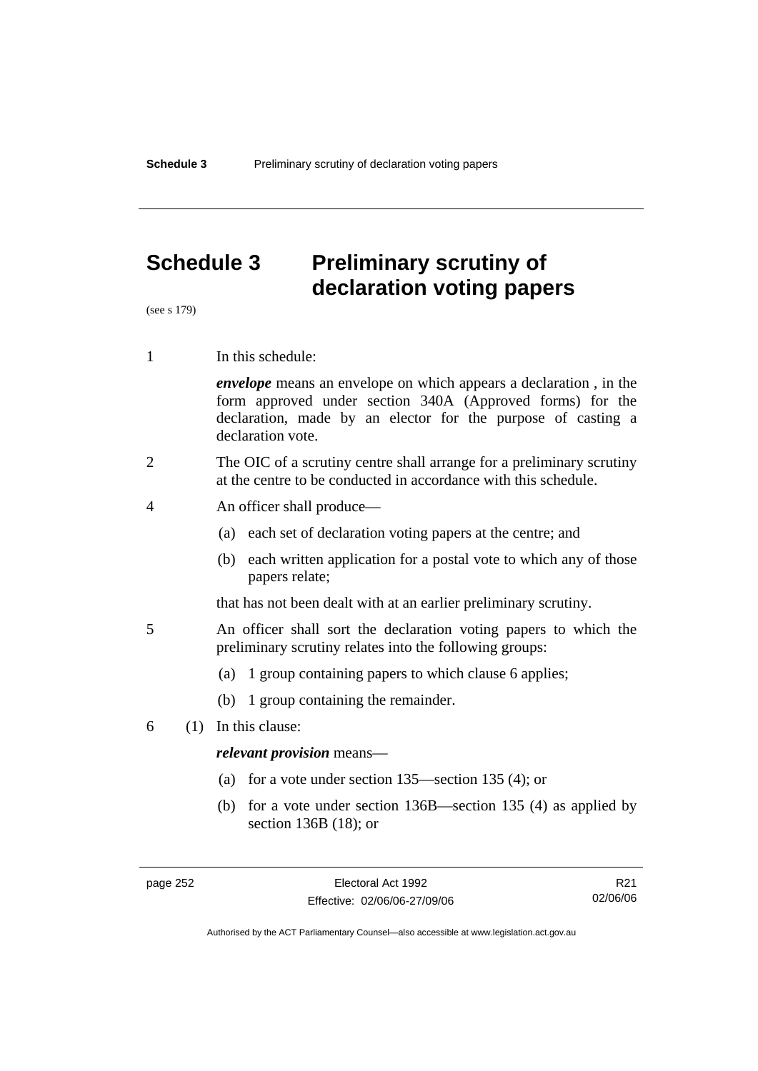# Schedule 3 Preliminary scrutiny of declaration voting papers

(see s 179)

1 In this schedule:

***envelope*** means an envelope on which appears a declaration , in the form approved under section 340A (Approved forms) for the declaration, made by an elector for the purpose of casting a declaration vote.

2 The OIC of a scrutiny centre shall arrange for a preliminary scrutiny at the centre to be conducted in accordance with this schedule.

4 An officer shall produce—

(a) each set of declaration voting papers at the centre; and

(b) each written application for a postal vote to which any of those papers relate;

that has not been dealt with at an earlier preliminary scrutiny.

5 An officer shall sort the declaration voting papers to which the preliminary scrutiny relates into the following groups:

(a) 1 group containing papers to which clause 6 applies;

(b) 1 group containing the remainder.

6 (1) In this clause:

***relevant provision*** means—

(a) for a vote under section 135—section 135 (4); or

(b) for a vote under section 136B—section 135 (4) as applied by section 136B (18); or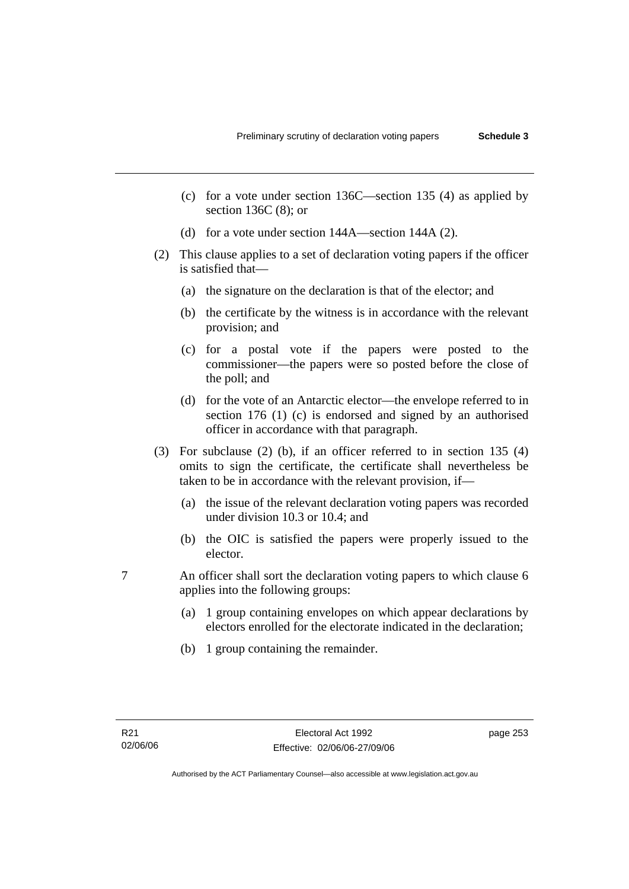(c) for a vote under section 136C—section 135 (4) as applied by section 136C (8); or

(d) for a vote under section 144A—section 144A (2).

(2) This clause applies to a set of declaration voting papers if the officer is satisfied that—

(a) the signature on the declaration is that of the elector; and

(b) the certificate by the witness is in accordance with the relevant provision; and

(c) for a postal vote if the papers were posted to the commissioner—the papers were so posted before the close of the poll; and

(d) for the vote of an Antarctic elector—the envelope referred to in section 176 (1) (c) is endorsed and signed by an authorised officer in accordance with that paragraph.

(3) For subclause (2) (b), if an officer referred to in section 135 (4) omits to sign the certificate, the certificate shall nevertheless be taken to be in accordance with the relevant provision, if—

(a) the issue of the relevant declaration voting papers was recorded under division 10.3 or 10.4; and

(b) the OIC is satisfied the papers were properly issued to the elector.

7 An officer shall sort the declaration voting papers to which clause 6 applies into the following groups:

(a) 1 group containing envelopes on which appear declarations by electors enrolled for the electorate indicated in the declaration;

(b) 1 group containing the remainder.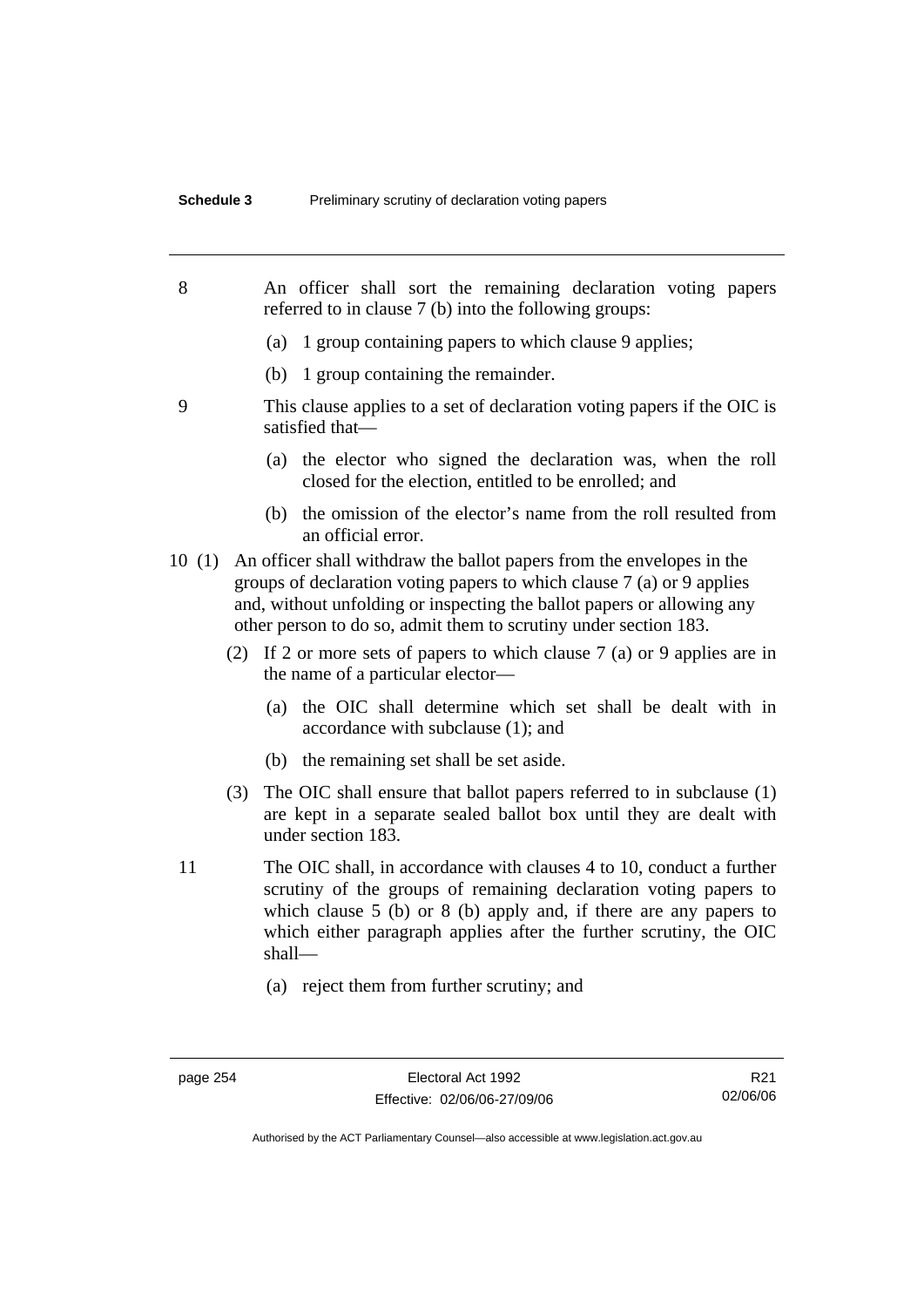8 An officer shall sort the remaining declaration voting papers referred to in clause 7 (b) into the following groups:

(a) 1 group containing papers to which clause 9 applies;

(b) 1 group containing the remainder.

9 This clause applies to a set of declaration voting papers if the OIC is satisfied that—

(a) the elector who signed the declaration was, when the roll closed for the election, entitled to be enrolled; and

(b) the omission of the elector's name from the roll resulted from an official error.

10 (1) An officer shall withdraw the ballot papers from the envelopes in the groups of declaration voting papers to which clause 7 (a) or 9 applies and, without unfolding or inspecting the ballot papers or allowing any other person to do so, admit them to scrutiny under section 183.

(2) If 2 or more sets of papers to which clause 7 (a) or 9 applies are in the name of a particular elector—

(a) the OIC shall determine which set shall be dealt with in accordance with subclause (1); and

(b) the remaining set shall be set aside.

(3) The OIC shall ensure that ballot papers referred to in subclause (1) are kept in a separate sealed ballot box until they are dealt with under section 183.

11 The OIC shall, in accordance with clauses 4 to 10, conduct a further scrutiny of the groups of remaining declaration voting papers to which clause 5 (b) or 8 (b) apply and, if there are any papers to which either paragraph applies after the further scrutiny, the OIC shall—

(a) reject them from further scrutiny; and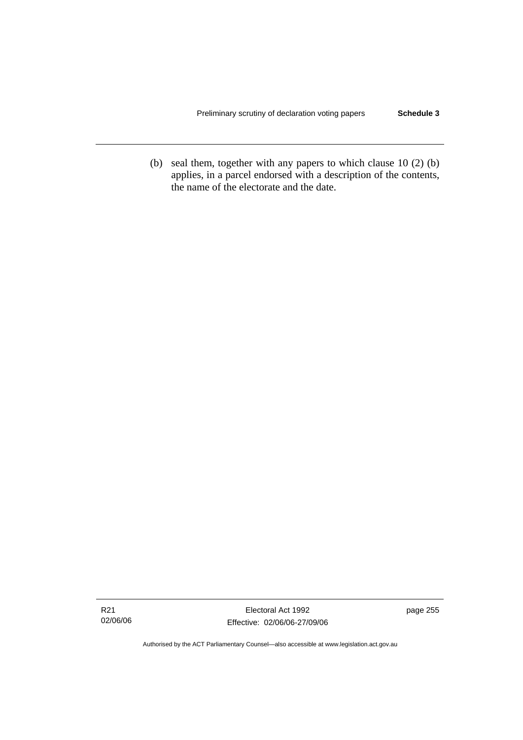(b) seal them, together with any papers to which clause 10 (2) (b) applies, in a parcel endorsed with a description of the contents, the name of the electorate and the date.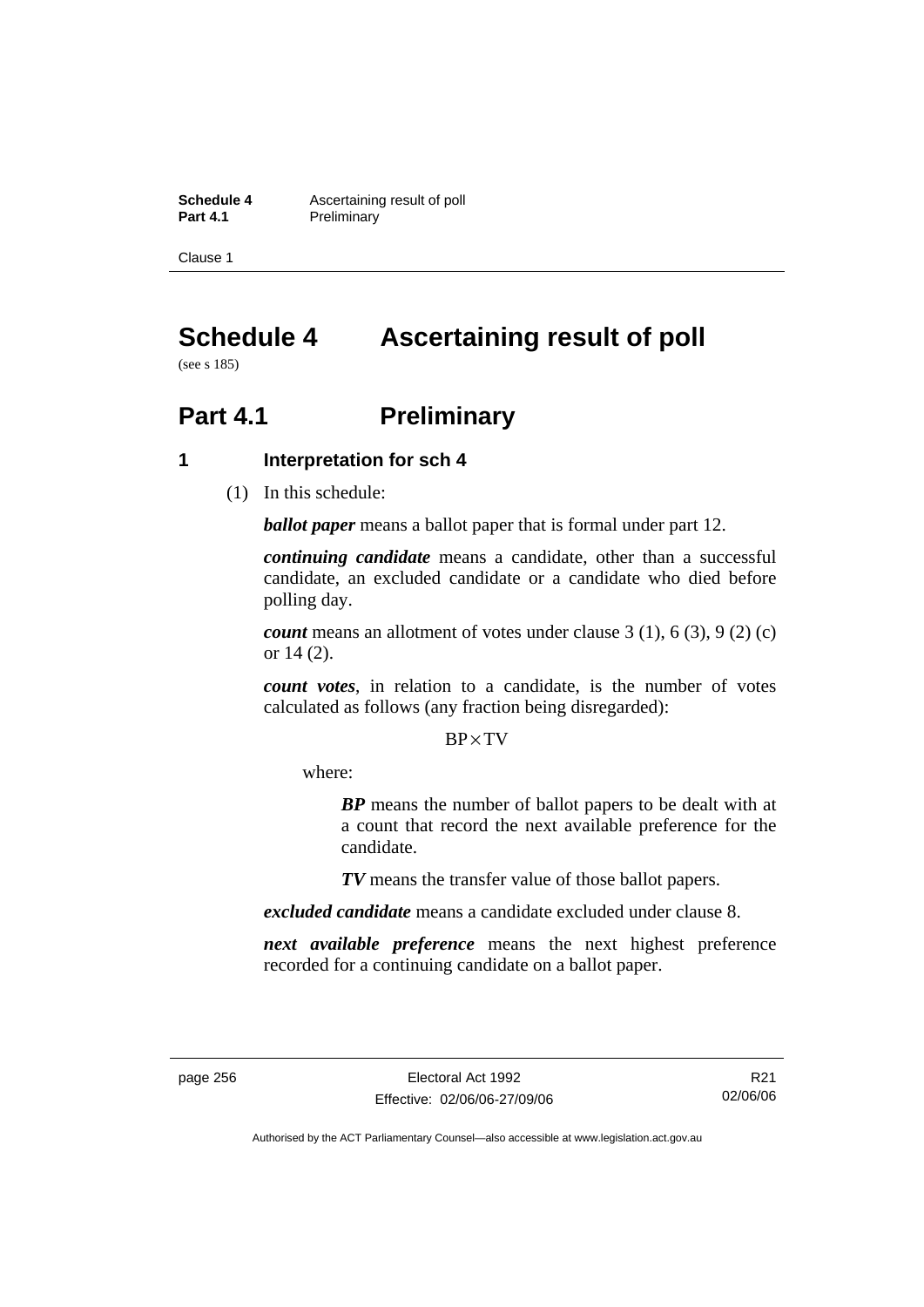# Schedule 4 Ascertaining result of poll

(see s 185)

## Part 4.1 Preliminary

### 1 Interpretation for sch 4

(1) In this schedule:

***ballot paper*** means a ballot paper that is formal under part 12.

***continuing candidate*** means a candidate, other than a successful candidate, an excluded candidate or a candidate who died before polling day.

***count*** means an allotment of votes under clause 3 (1), 6 (3), 9 (2) (c) or 14 (2).

***count votes***, in relation to a candidate, is the number of votes calculated as follows (any fraction being disregarded):

$$BP \times TV$$

where:

> ***BP*** means the number of ballot papers to be dealt with at a count that record the next available preference for the candidate.
>
> ***TV*** means the transfer value of those ballot papers.

***excluded candidate*** means a candidate excluded under clause 8.

***next available preference*** means the next highest preference recorded for a continuing candidate on a ballot paper.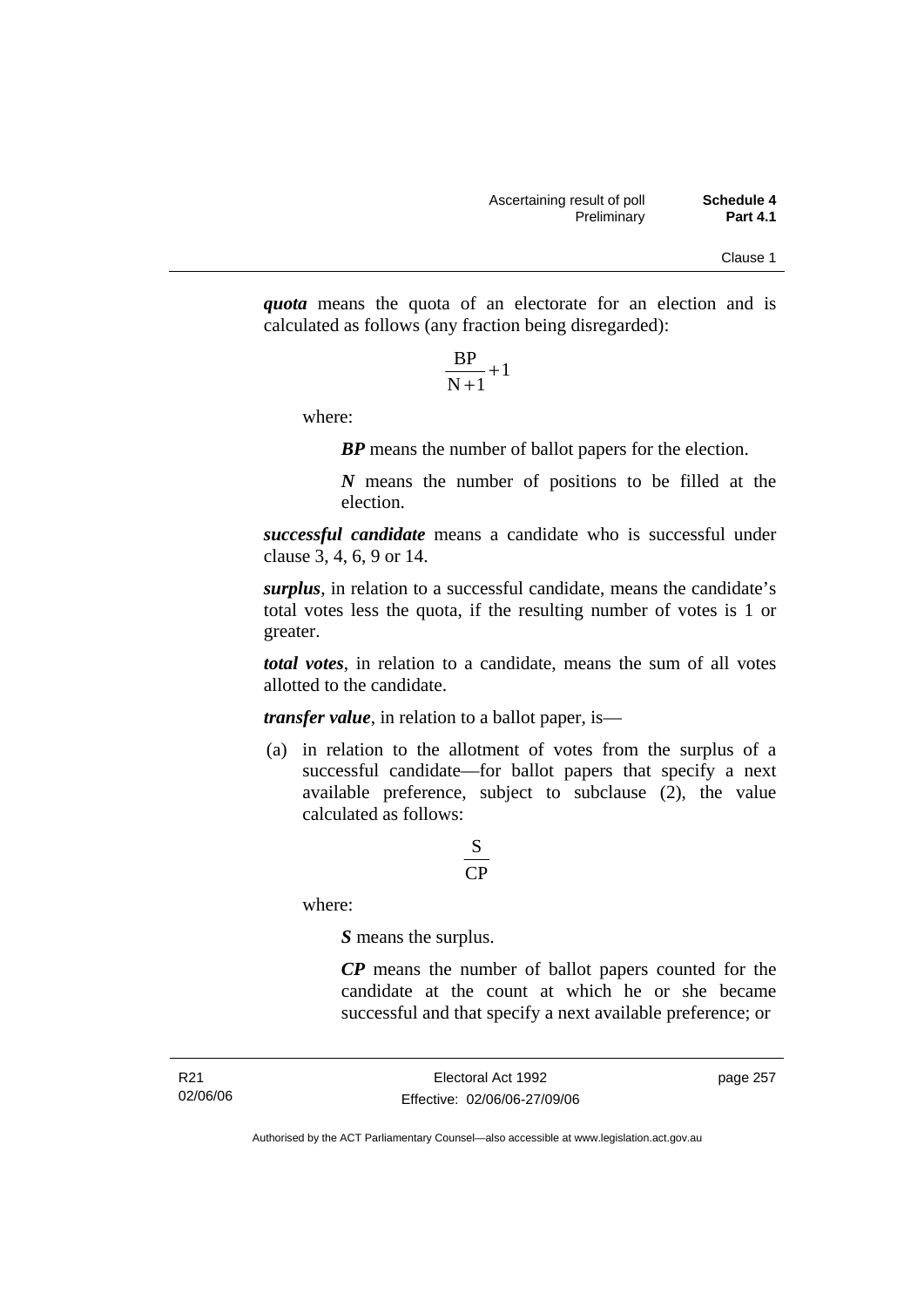***quota*** means the quota of an electorate for an election and is calculated as follows (any fraction being disregarded):

$$\frac{BP}{N+1}+1$$

where:

***BP*** means the number of ballot papers for the election.

***N*** means the number of positions to be filled at the election.

***successful candidate*** means a candidate who is successful under clause 3, 4, 6, 9 or 14.

***surplus***, in relation to a successful candidate, means the candidate's total votes less the quota, if the resulting number of votes is 1 or greater.

***total votes***, in relation to a candidate, means the sum of all votes allotted to the candidate.

***transfer value***, in relation to a ballot paper, is—

(a) in relation to the allotment of votes from the surplus of a successful candidate—for ballot papers that specify a next available preference, subject to subclause (2), the value calculated as follows:

$$\frac{S}{CP}$$

where:

***S*** means the surplus.

***CP*** means the number of ballot papers counted for the candidate at the count at which he or she became successful and that specify a next available preference; or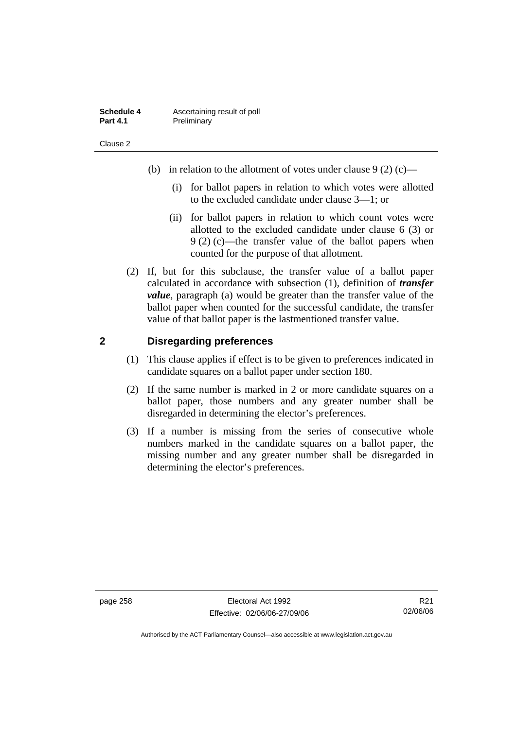(b) in relation to the allotment of votes under clause 9 (2) (c)—

(i) for ballot papers in relation to which votes were allotted to the excluded candidate under clause 3—1; or

(ii) for ballot papers in relation to which count votes were allotted to the excluded candidate under clause 6 (3) or 9 (2) (c)—the transfer value of the ballot papers when counted for the purpose of that allotment.

(2) If, but for this subclause, the transfer value of a ballot paper calculated in accordance with subsection (1), definition of ***transfer value***, paragraph (a) would be greater than the transfer value of the ballot paper when counted for the successful candidate, the transfer value of that ballot paper is the lastmentioned transfer value.

## 2 Disregarding preferences

(1) This clause applies if effect is to be given to preferences indicated in candidate squares on a ballot paper under section 180.

(2) If the same number is marked in 2 or more candidate squares on a ballot paper, those numbers and any greater number shall be disregarded in determining the elector's preferences.

(3) If a number is missing from the series of consecutive whole numbers marked in the candidate squares on a ballot paper, the missing number and any greater number shall be disregarded in determining the elector's preferences.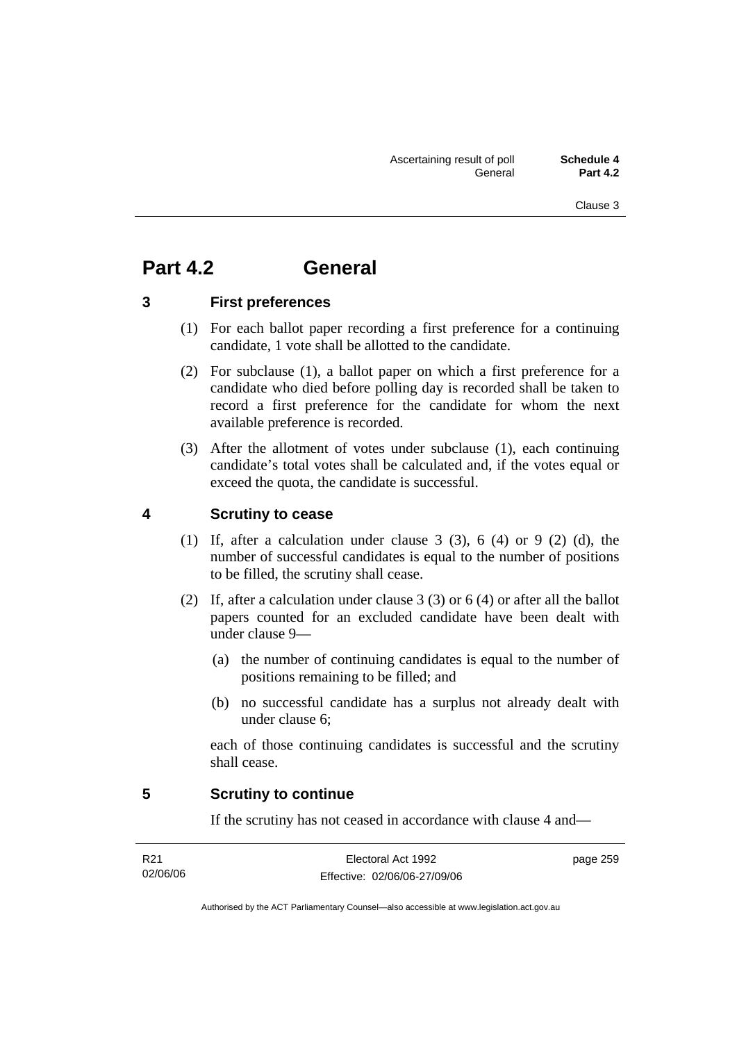# Part 4.2 General

## 3 First preferences

(1) For each ballot paper recording a first preference for a continuing candidate, 1 vote shall be allotted to the candidate.

(2) For subclause (1), a ballot paper on which a first preference for a candidate who died before polling day is recorded shall be taken to record a first preference for the candidate for whom the next available preference is recorded.

(3) After the allotment of votes under subclause (1), each continuing candidate's total votes shall be calculated and, if the votes equal or exceed the quota, the candidate is successful.

## 4 Scrutiny to cease

(1) If, after a calculation under clause 3 (3), 6 (4) or 9 (2) (d), the number of successful candidates is equal to the number of positions to be filled, the scrutiny shall cease.

(2) If, after a calculation under clause 3 (3) or 6 (4) or after all the ballot papers counted for an excluded candidate have been dealt with under clause 9—

(a) the number of continuing candidates is equal to the number of positions remaining to be filled; and

(b) no successful candidate has a surplus not already dealt with under clause 6;

each of those continuing candidates is successful and the scrutiny shall cease.

## 5 Scrutiny to continue

If the scrutiny has not ceased in accordance with clause 4 and—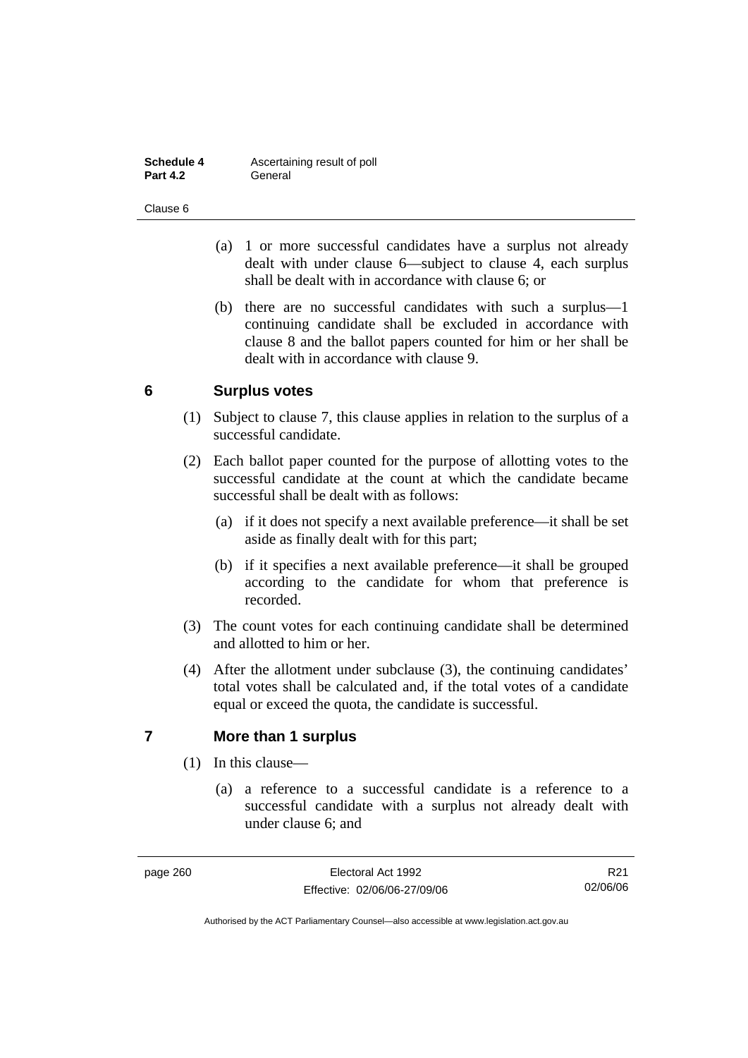- (a) 1 or more successful candidates have a surplus not already dealt with under clause 6—subject to clause 4, each surplus shall be dealt with in accordance with clause 6; or
- (b) there are no successful candidates with such a surplus—1 continuing candidate shall be excluded in accordance with clause 8 and the ballot papers counted for him or her shall be dealt with in accordance with clause 9.

## 6 Surplus votes

(1) Subject to clause 7, this clause applies in relation to the surplus of a successful candidate.

(2) Each ballot paper counted for the purpose of allotting votes to the successful candidate at the count at which the candidate became successful shall be dealt with as follows:

- (a) if it does not specify a next available preference—it shall be set aside as finally dealt with for this part;
- (b) if it specifies a next available preference—it shall be grouped according to the candidate for whom that preference is recorded.

(3) The count votes for each continuing candidate shall be determined and allotted to him or her.

(4) After the allotment under subclause (3), the continuing candidates' total votes shall be calculated and, if the total votes of a candidate equal or exceed the quota, the candidate is successful.

## 7 More than 1 surplus

(1) In this clause—

- (a) a reference to a successful candidate is a reference to a successful candidate with a surplus not already dealt with under clause 6; and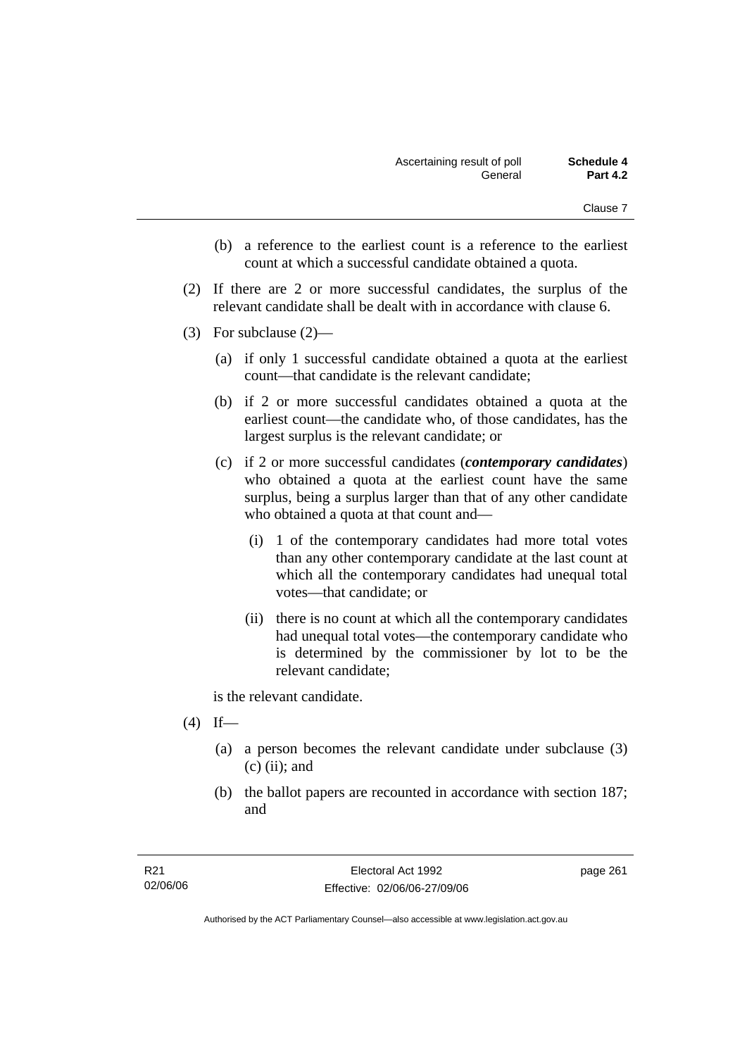(b) a reference to the earliest count is a reference to the earliest count at which a successful candidate obtained a quota.

(2) If there are 2 or more successful candidates, the surplus of the relevant candidate shall be dealt with in accordance with clause 6.

(3) For subclause (2)—

(a) if only 1 successful candidate obtained a quota at the earliest count—that candidate is the relevant candidate;

(b) if 2 or more successful candidates obtained a quota at the earliest count—the candidate who, of those candidates, has the largest surplus is the relevant candidate; or

(c) if 2 or more successful candidates (***contemporary candidates***) who obtained a quota at the earliest count have the same surplus, being a surplus larger than that of any other candidate who obtained a quota at that count and—

(i) 1 of the contemporary candidates had more total votes than any other contemporary candidate at the last count at which all the contemporary candidates had unequal total votes—that candidate; or

(ii) there is no count at which all the contemporary candidates had unequal total votes—the contemporary candidate who is determined by the commissioner by lot to be the relevant candidate;

is the relevant candidate.

(4) If—

(a) a person becomes the relevant candidate under subclause (3) (c) (ii); and

(b) the ballot papers are recounted in accordance with section 187; and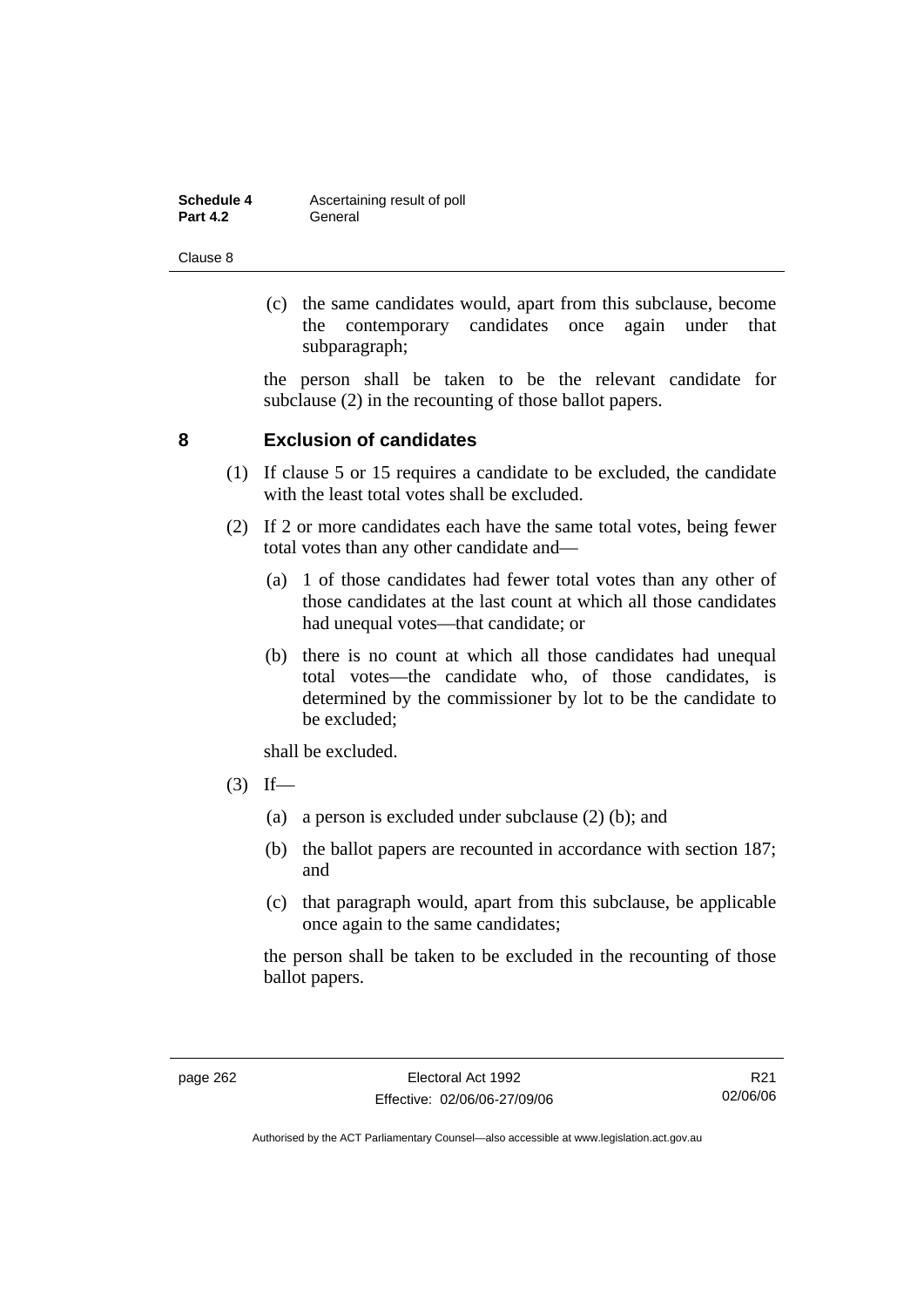(c) the same candidates would, apart from this subclause, become the contemporary candidates once again under that subparagraph;

the person shall be taken to be the relevant candidate for subclause (2) in the recounting of those ballot papers.

## 8 Exclusion of candidates

(1) If clause 5 or 15 requires a candidate to be excluded, the candidate with the least total votes shall be excluded.

(2) If 2 or more candidates each have the same total votes, being fewer total votes than any other candidate and—

(a) 1 of those candidates had fewer total votes than any other of those candidates at the last count at which all those candidates had unequal votes—that candidate; or

(b) there is no count at which all those candidates had unequal total votes—the candidate who, of those candidates, is determined by the commissioner by lot to be the candidate to be excluded;

shall be excluded.

(3) If—

(a) a person is excluded under subclause (2) (b); and

(b) the ballot papers are recounted in accordance with section 187; and

(c) that paragraph would, apart from this subclause, be applicable once again to the same candidates;

the person shall be taken to be excluded in the recounting of those ballot papers.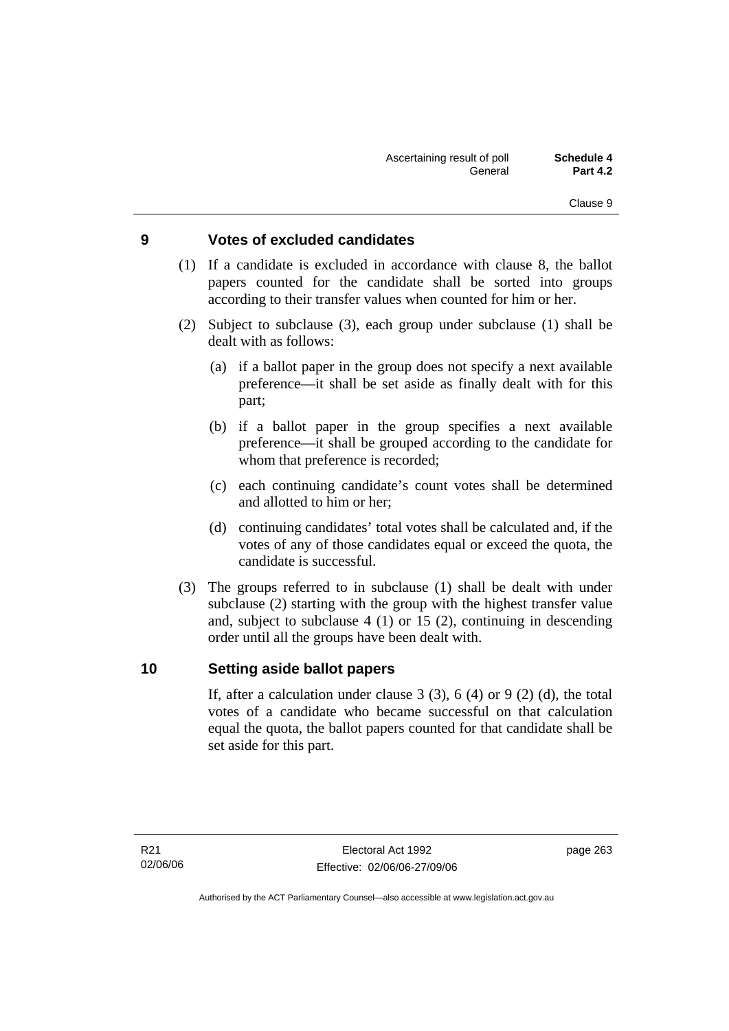## 9 Votes of excluded candidates

(1) If a candidate is excluded in accordance with clause 8, the ballot papers counted for the candidate shall be sorted into groups according to their transfer values when counted for him or her.

(2) Subject to subclause (3), each group under subclause (1) shall be dealt with as follows:

(a) if a ballot paper in the group does not specify a next available preference—it shall be set aside as finally dealt with for this part;

(b) if a ballot paper in the group specifies a next available preference—it shall be grouped according to the candidate for whom that preference is recorded;

(c) each continuing candidate's count votes shall be determined and allotted to him or her;

(d) continuing candidates' total votes shall be calculated and, if the votes of any of those candidates equal or exceed the quota, the candidate is successful.

(3) The groups referred to in subclause (1) shall be dealt with under subclause (2) starting with the group with the highest transfer value and, subject to subclause 4 (1) or 15 (2), continuing in descending order until all the groups have been dealt with.

## 10 Setting aside ballot papers

If, after a calculation under clause 3 (3), 6 (4) or 9 (2) (d), the total votes of a candidate who became successful on that calculation equal the quota, the ballot papers counted for that candidate shall be set aside for this part.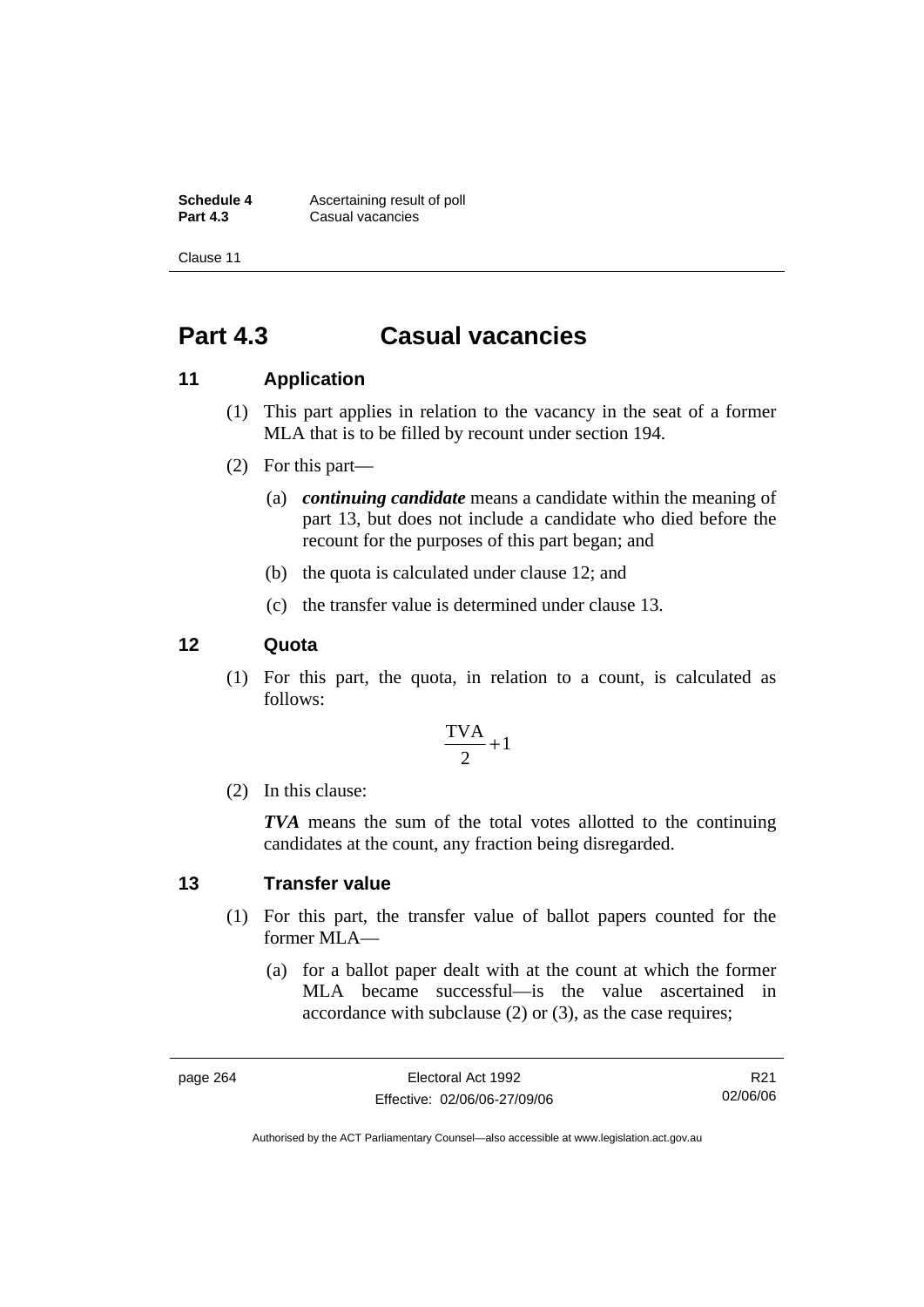# Part 4.3 Casual vacancies

## 11 Application

(1) This part applies in relation to the vacancy in the seat of a former MLA that is to be filled by recount under section 194.

(2) For this part—

(a) ***continuing candidate*** means a candidate within the meaning of part 13, but does not include a candidate who died before the recount for the purposes of this part began; and

(b) the quota is calculated under clause 12; and

(c) the transfer value is determined under clause 13.

## 12 Quota

(1) For this part, the quota, in relation to a count, is calculated as follows:

$$\frac{\text{TVA}}{2}+1$$

(2) In this clause:

***TVA*** means the sum of the total votes allotted to the continuing candidates at the count, any fraction being disregarded.

## 13 Transfer value

(1) For this part, the transfer value of ballot papers counted for the former MLA—

(a) for a ballot paper dealt with at the count at which the former MLA became successful—is the value ascertained in accordance with subclause (2) or (3), as the case requires;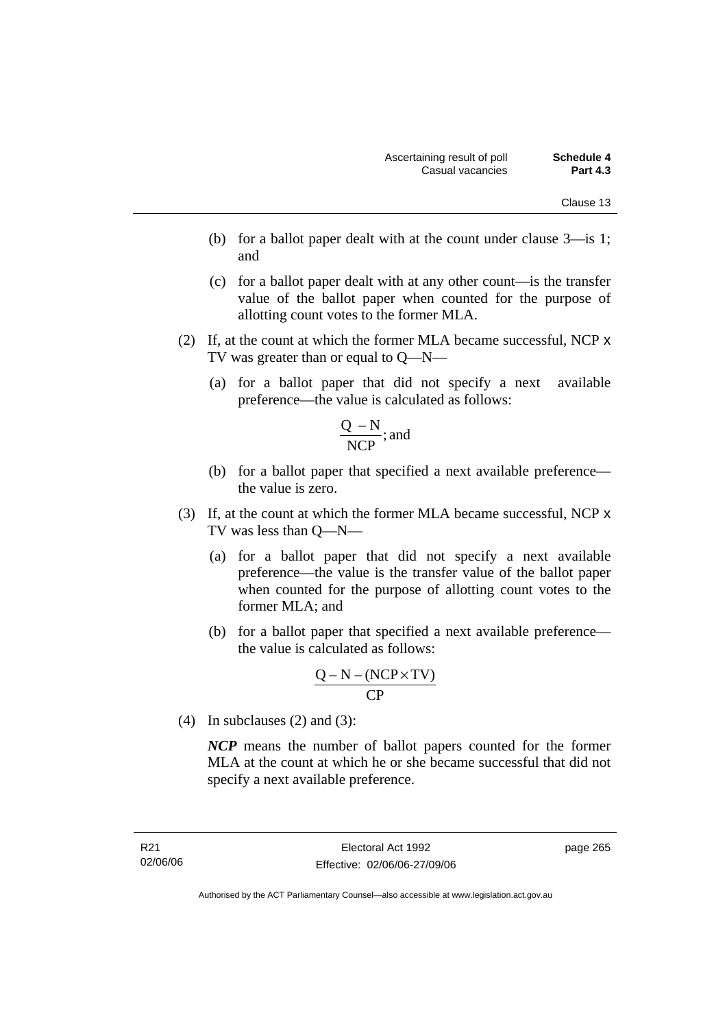(b) for a ballot paper dealt with at the count under clause 3—is 1; and

(c) for a ballot paper dealt with at any other count—is the transfer value of the ballot paper when counted for the purpose of allotting count votes to the former MLA.

(2) If, at the count at which the former MLA became successful, NCP x TV was greater than or equal to Q—N—

(a) for a ballot paper that did not specify a next available preference—the value is calculated as follows:

$$\frac{Q - N}{NCP}; \text{ and}$$

(b) for a ballot paper that specified a next available preference—the value is zero.

(3) If, at the count at which the former MLA became successful, NCP x TV was less than Q—N—

(a) for a ballot paper that did not specify a next available preference—the value is the transfer value of the ballot paper when counted for the purpose of allotting count votes to the former MLA; and

(b) for a ballot paper that specified a next available preference—the value is calculated as follows:

$$\frac{Q - N - (NCP \times TV)}{CP}$$

(4) In subclauses (2) and (3):

***NCP*** means the number of ballot papers counted for the former MLA at the count at which he or she became successful that did not specify a next available preference.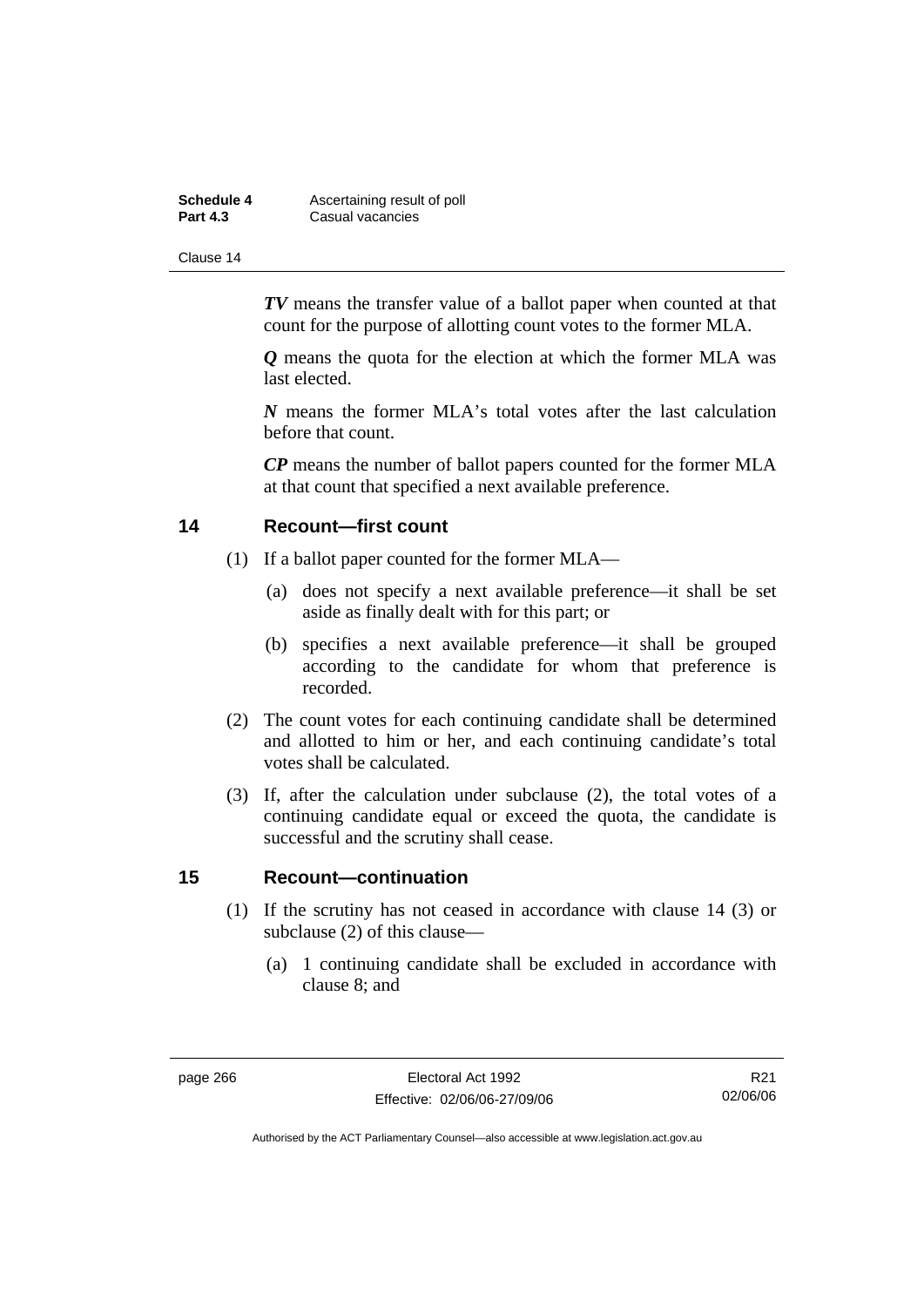***TV*** means the transfer value of a ballot paper when counted at that count for the purpose of allotting count votes to the former MLA.

***Q*** means the quota for the election at which the former MLA was last elected.

***N*** means the former MLA's total votes after the last calculation before that count.

***CP*** means the number of ballot papers counted for the former MLA at that count that specified a next available preference.

## 14 Recount—first count

(1) If a ballot paper counted for the former MLA—

(a) does not specify a next available preference—it shall be set aside as finally dealt with for this part; or

(b) specifies a next available preference—it shall be grouped according to the candidate for whom that preference is recorded.

(2) The count votes for each continuing candidate shall be determined and allotted to him or her, and each continuing candidate's total votes shall be calculated.

(3) If, after the calculation under subclause (2), the total votes of a continuing candidate equal or exceed the quota, the candidate is successful and the scrutiny shall cease.

## 15 Recount—continuation

(1) If the scrutiny has not ceased in accordance with clause 14 (3) or subclause (2) of this clause—

(a) 1 continuing candidate shall be excluded in accordance with clause 8; and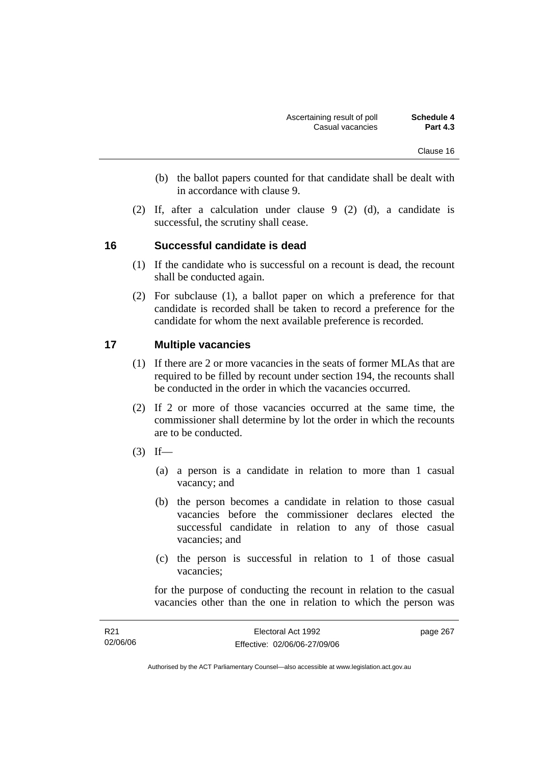(b) the ballot papers counted for that candidate shall be dealt with in accordance with clause 9.

(2) If, after a calculation under clause 9 (2) (d), a candidate is successful, the scrutiny shall cease.

## 16 Successful candidate is dead

(1) If the candidate who is successful on a recount is dead, the recount shall be conducted again.

(2) For subclause (1), a ballot paper on which a preference for that candidate is recorded shall be taken to record a preference for the candidate for whom the next available preference is recorded.

## 17 Multiple vacancies

(1) If there are 2 or more vacancies in the seats of former MLAs that are required to be filled by recount under section 194, the recounts shall be conducted in the order in which the vacancies occurred.

(2) If 2 or more of those vacancies occurred at the same time, the commissioner shall determine by lot the order in which the recounts are to be conducted.

(3) If—

(a) a person is a candidate in relation to more than 1 casual vacancy; and

(b) the person becomes a candidate in relation to those casual vacancies before the commissioner declares elected the successful candidate in relation to any of those casual vacancies; and

(c) the person is successful in relation to 1 of those casual vacancies;

for the purpose of conducting the recount in relation to the casual vacancies other than the one in relation to which the person was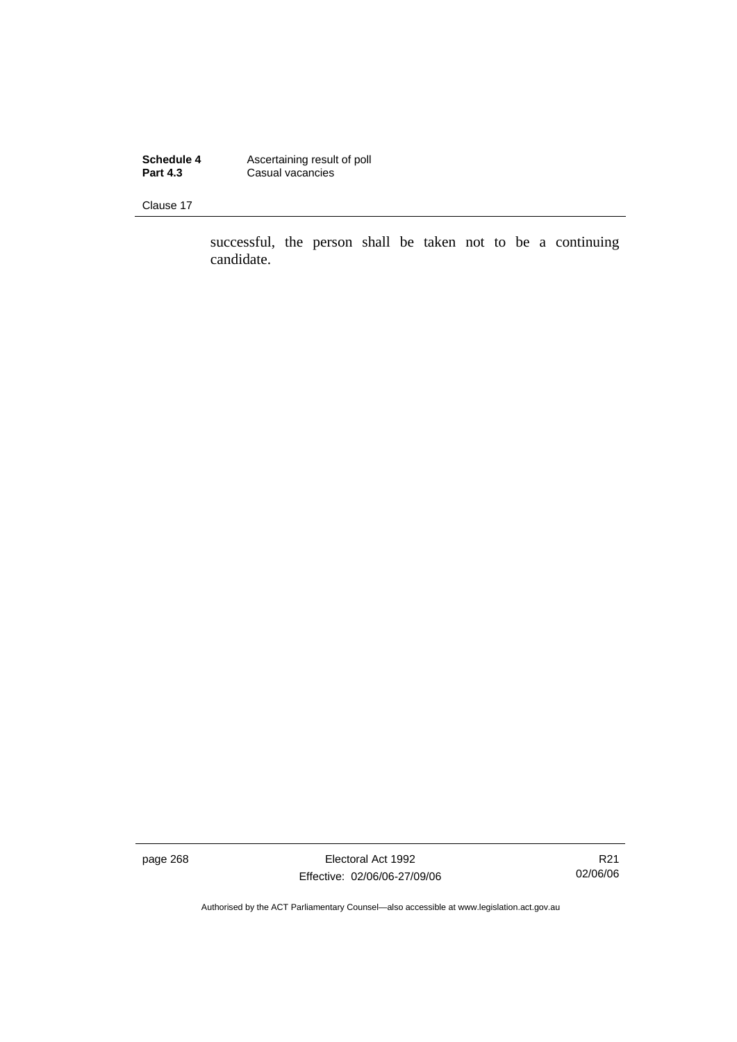successful, the person shall be taken not to be a continuing candidate.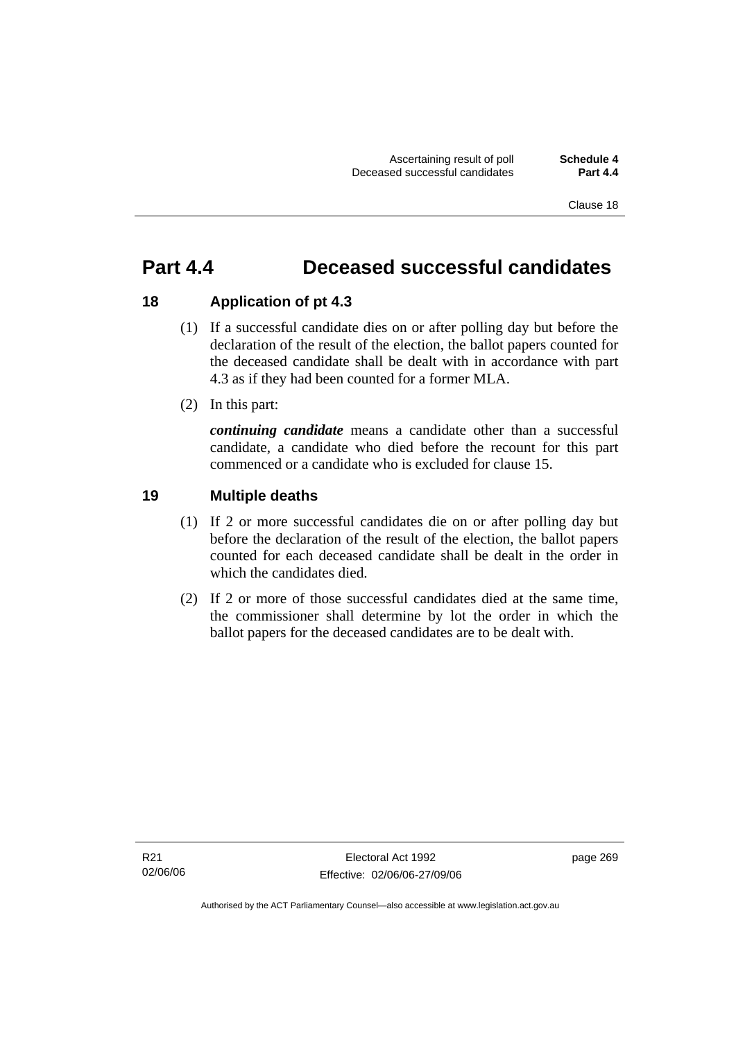# Part 4.4 Deceased successful candidates

## 18 Application of pt 4.3

(1) If a successful candidate dies on or after polling day but before the declaration of the result of the election, the ballot papers counted for the deceased candidate shall be dealt with in accordance with part 4.3 as if they had been counted for a former MLA.

(2) In this part:

***continuing candidate*** means a candidate other than a successful candidate, a candidate who died before the recount for this part commenced or a candidate who is excluded for clause 15.

## 19 Multiple deaths

(1) If 2 or more successful candidates die on or after polling day but before the declaration of the result of the election, the ballot papers counted for each deceased candidate shall be dealt in the order in which the candidates died.

(2) If 2 or more of those successful candidates died at the same time, the commissioner shall determine by lot the order in which the ballot papers for the deceased candidates are to be dealt with.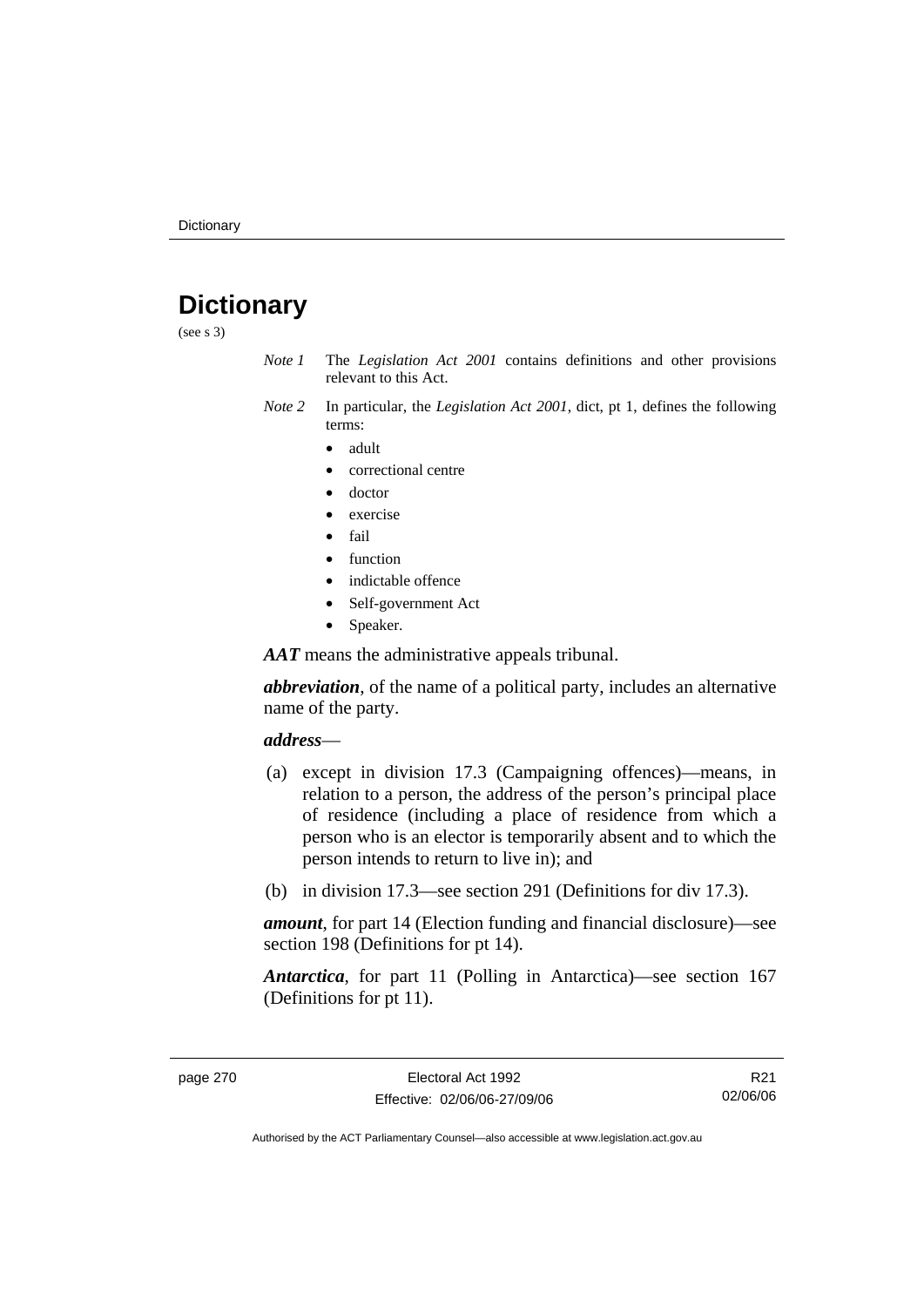# Dictionary

(see s 3)

*Note 1* The *Legislation Act 2001* contains definitions and other provisions relevant to this Act.

*Note 2* In particular, the *Legislation Act 2001*, dict, pt 1, defines the following terms:

- adult
- correctional centre
- doctor
- exercise
- fail
- function
- indictable offence
- Self-government Act
- Speaker.

***AAT*** means the administrative appeals tribunal.

***abbreviation***, of the name of a political party, includes an alternative name of the party.

***address***—

(a) except in division 17.3 (Campaigning offences)—means, in relation to a person, the address of the person's principal place of residence (including a place of residence from which a person who is an elector is temporarily absent and to which the person intends to return to live in); and

(b) in division 17.3—see section 291 (Definitions for div 17.3).

***amount***, for part 14 (Election funding and financial disclosure)—see section 198 (Definitions for pt 14).

***Antarctica***, for part 11 (Polling in Antarctica)—see section 167 (Definitions for pt 11).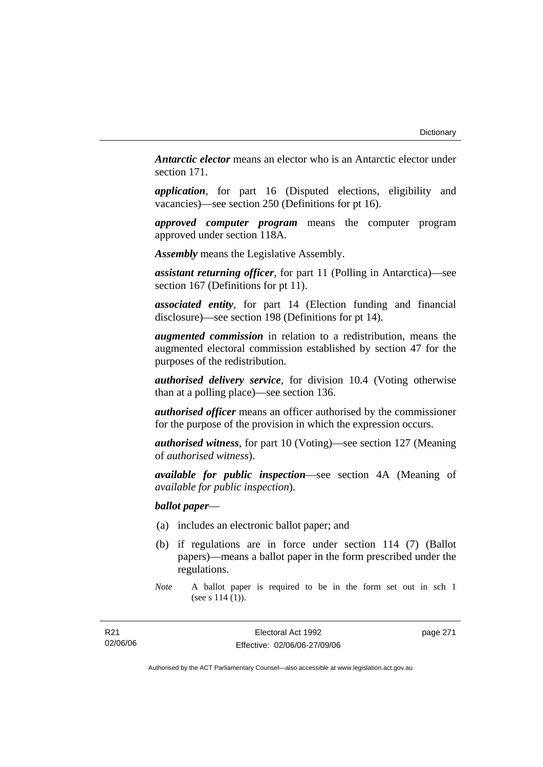***Antarctic elector*** means an elector who is an Antarctic elector under section 171.

***application***, for part 16 (Disputed elections, eligibility and vacancies)—see section 250 (Definitions for pt 16).

***approved computer program*** means the computer program approved under section 118A.

***Assembly*** means the Legislative Assembly.

***assistant returning officer***, for part 11 (Polling in Antarctica)—see section 167 (Definitions for pt 11).

***associated entity***, for part 14 (Election funding and financial disclosure)—see section 198 (Definitions for pt 14).

***augmented commission*** in relation to a redistribution, means the augmented electoral commission established by section 47 for the purposes of the redistribution.

***authorised delivery service***, for division 10.4 (Voting otherwise than at a polling place)—see section 136.

***authorised officer*** means an officer authorised by the commissioner for the purpose of the provision in which the expression occurs.

***authorised witness***, for part 10 (Voting)—see section 127 (Meaning of *authorised witness*).

***available for public inspection***—see section 4A (Meaning of *available for public inspection*).

***ballot paper***—

(a) includes an electronic ballot paper; and

(b) if regulations are in force under section 114 (7) (Ballot papers)—means a ballot paper in the form prescribed under the regulations.

*Note* A ballot paper is required to be in the form set out in sch 1 (see s 114 (1)).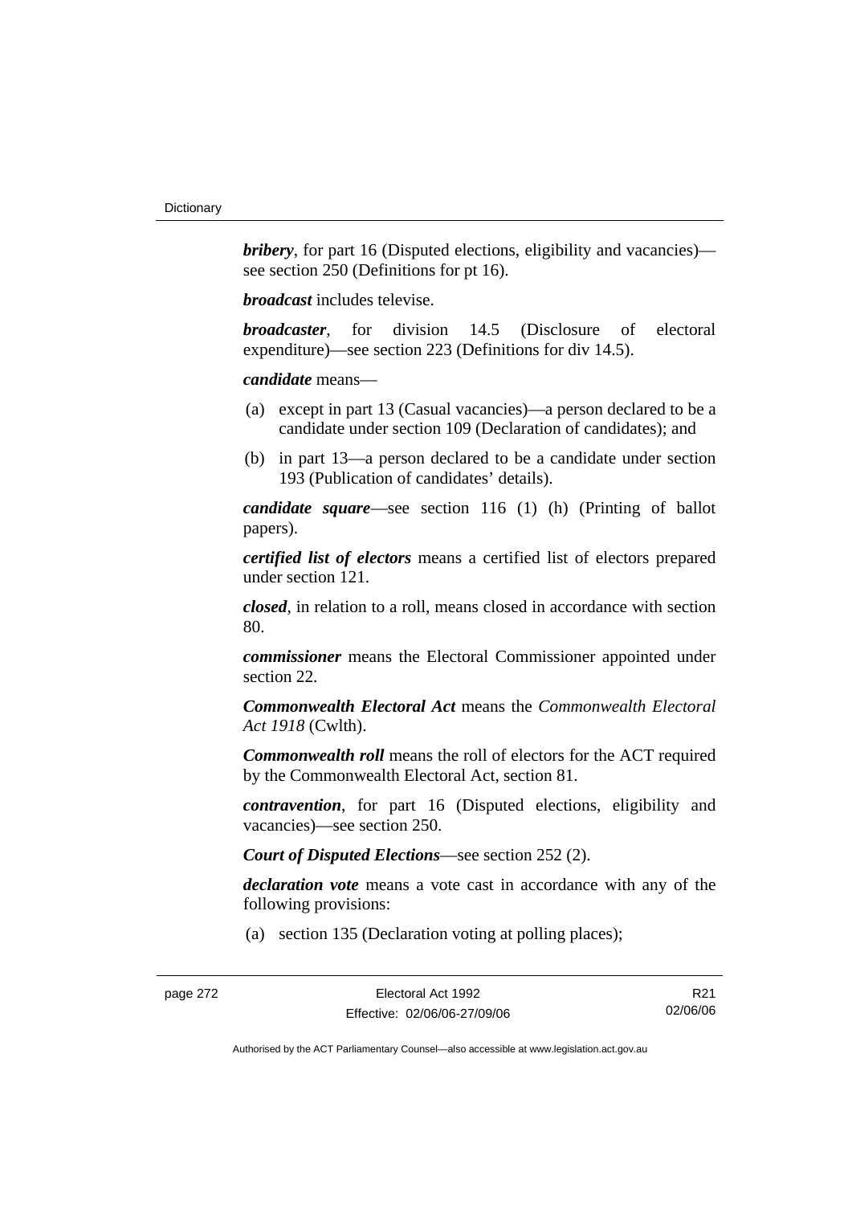***bribery***, for part 16 (Disputed elections, eligibility and vacancies)—see section 250 (Definitions for pt 16).

***broadcast*** includes televise.

***broadcaster***, for division 14.5 (Disclosure of electoral expenditure)—see section 223 (Definitions for div 14.5).

***candidate*** means—

(a) except in part 13 (Casual vacancies)—a person declared to be a candidate under section 109 (Declaration of candidates); and

(b) in part 13—a person declared to be a candidate under section 193 (Publication of candidates' details).

***candidate square***—see section 116 (1) (h) (Printing of ballot papers).

***certified list of electors*** means a certified list of electors prepared under section 121.

***closed***, in relation to a roll, means closed in accordance with section 80.

***commissioner*** means the Electoral Commissioner appointed under section 22.

***Commonwealth Electoral Act*** means the *Commonwealth Electoral Act 1918* (Cwlth).

***Commonwealth roll*** means the roll of electors for the ACT required by the Commonwealth Electoral Act, section 81.

***contravention***, for part 16 (Disputed elections, eligibility and vacancies)—see section 250.

***Court of Disputed Elections***—see section 252 (2).

***declaration vote*** means a vote cast in accordance with any of the following provisions:

(a) section 135 (Declaration voting at polling places);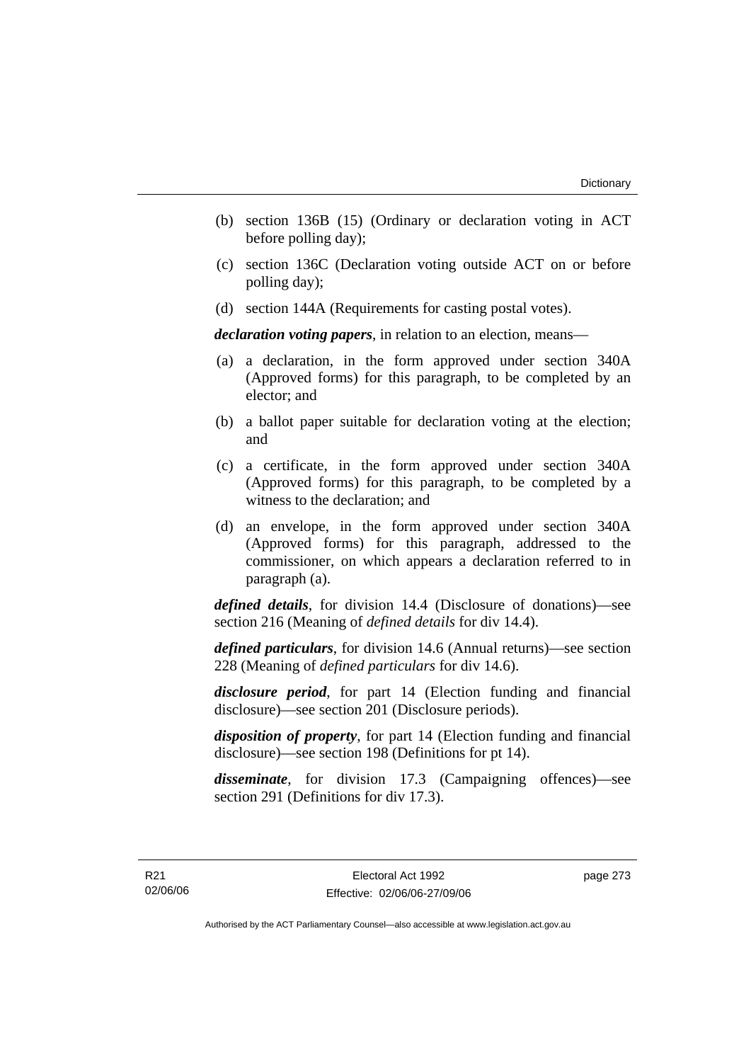(b) section 136B (15) (Ordinary or declaration voting in ACT before polling day);

(c) section 136C (Declaration voting outside ACT on or before polling day);

(d) section 144A (Requirements for casting postal votes).

***declaration voting papers***, in relation to an election, means—

(a) a declaration, in the form approved under section 340A (Approved forms) for this paragraph, to be completed by an elector; and

(b) a ballot paper suitable for declaration voting at the election; and

(c) a certificate, in the form approved under section 340A (Approved forms) for this paragraph, to be completed by a witness to the declaration; and

(d) an envelope, in the form approved under section 340A (Approved forms) for this paragraph, addressed to the commissioner, on which appears a declaration referred to in paragraph (a).

***defined details***, for division 14.4 (Disclosure of donations)—see section 216 (Meaning of *defined details* for div 14.4).

***defined particulars***, for division 14.6 (Annual returns)—see section 228 (Meaning of *defined particulars* for div 14.6).

***disclosure period***, for part 14 (Election funding and financial disclosure)—see section 201 (Disclosure periods).

***disposition of property***, for part 14 (Election funding and financial disclosure)—see section 198 (Definitions for pt 14).

***disseminate***, for division 17.3 (Campaigning offences)—see section 291 (Definitions for div 17.3).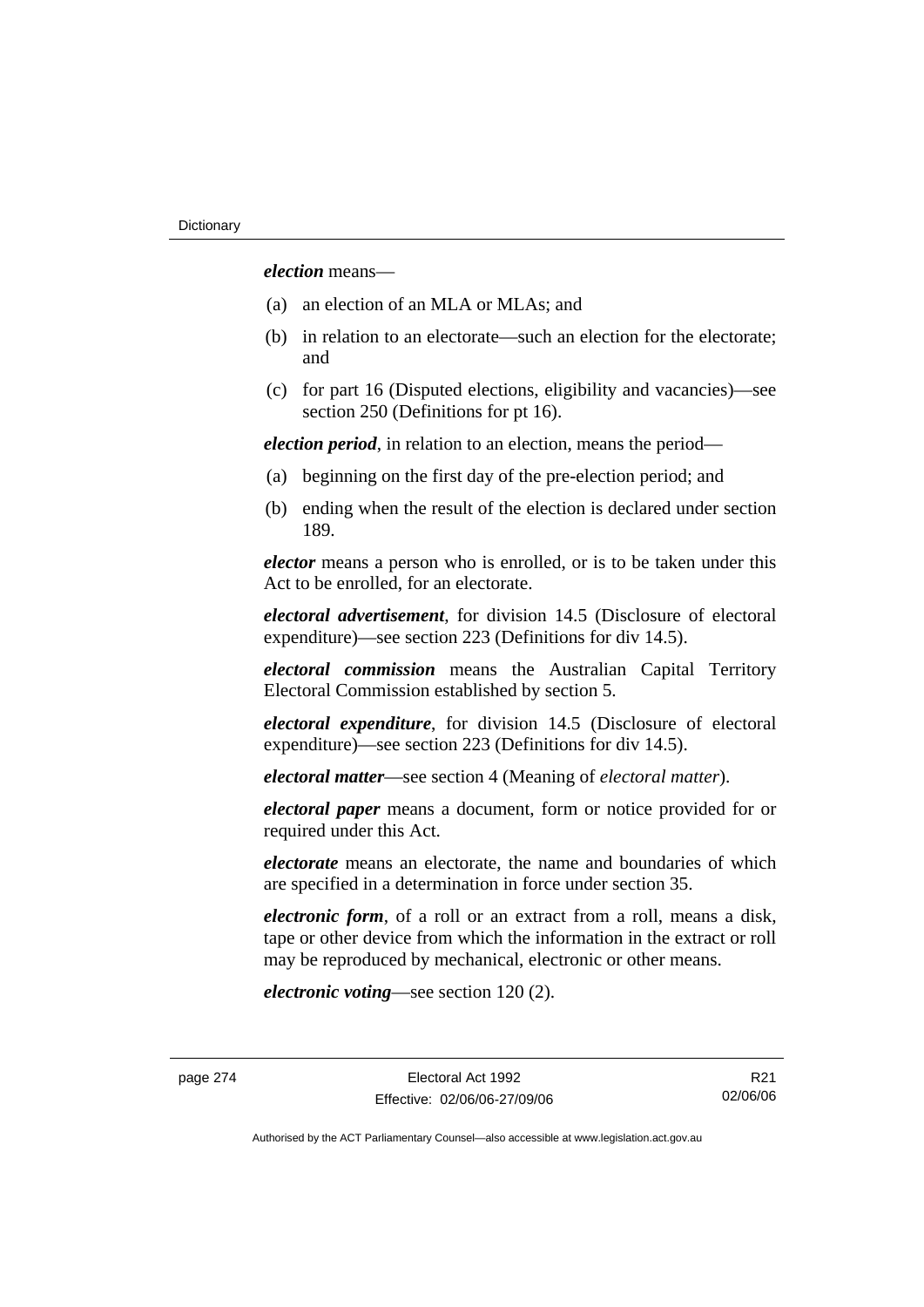***election*** means—

(a) an election of an MLA or MLAs; and

(b) in relation to an electorate—such an election for the electorate; and

(c) for part 16 (Disputed elections, eligibility and vacancies)—see section 250 (Definitions for pt 16).

***election period***, in relation to an election, means the period—

(a) beginning on the first day of the pre-election period; and

(b) ending when the result of the election is declared under section 189.

***elector*** means a person who is enrolled, or is to be taken under this Act to be enrolled, for an electorate.

***electoral advertisement***, for division 14.5 (Disclosure of electoral expenditure)—see section 223 (Definitions for div 14.5).

***electoral commission*** means the Australian Capital Territory Electoral Commission established by section 5.

***electoral expenditure***, for division 14.5 (Disclosure of electoral expenditure)—see section 223 (Definitions for div 14.5).

***electoral matter***—see section 4 (Meaning of *electoral matter*).

***electoral paper*** means a document, form or notice provided for or required under this Act.

***electorate*** means an electorate, the name and boundaries of which are specified in a determination in force under section 35.

***electronic form***, of a roll or an extract from a roll, means a disk, tape or other device from which the information in the extract or roll may be reproduced by mechanical, electronic or other means.

***electronic voting***—see section 120 (2).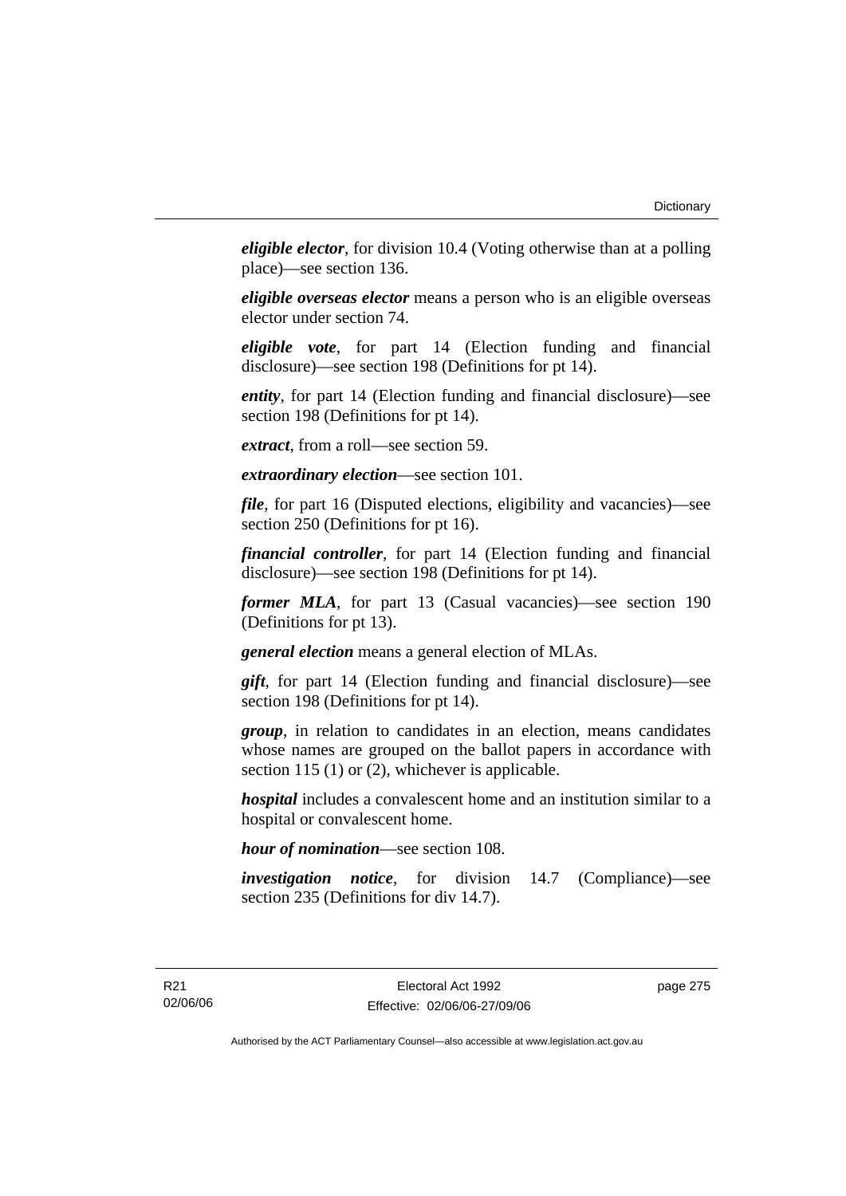***eligible elector***, for division 10.4 (Voting otherwise than at a polling place)—see section 136.

***eligible overseas elector*** means a person who is an eligible overseas elector under section 74.

***eligible vote***, for part 14 (Election funding and financial disclosure)—see section 198 (Definitions for pt 14).

***entity***, for part 14 (Election funding and financial disclosure)—see section 198 (Definitions for pt 14).

***extract***, from a roll—see section 59.

***extraordinary election***—see section 101.

***file***, for part 16 (Disputed elections, eligibility and vacancies)—see section 250 (Definitions for pt 16).

***financial controller***, for part 14 (Election funding and financial disclosure)—see section 198 (Definitions for pt 14).

***former MLA***, for part 13 (Casual vacancies)—see section 190 (Definitions for pt 13).

***general election*** means a general election of MLAs.

***gift***, for part 14 (Election funding and financial disclosure)—see section 198 (Definitions for pt 14).

***group***, in relation to candidates in an election, means candidates whose names are grouped on the ballot papers in accordance with section 115 (1) or (2), whichever is applicable.

***hospital*** includes a convalescent home and an institution similar to a hospital or convalescent home.

***hour of nomination***—see section 108.

***investigation notice***, for division 14.7 (Compliance)—see section 235 (Definitions for div 14.7).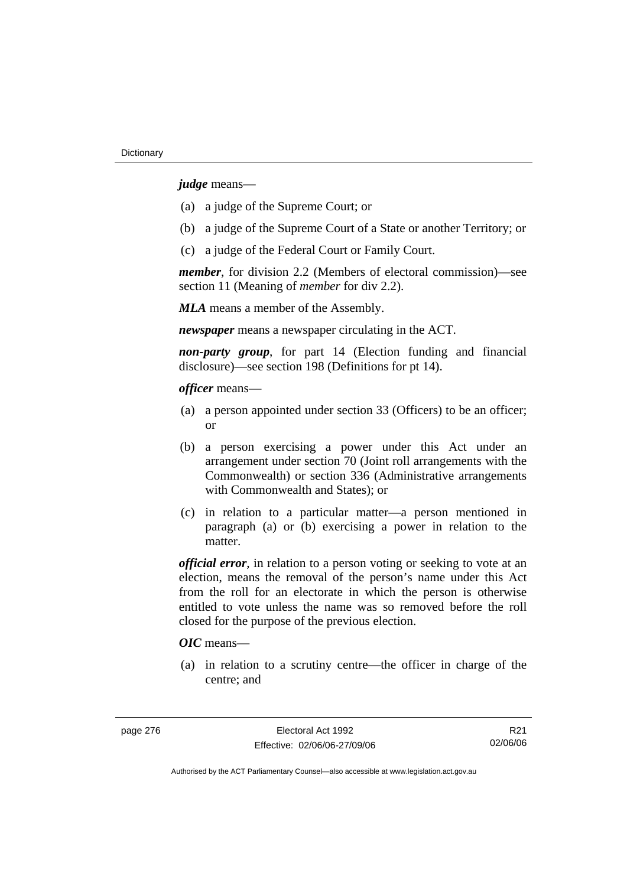***judge*** means—

(a) a judge of the Supreme Court; or

(b) a judge of the Supreme Court of a State or another Territory; or

(c) a judge of the Federal Court or Family Court.

***member***, for division 2.2 (Members of electoral commission)—see section 11 (Meaning of *member* for div 2.2).

***MLA*** means a member of the Assembly.

***newspaper*** means a newspaper circulating in the ACT.

***non-party group***, for part 14 (Election funding and financial disclosure)—see section 198 (Definitions for pt 14).

***officer*** means—

(a) a person appointed under section 33 (Officers) to be an officer; or

(b) a person exercising a power under this Act under an arrangement under section 70 (Joint roll arrangements with the Commonwealth) or section 336 (Administrative arrangements with Commonwealth and States); or

(c) in relation to a particular matter—a person mentioned in paragraph (a) or (b) exercising a power in relation to the matter.

***official error***, in relation to a person voting or seeking to vote at an election, means the removal of the person's name under this Act from the roll for an electorate in which the person is otherwise entitled to vote unless the name was so removed before the roll closed for the purpose of the previous election.

***OIC*** means—

(a) in relation to a scrutiny centre—the officer in charge of the centre; and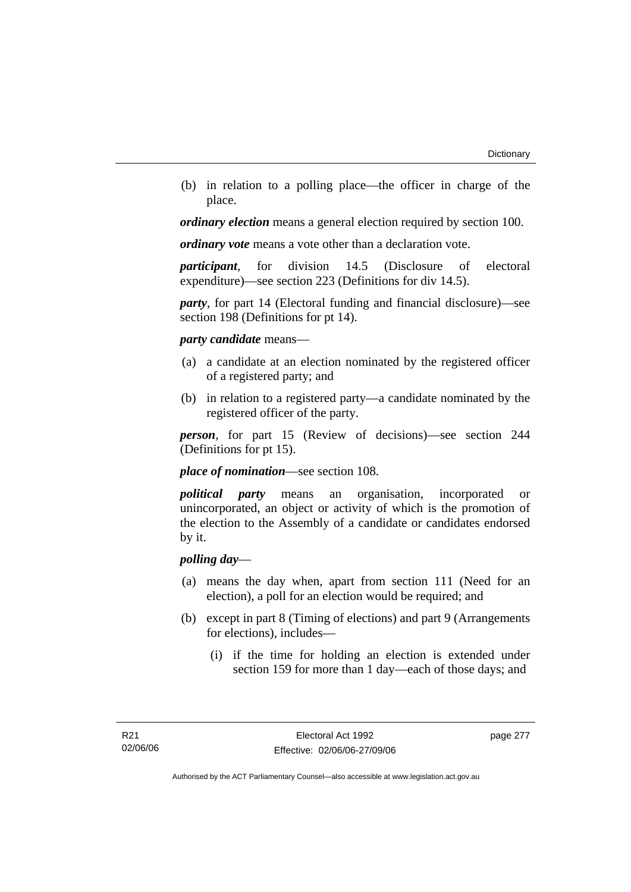(b) in relation to a polling place—the officer in charge of the place.

***ordinary election*** means a general election required by section 100.

***ordinary vote*** means a vote other than a declaration vote.

***participant***, for division 14.5 (Disclosure of electoral expenditure)—see section 223 (Definitions for div 14.5).

***party***, for part 14 (Electoral funding and financial disclosure)—see section 198 (Definitions for pt 14).

***party candidate*** means—

(a) a candidate at an election nominated by the registered officer of a registered party; and

(b) in relation to a registered party—a candidate nominated by the registered officer of the party.

***person***, for part 15 (Review of decisions)—see section 244 (Definitions for pt 15).

***place of nomination***—see section 108.

***political party*** means an organisation, incorporated or unincorporated, an object or activity of which is the promotion of the election to the Assembly of a candidate or candidates endorsed by it.

***polling day***—

(a) means the day when, apart from section 111 (Need for an election), a poll for an election would be required; and

(b) except in part 8 (Timing of elections) and part 9 (Arrangements for elections), includes—

 (i) if the time for holding an election is extended under section 159 for more than 1 day—each of those days; and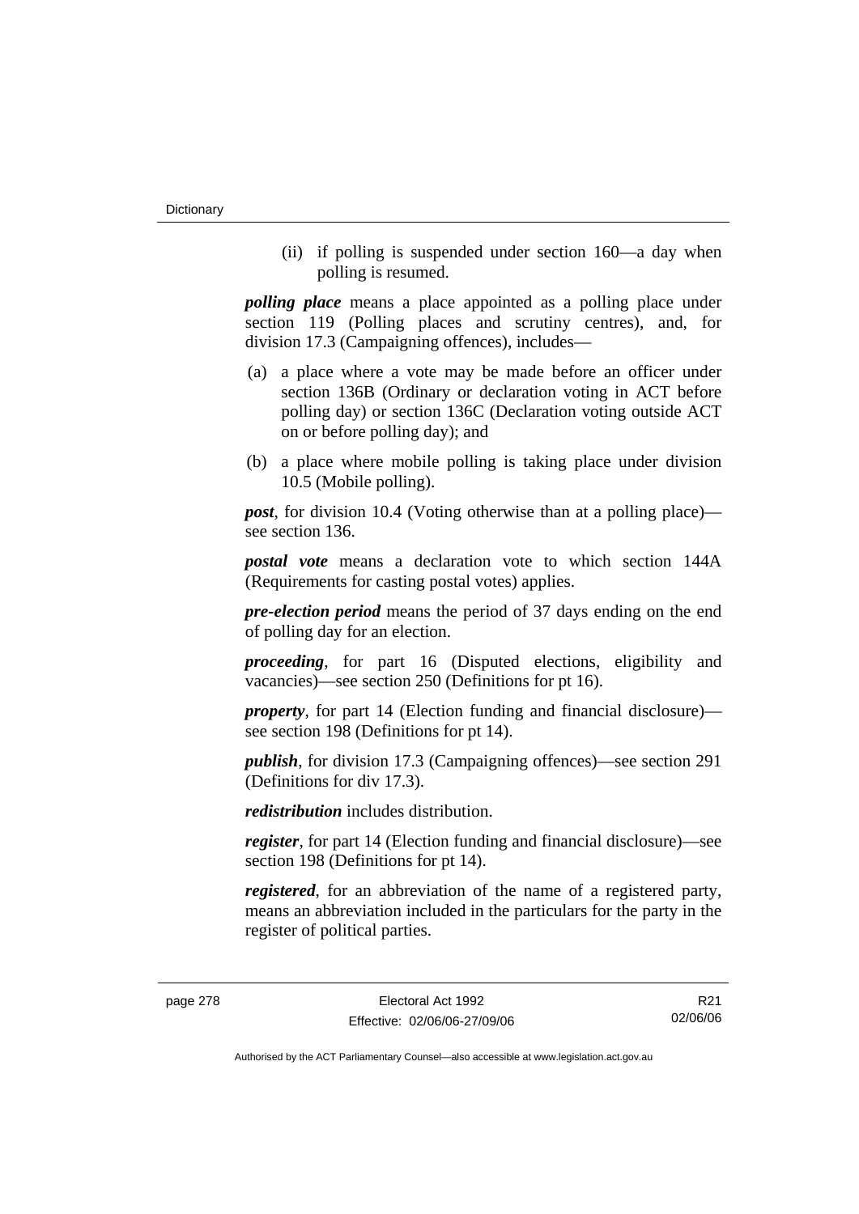(ii) if polling is suspended under section 160—a day when polling is resumed.

***polling place*** means a place appointed as a polling place under section 119 (Polling places and scrutiny centres), and, for division 17.3 (Campaigning offences), includes—

(a) a place where a vote may be made before an officer under section 136B (Ordinary or declaration voting in ACT before polling day) or section 136C (Declaration voting outside ACT on or before polling day); and

(b) a place where mobile polling is taking place under division 10.5 (Mobile polling).

***post***, for division 10.4 (Voting otherwise than at a polling place)—see section 136.

***postal vote*** means a declaration vote to which section 144A (Requirements for casting postal votes) applies.

***pre-election period*** means the period of 37 days ending on the end of polling day for an election.

***proceeding***, for part 16 (Disputed elections, eligibility and vacancies)—see section 250 (Definitions for pt 16).

***property***, for part 14 (Election funding and financial disclosure)—see section 198 (Definitions for pt 14).

***publish***, for division 17.3 (Campaigning offences)—see section 291 (Definitions for div 17.3).

***redistribution*** includes distribution.

***register***, for part 14 (Election funding and financial disclosure)—see section 198 (Definitions for pt 14).

***registered***, for an abbreviation of the name of a registered party, means an abbreviation included in the particulars for the party in the register of political parties.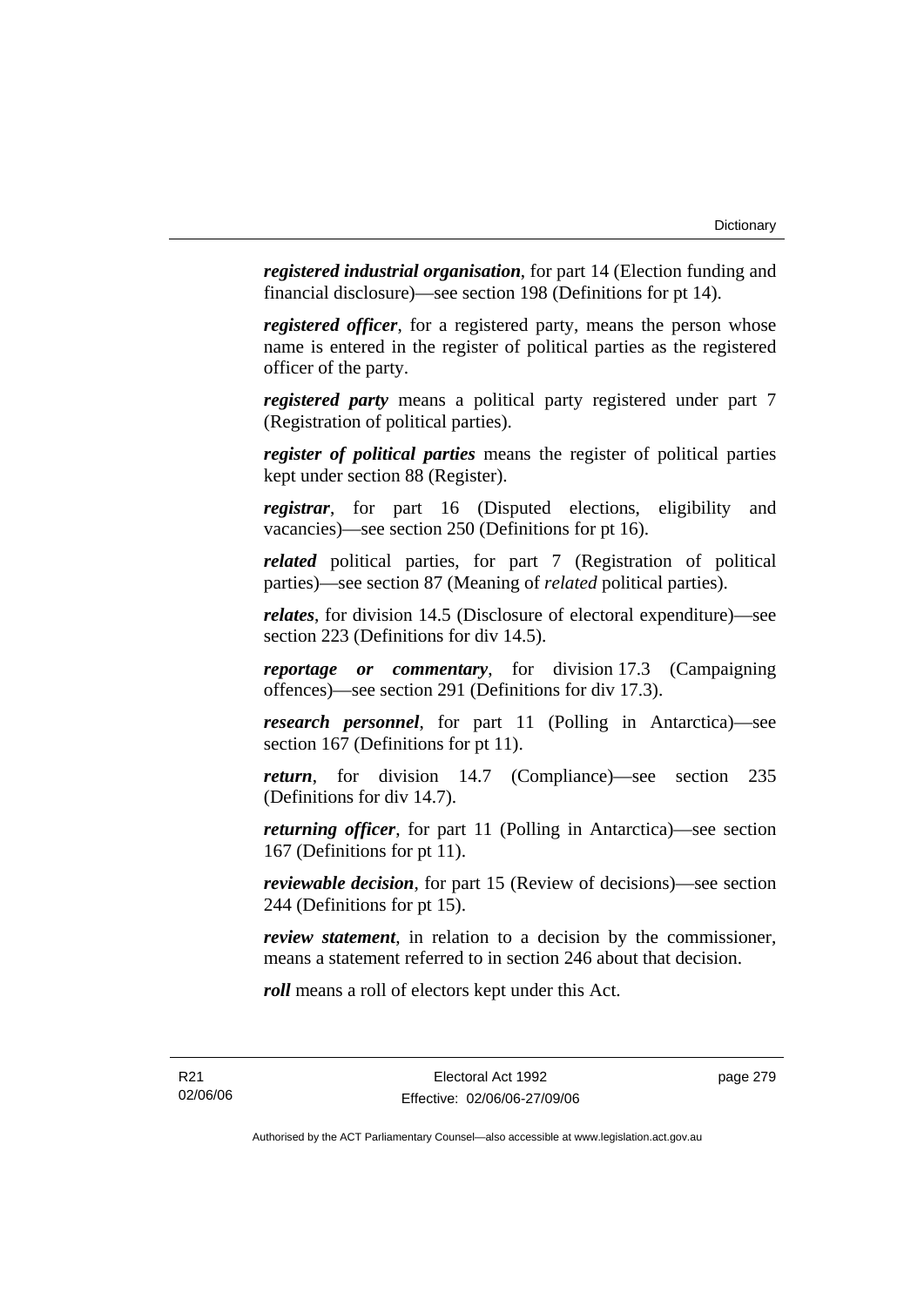***registered industrial organisation***, for part 14 (Election funding and financial disclosure)—see section 198 (Definitions for pt 14).

***registered officer***, for a registered party, means the person whose name is entered in the register of political parties as the registered officer of the party.

***registered party*** means a political party registered under part 7 (Registration of political parties).

***register of political parties*** means the register of political parties kept under section 88 (Register).

***registrar***, for part 16 (Disputed elections, eligibility and vacancies)—see section 250 (Definitions for pt 16).

***related*** political parties, for part 7 (Registration of political parties)—see section 87 (Meaning of *related* political parties).

***relates***, for division 14.5 (Disclosure of electoral expenditure)—see section 223 (Definitions for div 14.5).

***reportage or commentary***, for division 17.3 (Campaigning offences)—see section 291 (Definitions for div 17.3).

***research personnel***, for part 11 (Polling in Antarctica)—see section 167 (Definitions for pt 11).

***return***, for division 14.7 (Compliance)—see section 235 (Definitions for div 14.7).

***returning officer***, for part 11 (Polling in Antarctica)—see section 167 (Definitions for pt 11).

***reviewable decision***, for part 15 (Review of decisions)—see section 244 (Definitions for pt 15).

***review statement***, in relation to a decision by the commissioner, means a statement referred to in section 246 about that decision.

***roll*** means a roll of electors kept under this Act.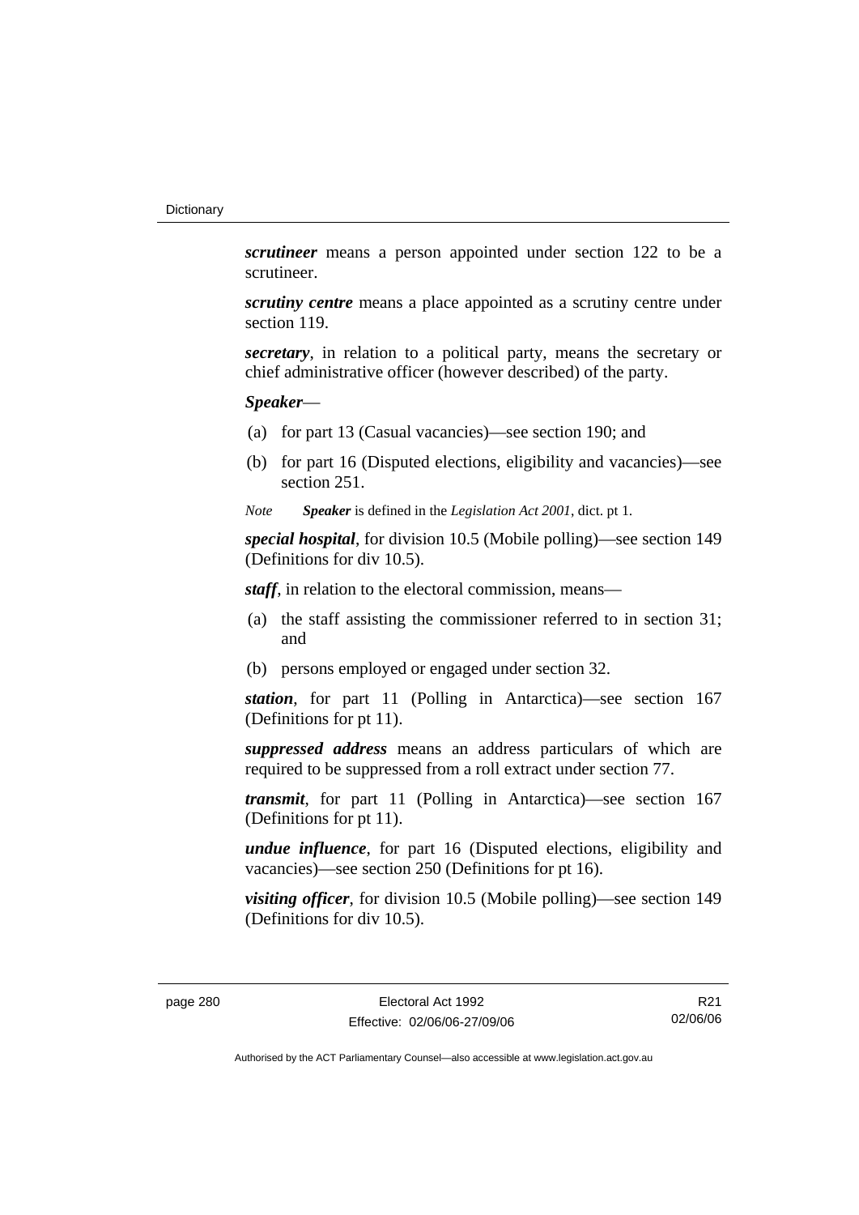***scrutineer*** means a person appointed under section 122 to be a scrutineer.

***scrutiny centre*** means a place appointed as a scrutiny centre under section 119.

***secretary***, in relation to a political party, means the secretary or chief administrative officer (however described) of the party.

***Speaker***—

(a) for part 13 (Casual vacancies)—see section 190; and

(b) for part 16 (Disputed elections, eligibility and vacancies)—see section 251.

*Note* ***Speaker*** is defined in the *Legislation Act 2001*, dict. pt 1.

***special hospital***, for division 10.5 (Mobile polling)—see section 149 (Definitions for div 10.5).

***staff***, in relation to the electoral commission, means—

(a) the staff assisting the commissioner referred to in section 31; and

(b) persons employed or engaged under section 32.

***station***, for part 11 (Polling in Antarctica)—see section 167 (Definitions for pt 11).

***suppressed address*** means an address particulars of which are required to be suppressed from a roll extract under section 77.

***transmit***, for part 11 (Polling in Antarctica)—see section 167 (Definitions for pt 11).

***undue influence***, for part 16 (Disputed elections, eligibility and vacancies)—see section 250 (Definitions for pt 16).

***visiting officer***, for division 10.5 (Mobile polling)—see section 149 (Definitions for div 10.5).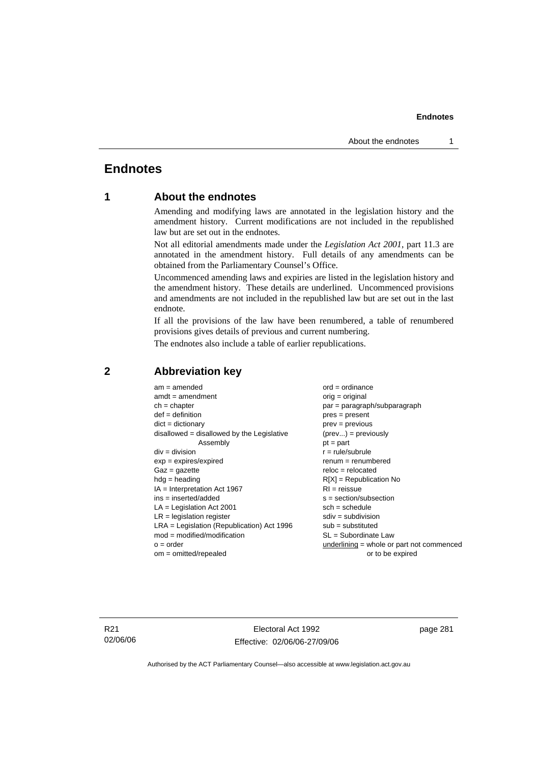# Endnotes

## 1 About the endnotes

Amending and modifying laws are annotated in the legislation history and the amendment history. Current modifications are not included in the republished law but are set out in the endnotes.

Not all editorial amendments made under the *Legislation Act 2001*, part 11.3 are annotated in the amendment history. Full details of any amendments can be obtained from the Parliamentary Counsel's Office.

Uncommenced amending laws and expiries are listed in the legislation history and the amendment history. These details are underlined. Uncommenced provisions and amendments are not included in the republished law but are set out in the last endnote.

If all the provisions of the law have been renumbered, a table of renumbered provisions gives details of previous and current numbering.

The endnotes also include a table of earlier republications.

## 2 Abbreviation key

am = amended
amdt = amendment
ch = chapter
def = definition
dict = dictionary
disallowed = disallowed by the Legislative Assembly
div = division
exp = expires/expired
Gaz = gazette
hdg = heading
IA = Interpretation Act 1967
ins = inserted/added
LA = Legislation Act 2001
LR = legislation register
LRA = Legislation (Republication) Act 1996
mod = modified/modification
o = order
om = omitted/repealed
ord = ordinance
orig = original
par = paragraph/subparagraph
pres = present
prev = previous
(prev...) = previously
pt = part
r = rule/subrule
renum = renumbered
reloc = relocated
R[X] = Republication No
RI = reissue
s = section/subsection
sch = schedule
sdiv = subdivision
sub = substituted
SL = Subordinate Law
underlining = whole or part not commenced or to be expired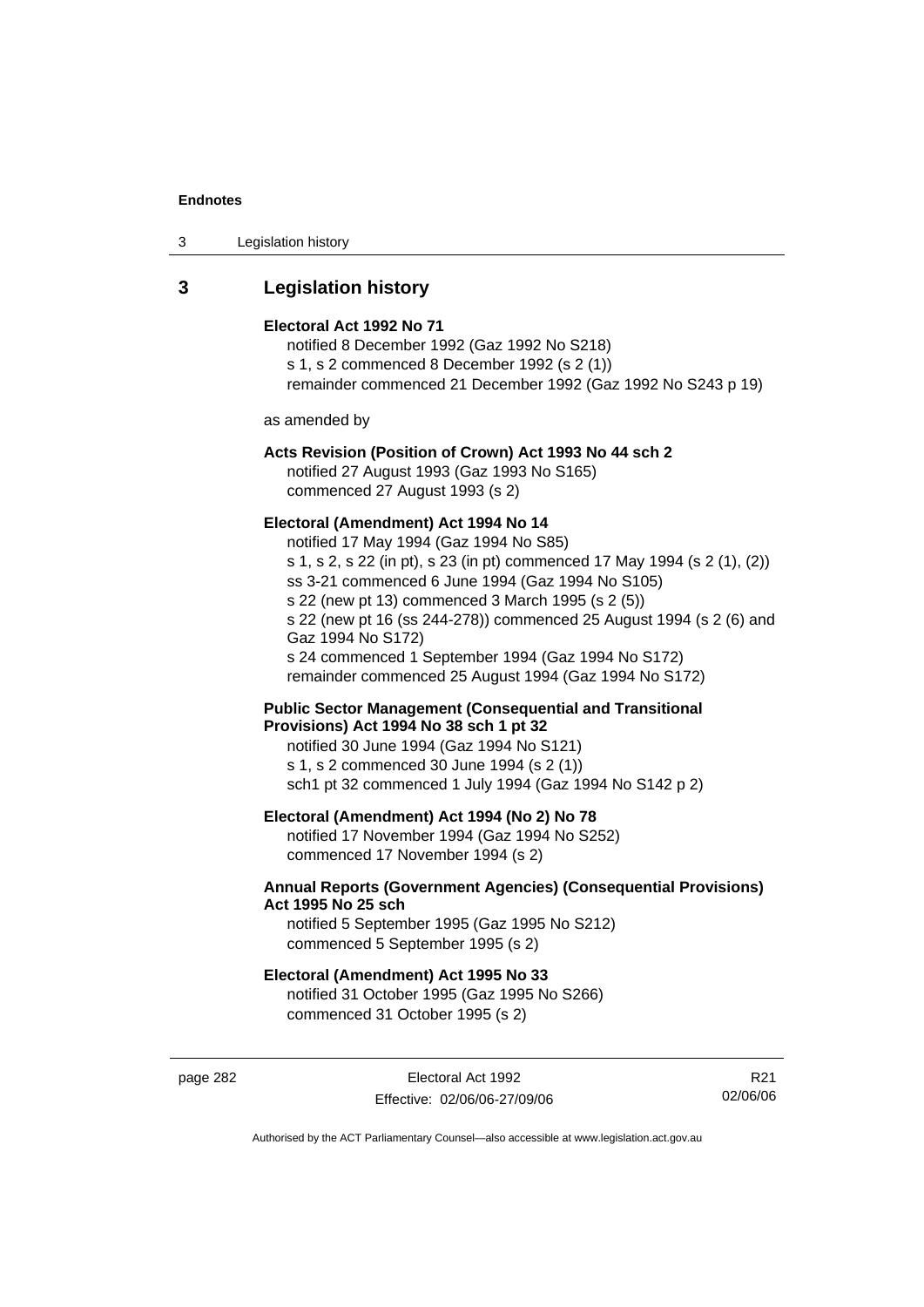## 3 Legislation history

**Electoral Act 1992 No 71**

notified 8 December 1992 (Gaz 1992 No S218)
s 1, s 2 commenced 8 December 1992 (s 2 (1))
remainder commenced 21 December 1992 (Gaz 1992 No S243 p 19)

as amended by

**Acts Revision (Position of Crown) Act 1993 No 44 sch 2**

notified 27 August 1993 (Gaz 1993 No S165)
commenced 27 August 1993 (s 2)

**Electoral (Amendment) Act 1994 No 14**

notified 17 May 1994 (Gaz 1994 No S85)
s 1, s 2, s 22 (in pt), s 23 (in pt) commenced 17 May 1994 (s 2 (1), (2))
ss 3-21 commenced 6 June 1994 (Gaz 1994 No S105)
s 22 (new pt 13) commenced 3 March 1995 (s 2 (5))
s 22 (new pt 16 (ss 244-278)) commenced 25 August 1994 (s 2 (6) and Gaz 1994 No S172)
s 24 commenced 1 September 1994 (Gaz 1994 No S172)
remainder commenced 25 August 1994 (Gaz 1994 No S172)

**Public Sector Management (Consequential and Transitional Provisions) Act 1994 No 38 sch 1 pt 32**

notified 30 June 1994 (Gaz 1994 No S121)
s 1, s 2 commenced 30 June 1994 (s 2 (1))
sch1 pt 32 commenced 1 July 1994 (Gaz 1994 No S142 p 2)

**Electoral (Amendment) Act 1994 (No 2) No 78**

notified 17 November 1994 (Gaz 1994 No S252)
commenced 17 November 1994 (s 2)

**Annual Reports (Government Agencies) (Consequential Provisions) Act 1995 No 25 sch**

notified 5 September 1995 (Gaz 1995 No S212)
commenced 5 September 1995 (s 2)

**Electoral (Amendment) Act 1995 No 33**

notified 31 October 1995 (Gaz 1995 No S266)
commenced 31 October 1995 (s 2)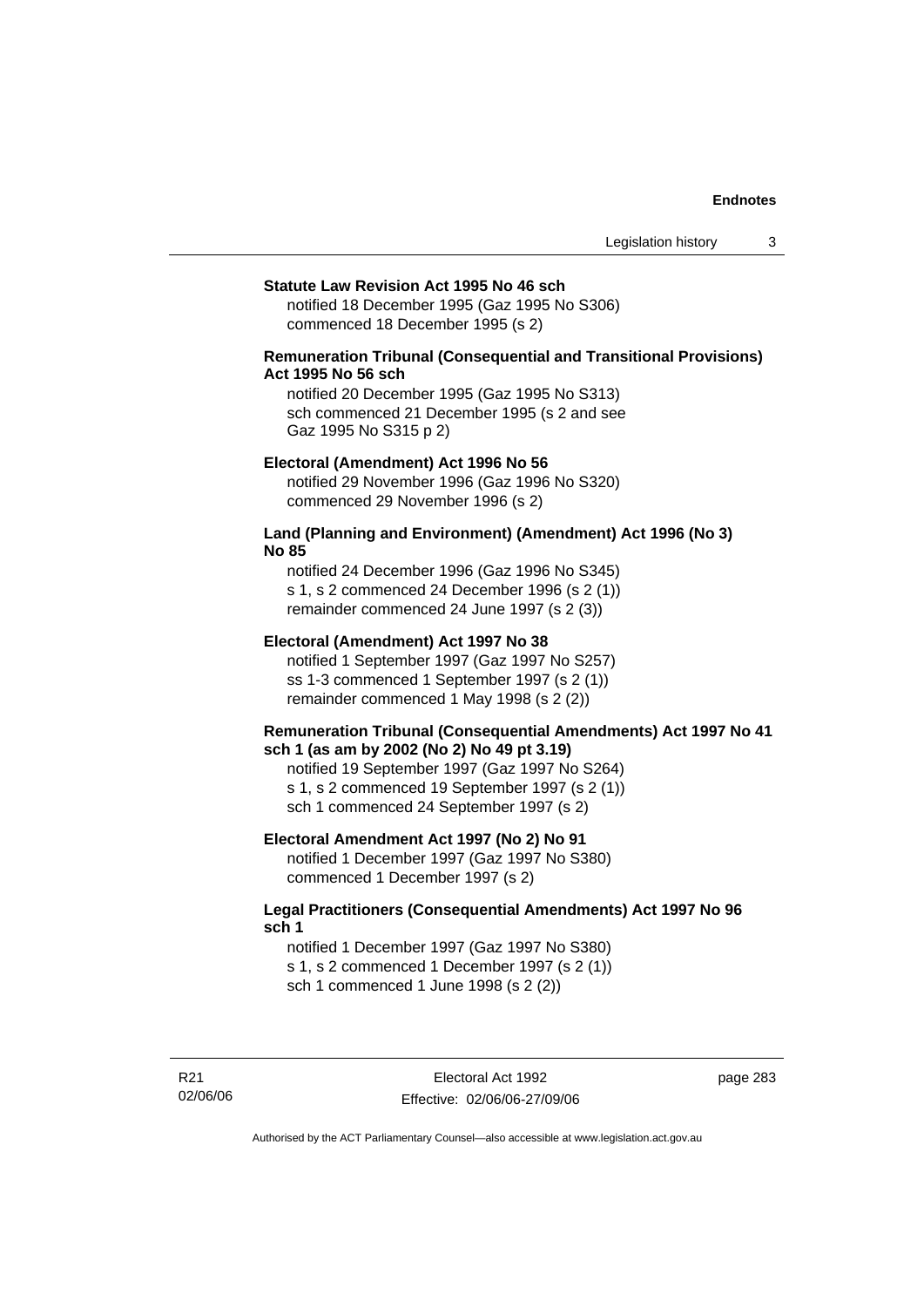**Statute Law Revision Act 1995 No 46 sch**

notified 18 December 1995 (Gaz 1995 No S306)
commenced 18 December 1995 (s 2)

**Remuneration Tribunal (Consequential and Transitional Provisions) Act 1995 No 56 sch**

notified 20 December 1995 (Gaz 1995 No S313)
sch commenced 21 December 1995 (s 2 and see Gaz 1995 No S315 p 2)

**Electoral (Amendment) Act 1996 No 56**

notified 29 November 1996 (Gaz 1996 No S320)
commenced 29 November 1996 (s 2)

**Land (Planning and Environment) (Amendment) Act 1996 (No 3) No 85**

notified 24 December 1996 (Gaz 1996 No S345)
s 1, s 2 commenced 24 December 1996 (s 2 (1))
remainder commenced 24 June 1997 (s 2 (3))

**Electoral (Amendment) Act 1997 No 38**

notified 1 September 1997 (Gaz 1997 No S257)
ss 1-3 commenced 1 September 1997 (s 2 (1))
remainder commenced 1 May 1998 (s 2 (2))

**Remuneration Tribunal (Consequential Amendments) Act 1997 No 41 sch 1 (as am by 2002 (No 2) No 49 pt 3.19)**

notified 19 September 1997 (Gaz 1997 No S264)
s 1, s 2 commenced 19 September 1997 (s 2 (1))
sch 1 commenced 24 September 1997 (s 2)

**Electoral Amendment Act 1997 (No 2) No 91**

notified 1 December 1997 (Gaz 1997 No S380)
commenced 1 December 1997 (s 2)

**Legal Practitioners (Consequential Amendments) Act 1997 No 96 sch 1**

notified 1 December 1997 (Gaz 1997 No S380)
s 1, s 2 commenced 1 December 1997 (s 2 (1))
sch 1 commenced 1 June 1998 (s 2 (2))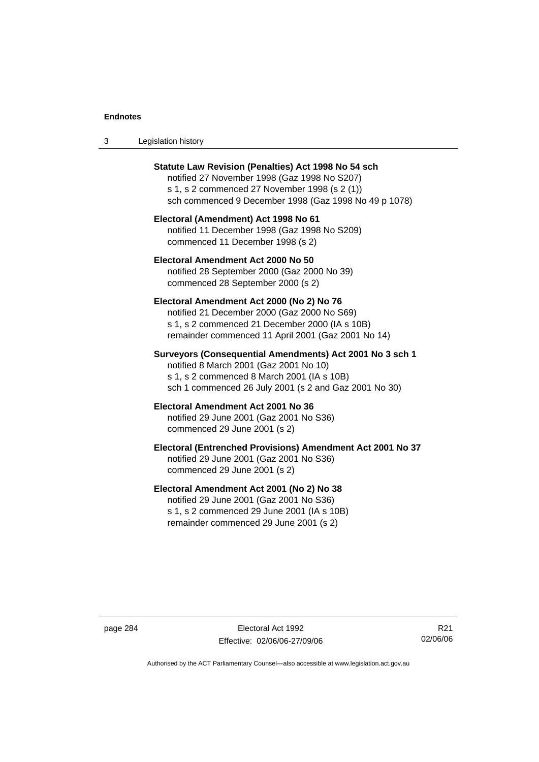**Statute Law Revision (Penalties) Act 1998 No 54 sch**
notified 27 November 1998 (Gaz 1998 No S207)
s 1, s 2 commenced 27 November 1998 (s 2 (1))
sch commenced 9 December 1998 (Gaz 1998 No 49 p 1078)

**Electoral (Amendment) Act 1998 No 61**
notified 11 December 1998 (Gaz 1998 No S209)
commenced 11 December 1998 (s 2)

**Electoral Amendment Act 2000 No 50**
notified 28 September 2000 (Gaz 2000 No 39)
commenced 28 September 2000 (s 2)

**Electoral Amendment Act 2000 (No 2) No 76**
notified 21 December 2000 (Gaz 2000 No S69)
s 1, s 2 commenced 21 December 2000 (IA s 10B)
remainder commenced 11 April 2001 (Gaz 2001 No 14)

**Surveyors (Consequential Amendments) Act 2001 No 3 sch 1**
notified 8 March 2001 (Gaz 2001 No 10)
s 1, s 2 commenced 8 March 2001 (IA s 10B)
sch 1 commenced 26 July 2001 (s 2 and Gaz 2001 No 30)

**Electoral Amendment Act 2001 No 36**
notified 29 June 2001 (Gaz 2001 No S36)
commenced 29 June 2001 (s 2)

**Electoral (Entrenched Provisions) Amendment Act 2001 No 37**
notified 29 June 2001 (Gaz 2001 No S36)
commenced 29 June 2001 (s 2)

**Electoral Amendment Act 2001 (No 2) No 38**
notified 29 June 2001 (Gaz 2001 No S36)
s 1, s 2 commenced 29 June 2001 (IA s 10B)
remainder commenced 29 June 2001 (s 2)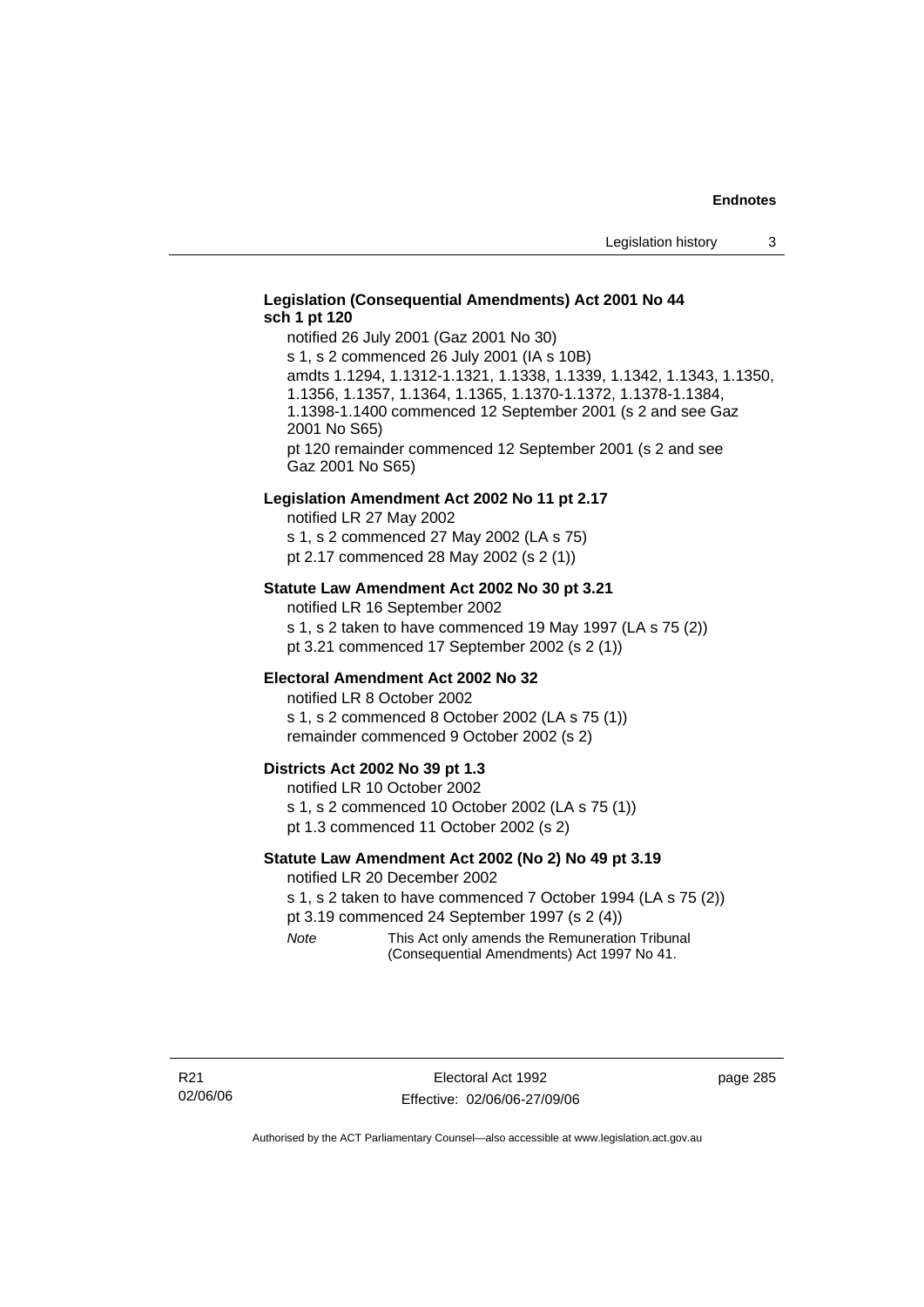**Legislation (Consequential Amendments) Act 2001 No 44 sch 1 pt 120**

notified 26 July 2001 (Gaz 2001 No 30)

s 1, s 2 commenced 26 July 2001 (IA s 10B)

amdts 1.1294, 1.1312-1.1321, 1.1338, 1.1339, 1.1342, 1.1343, 1.1350, 1.1356, 1.1357, 1.1364, 1.1365, 1.1370-1.1372, 1.1378-1.1384, 1.1398-1.1400 commenced 12 September 2001 (s 2 and see Gaz 2001 No S65)

pt 120 remainder commenced 12 September 2001 (s 2 and see Gaz 2001 No S65)

**Legislation Amendment Act 2002 No 11 pt 2.17**

notified LR 27 May 2002

s 1, s 2 commenced 27 May 2002 (LA s 75)

pt 2.17 commenced 28 May 2002 (s 2 (1))

**Statute Law Amendment Act 2002 No 30 pt 3.21**

notified LR 16 September 2002

s 1, s 2 taken to have commenced 19 May 1997 (LA s 75 (2))

pt 3.21 commenced 17 September 2002 (s 2 (1))

**Electoral Amendment Act 2002 No 32**

notified LR 8 October 2002

s 1, s 2 commenced 8 October 2002 (LA s 75 (1))

remainder commenced 9 October 2002 (s 2)

**Districts Act 2002 No 39 pt 1.3**

notified LR 10 October 2002

s 1, s 2 commenced 10 October 2002 (LA s 75 (1))

pt 1.3 commenced 11 October 2002 (s 2)

**Statute Law Amendment Act 2002 (No 2) No 49 pt 3.19**

notified LR 20 December 2002

s 1, s 2 taken to have commenced 7 October 1994 (LA s 75 (2))

pt 3.19 commenced 24 September 1997 (s 2 (4))

*Note* This Act only amends the Remuneration Tribunal (Consequential Amendments) Act 1997 No 41.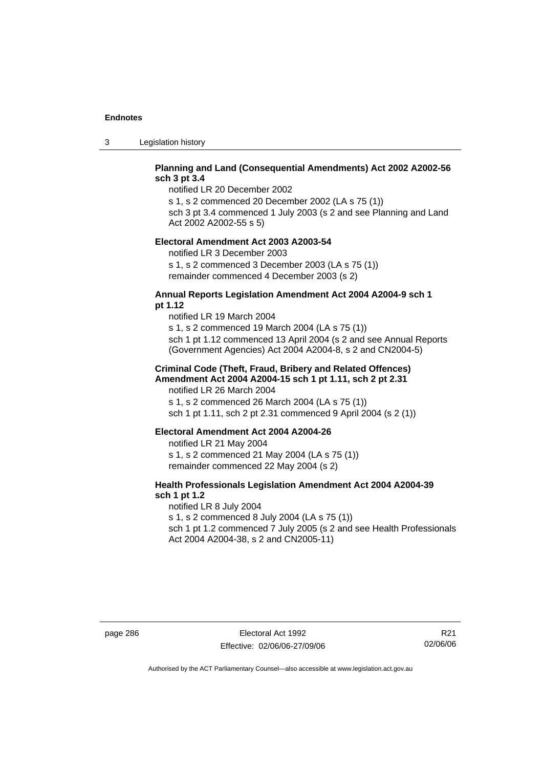**Planning and Land (Consequential Amendments) Act 2002 A2002-56 sch 3 pt 3.4**

notified LR 20 December 2002

s 1, s 2 commenced 20 December 2002 (LA s 75 (1))

sch 3 pt 3.4 commenced 1 July 2003 (s 2 and see Planning and Land Act 2002 A2002-55 s 5)

**Electoral Amendment Act 2003 A2003-54**

notified LR 3 December 2003

s 1, s 2 commenced 3 December 2003 (LA s 75 (1))

remainder commenced 4 December 2003 (s 2)

**Annual Reports Legislation Amendment Act 2004 A2004-9 sch 1 pt 1.12**

notified LR 19 March 2004

s 1, s 2 commenced 19 March 2004 (LA s 75 (1))

sch 1 pt 1.12 commenced 13 April 2004 (s 2 and see Annual Reports (Government Agencies) Act 2004 A2004-8, s 2 and CN2004-5)

**Criminal Code (Theft, Fraud, Bribery and Related Offences) Amendment Act 2004 A2004-15 sch 1 pt 1.11, sch 2 pt 2.31**

notified LR 26 March 2004

s 1, s 2 commenced 26 March 2004 (LA s 75 (1))

sch 1 pt 1.11, sch 2 pt 2.31 commenced 9 April 2004 (s 2 (1))

**Electoral Amendment Act 2004 A2004-26**

notified LR 21 May 2004

s 1, s 2 commenced 21 May 2004 (LA s 75 (1))

remainder commenced 22 May 2004 (s 2)

**Health Professionals Legislation Amendment Act 2004 A2004-39 sch 1 pt 1.2**

notified LR 8 July 2004

s 1, s 2 commenced 8 July 2004 (LA s 75 (1))

sch 1 pt 1.2 commenced 7 July 2005 (s 2 and see Health Professionals Act 2004 A2004-38, s 2 and CN2005-11)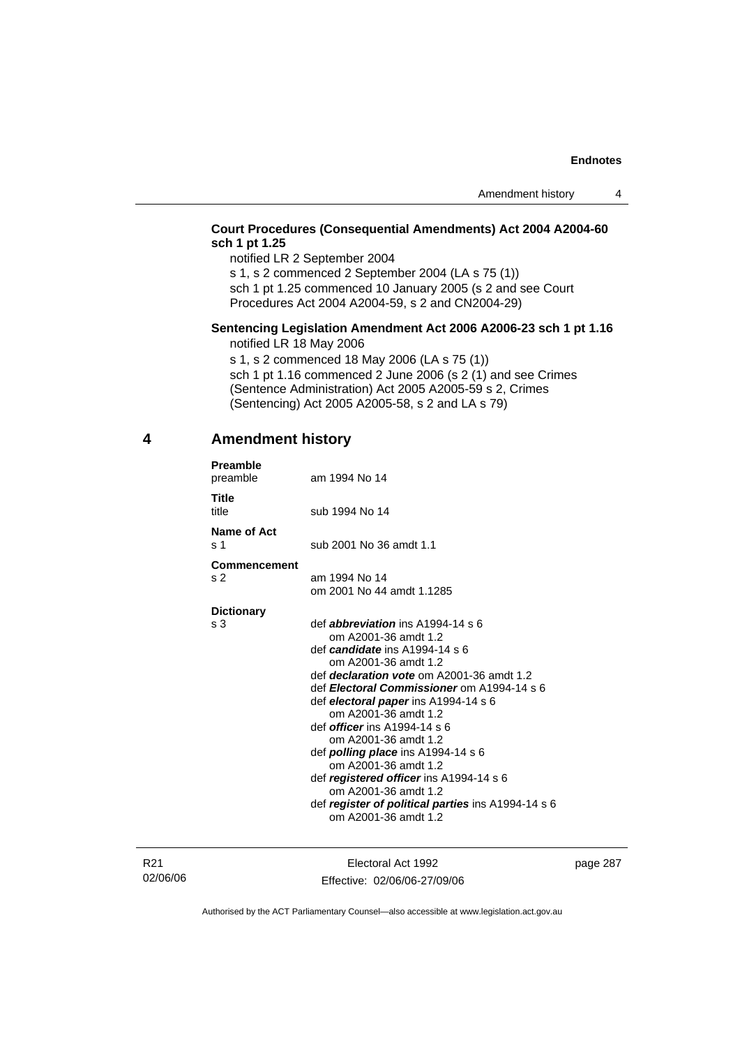**Court Procedures (Consequential Amendments) Act 2004 A2004-60 sch 1 pt 1.25**

notified LR 2 September 2004

s 1, s 2 commenced 2 September 2004 (LA s 75 (1))

sch 1 pt 1.25 commenced 10 January 2005 (s 2 and see Court Procedures Act 2004 A2004-59, s 2 and CN2004-29)

**Sentencing Legislation Amendment Act 2006 A2006-23 sch 1 pt 1.16**

notified LR 18 May 2006

s 1, s 2 commenced 18 May 2006 (LA s 75 (1))

sch 1 pt 1.16 commenced 2 June 2006 (s 2 (1) and see Crimes (Sentence Administration) Act 2005 A2005-59 s 2, Crimes (Sentencing) Act 2005 A2005-58, s 2 and LA s 79)

## 4 Amendment history

**Preamble**

| | |
|---|---|
| preamble | am 1994 No 14 |

**Title**

| | |
|---|---|
| title | sub 1994 No 14 |

**Name of Act**

| | |
|---|---|
| s 1 | sub 2001 No 36 amdt 1.1 |

**Commencement**

| | |
|---|---|
| s 2 | am 1994 No 14<br>om 2001 No 44 amdt 1.1285 |

**Dictionary**

s 3
def ***abbreviation*** ins A1994-14 s 6
om A2001-36 amdt 1.2
def ***candidate*** ins A1994-14 s 6
om A2001-36 amdt 1.2
def ***declaration vote*** om A2001-36 amdt 1.2
def ***Electoral Commissioner*** om A1994-14 s 6
def ***electoral paper*** ins A1994-14 s 6
om A2001-36 amdt 1.2
def ***officer*** ins A1994-14 s 6
om A2001-36 amdt 1.2
def ***polling place*** ins A1994-14 s 6
om A2001-36 amdt 1.2
def ***registered officer*** ins A1994-14 s 6
om A2001-36 amdt 1.2
def ***register of political parties*** ins A1994-14 s 6
om A2001-36 amdt 1.2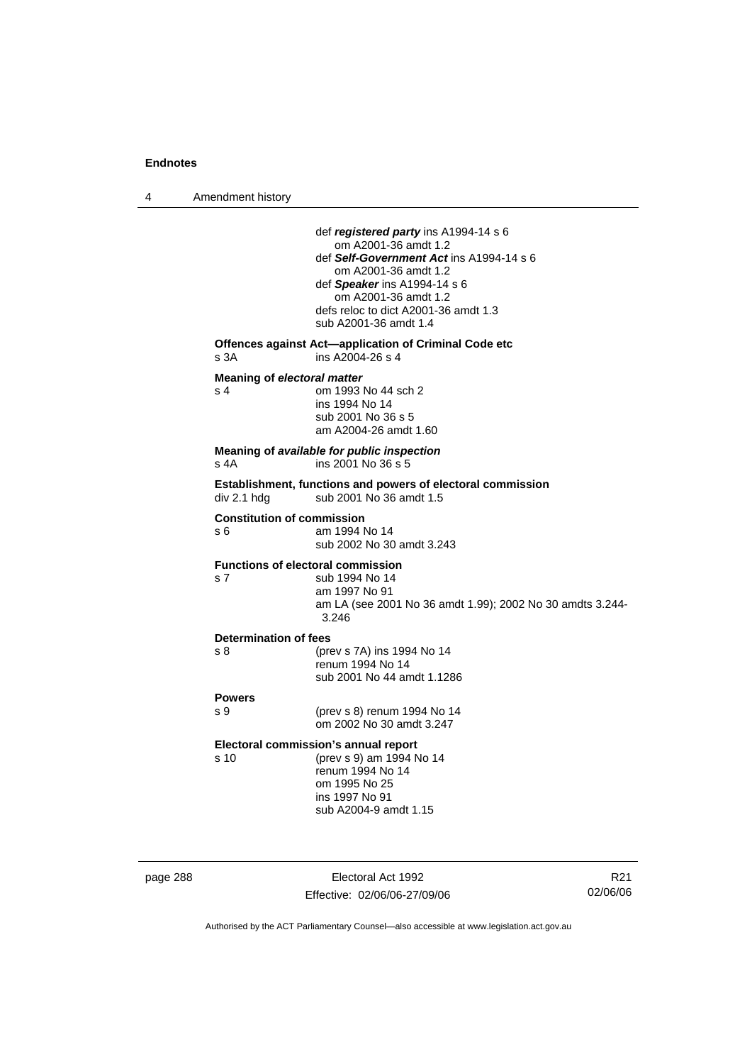def ***registered party*** ins A1994-14 s 6
om A2001-36 amdt 1.2
def ***Self-Government Act*** ins A1994-14 s 6
om A2001-36 amdt 1.2
def ***Speaker*** ins A1994-14 s 6
om A2001-36 amdt 1.2
defs reloc to dict A2001-36 amdt 1.3
sub A2001-36 amdt 1.4

**Offences against Act—application of Criminal Code etc**
s 3A ins A2004-26 s 4

**Meaning of *electoral matter***
s 4 om 1993 No 44 sch 2
ins 1994 No 14
sub 2001 No 36 s 5
am A2004-26 amdt 1.60

**Meaning of *available for public inspection***
s 4A ins 2001 No 36 s 5

**Establishment, functions and powers of electoral commission**
div 2.1 hdg sub 2001 No 36 amdt 1.5

**Constitution of commission**
s 6 am 1994 No 14
sub 2002 No 30 amdt 3.243

**Functions of electoral commission**
s 7 sub 1994 No 14
am 1997 No 91
am LA (see 2001 No 36 amdt 1.99); 2002 No 30 amdts 3.244-3.246

**Determination of fees**
s 8 (prev s 7A) ins 1994 No 14
renum 1994 No 14
sub 2001 No 44 amdt 1.1286

**Powers**
s 9 (prev s 8) renum 1994 No 14
om 2002 No 30 amdt 3.247

**Electoral commission's annual report**
s 10 (prev s 9) am 1994 No 14
renum 1994 No 14
om 1995 No 25
ins 1997 No 91
sub A2004-9 amdt 1.15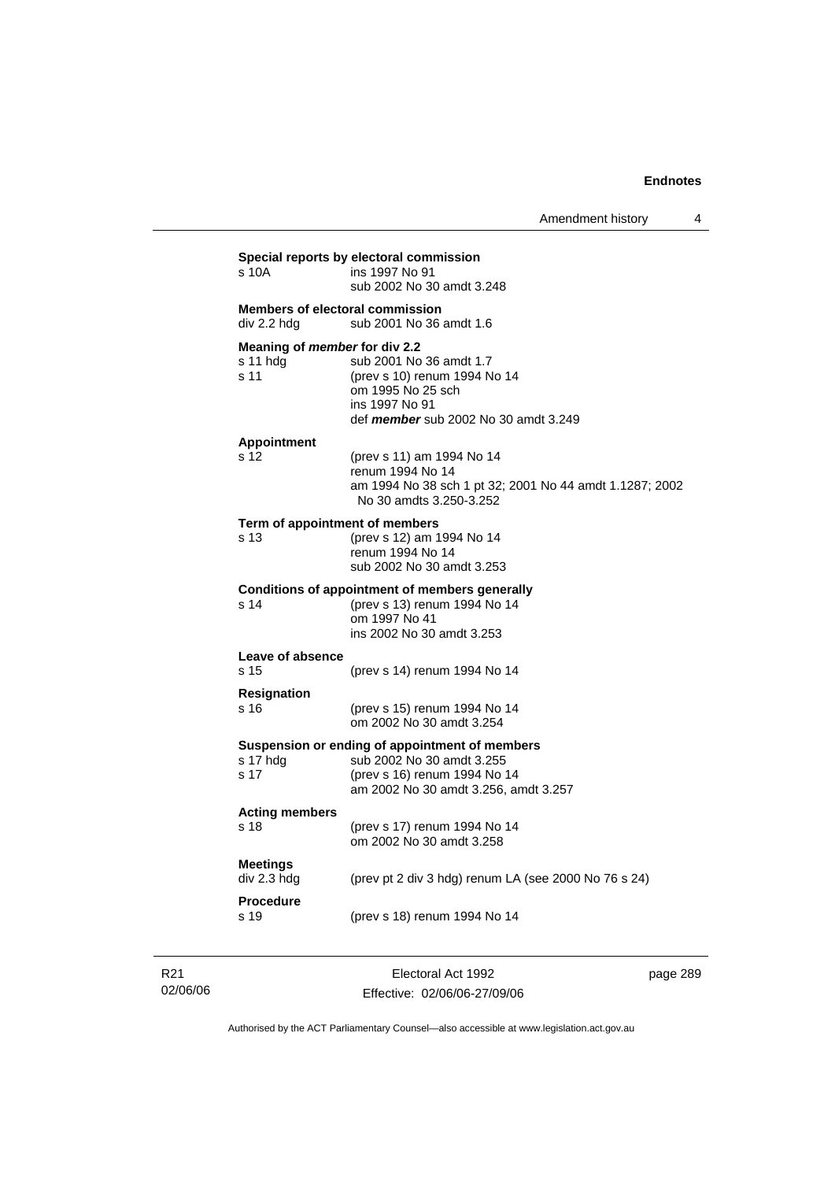**Special reports by electoral commission**

| | |
|---|---|
| s 10A | ins 1997 No 91<br>sub 2002 No 30 amdt 3.248 |

**Members of electoral commission**

| | |
|---|---|
| div 2.2 hdg | sub 2001 No 36 amdt 1.6 |

**Meaning of *member* for div 2.2**

| | |
|---|---|
| s 11 hdg | sub 2001 No 36 amdt 1.7 |
| s 11 | (prev s 10) renum 1994 No 14<br>om 1995 No 25 sch<br>ins 1997 No 91<br>def ***member*** sub 2002 No 30 amdt 3.249 |

**Appointment**

| | |
|---|---|
| s 12 | (prev s 11) am 1994 No 14<br>renum 1994 No 14<br>am 1994 No 38 sch 1 pt 32; 2001 No 44 amdt 1.1287; 2002 No 30 amdts 3.250-3.252 |

**Term of appointment of members**

| | |
|---|---|
| s 13 | (prev s 12) am 1994 No 14<br>renum 1994 No 14<br>sub 2002 No 30 amdt 3.253 |

**Conditions of appointment of members generally**

| | |
|---|---|
| s 14 | (prev s 13) renum 1994 No 14<br>om 1997 No 41<br>ins 2002 No 30 amdt 3.253 |

**Leave of absence**

| | |
|---|---|
| s 15 | (prev s 14) renum 1994 No 14 |

**Resignation**

| | |
|---|---|
| s 16 | (prev s 15) renum 1994 No 14<br>om 2002 No 30 amdt 3.254 |

**Suspension or ending of appointment of members**

| | |
|---|---|
| s 17 hdg | sub 2002 No 30 amdt 3.255 |
| s 17 | (prev s 16) renum 1994 No 14<br>am 2002 No 30 amdt 3.256, amdt 3.257 |

**Acting members**

| | |
|---|---|
| s 18 | (prev s 17) renum 1994 No 14<br>om 2002 No 30 amdt 3.258 |

**Meetings**

| | |
|---|---|
| div 2.3 hdg | (prev pt 2 div 3 hdg) renum LA (see 2000 No 76 s 24) |

**Procedure**

| | |
|---|---|
| s 19 | (prev s 18) renum 1994 No 14 |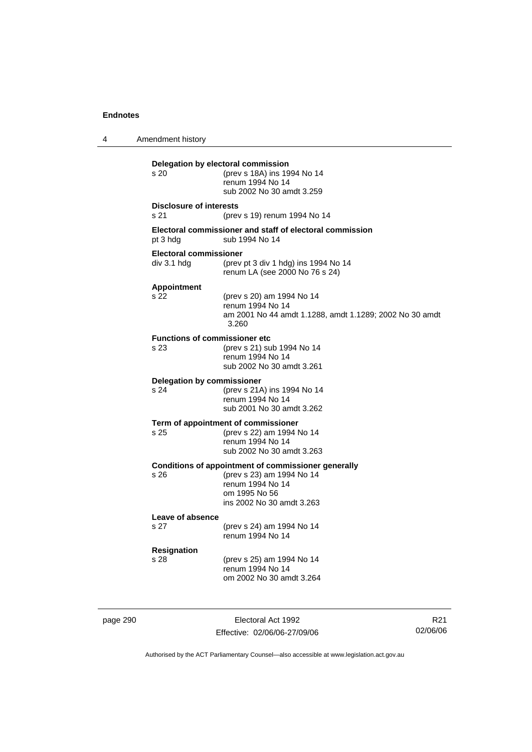**Delegation by electoral commission**

s 20 (prev s 18A) ins 1994 No 14
renum 1994 No 14
sub 2002 No 30 amdt 3.259

**Disclosure of interests**

s 21 (prev s 19) renum 1994 No 14

**Electoral commissioner and staff of electoral commission**

pt 3 hdg sub 1994 No 14

**Electoral commissioner**

div 3.1 hdg (prev pt 3 div 1 hdg) ins 1994 No 14
renum LA (see 2000 No 76 s 24)

**Appointment**

s 22 (prev s 20) am 1994 No 14
renum 1994 No 14
am 2001 No 44 amdt 1.1288, amdt 1.1289; 2002 No 30 amdt 3.260

**Functions of commissioner etc**

s 23 (prev s 21) sub 1994 No 14
renum 1994 No 14
sub 2002 No 30 amdt 3.261

**Delegation by commissioner**

s 24 (prev s 21A) ins 1994 No 14
renum 1994 No 14
sub 2001 No 30 amdt 3.262

**Term of appointment of commissioner**

s 25 (prev s 22) am 1994 No 14
renum 1994 No 14
sub 2002 No 30 amdt 3.263

**Conditions of appointment of commissioner generally**

s 26 (prev s 23) am 1994 No 14
renum 1994 No 14
om 1995 No 56
ins 2002 No 30 amdt 3.263

**Leave of absence**

s 27 (prev s 24) am 1994 No 14
renum 1994 No 14

**Resignation**

s 28 (prev s 25) am 1994 No 14
renum 1994 No 14
om 2002 No 30 amdt 3.264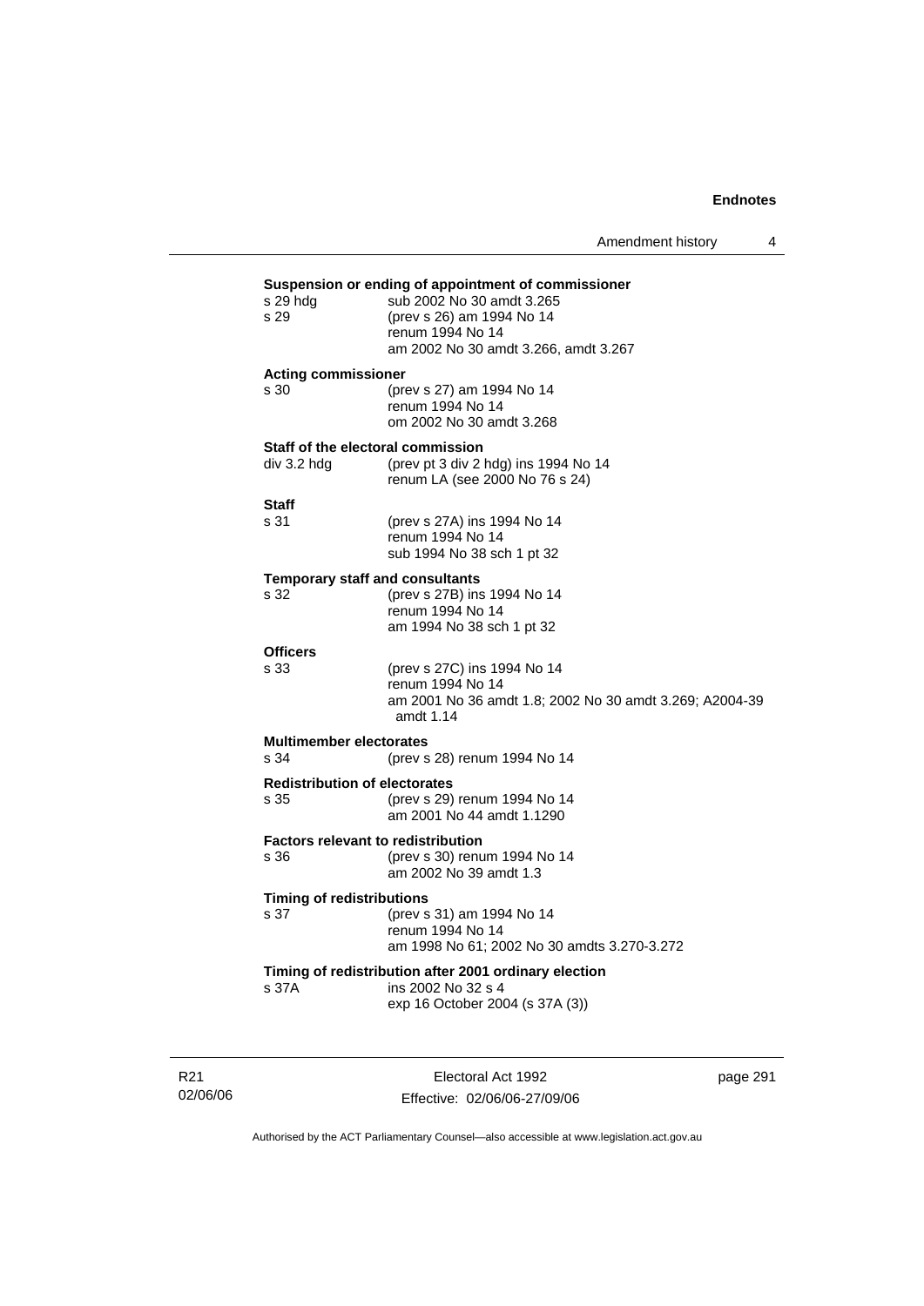**Suspension or ending of appointment of commissioner**

s 29 hdg sub 2002 No 30 amdt 3.265
s 29 (prev s 26) am 1994 No 14
renum 1994 No 14
am 2002 No 30 amdt 3.266, amdt 3.267

**Acting commissioner**

s 30 (prev s 27) am 1994 No 14
renum 1994 No 14
om 2002 No 30 amdt 3.268

**Staff of the electoral commission**

div 3.2 hdg (prev pt 3 div 2 hdg) ins 1994 No 14
renum LA (see 2000 No 76 s 24)

**Staff**

s 31 (prev s 27A) ins 1994 No 14
renum 1994 No 14
sub 1994 No 38 sch 1 pt 32

**Temporary staff and consultants**

s 32 (prev s 27B) ins 1994 No 14
renum 1994 No 14
am 1994 No 38 sch 1 pt 32

**Officers**

s 33 (prev s 27C) ins 1994 No 14
renum 1994 No 14
am 2001 No 36 amdt 1.8; 2002 No 30 amdt 3.269; A2004-39 amdt 1.14

**Multimember electorates**

s 34 (prev s 28) renum 1994 No 14

**Redistribution of electorates**

s 35 (prev s 29) renum 1994 No 14
am 2001 No 44 amdt 1.1290

**Factors relevant to redistribution**

s 36 (prev s 30) renum 1994 No 14
am 2002 No 39 amdt 1.3

**Timing of redistributions**

s 37 (prev s 31) am 1994 No 14
renum 1994 No 14
am 1998 No 61; 2002 No 30 amdts 3.270-3.272

**Timing of redistribution after 2001 ordinary election**

s 37A ins 2002 No 32 s 4
exp 16 October 2004 (s 37A (3))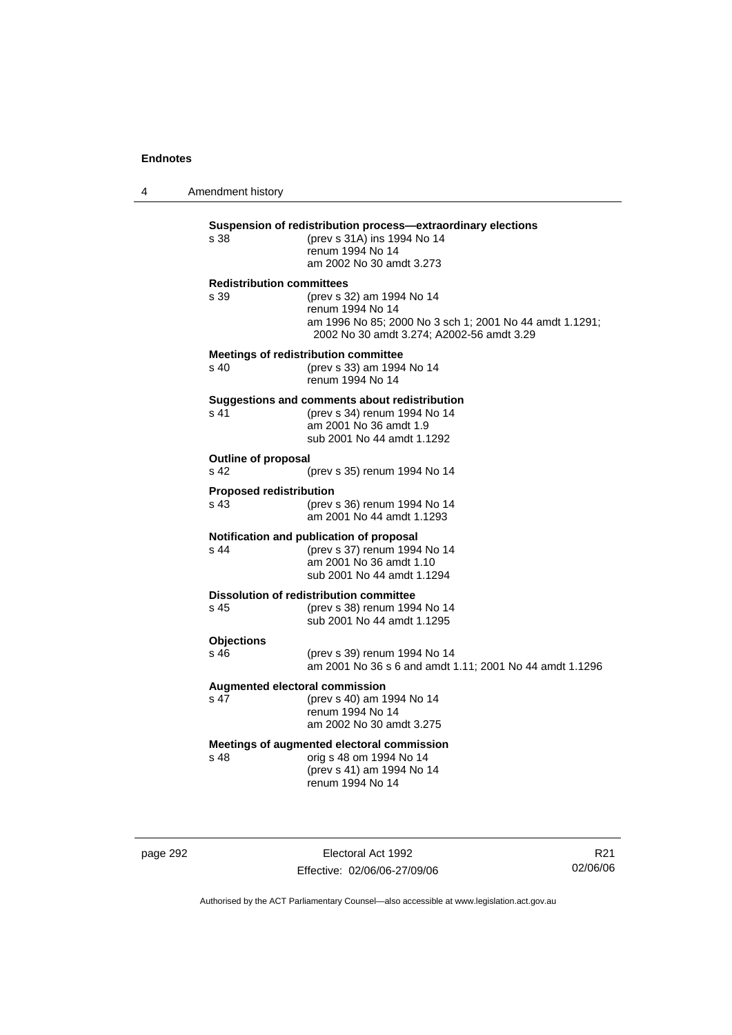**Suspension of redistribution process—extraordinary elections**

s 38 (prev s 31A) ins 1994 No 14
renum 1994 No 14
am 2002 No 30 amdt 3.273

**Redistribution committees**

s 39 (prev s 32) am 1994 No 14
renum 1994 No 14
am 1996 No 85; 2000 No 3 sch 1; 2001 No 44 amdt 1.1291; 2002 No 30 amdt 3.274; A2002-56 amdt 3.29

**Meetings of redistribution committee**

s 40 (prev s 33) am 1994 No 14
renum 1994 No 14

**Suggestions and comments about redistribution**

s 41 (prev s 34) renum 1994 No 14
am 2001 No 36 amdt 1.9
sub 2001 No 44 amdt 1.1292

**Outline of proposal**

s 42 (prev s 35) renum 1994 No 14

**Proposed redistribution**

s 43 (prev s 36) renum 1994 No 14
am 2001 No 44 amdt 1.1293

**Notification and publication of proposal**

s 44 (prev s 37) renum 1994 No 14
am 2001 No 36 amdt 1.10
sub 2001 No 44 amdt 1.1294

**Dissolution of redistribution committee**

s 45 (prev s 38) renum 1994 No 14
sub 2001 No 44 amdt 1.1295

**Objections**

s 46 (prev s 39) renum 1994 No 14
am 2001 No 36 s 6 and amdt 1.11; 2001 No 44 amdt 1.1296

**Augmented electoral commission**

s 47 (prev s 40) am 1994 No 14
renum 1994 No 14
am 2002 No 30 amdt 3.275

**Meetings of augmented electoral commission**

s 48 orig s 48 om 1994 No 14
(prev s 41) am 1994 No 14
renum 1994 No 14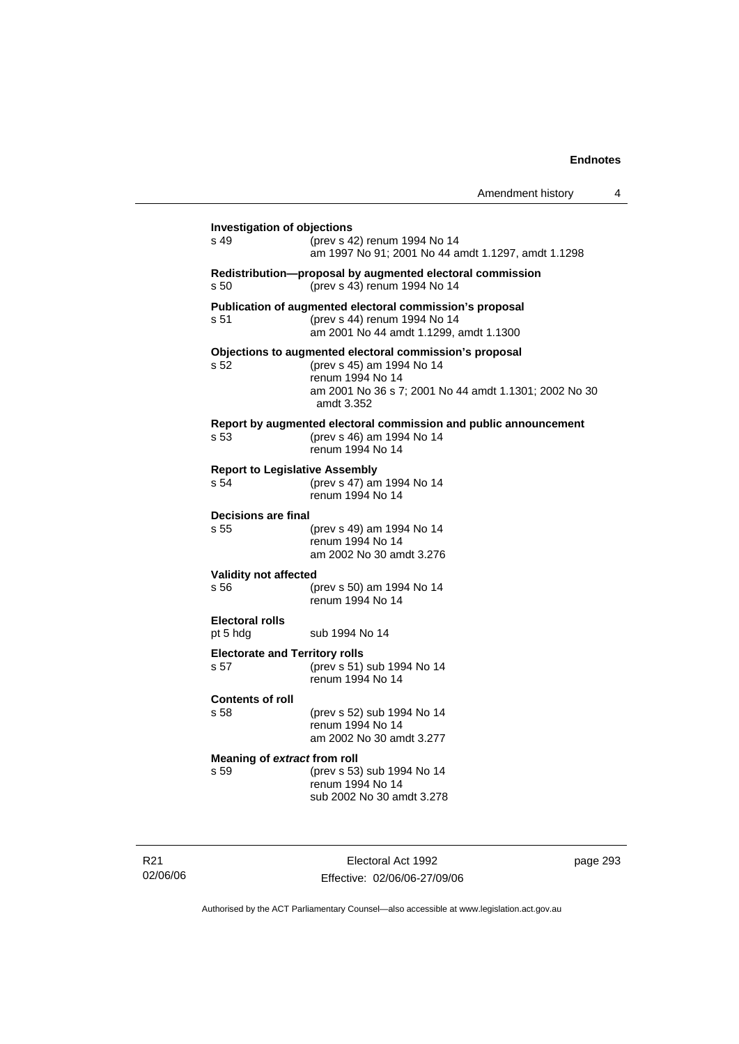**Investigation of objections**

s 49 (prev s 42) renum 1994 No 14
am 1997 No 91; 2001 No 44 amdt 1.1297, amdt 1.1298

**Redistribution—proposal by augmented electoral commission**

s 50 (prev s 43) renum 1994 No 14

**Publication of augmented electoral commission's proposal**

s 51 (prev s 44) renum 1994 No 14
am 2001 No 44 amdt 1.1299, amdt 1.1300

**Objections to augmented electoral commission's proposal**

s 52 (prev s 45) am 1994 No 14
renum 1994 No 14
am 2001 No 36 s 7; 2001 No 44 amdt 1.1301; 2002 No 30 amdt 3.352

**Report by augmented electoral commission and public announcement**

s 53 (prev s 46) am 1994 No 14
renum 1994 No 14

**Report to Legislative Assembly**

s 54 (prev s 47) am 1994 No 14
renum 1994 No 14

**Decisions are final**

s 55 (prev s 49) am 1994 No 14
renum 1994 No 14
am 2002 No 30 amdt 3.276

**Validity not affected**

s 56 (prev s 50) am 1994 No 14
renum 1994 No 14

**Electoral rolls**

pt 5 hdg sub 1994 No 14

**Electorate and Territory rolls**

s 57 (prev s 51) sub 1994 No 14
renum 1994 No 14

**Contents of roll**

s 58 (prev s 52) sub 1994 No 14
renum 1994 No 14
am 2002 No 30 amdt 3.277

**Meaning of *extract* from roll**

s 59 (prev s 53) sub 1994 No 14
renum 1994 No 14
sub 2002 No 30 amdt 3.278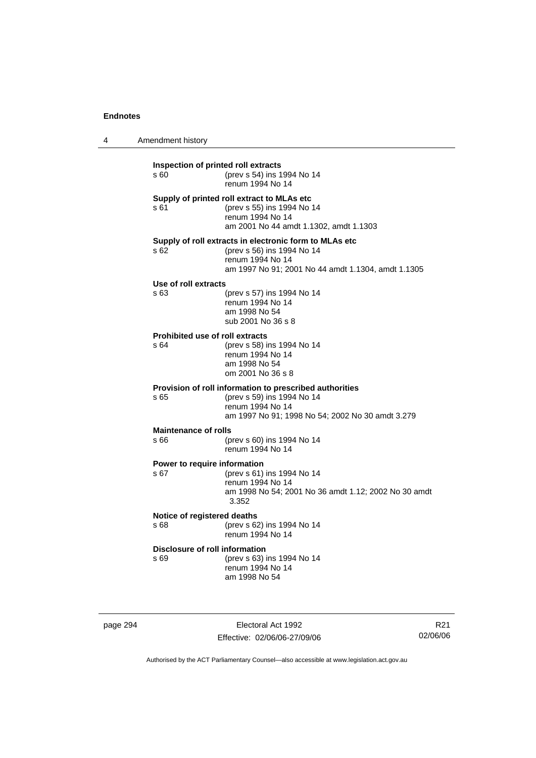**Inspection of printed roll extracts**
s 60 (prev s 54) ins 1994 No 14
renum 1994 No 14

**Supply of printed roll extract to MLAs etc**
s 61 (prev s 55) ins 1994 No 14
renum 1994 No 14
am 2001 No 44 amdt 1.1302, amdt 1.1303

**Supply of roll extracts in electronic form to MLAs etc**
s 62 (prev s 56) ins 1994 No 14
renum 1994 No 14
am 1997 No 91; 2001 No 44 amdt 1.1304, amdt 1.1305

**Use of roll extracts**
s 63 (prev s 57) ins 1994 No 14
renum 1994 No 14
am 1998 No 54
sub 2001 No 36 s 8

**Prohibited use of roll extracts**
s 64 (prev s 58) ins 1994 No 14
renum 1994 No 14
am 1998 No 54
om 2001 No 36 s 8

**Provision of roll information to prescribed authorities**
s 65 (prev s 59) ins 1994 No 14
renum 1994 No 14
am 1997 No 91; 1998 No 54; 2002 No 30 amdt 3.279

**Maintenance of rolls**
s 66 (prev s 60) ins 1994 No 14
renum 1994 No 14

**Power to require information**
s 67 (prev s 61) ins 1994 No 14
renum 1994 No 14
am 1998 No 54; 2001 No 36 amdt 1.12; 2002 No 30 amdt 3.352

**Notice of registered deaths**
s 68 (prev s 62) ins 1994 No 14
renum 1994 No 14

**Disclosure of roll information**
s 69 (prev s 63) ins 1994 No 14
renum 1994 No 14
am 1998 No 54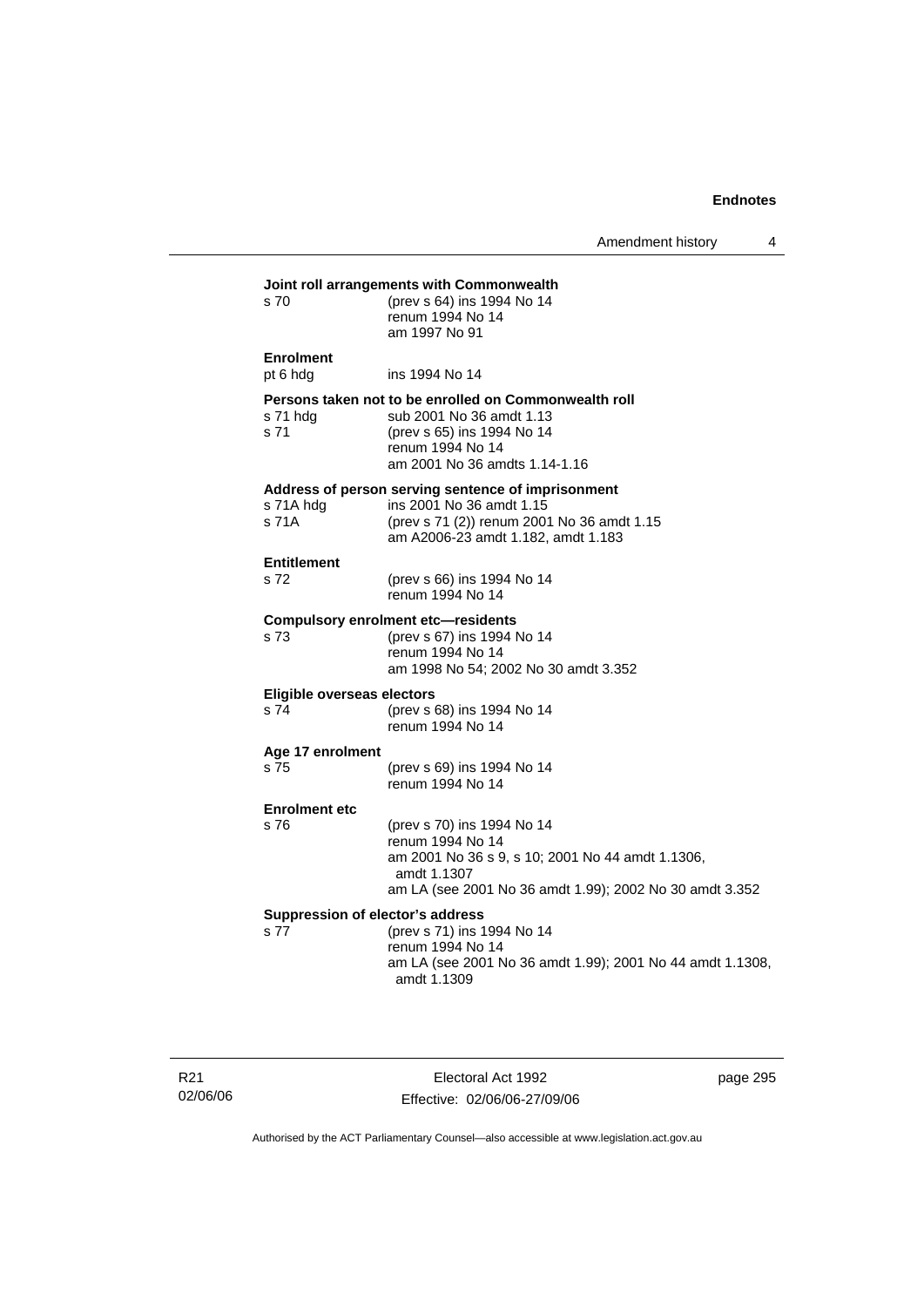**Joint roll arrangements with Commonwealth**

s 70 (prev s 64) ins 1994 No 14
renum 1994 No 14
am 1997 No 91

**Enrolment**

pt 6 hdg ins 1994 No 14

**Persons taken not to be enrolled on Commonwealth roll**

s 71 hdg sub 2001 No 36 amdt 1.13
s 71 (prev s 65) ins 1994 No 14
renum 1994 No 14
am 2001 No 36 amdts 1.14-1.16

**Address of person serving sentence of imprisonment**

s 71A hdg ins 2001 No 36 amdt 1.15
s 71A (prev s 71 (2)) renum 2001 No 36 amdt 1.15
am A2006-23 amdt 1.182, amdt 1.183

**Entitlement**

s 72 (prev s 66) ins 1994 No 14
renum 1994 No 14

**Compulsory enrolment etc—residents**

s 73 (prev s 67) ins 1994 No 14
renum 1994 No 14
am 1998 No 54; 2002 No 30 amdt 3.352

**Eligible overseas electors**

s 74 (prev s 68) ins 1994 No 14
renum 1994 No 14

**Age 17 enrolment**

s 75 (prev s 69) ins 1994 No 14
renum 1994 No 14

**Enrolment etc**

s 76 (prev s 70) ins 1994 No 14
renum 1994 No 14
am 2001 No 36 s 9, s 10; 2001 No 44 amdt 1.1306, amdt 1.1307
am LA (see 2001 No 36 amdt 1.99); 2002 No 30 amdt 3.352

**Suppression of elector's address**

s 77 (prev s 71) ins 1994 No 14
renum 1994 No 14
am LA (see 2001 No 36 amdt 1.99); 2001 No 44 amdt 1.1308, amdt 1.1309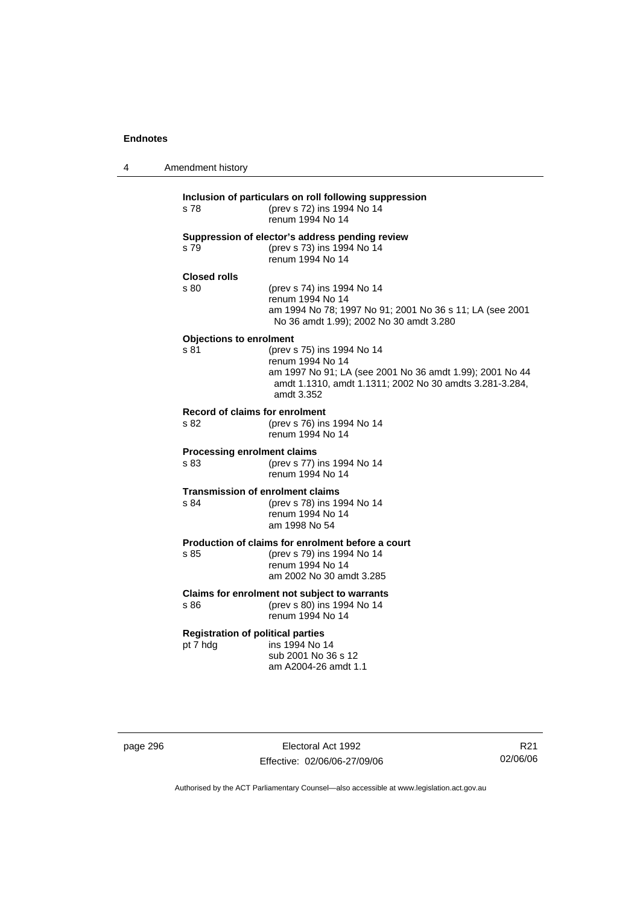**Inclusion of particulars on roll following suppression**

s 78 (prev s 72) ins 1994 No 14
renum 1994 No 14

**Suppression of elector's address pending review**

s 79 (prev s 73) ins 1994 No 14
renum 1994 No 14

**Closed rolls**

s 80 (prev s 74) ins 1994 No 14
renum 1994 No 14
am 1994 No 78; 1997 No 91; 2001 No 36 s 11; LA (see 2001 No 36 amdt 1.99); 2002 No 30 amdt 3.280

**Objections to enrolment**

s 81 (prev s 75) ins 1994 No 14
renum 1994 No 14
am 1997 No 91; LA (see 2001 No 36 amdt 1.99); 2001 No 44 amdt 1.1310, amdt 1.1311; 2002 No 30 amdts 3.281-3.284, amdt 3.352

**Record of claims for enrolment**

s 82 (prev s 76) ins 1994 No 14
renum 1994 No 14

**Processing enrolment claims**

s 83 (prev s 77) ins 1994 No 14
renum 1994 No 14

**Transmission of enrolment claims**

s 84 (prev s 78) ins 1994 No 14
renum 1994 No 14
am 1998 No 54

**Production of claims for enrolment before a court**

s 85 (prev s 79) ins 1994 No 14
renum 1994 No 14
am 2002 No 30 amdt 3.285

**Claims for enrolment not subject to warrants**

s 86 (prev s 80) ins 1994 No 14
renum 1994 No 14

**Registration of political parties**

pt 7 hdg ins 1994 No 14
sub 2001 No 36 s 12
am A2004-26 amdt 1.1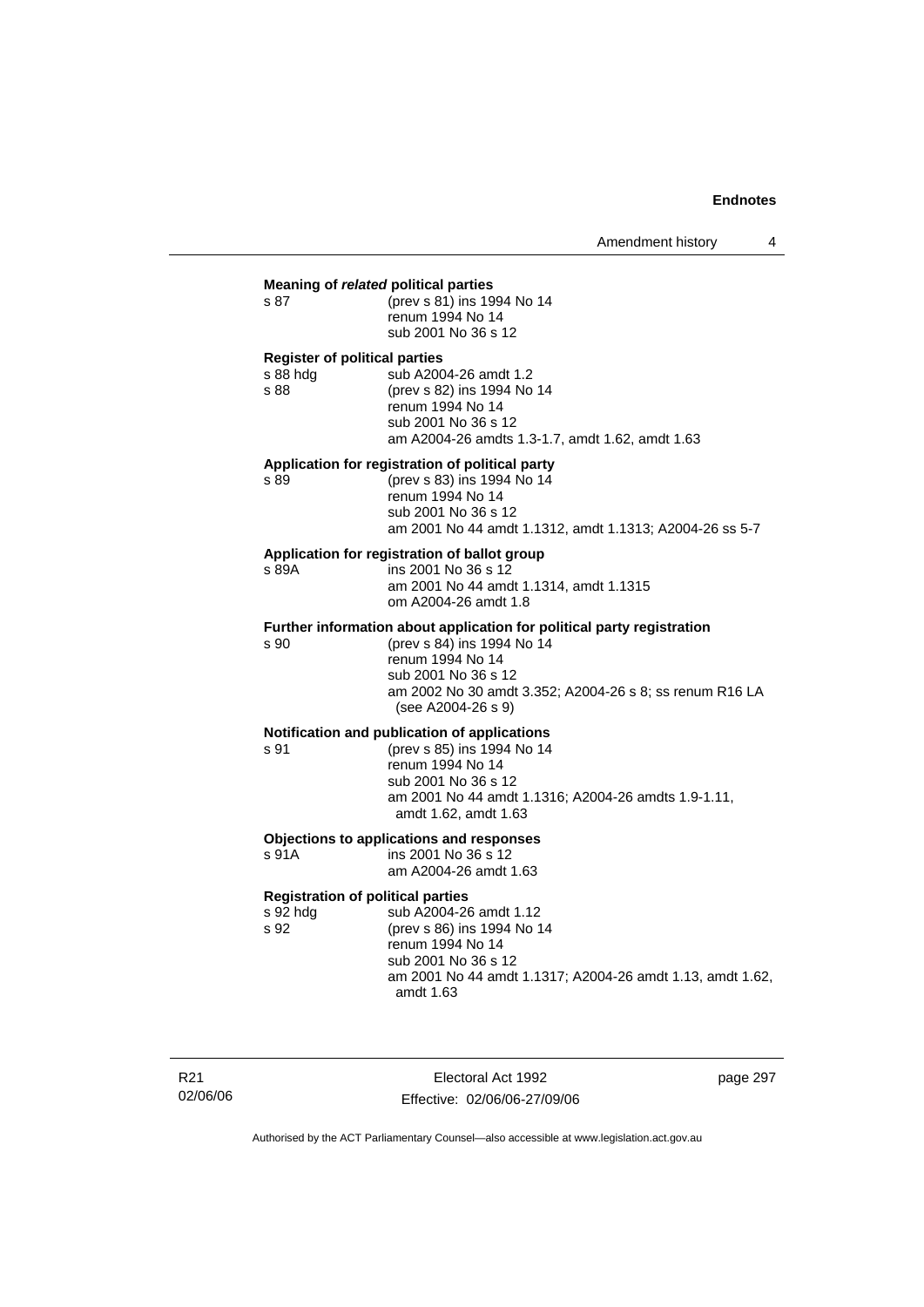**Meaning of *related* political parties**

s 87 (prev s 81) ins 1994 No 14
renum 1994 No 14
sub 2001 No 36 s 12

**Register of political parties**

s 88 hdg sub A2004-26 amdt 1.2
s 88 (prev s 82) ins 1994 No 14
renum 1994 No 14
sub 2001 No 36 s 12
am A2004-26 amdts 1.3-1.7, amdt 1.62, amdt 1.63

**Application for registration of political party**

s 89 (prev s 83) ins 1994 No 14
renum 1994 No 14
sub 2001 No 36 s 12
am 2001 No 44 amdt 1.1312, amdt 1.1313; A2004-26 ss 5-7

**Application for registration of ballot group**

s 89A ins 2001 No 36 s 12
am 2001 No 44 amdt 1.1314, amdt 1.1315
om A2004-26 amdt 1.8

**Further information about application for political party registration**

s 90 (prev s 84) ins 1994 No 14
renum 1994 No 14
sub 2001 No 36 s 12
am 2002 No 30 amdt 3.352; A2004-26 s 8; ss renum R16 LA (see A2004-26 s 9)

**Notification and publication of applications**

s 91 (prev s 85) ins 1994 No 14
renum 1994 No 14
sub 2001 No 36 s 12
am 2001 No 44 amdt 1.1316; A2004-26 amdts 1.9-1.11, amdt 1.62, amdt 1.63

**Objections to applications and responses**

s 91A ins 2001 No 36 s 12
am A2004-26 amdt 1.63

**Registration of political parties**

s 92 hdg sub A2004-26 amdt 1.12
s 92 (prev s 86) ins 1994 No 14
renum 1994 No 14
sub 2001 No 36 s 12
am 2001 No 44 amdt 1.1317; A2004-26 amdt 1.13, amdt 1.62, amdt 1.63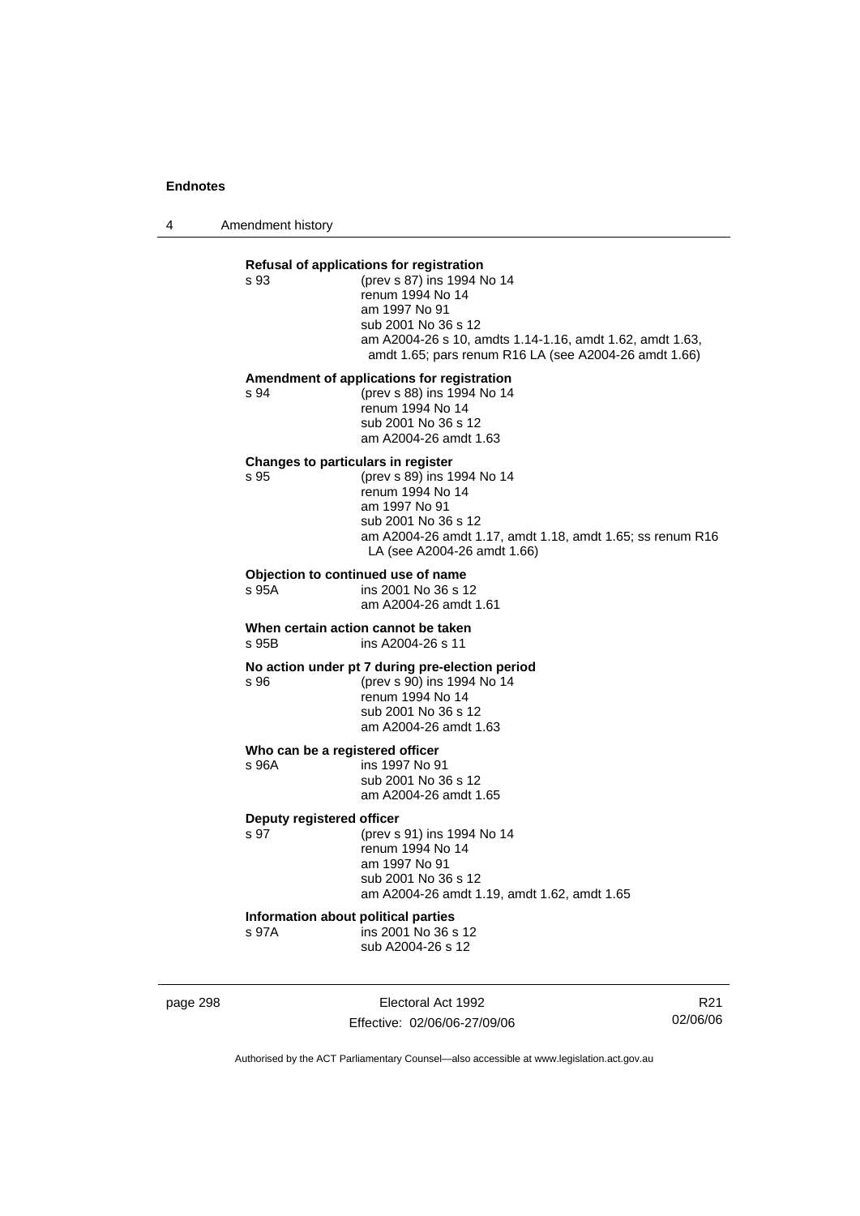**Refusal of applications for registration**

s 93 (prev s 87) ins 1994 No 14
renum 1994 No 14
am 1997 No 91
sub 2001 No 36 s 12
am A2004-26 s 10, amdts 1.14-1.16, amdt 1.62, amdt 1.63, amdt 1.65; pars renum R16 LA (see A2004-26 amdt 1.66)

**Amendment of applications for registration**

s 94 (prev s 88) ins 1994 No 14
renum 1994 No 14
sub 2001 No 36 s 12
am A2004-26 amdt 1.63

**Changes to particulars in register**

s 95 (prev s 89) ins 1994 No 14
renum 1994 No 14
am 1997 No 91
sub 2001 No 36 s 12
am A2004-26 amdt 1.17, amdt 1.18, amdt 1.65; ss renum R16 LA (see A2004-26 amdt 1.66)

**Objection to continued use of name**

s 95A ins 2001 No 36 s 12
am A2004-26 amdt 1.61

**When certain action cannot be taken**

s 95B ins A2004-26 s 11

**No action under pt 7 during pre-election period**

s 96 (prev s 90) ins 1994 No 14
renum 1994 No 14
sub 2001 No 36 s 12
am A2004-26 amdt 1.63

**Who can be a registered officer**

s 96A ins 1997 No 91
sub 2001 No 36 s 12
am A2004-26 amdt 1.65

**Deputy registered officer**

s 97 (prev s 91) ins 1994 No 14
renum 1994 No 14
am 1997 No 91
sub 2001 No 36 s 12
am A2004-26 amdt 1.19, amdt 1.62, amdt 1.65

**Information about political parties**

s 97A ins 2001 No 36 s 12
sub A2004-26 s 12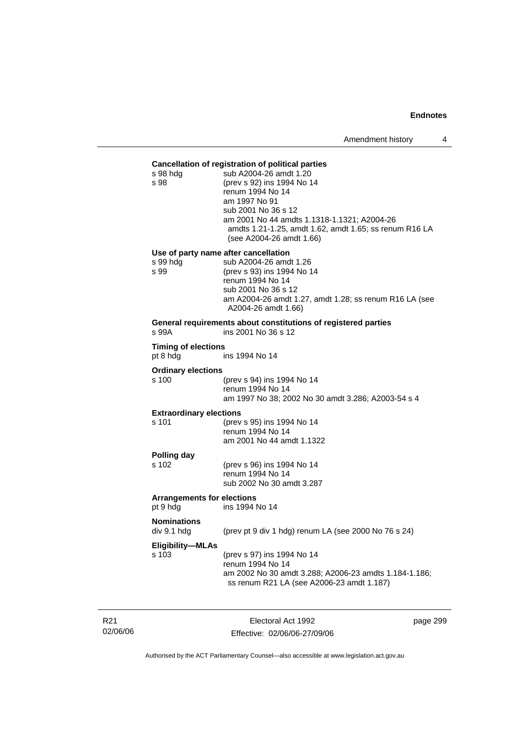**Cancellation of registration of political parties**

s 98 hdg sub A2004-26 amdt 1.20
s 98 (prev s 92) ins 1994 No 14
renum 1994 No 14
am 1997 No 91
sub 2001 No 36 s 12
am 2001 No 44 amdts 1.1318-1.1321; A2004-26 amdts 1.21-1.25, amdt 1.62, amdt 1.65; ss renum R16 LA (see A2004-26 amdt 1.66)

**Use of party name after cancellation**

s 99 hdg sub A2004-26 amdt 1.26
s 99 (prev s 93) ins 1994 No 14
renum 1994 No 14
sub 2001 No 36 s 12
am A2004-26 amdt 1.27, amdt 1.28; ss renum R16 LA (see A2004-26 amdt 1.66)

**General requirements about constitutions of registered parties**

s 99A ins 2001 No 36 s 12

**Timing of elections**

pt 8 hdg ins 1994 No 14

**Ordinary elections**

s 100 (prev s 94) ins 1994 No 14
renum 1994 No 14
am 1997 No 38; 2002 No 30 amdt 3.286; A2003-54 s 4

**Extraordinary elections**

s 101 (prev s 95) ins 1994 No 14
renum 1994 No 14
am 2001 No 44 amdt 1.1322

**Polling day**

s 102 (prev s 96) ins 1994 No 14
renum 1994 No 14
sub 2002 No 30 amdt 3.287

**Arrangements for elections**

pt 9 hdg ins 1994 No 14

**Nominations**

div 9.1 hdg (prev pt 9 div 1 hdg) renum LA (see 2000 No 76 s 24)

**Eligibility—MLAs**

s 103 (prev s 97) ins 1994 No 14
renum 1994 No 14
am 2002 No 30 amdt 3.288; A2006-23 amdts 1.184-1.186; ss renum R21 LA (see A2006-23 amdt 1.187)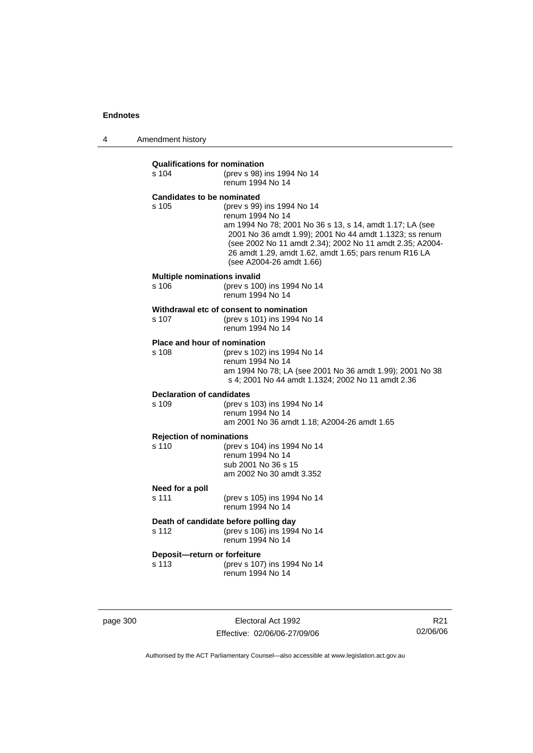**Qualifications for nomination**

s 104 (prev s 98) ins 1994 No 14
renum 1994 No 14

**Candidates to be nominated**

s 105 (prev s 99) ins 1994 No 14
renum 1994 No 14
am 1994 No 78; 2001 No 36 s 13, s 14, amdt 1.17; LA (see 2001 No 36 amdt 1.99); 2001 No 44 amdt 1.1323; ss renum (see 2002 No 11 amdt 2.34); 2002 No 11 amdt 2.35; A2004-26 amdt 1.29, amdt 1.62, amdt 1.65; pars renum R16 LA (see A2004-26 amdt 1.66)

**Multiple nominations invalid**

s 106 (prev s 100) ins 1994 No 14
renum 1994 No 14

**Withdrawal etc of consent to nomination**

s 107 (prev s 101) ins 1994 No 14
renum 1994 No 14

**Place and hour of nomination**

s 108 (prev s 102) ins 1994 No 14
renum 1994 No 14
am 1994 No 78; LA (see 2001 No 36 amdt 1.99); 2001 No 38 s 4; 2001 No 44 amdt 1.1324; 2002 No 11 amdt 2.36

**Declaration of candidates**

s 109 (prev s 103) ins 1994 No 14
renum 1994 No 14
am 2001 No 36 amdt 1.18; A2004-26 amdt 1.65

**Rejection of nominations**

s 110 (prev s 104) ins 1994 No 14
renum 1994 No 14
sub 2001 No 36 s 15
am 2002 No 30 amdt 3.352

**Need for a poll**

s 111 (prev s 105) ins 1994 No 14
renum 1994 No 14

**Death of candidate before polling day**

s 112 (prev s 106) ins 1994 No 14
renum 1994 No 14

**Deposit—return or forfeiture**

s 113 (prev s 107) ins 1994 No 14
renum 1994 No 14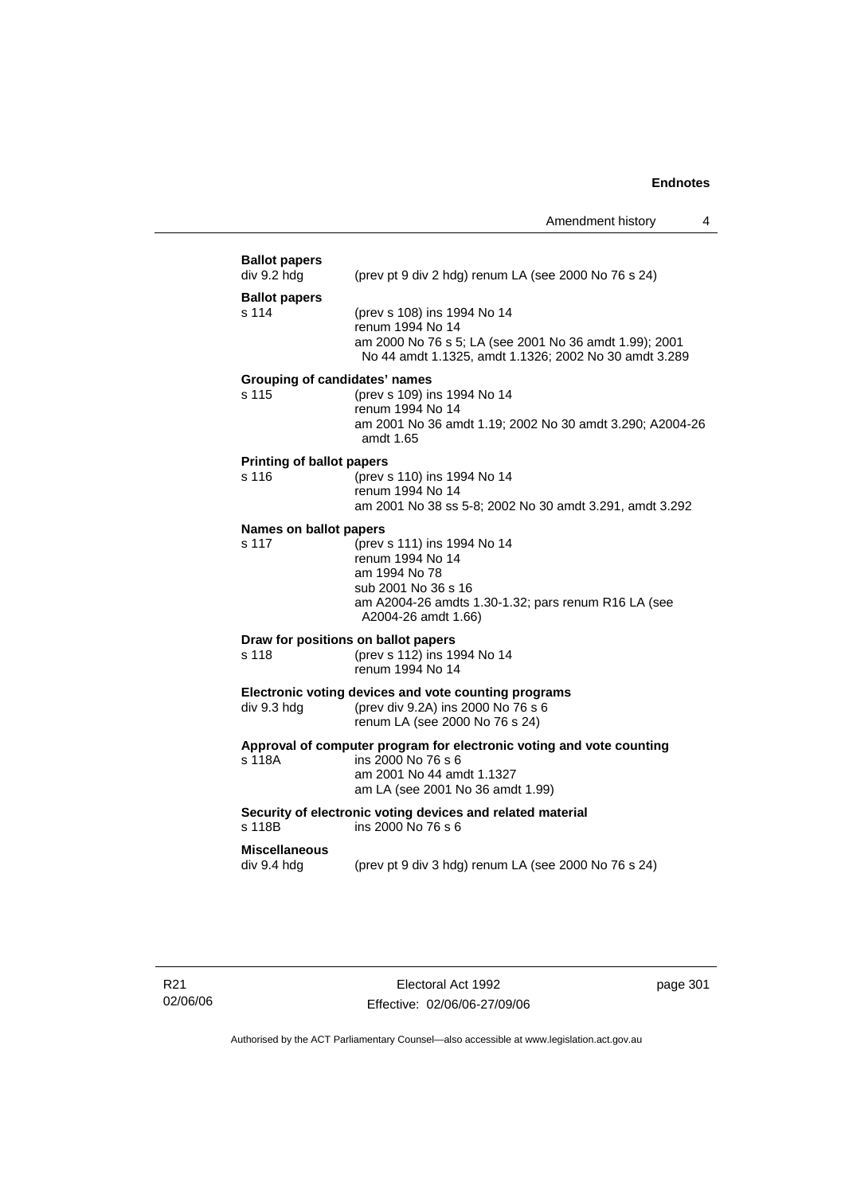**Ballot papers**
div 9.2 hdg (prev pt 9 div 2 hdg) renum LA (see 2000 No 76 s 24)

**Ballot papers**
s 114 (prev s 108) ins 1994 No 14
renum 1994 No 14
am 2000 No 76 s 5; LA (see 2001 No 36 amdt 1.99); 2001 No 44 amdt 1.1325, amdt 1.1326; 2002 No 30 amdt 3.289

**Grouping of candidates' names**
s 115 (prev s 109) ins 1994 No 14
renum 1994 No 14
am 2001 No 36 amdt 1.19; 2002 No 30 amdt 3.290; A2004-26 amdt 1.65

**Printing of ballot papers**
s 116 (prev s 110) ins 1994 No 14
renum 1994 No 14
am 2001 No 38 ss 5-8; 2002 No 30 amdt 3.291, amdt 3.292

**Names on ballot papers**
s 117 (prev s 111) ins 1994 No 14
renum 1994 No 14
am 1994 No 78
sub 2001 No 36 s 16
am A2004-26 amdts 1.30-1.32; pars renum R16 LA (see A2004-26 amdt 1.66)

**Draw for positions on ballot papers**
s 118 (prev s 112) ins 1994 No 14
renum 1994 No 14

**Electronic voting devices and vote counting programs**
div 9.3 hdg (prev div 9.2A) ins 2000 No 76 s 6
renum LA (see 2000 No 76 s 24)

**Approval of computer program for electronic voting and vote counting**
s 118A ins 2000 No 76 s 6
am 2001 No 44 amdt 1.1327
am LA (see 2001 No 36 amdt 1.99)

**Security of electronic voting devices and related material**
s 118B ins 2000 No 76 s 6

**Miscellaneous**
div 9.4 hdg (prev pt 9 div 3 hdg) renum LA (see 2000 No 76 s 24)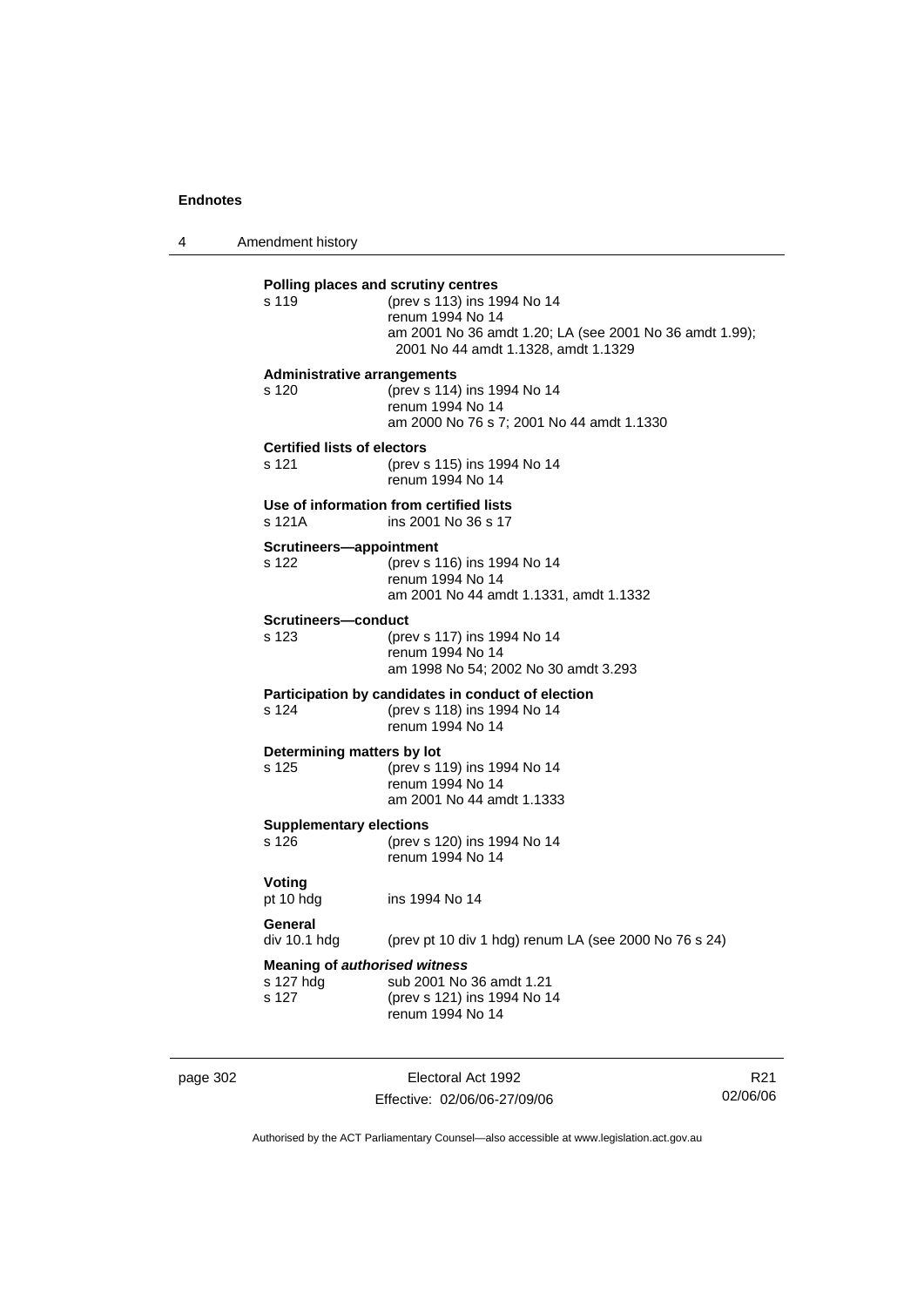**Polling places and scrutiny centres**

s 119 (prev s 113) ins 1994 No 14
renum 1994 No 14
am 2001 No 36 amdt 1.20; LA (see 2001 No 36 amdt 1.99); 2001 No 44 amdt 1.1328, amdt 1.1329

**Administrative arrangements**

s 120 (prev s 114) ins 1994 No 14
renum 1994 No 14
am 2000 No 76 s 7; 2001 No 44 amdt 1.1330

**Certified lists of electors**

s 121 (prev s 115) ins 1994 No 14
renum 1994 No 14

**Use of information from certified lists**

s 121A ins 2001 No 36 s 17

**Scrutineers—appointment**

s 122 (prev s 116) ins 1994 No 14
renum 1994 No 14
am 2001 No 44 amdt 1.1331, amdt 1.1332

**Scrutineers—conduct**

s 123 (prev s 117) ins 1994 No 14
renum 1994 No 14
am 1998 No 54; 2002 No 30 amdt 3.293

**Participation by candidates in conduct of election**

s 124 (prev s 118) ins 1994 No 14
renum 1994 No 14

**Determining matters by lot**

s 125 (prev s 119) ins 1994 No 14
renum 1994 No 14
am 2001 No 44 amdt 1.1333

**Supplementary elections**

s 126 (prev s 120) ins 1994 No 14
renum 1994 No 14

**Voting**

pt 10 hdg ins 1994 No 14

**General**

div 10.1 hdg (prev pt 10 div 1 hdg) renum LA (see 2000 No 76 s 24)

**Meaning of *authorised witness***

s 127 hdg sub 2001 No 36 amdt 1.21
s 127 (prev s 121) ins 1994 No 14
renum 1994 No 14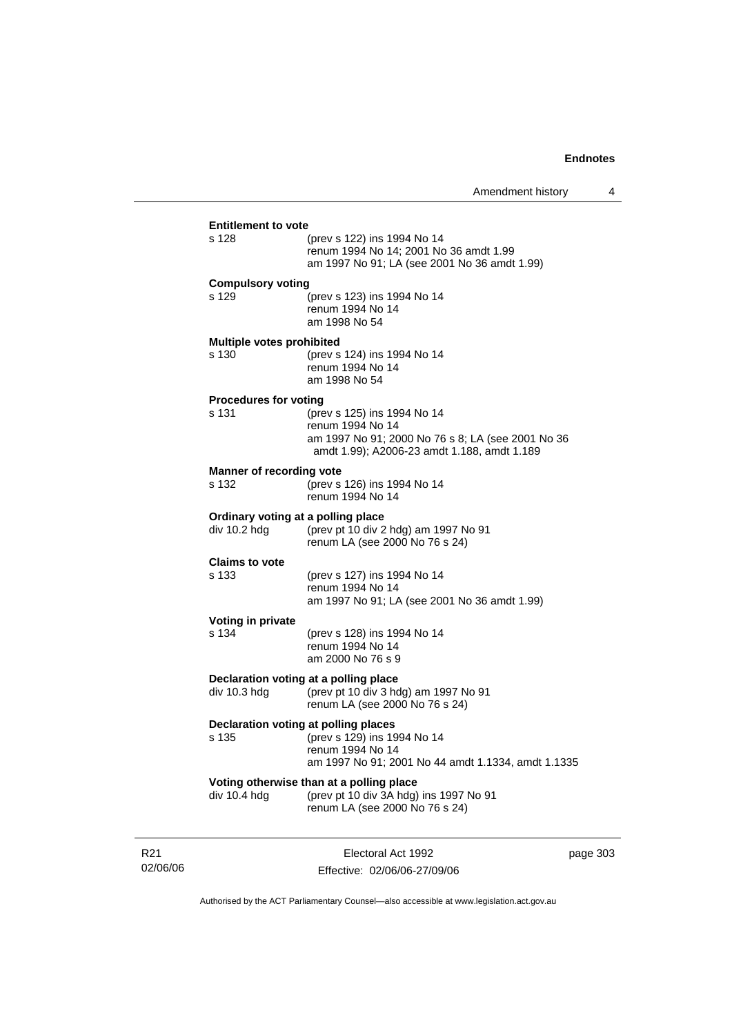**Entitlement to vote**

s 128 (prev s 122) ins 1994 No 14
renum 1994 No 14; 2001 No 36 amdt 1.99
am 1997 No 91; LA (see 2001 No 36 amdt 1.99)

**Compulsory voting**

s 129 (prev s 123) ins 1994 No 14
renum 1994 No 14
am 1998 No 54

**Multiple votes prohibited**

s 130 (prev s 124) ins 1994 No 14
renum 1994 No 14
am 1998 No 54

**Procedures for voting**

s 131 (prev s 125) ins 1994 No 14
renum 1994 No 14
am 1997 No 91; 2000 No 76 s 8; LA (see 2001 No 36 amdt 1.99); A2006-23 amdt 1.188, amdt 1.189

**Manner of recording vote**

s 132 (prev s 126) ins 1994 No 14
renum 1994 No 14

**Ordinary voting at a polling place**

div 10.2 hdg (prev pt 10 div 2 hdg) am 1997 No 91
renum LA (see 2000 No 76 s 24)

**Claims to vote**

s 133 (prev s 127) ins 1994 No 14
renum 1994 No 14
am 1997 No 91; LA (see 2001 No 36 amdt 1.99)

**Voting in private**

s 134 (prev s 128) ins 1994 No 14
renum 1994 No 14
am 2000 No 76 s 9

**Declaration voting at a polling place**

div 10.3 hdg (prev pt 10 div 3 hdg) am 1997 No 91
renum LA (see 2000 No 76 s 24)

**Declaration voting at polling places**

s 135 (prev s 129) ins 1994 No 14
renum 1994 No 14
am 1997 No 91; 2001 No 44 amdt 1.1334, amdt 1.1335

**Voting otherwise than at a polling place**

div 10.4 hdg (prev pt 10 div 3A hdg) ins 1997 No 91
renum LA (see 2000 No 76 s 24)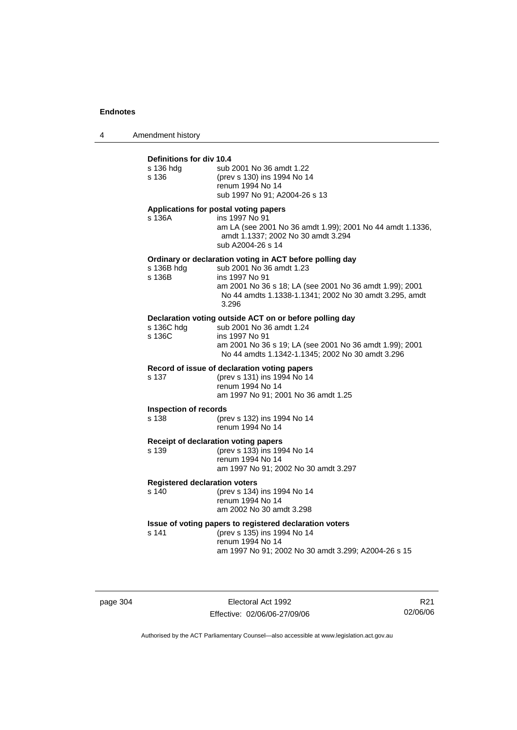**Definitions for div 10.4**

s 136 hdg sub 2001 No 36 amdt 1.22
s 136 (prev s 130) ins 1994 No 14
renum 1994 No 14
sub 1997 No 91; A2004-26 s 13

**Applications for postal voting papers**

s 136A ins 1997 No 91
am LA (see 2001 No 36 amdt 1.99); 2001 No 44 amdt 1.1336, amdt 1.1337; 2002 No 30 amdt 3.294
sub A2004-26 s 14

**Ordinary or declaration voting in ACT before polling day**

s 136B hdg sub 2001 No 36 amdt 1.23
s 136B ins 1997 No 91
am 2001 No 36 s 18; LA (see 2001 No 36 amdt 1.99); 2001 No 44 amdts 1.1338-1.1341; 2002 No 30 amdt 3.295, amdt 3.296

**Declaration voting outside ACT on or before polling day**

s 136C hdg sub 2001 No 36 amdt 1.24
s 136C ins 1997 No 91
am 2001 No 36 s 19; LA (see 2001 No 36 amdt 1.99); 2001 No 44 amdts 1.1342-1.1345; 2002 No 30 amdt 3.296

**Record of issue of declaration voting papers**

s 137 (prev s 131) ins 1994 No 14
renum 1994 No 14
am 1997 No 91; 2001 No 36 amdt 1.25

**Inspection of records**

s 138 (prev s 132) ins 1994 No 14
renum 1994 No 14

**Receipt of declaration voting papers**

s 139 (prev s 133) ins 1994 No 14
renum 1994 No 14
am 1997 No 91; 2002 No 30 amdt 3.297

**Registered declaration voters**

s 140 (prev s 134) ins 1994 No 14
renum 1994 No 14
am 2002 No 30 amdt 3.298

**Issue of voting papers to registered declaration voters**

s 141 (prev s 135) ins 1994 No 14
renum 1994 No 14
am 1997 No 91; 2002 No 30 amdt 3.299; A2004-26 s 15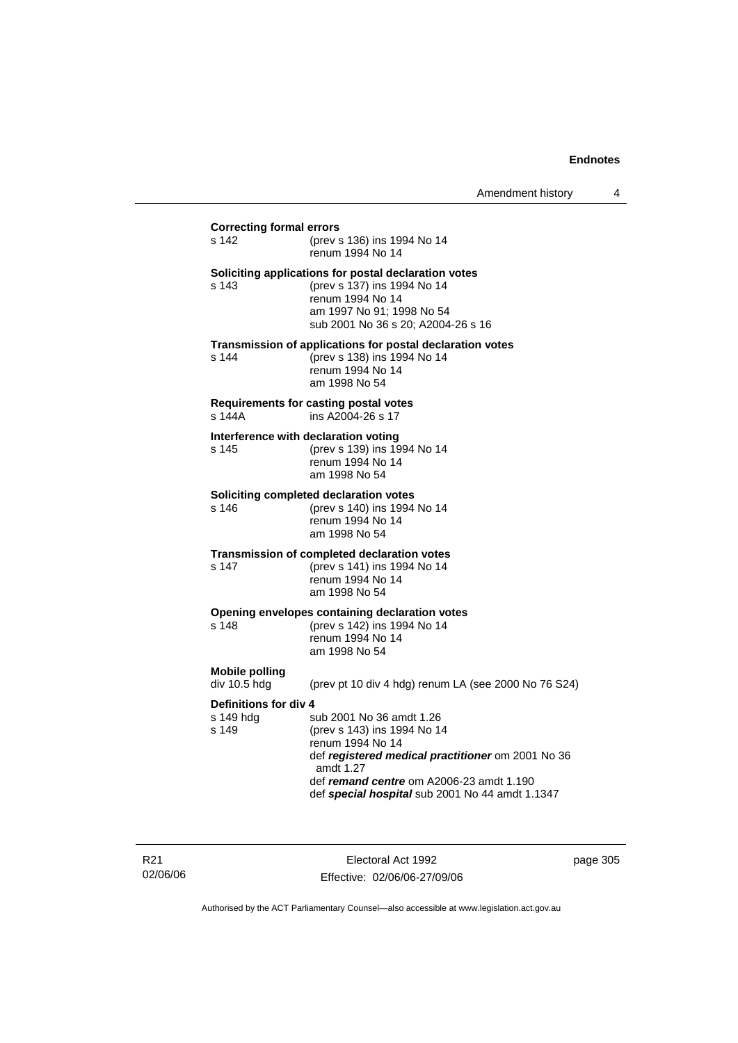**Correcting formal errors**

s 142 (prev s 136) ins 1994 No 14
renum 1994 No 14

**Soliciting applications for postal declaration votes**

s 143 (prev s 137) ins 1994 No 14
renum 1994 No 14
am 1997 No 91; 1998 No 54
sub 2001 No 36 s 20; A2004-26 s 16

**Transmission of applications for postal declaration votes**

s 144 (prev s 138) ins 1994 No 14
renum 1994 No 14
am 1998 No 54

**Requirements for casting postal votes**

s 144A ins A2004-26 s 17

**Interference with declaration voting**

s 145 (prev s 139) ins 1994 No 14
renum 1994 No 14
am 1998 No 54

**Soliciting completed declaration votes**

s 146 (prev s 140) ins 1994 No 14
renum 1994 No 14
am 1998 No 54

**Transmission of completed declaration votes**

s 147 (prev s 141) ins 1994 No 14
renum 1994 No 14
am 1998 No 54

**Opening envelopes containing declaration votes**

s 148 (prev s 142) ins 1994 No 14
renum 1994 No 14
am 1998 No 54

**Mobile polling**

div 10.5 hdg (prev pt 10 div 4 hdg) renum LA (see 2000 No 76 S24)

**Definitions for div 4**

s 149 hdg sub 2001 No 36 amdt 1.26
s 149 (prev s 143) ins 1994 No 14
renum 1994 No 14
def ***registered medical practitioner*** om 2001 No 36 amdt 1.27
def ***remand centre*** om A2006-23 amdt 1.190
def ***special hospital*** sub 2001 No 44 amdt 1.1347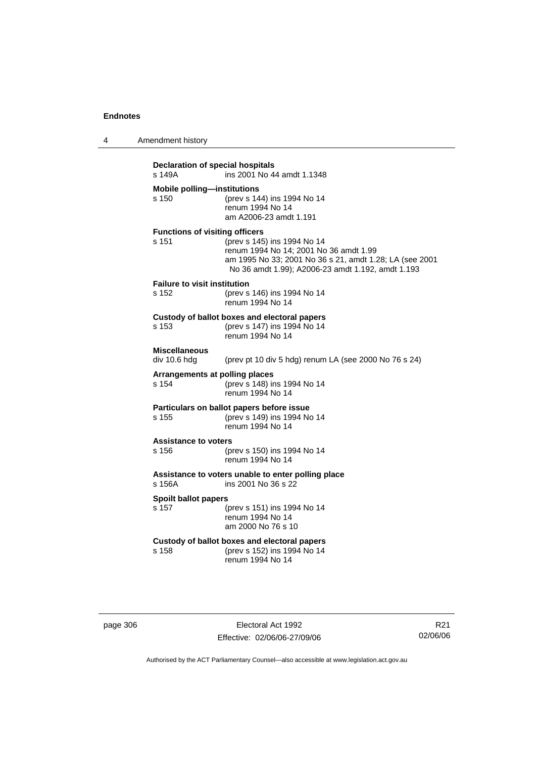**Declaration of special hospitals**
s 149A ins 2001 No 44 amdt 1.1348

**Mobile polling—institutions**
s 150 (prev s 144) ins 1994 No 14
renum 1994 No 14
am A2006-23 amdt 1.191

**Functions of visiting officers**
s 151 (prev s 145) ins 1994 No 14
renum 1994 No 14; 2001 No 36 amdt 1.99
am 1995 No 33; 2001 No 36 s 21, amdt 1.28; LA (see 2001 No 36 amdt 1.99); A2006-23 amdt 1.192, amdt 1.193

**Failure to visit institution**
s 152 (prev s 146) ins 1994 No 14
renum 1994 No 14

**Custody of ballot boxes and electoral papers**
s 153 (prev s 147) ins 1994 No 14
renum 1994 No 14

**Miscellaneous**
div 10.6 hdg (prev pt 10 div 5 hdg) renum LA (see 2000 No 76 s 24)

**Arrangements at polling places**
s 154 (prev s 148) ins 1994 No 14
renum 1994 No 14

**Particulars on ballot papers before issue**
s 155 (prev s 149) ins 1994 No 14
renum 1994 No 14

**Assistance to voters**
s 156 (prev s 150) ins 1994 No 14
renum 1994 No 14

**Assistance to voters unable to enter polling place**
s 156A ins 2001 No 36 s 22

**Spoilt ballot papers**
s 157 (prev s 151) ins 1994 No 14
renum 1994 No 14
am 2000 No 76 s 10

**Custody of ballot boxes and electoral papers**
s 158 (prev s 152) ins 1994 No 14
renum 1994 No 14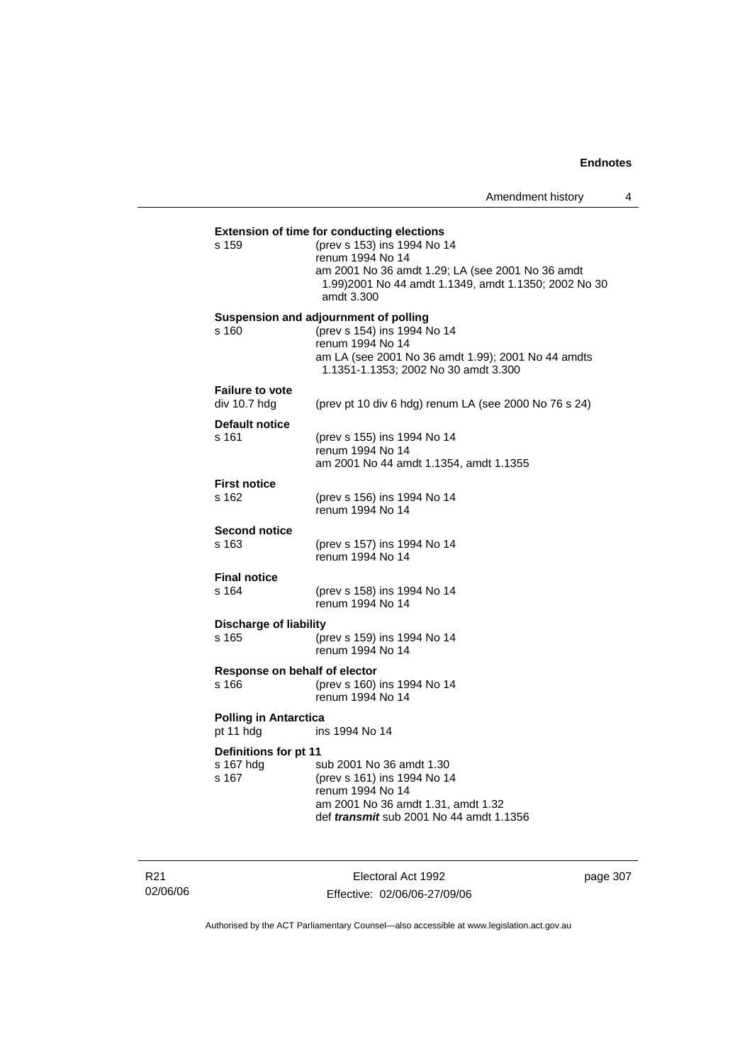**Extension of time for conducting elections**

s 159 (prev s 153) ins 1994 No 14
renum 1994 No 14
am 2001 No 36 amdt 1.29; LA (see 2001 No 36 amdt 1.99)2001 No 44 amdt 1.1349, amdt 1.1350; 2002 No 30 amdt 3.300

**Suspension and adjournment of polling**

s 160 (prev s 154) ins 1994 No 14
renum 1994 No 14
am LA (see 2001 No 36 amdt 1.99); 2001 No 44 amdts 1.1351-1.1353; 2002 No 30 amdt 3.300

**Failure to vote**

div 10.7 hdg (prev pt 10 div 6 hdg) renum LA (see 2000 No 76 s 24)

**Default notice**

s 161 (prev s 155) ins 1994 No 14
renum 1994 No 14
am 2001 No 44 amdt 1.1354, amdt 1.1355

**First notice**

s 162 (prev s 156) ins 1994 No 14
renum 1994 No 14

**Second notice**

s 163 (prev s 157) ins 1994 No 14
renum 1994 No 14

**Final notice**

s 164 (prev s 158) ins 1994 No 14
renum 1994 No 14

**Discharge of liability**

s 165 (prev s 159) ins 1994 No 14
renum 1994 No 14

**Response on behalf of elector**

s 166 (prev s 160) ins 1994 No 14
renum 1994 No 14

**Polling in Antarctica**

pt 11 hdg ins 1994 No 14

**Definitions for pt 11**

s 167 hdg sub 2001 No 36 amdt 1.30
s 167 (prev s 161) ins 1994 No 14
renum 1994 No 14
am 2001 No 36 amdt 1.31, amdt 1.32
def ***transmit*** sub 2001 No 44 amdt 1.1356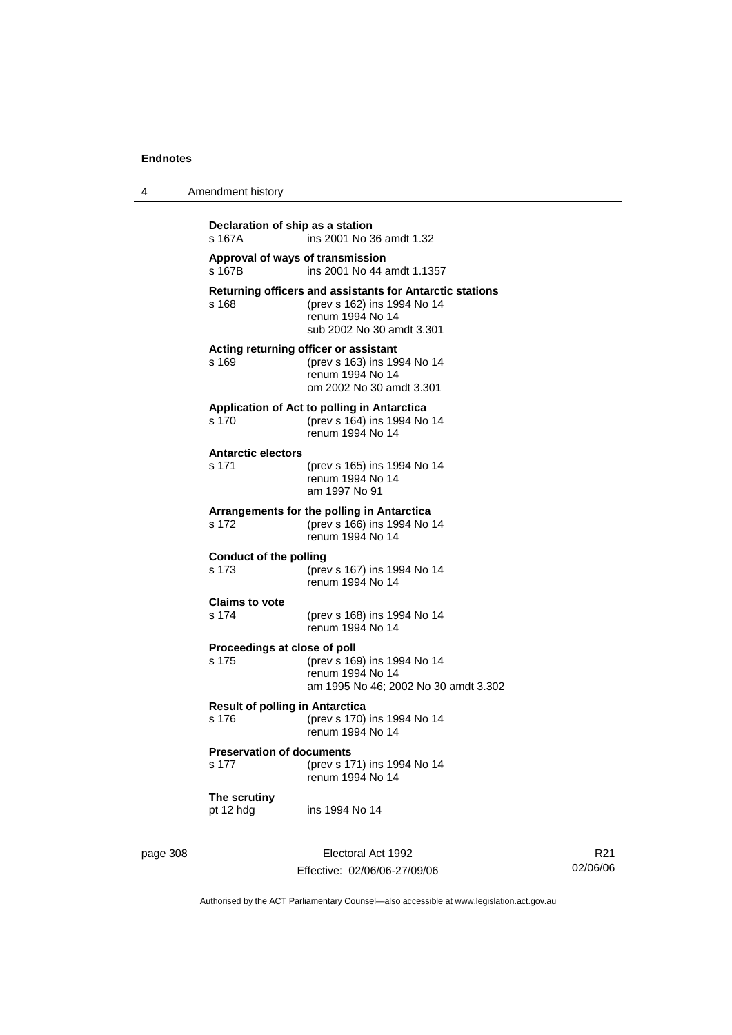**Declaration of ship as a station**

s 167A ins 2001 No 36 amdt 1.32

**Approval of ways of transmission**

s 167B ins 2001 No 44 amdt 1.1357

**Returning officers and assistants for Antarctic stations**

s 168 (prev s 162) ins 1994 No 14
renum 1994 No 14
sub 2002 No 30 amdt 3.301

**Acting returning officer or assistant**

s 169 (prev s 163) ins 1994 No 14
renum 1994 No 14
om 2002 No 30 amdt 3.301

**Application of Act to polling in Antarctica**

s 170 (prev s 164) ins 1994 No 14
renum 1994 No 14

**Antarctic electors**

s 171 (prev s 165) ins 1994 No 14
renum 1994 No 14
am 1997 No 91

**Arrangements for the polling in Antarctica**

s 172 (prev s 166) ins 1994 No 14
renum 1994 No 14

**Conduct of the polling**

s 173 (prev s 167) ins 1994 No 14
renum 1994 No 14

**Claims to vote**

s 174 (prev s 168) ins 1994 No 14
renum 1994 No 14

**Proceedings at close of poll**

s 175 (prev s 169) ins 1994 No 14
renum 1994 No 14
am 1995 No 46; 2002 No 30 amdt 3.302

**Result of polling in Antarctica**

s 176 (prev s 170) ins 1994 No 14
renum 1994 No 14

**Preservation of documents**

s 177 (prev s 171) ins 1994 No 14
renum 1994 No 14

**The scrutiny**

pt 12 hdg ins 1994 No 14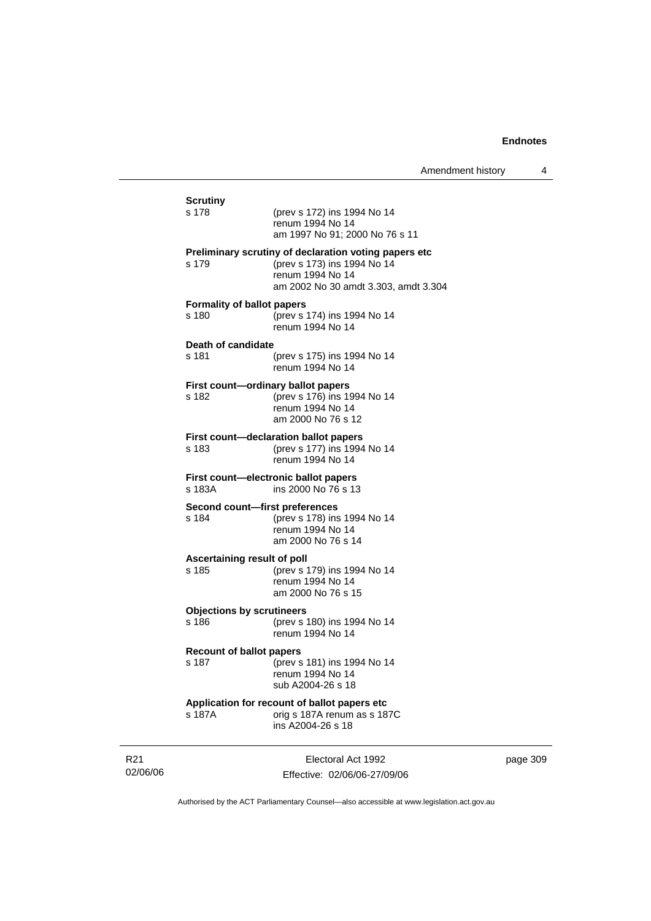**Scrutiny**

s 178 (prev s 172) ins 1994 No 14
renum 1994 No 14
am 1997 No 91; 2000 No 76 s 11

**Preliminary scrutiny of declaration voting papers etc**

s 179 (prev s 173) ins 1994 No 14
renum 1994 No 14
am 2002 No 30 amdt 3.303, amdt 3.304

**Formality of ballot papers**

s 180 (prev s 174) ins 1994 No 14
renum 1994 No 14

**Death of candidate**

s 181 (prev s 175) ins 1994 No 14
renum 1994 No 14

**First count—ordinary ballot papers**

s 182 (prev s 176) ins 1994 No 14
renum 1994 No 14
am 2000 No 76 s 12

**First count—declaration ballot papers**

s 183 (prev s 177) ins 1994 No 14
renum 1994 No 14

**First count—electronic ballot papers**

s 183A ins 2000 No 76 s 13

**Second count—first preferences**

s 184 (prev s 178) ins 1994 No 14
renum 1994 No 14
am 2000 No 76 s 14

**Ascertaining result of poll**

s 185 (prev s 179) ins 1994 No 14
renum 1994 No 14
am 2000 No 76 s 15

**Objections by scrutineers**

s 186 (prev s 180) ins 1994 No 14
renum 1994 No 14

**Recount of ballot papers**

s 187 (prev s 181) ins 1994 No 14
renum 1994 No 14
sub A2004-26 s 18

**Application for recount of ballot papers etc**

s 187A orig s 187A renum as s 187C
ins A2004-26 s 18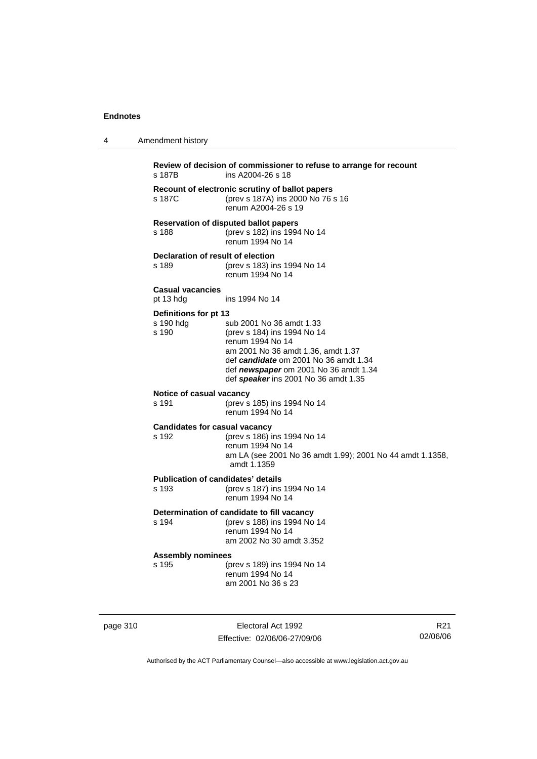**Review of decision of commissioner to refuse to arrange for recount**
s 187B ins A2004-26 s 18

**Recount of electronic scrutiny of ballot papers**
s 187C (prev s 187A) ins 2000 No 76 s 16
renum A2004-26 s 19

**Reservation of disputed ballot papers**
s 188 (prev s 182) ins 1994 No 14
renum 1994 No 14

**Declaration of result of election**
s 189 (prev s 183) ins 1994 No 14
renum 1994 No 14

**Casual vacancies**
pt 13 hdg ins 1994 No 14

**Definitions for pt 13**
s 190 hdg sub 2001 No 36 amdt 1.33
s 190 (prev s 184) ins 1994 No 14
renum 1994 No 14
am 2001 No 36 amdt 1.36, amdt 1.37
def ***candidate*** om 2001 No 36 amdt 1.34
def ***newspaper*** om 2001 No 36 amdt 1.34
def ***speaker*** ins 2001 No 36 amdt 1.35

**Notice of casual vacancy**
s 191 (prev s 185) ins 1994 No 14
renum 1994 No 14

**Candidates for casual vacancy**
s 192 (prev s 186) ins 1994 No 14
renum 1994 No 14
am LA (see 2001 No 36 amdt 1.99); 2001 No 44 amdt 1.1358, amdt 1.1359

**Publication of candidates' details**
s 193 (prev s 187) ins 1994 No 14
renum 1994 No 14

**Determination of candidate to fill vacancy**
s 194 (prev s 188) ins 1994 No 14
renum 1994 No 14
am 2002 No 30 amdt 3.352

**Assembly nominees**
s 195 (prev s 189) ins 1994 No 14
renum 1994 No 14
am 2001 No 36 s 23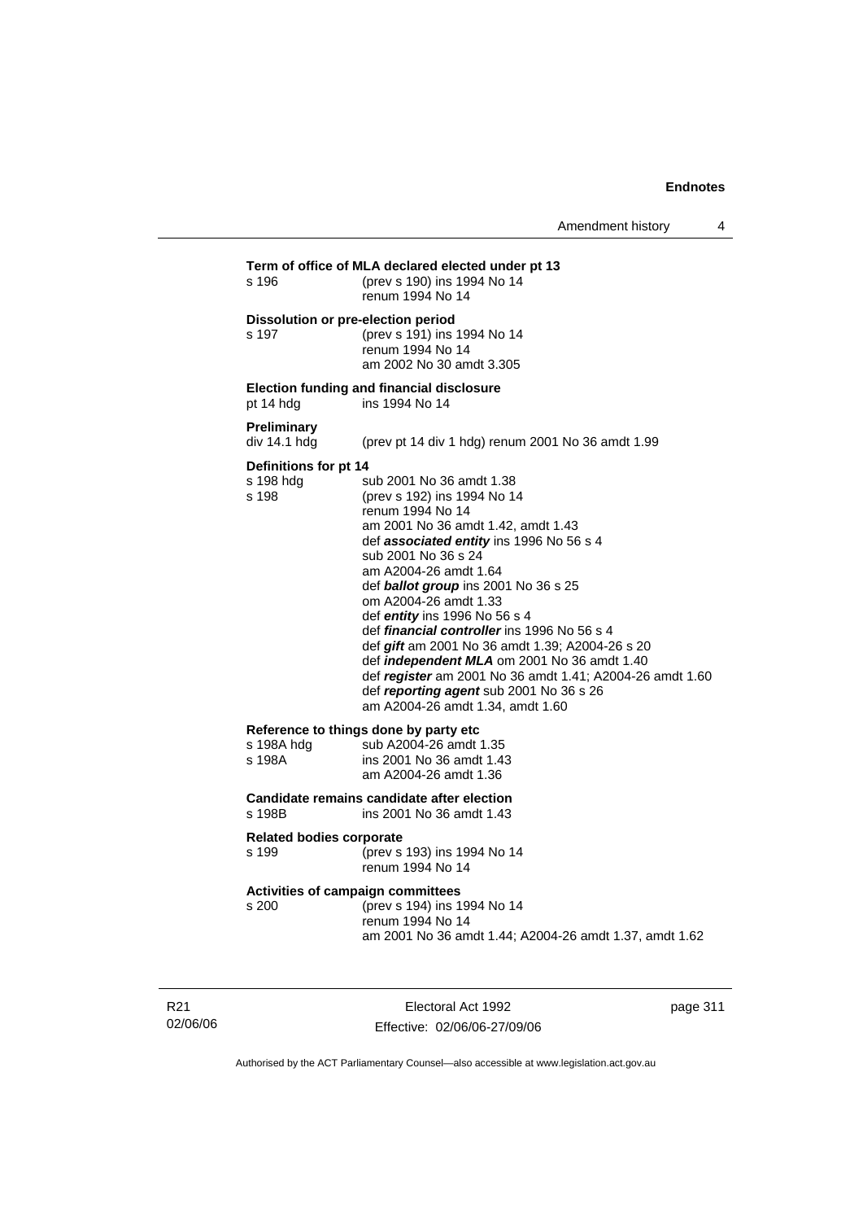**Term of office of MLA declared elected under pt 13**

s 196 (prev s 190) ins 1994 No 14
renum 1994 No 14

**Dissolution or pre-election period**

s 197 (prev s 191) ins 1994 No 14
renum 1994 No 14
am 2002 No 30 amdt 3.305

**Election funding and financial disclosure**

pt 14 hdg ins 1994 No 14

**Preliminary**

div 14.1 hdg (prev pt 14 div 1 hdg) renum 2001 No 36 amdt 1.99

**Definitions for pt 14**

s 198 hdg sub 2001 No 36 amdt 1.38
s 198 (prev s 192) ins 1994 No 14
renum 1994 No 14
am 2001 No 36 amdt 1.42, amdt 1.43
def ***associated entity*** ins 1996 No 56 s 4
sub 2001 No 36 s 24
am A2004-26 amdt 1.64
def ***ballot group*** ins 2001 No 36 s 25
om A2004-26 amdt 1.33
def ***entity*** ins 1996 No 56 s 4
def ***financial controller*** ins 1996 No 56 s 4
def ***gift*** am 2001 No 36 amdt 1.39; A2004-26 s 20
def ***independent MLA*** om 2001 No 36 amdt 1.40
def ***register*** am 2001 No 36 amdt 1.41; A2004-26 amdt 1.60
def ***reporting agent*** sub 2001 No 36 s 26
am A2004-26 amdt 1.34, amdt 1.60

**Reference to things done by party etc**

s 198A hdg sub A2004-26 amdt 1.35
s 198A ins 2001 No 36 amdt 1.43
am A2004-26 amdt 1.36

**Candidate remains candidate after election**

s 198B ins 2001 No 36 amdt 1.43

**Related bodies corporate**

s 199 (prev s 193) ins 1994 No 14
renum 1994 No 14

**Activities of campaign committees**

s 200 (prev s 194) ins 1994 No 14
renum 1994 No 14
am 2001 No 36 amdt 1.44; A2004-26 amdt 1.37, amdt 1.62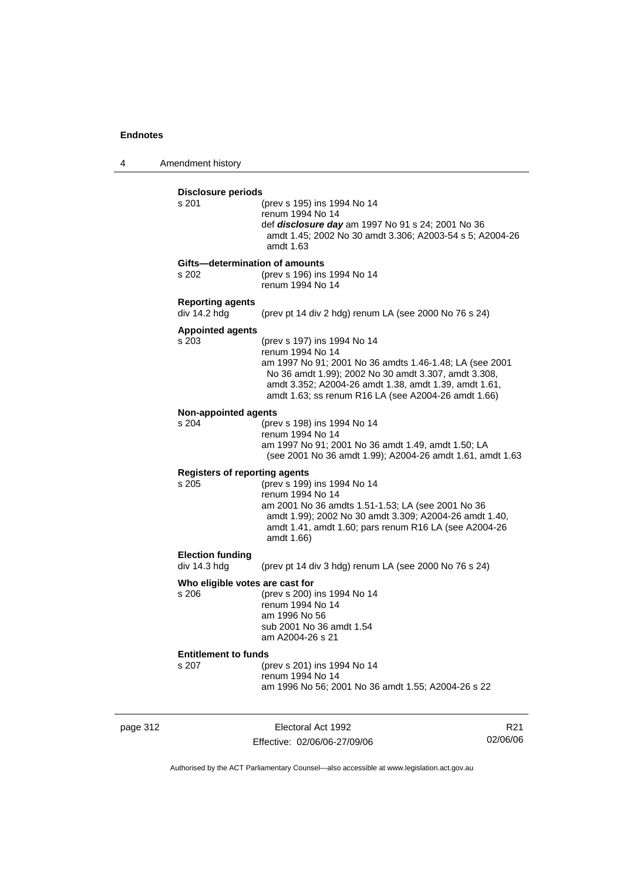**Disclosure periods**

s 201 (prev s 195) ins 1994 No 14
renum 1994 No 14
def ***disclosure day*** am 1997 No 91 s 24; 2001 No 36 amdt 1.45; 2002 No 30 amdt 3.306; A2003-54 s 5; A2004-26 amdt 1.63

**Gifts—determination of amounts**

s 202 (prev s 196) ins 1994 No 14
renum 1994 No 14

**Reporting agents**

div 14.2 hdg (prev pt 14 div 2 hdg) renum LA (see 2000 No 76 s 24)

**Appointed agents**

s 203 (prev s 197) ins 1994 No 14
renum 1994 No 14
am 1997 No 91; 2001 No 36 amdts 1.46-1.48; LA (see 2001 No 36 amdt 1.99); 2002 No 30 amdt 3.307, amdt 3.308, amdt 3.352; A2004-26 amdt 1.38, amdt 1.39, amdt 1.61, amdt 1.63; ss renum R16 LA (see A2004-26 amdt 1.66)

**Non-appointed agents**

s 204 (prev s 198) ins 1994 No 14
renum 1994 No 14
am 1997 No 91; 2001 No 36 amdt 1.49, amdt 1.50; LA (see 2001 No 36 amdt 1.99); A2004-26 amdt 1.61, amdt 1.63

**Registers of reporting agents**

s 205 (prev s 199) ins 1994 No 14
renum 1994 No 14
am 2001 No 36 amdts 1.51-1.53; LA (see 2001 No 36 amdt 1.99); 2002 No 30 amdt 3.309; A2004-26 amdt 1.40, amdt 1.41, amdt 1.60; pars renum R16 LA (see A2004-26 amdt 1.66)

**Election funding**

div 14.3 hdg (prev pt 14 div 3 hdg) renum LA (see 2000 No 76 s 24)

**Who eligible votes are cast for**

s 206 (prev s 200) ins 1994 No 14
renum 1994 No 14
am 1996 No 56
sub 2001 No 36 amdt 1.54
am A2004-26 s 21

**Entitlement to funds**

s 207 (prev s 201) ins 1994 No 14
renum 1994 No 14
am 1996 No 56; 2001 No 36 amdt 1.55; A2004-26 s 22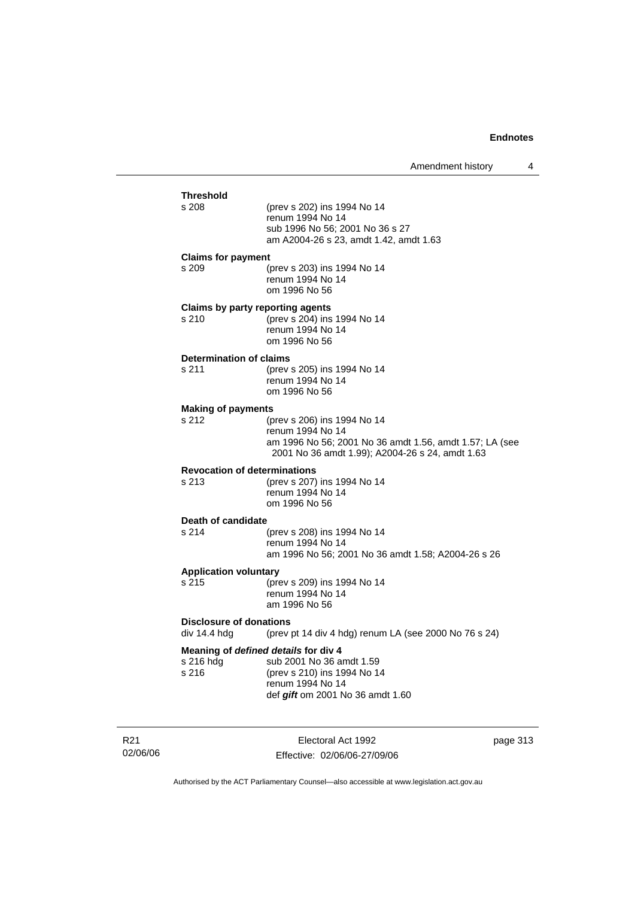**Threshold**

s 208 (prev s 202) ins 1994 No 14
renum 1994 No 14
sub 1996 No 56; 2001 No 36 s 27
am A2004-26 s 23, amdt 1.42, amdt 1.63

**Claims for payment**

s 209 (prev s 203) ins 1994 No 14
renum 1994 No 14
om 1996 No 56

**Claims by party reporting agents**

s 210 (prev s 204) ins 1994 No 14
renum 1994 No 14
om 1996 No 56

**Determination of claims**

s 211 (prev s 205) ins 1994 No 14
renum 1994 No 14
om 1996 No 56

**Making of payments**

s 212 (prev s 206) ins 1994 No 14
renum 1994 No 14
am 1996 No 56; 2001 No 36 amdt 1.56, amdt 1.57; LA (see 2001 No 36 amdt 1.99); A2004-26 s 24, amdt 1.63

**Revocation of determinations**

s 213 (prev s 207) ins 1994 No 14
renum 1994 No 14
om 1996 No 56

**Death of candidate**

s 214 (prev s 208) ins 1994 No 14
renum 1994 No 14
am 1996 No 56; 2001 No 36 amdt 1.58; A2004-26 s 26

**Application voluntary**

s 215 (prev s 209) ins 1994 No 14
renum 1994 No 14
am 1996 No 56

**Disclosure of donations**

div 14.4 hdg (prev pt 14 div 4 hdg) renum LA (see 2000 No 76 s 24)

**Meaning of *defined details* for div 4**

s 216 hdg sub 2001 No 36 amdt 1.59

s 216 (prev s 210) ins 1994 No 14
renum 1994 No 14
def ***gift*** om 2001 No 36 amdt 1.60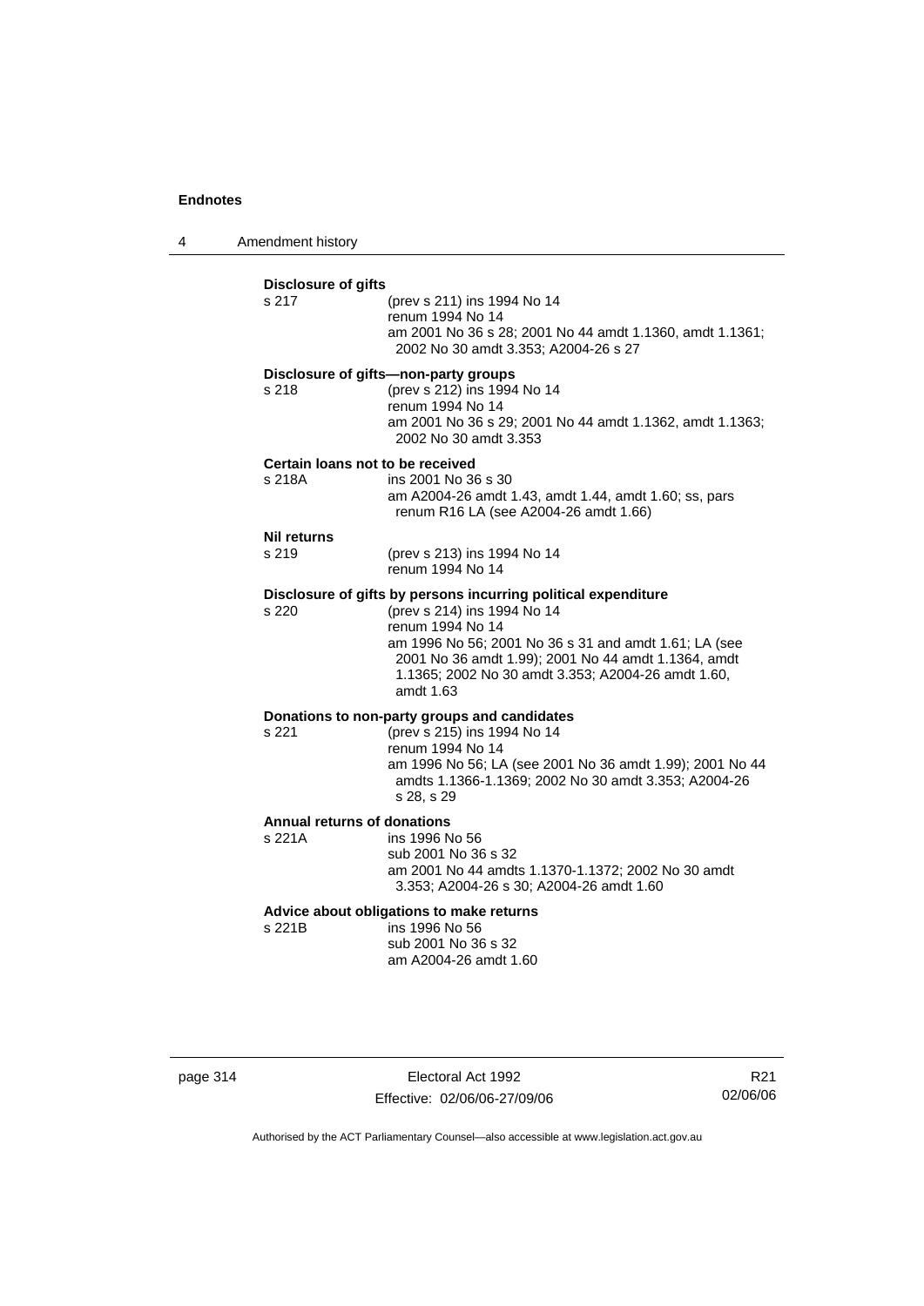**Disclosure of gifts**

s 217 (prev s 211) ins 1994 No 14
renum 1994 No 14
am 2001 No 36 s 28; 2001 No 44 amdt 1.1360, amdt 1.1361; 2002 No 30 amdt 3.353; A2004-26 s 27

**Disclosure of gifts—non-party groups**

s 218 (prev s 212) ins 1994 No 14
renum 1994 No 14
am 2001 No 36 s 29; 2001 No 44 amdt 1.1362, amdt 1.1363; 2002 No 30 amdt 3.353

**Certain loans not to be received**

s 218A ins 2001 No 36 s 30
am A2004-26 amdt 1.43, amdt 1.44, amdt 1.60; ss, pars renum R16 LA (see A2004-26 amdt 1.66)

**Nil returns**

s 219 (prev s 213) ins 1994 No 14
renum 1994 No 14

**Disclosure of gifts by persons incurring political expenditure**

s 220 (prev s 214) ins 1994 No 14
renum 1994 No 14
am 1996 No 56; 2001 No 36 s 31 and amdt 1.61; LA (see 2001 No 36 amdt 1.99); 2001 No 44 amdt 1.1364, amdt 1.1365; 2002 No 30 amdt 3.353; A2004-26 amdt 1.60, amdt 1.63

**Donations to non-party groups and candidates**

s 221 (prev s 215) ins 1994 No 14
renum 1994 No 14
am 1996 No 56; LA (see 2001 No 36 amdt 1.99); 2001 No 44 amdts 1.1366-1.1369; 2002 No 30 amdt 3.353; A2004-26 s 28, s 29

**Annual returns of donations**

s 221A ins 1996 No 56
sub 2001 No 36 s 32
am 2001 No 44 amdts 1.1370-1.1372; 2002 No 30 amdt 3.353; A2004-26 s 30; A2004-26 amdt 1.60

**Advice about obligations to make returns**

s 221B ins 1996 No 56
sub 2001 No 36 s 32
am A2004-26 amdt 1.60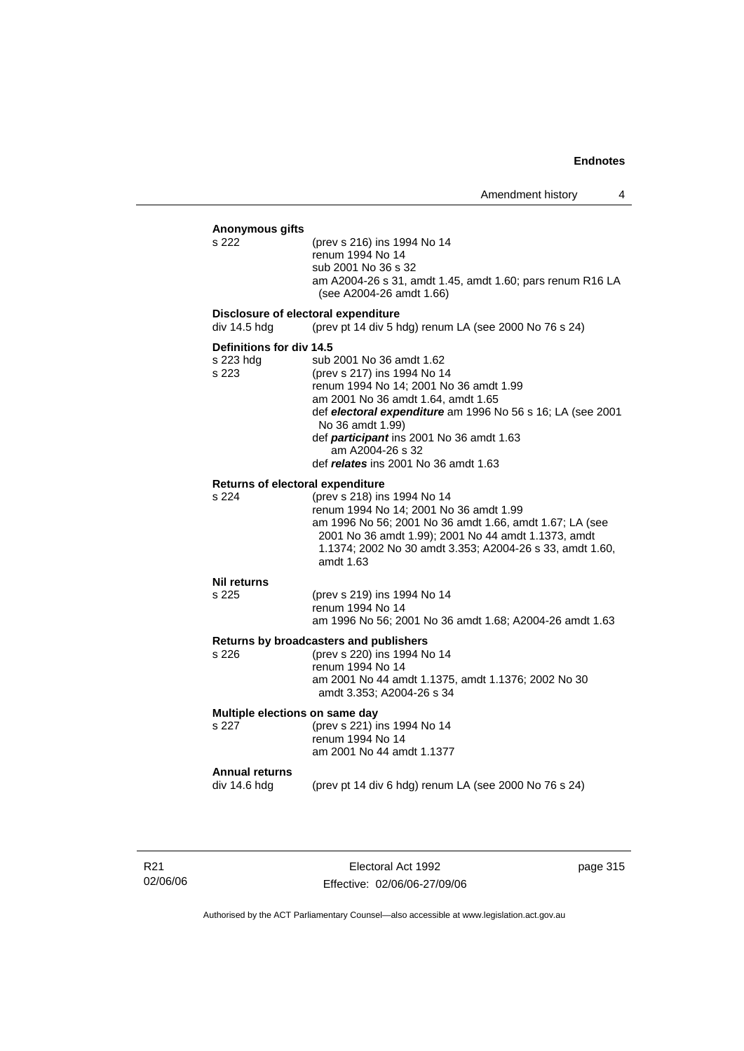**Anonymous gifts**

s 222 (prev s 216) ins 1994 No 14
renum 1994 No 14
sub 2001 No 36 s 32
am A2004-26 s 31, amdt 1.45, amdt 1.60; pars renum R16 LA (see A2004-26 amdt 1.66)

**Disclosure of electoral expenditure**

div 14.5 hdg (prev pt 14 div 5 hdg) renum LA (see 2000 No 76 s 24)

**Definitions for div 14.5**

s 223 hdg sub 2001 No 36 amdt 1.62
s 223 (prev s 217) ins 1994 No 14
renum 1994 No 14; 2001 No 36 amdt 1.99
am 2001 No 36 amdt 1.64, amdt 1.65
def ***electoral expenditure*** am 1996 No 56 s 16; LA (see 2001 No 36 amdt 1.99)
def ***participant*** ins 2001 No 36 amdt 1.63
am A2004-26 s 32
def ***relates*** ins 2001 No 36 amdt 1.63

**Returns of electoral expenditure**

s 224 (prev s 218) ins 1994 No 14
renum 1994 No 14; 2001 No 36 amdt 1.99
am 1996 No 56; 2001 No 36 amdt 1.66, amdt 1.67; LA (see 2001 No 36 amdt 1.99); 2001 No 44 amdt 1.1373, amdt 1.1374; 2002 No 30 amdt 3.353; A2004-26 s 33, amdt 1.60, amdt 1.63

**Nil returns**

s 225 (prev s 219) ins 1994 No 14
renum 1994 No 14
am 1996 No 56; 2001 No 36 amdt 1.68; A2004-26 amdt 1.63

**Returns by broadcasters and publishers**

s 226 (prev s 220) ins 1994 No 14
renum 1994 No 14
am 2001 No 44 amdt 1.1375, amdt 1.1376; 2002 No 30 amdt 3.353; A2004-26 s 34

**Multiple elections on same day**

s 227 (prev s 221) ins 1994 No 14
renum 1994 No 14
am 2001 No 44 amdt 1.1377

**Annual returns**

div 14.6 hdg (prev pt 14 div 6 hdg) renum LA (see 2000 No 76 s 24)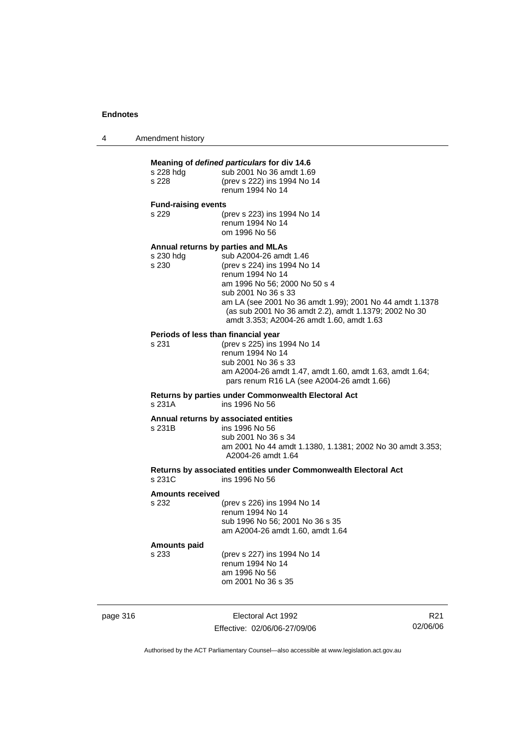**Meaning of *defined particulars* for div 14.6**

| | |
|---|---|
| s 228 hdg | sub 2001 No 36 amdt 1.69 |
| s 228 | (prev s 222) ins 1994 No 14<br>renum 1994 No 14 |

**Fund-raising events**

| | |
|---|---|
| s 229 | (prev s 223) ins 1994 No 14<br>renum 1994 No 14<br>om 1996 No 56 |

**Annual returns by parties and MLAs**

| | |
|---|---|
| s 230 hdg | sub A2004-26 amdt 1.46 |
| s 230 | (prev s 224) ins 1994 No 14<br>renum 1994 No 14<br>am 1996 No 56; 2000 No 50 s 4<br>sub 2001 No 36 s 33<br>am LA (see 2001 No 36 amdt 1.99); 2001 No 44 amdt 1.1378 (as sub 2001 No 36 amdt 2.2), amdt 1.1379; 2002 No 30 amdt 3.353; A2004-26 amdt 1.60, amdt 1.63 |

**Periods of less than financial year**

| | |
|---|---|
| s 231 | (prev s 225) ins 1994 No 14<br>renum 1994 No 14<br>sub 2001 No 36 s 33<br>am A2004-26 amdt 1.47, amdt 1.60, amdt 1.63, amdt 1.64; pars renum R16 LA (see A2004-26 amdt 1.66) |

**Returns by parties under Commonwealth Electoral Act**

| | |
|---|---|
| s 231A | ins 1996 No 56 |

**Annual returns by associated entities**

| | |
|---|---|
| s 231B | ins 1996 No 56<br>sub 2001 No 36 s 34<br>am 2001 No 44 amdt 1.1380, 1.1381; 2002 No 30 amdt 3.353; A2004-26 amdt 1.64 |

**Returns by associated entities under Commonwealth Electoral Act**

| | |
|---|---|
| s 231C | ins 1996 No 56 |

**Amounts received**

| | |
|---|---|
| s 232 | (prev s 226) ins 1994 No 14<br>renum 1994 No 14<br>sub 1996 No 56; 2001 No 36 s 35<br>am A2004-26 amdt 1.60, amdt 1.64 |

**Amounts paid**

| | |
|---|---|
| s 233 | (prev s 227) ins 1994 No 14<br>renum 1994 No 14<br>am 1996 No 56<br>om 2001 No 36 s 35 |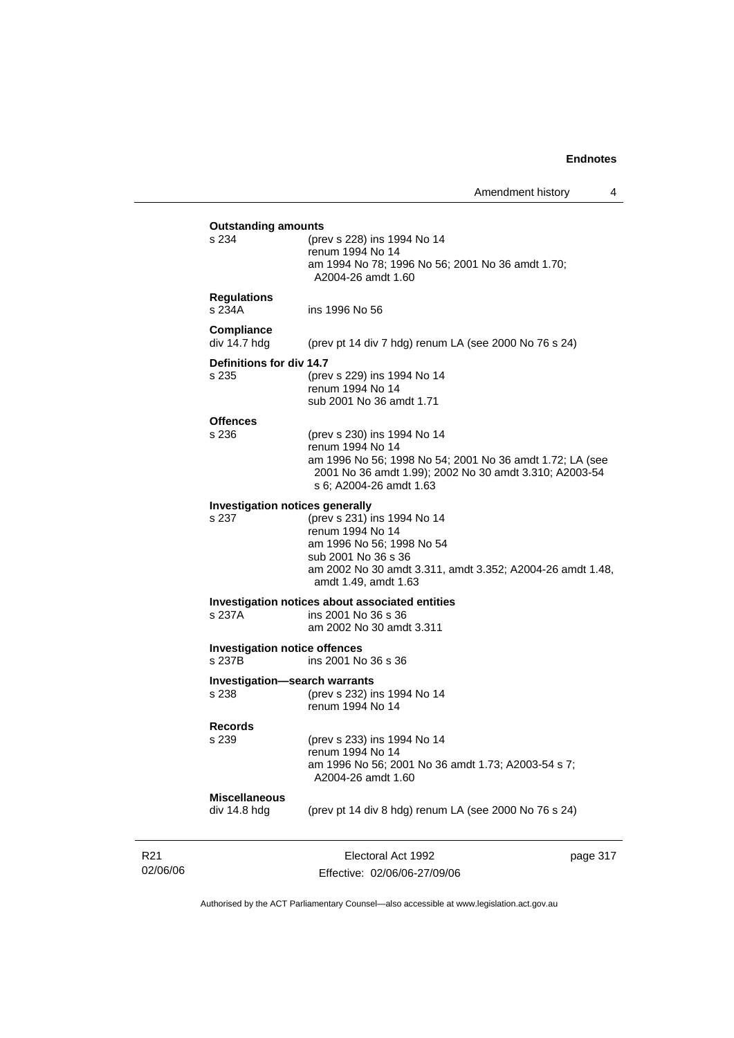**Outstanding amounts**

s 234 (prev s 228) ins 1994 No 14
renum 1994 No 14
am 1994 No 78; 1996 No 56; 2001 No 36 amdt 1.70; A2004-26 amdt 1.60

**Regulations**

s 234A ins 1996 No 56

**Compliance**

div 14.7 hdg (prev pt 14 div 7 hdg) renum LA (see 2000 No 76 s 24)

**Definitions for div 14.7**

s 235 (prev s 229) ins 1994 No 14
renum 1994 No 14
sub 2001 No 36 amdt 1.71

**Offences**

s 236 (prev s 230) ins 1994 No 14
renum 1994 No 14
am 1996 No 56; 1998 No 54; 2001 No 36 amdt 1.72; LA (see 2001 No 36 amdt 1.99); 2002 No 30 amdt 3.310; A2003-54 s 6; A2004-26 amdt 1.63

**Investigation notices generally**

s 237 (prev s 231) ins 1994 No 14
renum 1994 No 14
am 1996 No 56; 1998 No 54
sub 2001 No 36 s 36
am 2002 No 30 amdt 3.311, amdt 3.352; A2004-26 amdt 1.48, amdt 1.49, amdt 1.63

**Investigation notices about associated entities**

s 237A ins 2001 No 36 s 36
am 2002 No 30 amdt 3.311

**Investigation notice offences**

s 237B ins 2001 No 36 s 36

**Investigation—search warrants**

s 238 (prev s 232) ins 1994 No 14
renum 1994 No 14

**Records**

s 239 (prev s 233) ins 1994 No 14
renum 1994 No 14
am 1996 No 56; 2001 No 36 amdt 1.73; A2003-54 s 7; A2004-26 amdt 1.60

**Miscellaneous**

div 14.8 hdg (prev pt 14 div 8 hdg) renum LA (see 2000 No 76 s 24)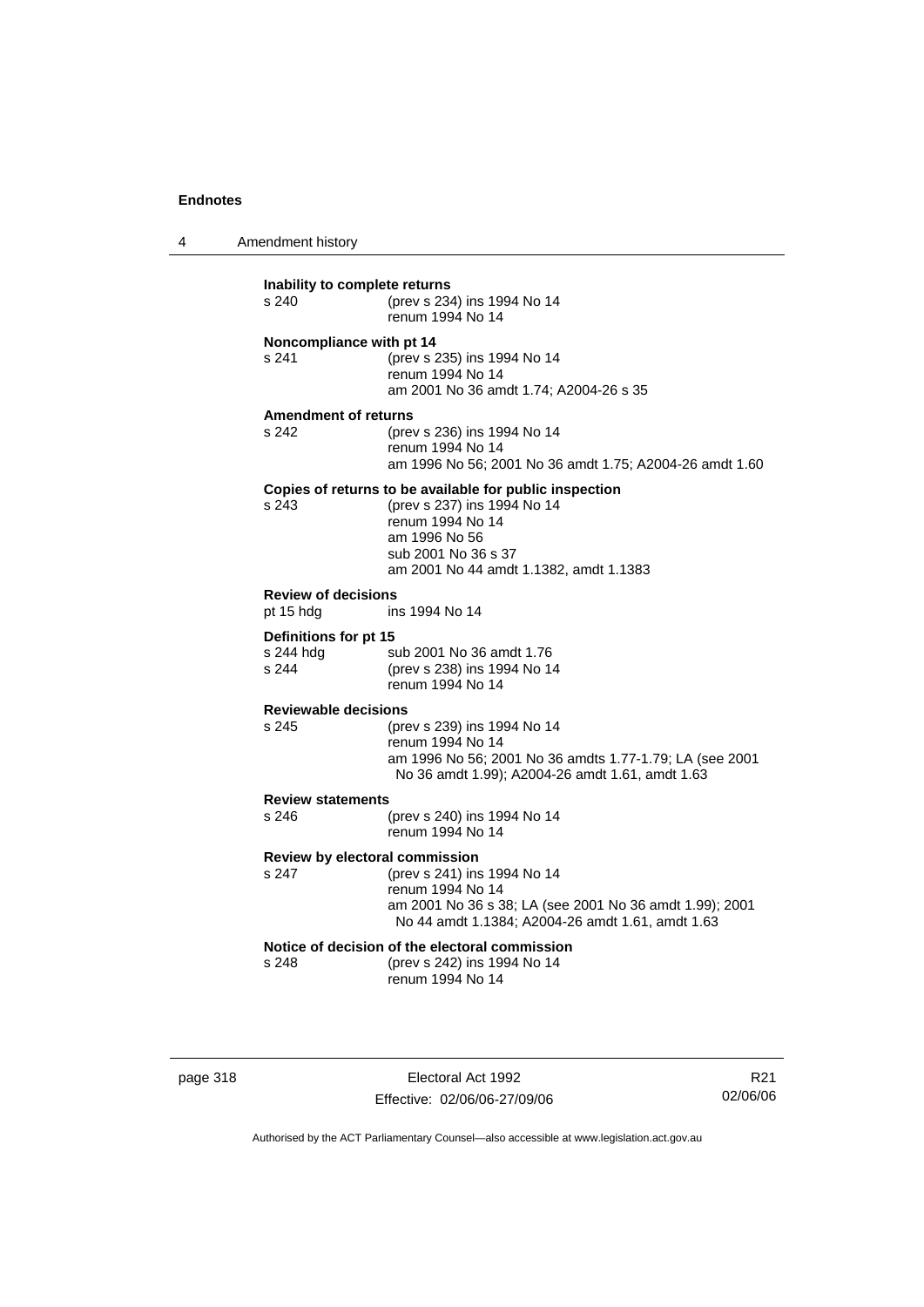**Inability to complete returns**

s 240 (prev s 234) ins 1994 No 14
renum 1994 No 14

**Noncompliance with pt 14**

s 241 (prev s 235) ins 1994 No 14
renum 1994 No 14
am 2001 No 36 amdt 1.74; A2004-26 s 35

**Amendment of returns**

s 242 (prev s 236) ins 1994 No 14
renum 1994 No 14
am 1996 No 56; 2001 No 36 amdt 1.75; A2004-26 amdt 1.60

**Copies of returns to be available for public inspection**

s 243 (prev s 237) ins 1994 No 14
renum 1994 No 14
am 1996 No 56
sub 2001 No 36 s 37
am 2001 No 44 amdt 1.1382, amdt 1.1383

**Review of decisions**

pt 15 hdg ins 1994 No 14

**Definitions for pt 15**

s 244 hdg sub 2001 No 36 amdt 1.76
s 244 (prev s 238) ins 1994 No 14
renum 1994 No 14

**Reviewable decisions**

s 245 (prev s 239) ins 1994 No 14
renum 1994 No 14
am 1996 No 56; 2001 No 36 amdts 1.77-1.79; LA (see 2001 No 36 amdt 1.99); A2004-26 amdt 1.61, amdt 1.63

**Review statements**

s 246 (prev s 240) ins 1994 No 14
renum 1994 No 14

**Review by electoral commission**

s 247 (prev s 241) ins 1994 No 14
renum 1994 No 14
am 2001 No 36 s 38; LA (see 2001 No 36 amdt 1.99); 2001 No 44 amdt 1.1384; A2004-26 amdt 1.61, amdt 1.63

**Notice of decision of the electoral commission**

s 248 (prev s 242) ins 1994 No 14
renum 1994 No 14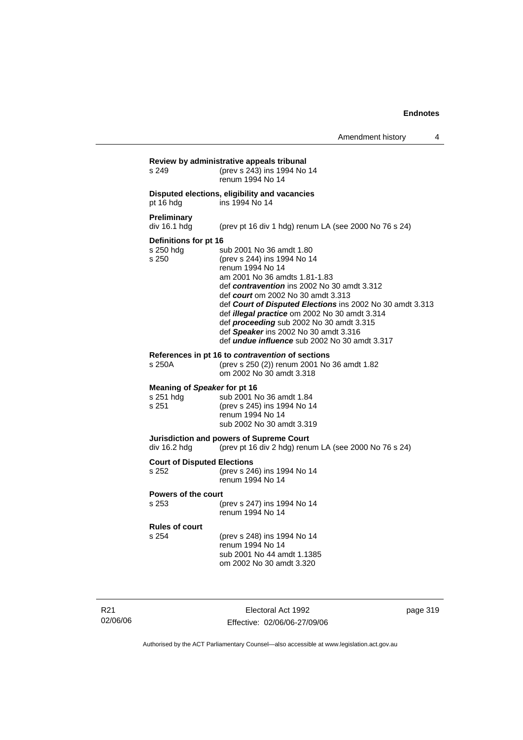**Review by administrative appeals tribunal**

s 249 (prev s 243) ins 1994 No 14
renum 1994 No 14

**Disputed elections, eligibility and vacancies**

pt 16 hdg ins 1994 No 14

**Preliminary**

div 16.1 hdg (prev pt 16 div 1 hdg) renum LA (see 2000 No 76 s 24)

**Definitions for pt 16**

s 250 hdg sub 2001 No 36 amdt 1.80
s 250 (prev s 244) ins 1994 No 14
renum 1994 No 14
am 2001 No 36 amdts 1.81-1.83
def ***contravention*** ins 2002 No 30 amdt 3.312
def ***court*** om 2002 No 30 amdt 3.313
def ***Court of Disputed Elections*** ins 2002 No 30 amdt 3.313
def ***illegal practice*** om 2002 No 30 amdt 3.314
def ***proceeding*** sub 2002 No 30 amdt 3.315
def ***Speaker*** ins 2002 No 30 amdt 3.316
def ***undue influence*** sub 2002 No 30 amdt 3.317

**References in pt 16 to *contravention* of sections**

s 250A (prev s 250 (2)) renum 2001 No 36 amdt 1.82
om 2002 No 30 amdt 3.318

**Meaning of *Speaker* for pt 16**

s 251 hdg sub 2001 No 36 amdt 1.84
s 251 (prev s 245) ins 1994 No 14
renum 1994 No 14
sub 2002 No 30 amdt 3.319

**Jurisdiction and powers of Supreme Court**

div 16.2 hdg (prev pt 16 div 2 hdg) renum LA (see 2000 No 76 s 24)

**Court of Disputed Elections**

s 252 (prev s 246) ins 1994 No 14
renum 1994 No 14

**Powers of the court**

s 253 (prev s 247) ins 1994 No 14
renum 1994 No 14

**Rules of court**

s 254 (prev s 248) ins 1994 No 14
renum 1994 No 14
sub 2001 No 44 amdt 1.1385
om 2002 No 30 amdt 3.320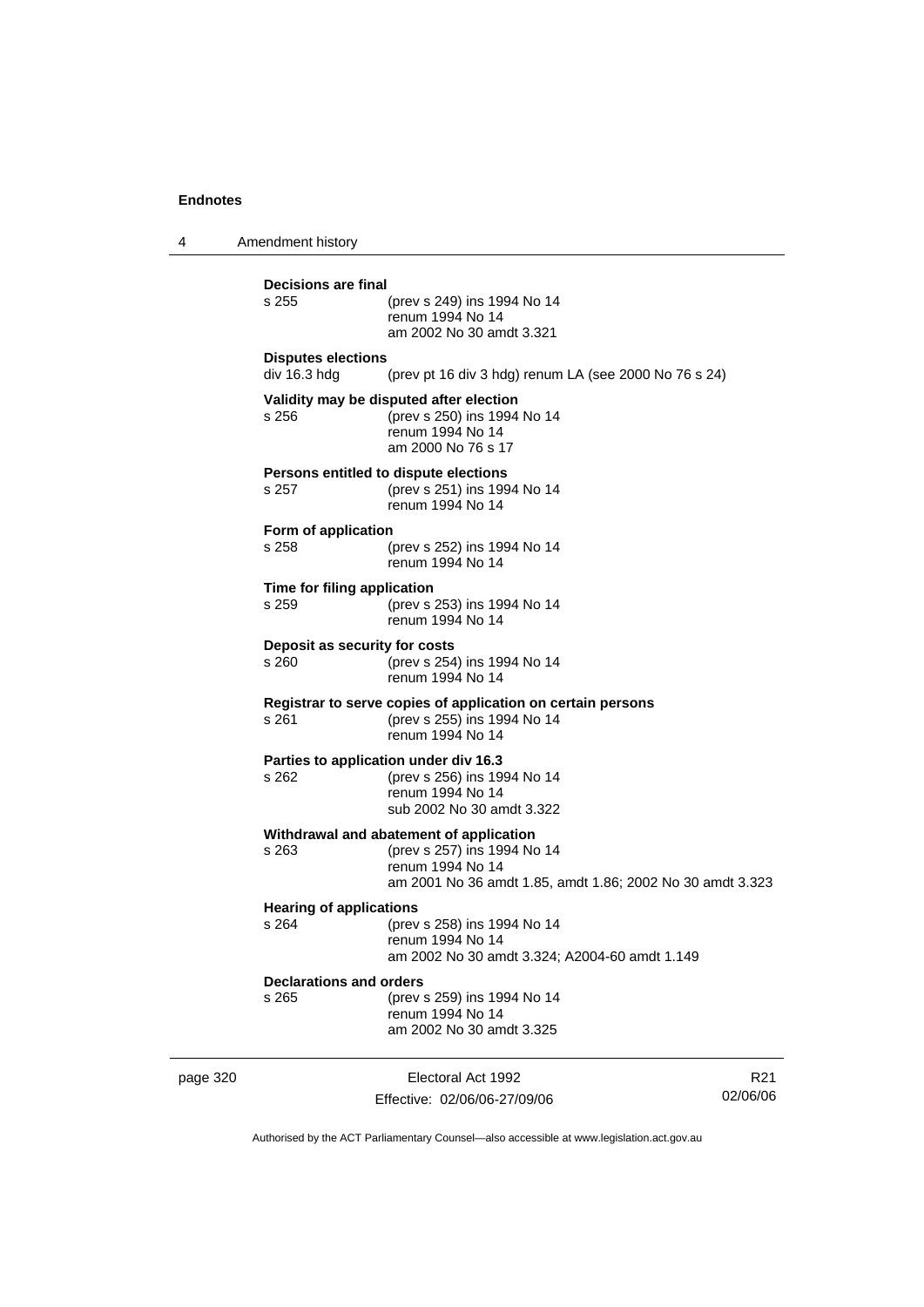**Decisions are final**

s 255 (prev s 249) ins 1994 No 14
renum 1994 No 14
am 2002 No 30 amdt 3.321

**Disputes elections**

div 16.3 hdg (prev pt 16 div 3 hdg) renum LA (see 2000 No 76 s 24)

**Validity may be disputed after election**

s 256 (prev s 250) ins 1994 No 14
renum 1994 No 14
am 2000 No 76 s 17

**Persons entitled to dispute elections**

s 257 (prev s 251) ins 1994 No 14
renum 1994 No 14

**Form of application**

s 258 (prev s 252) ins 1994 No 14
renum 1994 No 14

**Time for filing application**

s 259 (prev s 253) ins 1994 No 14
renum 1994 No 14

**Deposit as security for costs**

s 260 (prev s 254) ins 1994 No 14
renum 1994 No 14

**Registrar to serve copies of application on certain persons**

s 261 (prev s 255) ins 1994 No 14
renum 1994 No 14

**Parties to application under div 16.3**

s 262 (prev s 256) ins 1994 No 14
renum 1994 No 14
sub 2002 No 30 amdt 3.322

**Withdrawal and abatement of application**

s 263 (prev s 257) ins 1994 No 14
renum 1994 No 14
am 2001 No 36 amdt 1.85, amdt 1.86; 2002 No 30 amdt 3.323

**Hearing of applications**

s 264 (prev s 258) ins 1994 No 14
renum 1994 No 14
am 2002 No 30 amdt 3.324; A2004-60 amdt 1.149

**Declarations and orders**

s 265 (prev s 259) ins 1994 No 14
renum 1994 No 14
am 2002 No 30 amdt 3.325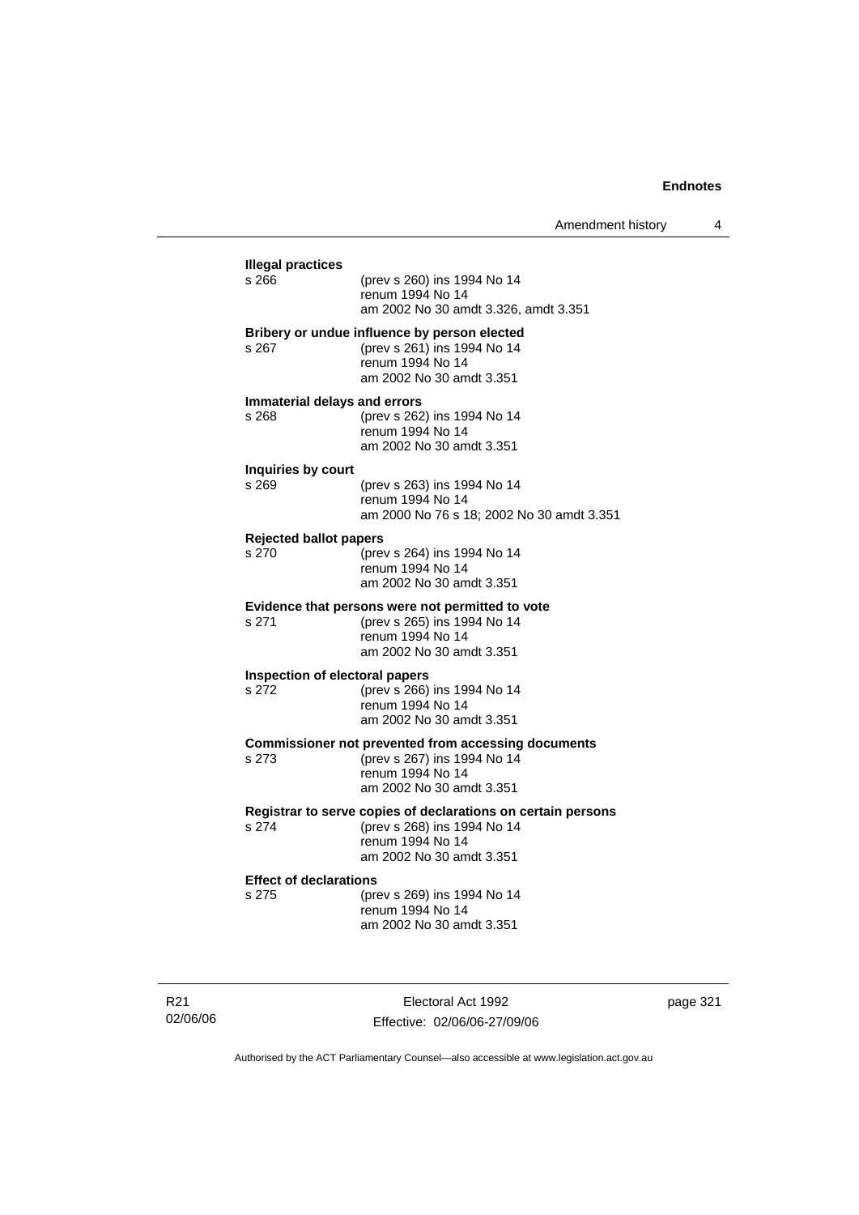**Illegal practices**

s 266 (prev s 260) ins 1994 No 14
renum 1994 No 14
am 2002 No 30 amdt 3.326, amdt 3.351

**Bribery or undue influence by person elected**

s 267 (prev s 261) ins 1994 No 14
renum 1994 No 14
am 2002 No 30 amdt 3.351

**Immaterial delays and errors**

s 268 (prev s 262) ins 1994 No 14
renum 1994 No 14
am 2002 No 30 amdt 3.351

**Inquiries by court**

s 269 (prev s 263) ins 1994 No 14
renum 1994 No 14
am 2000 No 76 s 18; 2002 No 30 amdt 3.351

**Rejected ballot papers**

s 270 (prev s 264) ins 1994 No 14
renum 1994 No 14
am 2002 No 30 amdt 3.351

**Evidence that persons were not permitted to vote**

s 271 (prev s 265) ins 1994 No 14
renum 1994 No 14
am 2002 No 30 amdt 3.351

**Inspection of electoral papers**

s 272 (prev s 266) ins 1994 No 14
renum 1994 No 14
am 2002 No 30 amdt 3.351

**Commissioner not prevented from accessing documents**

s 273 (prev s 267) ins 1994 No 14
renum 1994 No 14
am 2002 No 30 amdt 3.351

**Registrar to serve copies of declarations on certain persons**

s 274 (prev s 268) ins 1994 No 14
renum 1994 No 14
am 2002 No 30 amdt 3.351

**Effect of declarations**

s 275 (prev s 269) ins 1994 No 14
renum 1994 No 14
am 2002 No 30 amdt 3.351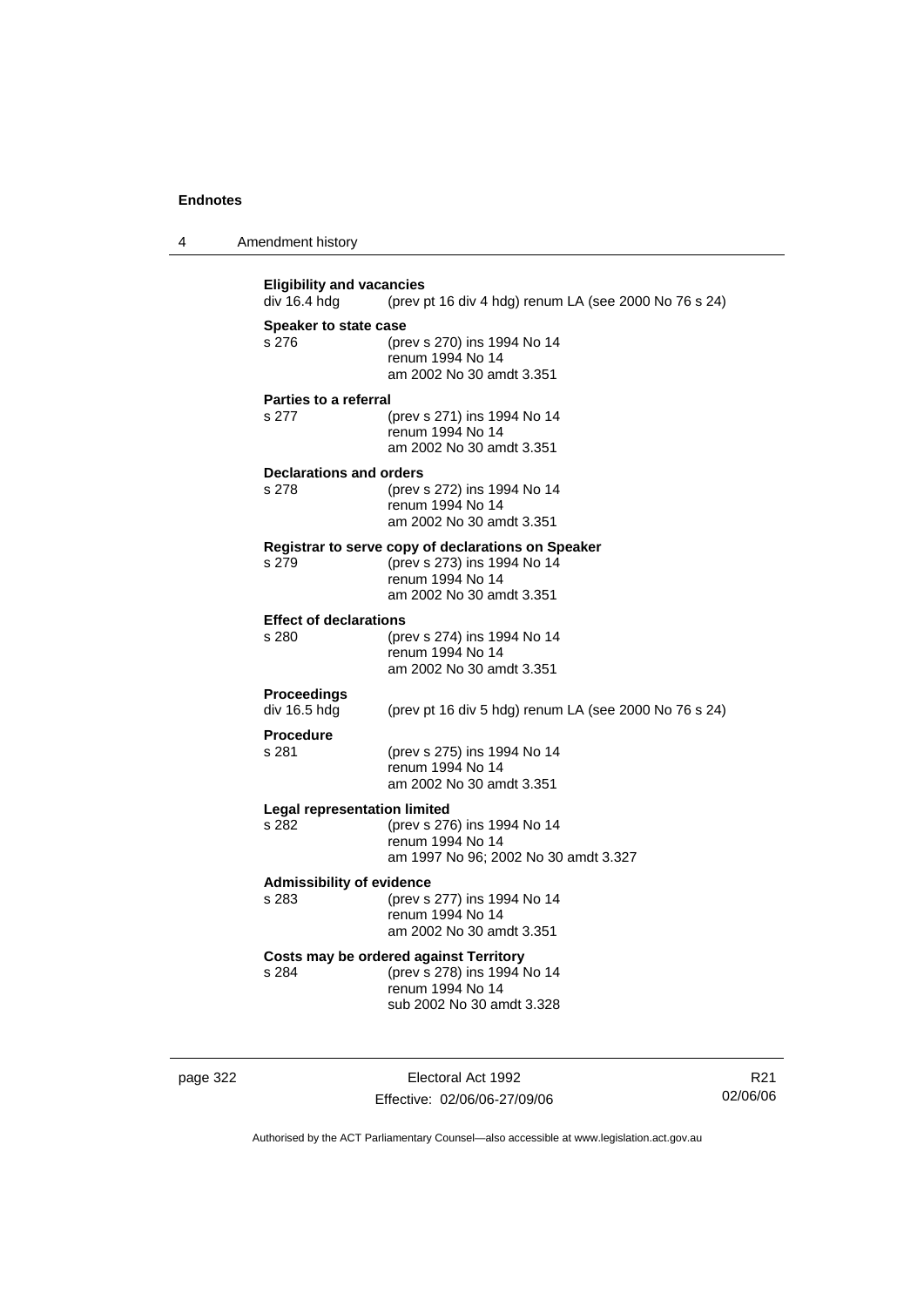**Eligibility and vacancies**
div 16.4 hdg (prev pt 16 div 4 hdg) renum LA (see 2000 No 76 s 24)

**Speaker to state case**
s 276 (prev s 270) ins 1994 No 14
renum 1994 No 14
am 2002 No 30 amdt 3.351

**Parties to a referral**
s 277 (prev s 271) ins 1994 No 14
renum 1994 No 14
am 2002 No 30 amdt 3.351

**Declarations and orders**
s 278 (prev s 272) ins 1994 No 14
renum 1994 No 14
am 2002 No 30 amdt 3.351

**Registrar to serve copy of declarations on Speaker**
s 279 (prev s 273) ins 1994 No 14
renum 1994 No 14
am 2002 No 30 amdt 3.351

**Effect of declarations**
s 280 (prev s 274) ins 1994 No 14
renum 1994 No 14
am 2002 No 30 amdt 3.351

**Proceedings**
div 16.5 hdg (prev pt 16 div 5 hdg) renum LA (see 2000 No 76 s 24)

**Procedure**
s 281 (prev s 275) ins 1994 No 14
renum 1994 No 14
am 2002 No 30 amdt 3.351

**Legal representation limited**
s 282 (prev s 276) ins 1994 No 14
renum 1994 No 14
am 1997 No 96; 2002 No 30 amdt 3.327

**Admissibility of evidence**
s 283 (prev s 277) ins 1994 No 14
renum 1994 No 14
am 2002 No 30 amdt 3.351

**Costs may be ordered against Territory**
s 284 (prev s 278) ins 1994 No 14
renum 1994 No 14
sub 2002 No 30 amdt 3.328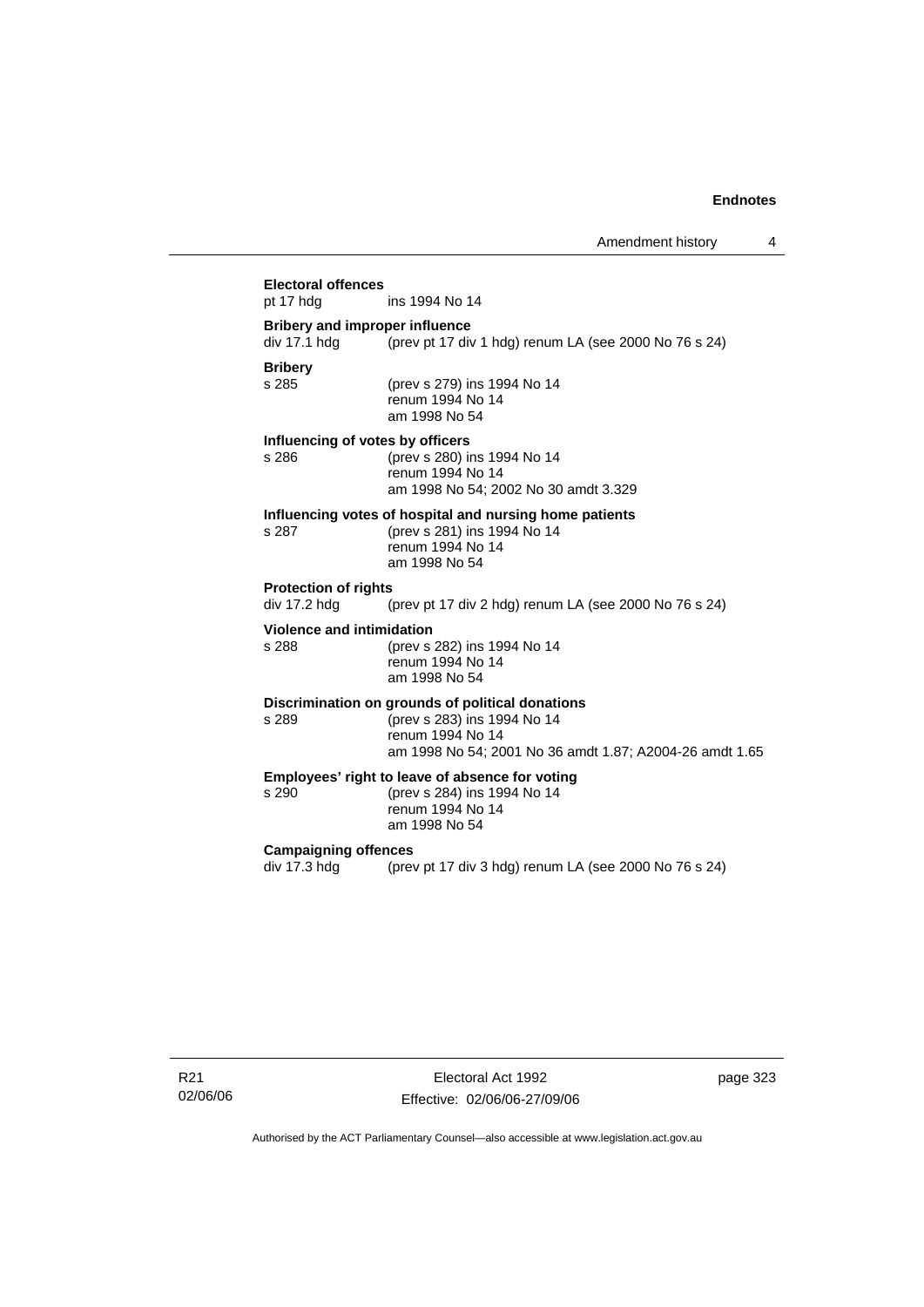**Electoral offences**
pt 17 hdg ins 1994 No 14

**Bribery and improper influence**
div 17.1 hdg (prev pt 17 div 1 hdg) renum LA (see 2000 No 76 s 24)

**Bribery**
s 285 (prev s 279) ins 1994 No 14
renum 1994 No 14
am 1998 No 54

**Influencing of votes by officers**
s 286 (prev s 280) ins 1994 No 14
renum 1994 No 14
am 1998 No 54; 2002 No 30 amdt 3.329

**Influencing votes of hospital and nursing home patients**
s 287 (prev s 281) ins 1994 No 14
renum 1994 No 14
am 1998 No 54

**Protection of rights**
div 17.2 hdg (prev pt 17 div 2 hdg) renum LA (see 2000 No 76 s 24)

**Violence and intimidation**
s 288 (prev s 282) ins 1994 No 14
renum 1994 No 14
am 1998 No 54

**Discrimination on grounds of political donations**
s 289 (prev s 283) ins 1994 No 14
renum 1994 No 14
am 1998 No 54; 2001 No 36 amdt 1.87; A2004-26 amdt 1.65

**Employees' right to leave of absence for voting**
s 290 (prev s 284) ins 1994 No 14
renum 1994 No 14
am 1998 No 54

**Campaigning offences**
div 17.3 hdg (prev pt 17 div 3 hdg) renum LA (see 2000 No 76 s 24)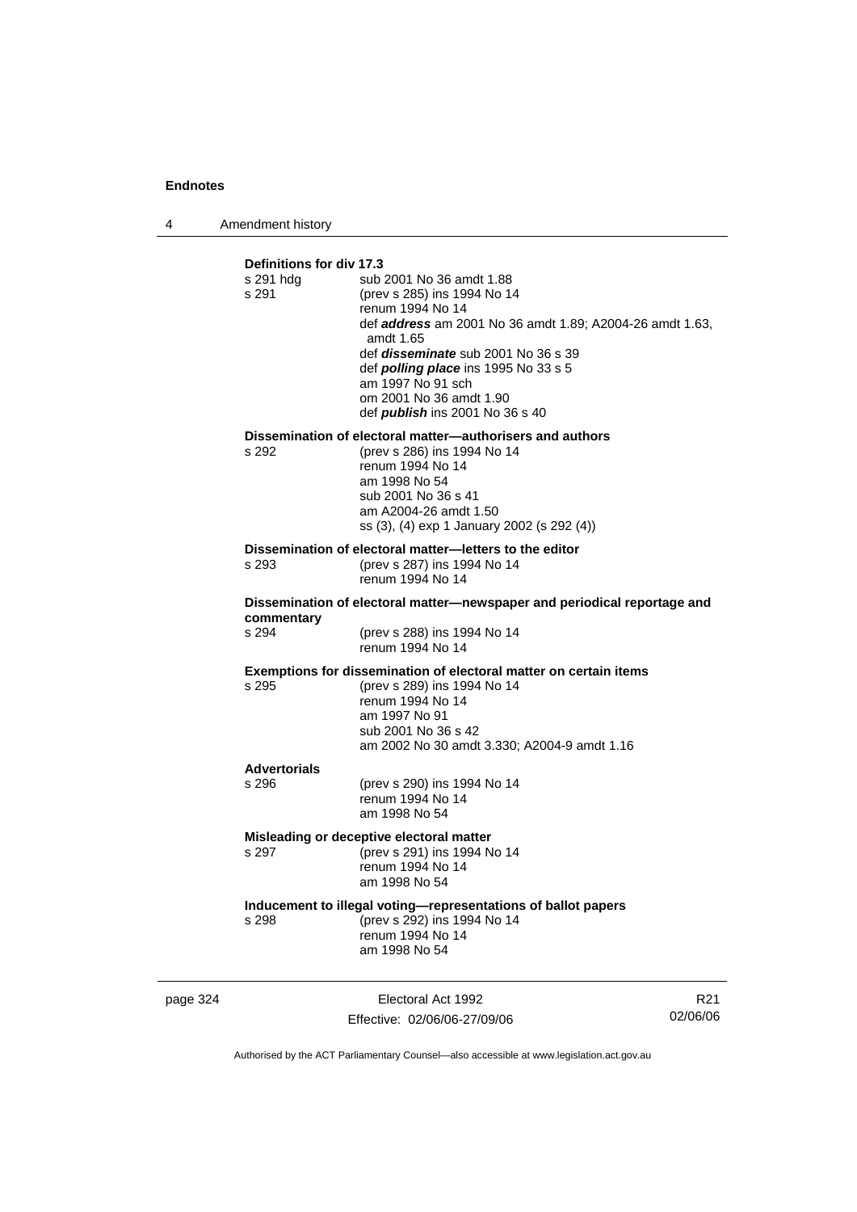**Definitions for div 17.3**

s 291 hdg — sub 2001 No 36 amdt 1.88

s 291 — (prev s 285) ins 1994 No 14
renum 1994 No 14
def ***address*** am 2001 No 36 amdt 1.89; A2004-26 amdt 1.63, amdt 1.65
def ***disseminate*** sub 2001 No 36 s 39
def ***polling place*** ins 1995 No 33 s 5
am 1997 No 91 sch
om 2001 No 36 amdt 1.90
def ***publish*** ins 2001 No 36 s 40

**Dissemination of electoral matter—authorisers and authors**

s 292 — (prev s 286) ins 1994 No 14
renum 1994 No 14
am 1998 No 54
sub 2001 No 36 s 41
am A2004-26 amdt 1.50
ss (3), (4) exp 1 January 2002 (s 292 (4))

**Dissemination of electoral matter—letters to the editor**

s 293 — (prev s 287) ins 1994 No 14
renum 1994 No 14

**Dissemination of electoral matter—newspaper and periodical reportage and commentary**

s 294 — (prev s 288) ins 1994 No 14
renum 1994 No 14

**Exemptions for dissemination of electoral matter on certain items**

s 295 — (prev s 289) ins 1994 No 14
renum 1994 No 14
am 1997 No 91
sub 2001 No 36 s 42
am 2002 No 30 amdt 3.330; A2004-9 amdt 1.16

**Advertorials**

s 296 — (prev s 290) ins 1994 No 14
renum 1994 No 14
am 1998 No 54

**Misleading or deceptive electoral matter**

s 297 — (prev s 291) ins 1994 No 14
renum 1994 No 14
am 1998 No 54

**Inducement to illegal voting—representations of ballot papers**

s 298 — (prev s 292) ins 1994 No 14
renum 1994 No 14
am 1998 No 54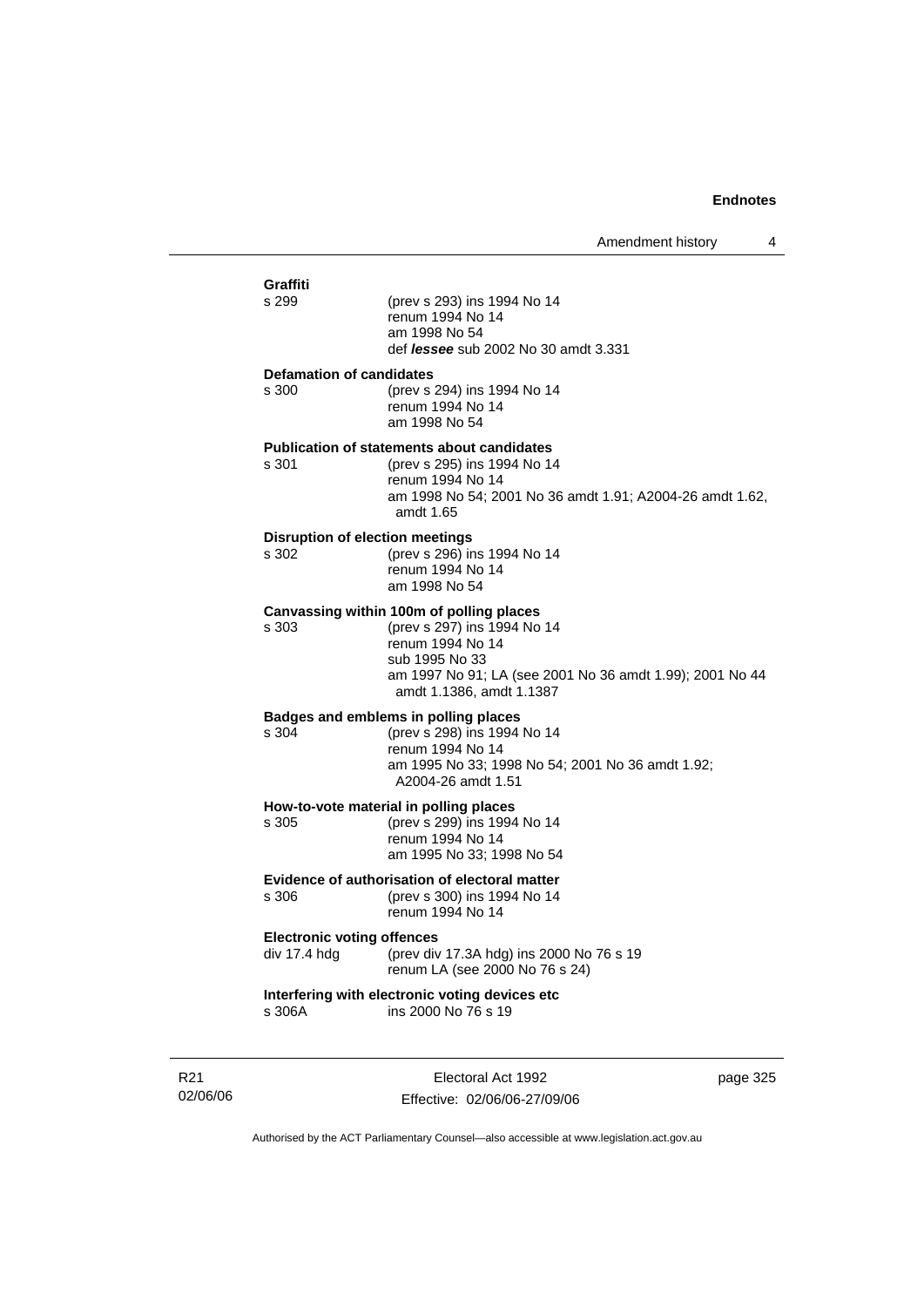**Graffiti**

s 299 (prev s 293) ins 1994 No 14
renum 1994 No 14
am 1998 No 54
def ***lessee*** sub 2002 No 30 amdt 3.331

**Defamation of candidates**

s 300 (prev s 294) ins 1994 No 14
renum 1994 No 14
am 1998 No 54

**Publication of statements about candidates**

s 301 (prev s 295) ins 1994 No 14
renum 1994 No 14
am 1998 No 54; 2001 No 36 amdt 1.91; A2004-26 amdt 1.62, amdt 1.65

**Disruption of election meetings**

s 302 (prev s 296) ins 1994 No 14
renum 1994 No 14
am 1998 No 54

**Canvassing within 100m of polling places**

s 303 (prev s 297) ins 1994 No 14
renum 1994 No 14
sub 1995 No 33
am 1997 No 91; LA (see 2001 No 36 amdt 1.99); 2001 No 44 amdt 1.1386, amdt 1.1387

**Badges and emblems in polling places**

s 304 (prev s 298) ins 1994 No 14
renum 1994 No 14
am 1995 No 33; 1998 No 54; 2001 No 36 amdt 1.92; A2004-26 amdt 1.51

**How-to-vote material in polling places**

s 305 (prev s 299) ins 1994 No 14
renum 1994 No 14
am 1995 No 33; 1998 No 54

**Evidence of authorisation of electoral matter**

s 306 (prev s 300) ins 1994 No 14
renum 1994 No 14

**Electronic voting offences**

div 17.4 hdg (prev div 17.3A hdg) ins 2000 No 76 s 19
renum LA (see 2000 No 76 s 24)

**Interfering with electronic voting devices etc**

s 306A ins 2000 No 76 s 19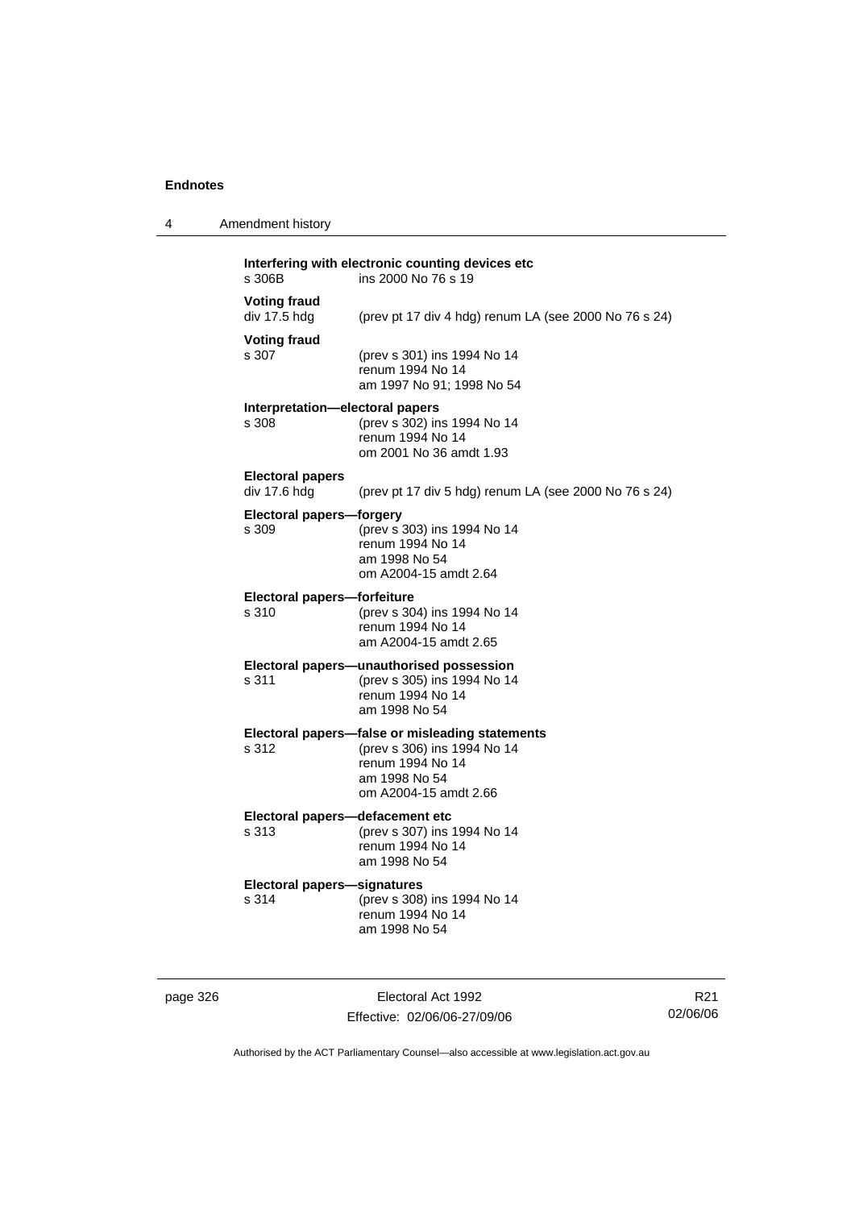**Interfering with electronic counting devices etc**
s 306B ins 2000 No 76 s 19

**Voting fraud**
div 17.5 hdg (prev pt 17 div 4 hdg) renum LA (see 2000 No 76 s 24)

**Voting fraud**
s 307 (prev s 301) ins 1994 No 14
renum 1994 No 14
am 1997 No 91; 1998 No 54

**Interpretation—electoral papers**
s 308 (prev s 302) ins 1994 No 14
renum 1994 No 14
om 2001 No 36 amdt 1.93

**Electoral papers**
div 17.6 hdg (prev pt 17 div 5 hdg) renum LA (see 2000 No 76 s 24)

**Electoral papers—forgery**
s 309 (prev s 303) ins 1994 No 14
renum 1994 No 14
am 1998 No 54
om A2004-15 amdt 2.64

**Electoral papers—forfeiture**
s 310 (prev s 304) ins 1994 No 14
renum 1994 No 14
am A2004-15 amdt 2.65

**Electoral papers—unauthorised possession**
s 311 (prev s 305) ins 1994 No 14
renum 1994 No 14
am 1998 No 54

**Electoral papers—false or misleading statements**
s 312 (prev s 306) ins 1994 No 14
renum 1994 No 14
am 1998 No 54
om A2004-15 amdt 2.66

**Electoral papers—defacement etc**
s 313 (prev s 307) ins 1994 No 14
renum 1994 No 14
am 1998 No 54

**Electoral papers—signatures**
s 314 (prev s 308) ins 1994 No 14
renum 1994 No 14
am 1998 No 54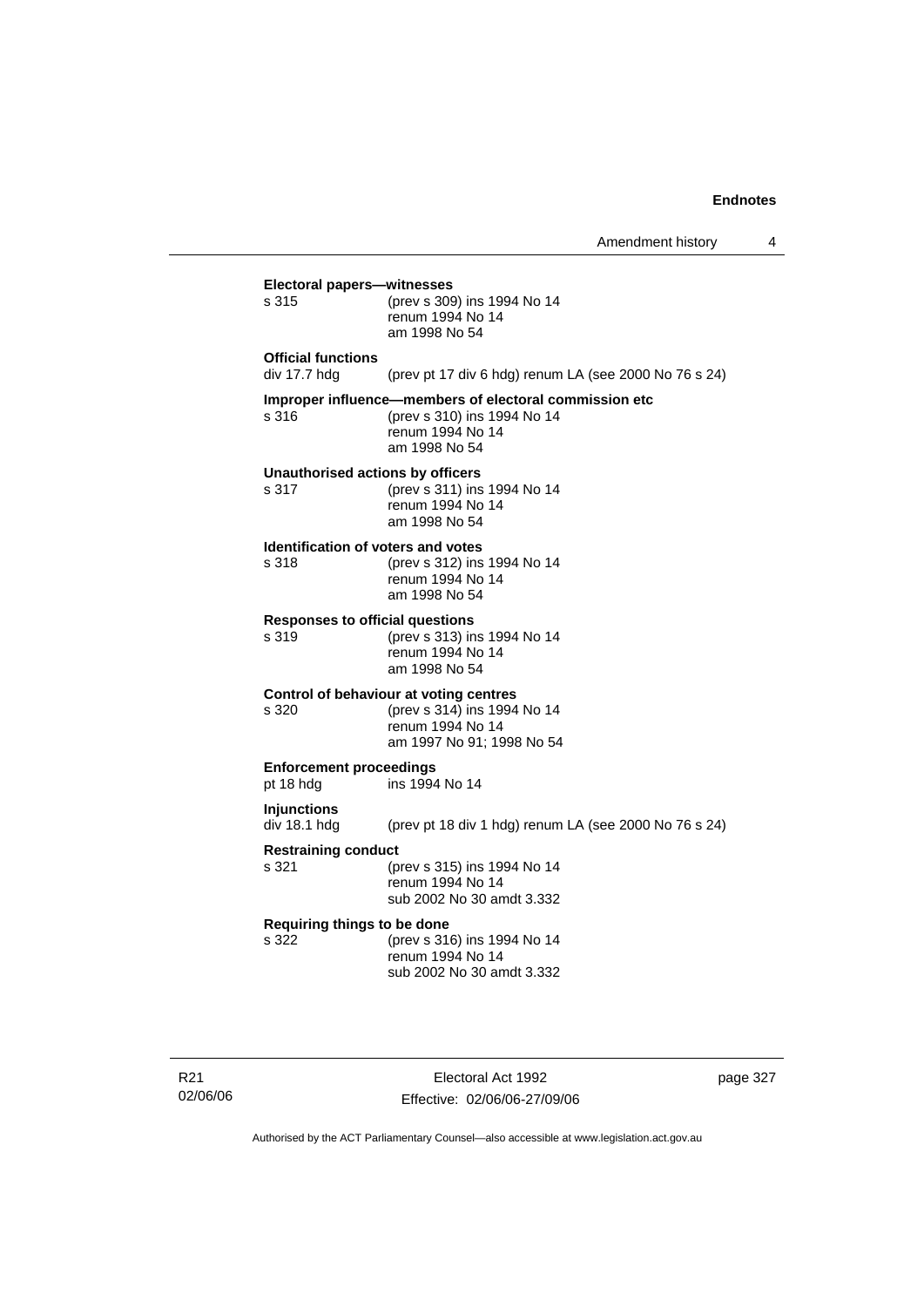**Electoral papers—witnesses**

s 315 (prev s 309) ins 1994 No 14
renum 1994 No 14
am 1998 No 54

**Official functions**

div 17.7 hdg (prev pt 17 div 6 hdg) renum LA (see 2000 No 76 s 24)

**Improper influence—members of electoral commission etc**

s 316 (prev s 310) ins 1994 No 14
renum 1994 No 14
am 1998 No 54

**Unauthorised actions by officers**

s 317 (prev s 311) ins 1994 No 14
renum 1994 No 14
am 1998 No 54

**Identification of voters and votes**

s 318 (prev s 312) ins 1994 No 14
renum 1994 No 14
am 1998 No 54

**Responses to official questions**

s 319 (prev s 313) ins 1994 No 14
renum 1994 No 14
am 1998 No 54

**Control of behaviour at voting centres**

s 320 (prev s 314) ins 1994 No 14
renum 1994 No 14
am 1997 No 91; 1998 No 54

**Enforcement proceedings**

pt 18 hdg ins 1994 No 14

**Injunctions**

div 18.1 hdg (prev pt 18 div 1 hdg) renum LA (see 2000 No 76 s 24)

**Restraining conduct**

s 321 (prev s 315) ins 1994 No 14
renum 1994 No 14
sub 2002 No 30 amdt 3.332

**Requiring things to be done**

s 322 (prev s 316) ins 1994 No 14
renum 1994 No 14
sub 2002 No 30 amdt 3.332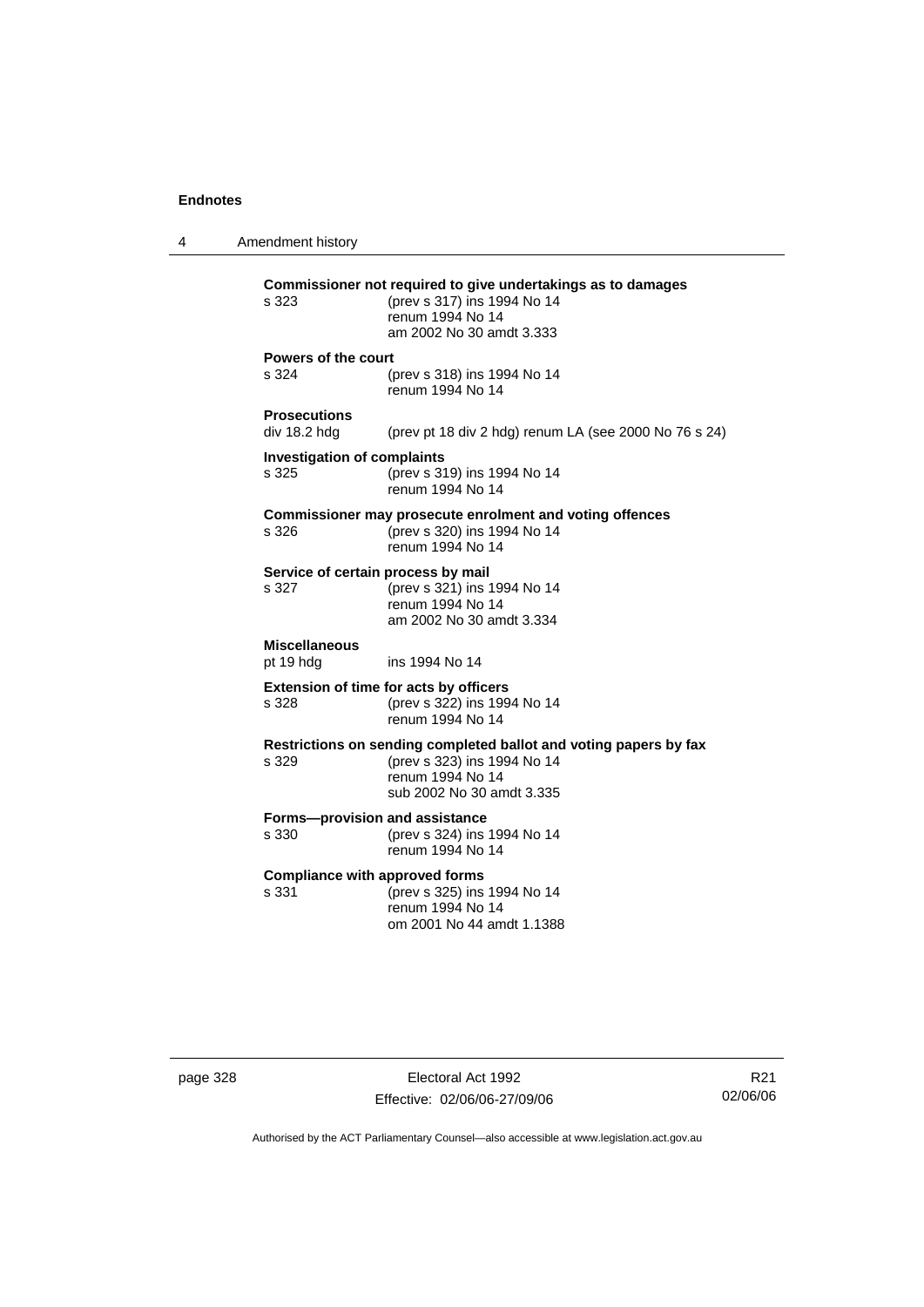**Commissioner not required to give undertakings as to damages**

s 323 (prev s 317) ins 1994 No 14
renum 1994 No 14
am 2002 No 30 amdt 3.333

**Powers of the court**

s 324 (prev s 318) ins 1994 No 14
renum 1994 No 14

**Prosecutions**

div 18.2 hdg (prev pt 18 div 2 hdg) renum LA (see 2000 No 76 s 24)

**Investigation of complaints**

s 325 (prev s 319) ins 1994 No 14
renum 1994 No 14

**Commissioner may prosecute enrolment and voting offences**

s 326 (prev s 320) ins 1994 No 14
renum 1994 No 14

**Service of certain process by mail**

s 327 (prev s 321) ins 1994 No 14
renum 1994 No 14
am 2002 No 30 amdt 3.334

**Miscellaneous**

pt 19 hdg ins 1994 No 14

**Extension of time for acts by officers**

s 328 (prev s 322) ins 1994 No 14
renum 1994 No 14

**Restrictions on sending completed ballot and voting papers by fax**

s 329 (prev s 323) ins 1994 No 14
renum 1994 No 14
sub 2002 No 30 amdt 3.335

**Forms—provision and assistance**

s 330 (prev s 324) ins 1994 No 14
renum 1994 No 14

**Compliance with approved forms**

s 331 (prev s 325) ins 1994 No 14
renum 1994 No 14
om 2001 No 44 amdt 1.1388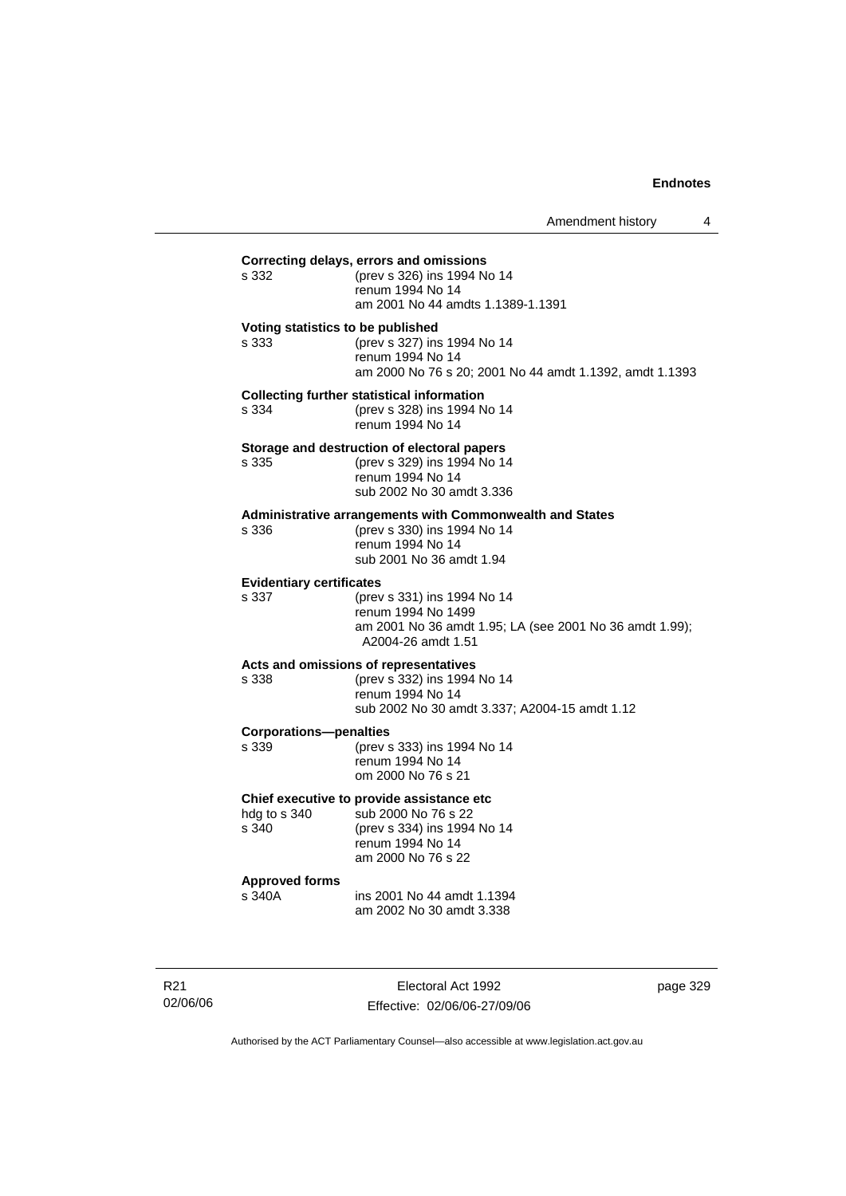**Correcting delays, errors and omissions**

s 332 (prev s 326) ins 1994 No 14
renum 1994 No 14
am 2001 No 44 amdts 1.1389-1.1391

**Voting statistics to be published**

s 333 (prev s 327) ins 1994 No 14
renum 1994 No 14
am 2000 No 76 s 20; 2001 No 44 amdt 1.1392, amdt 1.1393

**Collecting further statistical information**

s 334 (prev s 328) ins 1994 No 14
renum 1994 No 14

**Storage and destruction of electoral papers**

s 335 (prev s 329) ins 1994 No 14
renum 1994 No 14
sub 2002 No 30 amdt 3.336

**Administrative arrangements with Commonwealth and States**

s 336 (prev s 330) ins 1994 No 14
renum 1994 No 14
sub 2001 No 36 amdt 1.94

**Evidentiary certificates**

s 337 (prev s 331) ins 1994 No 14
renum 1994 No 1499
am 2001 No 36 amdt 1.95; LA (see 2001 No 36 amdt 1.99); A2004-26 amdt 1.51

**Acts and omissions of representatives**

s 338 (prev s 332) ins 1994 No 14
renum 1994 No 14
sub 2002 No 30 amdt 3.337; A2004-15 amdt 1.12

**Corporations—penalties**

s 339 (prev s 333) ins 1994 No 14
renum 1994 No 14
om 2000 No 76 s 21

**Chief executive to provide assistance etc**

hdg to s 340 sub 2000 No 76 s 22
s 340 (prev s 334) ins 1994 No 14
renum 1994 No 14
am 2000 No 76 s 22

**Approved forms**

s 340A ins 2001 No 44 amdt 1.1394
am 2002 No 30 amdt 3.338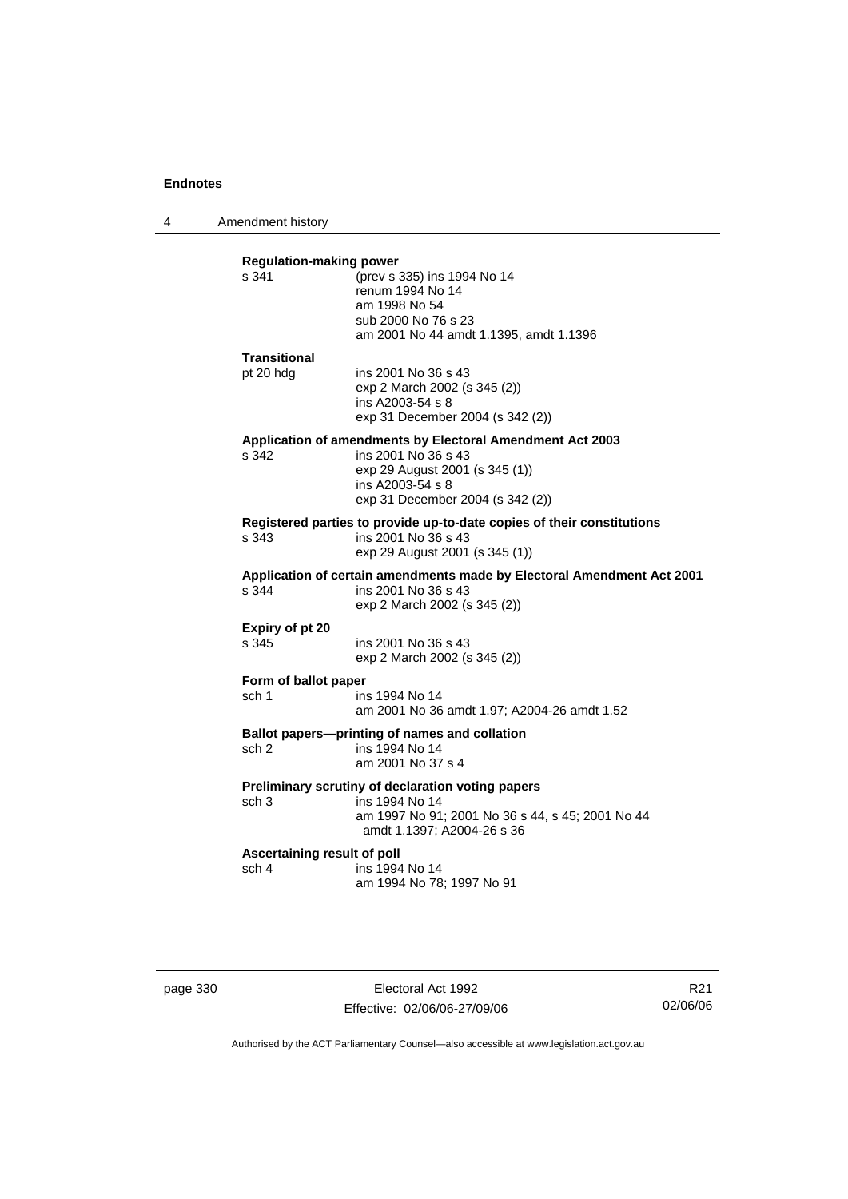**Regulation-making power**

s 341 (prev s 335) ins 1994 No 14
renum 1994 No 14
am 1998 No 54
sub 2000 No 76 s 23
am 2001 No 44 amdt 1.1395, amdt 1.1396

**Transitional**

pt 20 hdg ins 2001 No 36 s 43
exp 2 March 2002 (s 345 (2))
ins A2003-54 s 8
exp 31 December 2004 (s 342 (2))

**Application of amendments by Electoral Amendment Act 2003**

s 342 ins 2001 No 36 s 43
exp 29 August 2001 (s 345 (1))
ins A2003-54 s 8
exp 31 December 2004 (s 342 (2))

**Registered parties to provide up-to-date copies of their constitutions**

s 343 ins 2001 No 36 s 43
exp 29 August 2001 (s 345 (1))

**Application of certain amendments made by Electoral Amendment Act 2001**

s 344 ins 2001 No 36 s 43
exp 2 March 2002 (s 345 (2))

**Expiry of pt 20**

s 345 ins 2001 No 36 s 43
exp 2 March 2002 (s 345 (2))

**Form of ballot paper**

sch 1 ins 1994 No 14
am 2001 No 36 amdt 1.97; A2004-26 amdt 1.52

**Ballot papers—printing of names and collation**

sch 2 ins 1994 No 14
am 2001 No 37 s 4

**Preliminary scrutiny of declaration voting papers**

sch 3 ins 1994 No 14
am 1997 No 91; 2001 No 36 s 44, s 45; 2001 No 44 amdt 1.1397; A2004-26 s 36

**Ascertaining result of poll**

sch 4 ins 1994 No 14
am 1994 No 78; 1997 No 91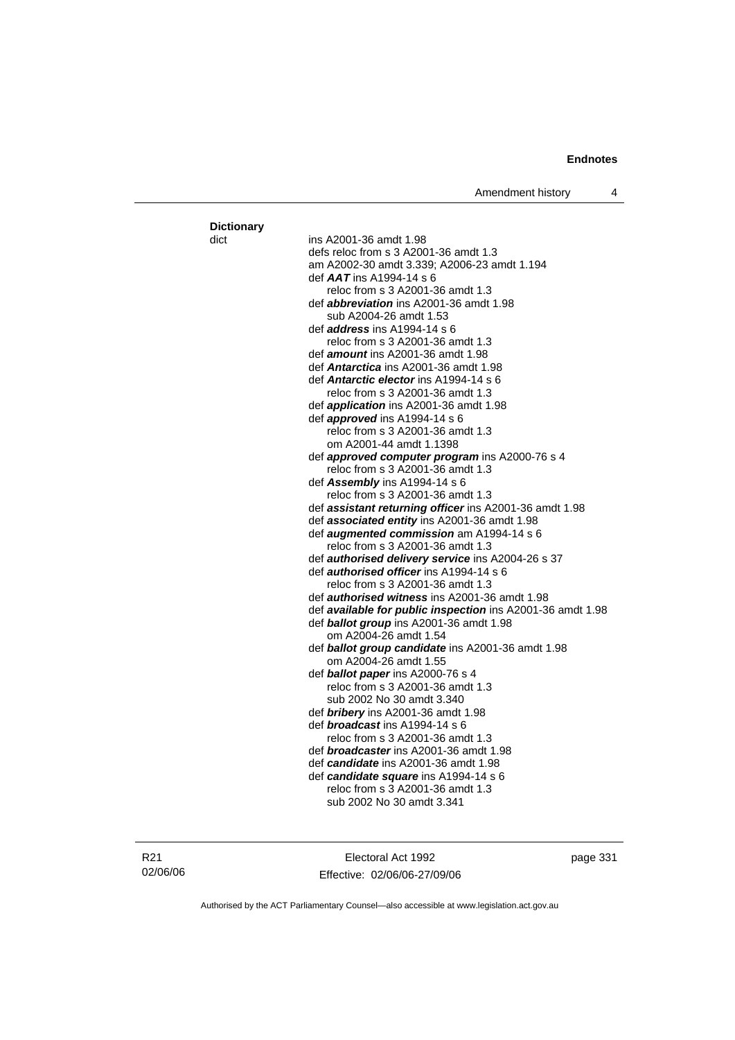**Dictionary**

dict ins A2001-36 amdt 1.98
defs reloc from s 3 A2001-36 amdt 1.3
am A2002-30 amdt 3.339; A2006-23 amdt 1.194
def ***AAT*** ins A1994-14 s 6
reloc from s 3 A2001-36 amdt 1.3
def ***abbreviation*** ins A2001-36 amdt 1.98
sub A2004-26 amdt 1.53
def ***address*** ins A1994-14 s 6
reloc from s 3 A2001-36 amdt 1.3
def ***amount*** ins A2001-36 amdt 1.98
def ***Antarctica*** ins A2001-36 amdt 1.98
def ***Antarctic elector*** ins A1994-14 s 6
reloc from s 3 A2001-36 amdt 1.3
def ***application*** ins A2001-36 amdt 1.98
def ***approved*** ins A1994-14 s 6
reloc from s 3 A2001-36 amdt 1.3
om A2001-44 amdt 1.1398
def ***approved computer program*** ins A2000-76 s 4
reloc from s 3 A2001-36 amdt 1.3
def ***Assembly*** ins A1994-14 s 6
reloc from s 3 A2001-36 amdt 1.3
def ***assistant returning officer*** ins A2001-36 amdt 1.98
def ***associated entity*** ins A2001-36 amdt 1.98
def ***augmented commission*** am A1994-14 s 6
reloc from s 3 A2001-36 amdt 1.3
def ***authorised delivery service*** ins A2004-26 s 37
def ***authorised officer*** ins A1994-14 s 6
reloc from s 3 A2001-36 amdt 1.3
def ***authorised witness*** ins A2001-36 amdt 1.98
def ***available for public inspection*** ins A2001-36 amdt 1.98
def ***ballot group*** ins A2001-36 amdt 1.98
om A2004-26 amdt 1.54
def ***ballot group candidate*** ins A2001-36 amdt 1.98
om A2004-26 amdt 1.55
def ***ballot paper*** ins A2000-76 s 4
reloc from s 3 A2001-36 amdt 1.3
sub 2002 No 30 amdt 3.340
def ***bribery*** ins A2001-36 amdt 1.98
def ***broadcast*** ins A1994-14 s 6
reloc from s 3 A2001-36 amdt 1.3
def ***broadcaster*** ins A2001-36 amdt 1.98
def ***candidate*** ins A2001-36 amdt 1.98
def ***candidate square*** ins A1994-14 s 6
reloc from s 3 A2001-36 amdt 1.3
sub 2002 No 30 amdt 3.341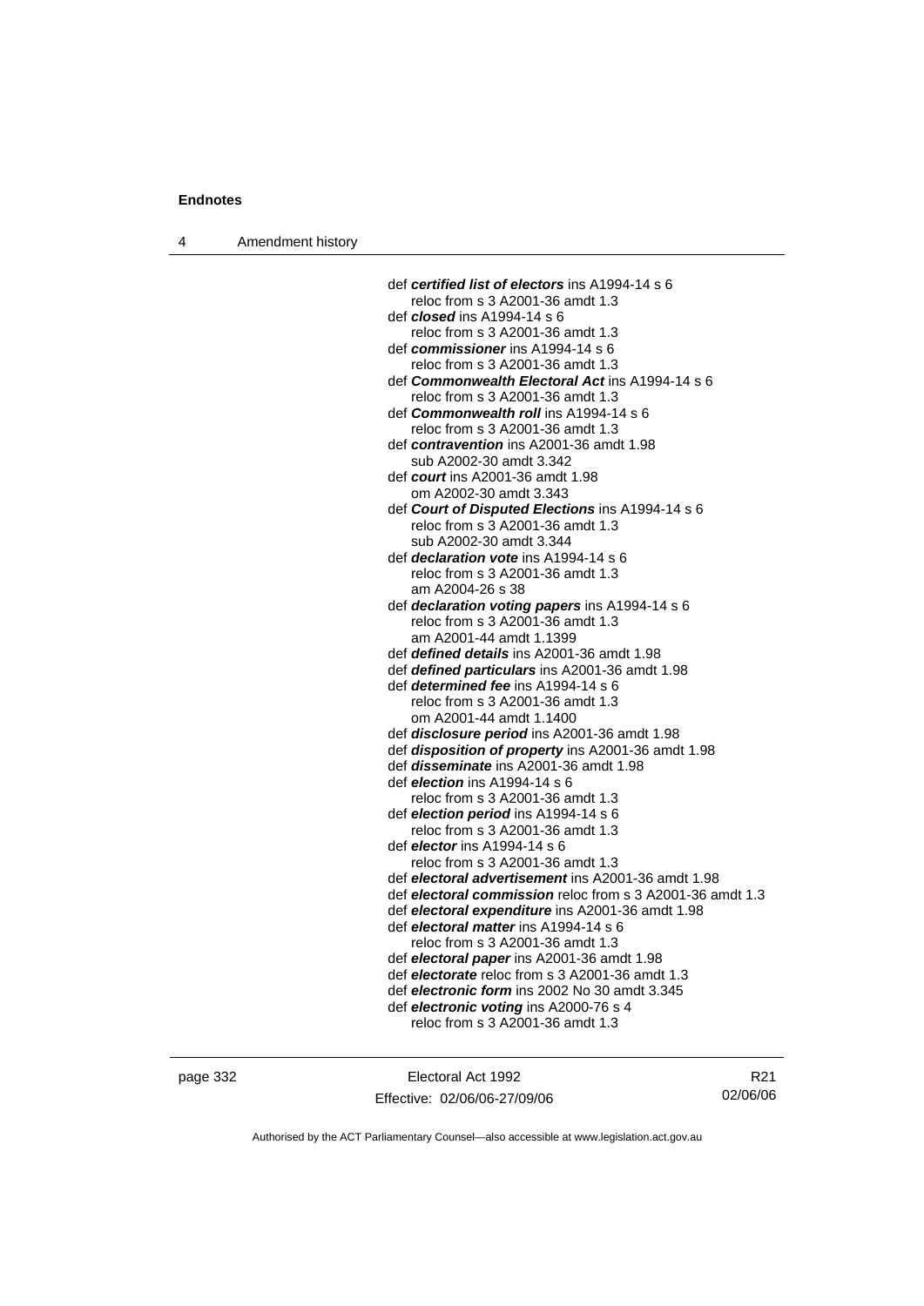def ***certified list of electors*** ins A1994-14 s 6
reloc from s 3 A2001-36 amdt 1.3
def ***closed*** ins A1994-14 s 6
reloc from s 3 A2001-36 amdt 1.3
def ***commissioner*** ins A1994-14 s 6
reloc from s 3 A2001-36 amdt 1.3
def ***Commonwealth Electoral Act*** ins A1994-14 s 6
reloc from s 3 A2001-36 amdt 1.3
def ***Commonwealth roll*** ins A1994-14 s 6
reloc from s 3 A2001-36 amdt 1.3
def ***contravention*** ins A2001-36 amdt 1.98
sub A2002-30 amdt 3.342
def ***court*** ins A2001-36 amdt 1.98
om A2002-30 amdt 3.343
def ***Court of Disputed Elections*** ins A1994-14 s 6
reloc from s 3 A2001-36 amdt 1.3
sub A2002-30 amdt 3.344
def ***declaration vote*** ins A1994-14 s 6
reloc from s 3 A2001-36 amdt 1.3
am A2004-26 s 38
def ***declaration voting papers*** ins A1994-14 s 6
reloc from s 3 A2001-36 amdt 1.3
am A2001-44 amdt 1.1399
def ***defined details*** ins A2001-36 amdt 1.98
def ***defined particulars*** ins A2001-36 amdt 1.98
def ***determined fee*** ins A1994-14 s 6
reloc from s 3 A2001-36 amdt 1.3
om A2001-44 amdt 1.1400
def ***disclosure period*** ins A2001-36 amdt 1.98
def ***disposition of property*** ins A2001-36 amdt 1.98
def ***disseminate*** ins A2001-36 amdt 1.98
def ***election*** ins A1994-14 s 6
reloc from s 3 A2001-36 amdt 1.3
def ***election period*** ins A1994-14 s 6
reloc from s 3 A2001-36 amdt 1.3
def ***elector*** ins A1994-14 s 6
reloc from s 3 A2001-36 amdt 1.3
def ***electoral advertisement*** ins A2001-36 amdt 1.98
def ***electoral commission*** reloc from s 3 A2001-36 amdt 1.3
def ***electoral expenditure*** ins A2001-36 amdt 1.98
def ***electoral matter*** ins A1994-14 s 6
reloc from s 3 A2001-36 amdt 1.3
def ***electoral paper*** ins A2001-36 amdt 1.98
def ***electorate*** reloc from s 3 A2001-36 amdt 1.3
def ***electronic form*** ins 2002 No 30 amdt 3.345
def ***electronic voting*** ins A2000-76 s 4
reloc from s 3 A2001-36 amdt 1.3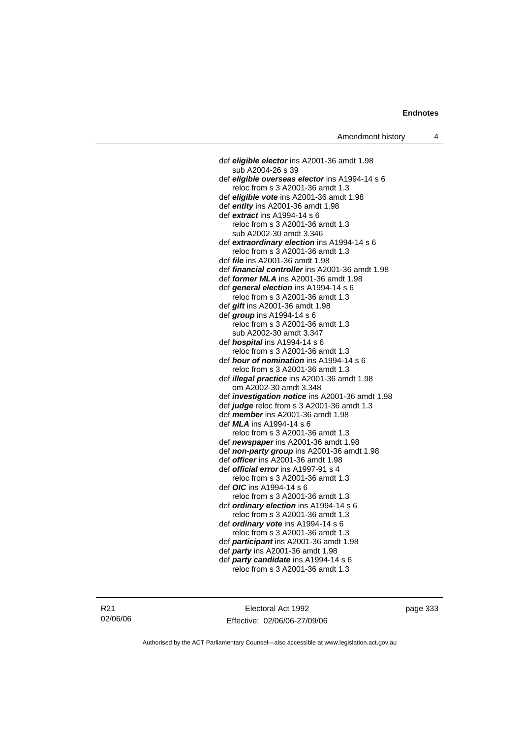def ***eligible elector*** ins A2001-36 amdt 1.98
sub A2004-26 s 39
def ***eligible overseas elector*** ins A1994-14 s 6
reloc from s 3 A2001-36 amdt 1.3
def ***eligible vote*** ins A2001-36 amdt 1.98
def ***entity*** ins A2001-36 amdt 1.98
def ***extract*** ins A1994-14 s 6
reloc from s 3 A2001-36 amdt 1.3
sub A2002-30 amdt 3.346
def ***extraordinary election*** ins A1994-14 s 6
reloc from s 3 A2001-36 amdt 1.3
def ***file*** ins A2001-36 amdt 1.98
def ***financial controller*** ins A2001-36 amdt 1.98
def ***former MLA*** ins A2001-36 amdt 1.98
def ***general election*** ins A1994-14 s 6
reloc from s 3 A2001-36 amdt 1.3
def ***gift*** ins A2001-36 amdt 1.98
def ***group*** ins A1994-14 s 6
reloc from s 3 A2001-36 amdt 1.3
sub A2002-30 amdt 3.347
def ***hospital*** ins A1994-14 s 6
reloc from s 3 A2001-36 amdt 1.3
def ***hour of nomination*** ins A1994-14 s 6
reloc from s 3 A2001-36 amdt 1.3
def ***illegal practice*** ins A2001-36 amdt 1.98
om A2002-30 amdt 3.348
def ***investigation notice*** ins A2001-36 amdt 1.98
def ***judge*** reloc from s 3 A2001-36 amdt 1.3
def ***member*** ins A2001-36 amdt 1.98
def ***MLA*** ins A1994-14 s 6
reloc from s 3 A2001-36 amdt 1.3
def ***newspaper*** ins A2001-36 amdt 1.98
def ***non-party group*** ins A2001-36 amdt 1.98
def ***officer*** ins A2001-36 amdt 1.98
def ***official error*** ins A1997-91 s 4
reloc from s 3 A2001-36 amdt 1.3
def ***OIC*** ins A1994-14 s 6
reloc from s 3 A2001-36 amdt 1.3
def ***ordinary election*** ins A1994-14 s 6
reloc from s 3 A2001-36 amdt 1.3
def ***ordinary vote*** ins A1994-14 s 6
reloc from s 3 A2001-36 amdt 1.3
def ***participant*** ins A2001-36 amdt 1.98
def ***party*** ins A2001-36 amdt 1.98
def ***party candidate*** ins A1994-14 s 6
reloc from s 3 A2001-36 amdt 1.3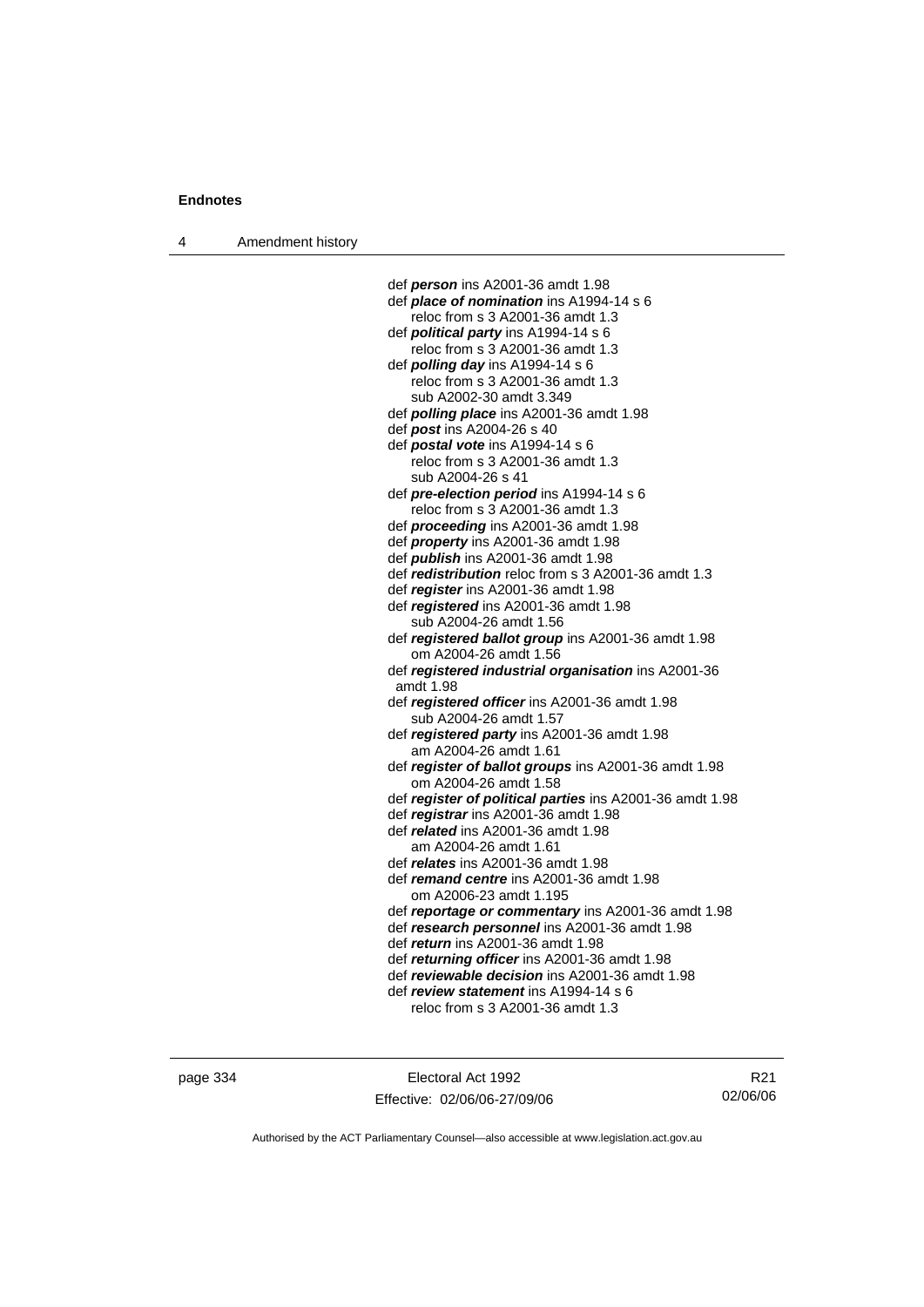def ***person*** ins A2001-36 amdt 1.98
def ***place of nomination*** ins A1994-14 s 6
reloc from s 3 A2001-36 amdt 1.3
def ***political party*** ins A1994-14 s 6
reloc from s 3 A2001-36 amdt 1.3
def ***polling day*** ins A1994-14 s 6
reloc from s 3 A2001-36 amdt 1.3
sub A2002-30 amdt 3.349
def ***polling place*** ins A2001-36 amdt 1.98
def ***post*** ins A2004-26 s 40
def ***postal vote*** ins A1994-14 s 6
reloc from s 3 A2001-36 amdt 1.3
sub A2004-26 s 41
def ***pre-election period*** ins A1994-14 s 6
reloc from s 3 A2001-36 amdt 1.3
def ***proceeding*** ins A2001-36 amdt 1.98
def ***property*** ins A2001-36 amdt 1.98
def ***publish*** ins A2001-36 amdt 1.98
def ***redistribution*** reloc from s 3 A2001-36 amdt 1.3
def ***register*** ins A2001-36 amdt 1.98
def ***registered*** ins A2001-36 amdt 1.98
sub A2004-26 amdt 1.56
def ***registered ballot group*** ins A2001-36 amdt 1.98
om A2004-26 amdt 1.56
def ***registered industrial organisation*** ins A2001-36 amdt 1.98
def ***registered officer*** ins A2001-36 amdt 1.98
sub A2004-26 amdt 1.57
def ***registered party*** ins A2001-36 amdt 1.98
am A2004-26 amdt 1.61
def ***register of ballot groups*** ins A2001-36 amdt 1.98
om A2004-26 amdt 1.58
def ***register of political parties*** ins A2001-36 amdt 1.98
def ***registrar*** ins A2001-36 amdt 1.98
def ***related*** ins A2001-36 amdt 1.98
am A2004-26 amdt 1.61
def ***relates*** ins A2001-36 amdt 1.98
def ***remand centre*** ins A2001-36 amdt 1.98
om A2006-23 amdt 1.195
def ***reportage or commentary*** ins A2001-36 amdt 1.98
def ***research personnel*** ins A2001-36 amdt 1.98
def ***return*** ins A2001-36 amdt 1.98
def ***returning officer*** ins A2001-36 amdt 1.98
def ***reviewable decision*** ins A2001-36 amdt 1.98
def ***review statement*** ins A1994-14 s 6
reloc from s 3 A2001-36 amdt 1.3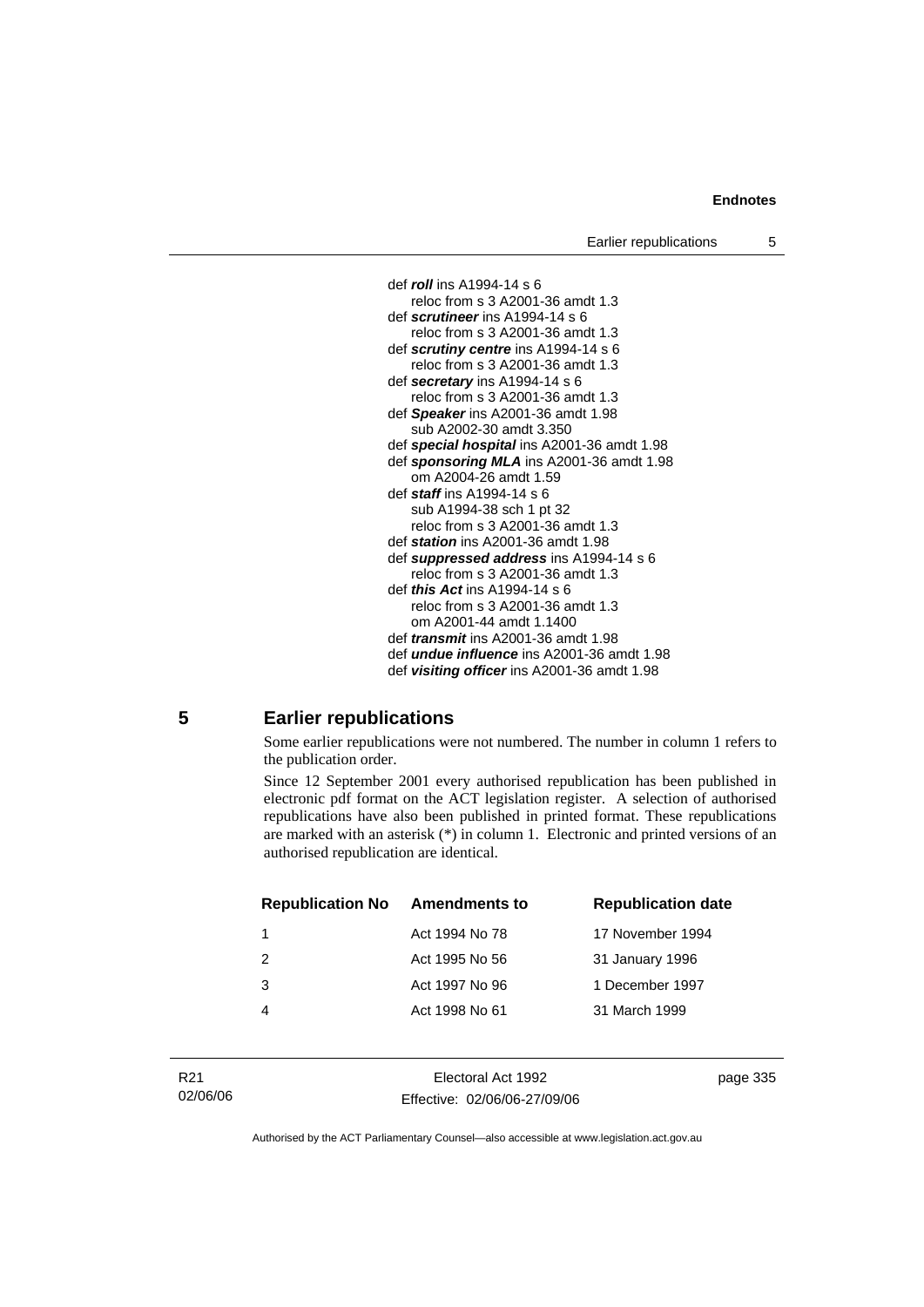def ***roll*** ins A1994-14 s 6
reloc from s 3 A2001-36 amdt 1.3
def ***scrutineer*** ins A1994-14 s 6
reloc from s 3 A2001-36 amdt 1.3
def ***scrutiny centre*** ins A1994-14 s 6
reloc from s 3 A2001-36 amdt 1.3
def ***secretary*** ins A1994-14 s 6
reloc from s 3 A2001-36 amdt 1.3
def ***Speaker*** ins A2001-36 amdt 1.98
sub A2002-30 amdt 3.350
def ***special hospital*** ins A2001-36 amdt 1.98
def ***sponsoring MLA*** ins A2001-36 amdt 1.98
om A2004-26 amdt 1.59
def ***staff*** ins A1994-14 s 6
sub A1994-38 sch 1 pt 32
reloc from s 3 A2001-36 amdt 1.3
def ***station*** ins A2001-36 amdt 1.98
def ***suppressed address*** ins A1994-14 s 6
reloc from s 3 A2001-36 amdt 1.3
def ***this Act*** ins A1994-14 s 6
reloc from s 3 A2001-36 amdt 1.3
om A2001-44 amdt 1.1400
def ***transmit*** ins A2001-36 amdt 1.98
def ***undue influence*** ins A2001-36 amdt 1.98
def ***visiting officer*** ins A2001-36 amdt 1.98

## 5 Earlier republications

Some earlier republications were not numbered. The number in column 1 refers to the publication order.

Since 12 September 2001 every authorised republication has been published in electronic pdf format on the ACT legislation register. A selection of authorised republications have also been published in printed format. These republications are marked with an asterisk (*) in column 1. Electronic and printed versions of an authorised republication are identical.

| Republication No | Amendments to | Republication date |
|---|---|---|
| 1 | Act 1994 No 78 | 17 November 1994 |
| 2 | Act 1995 No 56 | 31 January 1996 |
| 3 | Act 1997 No 96 | 1 December 1997 |
| 4 | Act 1998 No 61 | 31 March 1999 |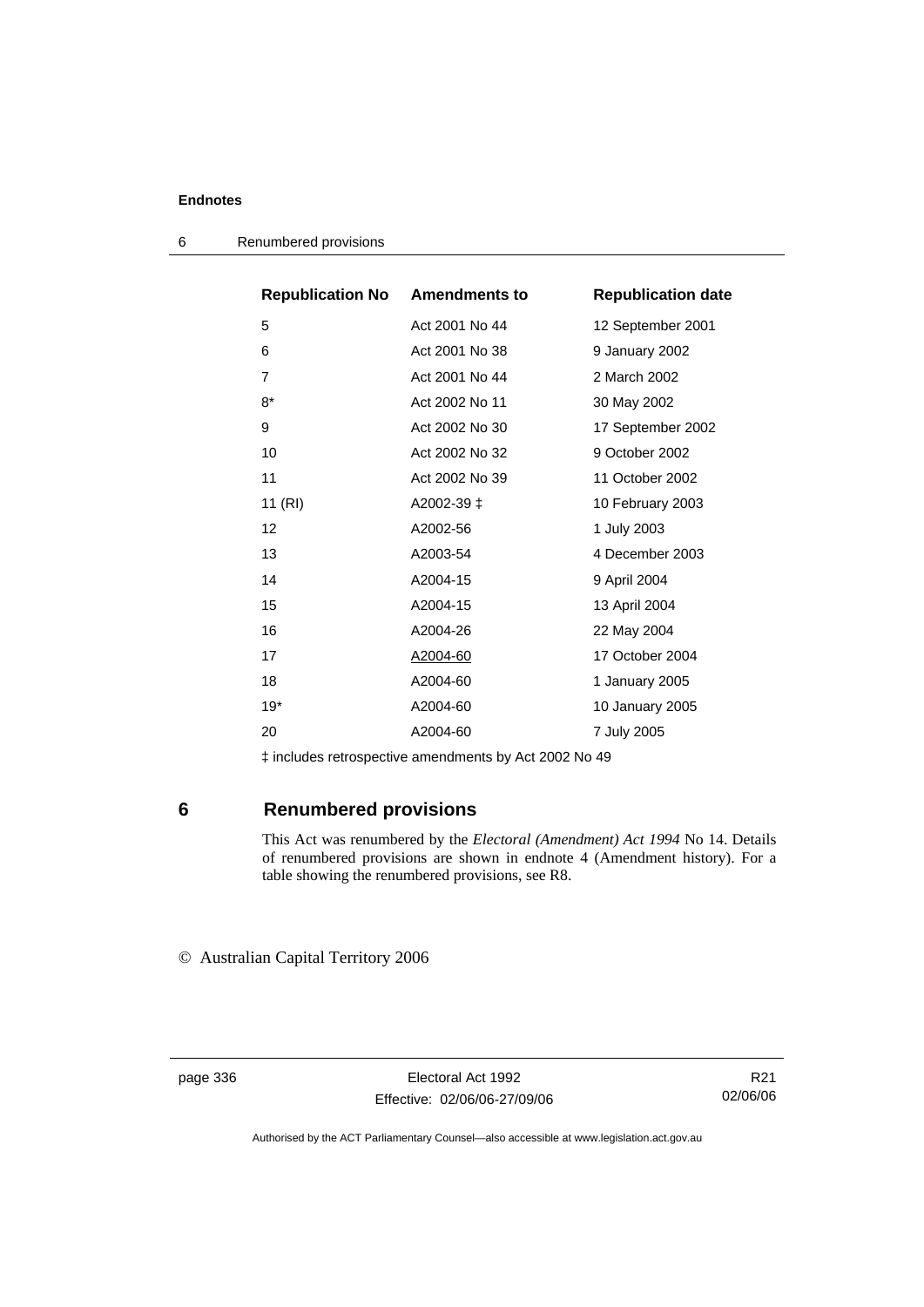| Republication No | Amendments to | Republication date |
|---|---|---|
| 5 | Act 2001 No 44 | 12 September 2001 |
| 6 | Act 2001 No 38 | 9 January 2002 |
| 7 | Act 2001 No 44 | 2 March 2002 |
| 8* | Act 2002 No 11 | 30 May 2002 |
| 9 | Act 2002 No 30 | 17 September 2002 |
| 10 | Act 2002 No 32 | 9 October 2002 |
| 11 | Act 2002 No 39 | 11 October 2002 |
| 11 (RI) | A2002-39 ‡ | 10 February 2003 |
| 12 | A2002-56 | 1 July 2003 |
| 13 | A2003-54 | 4 December 2003 |
| 14 | A2004-15 | 9 April 2004 |
| 15 | A2004-15 | 13 April 2004 |
| 16 | A2004-26 | 22 May 2004 |
| 17 | A2004-60 | 17 October 2004 |
| 18 | A2004-60 | 1 January 2005 |
| 19* | A2004-60 | 10 January 2005 |
| 20 | A2004-60 | 7 July 2005 |

‡ includes retrospective amendments by Act 2002 No 49

## 6 Renumbered provisions

This Act was renumbered by the *Electoral (Amendment) Act 1994* No 14. Details of renumbered provisions are shown in endnote 4 (Amendment history). For a table showing the renumbered provisions, see R8.

© Australian Capital Territory 2006